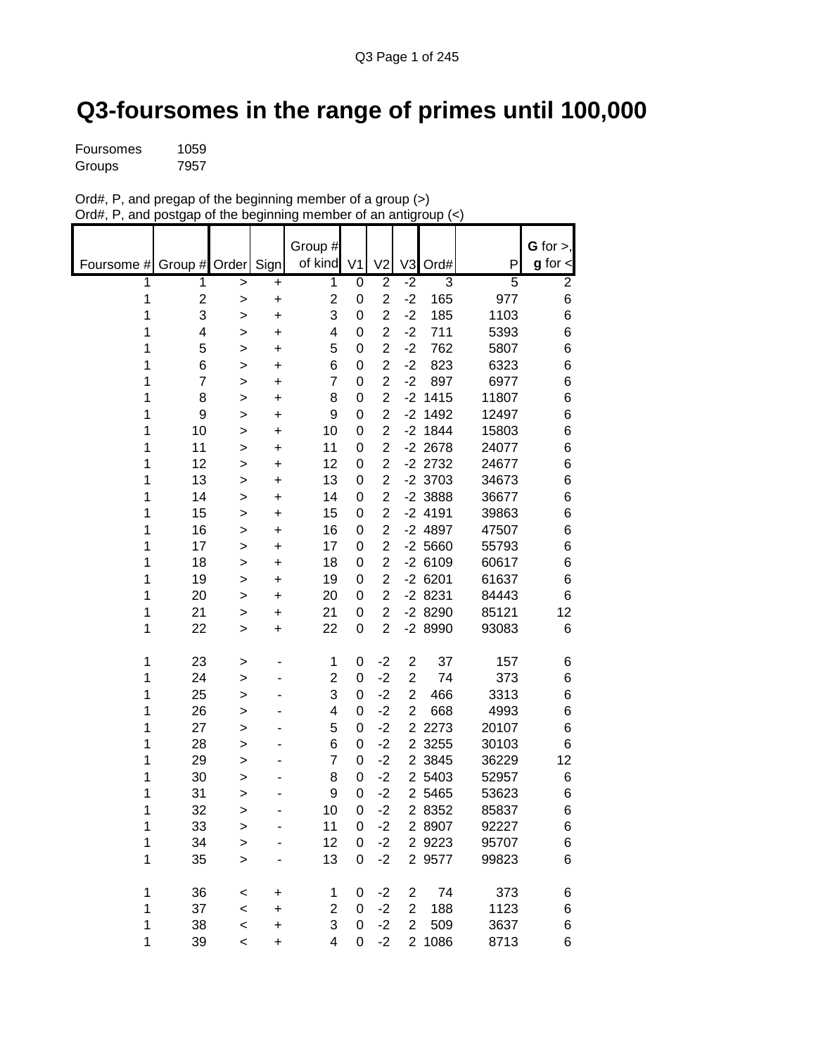# Q3-foursomes in the range of primes until 100,000

Foursomes 1059
Groups 7957

Ord#, P, and pregap of the beginning member of a group (>)
Ord#, P, and postgap of the beginning member of an antigroup (<)

| Foursome # | Group # | Order | Sign | Group # of kind | V1 | V2 | V3 | Ord# | P | **G** for >, **g** for < |
|---|---|---|---|---|---|---|---|---|---|---|
| 1 | 1 | > | + | 1 | 0 | 2 | -2 | 3 | 5 | 2 |
| 1 | 2 | > | + | 2 | 0 | 2 | -2 | 165 | 977 | 6 |
| 1 | 3 | > | + | 3 | 0 | 2 | -2 | 185 | 1103 | 6 |
| 1 | 4 | > | + | 4 | 0 | 2 | -2 | 711 | 5393 | 6 |
| 1 | 5 | > | + | 5 | 0 | 2 | -2 | 762 | 5807 | 6 |
| 1 | 6 | > | + | 6 | 0 | 2 | -2 | 823 | 6323 | 6 |
| 1 | 7 | > | + | 7 | 0 | 2 | -2 | 897 | 6977 | 6 |
| 1 | 8 | > | + | 8 | 0 | 2 | -2 | 1415 | 11807 | 6 |
| 1 | 9 | > | + | 9 | 0 | 2 | -2 | 1492 | 12497 | 6 |
| 1 | 10 | > | + | 10 | 0 | 2 | -2 | 1844 | 15803 | 6 |
| 1 | 11 | > | + | 11 | 0 | 2 | -2 | 2678 | 24077 | 6 |
| 1 | 12 | > | + | 12 | 0 | 2 | -2 | 2732 | 24677 | 6 |
| 1 | 13 | > | + | 13 | 0 | 2 | -2 | 3703 | 34673 | 6 |
| 1 | 14 | > | + | 14 | 0 | 2 | -2 | 3888 | 36677 | 6 |
| 1 | 15 | > | + | 15 | 0 | 2 | -2 | 4191 | 39863 | 6 |
| 1 | 16 | > | + | 16 | 0 | 2 | -2 | 4897 | 47507 | 6 |
| 1 | 17 | > | + | 17 | 0 | 2 | -2 | 5660 | 55793 | 6 |
| 1 | 18 | > | + | 18 | 0 | 2 | -2 | 6109 | 60617 | 6 |
| 1 | 19 | > | + | 19 | 0 | 2 | -2 | 6201 | 61637 | 6 |
| 1 | 20 | > | + | 20 | 0 | 2 | -2 | 8231 | 84443 | 6 |
| 1 | 21 | > | + | 21 | 0 | 2 | -2 | 8290 | 85121 | 12 |
| 1 | 22 | > | + | 22 | 0 | 2 | -2 | 8990 | 93083 | 6 |
| | | | | | | | | | | |
| 1 | 23 | > | - | 1 | 0 | -2 | 2 | 37 | 157 | 6 |
| 1 | 24 | > | - | 2 | 0 | -2 | 2 | 74 | 373 | 6 |
| 1 | 25 | > | - | 3 | 0 | -2 | 2 | 466 | 3313 | 6 |
| 1 | 26 | > | - | 4 | 0 | -2 | 2 | 668 | 4993 | 6 |
| 1 | 27 | > | - | 5 | 0 | -2 | 2 | 2273 | 20107 | 6 |
| 1 | 28 | > | - | 6 | 0 | -2 | 2 | 3255 | 30103 | 6 |
| 1 | 29 | > | - | 7 | 0 | -2 | 2 | 3845 | 36229 | 12 |
| 1 | 30 | > | - | 8 | 0 | -2 | 2 | 5403 | 52957 | 6 |
| 1 | 31 | > | - | 9 | 0 | -2 | 2 | 5465 | 53623 | 6 |
| 1 | 32 | > | - | 10 | 0 | -2 | 2 | 8352 | 85837 | 6 |
| 1 | 33 | > | - | 11 | 0 | -2 | 2 | 8907 | 92227 | 6 |
| 1 | 34 | > | - | 12 | 0 | -2 | 2 | 9223 | 95707 | 6 |
| 1 | 35 | > | - | 13 | 0 | -2 | 2 | 9577 | 99823 | 6 |
| | | | | | | | | | | |
| 1 | 36 | < | + | 1 | 0 | -2 | 2 | 74 | 373 | 6 |
| 1 | 37 | < | + | 2 | 0 | -2 | 2 | 188 | 1123 | 6 |
| 1 | 38 | < | + | 3 | 0 | -2 | 2 | 509 | 3637 | 6 |
| 1 | 39 | < | + | 4 | 0 | -2 | 2 | 1086 | 8713 | 6 |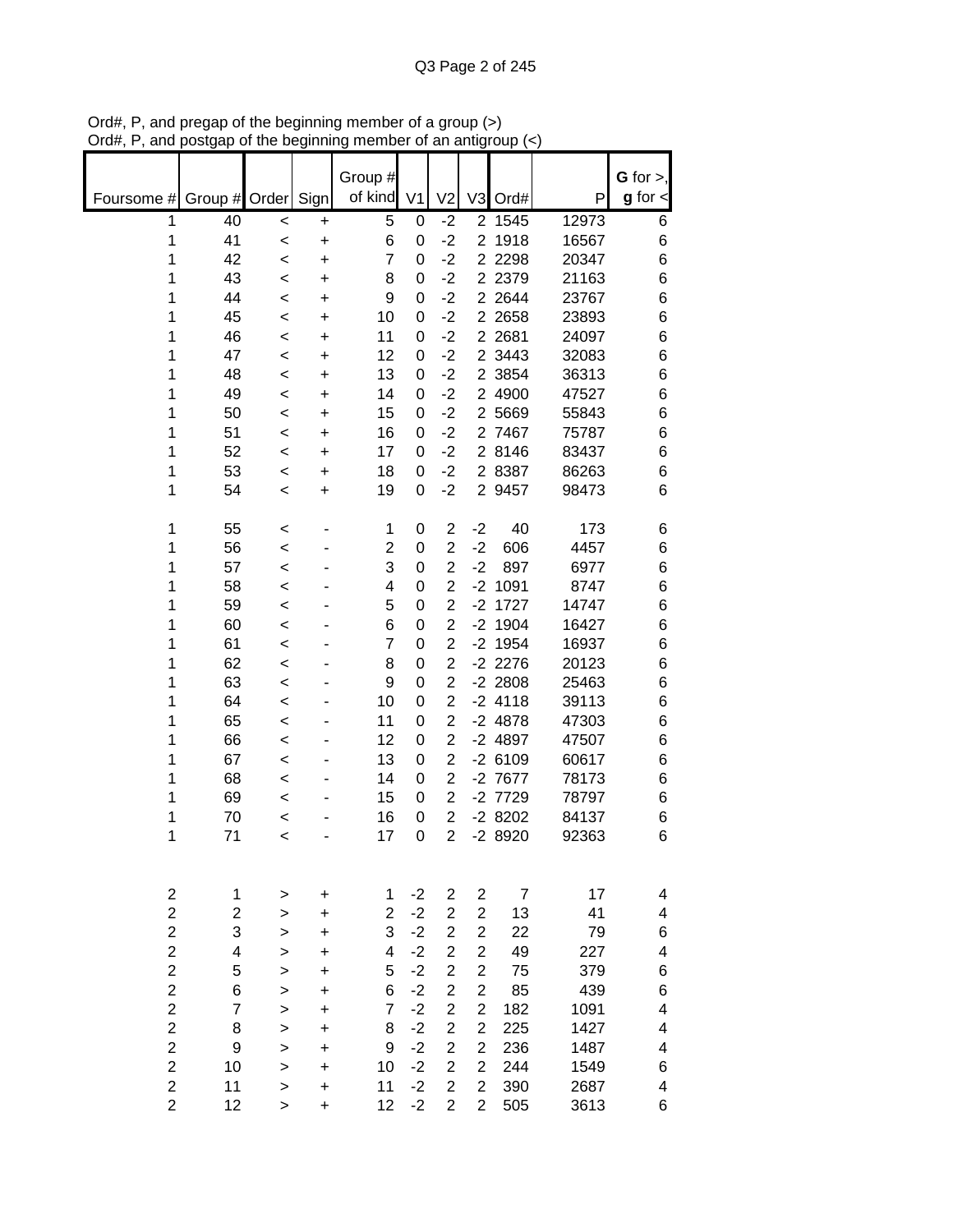Ord#, P, and pregap of the beginning member of a group (>)
Ord#, P, and postgap of the beginning member of an antigroup (<)

| Foursome # | Group # | Order | Sign | Group # of kind | V1 | V2 | V3 | Ord# | P | **G** for >, **g** for < |
|---|---|---|---|---|---|---|---|---|---|---|
| 1 | 40 | < | + | 5 | 0 | -2 | 2 | 1545 | 12973 | 6 |
| 1 | 41 | < | + | 6 | 0 | -2 | 2 | 1918 | 16567 | 6 |
| 1 | 42 | < | + | 7 | 0 | -2 | 2 | 2298 | 20347 | 6 |
| 1 | 43 | < | + | 8 | 0 | -2 | 2 | 2379 | 21163 | 6 |
| 1 | 44 | < | + | 9 | 0 | -2 | 2 | 2644 | 23767 | 6 |
| 1 | 45 | < | + | 10 | 0 | -2 | 2 | 2658 | 23893 | 6 |
| 1 | 46 | < | + | 11 | 0 | -2 | 2 | 2681 | 24097 | 6 |
| 1 | 47 | < | + | 12 | 0 | -2 | 2 | 3443 | 32083 | 6 |
| 1 | 48 | < | + | 13 | 0 | -2 | 2 | 3854 | 36313 | 6 |
| 1 | 49 | < | + | 14 | 0 | -2 | 2 | 4900 | 47527 | 6 |
| 1 | 50 | < | + | 15 | 0 | -2 | 2 | 5669 | 55843 | 6 |
| 1 | 51 | < | + | 16 | 0 | -2 | 2 | 7467 | 75787 | 6 |
| 1 | 52 | < | + | 17 | 0 | -2 | 2 | 8146 | 83437 | 6 |
| 1 | 53 | < | + | 18 | 0 | -2 | 2 | 8387 | 86263 | 6 |
| 1 | 54 | < | + | 19 | 0 | -2 | 2 | 9457 | 98473 | 6 |
| | | | | | | | | | | |
| 1 | 55 | < | - | 1 | 0 | 2 | -2 | 40 | 173 | 6 |
| 1 | 56 | < | - | 2 | 0 | 2 | -2 | 606 | 4457 | 6 |
| 1 | 57 | < | - | 3 | 0 | 2 | -2 | 897 | 6977 | 6 |
| 1 | 58 | < | - | 4 | 0 | 2 | -2 | 1091 | 8747 | 6 |
| 1 | 59 | < | - | 5 | 0 | 2 | -2 | 1727 | 14747 | 6 |
| 1 | 60 | < | - | 6 | 0 | 2 | -2 | 1904 | 16427 | 6 |
| 1 | 61 | < | - | 7 | 0 | 2 | -2 | 1954 | 16937 | 6 |
| 1 | 62 | < | - | 8 | 0 | 2 | -2 | 2276 | 20123 | 6 |
| 1 | 63 | < | - | 9 | 0 | 2 | -2 | 2808 | 25463 | 6 |
| 1 | 64 | < | - | 10 | 0 | 2 | -2 | 4118 | 39113 | 6 |
| 1 | 65 | < | - | 11 | 0 | 2 | -2 | 4878 | 47303 | 6 |
| 1 | 66 | < | - | 12 | 0 | 2 | -2 | 4897 | 47507 | 6 |
| 1 | 67 | < | - | 13 | 0 | 2 | -2 | 6109 | 60617 | 6 |
| 1 | 68 | < | - | 14 | 0 | 2 | -2 | 7677 | 78173 | 6 |
| 1 | 69 | < | - | 15 | 0 | 2 | -2 | 7729 | 78797 | 6 |
| 1 | 70 | < | - | 16 | 0 | 2 | -2 | 8202 | 84137 | 6 |
| 1 | 71 | < | - | 17 | 0 | 2 | -2 | 8920 | 92363 | 6 |
| | | | | | | | | | | |
| 2 | 1 | > | + | 1 | -2 | 2 | 2 | 7 | 17 | 4 |
| 2 | 2 | > | + | 2 | -2 | 2 | 2 | 13 | 41 | 4 |
| 2 | 3 | > | + | 3 | -2 | 2 | 2 | 22 | 79 | 6 |
| 2 | 4 | > | + | 4 | -2 | 2 | 2 | 49 | 227 | 4 |
| 2 | 5 | > | + | 5 | -2 | 2 | 2 | 75 | 379 | 6 |
| 2 | 6 | > | + | 6 | -2 | 2 | 2 | 85 | 439 | 6 |
| 2 | 7 | > | + | 7 | -2 | 2 | 2 | 182 | 1091 | 4 |
| 2 | 8 | > | + | 8 | -2 | 2 | 2 | 225 | 1427 | 4 |
| 2 | 9 | > | + | 9 | -2 | 2 | 2 | 236 | 1487 | 4 |
| 2 | 10 | > | + | 10 | -2 | 2 | 2 | 244 | 1549 | 6 |
| 2 | 11 | > | + | 11 | -2 | 2 | 2 | 390 | 2687 | 4 |
| 2 | 12 | > | + | 12 | -2 | 2 | 2 | 505 | 3613 | 6 |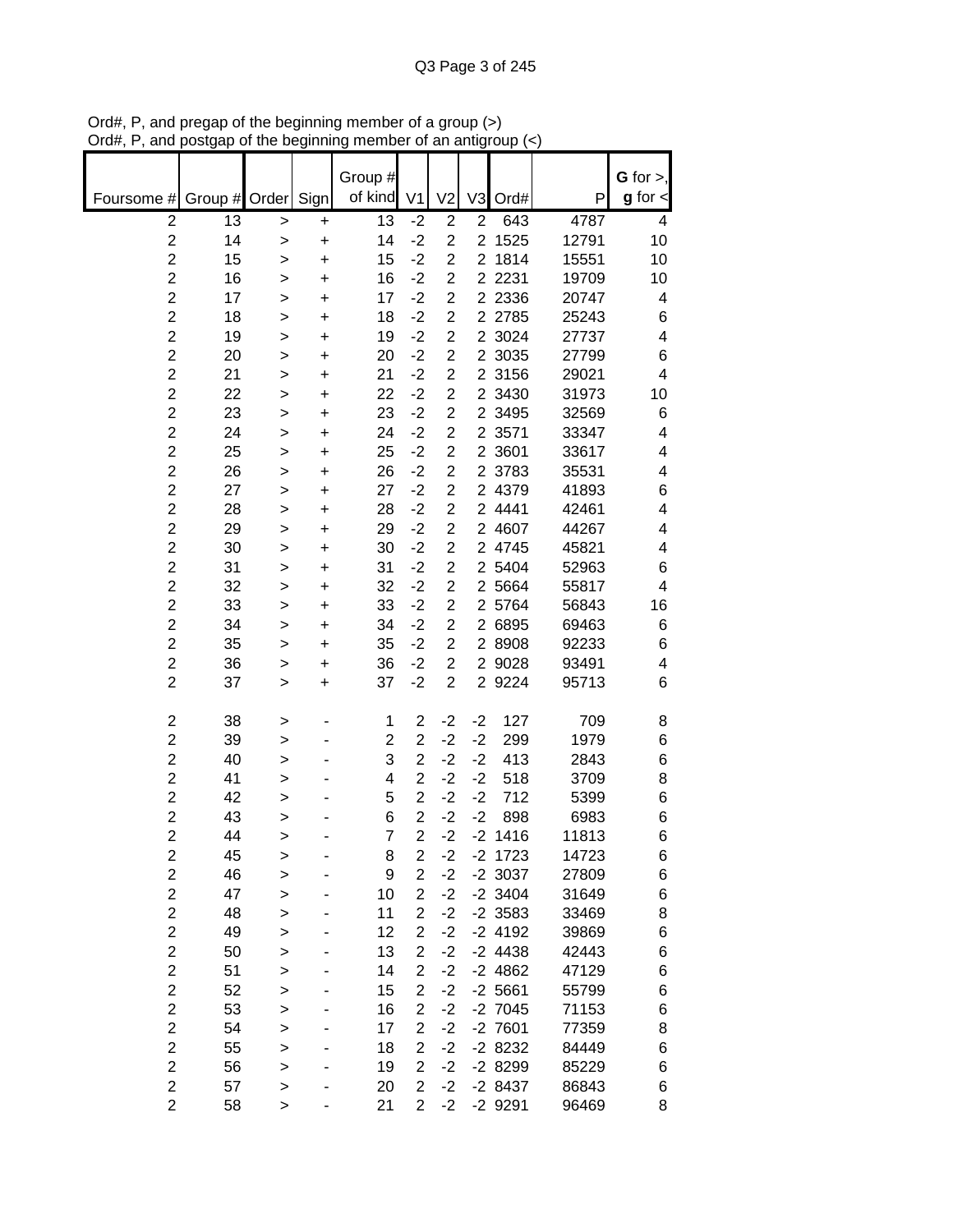Ord#, P, and pregap of the beginning member of a group (>)
Ord#, P, and postgap of the beginning member of an antigroup (<)

| Foursome # | Group # | Order | Sign | Group # of kind | V1 | V2 | V3 | Ord# | P | **G** for >, **g** for < |
|---|---|---|---|---|---|---|---|---|---|---|
| 2 | 13 | > | + | 13 | -2 | 2 | 2 | 643 | 4787 | 4 |
| 2 | 14 | > | + | 14 | -2 | 2 | 2 | 1525 | 12791 | 10 |
| 2 | 15 | > | + | 15 | -2 | 2 | 2 | 1814 | 15551 | 10 |
| 2 | 16 | > | + | 16 | -2 | 2 | 2 | 2231 | 19709 | 10 |
| 2 | 17 | > | + | 17 | -2 | 2 | 2 | 2336 | 20747 | 4 |
| 2 | 18 | > | + | 18 | -2 | 2 | 2 | 2785 | 25243 | 6 |
| 2 | 19 | > | + | 19 | -2 | 2 | 2 | 3024 | 27737 | 4 |
| 2 | 20 | > | + | 20 | -2 | 2 | 2 | 3035 | 27799 | 6 |
| 2 | 21 | > | + | 21 | -2 | 2 | 2 | 3156 | 29021 | 4 |
| 2 | 22 | > | + | 22 | -2 | 2 | 2 | 3430 | 31973 | 10 |
| 2 | 23 | > | + | 23 | -2 | 2 | 2 | 3495 | 32569 | 6 |
| 2 | 24 | > | + | 24 | -2 | 2 | 2 | 3571 | 33347 | 4 |
| 2 | 25 | > | + | 25 | -2 | 2 | 2 | 3601 | 33617 | 4 |
| 2 | 26 | > | + | 26 | -2 | 2 | 2 | 3783 | 35531 | 4 |
| 2 | 27 | > | + | 27 | -2 | 2 | 2 | 4379 | 41893 | 6 |
| 2 | 28 | > | + | 28 | -2 | 2 | 2 | 4441 | 42461 | 4 |
| 2 | 29 | > | + | 29 | -2 | 2 | 2 | 4607 | 44267 | 4 |
| 2 | 30 | > | + | 30 | -2 | 2 | 2 | 4745 | 45821 | 4 |
| 2 | 31 | > | + | 31 | -2 | 2 | 2 | 5404 | 52963 | 6 |
| 2 | 32 | > | + | 32 | -2 | 2 | 2 | 5664 | 55817 | 4 |
| 2 | 33 | > | + | 33 | -2 | 2 | 2 | 5764 | 56843 | 16 |
| 2 | 34 | > | + | 34 | -2 | 2 | 2 | 6895 | 69463 | 6 |
| 2 | 35 | > | + | 35 | -2 | 2 | 2 | 8908 | 92233 | 6 |
| 2 | 36 | > | + | 36 | -2 | 2 | 2 | 9028 | 93491 | 4 |
| 2 | 37 | > | + | 37 | -2 | 2 | 2 | 9224 | 95713 | 6 |
| | | | | | | | | | | |
| 2 | 38 | > | - | 1 | 2 | -2 | -2 | 127 | 709 | 8 |
| 2 | 39 | > | - | 2 | 2 | -2 | -2 | 299 | 1979 | 6 |
| 2 | 40 | > | - | 3 | 2 | -2 | -2 | 413 | 2843 | 6 |
| 2 | 41 | > | - | 4 | 2 | -2 | -2 | 518 | 3709 | 8 |
| 2 | 42 | > | - | 5 | 2 | -2 | -2 | 712 | 5399 | 6 |
| 2 | 43 | > | - | 6 | 2 | -2 | -2 | 898 | 6983 | 6 |
| 2 | 44 | > | - | 7 | 2 | -2 | -2 | 1416 | 11813 | 6 |
| 2 | 45 | > | - | 8 | 2 | -2 | -2 | 1723 | 14723 | 6 |
| 2 | 46 | > | - | 9 | 2 | -2 | -2 | 3037 | 27809 | 6 |
| 2 | 47 | > | - | 10 | 2 | -2 | -2 | 3404 | 31649 | 6 |
| 2 | 48 | > | - | 11 | 2 | -2 | -2 | 3583 | 33469 | 8 |
| 2 | 49 | > | - | 12 | 2 | -2 | -2 | 4192 | 39869 | 6 |
| 2 | 50 | > | - | 13 | 2 | -2 | -2 | 4438 | 42443 | 6 |
| 2 | 51 | > | - | 14 | 2 | -2 | -2 | 4862 | 47129 | 6 |
| 2 | 52 | > | - | 15 | 2 | -2 | -2 | 5661 | 55799 | 6 |
| 2 | 53 | > | - | 16 | 2 | -2 | -2 | 7045 | 71153 | 6 |
| 2 | 54 | > | - | 17 | 2 | -2 | -2 | 7601 | 77359 | 8 |
| 2 | 55 | > | - | 18 | 2 | -2 | -2 | 8232 | 84449 | 6 |
| 2 | 56 | > | - | 19 | 2 | -2 | -2 | 8299 | 85229 | 6 |
| 2 | 57 | > | - | 20 | 2 | -2 | -2 | 8437 | 86843 | 6 |
| 2 | 58 | > | - | 21 | 2 | -2 | -2 | 9291 | 96469 | 8 |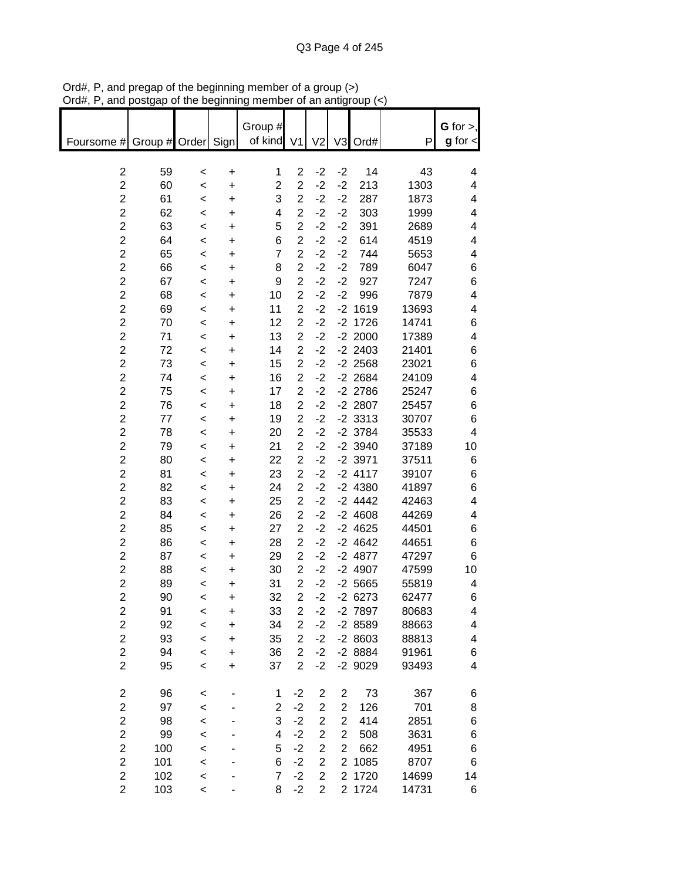Ord#, P, and pregap of the beginning member of a group (>)
Ord#, P, and postgap of the beginning member of an antigroup (<)

| Foursome # | Group # | Order | Sign | Group # of kind | V1 | V2 | V3 | Ord# | P | G for >, g for < |
|---|---|---|---|---|---|---|---|---|---|---|
| 2 | 59 | < | + | 1 | 2 | -2 | -2 | 14 | 43 | 4 |
| 2 | 60 | < | + | 2 | 2 | -2 | -2 | 213 | 1303 | 4 |
| 2 | 61 | < | + | 3 | 2 | -2 | -2 | 287 | 1873 | 4 |
| 2 | 62 | < | + | 4 | 2 | -2 | -2 | 303 | 1999 | 4 |
| 2 | 63 | < | + | 5 | 2 | -2 | -2 | 391 | 2689 | 4 |
| 2 | 64 | < | + | 6 | 2 | -2 | -2 | 614 | 4519 | 4 |
| 2 | 65 | < | + | 7 | 2 | -2 | -2 | 744 | 5653 | 4 |
| 2 | 66 | < | + | 8 | 2 | -2 | -2 | 789 | 6047 | 6 |
| 2 | 67 | < | + | 9 | 2 | -2 | -2 | 927 | 7247 | 6 |
| 2 | 68 | < | + | 10 | 2 | -2 | -2 | 996 | 7879 | 4 |
| 2 | 69 | < | + | 11 | 2 | -2 | -2 | 1619 | 13693 | 4 |
| 2 | 70 | < | + | 12 | 2 | -2 | -2 | 1726 | 14741 | 6 |
| 2 | 71 | < | + | 13 | 2 | -2 | -2 | 2000 | 17389 | 4 |
| 2 | 72 | < | + | 14 | 2 | -2 | -2 | 2403 | 21401 | 6 |
| 2 | 73 | < | + | 15 | 2 | -2 | -2 | 2568 | 23021 | 6 |
| 2 | 74 | < | + | 16 | 2 | -2 | -2 | 2684 | 24109 | 4 |
| 2 | 75 | < | + | 17 | 2 | -2 | -2 | 2786 | 25247 | 6 |
| 2 | 76 | < | + | 18 | 2 | -2 | -2 | 2807 | 25457 | 6 |
| 2 | 77 | < | + | 19 | 2 | -2 | -2 | 3313 | 30707 | 6 |
| 2 | 78 | < | + | 20 | 2 | -2 | -2 | 3784 | 35533 | 4 |
| 2 | 79 | < | + | 21 | 2 | -2 | -2 | 3940 | 37189 | 10 |
| 2 | 80 | < | + | 22 | 2 | -2 | -2 | 3971 | 37511 | 6 |
| 2 | 81 | < | + | 23 | 2 | -2 | -2 | 4117 | 39107 | 6 |
| 2 | 82 | < | + | 24 | 2 | -2 | -2 | 4380 | 41897 | 6 |
| 2 | 83 | < | + | 25 | 2 | -2 | -2 | 4442 | 42463 | 4 |
| 2 | 84 | < | + | 26 | 2 | -2 | -2 | 4608 | 44269 | 4 |
| 2 | 85 | < | + | 27 | 2 | -2 | -2 | 4625 | 44501 | 6 |
| 2 | 86 | < | + | 28 | 2 | -2 | -2 | 4642 | 44651 | 6 |
| 2 | 87 | < | + | 29 | 2 | -2 | -2 | 4877 | 47297 | 6 |
| 2 | 88 | < | + | 30 | 2 | -2 | -2 | 4907 | 47599 | 10 |
| 2 | 89 | < | + | 31 | 2 | -2 | -2 | 5665 | 55819 | 4 |
| 2 | 90 | < | + | 32 | 2 | -2 | -2 | 6273 | 62477 | 6 |
| 2 | 91 | < | + | 33 | 2 | -2 | -2 | 7897 | 80683 | 4 |
| 2 | 92 | < | + | 34 | 2 | -2 | -2 | 8589 | 88663 | 4 |
| 2 | 93 | < | + | 35 | 2 | -2 | -2 | 8603 | 88813 | 4 |
| 2 | 94 | < | + | 36 | 2 | -2 | -2 | 8884 | 91961 | 6 |
| 2 | 95 | < | + | 37 | 2 | -2 | -2 | 9029 | 93493 | 4 |
| | | | | | | | | | | |
| 2 | 96 | < | - | 1 | -2 | 2 | 2 | 73 | 367 | 6 |
| 2 | 97 | < | - | 2 | -2 | 2 | 2 | 126 | 701 | 8 |
| 2 | 98 | < | - | 3 | -2 | 2 | 2 | 414 | 2851 | 6 |
| 2 | 99 | < | - | 4 | -2 | 2 | 2 | 508 | 3631 | 6 |
| 2 | 100 | < | - | 5 | -2 | 2 | 2 | 662 | 4951 | 6 |
| 2 | 101 | < | - | 6 | -2 | 2 | 2 | 1085 | 8707 | 6 |
| 2 | 102 | < | - | 7 | -2 | 2 | 2 | 1720 | 14699 | 14 |
| 2 | 103 | < | - | 8 | -2 | 2 | 2 | 1724 | 14731 | 6 |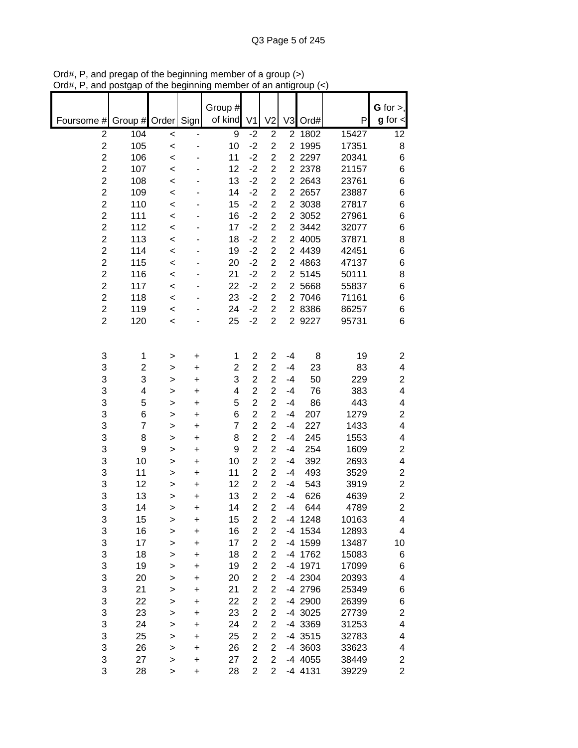Ord#, P, and pregap of the beginning member of a group (>)
Ord#, P, and postgap of the beginning member of an antigroup (<)

| Foursome # | Group # | Order | Sign | Group # of kind | V1 | V2 | V3 | Ord# | P | **G** for >, **g** for < |
|---|---|---|---|---|---|---|---|---|---|---|
| 2 | 104 | < | - | 9 | -2 | 2 | 2 | 1802 | 15427 | 12 |
| 2 | 105 | < | - | 10 | -2 | 2 | 2 | 1995 | 17351 | 8 |
| 2 | 106 | < | - | 11 | -2 | 2 | 2 | 2297 | 20341 | 6 |
| 2 | 107 | < | - | 12 | -2 | 2 | 2 | 2378 | 21157 | 6 |
| 2 | 108 | < | - | 13 | -2 | 2 | 2 | 2643 | 23761 | 6 |
| 2 | 109 | < | - | 14 | -2 | 2 | 2 | 2657 | 23887 | 6 |
| 2 | 110 | < | - | 15 | -2 | 2 | 2 | 3038 | 27817 | 6 |
| 2 | 111 | < | - | 16 | -2 | 2 | 2 | 3052 | 27961 | 6 |
| 2 | 112 | < | - | 17 | -2 | 2 | 2 | 3442 | 32077 | 6 |
| 2 | 113 | < | - | 18 | -2 | 2 | 2 | 4005 | 37871 | 8 |
| 2 | 114 | < | - | 19 | -2 | 2 | 2 | 4439 | 42451 | 6 |
| 2 | 115 | < | - | 20 | -2 | 2 | 2 | 4863 | 47137 | 6 |
| 2 | 116 | < | - | 21 | -2 | 2 | 2 | 5145 | 50111 | 8 |
| 2 | 117 | < | - | 22 | -2 | 2 | 2 | 5668 | 55837 | 6 |
| 2 | 118 | < | - | 23 | -2 | 2 | 2 | 7046 | 71161 | 6 |
| 2 | 119 | < | - | 24 | -2 | 2 | 2 | 8386 | 86257 | 6 |
| 2 | 120 | < | - | 25 | -2 | 2 | 2 | 9227 | 95731 | 6 |
| | | | | | | | | | | |
| 3 | 1 | > | + | 1 | 2 | 2 | -4 | 8 | 19 | 2 |
| 3 | 2 | > | + | 2 | 2 | 2 | -4 | 23 | 83 | 4 |
| 3 | 3 | > | + | 3 | 2 | 2 | -4 | 50 | 229 | 2 |
| 3 | 4 | > | + | 4 | 2 | 2 | -4 | 76 | 383 | 4 |
| 3 | 5 | > | + | 5 | 2 | 2 | -4 | 86 | 443 | 4 |
| 3 | 6 | > | + | 6 | 2 | 2 | -4 | 207 | 1279 | 2 |
| 3 | 7 | > | + | 7 | 2 | 2 | -4 | 227 | 1433 | 4 |
| 3 | 8 | > | + | 8 | 2 | 2 | -4 | 245 | 1553 | 4 |
| 3 | 9 | > | + | 9 | 2 | 2 | -4 | 254 | 1609 | 2 |
| 3 | 10 | > | + | 10 | 2 | 2 | -4 | 392 | 2693 | 4 |
| 3 | 11 | > | + | 11 | 2 | 2 | -4 | 493 | 3529 | 2 |
| 3 | 12 | > | + | 12 | 2 | 2 | -4 | 543 | 3919 | 2 |
| 3 | 13 | > | + | 13 | 2 | 2 | -4 | 626 | 4639 | 2 |
| 3 | 14 | > | + | 14 | 2 | 2 | -4 | 644 | 4789 | 2 |
| 3 | 15 | > | + | 15 | 2 | 2 | -4 | 1248 | 10163 | 4 |
| 3 | 16 | > | + | 16 | 2 | 2 | -4 | 1534 | 12893 | 4 |
| 3 | 17 | > | + | 17 | 2 | 2 | -4 | 1599 | 13487 | 10 |
| 3 | 18 | > | + | 18 | 2 | 2 | -4 | 1762 | 15083 | 6 |
| 3 | 19 | > | + | 19 | 2 | 2 | -4 | 1971 | 17099 | 6 |
| 3 | 20 | > | + | 20 | 2 | 2 | -4 | 2304 | 20393 | 4 |
| 3 | 21 | > | + | 21 | 2 | 2 | -4 | 2796 | 25349 | 6 |
| 3 | 22 | > | + | 22 | 2 | 2 | -4 | 2900 | 26399 | 6 |
| 3 | 23 | > | + | 23 | 2 | 2 | -4 | 3025 | 27739 | 2 |
| 3 | 24 | > | + | 24 | 2 | 2 | -4 | 3369 | 31253 | 4 |
| 3 | 25 | > | + | 25 | 2 | 2 | -4 | 3515 | 32783 | 4 |
| 3 | 26 | > | + | 26 | 2 | 2 | -4 | 3603 | 33623 | 4 |
| 3 | 27 | > | + | 27 | 2 | 2 | -4 | 4055 | 38449 | 2 |
| 3 | 28 | > | + | 28 | 2 | 2 | -4 | 4131 | 39229 | 2 |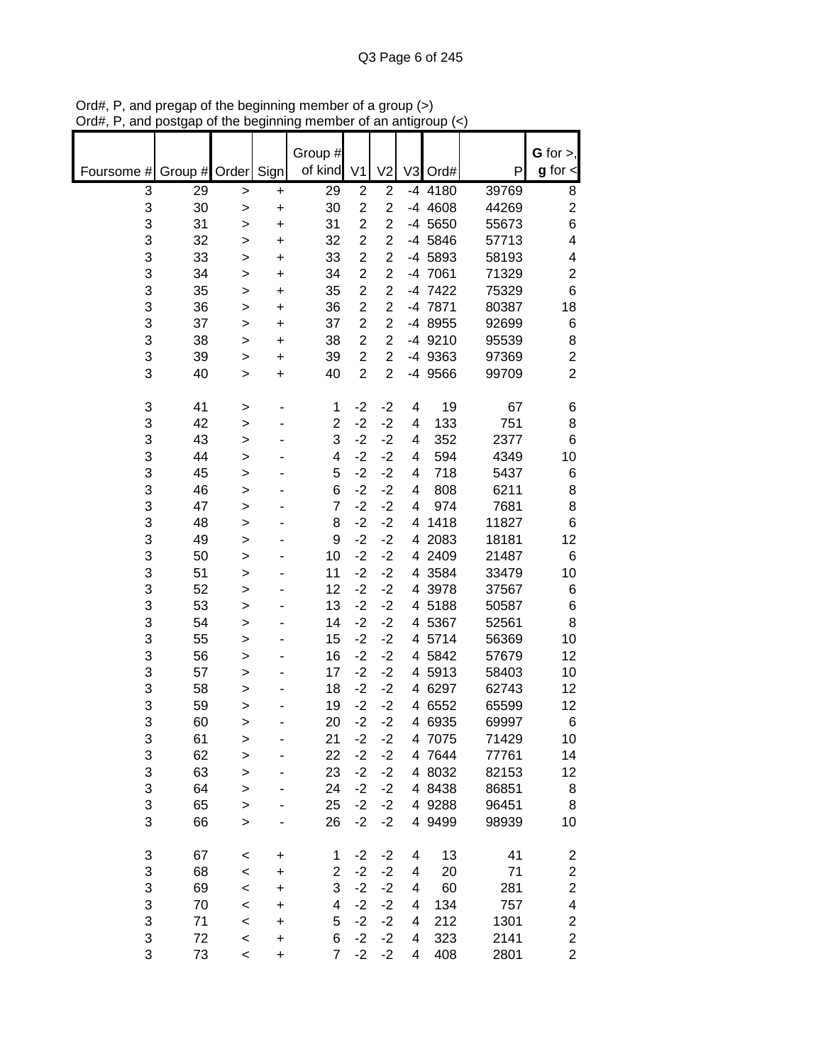Ord#, P, and pregap of the beginning member of a group (>)
Ord#, P, and postgap of the beginning member of an antigroup (<)

| Foursome # | Group # | Order | Sign | Group # of kind | V1 | V2 | V3 | Ord# | P | G for >, g for < |
|---|---|---|---|---|---|---|---|---|---|---|
| 3 | 29 | > | + | 29 | 2 | 2 | -4 | 4180 | 39769 | 8 |
| 3 | 30 | > | + | 30 | 2 | 2 | -4 | 4608 | 44269 | 2 |
| 3 | 31 | > | + | 31 | 2 | 2 | -4 | 5650 | 55673 | 6 |
| 3 | 32 | > | + | 32 | 2 | 2 | -4 | 5846 | 57713 | 4 |
| 3 | 33 | > | + | 33 | 2 | 2 | -4 | 5893 | 58193 | 4 |
| 3 | 34 | > | + | 34 | 2 | 2 | -4 | 7061 | 71329 | 2 |
| 3 | 35 | > | + | 35 | 2 | 2 | -4 | 7422 | 75329 | 6 |
| 3 | 36 | > | + | 36 | 2 | 2 | -4 | 7871 | 80387 | 18 |
| 3 | 37 | > | + | 37 | 2 | 2 | -4 | 8955 | 92699 | 6 |
| 3 | 38 | > | + | 38 | 2 | 2 | -4 | 9210 | 95539 | 8 |
| 3 | 39 | > | + | 39 | 2 | 2 | -4 | 9363 | 97369 | 2 |
| 3 | 40 | > | + | 40 | 2 | 2 | -4 | 9566 | 99709 | 2 |
| | | | | | | | | | | |
| 3 | 41 | > | - | 1 | -2 | -2 | 4 | 19 | 67 | 6 |
| 3 | 42 | > | - | 2 | -2 | -2 | 4 | 133 | 751 | 8 |
| 3 | 43 | > | - | 3 | -2 | -2 | 4 | 352 | 2377 | 6 |
| 3 | 44 | > | - | 4 | -2 | -2 | 4 | 594 | 4349 | 10 |
| 3 | 45 | > | - | 5 | -2 | -2 | 4 | 718 | 5437 | 6 |
| 3 | 46 | > | - | 6 | -2 | -2 | 4 | 808 | 6211 | 8 |
| 3 | 47 | > | - | 7 | -2 | -2 | 4 | 974 | 7681 | 8 |
| 3 | 48 | > | - | 8 | -2 | -2 | 4 | 1418 | 11827 | 6 |
| 3 | 49 | > | - | 9 | -2 | -2 | 4 | 2083 | 18181 | 12 |
| 3 | 50 | > | - | 10 | -2 | -2 | 4 | 2409 | 21487 | 6 |
| 3 | 51 | > | - | 11 | -2 | -2 | 4 | 3584 | 33479 | 10 |
| 3 | 52 | > | - | 12 | -2 | -2 | 4 | 3978 | 37567 | 6 |
| 3 | 53 | > | - | 13 | -2 | -2 | 4 | 5188 | 50587 | 6 |
| 3 | 54 | > | - | 14 | -2 | -2 | 4 | 5367 | 52561 | 8 |
| 3 | 55 | > | - | 15 | -2 | -2 | 4 | 5714 | 56369 | 10 |
| 3 | 56 | > | - | 16 | -2 | -2 | 4 | 5842 | 57679 | 12 |
| 3 | 57 | > | - | 17 | -2 | -2 | 4 | 5913 | 58403 | 10 |
| 3 | 58 | > | - | 18 | -2 | -2 | 4 | 6297 | 62743 | 12 |
| 3 | 59 | > | - | 19 | -2 | -2 | 4 | 6552 | 65599 | 12 |
| 3 | 60 | > | - | 20 | -2 | -2 | 4 | 6935 | 69997 | 6 |
| 3 | 61 | > | - | 21 | -2 | -2 | 4 | 7075 | 71429 | 10 |
| 3 | 62 | > | - | 22 | -2 | -2 | 4 | 7644 | 77761 | 14 |
| 3 | 63 | > | - | 23 | -2 | -2 | 4 | 8032 | 82153 | 12 |
| 3 | 64 | > | - | 24 | -2 | -2 | 4 | 8438 | 86851 | 8 |
| 3 | 65 | > | - | 25 | -2 | -2 | 4 | 9288 | 96451 | 8 |
| 3 | 66 | > | - | 26 | -2 | -2 | 4 | 9499 | 98939 | 10 |
| | | | | | | | | | | |
| 3 | 67 | < | + | 1 | -2 | -2 | 4 | 13 | 41 | 2 |
| 3 | 68 | < | + | 2 | -2 | -2 | 4 | 20 | 71 | 2 |
| 3 | 69 | < | + | 3 | -2 | -2 | 4 | 60 | 281 | 2 |
| 3 | 70 | < | + | 4 | -2 | -2 | 4 | 134 | 757 | 4 |
| 3 | 71 | < | + | 5 | -2 | -2 | 4 | 212 | 1301 | 2 |
| 3 | 72 | < | + | 6 | -2 | -2 | 4 | 323 | 2141 | 2 |
| 3 | 73 | < | + | 7 | -2 | -2 | 4 | 408 | 2801 | 2 |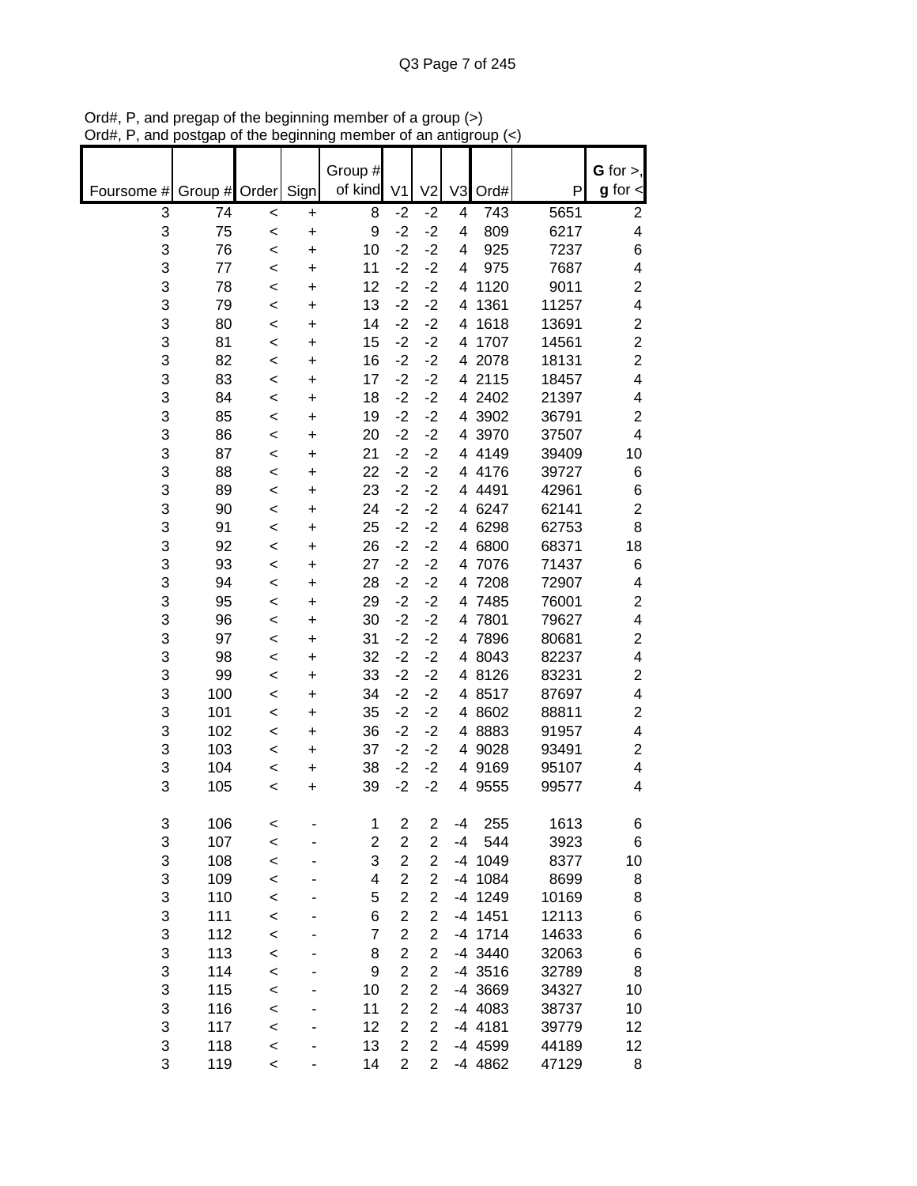Ord#, P, and pregap of the beginning member of a group (>)
Ord#, P, and postgap of the beginning member of an antigroup (<)

| Foursome # | Group # | Order | Sign | Group # of kind | V1 | V2 | V3 | Ord# | P | **G** for >, **g** for < |
|---|---|---|---|---|---|---|---|---|---|---|
| 3 | 74 | < | + | 8 | -2 | -2 | 4 | 743 | 5651 | 2 |
| 3 | 75 | < | + | 9 | -2 | -2 | 4 | 809 | 6217 | 4 |
| 3 | 76 | < | + | 10 | -2 | -2 | 4 | 925 | 7237 | 6 |
| 3 | 77 | < | + | 11 | -2 | -2 | 4 | 975 | 7687 | 4 |
| 3 | 78 | < | + | 12 | -2 | -2 | 4 | 1120 | 9011 | 2 |
| 3 | 79 | < | + | 13 | -2 | -2 | 4 | 1361 | 11257 | 4 |
| 3 | 80 | < | + | 14 | -2 | -2 | 4 | 1618 | 13691 | 2 |
| 3 | 81 | < | + | 15 | -2 | -2 | 4 | 1707 | 14561 | 2 |
| 3 | 82 | < | + | 16 | -2 | -2 | 4 | 2078 | 18131 | 2 |
| 3 | 83 | < | + | 17 | -2 | -2 | 4 | 2115 | 18457 | 4 |
| 3 | 84 | < | + | 18 | -2 | -2 | 4 | 2402 | 21397 | 4 |
| 3 | 85 | < | + | 19 | -2 | -2 | 4 | 3902 | 36791 | 2 |
| 3 | 86 | < | + | 20 | -2 | -2 | 4 | 3970 | 37507 | 4 |
| 3 | 87 | < | + | 21 | -2 | -2 | 4 | 4149 | 39409 | 10 |
| 3 | 88 | < | + | 22 | -2 | -2 | 4 | 4176 | 39727 | 6 |
| 3 | 89 | < | + | 23 | -2 | -2 | 4 | 4491 | 42961 | 6 |
| 3 | 90 | < | + | 24 | -2 | -2 | 4 | 6247 | 62141 | 2 |
| 3 | 91 | < | + | 25 | -2 | -2 | 4 | 6298 | 62753 | 8 |
| 3 | 92 | < | + | 26 | -2 | -2 | 4 | 6800 | 68371 | 18 |
| 3 | 93 | < | + | 27 | -2 | -2 | 4 | 7076 | 71437 | 6 |
| 3 | 94 | < | + | 28 | -2 | -2 | 4 | 7208 | 72907 | 4 |
| 3 | 95 | < | + | 29 | -2 | -2 | 4 | 7485 | 76001 | 2 |
| 3 | 96 | < | + | 30 | -2 | -2 | 4 | 7801 | 79627 | 4 |
| 3 | 97 | < | + | 31 | -2 | -2 | 4 | 7896 | 80681 | 2 |
| 3 | 98 | < | + | 32 | -2 | -2 | 4 | 8043 | 82237 | 4 |
| 3 | 99 | < | + | 33 | -2 | -2 | 4 | 8126 | 83231 | 2 |
| 3 | 100 | < | + | 34 | -2 | -2 | 4 | 8517 | 87697 | 4 |
| 3 | 101 | < | + | 35 | -2 | -2 | 4 | 8602 | 88811 | 2 |
| 3 | 102 | < | + | 36 | -2 | -2 | 4 | 8883 | 91957 | 4 |
| 3 | 103 | < | + | 37 | -2 | -2 | 4 | 9028 | 93491 | 2 |
| 3 | 104 | < | + | 38 | -2 | -2 | 4 | 9169 | 95107 | 4 |
| 3 | 105 | < | + | 39 | -2 | -2 | 4 | 9555 | 99577 | 4 |
| | | | | | | | | | | |
| 3 | 106 | < | - | 1 | 2 | 2 | -4 | 255 | 1613 | 6 |
| 3 | 107 | < | - | 2 | 2 | 2 | -4 | 544 | 3923 | 6 |
| 3 | 108 | < | - | 3 | 2 | 2 | -4 | 1049 | 8377 | 10 |
| 3 | 109 | < | - | 4 | 2 | 2 | -4 | 1084 | 8699 | 8 |
| 3 | 110 | < | - | 5 | 2 | 2 | -4 | 1249 | 10169 | 8 |
| 3 | 111 | < | - | 6 | 2 | 2 | -4 | 1451 | 12113 | 6 |
| 3 | 112 | < | - | 7 | 2 | 2 | -4 | 1714 | 14633 | 6 |
| 3 | 113 | < | - | 8 | 2 | 2 | -4 | 3440 | 32063 | 6 |
| 3 | 114 | < | - | 9 | 2 | 2 | -4 | 3516 | 32789 | 8 |
| 3 | 115 | < | - | 10 | 2 | 2 | -4 | 3669 | 34327 | 10 |
| 3 | 116 | < | - | 11 | 2 | 2 | -4 | 4083 | 38737 | 10 |
| 3 | 117 | < | - | 12 | 2 | 2 | -4 | 4181 | 39779 | 12 |
| 3 | 118 | < | - | 13 | 2 | 2 | -4 | 4599 | 44189 | 12 |
| 3 | 119 | < | - | 14 | 2 | 2 | -4 | 4862 | 47129 | 8 |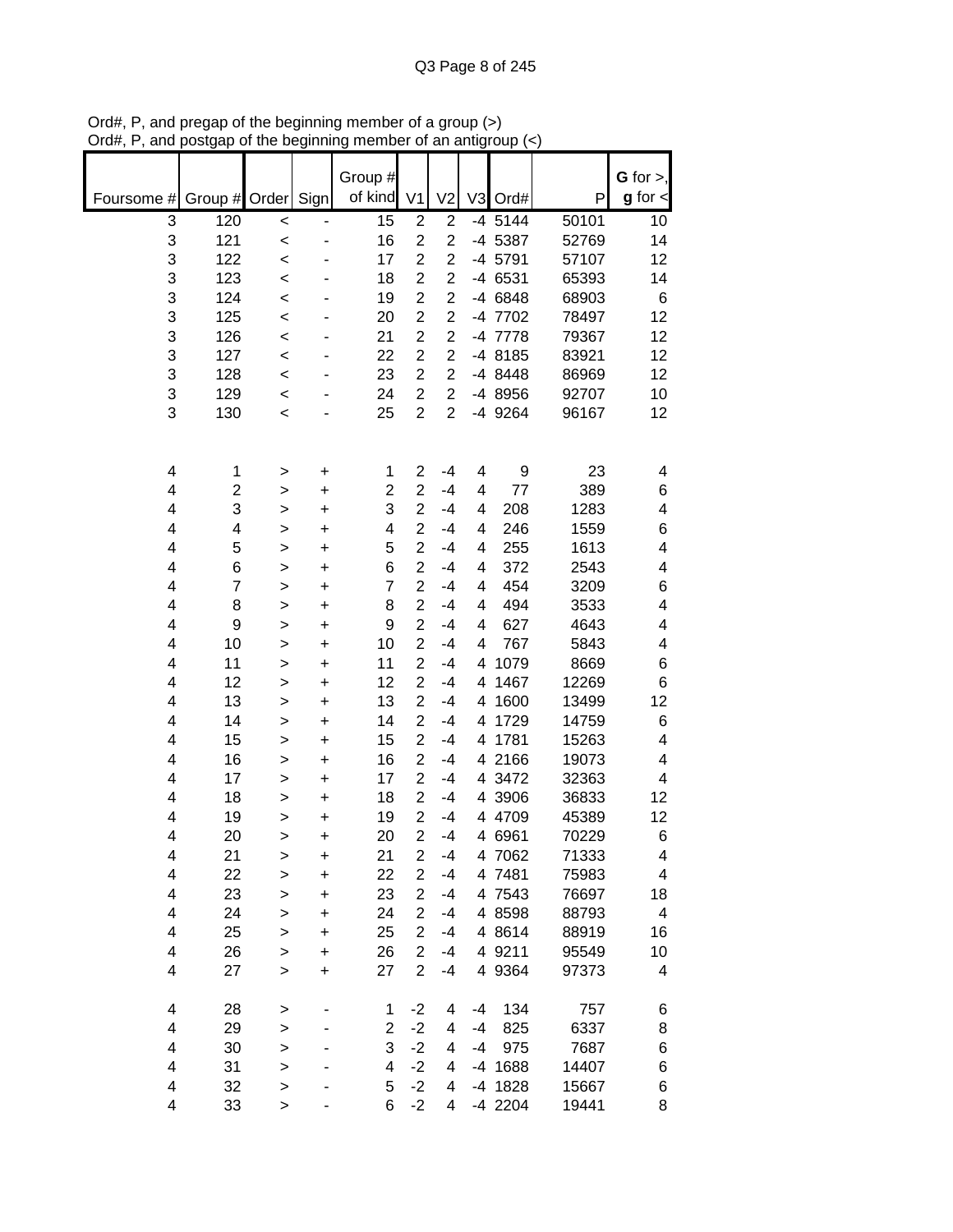Ord#, P, and pregap of the beginning member of a group (>)
Ord#, P, and postgap of the beginning member of an antigroup (<)

| Foursome # | Group # | Order | Sign | Group # of kind | V1 | V2 | V3 | Ord# | P | G for >, g for < |
|---|---|---|---|---|---|---|---|---|---|---|
| 3 | 120 | < | - | 15 | 2 | 2 | -4 | 5144 | 50101 | 10 |
| 3 | 121 | < | - | 16 | 2 | 2 | -4 | 5387 | 52769 | 14 |
| 3 | 122 | < | - | 17 | 2 | 2 | -4 | 5791 | 57107 | 12 |
| 3 | 123 | < | - | 18 | 2 | 2 | -4 | 6531 | 65393 | 14 |
| 3 | 124 | < | - | 19 | 2 | 2 | -4 | 6848 | 68903 | 6 |
| 3 | 125 | < | - | 20 | 2 | 2 | -4 | 7702 | 78497 | 12 |
| 3 | 126 | < | - | 21 | 2 | 2 | -4 | 7778 | 79367 | 12 |
| 3 | 127 | < | - | 22 | 2 | 2 | -4 | 8185 | 83921 | 12 |
| 3 | 128 | < | - | 23 | 2 | 2 | -4 | 8448 | 86969 | 12 |
| 3 | 129 | < | - | 24 | 2 | 2 | -4 | 8956 | 92707 | 10 |
| 3 | 130 | < | - | 25 | 2 | 2 | -4 | 9264 | 96167 | 12 |
| | | | | | | | | | | |
| 4 | 1 | > | + | 1 | 2 | -4 | 4 | 9 | 23 | 4 |
| 4 | 2 | > | + | 2 | 2 | -4 | 4 | 77 | 389 | 6 |
| 4 | 3 | > | + | 3 | 2 | -4 | 4 | 208 | 1283 | 4 |
| 4 | 4 | > | + | 4 | 2 | -4 | 4 | 246 | 1559 | 6 |
| 4 | 5 | > | + | 5 | 2 | -4 | 4 | 255 | 1613 | 4 |
| 4 | 6 | > | + | 6 | 2 | -4 | 4 | 372 | 2543 | 4 |
| 4 | 7 | > | + | 7 | 2 | -4 | 4 | 454 | 3209 | 6 |
| 4 | 8 | > | + | 8 | 2 | -4 | 4 | 494 | 3533 | 4 |
| 4 | 9 | > | + | 9 | 2 | -4 | 4 | 627 | 4643 | 4 |
| 4 | 10 | > | + | 10 | 2 | -4 | 4 | 767 | 5843 | 4 |
| 4 | 11 | > | + | 11 | 2 | -4 | 4 | 1079 | 8669 | 6 |
| 4 | 12 | > | + | 12 | 2 | -4 | 4 | 1467 | 12269 | 6 |
| 4 | 13 | > | + | 13 | 2 | -4 | 4 | 1600 | 13499 | 12 |
| 4 | 14 | > | + | 14 | 2 | -4 | 4 | 1729 | 14759 | 6 |
| 4 | 15 | > | + | 15 | 2 | -4 | 4 | 1781 | 15263 | 4 |
| 4 | 16 | > | + | 16 | 2 | -4 | 4 | 2166 | 19073 | 4 |
| 4 | 17 | > | + | 17 | 2 | -4 | 4 | 3472 | 32363 | 4 |
| 4 | 18 | > | + | 18 | 2 | -4 | 4 | 3906 | 36833 | 12 |
| 4 | 19 | > | + | 19 | 2 | -4 | 4 | 4709 | 45389 | 12 |
| 4 | 20 | > | + | 20 | 2 | -4 | 4 | 6961 | 70229 | 6 |
| 4 | 21 | > | + | 21 | 2 | -4 | 4 | 7062 | 71333 | 4 |
| 4 | 22 | > | + | 22 | 2 | -4 | 4 | 7481 | 75983 | 4 |
| 4 | 23 | > | + | 23 | 2 | -4 | 4 | 7543 | 76697 | 18 |
| 4 | 24 | > | + | 24 | 2 | -4 | 4 | 8598 | 88793 | 4 |
| 4 | 25 | > | + | 25 | 2 | -4 | 4 | 8614 | 88919 | 16 |
| 4 | 26 | > | + | 26 | 2 | -4 | 4 | 9211 | 95549 | 10 |
| 4 | 27 | > | + | 27 | 2 | -4 | 4 | 9364 | 97373 | 4 |
| | | | | | | | | | | |
| 4 | 28 | > | - | 1 | -2 | 4 | -4 | 134 | 757 | 6 |
| 4 | 29 | > | - | 2 | -2 | 4 | -4 | 825 | 6337 | 8 |
| 4 | 30 | > | - | 3 | -2 | 4 | -4 | 975 | 7687 | 6 |
| 4 | 31 | > | - | 4 | -2 | 4 | -4 | 1688 | 14407 | 6 |
| 4 | 32 | > | - | 5 | -2 | 4 | -4 | 1828 | 15667 | 6 |
| 4 | 33 | > | - | 6 | -2 | 4 | -4 | 2204 | 19441 | 8 |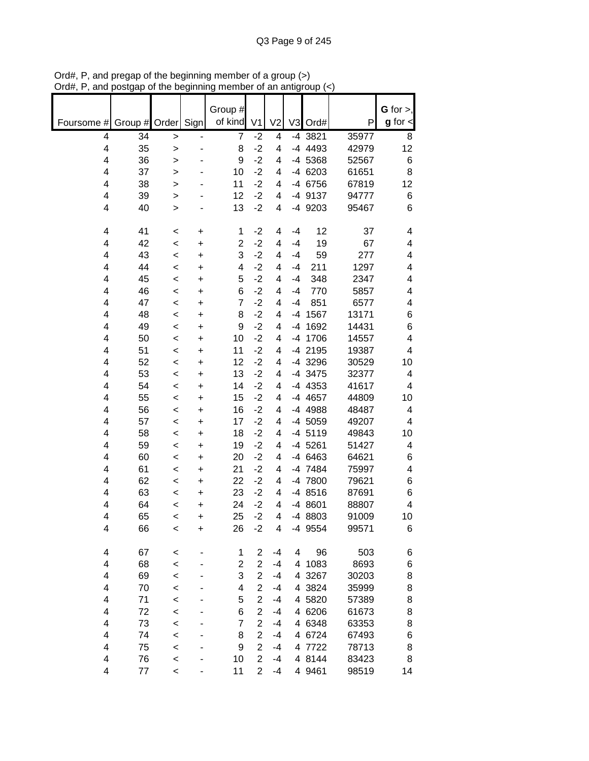Ord#, P, and pregap of the beginning member of a group (>)
Ord#, P, and postgap of the beginning member of an antigroup (<)

| Foursome # | Group # | Order | Sign | Group # of kind | V1 | V2 | V3 | Ord# | P | G for >, g for < |
|---|---|---|---|---|---|---|---|---|---|---|
| 4 | 34 | > | - | 7 | -2 | 4 | -4 | 3821 | 35977 | 8 |
| 4 | 35 | > | - | 8 | -2 | 4 | -4 | 4493 | 42979 | 12 |
| 4 | 36 | > | - | 9 | -2 | 4 | -4 | 5368 | 52567 | 6 |
| 4 | 37 | > | - | 10 | -2 | 4 | -4 | 6203 | 61651 | 8 |
| 4 | 38 | > | - | 11 | -2 | 4 | -4 | 6756 | 67819 | 12 |
| 4 | 39 | > | - | 12 | -2 | 4 | -4 | 9137 | 94777 | 6 |
| 4 | 40 | > | - | 13 | -2 | 4 | -4 | 9203 | 95467 | 6 |
| | | | | | | | | | | |
| 4 | 41 | < | + | 1 | -2 | 4 | -4 | 12 | 37 | 4 |
| 4 | 42 | < | + | 2 | -2 | 4 | -4 | 19 | 67 | 4 |
| 4 | 43 | < | + | 3 | -2 | 4 | -4 | 59 | 277 | 4 |
| 4 | 44 | < | + | 4 | -2 | 4 | -4 | 211 | 1297 | 4 |
| 4 | 45 | < | + | 5 | -2 | 4 | -4 | 348 | 2347 | 4 |
| 4 | 46 | < | + | 6 | -2 | 4 | -4 | 770 | 5857 | 4 |
| 4 | 47 | < | + | 7 | -2 | 4 | -4 | 851 | 6577 | 4 |
| 4 | 48 | < | + | 8 | -2 | 4 | -4 | 1567 | 13171 | 6 |
| 4 | 49 | < | + | 9 | -2 | 4 | -4 | 1692 | 14431 | 6 |
| 4 | 50 | < | + | 10 | -2 | 4 | -4 | 1706 | 14557 | 4 |
| 4 | 51 | < | + | 11 | -2 | 4 | -4 | 2195 | 19387 | 4 |
| 4 | 52 | < | + | 12 | -2 | 4 | -4 | 3296 | 30529 | 10 |
| 4 | 53 | < | + | 13 | -2 | 4 | -4 | 3475 | 32377 | 4 |
| 4 | 54 | < | + | 14 | -2 | 4 | -4 | 4353 | 41617 | 4 |
| 4 | 55 | < | + | 15 | -2 | 4 | -4 | 4657 | 44809 | 10 |
| 4 | 56 | < | + | 16 | -2 | 4 | -4 | 4988 | 48487 | 4 |
| 4 | 57 | < | + | 17 | -2 | 4 | -4 | 5059 | 49207 | 4 |
| 4 | 58 | < | + | 18 | -2 | 4 | -4 | 5119 | 49843 | 10 |
| 4 | 59 | < | + | 19 | -2 | 4 | -4 | 5261 | 51427 | 4 |
| 4 | 60 | < | + | 20 | -2 | 4 | -4 | 6463 | 64621 | 6 |
| 4 | 61 | < | + | 21 | -2 | 4 | -4 | 7484 | 75997 | 4 |
| 4 | 62 | < | + | 22 | -2 | 4 | -4 | 7800 | 79621 | 6 |
| 4 | 63 | < | + | 23 | -2 | 4 | -4 | 8516 | 87691 | 6 |
| 4 | 64 | < | + | 24 | -2 | 4 | -4 | 8601 | 88807 | 4 |
| 4 | 65 | < | + | 25 | -2 | 4 | -4 | 8803 | 91009 | 10 |
| 4 | 66 | < | + | 26 | -2 | 4 | -4 | 9554 | 99571 | 6 |
| | | | | | | | | | | |
| 4 | 67 | < | - | 1 | 2 | -4 | 4 | 96 | 503 | 6 |
| 4 | 68 | < | - | 2 | 2 | -4 | 4 | 1083 | 8693 | 6 |
| 4 | 69 | < | - | 3 | 2 | -4 | 4 | 3267 | 30203 | 8 |
| 4 | 70 | < | - | 4 | 2 | -4 | 4 | 3824 | 35999 | 8 |
| 4 | 71 | < | - | 5 | 2 | -4 | 4 | 5820 | 57389 | 8 |
| 4 | 72 | < | - | 6 | 2 | -4 | 4 | 6206 | 61673 | 8 |
| 4 | 73 | < | - | 7 | 2 | -4 | 4 | 6348 | 63353 | 8 |
| 4 | 74 | < | - | 8 | 2 | -4 | 4 | 6724 | 67493 | 6 |
| 4 | 75 | < | - | 9 | 2 | -4 | 4 | 7722 | 78713 | 8 |
| 4 | 76 | < | - | 10 | 2 | -4 | 4 | 8144 | 83423 | 8 |
| 4 | 77 | < | - | 11 | 2 | -4 | 4 | 9461 | 98519 | 14 |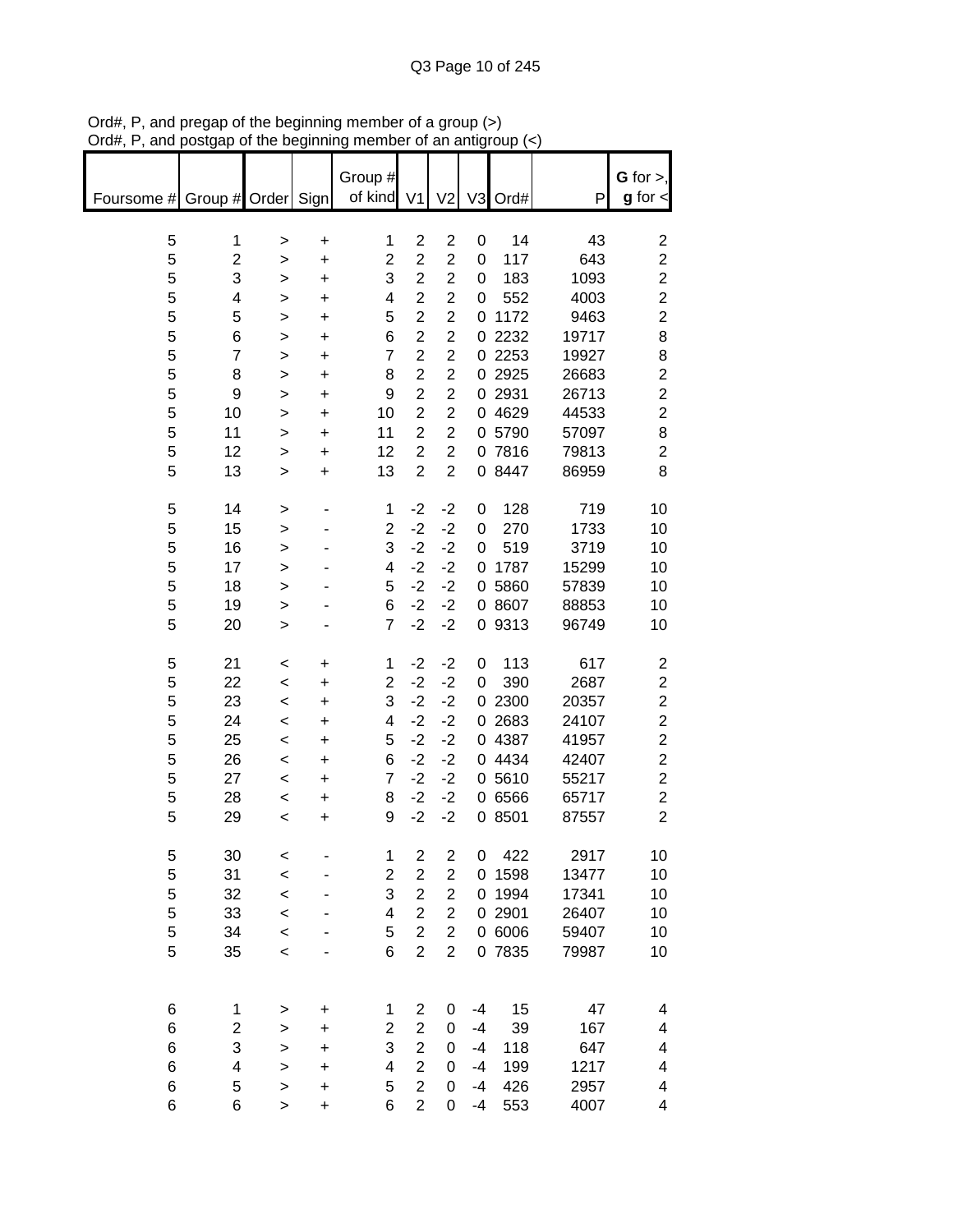Ord#, P, and pregap of the beginning member of a group (>)
Ord#, P, and postgap of the beginning member of an antigroup (<)

| Foursome # | Group # | Order | Sign | Group # of kind | V1 | V2 | V3 | Ord# | P | **G** for >, **g** for < |
|---|---|---|---|---|---|---|---|---|---|---|
| 5 | 1 | > | + | 1 | 2 | 2 | 0 | 14 | 43 | 2 |
| 5 | 2 | > | + | 2 | 2 | 2 | 0 | 117 | 643 | 2 |
| 5 | 3 | > | + | 3 | 2 | 2 | 0 | 183 | 1093 | 2 |
| 5 | 4 | > | + | 4 | 2 | 2 | 0 | 552 | 4003 | 2 |
| 5 | 5 | > | + | 5 | 2 | 2 | 0 | 1172 | 9463 | 2 |
| 5 | 6 | > | + | 6 | 2 | 2 | 0 | 2232 | 19717 | 8 |
| 5 | 7 | > | + | 7 | 2 | 2 | 0 | 2253 | 19927 | 8 |
| 5 | 8 | > | + | 8 | 2 | 2 | 0 | 2925 | 26683 | 2 |
| 5 | 9 | > | + | 9 | 2 | 2 | 0 | 2931 | 26713 | 2 |
| 5 | 10 | > | + | 10 | 2 | 2 | 0 | 4629 | 44533 | 2 |
| 5 | 11 | > | + | 11 | 2 | 2 | 0 | 5790 | 57097 | 8 |
| 5 | 12 | > | + | 12 | 2 | 2 | 0 | 7816 | 79813 | 2 |
| 5 | 13 | > | + | 13 | 2 | 2 | 0 | 8447 | 86959 | 8 |
| | | | | | | | | | | |
| 5 | 14 | > | - | 1 | -2 | -2 | 0 | 128 | 719 | 10 |
| 5 | 15 | > | - | 2 | -2 | -2 | 0 | 270 | 1733 | 10 |
| 5 | 16 | > | - | 3 | -2 | -2 | 0 | 519 | 3719 | 10 |
| 5 | 17 | > | - | 4 | -2 | -2 | 0 | 1787 | 15299 | 10 |
| 5 | 18 | > | - | 5 | -2 | -2 | 0 | 5860 | 57839 | 10 |
| 5 | 19 | > | - | 6 | -2 | -2 | 0 | 8607 | 88853 | 10 |
| 5 | 20 | > | - | 7 | -2 | -2 | 0 | 9313 | 96749 | 10 |
| | | | | | | | | | | |
| 5 | 21 | < | + | 1 | -2 | -2 | 0 | 113 | 617 | 2 |
| 5 | 22 | < | + | 2 | -2 | -2 | 0 | 390 | 2687 | 2 |
| 5 | 23 | < | + | 3 | -2 | -2 | 0 | 2300 | 20357 | 2 |
| 5 | 24 | < | + | 4 | -2 | -2 | 0 | 2683 | 24107 | 2 |
| 5 | 25 | < | + | 5 | -2 | -2 | 0 | 4387 | 41957 | 2 |
| 5 | 26 | < | + | 6 | -2 | -2 | 0 | 4434 | 42407 | 2 |
| 5 | 27 | < | + | 7 | -2 | -2 | 0 | 5610 | 55217 | 2 |
| 5 | 28 | < | + | 8 | -2 | -2 | 0 | 6566 | 65717 | 2 |
| 5 | 29 | < | + | 9 | -2 | -2 | 0 | 8501 | 87557 | 2 |
| | | | | | | | | | | |
| 5 | 30 | < | - | 1 | 2 | 2 | 0 | 422 | 2917 | 10 |
| 5 | 31 | < | - | 2 | 2 | 2 | 0 | 1598 | 13477 | 10 |
| 5 | 32 | < | - | 3 | 2 | 2 | 0 | 1994 | 17341 | 10 |
| 5 | 33 | < | - | 4 | 2 | 2 | 0 | 2901 | 26407 | 10 |
| 5 | 34 | < | - | 5 | 2 | 2 | 0 | 6006 | 59407 | 10 |
| 5 | 35 | < | - | 6 | 2 | 2 | 0 | 7835 | 79987 | 10 |
| | | | | | | | | | | |
| 6 | 1 | > | + | 1 | 2 | 0 | -4 | 15 | 47 | 4 |
| 6 | 2 | > | + | 2 | 2 | 0 | -4 | 39 | 167 | 4 |
| 6 | 3 | > | + | 3 | 2 | 0 | -4 | 118 | 647 | 4 |
| 6 | 4 | > | + | 4 | 2 | 0 | -4 | 199 | 1217 | 4 |
| 6 | 5 | > | + | 5 | 2 | 0 | -4 | 426 | 2957 | 4 |
| 6 | 6 | > | + | 6 | 2 | 0 | -4 | 553 | 4007 | 4 |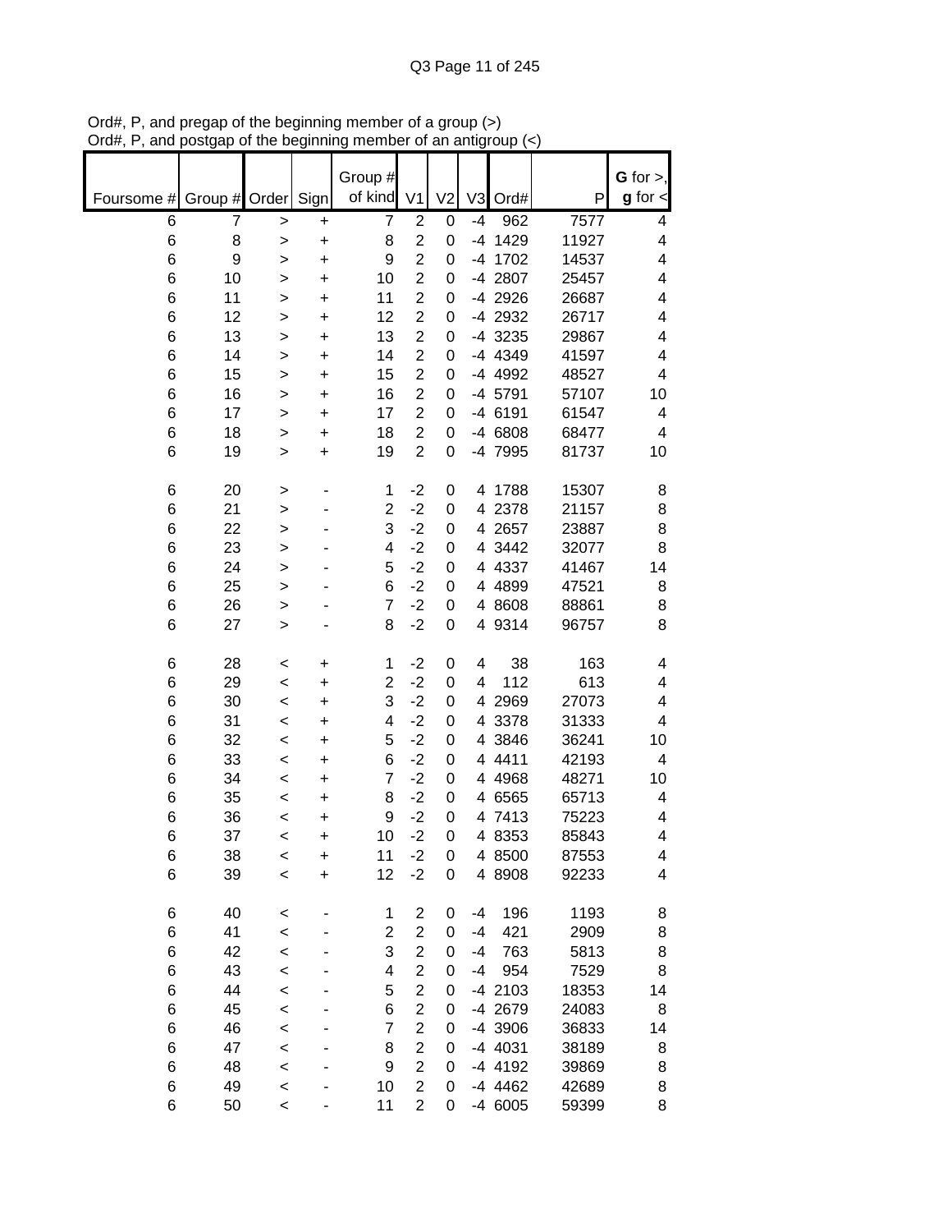Ord#, P, and pregap of the beginning member of a group (>)
Ord#, P, and postgap of the beginning member of an antigroup (<)

| Foursome # | Group # | Order | Sign | Group # of kind | V1 | V2 | V3 | Ord# | P | **G** for >, **g** for < |
|---|---|---|---|---|---|---|---|---|---|---|
| 6 | 7 | > | + | 7 | 2 | 0 | -4 | 962 | 7577 | 4 |
| 6 | 8 | > | + | 8 | 2 | 0 | -4 | 1429 | 11927 | 4 |
| 6 | 9 | > | + | 9 | 2 | 0 | -4 | 1702 | 14537 | 4 |
| 6 | 10 | > | + | 10 | 2 | 0 | -4 | 2807 | 25457 | 4 |
| 6 | 11 | > | + | 11 | 2 | 0 | -4 | 2926 | 26687 | 4 |
| 6 | 12 | > | + | 12 | 2 | 0 | -4 | 2932 | 26717 | 4 |
| 6 | 13 | > | + | 13 | 2 | 0 | -4 | 3235 | 29867 | 4 |
| 6 | 14 | > | + | 14 | 2 | 0 | -4 | 4349 | 41597 | 4 |
| 6 | 15 | > | + | 15 | 2 | 0 | -4 | 4992 | 48527 | 4 |
| 6 | 16 | > | + | 16 | 2 | 0 | -4 | 5791 | 57107 | 10 |
| 6 | 17 | > | + | 17 | 2 | 0 | -4 | 6191 | 61547 | 4 |
| 6 | 18 | > | + | 18 | 2 | 0 | -4 | 6808 | 68477 | 4 |
| 6 | 19 | > | + | 19 | 2 | 0 | -4 | 7995 | 81737 | 10 |
| | | | | | | | | | | |
| 6 | 20 | > | - | 1 | -2 | 0 | 4 | 1788 | 15307 | 8 |
| 6 | 21 | > | - | 2 | -2 | 0 | 4 | 2378 | 21157 | 8 |
| 6 | 22 | > | - | 3 | -2 | 0 | 4 | 2657 | 23887 | 8 |
| 6 | 23 | > | - | 4 | -2 | 0 | 4 | 3442 | 32077 | 8 |
| 6 | 24 | > | - | 5 | -2 | 0 | 4 | 4337 | 41467 | 14 |
| 6 | 25 | > | - | 6 | -2 | 0 | 4 | 4899 | 47521 | 8 |
| 6 | 26 | > | - | 7 | -2 | 0 | 4 | 8608 | 88861 | 8 |
| 6 | 27 | > | - | 8 | -2 | 0 | 4 | 9314 | 96757 | 8 |
| | | | | | | | | | | |
| 6 | 28 | < | + | 1 | -2 | 0 | 4 | 38 | 163 | 4 |
| 6 | 29 | < | + | 2 | -2 | 0 | 4 | 112 | 613 | 4 |
| 6 | 30 | < | + | 3 | -2 | 0 | 4 | 2969 | 27073 | 4 |
| 6 | 31 | < | + | 4 | -2 | 0 | 4 | 3378 | 31333 | 4 |
| 6 | 32 | < | + | 5 | -2 | 0 | 4 | 3846 | 36241 | 10 |
| 6 | 33 | < | + | 6 | -2 | 0 | 4 | 4411 | 42193 | 4 |
| 6 | 34 | < | + | 7 | -2 | 0 | 4 | 4968 | 48271 | 10 |
| 6 | 35 | < | + | 8 | -2 | 0 | 4 | 6565 | 65713 | 4 |
| 6 | 36 | < | + | 9 | -2 | 0 | 4 | 7413 | 75223 | 4 |
| 6 | 37 | < | + | 10 | -2 | 0 | 4 | 8353 | 85843 | 4 |
| 6 | 38 | < | + | 11 | -2 | 0 | 4 | 8500 | 87553 | 4 |
| 6 | 39 | < | + | 12 | -2 | 0 | 4 | 8908 | 92233 | 4 |
| | | | | | | | | | | |
| 6 | 40 | < | - | 1 | 2 | 0 | -4 | 196 | 1193 | 8 |
| 6 | 41 | < | - | 2 | 2 | 0 | -4 | 421 | 2909 | 8 |
| 6 | 42 | < | - | 3 | 2 | 0 | -4 | 763 | 5813 | 8 |
| 6 | 43 | < | - | 4 | 2 | 0 | -4 | 954 | 7529 | 8 |
| 6 | 44 | < | - | 5 | 2 | 0 | -4 | 2103 | 18353 | 14 |
| 6 | 45 | < | - | 6 | 2 | 0 | -4 | 2679 | 24083 | 8 |
| 6 | 46 | < | - | 7 | 2 | 0 | -4 | 3906 | 36833 | 14 |
| 6 | 47 | < | - | 8 | 2 | 0 | -4 | 4031 | 38189 | 8 |
| 6 | 48 | < | - | 9 | 2 | 0 | -4 | 4192 | 39869 | 8 |
| 6 | 49 | < | - | 10 | 2 | 0 | -4 | 4462 | 42689 | 8 |
| 6 | 50 | < | - | 11 | 2 | 0 | -4 | 6005 | 59399 | 8 |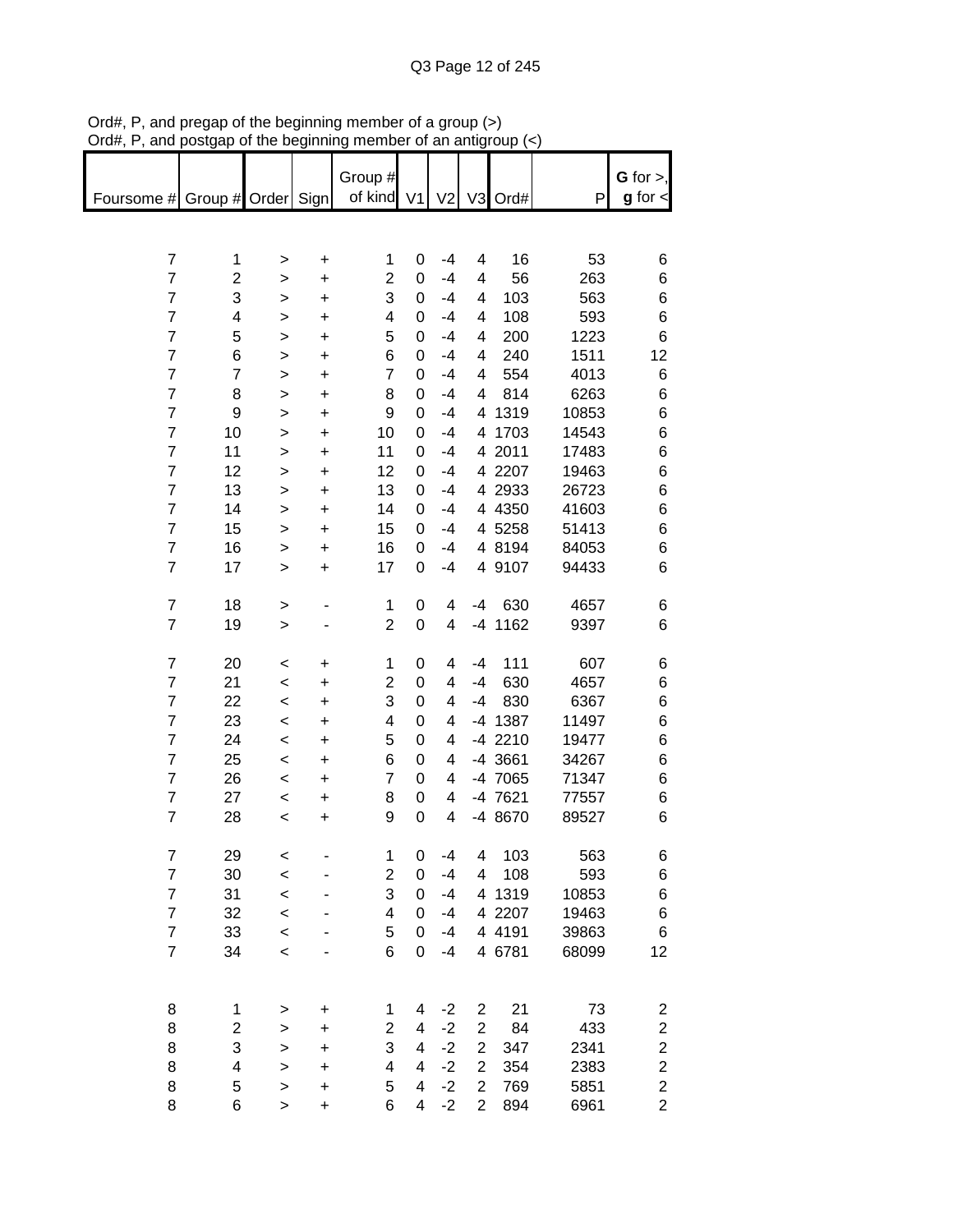Ord#, P, and pregap of the beginning member of a group (>)
Ord#, P, and postgap of the beginning member of an antigroup (<)

| Foursome # | Group # | Order | Sign | Group # of kind | V1 | V2 | V3 | Ord# | P | G for >, g for < |
|---|---|---|---|---|---|---|---|---|---|---|
| 7 | 1 | > | + | 1 | 0 | -4 | 4 | 16 | 53 | 6 |
| 7 | 2 | > | + | 2 | 0 | -4 | 4 | 56 | 263 | 6 |
| 7 | 3 | > | + | 3 | 0 | -4 | 4 | 103 | 563 | 6 |
| 7 | 4 | > | + | 4 | 0 | -4 | 4 | 108 | 593 | 6 |
| 7 | 5 | > | + | 5 | 0 | -4 | 4 | 200 | 1223 | 6 |
| 7 | 6 | > | + | 6 | 0 | -4 | 4 | 240 | 1511 | 12 |
| 7 | 7 | > | + | 7 | 0 | -4 | 4 | 554 | 4013 | 6 |
| 7 | 8 | > | + | 8 | 0 | -4 | 4 | 814 | 6263 | 6 |
| 7 | 9 | > | + | 9 | 0 | -4 | 4 | 1319 | 10853 | 6 |
| 7 | 10 | > | + | 10 | 0 | -4 | 4 | 1703 | 14543 | 6 |
| 7 | 11 | > | + | 11 | 0 | -4 | 4 | 2011 | 17483 | 6 |
| 7 | 12 | > | + | 12 | 0 | -4 | 4 | 2207 | 19463 | 6 |
| 7 | 13 | > | + | 13 | 0 | -4 | 4 | 2933 | 26723 | 6 |
| 7 | 14 | > | + | 14 | 0 | -4 | 4 | 4350 | 41603 | 6 |
| 7 | 15 | > | + | 15 | 0 | -4 | 4 | 5258 | 51413 | 6 |
| 7 | 16 | > | + | 16 | 0 | -4 | 4 | 8194 | 84053 | 6 |
| 7 | 17 | > | + | 17 | 0 | -4 | 4 | 9107 | 94433 | 6 |
| | | | | | | | | | | |
| 7 | 18 | > | - | 1 | 0 | 4 | -4 | 630 | 4657 | 6 |
| 7 | 19 | > | - | 2 | 0 | 4 | -4 | 1162 | 9397 | 6 |
| | | | | | | | | | | |
| 7 | 20 | < | + | 1 | 0 | 4 | -4 | 111 | 607 | 6 |
| 7 | 21 | < | + | 2 | 0 | 4 | -4 | 630 | 4657 | 6 |
| 7 | 22 | < | + | 3 | 0 | 4 | -4 | 830 | 6367 | 6 |
| 7 | 23 | < | + | 4 | 0 | 4 | -4 | 1387 | 11497 | 6 |
| 7 | 24 | < | + | 5 | 0 | 4 | -4 | 2210 | 19477 | 6 |
| 7 | 25 | < | + | 6 | 0 | 4 | -4 | 3661 | 34267 | 6 |
| 7 | 26 | < | + | 7 | 0 | 4 | -4 | 7065 | 71347 | 6 |
| 7 | 27 | < | + | 8 | 0 | 4 | -4 | 7621 | 77557 | 6 |
| 7 | 28 | < | + | 9 | 0 | 4 | -4 | 8670 | 89527 | 6 |
| | | | | | | | | | | |
| 7 | 29 | < | - | 1 | 0 | -4 | 4 | 103 | 563 | 6 |
| 7 | 30 | < | - | 2 | 0 | -4 | 4 | 108 | 593 | 6 |
| 7 | 31 | < | - | 3 | 0 | -4 | 4 | 1319 | 10853 | 6 |
| 7 | 32 | < | - | 4 | 0 | -4 | 4 | 2207 | 19463 | 6 |
| 7 | 33 | < | - | 5 | 0 | -4 | 4 | 4191 | 39863 | 6 |
| 7 | 34 | < | - | 6 | 0 | -4 | 4 | 6781 | 68099 | 12 |
| | | | | | | | | | | |
| 8 | 1 | > | + | 1 | 4 | -2 | 2 | 21 | 73 | 2 |
| 8 | 2 | > | + | 2 | 4 | -2 | 2 | 84 | 433 | 2 |
| 8 | 3 | > | + | 3 | 4 | -2 | 2 | 347 | 2341 | 2 |
| 8 | 4 | > | + | 4 | 4 | -2 | 2 | 354 | 2383 | 2 |
| 8 | 5 | > | + | 5 | 4 | -2 | 2 | 769 | 5851 | 2 |
| 8 | 6 | > | + | 6 | 4 | -2 | 2 | 894 | 6961 | 2 |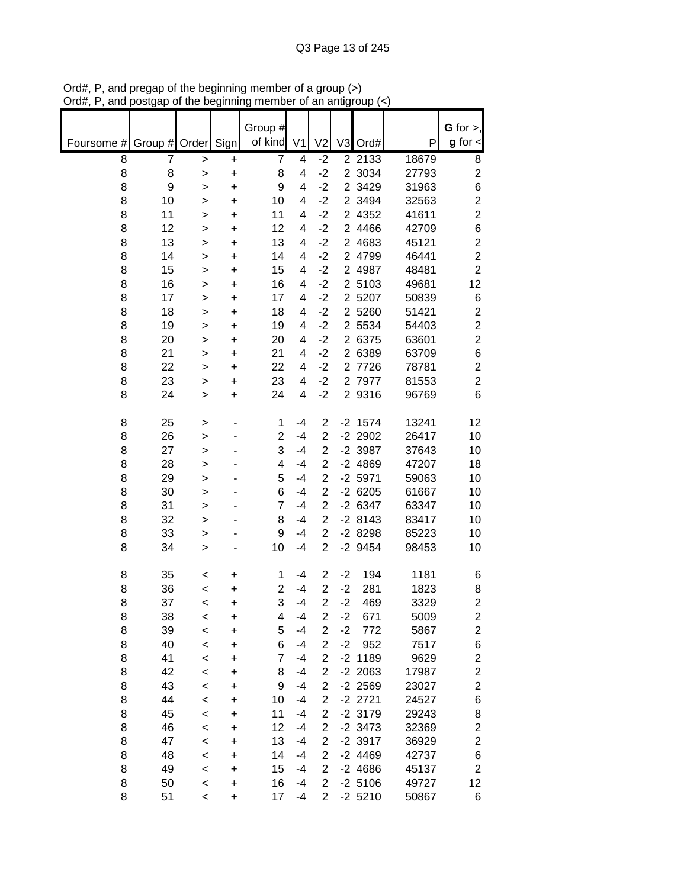Ord#, P, and pregap of the beginning member of a group (>)
Ord#, P, and postgap of the beginning member of an antigroup (<)

| Foursome # | Group # | Order | Sign | Group # of kind | V1 | V2 | V3 | Ord# | P | **G** for >, **g** for < |
|---|---|---|---|---|---|---|---|---|---|---|
| 8 | 7 | > | + | 7 | 4 | -2 | 2 | 2133 | 18679 | 8 |
| 8 | 8 | > | + | 8 | 4 | -2 | 2 | 3034 | 27793 | 2 |
| 8 | 9 | > | + | 9 | 4 | -2 | 2 | 3429 | 31963 | 6 |
| 8 | 10 | > | + | 10 | 4 | -2 | 2 | 3494 | 32563 | 2 |
| 8 | 11 | > | + | 11 | 4 | -2 | 2 | 4352 | 41611 | 2 |
| 8 | 12 | > | + | 12 | 4 | -2 | 2 | 4466 | 42709 | 6 |
| 8 | 13 | > | + | 13 | 4 | -2 | 2 | 4683 | 45121 | 2 |
| 8 | 14 | > | + | 14 | 4 | -2 | 2 | 4799 | 46441 | 2 |
| 8 | 15 | > | + | 15 | 4 | -2 | 2 | 4987 | 48481 | 2 |
| 8 | 16 | > | + | 16 | 4 | -2 | 2 | 5103 | 49681 | 12 |
| 8 | 17 | > | + | 17 | 4 | -2 | 2 | 5207 | 50839 | 6 |
| 8 | 18 | > | + | 18 | 4 | -2 | 2 | 5260 | 51421 | 2 |
| 8 | 19 | > | + | 19 | 4 | -2 | 2 | 5534 | 54403 | 2 |
| 8 | 20 | > | + | 20 | 4 | -2 | 2 | 6375 | 63601 | 2 |
| 8 | 21 | > | + | 21 | 4 | -2 | 2 | 6389 | 63709 | 6 |
| 8 | 22 | > | + | 22 | 4 | -2 | 2 | 7726 | 78781 | 2 |
| 8 | 23 | > | + | 23 | 4 | -2 | 2 | 7977 | 81553 | 2 |
| 8 | 24 | > | + | 24 | 4 | -2 | 2 | 9316 | 96769 | 6 |
| | | | | | | | | | | |
| 8 | 25 | > | - | 1 | -4 | 2 | -2 | 1574 | 13241 | 12 |
| 8 | 26 | > | - | 2 | -4 | 2 | -2 | 2902 | 26417 | 10 |
| 8 | 27 | > | - | 3 | -4 | 2 | -2 | 3987 | 37643 | 10 |
| 8 | 28 | > | - | 4 | -4 | 2 | -2 | 4869 | 47207 | 18 |
| 8 | 29 | > | - | 5 | -4 | 2 | -2 | 5971 | 59063 | 10 |
| 8 | 30 | > | - | 6 | -4 | 2 | -2 | 6205 | 61667 | 10 |
| 8 | 31 | > | - | 7 | -4 | 2 | -2 | 6347 | 63347 | 10 |
| 8 | 32 | > | - | 8 | -4 | 2 | -2 | 8143 | 83417 | 10 |
| 8 | 33 | > | - | 9 | -4 | 2 | -2 | 8298 | 85223 | 10 |
| 8 | 34 | > | - | 10 | -4 | 2 | -2 | 9454 | 98453 | 10 |
| | | | | | | | | | | |
| 8 | 35 | < | + | 1 | -4 | 2 | -2 | 194 | 1181 | 6 |
| 8 | 36 | < | + | 2 | -4 | 2 | -2 | 281 | 1823 | 8 |
| 8 | 37 | < | + | 3 | -4 | 2 | -2 | 469 | 3329 | 2 |
| 8 | 38 | < | + | 4 | -4 | 2 | -2 | 671 | 5009 | 2 |
| 8 | 39 | < | + | 5 | -4 | 2 | -2 | 772 | 5867 | 2 |
| 8 | 40 | < | + | 6 | -4 | 2 | -2 | 952 | 7517 | 6 |
| 8 | 41 | < | + | 7 | -4 | 2 | -2 | 1189 | 9629 | 2 |
| 8 | 42 | < | + | 8 | -4 | 2 | -2 | 2063 | 17987 | 2 |
| 8 | 43 | < | + | 9 | -4 | 2 | -2 | 2569 | 23027 | 2 |
| 8 | 44 | < | + | 10 | -4 | 2 | -2 | 2721 | 24527 | 6 |
| 8 | 45 | < | + | 11 | -4 | 2 | -2 | 3179 | 29243 | 8 |
| 8 | 46 | < | + | 12 | -4 | 2 | -2 | 3473 | 32369 | 2 |
| 8 | 47 | < | + | 13 | -4 | 2 | -2 | 3917 | 36929 | 2 |
| 8 | 48 | < | + | 14 | -4 | 2 | -2 | 4469 | 42737 | 6 |
| 8 | 49 | < | + | 15 | -4 | 2 | -2 | 4686 | 45137 | 2 |
| 8 | 50 | < | + | 16 | -4 | 2 | -2 | 5106 | 49727 | 12 |
| 8 | 51 | < | + | 17 | -4 | 2 | -2 | 5210 | 50867 | 6 |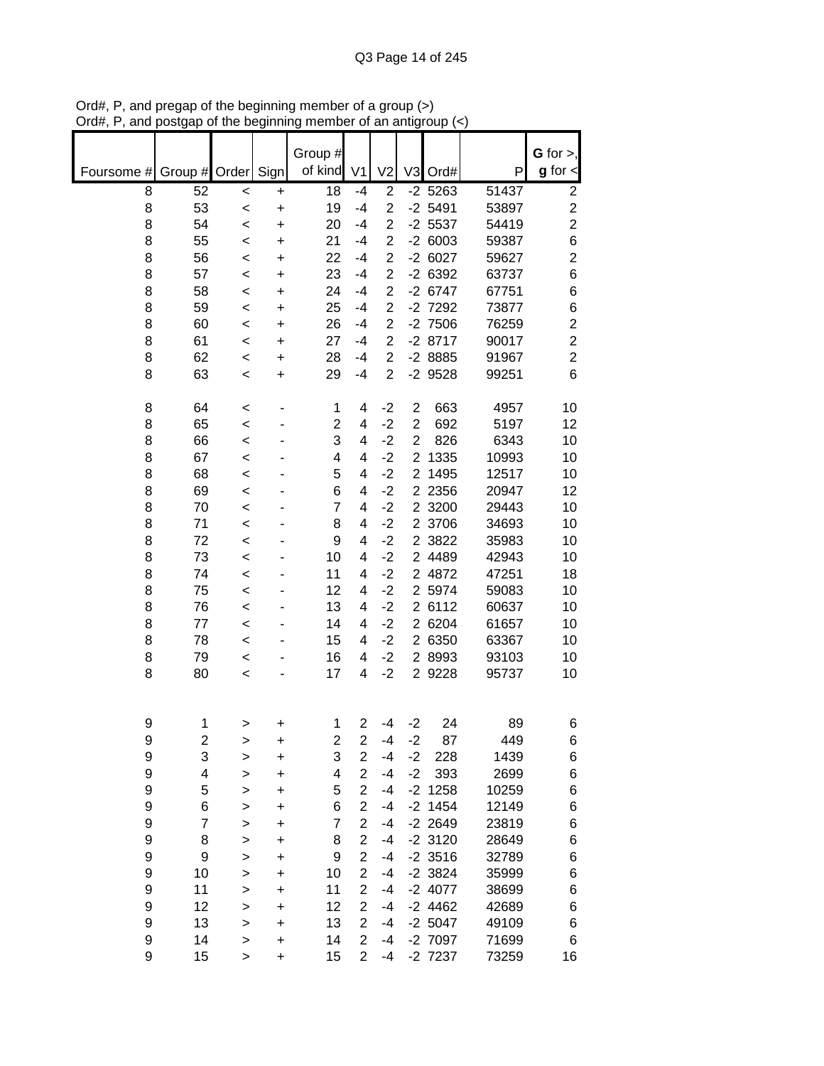Ord#, P, and pregap of the beginning member of a group (>)
Ord#, P, and postgap of the beginning member of an antigroup (<)

| Foursome # | Group # | Order | Sign | Group # of kind | V1 | V2 | V3 | Ord# | P | G for >, g for < |
|---|---|---|---|---|---|---|---|---|---|---|
| 8 | 52 | < | + | 18 | -4 | 2 | -2 | 5263 | 51437 | 2 |
| 8 | 53 | < | + | 19 | -4 | 2 | -2 | 5491 | 53897 | 2 |
| 8 | 54 | < | + | 20 | -4 | 2 | -2 | 5537 | 54419 | 2 |
| 8 | 55 | < | + | 21 | -4 | 2 | -2 | 6003 | 59387 | 6 |
| 8 | 56 | < | + | 22 | -4 | 2 | -2 | 6027 | 59627 | 2 |
| 8 | 57 | < | + | 23 | -4 | 2 | -2 | 6392 | 63737 | 6 |
| 8 | 58 | < | + | 24 | -4 | 2 | -2 | 6747 | 67751 | 6 |
| 8 | 59 | < | + | 25 | -4 | 2 | -2 | 7292 | 73877 | 6 |
| 8 | 60 | < | + | 26 | -4 | 2 | -2 | 7506 | 76259 | 2 |
| 8 | 61 | < | + | 27 | -4 | 2 | -2 | 8717 | 90017 | 2 |
| 8 | 62 | < | + | 28 | -4 | 2 | -2 | 8885 | 91967 | 2 |
| 8 | 63 | < | + | 29 | -4 | 2 | -2 | 9528 | 99251 | 6 |
| | | | | | | | | | | |
| 8 | 64 | < | - | 1 | 4 | -2 | 2 | 663 | 4957 | 10 |
| 8 | 65 | < | - | 2 | 4 | -2 | 2 | 692 | 5197 | 12 |
| 8 | 66 | < | - | 3 | 4 | -2 | 2 | 826 | 6343 | 10 |
| 8 | 67 | < | - | 4 | 4 | -2 | 2 | 1335 | 10993 | 10 |
| 8 | 68 | < | - | 5 | 4 | -2 | 2 | 1495 | 12517 | 10 |
| 8 | 69 | < | - | 6 | 4 | -2 | 2 | 2356 | 20947 | 12 |
| 8 | 70 | < | - | 7 | 4 | -2 | 2 | 3200 | 29443 | 10 |
| 8 | 71 | < | - | 8 | 4 | -2 | 2 | 3706 | 34693 | 10 |
| 8 | 72 | < | - | 9 | 4 | -2 | 2 | 3822 | 35983 | 10 |
| 8 | 73 | < | - | 10 | 4 | -2 | 2 | 4489 | 42943 | 10 |
| 8 | 74 | < | - | 11 | 4 | -2 | 2 | 4872 | 47251 | 18 |
| 8 | 75 | < | - | 12 | 4 | -2 | 2 | 5974 | 59083 | 10 |
| 8 | 76 | < | - | 13 | 4 | -2 | 2 | 6112 | 60637 | 10 |
| 8 | 77 | < | - | 14 | 4 | -2 | 2 | 6204 | 61657 | 10 |
| 8 | 78 | < | - | 15 | 4 | -2 | 2 | 6350 | 63367 | 10 |
| 8 | 79 | < | - | 16 | 4 | -2 | 2 | 8993 | 93103 | 10 |
| 8 | 80 | < | - | 17 | 4 | -2 | 2 | 9228 | 95737 | 10 |
| | | | | | | | | | | |
| 9 | 1 | > | + | 1 | 2 | -4 | -2 | 24 | 89 | 6 |
| 9 | 2 | > | + | 2 | 2 | -4 | -2 | 87 | 449 | 6 |
| 9 | 3 | > | + | 3 | 2 | -4 | -2 | 228 | 1439 | 6 |
| 9 | 4 | > | + | 4 | 2 | -4 | -2 | 393 | 2699 | 6 |
| 9 | 5 | > | + | 5 | 2 | -4 | -2 | 1258 | 10259 | 6 |
| 9 | 6 | > | + | 6 | 2 | -4 | -2 | 1454 | 12149 | 6 |
| 9 | 7 | > | + | 7 | 2 | -4 | -2 | 2649 | 23819 | 6 |
| 9 | 8 | > | + | 8 | 2 | -4 | -2 | 3120 | 28649 | 6 |
| 9 | 9 | > | + | 9 | 2 | -4 | -2 | 3516 | 32789 | 6 |
| 9 | 10 | > | + | 10 | 2 | -4 | -2 | 3824 | 35999 | 6 |
| 9 | 11 | > | + | 11 | 2 | -4 | -2 | 4077 | 38699 | 6 |
| 9 | 12 | > | + | 12 | 2 | -4 | -2 | 4462 | 42689 | 6 |
| 9 | 13 | > | + | 13 | 2 | -4 | -2 | 5047 | 49109 | 6 |
| 9 | 14 | > | + | 14 | 2 | -4 | -2 | 7097 | 71699 | 6 |
| 9 | 15 | > | + | 15 | 2 | -4 | -2 | 7237 | 73259 | 16 |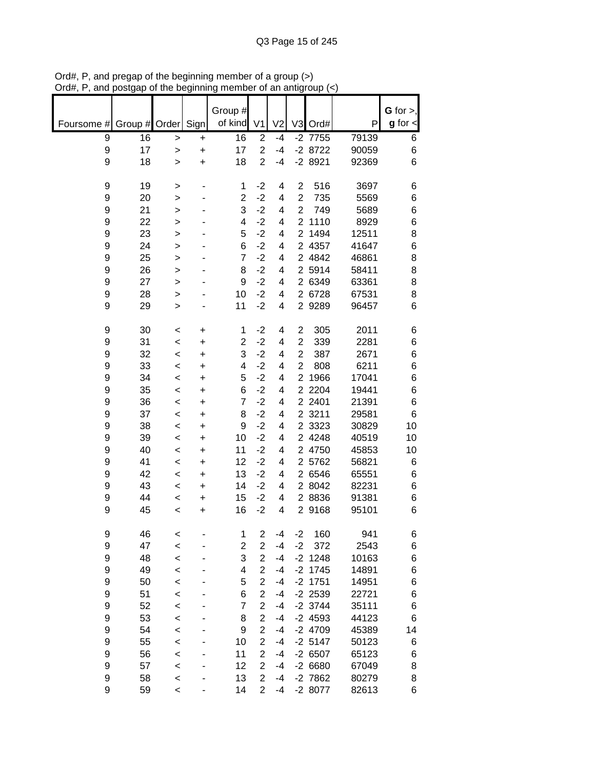Ord#, P, and pregap of the beginning member of a group (>)
Ord#, P, and postgap of the beginning member of an antigroup (<)

| Foursome # | Group # | Order | Sign | Group # of kind | V1 | V2 | V3 | Ord# | P | G for >, g for < |
|---|---|---|---|---|---|---|---|---|---|---|
| 9 | 16 | > | + | 16 | 2 | -4 | -2 | 7755 | 79139 | 6 |
| 9 | 17 | > | + | 17 | 2 | -4 | -2 | 8722 | 90059 | 6 |
| 9 | 18 | > | + | 18 | 2 | -4 | -2 | 8921 | 92369 | 6 |
| | | | | | | | | | | |
| 9 | 19 | > | - | 1 | -2 | 4 | 2 | 516 | 3697 | 6 |
| 9 | 20 | > | - | 2 | -2 | 4 | 2 | 735 | 5569 | 6 |
| 9 | 21 | > | - | 3 | -2 | 4 | 2 | 749 | 5689 | 6 |
| 9 | 22 | > | - | 4 | -2 | 4 | 2 | 1110 | 8929 | 6 |
| 9 | 23 | > | - | 5 | -2 | 4 | 2 | 1494 | 12511 | 8 |
| 9 | 24 | > | - | 6 | -2 | 4 | 2 | 4357 | 41647 | 6 |
| 9 | 25 | > | - | 7 | -2 | 4 | 2 | 4842 | 46861 | 8 |
| 9 | 26 | > | - | 8 | -2 | 4 | 2 | 5914 | 58411 | 8 |
| 9 | 27 | > | - | 9 | -2 | 4 | 2 | 6349 | 63361 | 8 |
| 9 | 28 | > | - | 10 | -2 | 4 | 2 | 6728 | 67531 | 8 |
| 9 | 29 | > | - | 11 | -2 | 4 | 2 | 9289 | 96457 | 6 |
| | | | | | | | | | | |
| 9 | 30 | < | + | 1 | -2 | 4 | 2 | 305 | 2011 | 6 |
| 9 | 31 | < | + | 2 | -2 | 4 | 2 | 339 | 2281 | 6 |
| 9 | 32 | < | + | 3 | -2 | 4 | 2 | 387 | 2671 | 6 |
| 9 | 33 | < | + | 4 | -2 | 4 | 2 | 808 | 6211 | 6 |
| 9 | 34 | < | + | 5 | -2 | 4 | 2 | 1966 | 17041 | 6 |
| 9 | 35 | < | + | 6 | -2 | 4 | 2 | 2204 | 19441 | 6 |
| 9 | 36 | < | + | 7 | -2 | 4 | 2 | 2401 | 21391 | 6 |
| 9 | 37 | < | + | 8 | -2 | 4 | 2 | 3211 | 29581 | 6 |
| 9 | 38 | < | + | 9 | -2 | 4 | 2 | 3323 | 30829 | 10 |
| 9 | 39 | < | + | 10 | -2 | 4 | 2 | 4248 | 40519 | 10 |
| 9 | 40 | < | + | 11 | -2 | 4 | 2 | 4750 | 45853 | 10 |
| 9 | 41 | < | + | 12 | -2 | 4 | 2 | 5762 | 56821 | 6 |
| 9 | 42 | < | + | 13 | -2 | 4 | 2 | 6546 | 65551 | 6 |
| 9 | 43 | < | + | 14 | -2 | 4 | 2 | 8042 | 82231 | 6 |
| 9 | 44 | < | + | 15 | -2 | 4 | 2 | 8836 | 91381 | 6 |
| 9 | 45 | < | + | 16 | -2 | 4 | 2 | 9168 | 95101 | 6 |
| | | | | | | | | | | |
| 9 | 46 | < | - | 1 | 2 | -4 | -2 | 160 | 941 | 6 |
| 9 | 47 | < | - | 2 | 2 | -4 | -2 | 372 | 2543 | 6 |
| 9 | 48 | < | - | 3 | 2 | -4 | -2 | 1248 | 10163 | 6 |
| 9 | 49 | < | - | 4 | 2 | -4 | -2 | 1745 | 14891 | 6 |
| 9 | 50 | < | - | 5 | 2 | -4 | -2 | 1751 | 14951 | 6 |
| 9 | 51 | < | - | 6 | 2 | -4 | -2 | 2539 | 22721 | 6 |
| 9 | 52 | < | - | 7 | 2 | -4 | -2 | 3744 | 35111 | 6 |
| 9 | 53 | < | - | 8 | 2 | -4 | -2 | 4593 | 44123 | 6 |
| 9 | 54 | < | - | 9 | 2 | -4 | -2 | 4709 | 45389 | 14 |
| 9 | 55 | < | - | 10 | 2 | -4 | -2 | 5147 | 50123 | 6 |
| 9 | 56 | < | - | 11 | 2 | -4 | -2 | 6507 | 65123 | 6 |
| 9 | 57 | < | - | 12 | 2 | -4 | -2 | 6680 | 67049 | 8 |
| 9 | 58 | < | - | 13 | 2 | -4 | -2 | 7862 | 80279 | 8 |
| 9 | 59 | < | - | 14 | 2 | -4 | -2 | 8077 | 82613 | 6 |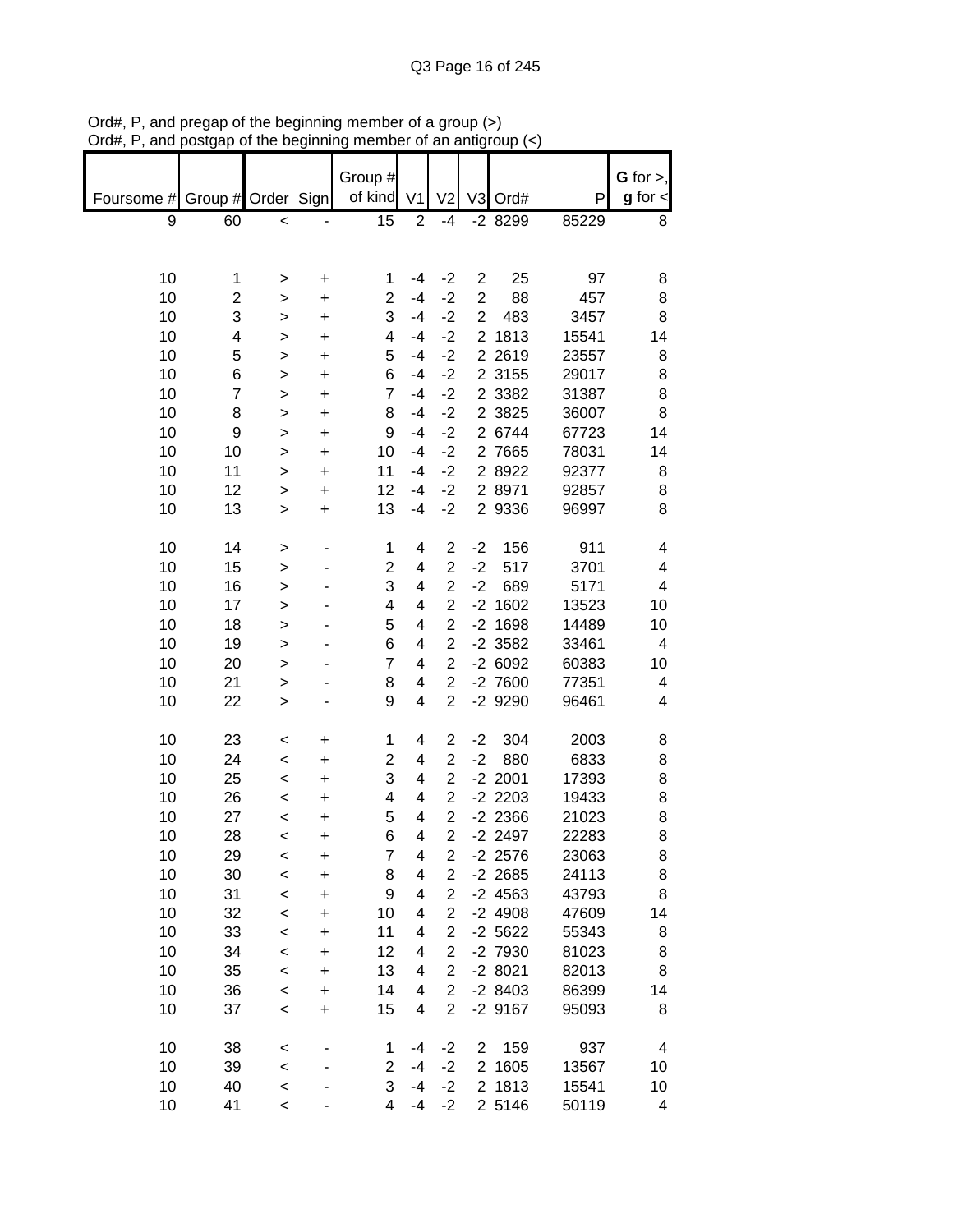Ord#, P, and pregap of the beginning member of a group (>)
Ord#, P, and postgap of the beginning member of an antigroup (<)

| Foursome # | Group # | Order | Sign | Group # of kind | V1 | V2 | V3 | Ord# | P | G for >, g for < |
|---|---|---|---|---|---|---|---|---|---|---|
| 9 | 60 | < | - | 15 | 2 | -4 | -2 | 8299 | 85229 | 8 |
| | | | | | | | | | | |
| 10 | 1 | > | + | 1 | -4 | -2 | 2 | 25 | 97 | 8 |
| 10 | 2 | > | + | 2 | -4 | -2 | 2 | 88 | 457 | 8 |
| 10 | 3 | > | + | 3 | -4 | -2 | 2 | 483 | 3457 | 8 |
| 10 | 4 | > | + | 4 | -4 | -2 | 2 | 1813 | 15541 | 14 |
| 10 | 5 | > | + | 5 | -4 | -2 | 2 | 2619 | 23557 | 8 |
| 10 | 6 | > | + | 6 | -4 | -2 | 2 | 3155 | 29017 | 8 |
| 10 | 7 | > | + | 7 | -4 | -2 | 2 | 3382 | 31387 | 8 |
| 10 | 8 | > | + | 8 | -4 | -2 | 2 | 3825 | 36007 | 8 |
| 10 | 9 | > | + | 9 | -4 | -2 | 2 | 6744 | 67723 | 14 |
| 10 | 10 | > | + | 10 | -4 | -2 | 2 | 7665 | 78031 | 14 |
| 10 | 11 | > | + | 11 | -4 | -2 | 2 | 8922 | 92377 | 8 |
| 10 | 12 | > | + | 12 | -4 | -2 | 2 | 8971 | 92857 | 8 |
| 10 | 13 | > | + | 13 | -4 | -2 | 2 | 9336 | 96997 | 8 |
| | | | | | | | | | | |
| 10 | 14 | > | - | 1 | 4 | 2 | -2 | 156 | 911 | 4 |
| 10 | 15 | > | - | 2 | 4 | 2 | -2 | 517 | 3701 | 4 |
| 10 | 16 | > | - | 3 | 4 | 2 | -2 | 689 | 5171 | 4 |
| 10 | 17 | > | - | 4 | 4 | 2 | -2 | 1602 | 13523 | 10 |
| 10 | 18 | > | - | 5 | 4 | 2 | -2 | 1698 | 14489 | 10 |
| 10 | 19 | > | - | 6 | 4 | 2 | -2 | 3582 | 33461 | 4 |
| 10 | 20 | > | - | 7 | 4 | 2 | -2 | 6092 | 60383 | 10 |
| 10 | 21 | > | - | 8 | 4 | 2 | -2 | 7600 | 77351 | 4 |
| 10 | 22 | > | - | 9 | 4 | 2 | -2 | 9290 | 96461 | 4 |
| | | | | | | | | | | |
| 10 | 23 | < | + | 1 | 4 | 2 | -2 | 304 | 2003 | 8 |
| 10 | 24 | < | + | 2 | 4 | 2 | -2 | 880 | 6833 | 8 |
| 10 | 25 | < | + | 3 | 4 | 2 | -2 | 2001 | 17393 | 8 |
| 10 | 26 | < | + | 4 | 4 | 2 | -2 | 2203 | 19433 | 8 |
| 10 | 27 | < | + | 5 | 4 | 2 | -2 | 2366 | 21023 | 8 |
| 10 | 28 | < | + | 6 | 4 | 2 | -2 | 2497 | 22283 | 8 |
| 10 | 29 | < | + | 7 | 4 | 2 | -2 | 2576 | 23063 | 8 |
| 10 | 30 | < | + | 8 | 4 | 2 | -2 | 2685 | 24113 | 8 |
| 10 | 31 | < | + | 9 | 4 | 2 | -2 | 4563 | 43793 | 8 |
| 10 | 32 | < | + | 10 | 4 | 2 | -2 | 4908 | 47609 | 14 |
| 10 | 33 | < | + | 11 | 4 | 2 | -2 | 5622 | 55343 | 8 |
| 10 | 34 | < | + | 12 | 4 | 2 | -2 | 7930 | 81023 | 8 |
| 10 | 35 | < | + | 13 | 4 | 2 | -2 | 8021 | 82013 | 8 |
| 10 | 36 | < | + | 14 | 4 | 2 | -2 | 8403 | 86399 | 14 |
| 10 | 37 | < | + | 15 | 4 | 2 | -2 | 9167 | 95093 | 8 |
| | | | | | | | | | | |
| 10 | 38 | < | - | 1 | -4 | -2 | 2 | 159 | 937 | 4 |
| 10 | 39 | < | - | 2 | -4 | -2 | 2 | 1605 | 13567 | 10 |
| 10 | 40 | < | - | 3 | -4 | -2 | 2 | 1813 | 15541 | 10 |
| 10 | 41 | < | - | 4 | -4 | -2 | 2 | 5146 | 50119 | 4 |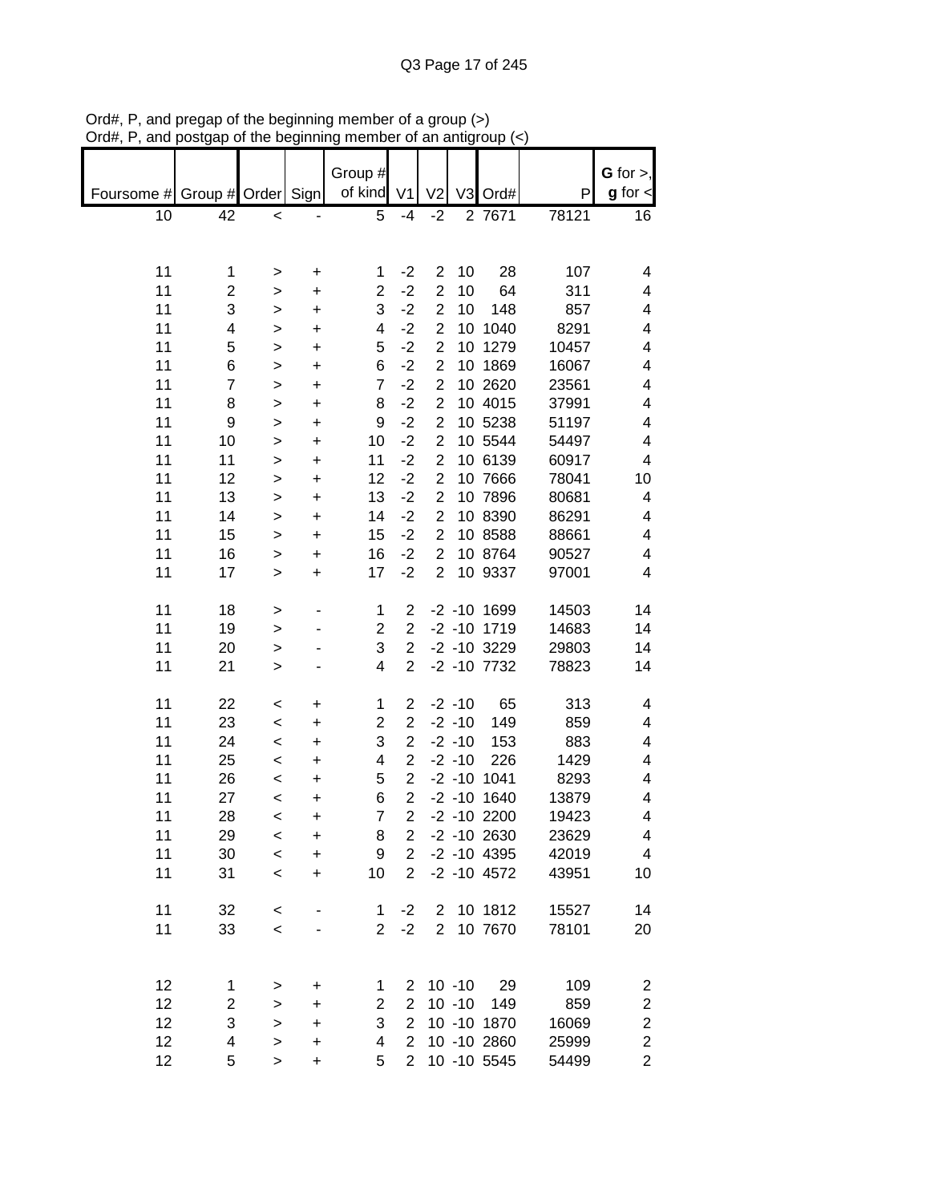Ord#, P, and pregap of the beginning member of a group (>)
Ord#, P, and postgap of the beginning member of an antigroup (<)

| Foursome # | Group # | Order | Sign | Group # of kind | V1 | V2 | V3 | Ord# | P | G for >, g for < |
|---|---|---|---|---|---|---|---|---|---|---|
| 10 | 42 | < | - | 5 | -4 | -2 | 2 | 7671 | 78121 | 16 |
| | | | | | | | | | | |
| 11 | 1 | > | + | 1 | -2 | 2 | 10 | 28 | 107 | 4 |
| 11 | 2 | > | + | 2 | -2 | 2 | 10 | 64 | 311 | 4 |
| 11 | 3 | > | + | 3 | -2 | 2 | 10 | 148 | 857 | 4 |
| 11 | 4 | > | + | 4 | -2 | 2 | 10 | 1040 | 8291 | 4 |
| 11 | 5 | > | + | 5 | -2 | 2 | 10 | 1279 | 10457 | 4 |
| 11 | 6 | > | + | 6 | -2 | 2 | 10 | 1869 | 16067 | 4 |
| 11 | 7 | > | + | 7 | -2 | 2 | 10 | 2620 | 23561 | 4 |
| 11 | 8 | > | + | 8 | -2 | 2 | 10 | 4015 | 37991 | 4 |
| 11 | 9 | > | + | 9 | -2 | 2 | 10 | 5238 | 51197 | 4 |
| 11 | 10 | > | + | 10 | -2 | 2 | 10 | 5544 | 54497 | 4 |
| 11 | 11 | > | + | 11 | -2 | 2 | 10 | 6139 | 60917 | 4 |
| 11 | 12 | > | + | 12 | -2 | 2 | 10 | 7666 | 78041 | 10 |
| 11 | 13 | > | + | 13 | -2 | 2 | 10 | 7896 | 80681 | 4 |
| 11 | 14 | > | + | 14 | -2 | 2 | 10 | 8390 | 86291 | 4 |
| 11 | 15 | > | + | 15 | -2 | 2 | 10 | 8588 | 88661 | 4 |
| 11 | 16 | > | + | 16 | -2 | 2 | 10 | 8764 | 90527 | 4 |
| 11 | 17 | > | + | 17 | -2 | 2 | 10 | 9337 | 97001 | 4 |
| | | | | | | | | | | |
| 11 | 18 | > | - | 1 | 2 | -2 | -10 | 1699 | 14503 | 14 |
| 11 | 19 | > | - | 2 | 2 | -2 | -10 | 1719 | 14683 | 14 |
| 11 | 20 | > | - | 3 | 2 | -2 | -10 | 3229 | 29803 | 14 |
| 11 | 21 | > | - | 4 | 2 | -2 | -10 | 7732 | 78823 | 14 |
| | | | | | | | | | | |
| 11 | 22 | < | + | 1 | 2 | -2 | -10 | 65 | 313 | 4 |
| 11 | 23 | < | + | 2 | 2 | -2 | -10 | 149 | 859 | 4 |
| 11 | 24 | < | + | 3 | 2 | -2 | -10 | 153 | 883 | 4 |
| 11 | 25 | < | + | 4 | 2 | -2 | -10 | 226 | 1429 | 4 |
| 11 | 26 | < | + | 5 | 2 | -2 | -10 | 1041 | 8293 | 4 |
| 11 | 27 | < | + | 6 | 2 | -2 | -10 | 1640 | 13879 | 4 |
| 11 | 28 | < | + | 7 | 2 | -2 | -10 | 2200 | 19423 | 4 |
| 11 | 29 | < | + | 8 | 2 | -2 | -10 | 2630 | 23629 | 4 |
| 11 | 30 | < | + | 9 | 2 | -2 | -10 | 4395 | 42019 | 4 |
| 11 | 31 | < | + | 10 | 2 | -2 | -10 | 4572 | 43951 | 10 |
| | | | | | | | | | | |
| 11 | 32 | < | - | 1 | -2 | 2 | 10 | 1812 | 15527 | 14 |
| 11 | 33 | < | - | 2 | -2 | 2 | 10 | 7670 | 78101 | 20 |
| | | | | | | | | | | |
| 12 | 1 | > | + | 1 | 2 | 10 | -10 | 29 | 109 | 2 |
| 12 | 2 | > | + | 2 | 2 | 10 | -10 | 149 | 859 | 2 |
| 12 | 3 | > | + | 3 | 2 | 10 | -10 | 1870 | 16069 | 2 |
| 12 | 4 | > | + | 4 | 2 | 10 | -10 | 2860 | 25999 | 2 |
| 12 | 5 | > | + | 5 | 2 | 10 | -10 | 5545 | 54499 | 2 |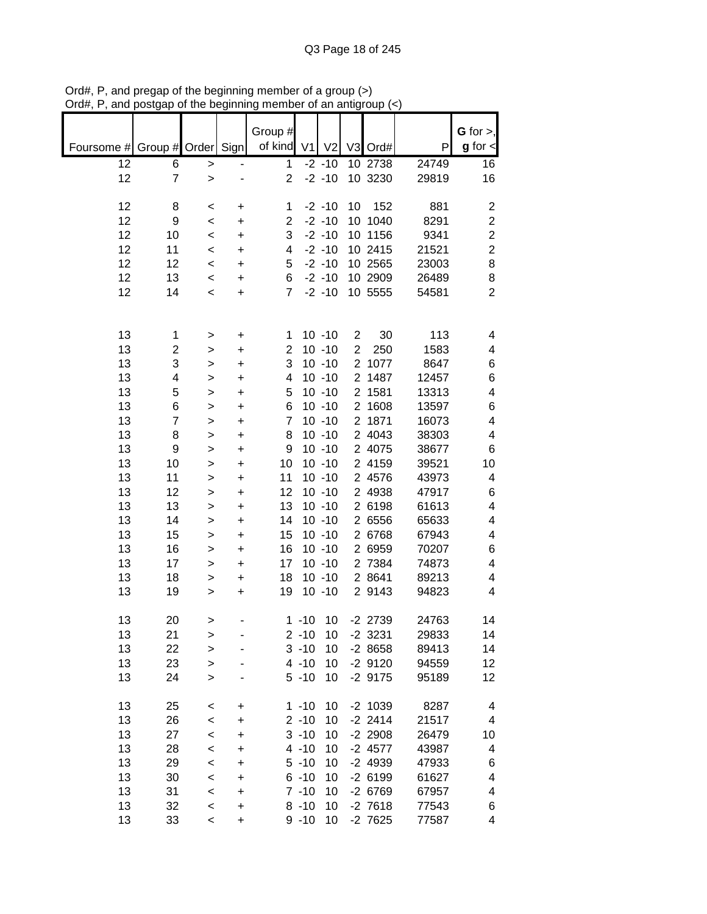Ord#, P, and pregap of the beginning member of a group (>)
Ord#, P, and postgap of the beginning member of an antigroup (<)

| Foursome # | Group # | Order | Sign | Group # of kind | V1 | V2 | V3 | Ord# | P | G for >, g for < |
|---|---|---|---|---|---|---|---|---|---|---|
| 12 | 6 | > | - | 1 | -2 | -10 | 10 | 2738 | 24749 | 16 |
| 12 | 7 | > | - | 2 | -2 | -10 | 10 | 3230 | 29819 | 16 |
| | | | | | | | | | | |
| 12 | 8 | < | + | 1 | -2 | -10 | 10 | 152 | 881 | 2 |
| 12 | 9 | < | + | 2 | -2 | -10 | 10 | 1040 | 8291 | 2 |
| 12 | 10 | < | + | 3 | -2 | -10 | 10 | 1156 | 9341 | 2 |
| 12 | 11 | < | + | 4 | -2 | -10 | 10 | 2415 | 21521 | 2 |
| 12 | 12 | < | + | 5 | -2 | -10 | 10 | 2565 | 23003 | 8 |
| 12 | 13 | < | + | 6 | -2 | -10 | 10 | 2909 | 26489 | 8 |
| 12 | 14 | < | + | 7 | -2 | -10 | 10 | 5555 | 54581 | 2 |
| | | | | | | | | | | |
| 13 | 1 | > | + | 1 | 10 | -10 | 2 | 30 | 113 | 4 |
| 13 | 2 | > | + | 2 | 10 | -10 | 2 | 250 | 1583 | 4 |
| 13 | 3 | > | + | 3 | 10 | -10 | 2 | 1077 | 8647 | 6 |
| 13 | 4 | > | + | 4 | 10 | -10 | 2 | 1487 | 12457 | 6 |
| 13 | 5 | > | + | 5 | 10 | -10 | 2 | 1581 | 13313 | 4 |
| 13 | 6 | > | + | 6 | 10 | -10 | 2 | 1608 | 13597 | 6 |
| 13 | 7 | > | + | 7 | 10 | -10 | 2 | 1871 | 16073 | 4 |
| 13 | 8 | > | + | 8 | 10 | -10 | 2 | 4043 | 38303 | 4 |
| 13 | 9 | > | + | 9 | 10 | -10 | 2 | 4075 | 38677 | 6 |
| 13 | 10 | > | + | 10 | 10 | -10 | 2 | 4159 | 39521 | 10 |
| 13 | 11 | > | + | 11 | 10 | -10 | 2 | 4576 | 43973 | 4 |
| 13 | 12 | > | + | 12 | 10 | -10 | 2 | 4938 | 47917 | 6 |
| 13 | 13 | > | + | 13 | 10 | -10 | 2 | 6198 | 61613 | 4 |
| 13 | 14 | > | + | 14 | 10 | -10 | 2 | 6556 | 65633 | 4 |
| 13 | 15 | > | + | 15 | 10 | -10 | 2 | 6768 | 67943 | 4 |
| 13 | 16 | > | + | 16 | 10 | -10 | 2 | 6959 | 70207 | 6 |
| 13 | 17 | > | + | 17 | 10 | -10 | 2 | 7384 | 74873 | 4 |
| 13 | 18 | > | + | 18 | 10 | -10 | 2 | 8641 | 89213 | 4 |
| 13 | 19 | > | + | 19 | 10 | -10 | 2 | 9143 | 94823 | 4 |
| | | | | | | | | | | |
| 13 | 20 | > | - | 1 | -10 | 10 | -2 | 2739 | 24763 | 14 |
| 13 | 21 | > | - | 2 | -10 | 10 | -2 | 3231 | 29833 | 14 |
| 13 | 22 | > | - | 3 | -10 | 10 | -2 | 8658 | 89413 | 14 |
| 13 | 23 | > | - | 4 | -10 | 10 | -2 | 9120 | 94559 | 12 |
| 13 | 24 | > | - | 5 | -10 | 10 | -2 | 9175 | 95189 | 12 |
| | | | | | | | | | | |
| 13 | 25 | < | + | 1 | -10 | 10 | -2 | 1039 | 8287 | 4 |
| 13 | 26 | < | + | 2 | -10 | 10 | -2 | 2414 | 21517 | 4 |
| 13 | 27 | < | + | 3 | -10 | 10 | -2 | 2908 | 26479 | 10 |
| 13 | 28 | < | + | 4 | -10 | 10 | -2 | 4577 | 43987 | 4 |
| 13 | 29 | < | + | 5 | -10 | 10 | -2 | 4939 | 47933 | 6 |
| 13 | 30 | < | + | 6 | -10 | 10 | -2 | 6199 | 61627 | 4 |
| 13 | 31 | < | + | 7 | -10 | 10 | -2 | 6769 | 67957 | 4 |
| 13 | 32 | < | + | 8 | -10 | 10 | -2 | 7618 | 77543 | 6 |
| 13 | 33 | < | + | 9 | -10 | 10 | -2 | 7625 | 77587 | 4 |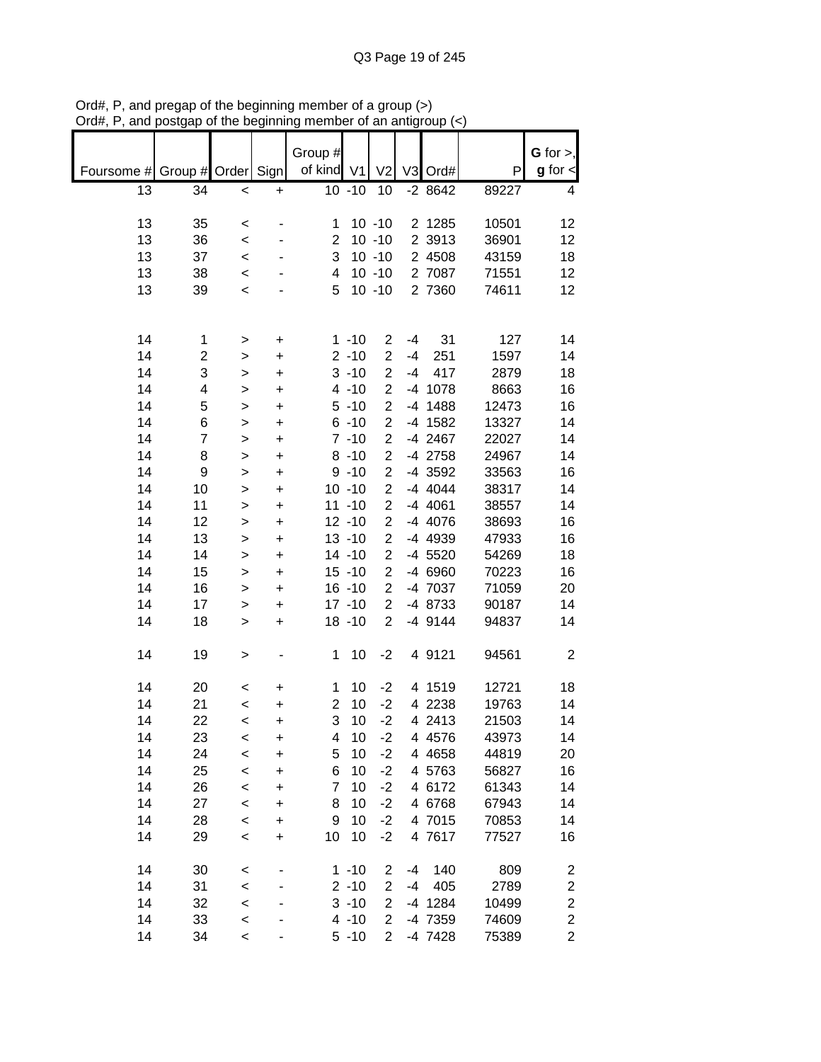Ord#, P, and pregap of the beginning member of a group (>)
Ord#, P, and postgap of the beginning member of an antigroup (<)

| Foursome # | Group # | Order | Sign | Group # of kind | V1 | V2 | V3 | Ord# | P | G for >, g for < |
|---|---|---|---|---|---|---|---|---|---|---|
| 13 | 34 | < | + | 10 | -10 | 10 | -2 | 8642 | 89227 | 4 |
| | | | | | | | | | | |
| 13 | 35 | < | - | 1 | 10 | -10 | 2 | 1285 | 10501 | 12 |
| 13 | 36 | < | - | 2 | 10 | -10 | 2 | 3913 | 36901 | 12 |
| 13 | 37 | < | - | 3 | 10 | -10 | 2 | 4508 | 43159 | 18 |
| 13 | 38 | < | - | 4 | 10 | -10 | 2 | 7087 | 71551 | 12 |
| 13 | 39 | < | - | 5 | 10 | -10 | 2 | 7360 | 74611 | 12 |
| | | | | | | | | | | |
| 14 | 1 | > | + | 1 | -10 | 2 | -4 | 31 | 127 | 14 |
| 14 | 2 | > | + | 2 | -10 | 2 | -4 | 251 | 1597 | 14 |
| 14 | 3 | > | + | 3 | -10 | 2 | -4 | 417 | 2879 | 18 |
| 14 | 4 | > | + | 4 | -10 | 2 | -4 | 1078 | 8663 | 16 |
| 14 | 5 | > | + | 5 | -10 | 2 | -4 | 1488 | 12473 | 16 |
| 14 | 6 | > | + | 6 | -10 | 2 | -4 | 1582 | 13327 | 14 |
| 14 | 7 | > | + | 7 | -10 | 2 | -4 | 2467 | 22027 | 14 |
| 14 | 8 | > | + | 8 | -10 | 2 | -4 | 2758 | 24967 | 14 |
| 14 | 9 | > | + | 9 | -10 | 2 | -4 | 3592 | 33563 | 16 |
| 14 | 10 | > | + | 10 | -10 | 2 | -4 | 4044 | 38317 | 14 |
| 14 | 11 | > | + | 11 | -10 | 2 | -4 | 4061 | 38557 | 14 |
| 14 | 12 | > | + | 12 | -10 | 2 | -4 | 4076 | 38693 | 16 |
| 14 | 13 | > | + | 13 | -10 | 2 | -4 | 4939 | 47933 | 16 |
| 14 | 14 | > | + | 14 | -10 | 2 | -4 | 5520 | 54269 | 18 |
| 14 | 15 | > | + | 15 | -10 | 2 | -4 | 6960 | 70223 | 16 |
| 14 | 16 | > | + | 16 | -10 | 2 | -4 | 7037 | 71059 | 20 |
| 14 | 17 | > | + | 17 | -10 | 2 | -4 | 8733 | 90187 | 14 |
| 14 | 18 | > | + | 18 | -10 | 2 | -4 | 9144 | 94837 | 14 |
| | | | | | | | | | | |
| 14 | 19 | > | - | 1 | 10 | -2 | 4 | 9121 | 94561 | 2 |
| | | | | | | | | | | |
| 14 | 20 | < | + | 1 | 10 | -2 | 4 | 1519 | 12721 | 18 |
| 14 | 21 | < | + | 2 | 10 | -2 | 4 | 2238 | 19763 | 14 |
| 14 | 22 | < | + | 3 | 10 | -2 | 4 | 2413 | 21503 | 14 |
| 14 | 23 | < | + | 4 | 10 | -2 | 4 | 4576 | 43973 | 14 |
| 14 | 24 | < | + | 5 | 10 | -2 | 4 | 4658 | 44819 | 20 |
| 14 | 25 | < | + | 6 | 10 | -2 | 4 | 5763 | 56827 | 16 |
| 14 | 26 | < | + | 7 | 10 | -2 | 4 | 6172 | 61343 | 14 |
| 14 | 27 | < | + | 8 | 10 | -2 | 4 | 6768 | 67943 | 14 |
| 14 | 28 | < | + | 9 | 10 | -2 | 4 | 7015 | 70853 | 14 |
| 14 | 29 | < | + | 10 | 10 | -2 | 4 | 7617 | 77527 | 16 |
| | | | | | | | | | | |
| 14 | 30 | < | - | 1 | -10 | 2 | -4 | 140 | 809 | 2 |
| 14 | 31 | < | - | 2 | -10 | 2 | -4 | 405 | 2789 | 2 |
| 14 | 32 | < | - | 3 | -10 | 2 | -4 | 1284 | 10499 | 2 |
| 14 | 33 | < | - | 4 | -10 | 2 | -4 | 7359 | 74609 | 2 |
| 14 | 34 | < | - | 5 | -10 | 2 | -4 | 7428 | 75389 | 2 |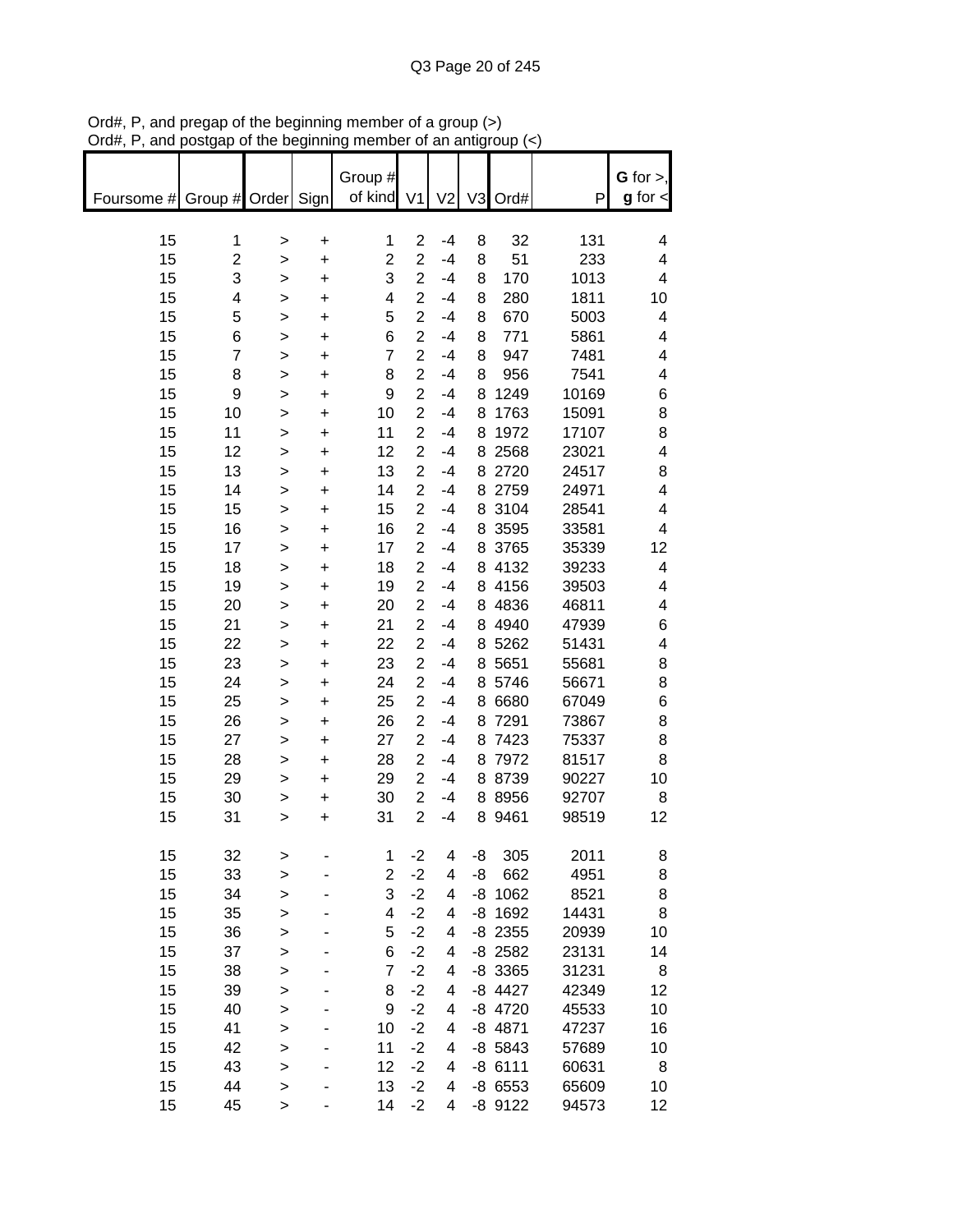Ord#, P, and pregap of the beginning member of a group (>)
Ord#, P, and postgap of the beginning member of an antigroup (<)

| Foursome # | Group # | Order | Sign | Group # of kind | V1 | V2 | V3 | Ord# | P | G for >, g for < |
|---|---|---|---|---|---|---|---|---|---|---|
| 15 | 1 | > | + | 1 | 2 | -4 | 8 | 32 | 131 | 4 |
| 15 | 2 | > | + | 2 | 2 | -4 | 8 | 51 | 233 | 4 |
| 15 | 3 | > | + | 3 | 2 | -4 | 8 | 170 | 1013 | 4 |
| 15 | 4 | > | + | 4 | 2 | -4 | 8 | 280 | 1811 | 10 |
| 15 | 5 | > | + | 5 | 2 | -4 | 8 | 670 | 5003 | 4 |
| 15 | 6 | > | + | 6 | 2 | -4 | 8 | 771 | 5861 | 4 |
| 15 | 7 | > | + | 7 | 2 | -4 | 8 | 947 | 7481 | 4 |
| 15 | 8 | > | + | 8 | 2 | -4 | 8 | 956 | 7541 | 4 |
| 15 | 9 | > | + | 9 | 2 | -4 | 8 | 1249 | 10169 | 6 |
| 15 | 10 | > | + | 10 | 2 | -4 | 8 | 1763 | 15091 | 8 |
| 15 | 11 | > | + | 11 | 2 | -4 | 8 | 1972 | 17107 | 8 |
| 15 | 12 | > | + | 12 | 2 | -4 | 8 | 2568 | 23021 | 4 |
| 15 | 13 | > | + | 13 | 2 | -4 | 8 | 2720 | 24517 | 8 |
| 15 | 14 | > | + | 14 | 2 | -4 | 8 | 2759 | 24971 | 4 |
| 15 | 15 | > | + | 15 | 2 | -4 | 8 | 3104 | 28541 | 4 |
| 15 | 16 | > | + | 16 | 2 | -4 | 8 | 3595 | 33581 | 4 |
| 15 | 17 | > | + | 17 | 2 | -4 | 8 | 3765 | 35339 | 12 |
| 15 | 18 | > | + | 18 | 2 | -4 | 8 | 4132 | 39233 | 4 |
| 15 | 19 | > | + | 19 | 2 | -4 | 8 | 4156 | 39503 | 4 |
| 15 | 20 | > | + | 20 | 2 | -4 | 8 | 4836 | 46811 | 4 |
| 15 | 21 | > | + | 21 | 2 | -4 | 8 | 4940 | 47939 | 6 |
| 15 | 22 | > | + | 22 | 2 | -4 | 8 | 5262 | 51431 | 4 |
| 15 | 23 | > | + | 23 | 2 | -4 | 8 | 5651 | 55681 | 8 |
| 15 | 24 | > | + | 24 | 2 | -4 | 8 | 5746 | 56671 | 8 |
| 15 | 25 | > | + | 25 | 2 | -4 | 8 | 6680 | 67049 | 6 |
| 15 | 26 | > | + | 26 | 2 | -4 | 8 | 7291 | 73867 | 8 |
| 15 | 27 | > | + | 27 | 2 | -4 | 8 | 7423 | 75337 | 8 |
| 15 | 28 | > | + | 28 | 2 | -4 | 8 | 7972 | 81517 | 8 |
| 15 | 29 | > | + | 29 | 2 | -4 | 8 | 8739 | 90227 | 10 |
| 15 | 30 | > | + | 30 | 2 | -4 | 8 | 8956 | 92707 | 8 |
| 15 | 31 | > | + | 31 | 2 | -4 | 8 | 9461 | 98519 | 12 |
| 15 | 32 | > | - | 1 | -2 | 4 | -8 | 305 | 2011 | 8 |
| 15 | 33 | > | - | 2 | -2 | 4 | -8 | 662 | 4951 | 8 |
| 15 | 34 | > | - | 3 | -2 | 4 | -8 | 1062 | 8521 | 8 |
| 15 | 35 | > | - | 4 | -2 | 4 | -8 | 1692 | 14431 | 8 |
| 15 | 36 | > | - | 5 | -2 | 4 | -8 | 2355 | 20939 | 10 |
| 15 | 37 | > | - | 6 | -2 | 4 | -8 | 2582 | 23131 | 14 |
| 15 | 38 | > | - | 7 | -2 | 4 | -8 | 3365 | 31231 | 8 |
| 15 | 39 | > | - | 8 | -2 | 4 | -8 | 4427 | 42349 | 12 |
| 15 | 40 | > | - | 9 | -2 | 4 | -8 | 4720 | 45533 | 10 |
| 15 | 41 | > | - | 10 | -2 | 4 | -8 | 4871 | 47237 | 16 |
| 15 | 42 | > | - | 11 | -2 | 4 | -8 | 5843 | 57689 | 10 |
| 15 | 43 | > | - | 12 | -2 | 4 | -8 | 6111 | 60631 | 8 |
| 15 | 44 | > | - | 13 | -2 | 4 | -8 | 6553 | 65609 | 10 |
| 15 | 45 | > | - | 14 | -2 | 4 | -8 | 9122 | 94573 | 12 |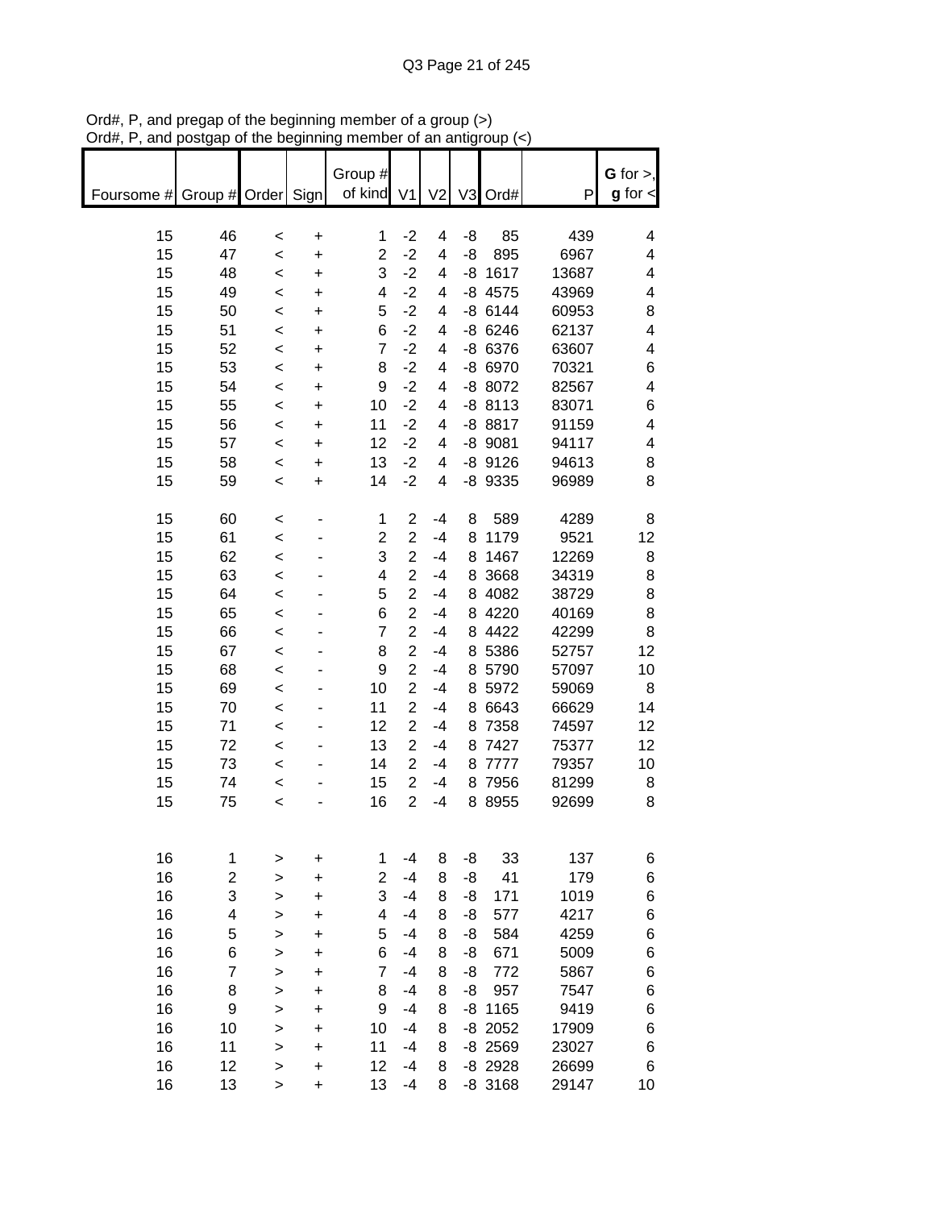Ord#, P, and pregap of the beginning member of a group (>)
Ord#, P, and postgap of the beginning member of an antigroup (<)

| Foursome # | Group # | Order | Sign | Group # of kind | V1 | V2 | V3 | Ord# | P | G for >, g for < |
|---|---|---|---|---|---|---|---|---|---|---|
| 15 | 46 | < | + | 1 | -2 | 4 | -8 | 85 | 439 | 4 |
| 15 | 47 | < | + | 2 | -2 | 4 | -8 | 895 | 6967 | 4 |
| 15 | 48 | < | + | 3 | -2 | 4 | -8 | 1617 | 13687 | 4 |
| 15 | 49 | < | + | 4 | -2 | 4 | -8 | 4575 | 43969 | 4 |
| 15 | 50 | < | + | 5 | -2 | 4 | -8 | 6144 | 60953 | 8 |
| 15 | 51 | < | + | 6 | -2 | 4 | -8 | 6246 | 62137 | 4 |
| 15 | 52 | < | + | 7 | -2 | 4 | -8 | 6376 | 63607 | 4 |
| 15 | 53 | < | + | 8 | -2 | 4 | -8 | 6970 | 70321 | 6 |
| 15 | 54 | < | + | 9 | -2 | 4 | -8 | 8072 | 82567 | 4 |
| 15 | 55 | < | + | 10 | -2 | 4 | -8 | 8113 | 83071 | 6 |
| 15 | 56 | < | + | 11 | -2 | 4 | -8 | 8817 | 91159 | 4 |
| 15 | 57 | < | + | 12 | -2 | 4 | -8 | 9081 | 94117 | 4 |
| 15 | 58 | < | + | 13 | -2 | 4 | -8 | 9126 | 94613 | 8 |
| 15 | 59 | < | + | 14 | -2 | 4 | -8 | 9335 | 96989 | 8 |
| 15 | 60 | < | - | 1 | 2 | -4 | 8 | 589 | 4289 | 8 |
| 15 | 61 | < | - | 2 | 2 | -4 | 8 | 1179 | 9521 | 12 |
| 15 | 62 | < | - | 3 | 2 | -4 | 8 | 1467 | 12269 | 8 |
| 15 | 63 | < | - | 4 | 2 | -4 | 8 | 3668 | 34319 | 8 |
| 15 | 64 | < | - | 5 | 2 | -4 | 8 | 4082 | 38729 | 8 |
| 15 | 65 | < | - | 6 | 2 | -4 | 8 | 4220 | 40169 | 8 |
| 15 | 66 | < | - | 7 | 2 | -4 | 8 | 4422 | 42299 | 8 |
| 15 | 67 | < | - | 8 | 2 | -4 | 8 | 5386 | 52757 | 12 |
| 15 | 68 | < | - | 9 | 2 | -4 | 8 | 5790 | 57097 | 10 |
| 15 | 69 | < | - | 10 | 2 | -4 | 8 | 5972 | 59069 | 8 |
| 15 | 70 | < | - | 11 | 2 | -4 | 8 | 6643 | 66629 | 14 |
| 15 | 71 | < | - | 12 | 2 | -4 | 8 | 7358 | 74597 | 12 |
| 15 | 72 | < | - | 13 | 2 | -4 | 8 | 7427 | 75377 | 12 |
| 15 | 73 | < | - | 14 | 2 | -4 | 8 | 7777 | 79357 | 10 |
| 15 | 74 | < | - | 15 | 2 | -4 | 8 | 7956 | 81299 | 8 |
| 15 | 75 | < | - | 16 | 2 | -4 | 8 | 8955 | 92699 | 8 |
| 16 | 1 | > | + | 1 | -4 | 8 | -8 | 33 | 137 | 6 |
| 16 | 2 | > | + | 2 | -4 | 8 | -8 | 41 | 179 | 6 |
| 16 | 3 | > | + | 3 | -4 | 8 | -8 | 171 | 1019 | 6 |
| 16 | 4 | > | + | 4 | -4 | 8 | -8 | 577 | 4217 | 6 |
| 16 | 5 | > | + | 5 | -4 | 8 | -8 | 584 | 4259 | 6 |
| 16 | 6 | > | + | 6 | -4 | 8 | -8 | 671 | 5009 | 6 |
| 16 | 7 | > | + | 7 | -4 | 8 | -8 | 772 | 5867 | 6 |
| 16 | 8 | > | + | 8 | -4 | 8 | -8 | 957 | 7547 | 6 |
| 16 | 9 | > | + | 9 | -4 | 8 | -8 | 1165 | 9419 | 6 |
| 16 | 10 | > | + | 10 | -4 | 8 | -8 | 2052 | 17909 | 6 |
| 16 | 11 | > | + | 11 | -4 | 8 | -8 | 2569 | 23027 | 6 |
| 16 | 12 | > | + | 12 | -4 | 8 | -8 | 2928 | 26699 | 6 |
| 16 | 13 | > | + | 13 | -4 | 8 | -8 | 3168 | 29147 | 10 |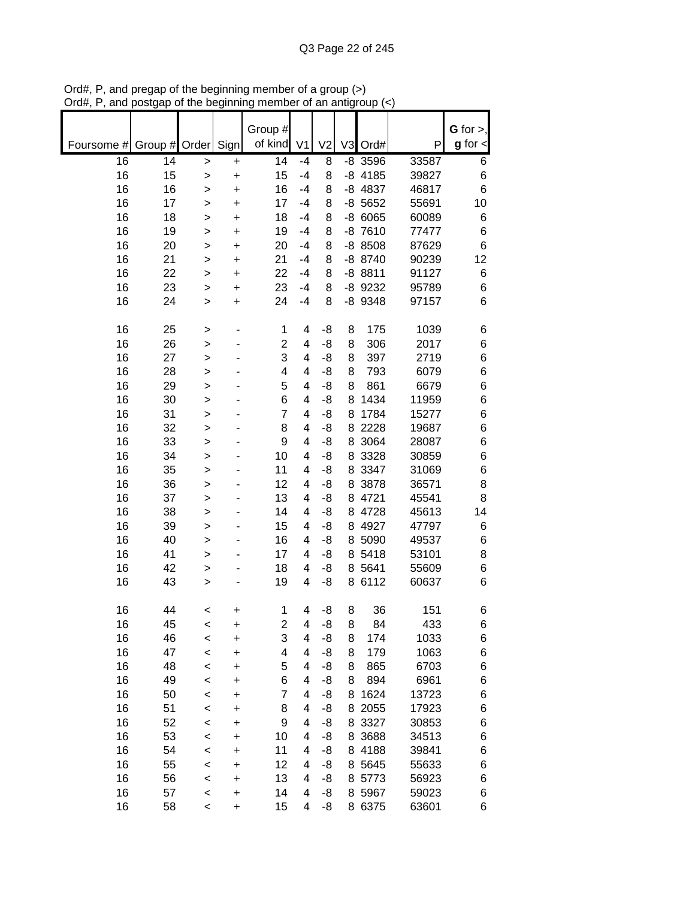Ord#, P, and pregap of the beginning member of a group (>)
Ord#, P, and postgap of the beginning member of an antigroup (<)

| Foursome # | Group # | Order | Sign | Group # of kind | V1 | V2 | V3 | Ord# | P | G for >, g for < |
|---|---|---|---|---|---|---|---|---|---|---|
| 16 | 14 | > | + | 14 | -4 | 8 | -8 | 3596 | 33587 | 6 |
| 16 | 15 | > | + | 15 | -4 | 8 | -8 | 4185 | 39827 | 6 |
| 16 | 16 | > | + | 16 | -4 | 8 | -8 | 4837 | 46817 | 6 |
| 16 | 17 | > | + | 17 | -4 | 8 | -8 | 5652 | 55691 | 10 |
| 16 | 18 | > | + | 18 | -4 | 8 | -8 | 6065 | 60089 | 6 |
| 16 | 19 | > | + | 19 | -4 | 8 | -8 | 7610 | 77477 | 6 |
| 16 | 20 | > | + | 20 | -4 | 8 | -8 | 8508 | 87629 | 6 |
| 16 | 21 | > | + | 21 | -4 | 8 | -8 | 8740 | 90239 | 12 |
| 16 | 22 | > | + | 22 | -4 | 8 | -8 | 8811 | 91127 | 6 |
| 16 | 23 | > | + | 23 | -4 | 8 | -8 | 9232 | 95789 | 6 |
| 16 | 24 | > | + | 24 | -4 | 8 | -8 | 9348 | 97157 | 6 |
| | | | | | | | | | | |
| 16 | 25 | > | - | 1 | 4 | -8 | 8 | 175 | 1039 | 6 |
| 16 | 26 | > | - | 2 | 4 | -8 | 8 | 306 | 2017 | 6 |
| 16 | 27 | > | - | 3 | 4 | -8 | 8 | 397 | 2719 | 6 |
| 16 | 28 | > | - | 4 | 4 | -8 | 8 | 793 | 6079 | 6 |
| 16 | 29 | > | - | 5 | 4 | -8 | 8 | 861 | 6679 | 6 |
| 16 | 30 | > | - | 6 | 4 | -8 | 8 | 1434 | 11959 | 6 |
| 16 | 31 | > | - | 7 | 4 | -8 | 8 | 1784 | 15277 | 6 |
| 16 | 32 | > | - | 8 | 4 | -8 | 8 | 2228 | 19687 | 6 |
| 16 | 33 | > | - | 9 | 4 | -8 | 8 | 3064 | 28087 | 6 |
| 16 | 34 | > | - | 10 | 4 | -8 | 8 | 3328 | 30859 | 6 |
| 16 | 35 | > | - | 11 | 4 | -8 | 8 | 3347 | 31069 | 6 |
| 16 | 36 | > | - | 12 | 4 | -8 | 8 | 3878 | 36571 | 8 |
| 16 | 37 | > | - | 13 | 4 | -8 | 8 | 4721 | 45541 | 8 |
| 16 | 38 | > | - | 14 | 4 | -8 | 8 | 4728 | 45613 | 14 |
| 16 | 39 | > | - | 15 | 4 | -8 | 8 | 4927 | 47797 | 6 |
| 16 | 40 | > | - | 16 | 4 | -8 | 8 | 5090 | 49537 | 6 |
| 16 | 41 | > | - | 17 | 4 | -8 | 8 | 5418 | 53101 | 8 |
| 16 | 42 | > | - | 18 | 4 | -8 | 8 | 5641 | 55609 | 6 |
| 16 | 43 | > | - | 19 | 4 | -8 | 8 | 6112 | 60637 | 6 |
| | | | | | | | | | | |
| 16 | 44 | < | + | 1 | 4 | -8 | 8 | 36 | 151 | 6 |
| 16 | 45 | < | + | 2 | 4 | -8 | 8 | 84 | 433 | 6 |
| 16 | 46 | < | + | 3 | 4 | -8 | 8 | 174 | 1033 | 6 |
| 16 | 47 | < | + | 4 | 4 | -8 | 8 | 179 | 1063 | 6 |
| 16 | 48 | < | + | 5 | 4 | -8 | 8 | 865 | 6703 | 6 |
| 16 | 49 | < | + | 6 | 4 | -8 | 8 | 894 | 6961 | 6 |
| 16 | 50 | < | + | 7 | 4 | -8 | 8 | 1624 | 13723 | 6 |
| 16 | 51 | < | + | 8 | 4 | -8 | 8 | 2055 | 17923 | 6 |
| 16 | 52 | < | + | 9 | 4 | -8 | 8 | 3327 | 30853 | 6 |
| 16 | 53 | < | + | 10 | 4 | -8 | 8 | 3688 | 34513 | 6 |
| 16 | 54 | < | + | 11 | 4 | -8 | 8 | 4188 | 39841 | 6 |
| 16 | 55 | < | + | 12 | 4 | -8 | 8 | 5645 | 55633 | 6 |
| 16 | 56 | < | + | 13 | 4 | -8 | 8 | 5773 | 56923 | 6 |
| 16 | 57 | < | + | 14 | 4 | -8 | 8 | 5967 | 59023 | 6 |
| 16 | 58 | < | + | 15 | 4 | -8 | 8 | 6375 | 63601 | 6 |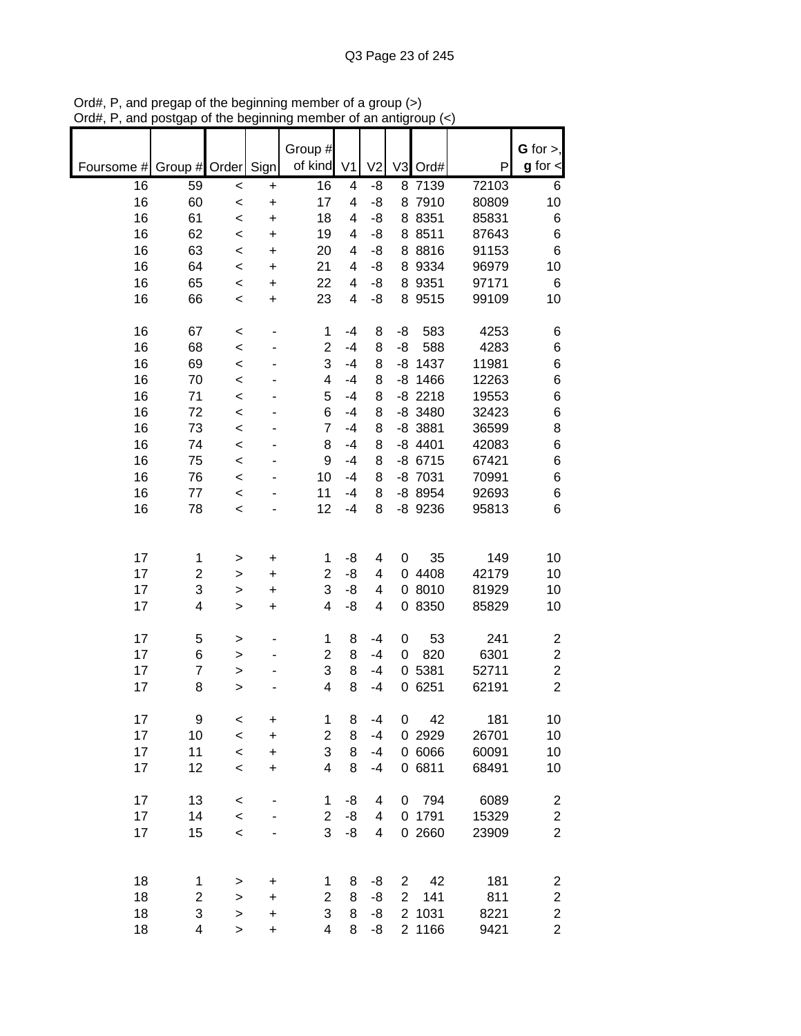Ord#, P, and pregap of the beginning member of a group (>)
Ord#, P, and postgap of the beginning member of an antigroup (<)

| Foursome # | Group # | Order | Sign | Group # of kind | V1 | V2 | V3 | Ord# | P | G for >, g for < |
|---|---|---|---|---|---|---|---|---|---|---|
| 16 | 59 | < | + | 16 | 4 | -8 | 8 | 7139 | 72103 | 6 |
| 16 | 60 | < | + | 17 | 4 | -8 | 8 | 7910 | 80809 | 10 |
| 16 | 61 | < | + | 18 | 4 | -8 | 8 | 8351 | 85831 | 6 |
| 16 | 62 | < | + | 19 | 4 | -8 | 8 | 8511 | 87643 | 6 |
| 16 | 63 | < | + | 20 | 4 | -8 | 8 | 8816 | 91153 | 6 |
| 16 | 64 | < | + | 21 | 4 | -8 | 8 | 9334 | 96979 | 10 |
| 16 | 65 | < | + | 22 | 4 | -8 | 8 | 9351 | 97171 | 6 |
| 16 | 66 | < | + | 23 | 4 | -8 | 8 | 9515 | 99109 | 10 |
| | | | | | | | | | | |
| 16 | 67 | < | - | 1 | -4 | 8 | -8 | 583 | 4253 | 6 |
| 16 | 68 | < | - | 2 | -4 | 8 | -8 | 588 | 4283 | 6 |
| 16 | 69 | < | - | 3 | -4 | 8 | -8 | 1437 | 11981 | 6 |
| 16 | 70 | < | - | 4 | -4 | 8 | -8 | 1466 | 12263 | 6 |
| 16 | 71 | < | - | 5 | -4 | 8 | -8 | 2218 | 19553 | 6 |
| 16 | 72 | < | - | 6 | -4 | 8 | -8 | 3480 | 32423 | 6 |
| 16 | 73 | < | - | 7 | -4 | 8 | -8 | 3881 | 36599 | 8 |
| 16 | 74 | < | - | 8 | -4 | 8 | -8 | 4401 | 42083 | 6 |
| 16 | 75 | < | - | 9 | -4 | 8 | -8 | 6715 | 67421 | 6 |
| 16 | 76 | < | - | 10 | -4 | 8 | -8 | 7031 | 70991 | 6 |
| 16 | 77 | < | - | 11 | -4 | 8 | -8 | 8954 | 92693 | 6 |
| 16 | 78 | < | - | 12 | -4 | 8 | -8 | 9236 | 95813 | 6 |
| | | | | | | | | | | |
| 17 | 1 | > | + | 1 | -8 | 4 | 0 | 35 | 149 | 10 |
| 17 | 2 | > | + | 2 | -8 | 4 | 0 | 4408 | 42179 | 10 |
| 17 | 3 | > | + | 3 | -8 | 4 | 0 | 8010 | 81929 | 10 |
| 17 | 4 | > | + | 4 | -8 | 4 | 0 | 8350 | 85829 | 10 |
| | | | | | | | | | | |
| 17 | 5 | > | - | 1 | 8 | -4 | 0 | 53 | 241 | 2 |
| 17 | 6 | > | - | 2 | 8 | -4 | 0 | 820 | 6301 | 2 |
| 17 | 7 | > | - | 3 | 8 | -4 | 0 | 5381 | 52711 | 2 |
| 17 | 8 | > | - | 4 | 8 | -4 | 0 | 6251 | 62191 | 2 |
| | | | | | | | | | | |
| 17 | 9 | < | + | 1 | 8 | -4 | 0 | 42 | 181 | 10 |
| 17 | 10 | < | + | 2 | 8 | -4 | 0 | 2929 | 26701 | 10 |
| 17 | 11 | < | + | 3 | 8 | -4 | 0 | 6066 | 60091 | 10 |
| 17 | 12 | < | + | 4 | 8 | -4 | 0 | 6811 | 68491 | 10 |
| | | | | | | | | | | |
| 17 | 13 | < | - | 1 | -8 | 4 | 0 | 794 | 6089 | 2 |
| 17 | 14 | < | - | 2 | -8 | 4 | 0 | 1791 | 15329 | 2 |
| 17 | 15 | < | - | 3 | -8 | 4 | 0 | 2660 | 23909 | 2 |
| | | | | | | | | | | |
| 18 | 1 | > | + | 1 | 8 | -8 | 2 | 42 | 181 | 2 |
| 18 | 2 | > | + | 2 | 8 | -8 | 2 | 141 | 811 | 2 |
| 18 | 3 | > | + | 3 | 8 | -8 | 2 | 1031 | 8221 | 2 |
| 18 | 4 | > | + | 4 | 8 | -8 | 2 | 1166 | 9421 | 2 |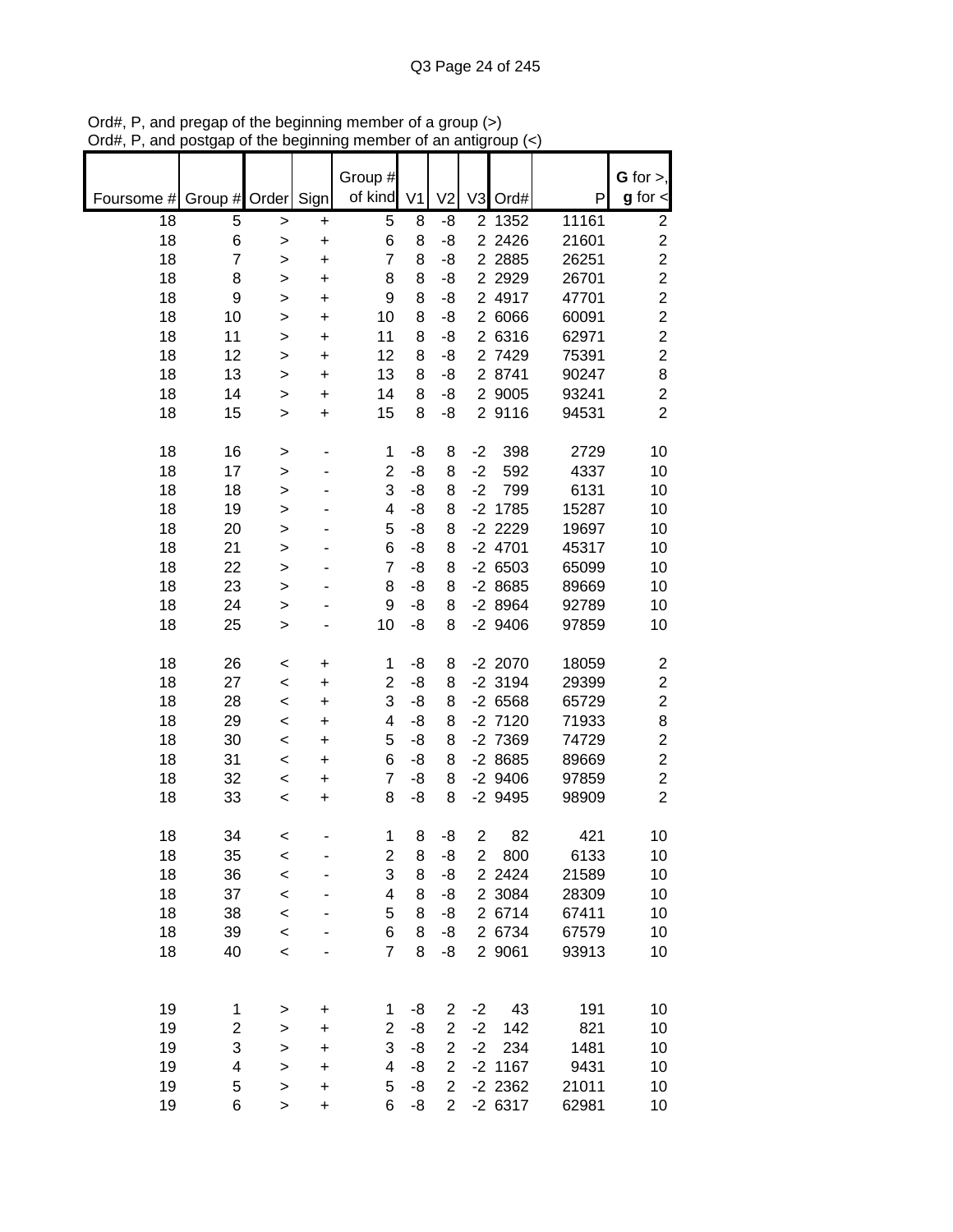Ord#, P, and pregap of the beginning member of a group (>)
Ord#, P, and postgap of the beginning member of an antigroup (<)

| Foursome # | Group # | Order | Sign | Group # of kind | V1 | V2 | V3 | Ord# | P | G for >, g for < |
|---|---|---|---|---|---|---|---|---|---|---|
| 18 | 5 | > | + | 5 | 8 | -8 | 2 | 1352 | 11161 | 2 |
| 18 | 6 | > | + | 6 | 8 | -8 | 2 | 2426 | 21601 | 2 |
| 18 | 7 | > | + | 7 | 8 | -8 | 2 | 2885 | 26251 | 2 |
| 18 | 8 | > | + | 8 | 8 | -8 | 2 | 2929 | 26701 | 2 |
| 18 | 9 | > | + | 9 | 8 | -8 | 2 | 4917 | 47701 | 2 |
| 18 | 10 | > | + | 10 | 8 | -8 | 2 | 6066 | 60091 | 2 |
| 18 | 11 | > | + | 11 | 8 | -8 | 2 | 6316 | 62971 | 2 |
| 18 | 12 | > | + | 12 | 8 | -8 | 2 | 7429 | 75391 | 2 |
| 18 | 13 | > | + | 13 | 8 | -8 | 2 | 8741 | 90247 | 8 |
| 18 | 14 | > | + | 14 | 8 | -8 | 2 | 9005 | 93241 | 2 |
| 18 | 15 | > | + | 15 | 8 | -8 | 2 | 9116 | 94531 | 2 |
| | | | | | | | | | | |
| 18 | 16 | > | - | 1 | -8 | 8 | -2 | 398 | 2729 | 10 |
| 18 | 17 | > | - | 2 | -8 | 8 | -2 | 592 | 4337 | 10 |
| 18 | 18 | > | - | 3 | -8 | 8 | -2 | 799 | 6131 | 10 |
| 18 | 19 | > | - | 4 | -8 | 8 | -2 | 1785 | 15287 | 10 |
| 18 | 20 | > | - | 5 | -8 | 8 | -2 | 2229 | 19697 | 10 |
| 18 | 21 | > | - | 6 | -8 | 8 | -2 | 4701 | 45317 | 10 |
| 18 | 22 | > | - | 7 | -8 | 8 | -2 | 6503 | 65099 | 10 |
| 18 | 23 | > | - | 8 | -8 | 8 | -2 | 8685 | 89669 | 10 |
| 18 | 24 | > | - | 9 | -8 | 8 | -2 | 8964 | 92789 | 10 |
| 18 | 25 | > | - | 10 | -8 | 8 | -2 | 9406 | 97859 | 10 |
| | | | | | | | | | | |
| 18 | 26 | < | + | 1 | -8 | 8 | -2 | 2070 | 18059 | 2 |
| 18 | 27 | < | + | 2 | -8 | 8 | -2 | 3194 | 29399 | 2 |
| 18 | 28 | < | + | 3 | -8 | 8 | -2 | 6568 | 65729 | 2 |
| 18 | 29 | < | + | 4 | -8 | 8 | -2 | 7120 | 71933 | 8 |
| 18 | 30 | < | + | 5 | -8 | 8 | -2 | 7369 | 74729 | 2 |
| 18 | 31 | < | + | 6 | -8 | 8 | -2 | 8685 | 89669 | 2 |
| 18 | 32 | < | + | 7 | -8 | 8 | -2 | 9406 | 97859 | 2 |
| 18 | 33 | < | + | 8 | -8 | 8 | -2 | 9495 | 98909 | 2 |
| | | | | | | | | | | |
| 18 | 34 | < | - | 1 | 8 | -8 | 2 | 82 | 421 | 10 |
| 18 | 35 | < | - | 2 | 8 | -8 | 2 | 800 | 6133 | 10 |
| 18 | 36 | < | - | 3 | 8 | -8 | 2 | 2424 | 21589 | 10 |
| 18 | 37 | < | - | 4 | 8 | -8 | 2 | 3084 | 28309 | 10 |
| 18 | 38 | < | - | 5 | 8 | -8 | 2 | 6714 | 67411 | 10 |
| 18 | 39 | < | - | 6 | 8 | -8 | 2 | 6734 | 67579 | 10 |
| 18 | 40 | < | - | 7 | 8 | -8 | 2 | 9061 | 93913 | 10 |
| | | | | | | | | | | |
| 19 | 1 | > | + | 1 | -8 | 2 | -2 | 43 | 191 | 10 |
| 19 | 2 | > | + | 2 | -8 | 2 | -2 | 142 | 821 | 10 |
| 19 | 3 | > | + | 3 | -8 | 2 | -2 | 234 | 1481 | 10 |
| 19 | 4 | > | + | 4 | -8 | 2 | -2 | 1167 | 9431 | 10 |
| 19 | 5 | > | + | 5 | -8 | 2 | -2 | 2362 | 21011 | 10 |
| 19 | 6 | > | + | 6 | -8 | 2 | -2 | 6317 | 62981 | 10 |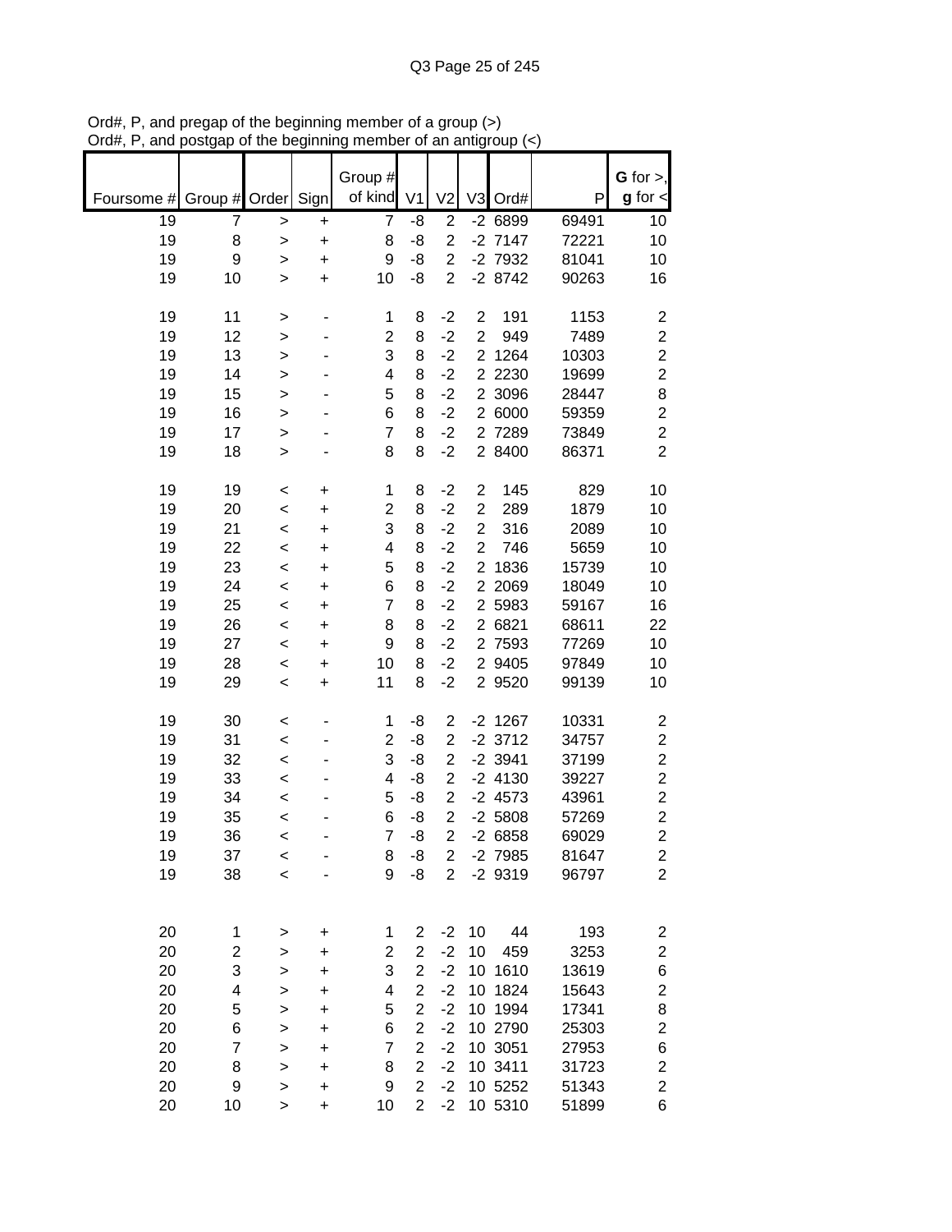Ord#, P, and pregap of the beginning member of a group (>)
Ord#, P, and postgap of the beginning member of an antigroup (<)

| Foursome # | Group # | Order | Sign | Group # of kind | V1 | V2 | V3 | Ord# | P | G for >, g for < |
|---|---|---|---|---|---|---|---|---|---|---|
| 19 | 7 | > | + | 7 | -8 | 2 | -2 | 6899 | 69491 | 10 |
| 19 | 8 | > | + | 8 | -8 | 2 | -2 | 7147 | 72221 | 10 |
| 19 | 9 | > | + | 9 | -8 | 2 | -2 | 7932 | 81041 | 10 |
| 19 | 10 | > | + | 10 | -8 | 2 | -2 | 8742 | 90263 | 16 |
| | | | | | | | | | | |
| 19 | 11 | > | - | 1 | 8 | -2 | 2 | 191 | 1153 | 2 |
| 19 | 12 | > | - | 2 | 8 | -2 | 2 | 949 | 7489 | 2 |
| 19 | 13 | > | - | 3 | 8 | -2 | 2 | 1264 | 10303 | 2 |
| 19 | 14 | > | - | 4 | 8 | -2 | 2 | 2230 | 19699 | 2 |
| 19 | 15 | > | - | 5 | 8 | -2 | 2 | 3096 | 28447 | 8 |
| 19 | 16 | > | - | 6 | 8 | -2 | 2 | 6000 | 59359 | 2 |
| 19 | 17 | > | - | 7 | 8 | -2 | 2 | 7289 | 73849 | 2 |
| 19 | 18 | > | - | 8 | 8 | -2 | 2 | 8400 | 86371 | 2 |
| | | | | | | | | | | |
| 19 | 19 | < | + | 1 | 8 | -2 | 2 | 145 | 829 | 10 |
| 19 | 20 | < | + | 2 | 8 | -2 | 2 | 289 | 1879 | 10 |
| 19 | 21 | < | + | 3 | 8 | -2 | 2 | 316 | 2089 | 10 |
| 19 | 22 | < | + | 4 | 8 | -2 | 2 | 746 | 5659 | 10 |
| 19 | 23 | < | + | 5 | 8 | -2 | 2 | 1836 | 15739 | 10 |
| 19 | 24 | < | + | 6 | 8 | -2 | 2 | 2069 | 18049 | 10 |
| 19 | 25 | < | + | 7 | 8 | -2 | 2 | 5983 | 59167 | 16 |
| 19 | 26 | < | + | 8 | 8 | -2 | 2 | 6821 | 68611 | 22 |
| 19 | 27 | < | + | 9 | 8 | -2 | 2 | 7593 | 77269 | 10 |
| 19 | 28 | < | + | 10 | 8 | -2 | 2 | 9405 | 97849 | 10 |
| 19 | 29 | < | + | 11 | 8 | -2 | 2 | 9520 | 99139 | 10 |
| | | | | | | | | | | |
| 19 | 30 | < | - | 1 | -8 | 2 | -2 | 1267 | 10331 | 2 |
| 19 | 31 | < | - | 2 | -8 | 2 | -2 | 3712 | 34757 | 2 |
| 19 | 32 | < | - | 3 | -8 | 2 | -2 | 3941 | 37199 | 2 |
| 19 | 33 | < | - | 4 | -8 | 2 | -2 | 4130 | 39227 | 2 |
| 19 | 34 | < | - | 5 | -8 | 2 | -2 | 4573 | 43961 | 2 |
| 19 | 35 | < | - | 6 | -8 | 2 | -2 | 5808 | 57269 | 2 |
| 19 | 36 | < | - | 7 | -8 | 2 | -2 | 6858 | 69029 | 2 |
| 19 | 37 | < | - | 8 | -8 | 2 | -2 | 7985 | 81647 | 2 |
| 19 | 38 | < | - | 9 | -8 | 2 | -2 | 9319 | 96797 | 2 |
| | | | | | | | | | | |
| 20 | 1 | > | + | 1 | 2 | -2 | 10 | 44 | 193 | 2 |
| 20 | 2 | > | + | 2 | 2 | -2 | 10 | 459 | 3253 | 2 |
| 20 | 3 | > | + | 3 | 2 | -2 | 10 | 1610 | 13619 | 6 |
| 20 | 4 | > | + | 4 | 2 | -2 | 10 | 1824 | 15643 | 2 |
| 20 | 5 | > | + | 5 | 2 | -2 | 10 | 1994 | 17341 | 8 |
| 20 | 6 | > | + | 6 | 2 | -2 | 10 | 2790 | 25303 | 2 |
| 20 | 7 | > | + | 7 | 2 | -2 | 10 | 3051 | 27953 | 6 |
| 20 | 8 | > | + | 8 | 2 | -2 | 10 | 3411 | 31723 | 2 |
| 20 | 9 | > | + | 9 | 2 | -2 | 10 | 5252 | 51343 | 2 |
| 20 | 10 | > | + | 10 | 2 | -2 | 10 | 5310 | 51899 | 6 |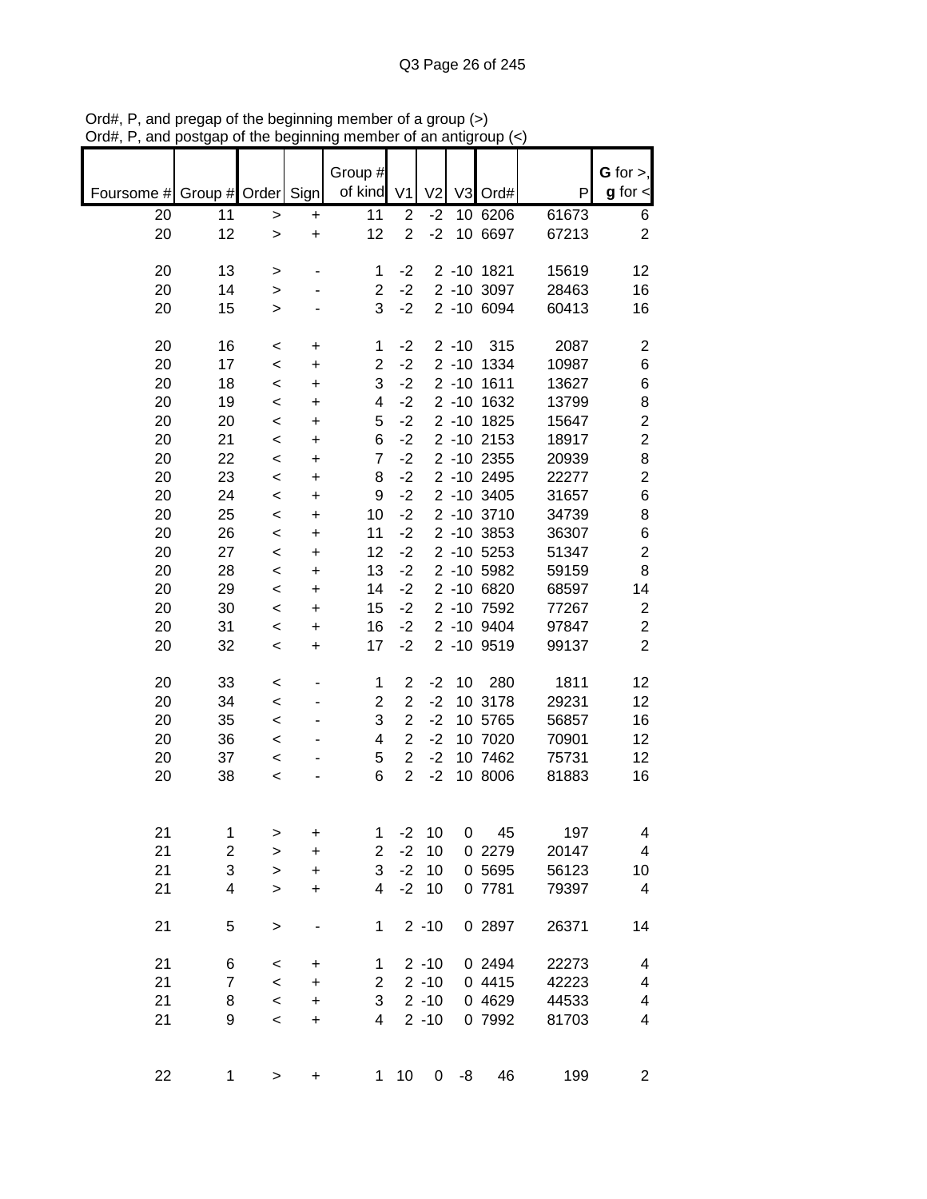Ord#, P, and pregap of the beginning member of a group (>)
Ord#, P, and postgap of the beginning member of an antigroup (<)

| Foursome # | Group # | Order | Sign | Group # of kind | V1 | V2 | V3 | Ord# | P | G for >, g for < |
|---|---|---|---|---|---|---|---|---|---|---|
| 20 | 11 | > | + | 11 | 2 | -2 | 10 | 6206 | 61673 | 6 |
| 20 | 12 | > | + | 12 | 2 | -2 | 10 | 6697 | 67213 | 2 |
| | | | | | | | | | | |
| 20 | 13 | > | - | 1 | -2 | 2 | -10 | 1821 | 15619 | 12 |
| 20 | 14 | > | - | 2 | -2 | 2 | -10 | 3097 | 28463 | 16 |
| 20 | 15 | > | - | 3 | -2 | 2 | -10 | 6094 | 60413 | 16 |
| | | | | | | | | | | |
| 20 | 16 | < | + | 1 | -2 | 2 | -10 | 315 | 2087 | 2 |
| 20 | 17 | < | + | 2 | -2 | 2 | -10 | 1334 | 10987 | 6 |
| 20 | 18 | < | + | 3 | -2 | 2 | -10 | 1611 | 13627 | 6 |
| 20 | 19 | < | + | 4 | -2 | 2 | -10 | 1632 | 13799 | 8 |
| 20 | 20 | < | + | 5 | -2 | 2 | -10 | 1825 | 15647 | 2 |
| 20 | 21 | < | + | 6 | -2 | 2 | -10 | 2153 | 18917 | 2 |
| 20 | 22 | < | + | 7 | -2 | 2 | -10 | 2355 | 20939 | 8 |
| 20 | 23 | < | + | 8 | -2 | 2 | -10 | 2495 | 22277 | 2 |
| 20 | 24 | < | + | 9 | -2 | 2 | -10 | 3405 | 31657 | 6 |
| 20 | 25 | < | + | 10 | -2 | 2 | -10 | 3710 | 34739 | 8 |
| 20 | 26 | < | + | 11 | -2 | 2 | -10 | 3853 | 36307 | 6 |
| 20 | 27 | < | + | 12 | -2 | 2 | -10 | 5253 | 51347 | 2 |
| 20 | 28 | < | + | 13 | -2 | 2 | -10 | 5982 | 59159 | 8 |
| 20 | 29 | < | + | 14 | -2 | 2 | -10 | 6820 | 68597 | 14 |
| 20 | 30 | < | + | 15 | -2 | 2 | -10 | 7592 | 77267 | 2 |
| 20 | 31 | < | + | 16 | -2 | 2 | -10 | 9404 | 97847 | 2 |
| 20 | 32 | < | + | 17 | -2 | 2 | -10 | 9519 | 99137 | 2 |
| | | | | | | | | | | |
| 20 | 33 | < | - | 1 | 2 | -2 | 10 | 280 | 1811 | 12 |
| 20 | 34 | < | - | 2 | 2 | -2 | 10 | 3178 | 29231 | 12 |
| 20 | 35 | < | - | 3 | 2 | -2 | 10 | 5765 | 56857 | 16 |
| 20 | 36 | < | - | 4 | 2 | -2 | 10 | 7020 | 70901 | 12 |
| 20 | 37 | < | - | 5 | 2 | -2 | 10 | 7462 | 75731 | 12 |
| 20 | 38 | < | - | 6 | 2 | -2 | 10 | 8006 | 81883 | 16 |
| | | | | | | | | | | |
| 21 | 1 | > | + | 1 | -2 | 10 | 0 | 45 | 197 | 4 |
| 21 | 2 | > | + | 2 | -2 | 10 | 0 | 2279 | 20147 | 4 |
| 21 | 3 | > | + | 3 | -2 | 10 | 0 | 5695 | 56123 | 10 |
| 21 | 4 | > | + | 4 | -2 | 10 | 0 | 7781 | 79397 | 4 |
| | | | | | | | | | | |
| 21 | 5 | > | - | 1 | 2 | -10 | 0 | 2897 | 26371 | 14 |
| | | | | | | | | | | |
| 21 | 6 | < | + | 1 | 2 | -10 | 0 | 2494 | 22273 | 4 |
| 21 | 7 | < | + | 2 | 2 | -10 | 0 | 4415 | 42223 | 4 |
| 21 | 8 | < | + | 3 | 2 | -10 | 0 | 4629 | 44533 | 4 |
| 21 | 9 | < | + | 4 | 2 | -10 | 0 | 7992 | 81703 | 4 |
| | | | | | | | | | | |
| 22 | 1 | > | + | 1 | 10 | 0 | -8 | 46 | 199 | 2 |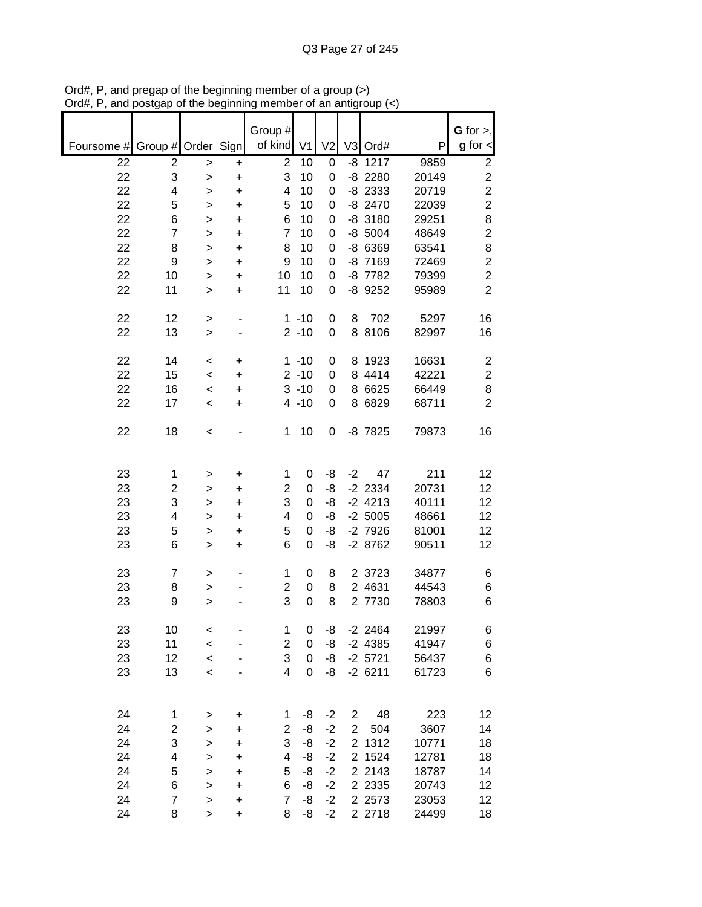Ord#, P, and pregap of the beginning member of a group (>)
Ord#, P, and postgap of the beginning member of an antigroup (<)

| Foursome # | Group # | Order | Sign | Group # of kind | V1 | V2 | V3 | Ord# | P | G for >, g for < |
|---|---|---|---|---|---|---|---|---|---|---|
| 22 | 2 | > | + | 2 | 10 | 0 | -8 | 1217 | 9859 | 2 |
| 22 | 3 | > | + | 3 | 10 | 0 | -8 | 2280 | 20149 | 2 |
| 22 | 4 | > | + | 4 | 10 | 0 | -8 | 2333 | 20719 | 2 |
| 22 | 5 | > | + | 5 | 10 | 0 | -8 | 2470 | 22039 | 2 |
| 22 | 6 | > | + | 6 | 10 | 0 | -8 | 3180 | 29251 | 8 |
| 22 | 7 | > | + | 7 | 10 | 0 | -8 | 5004 | 48649 | 2 |
| 22 | 8 | > | + | 8 | 10 | 0 | -8 | 6369 | 63541 | 8 |
| 22 | 9 | > | + | 9 | 10 | 0 | -8 | 7169 | 72469 | 2 |
| 22 | 10 | > | + | 10 | 10 | 0 | -8 | 7782 | 79399 | 2 |
| 22 | 11 | > | + | 11 | 10 | 0 | -8 | 9252 | 95989 | 2 |
| | | | | | | | | | | |
| 22 | 12 | > | - | 1 | -10 | 0 | 8 | 702 | 5297 | 16 |
| 22 | 13 | > | - | 2 | -10 | 0 | 8 | 8106 | 82997 | 16 |
| | | | | | | | | | | |
| 22 | 14 | < | + | 1 | -10 | 0 | 8 | 1923 | 16631 | 2 |
| 22 | 15 | < | + | 2 | -10 | 0 | 8 | 4414 | 42221 | 2 |
| 22 | 16 | < | + | 3 | -10 | 0 | 8 | 6625 | 66449 | 8 |
| 22 | 17 | < | + | 4 | -10 | 0 | 8 | 6829 | 68711 | 2 |
| | | | | | | | | | | |
| 22 | 18 | < | - | 1 | 10 | 0 | -8 | 7825 | 79873 | 16 |
| | | | | | | | | | | |
| 23 | 1 | > | + | 1 | 0 | -8 | -2 | 47 | 211 | 12 |
| 23 | 2 | > | + | 2 | 0 | -8 | -2 | 2334 | 20731 | 12 |
| 23 | 3 | > | + | 3 | 0 | -8 | -2 | 4213 | 40111 | 12 |
| 23 | 4 | > | + | 4 | 0 | -8 | -2 | 5005 | 48661 | 12 |
| 23 | 5 | > | + | 5 | 0 | -8 | -2 | 7926 | 81001 | 12 |
| 23 | 6 | > | + | 6 | 0 | -8 | -2 | 8762 | 90511 | 12 |
| | | | | | | | | | | |
| 23 | 7 | > | - | 1 | 0 | 8 | 2 | 3723 | 34877 | 6 |
| 23 | 8 | > | - | 2 | 0 | 8 | 2 | 4631 | 44543 | 6 |
| 23 | 9 | > | - | 3 | 0 | 8 | 2 | 7730 | 78803 | 6 |
| | | | | | | | | | | |
| 23 | 10 | < | - | 1 | 0 | -8 | -2 | 2464 | 21997 | 6 |
| 23 | 11 | < | - | 2 | 0 | -8 | -2 | 4385 | 41947 | 6 |
| 23 | 12 | < | - | 3 | 0 | -8 | -2 | 5721 | 56437 | 6 |
| 23 | 13 | < | - | 4 | 0 | -8 | -2 | 6211 | 61723 | 6 |
| | | | | | | | | | | |
| 24 | 1 | > | + | 1 | -8 | -2 | 2 | 48 | 223 | 12 |
| 24 | 2 | > | + | 2 | -8 | -2 | 2 | 504 | 3607 | 14 |
| 24 | 3 | > | + | 3 | -8 | -2 | 2 | 1312 | 10771 | 18 |
| 24 | 4 | > | + | 4 | -8 | -2 | 2 | 1524 | 12781 | 18 |
| 24 | 5 | > | + | 5 | -8 | -2 | 2 | 2143 | 18787 | 14 |
| 24 | 6 | > | + | 6 | -8 | -2 | 2 | 2335 | 20743 | 12 |
| 24 | 7 | > | + | 7 | -8 | -2 | 2 | 2573 | 23053 | 12 |
| 24 | 8 | > | + | 8 | -8 | -2 | 2 | 2718 | 24499 | 18 |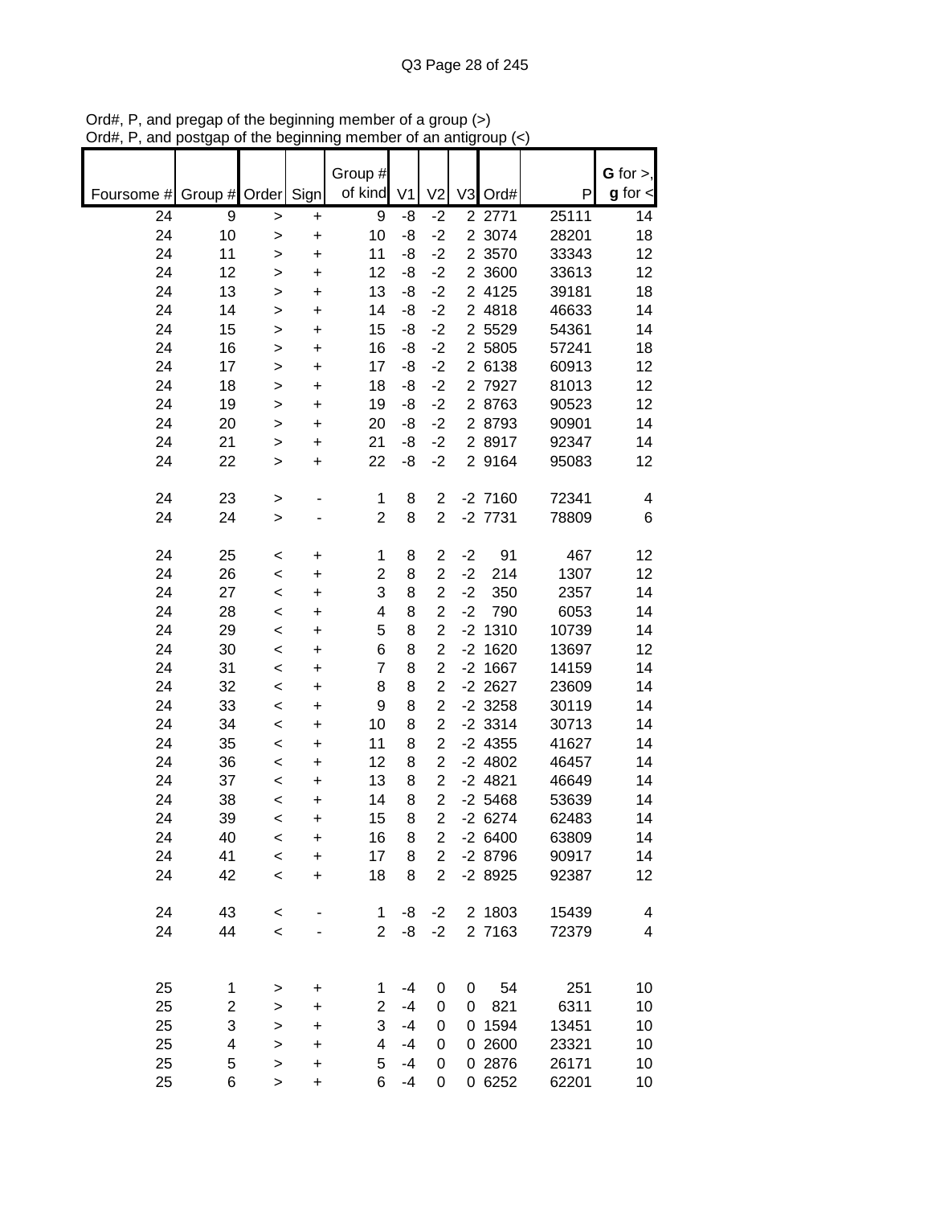Ord#, P, and pregap of the beginning member of a group (>)
Ord#, P, and postgap of the beginning member of an antigroup (<)

| Foursome # | Group # | Order | Sign | Group # of kind | V1 | V2 | V3 | Ord# | P | G for >, g for < |
|---|---|---|---|---|---|---|---|---|---|---|
| 24 | 9 | > | + | 9 | -8 | -2 | 2 | 2771 | 25111 | 14 |
| 24 | 10 | > | + | 10 | -8 | -2 | 2 | 3074 | 28201 | 18 |
| 24 | 11 | > | + | 11 | -8 | -2 | 2 | 3570 | 33343 | 12 |
| 24 | 12 | > | + | 12 | -8 | -2 | 2 | 3600 | 33613 | 12 |
| 24 | 13 | > | + | 13 | -8 | -2 | 2 | 4125 | 39181 | 18 |
| 24 | 14 | > | + | 14 | -8 | -2 | 2 | 4818 | 46633 | 14 |
| 24 | 15 | > | + | 15 | -8 | -2 | 2 | 5529 | 54361 | 14 |
| 24 | 16 | > | + | 16 | -8 | -2 | 2 | 5805 | 57241 | 18 |
| 24 | 17 | > | + | 17 | -8 | -2 | 2 | 6138 | 60913 | 12 |
| 24 | 18 | > | + | 18 | -8 | -2 | 2 | 7927 | 81013 | 12 |
| 24 | 19 | > | + | 19 | -8 | -2 | 2 | 8763 | 90523 | 12 |
| 24 | 20 | > | + | 20 | -8 | -2 | 2 | 8793 | 90901 | 14 |
| 24 | 21 | > | + | 21 | -8 | -2 | 2 | 8917 | 92347 | 14 |
| 24 | 22 | > | + | 22 | -8 | -2 | 2 | 9164 | 95083 | 12 |
| | | | | | | | | | | |
| 24 | 23 | > | - | 1 | 8 | 2 | -2 | 7160 | 72341 | 4 |
| 24 | 24 | > | - | 2 | 8 | 2 | -2 | 7731 | 78809 | 6 |
| | | | | | | | | | | |
| 24 | 25 | < | + | 1 | 8 | 2 | -2 | 91 | 467 | 12 |
| 24 | 26 | < | + | 2 | 8 | 2 | -2 | 214 | 1307 | 12 |
| 24 | 27 | < | + | 3 | 8 | 2 | -2 | 350 | 2357 | 14 |
| 24 | 28 | < | + | 4 | 8 | 2 | -2 | 790 | 6053 | 14 |
| 24 | 29 | < | + | 5 | 8 | 2 | -2 | 1310 | 10739 | 14 |
| 24 | 30 | < | + | 6 | 8 | 2 | -2 | 1620 | 13697 | 12 |
| 24 | 31 | < | + | 7 | 8 | 2 | -2 | 1667 | 14159 | 14 |
| 24 | 32 | < | + | 8 | 8 | 2 | -2 | 2627 | 23609 | 14 |
| 24 | 33 | < | + | 9 | 8 | 2 | -2 | 3258 | 30119 | 14 |
| 24 | 34 | < | + | 10 | 8 | 2 | -2 | 3314 | 30713 | 14 |
| 24 | 35 | < | + | 11 | 8 | 2 | -2 | 4355 | 41627 | 14 |
| 24 | 36 | < | + | 12 | 8 | 2 | -2 | 4802 | 46457 | 14 |
| 24 | 37 | < | + | 13 | 8 | 2 | -2 | 4821 | 46649 | 14 |
| 24 | 38 | < | + | 14 | 8 | 2 | -2 | 5468 | 53639 | 14 |
| 24 | 39 | < | + | 15 | 8 | 2 | -2 | 6274 | 62483 | 14 |
| 24 | 40 | < | + | 16 | 8 | 2 | -2 | 6400 | 63809 | 14 |
| 24 | 41 | < | + | 17 | 8 | 2 | -2 | 8796 | 90917 | 14 |
| 24 | 42 | < | + | 18 | 8 | 2 | -2 | 8925 | 92387 | 12 |
| | | | | | | | | | | |
| 24 | 43 | < | - | 1 | -8 | -2 | 2 | 1803 | 15439 | 4 |
| 24 | 44 | < | - | 2 | -8 | -2 | 2 | 7163 | 72379 | 4 |
| | | | | | | | | | | |
| 25 | 1 | > | + | 1 | -4 | 0 | 0 | 54 | 251 | 10 |
| 25 | 2 | > | + | 2 | -4 | 0 | 0 | 821 | 6311 | 10 |
| 25 | 3 | > | + | 3 | -4 | 0 | 0 | 1594 | 13451 | 10 |
| 25 | 4 | > | + | 4 | -4 | 0 | 0 | 2600 | 23321 | 10 |
| 25 | 5 | > | + | 5 | -4 | 0 | 0 | 2876 | 26171 | 10 |
| 25 | 6 | > | + | 6 | -4 | 0 | 0 | 6252 | 62201 | 10 |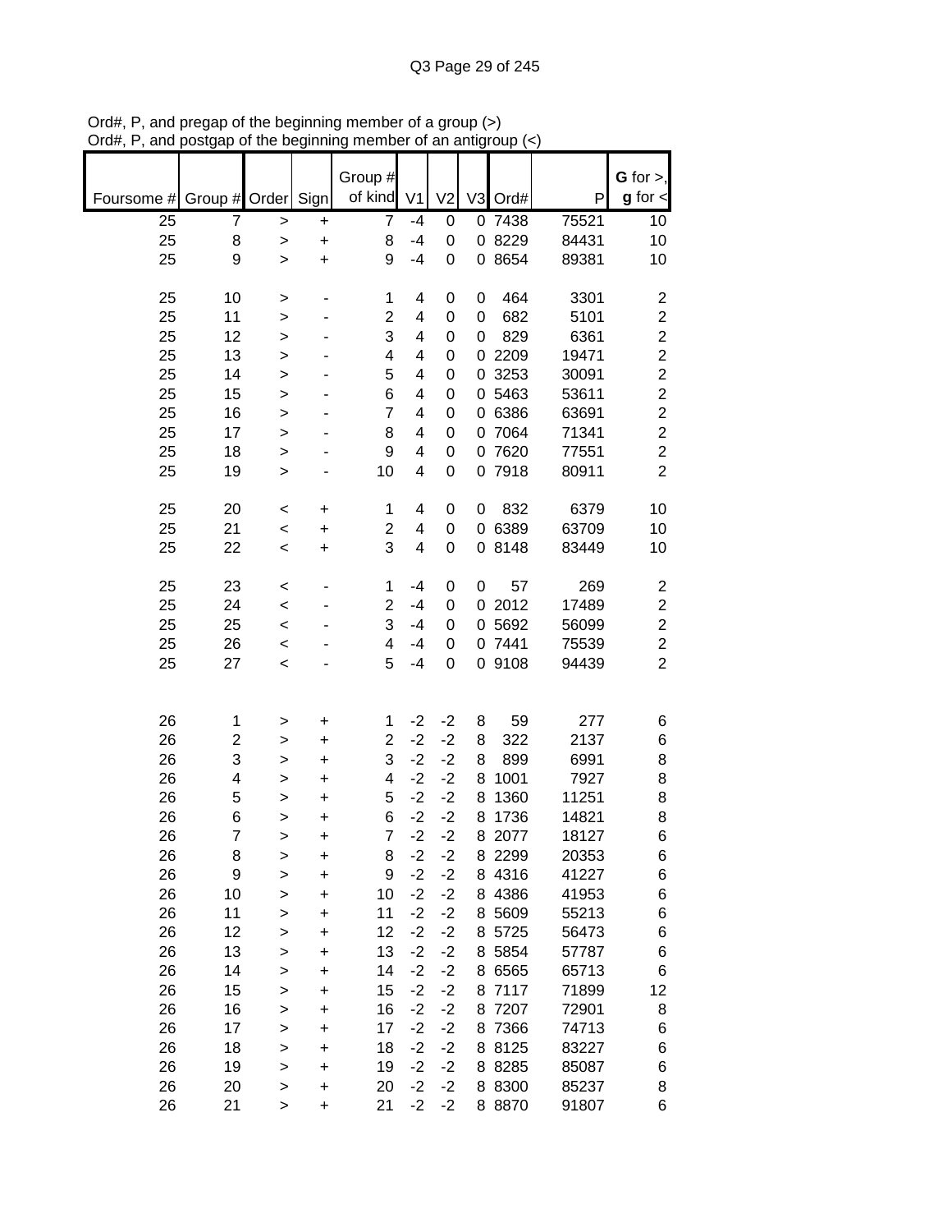Ord#, P, and pregap of the beginning member of a group (>)
Ord#, P, and postgap of the beginning member of an antigroup (<)

| Foursome # | Group # | Order | Sign | Group # of kind | V1 | V2 | V3 | Ord# | P | G for >, g for < |
|---|---|---|---|---|---|---|---|---|---|---|
| 25 | 7 | > | + | 7 | -4 | 0 | 0 | 7438 | 75521 | 10 |
| 25 | 8 | > | + | 8 | -4 | 0 | 0 | 8229 | 84431 | 10 |
| 25 | 9 | > | + | 9 | -4 | 0 | 0 | 8654 | 89381 | 10 |
| | | | | | | | | | | |
| 25 | 10 | > | - | 1 | 4 | 0 | 0 | 464 | 3301 | 2 |
| 25 | 11 | > | - | 2 | 4 | 0 | 0 | 682 | 5101 | 2 |
| 25 | 12 | > | - | 3 | 4 | 0 | 0 | 829 | 6361 | 2 |
| 25 | 13 | > | - | 4 | 4 | 0 | 0 | 2209 | 19471 | 2 |
| 25 | 14 | > | - | 5 | 4 | 0 | 0 | 3253 | 30091 | 2 |
| 25 | 15 | > | - | 6 | 4 | 0 | 0 | 5463 | 53611 | 2 |
| 25 | 16 | > | - | 7 | 4 | 0 | 0 | 6386 | 63691 | 2 |
| 25 | 17 | > | - | 8 | 4 | 0 | 0 | 7064 | 71341 | 2 |
| 25 | 18 | > | - | 9 | 4 | 0 | 0 | 7620 | 77551 | 2 |
| 25 | 19 | > | - | 10 | 4 | 0 | 0 | 7918 | 80911 | 2 |
| | | | | | | | | | | |
| 25 | 20 | < | + | 1 | 4 | 0 | 0 | 832 | 6379 | 10 |
| 25 | 21 | < | + | 2 | 4 | 0 | 0 | 6389 | 63709 | 10 |
| 25 | 22 | < | + | 3 | 4 | 0 | 0 | 8148 | 83449 | 10 |
| | | | | | | | | | | |
| 25 | 23 | < | - | 1 | -4 | 0 | 0 | 57 | 269 | 2 |
| 25 | 24 | < | - | 2 | -4 | 0 | 0 | 2012 | 17489 | 2 |
| 25 | 25 | < | - | 3 | -4 | 0 | 0 | 5692 | 56099 | 2 |
| 25 | 26 | < | - | 4 | -4 | 0 | 0 | 7441 | 75539 | 2 |
| 25 | 27 | < | - | 5 | -4 | 0 | 0 | 9108 | 94439 | 2 |
| | | | | | | | | | | |
| 26 | 1 | > | + | 1 | -2 | -2 | 8 | 59 | 277 | 6 |
| 26 | 2 | > | + | 2 | -2 | -2 | 8 | 322 | 2137 | 6 |
| 26 | 3 | > | + | 3 | -2 | -2 | 8 | 899 | 6991 | 8 |
| 26 | 4 | > | + | 4 | -2 | -2 | 8 | 1001 | 7927 | 8 |
| 26 | 5 | > | + | 5 | -2 | -2 | 8 | 1360 | 11251 | 8 |
| 26 | 6 | > | + | 6 | -2 | -2 | 8 | 1736 | 14821 | 8 |
| 26 | 7 | > | + | 7 | -2 | -2 | 8 | 2077 | 18127 | 6 |
| 26 | 8 | > | + | 8 | -2 | -2 | 8 | 2299 | 20353 | 6 |
| 26 | 9 | > | + | 9 | -2 | -2 | 8 | 4316 | 41227 | 6 |
| 26 | 10 | > | + | 10 | -2 | -2 | 8 | 4386 | 41953 | 6 |
| 26 | 11 | > | + | 11 | -2 | -2 | 8 | 5609 | 55213 | 6 |
| 26 | 12 | > | + | 12 | -2 | -2 | 8 | 5725 | 56473 | 6 |
| 26 | 13 | > | + | 13 | -2 | -2 | 8 | 5854 | 57787 | 6 |
| 26 | 14 | > | + | 14 | -2 | -2 | 8 | 6565 | 65713 | 6 |
| 26 | 15 | > | + | 15 | -2 | -2 | 8 | 7117 | 71899 | 12 |
| 26 | 16 | > | + | 16 | -2 | -2 | 8 | 7207 | 72901 | 8 |
| 26 | 17 | > | + | 17 | -2 | -2 | 8 | 7366 | 74713 | 6 |
| 26 | 18 | > | + | 18 | -2 | -2 | 8 | 8125 | 83227 | 6 |
| 26 | 19 | > | + | 19 | -2 | -2 | 8 | 8285 | 85087 | 6 |
| 26 | 20 | > | + | 20 | -2 | -2 | 8 | 8300 | 85237 | 8 |
| 26 | 21 | > | + | 21 | -2 | -2 | 8 | 8870 | 91807 | 6 |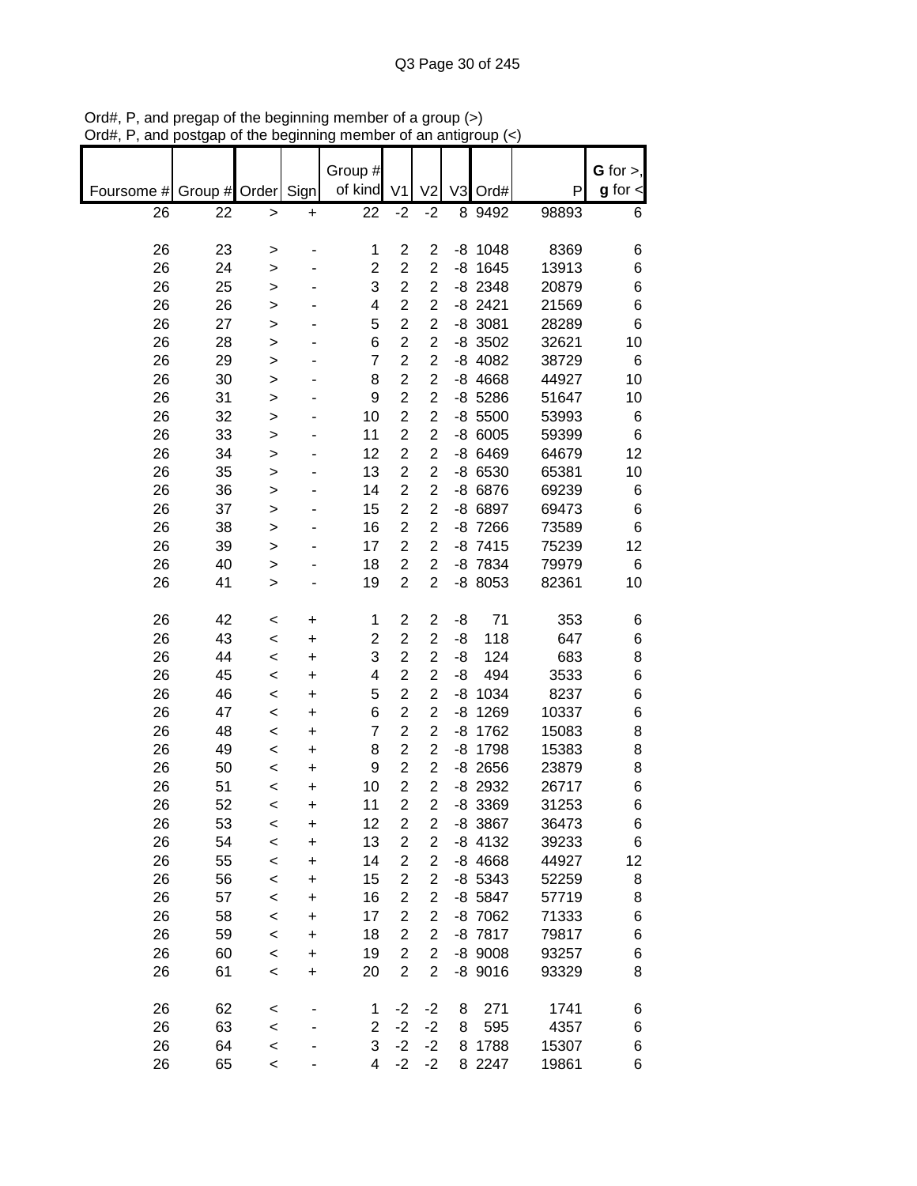Ord#, P, and pregap of the beginning member of a group (>)
Ord#, P, and postgap of the beginning member of an antigroup (<)

| Foursome # | Group # | Order | Sign | Group # of kind | V1 | V2 | V3 | Ord# | P | G for >, g for < |
|---|---|---|---|---|---|---|---|---|---|---|
| 26 | 22 | > | + | 22 | -2 | -2 | 8 | 9492 | 98893 | 6 |
| | | | | | | | | | | |
| 26 | 23 | > | - | 1 | 2 | 2 | -8 | 1048 | 8369 | 6 |
| 26 | 24 | > | - | 2 | 2 | 2 | -8 | 1645 | 13913 | 6 |
| 26 | 25 | > | - | 3 | 2 | 2 | -8 | 2348 | 20879 | 6 |
| 26 | 26 | > | - | 4 | 2 | 2 | -8 | 2421 | 21569 | 6 |
| 26 | 27 | > | - | 5 | 2 | 2 | -8 | 3081 | 28289 | 6 |
| 26 | 28 | > | - | 6 | 2 | 2 | -8 | 3502 | 32621 | 10 |
| 26 | 29 | > | - | 7 | 2 | 2 | -8 | 4082 | 38729 | 6 |
| 26 | 30 | > | - | 8 | 2 | 2 | -8 | 4668 | 44927 | 10 |
| 26 | 31 | > | - | 9 | 2 | 2 | -8 | 5286 | 51647 | 10 |
| 26 | 32 | > | - | 10 | 2 | 2 | -8 | 5500 | 53993 | 6 |
| 26 | 33 | > | - | 11 | 2 | 2 | -8 | 6005 | 59399 | 6 |
| 26 | 34 | > | - | 12 | 2 | 2 | -8 | 6469 | 64679 | 12 |
| 26 | 35 | > | - | 13 | 2 | 2 | -8 | 6530 | 65381 | 10 |
| 26 | 36 | > | - | 14 | 2 | 2 | -8 | 6876 | 69239 | 6 |
| 26 | 37 | > | - | 15 | 2 | 2 | -8 | 6897 | 69473 | 6 |
| 26 | 38 | > | - | 16 | 2 | 2 | -8 | 7266 | 73589 | 6 |
| 26 | 39 | > | - | 17 | 2 | 2 | -8 | 7415 | 75239 | 12 |
| 26 | 40 | > | - | 18 | 2 | 2 | -8 | 7834 | 79979 | 6 |
| 26 | 41 | > | - | 19 | 2 | 2 | -8 | 8053 | 82361 | 10 |
| | | | | | | | | | | |
| 26 | 42 | < | + | 1 | 2 | 2 | -8 | 71 | 353 | 6 |
| 26 | 43 | < | + | 2 | 2 | 2 | -8 | 118 | 647 | 6 |
| 26 | 44 | < | + | 3 | 2 | 2 | -8 | 124 | 683 | 8 |
| 26 | 45 | < | + | 4 | 2 | 2 | -8 | 494 | 3533 | 6 |
| 26 | 46 | < | + | 5 | 2 | 2 | -8 | 1034 | 8237 | 6 |
| 26 | 47 | < | + | 6 | 2 | 2 | -8 | 1269 | 10337 | 6 |
| 26 | 48 | < | + | 7 | 2 | 2 | -8 | 1762 | 15083 | 8 |
| 26 | 49 | < | + | 8 | 2 | 2 | -8 | 1798 | 15383 | 8 |
| 26 | 50 | < | + | 9 | 2 | 2 | -8 | 2656 | 23879 | 8 |
| 26 | 51 | < | + | 10 | 2 | 2 | -8 | 2932 | 26717 | 6 |
| 26 | 52 | < | + | 11 | 2 | 2 | -8 | 3369 | 31253 | 6 |
| 26 | 53 | < | + | 12 | 2 | 2 | -8 | 3867 | 36473 | 6 |
| 26 | 54 | < | + | 13 | 2 | 2 | -8 | 4132 | 39233 | 6 |
| 26 | 55 | < | + | 14 | 2 | 2 | -8 | 4668 | 44927 | 12 |
| 26 | 56 | < | + | 15 | 2 | 2 | -8 | 5343 | 52259 | 8 |
| 26 | 57 | < | + | 16 | 2 | 2 | -8 | 5847 | 57719 | 8 |
| 26 | 58 | < | + | 17 | 2 | 2 | -8 | 7062 | 71333 | 6 |
| 26 | 59 | < | + | 18 | 2 | 2 | -8 | 7817 | 79817 | 6 |
| 26 | 60 | < | + | 19 | 2 | 2 | -8 | 9008 | 93257 | 6 |
| 26 | 61 | < | + | 20 | 2 | 2 | -8 | 9016 | 93329 | 8 |
| | | | | | | | | | | |
| 26 | 62 | < | - | 1 | -2 | -2 | 8 | 271 | 1741 | 6 |
| 26 | 63 | < | - | 2 | -2 | -2 | 8 | 595 | 4357 | 6 |
| 26 | 64 | < | - | 3 | -2 | -2 | 8 | 1788 | 15307 | 6 |
| 26 | 65 | < | - | 4 | -2 | -2 | 8 | 2247 | 19861 | 6 |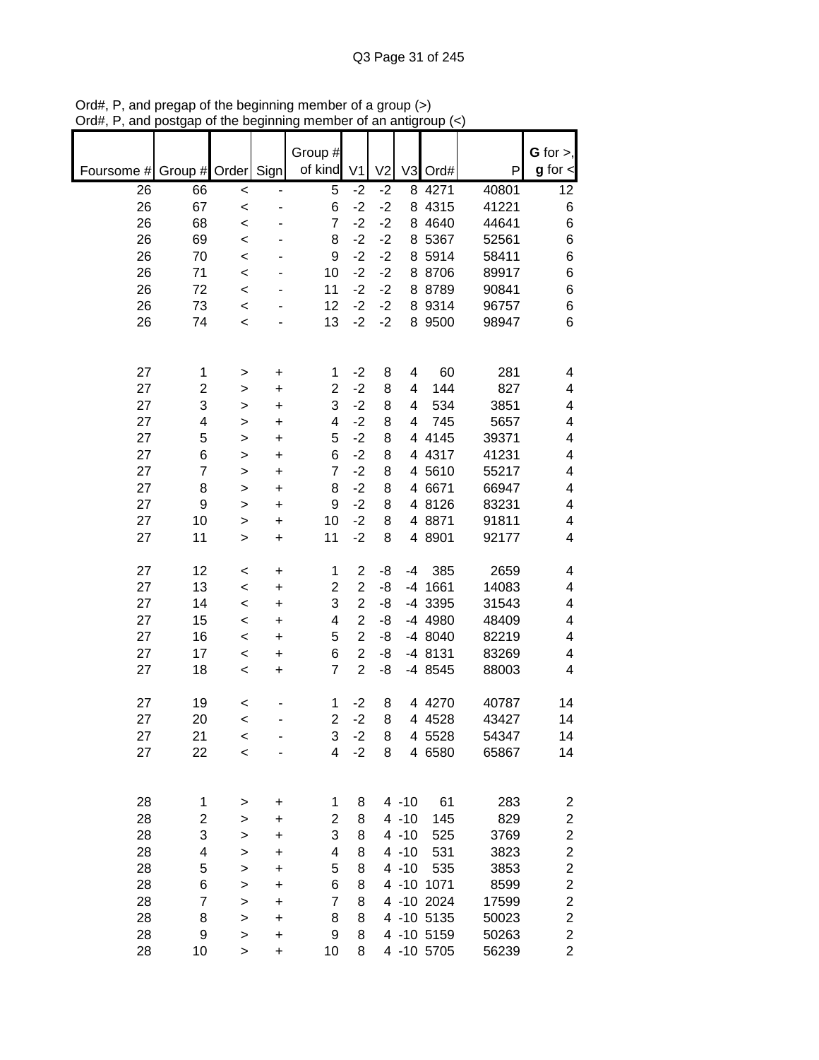Ord#, P, and pregap of the beginning member of a group (>)
Ord#, P, and postgap of the beginning member of an antigroup (<)

| Foursome # | Group # | Order | Sign | Group # of kind | V1 | V2 | V3 | Ord# | P | **G** for >, **g** for < |
|---|---|---|---|---|---|---|---|---|---|---|
| 26 | 66 | < | - | 5 | -2 | -2 | 8 | 4271 | 40801 | 12 |
| 26 | 67 | < | - | 6 | -2 | -2 | 8 | 4315 | 41221 | 6 |
| 26 | 68 | < | - | 7 | -2 | -2 | 8 | 4640 | 44641 | 6 |
| 26 | 69 | < | - | 8 | -2 | -2 | 8 | 5367 | 52561 | 6 |
| 26 | 70 | < | - | 9 | -2 | -2 | 8 | 5914 | 58411 | 6 |
| 26 | 71 | < | - | 10 | -2 | -2 | 8 | 8706 | 89917 | 6 |
| 26 | 72 | < | - | 11 | -2 | -2 | 8 | 8789 | 90841 | 6 |
| 26 | 73 | < | - | 12 | -2 | -2 | 8 | 9314 | 96757 | 6 |
| 26 | 74 | < | - | 13 | -2 | -2 | 8 | 9500 | 98947 | 6 |
| | | | | | | | | | | |
| 27 | 1 | > | + | 1 | -2 | 8 | 4 | 60 | 281 | 4 |
| 27 | 2 | > | + | 2 | -2 | 8 | 4 | 144 | 827 | 4 |
| 27 | 3 | > | + | 3 | -2 | 8 | 4 | 534 | 3851 | 4 |
| 27 | 4 | > | + | 4 | -2 | 8 | 4 | 745 | 5657 | 4 |
| 27 | 5 | > | + | 5 | -2 | 8 | 4 | 4145 | 39371 | 4 |
| 27 | 6 | > | + | 6 | -2 | 8 | 4 | 4317 | 41231 | 4 |
| 27 | 7 | > | + | 7 | -2 | 8 | 4 | 5610 | 55217 | 4 |
| 27 | 8 | > | + | 8 | -2 | 8 | 4 | 6671 | 66947 | 4 |
| 27 | 9 | > | + | 9 | -2 | 8 | 4 | 8126 | 83231 | 4 |
| 27 | 10 | > | + | 10 | -2 | 8 | 4 | 8871 | 91811 | 4 |
| 27 | 11 | > | + | 11 | -2 | 8 | 4 | 8901 | 92177 | 4 |
| | | | | | | | | | | |
| 27 | 12 | < | + | 1 | 2 | -8 | -4 | 385 | 2659 | 4 |
| 27 | 13 | < | + | 2 | 2 | -8 | -4 | 1661 | 14083 | 4 |
| 27 | 14 | < | + | 3 | 2 | -8 | -4 | 3395 | 31543 | 4 |
| 27 | 15 | < | + | 4 | 2 | -8 | -4 | 4980 | 48409 | 4 |
| 27 | 16 | < | + | 5 | 2 | -8 | -4 | 8040 | 82219 | 4 |
| 27 | 17 | < | + | 6 | 2 | -8 | -4 | 8131 | 83269 | 4 |
| 27 | 18 | < | + | 7 | 2 | -8 | -4 | 8545 | 88003 | 4 |
| | | | | | | | | | | |
| 27 | 19 | < | - | 1 | -2 | 8 | 4 | 4270 | 40787 | 14 |
| 27 | 20 | < | - | 2 | -2 | 8 | 4 | 4528 | 43427 | 14 |
| 27 | 21 | < | - | 3 | -2 | 8 | 4 | 5528 | 54347 | 14 |
| 27 | 22 | < | - | 4 | -2 | 8 | 4 | 6580 | 65867 | 14 |
| | | | | | | | | | | |
| 28 | 1 | > | + | 1 | 8 | 4 | -10 | 61 | 283 | 2 |
| 28 | 2 | > | + | 2 | 8 | 4 | -10 | 145 | 829 | 2 |
| 28 | 3 | > | + | 3 | 8 | 4 | -10 | 525 | 3769 | 2 |
| 28 | 4 | > | + | 4 | 8 | 4 | -10 | 531 | 3823 | 2 |
| 28 | 5 | > | + | 5 | 8 | 4 | -10 | 535 | 3853 | 2 |
| 28 | 6 | > | + | 6 | 8 | 4 | -10 | 1071 | 8599 | 2 |
| 28 | 7 | > | + | 7 | 8 | 4 | -10 | 2024 | 17599 | 2 |
| 28 | 8 | > | + | 8 | 8 | 4 | -10 | 5135 | 50023 | 2 |
| 28 | 9 | > | + | 9 | 8 | 4 | -10 | 5159 | 50263 | 2 |
| 28 | 10 | > | + | 10 | 8 | 4 | -10 | 5705 | 56239 | 2 |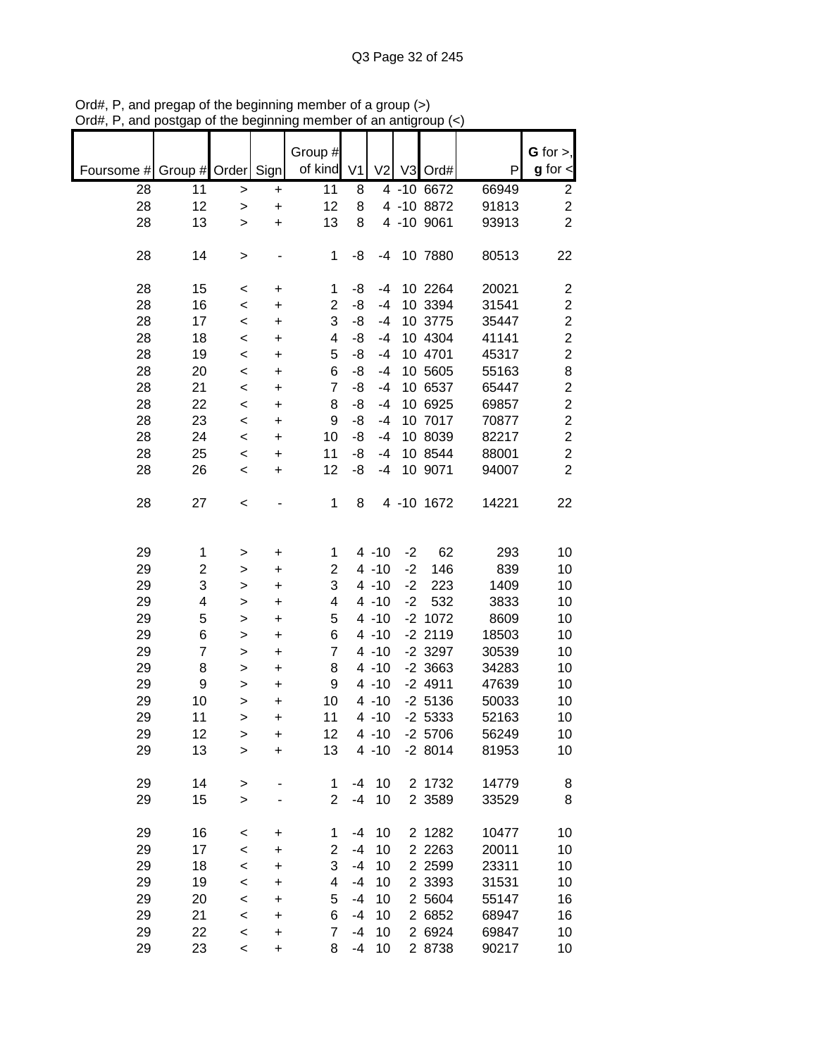Ord#, P, and pregap of the beginning member of a group (>)
Ord#, P, and postgap of the beginning member of an antigroup (<)

| Foursome # | Group # | Order | Sign | Group # of kind | V1 | V2 | V3 | Ord# | P | G for >, g for < |
|---|---|---|---|---|---|---|---|---|---|---|
| 28 | 11 | > | + | 11 | 8 | 4 | -10 | 6672 | 66949 | 2 |
| 28 | 12 | > | + | 12 | 8 | 4 | -10 | 8872 | 91813 | 2 |
| 28 | 13 | > | + | 13 | 8 | 4 | -10 | 9061 | 93913 | 2 |
| | | | | | | | | | | |
| 28 | 14 | > | - | 1 | -8 | -4 | 10 | 7880 | 80513 | 22 |
| | | | | | | | | | | |
| 28 | 15 | < | + | 1 | -8 | -4 | 10 | 2264 | 20021 | 2 |
| 28 | 16 | < | + | 2 | -8 | -4 | 10 | 3394 | 31541 | 2 |
| 28 | 17 | < | + | 3 | -8 | -4 | 10 | 3775 | 35447 | 2 |
| 28 | 18 | < | + | 4 | -8 | -4 | 10 | 4304 | 41141 | 2 |
| 28 | 19 | < | + | 5 | -8 | -4 | 10 | 4701 | 45317 | 2 |
| 28 | 20 | < | + | 6 | -8 | -4 | 10 | 5605 | 55163 | 8 |
| 28 | 21 | < | + | 7 | -8 | -4 | 10 | 6537 | 65447 | 2 |
| 28 | 22 | < | + | 8 | -8 | -4 | 10 | 6925 | 69857 | 2 |
| 28 | 23 | < | + | 9 | -8 | -4 | 10 | 7017 | 70877 | 2 |
| 28 | 24 | < | + | 10 | -8 | -4 | 10 | 8039 | 82217 | 2 |
| 28 | 25 | < | + | 11 | -8 | -4 | 10 | 8544 | 88001 | 2 |
| 28 | 26 | < | + | 12 | -8 | -4 | 10 | 9071 | 94007 | 2 |
| | | | | | | | | | | |
| 28 | 27 | < | - | 1 | 8 | 4 | -10 | 1672 | 14221 | 22 |
| | | | | | | | | | | |
| 29 | 1 | > | + | 1 | 4 | -10 | -2 | 62 | 293 | 10 |
| 29 | 2 | > | + | 2 | 4 | -10 | -2 | 146 | 839 | 10 |
| 29 | 3 | > | + | 3 | 4 | -10 | -2 | 223 | 1409 | 10 |
| 29 | 4 | > | + | 4 | 4 | -10 | -2 | 532 | 3833 | 10 |
| 29 | 5 | > | + | 5 | 4 | -10 | -2 | 1072 | 8609 | 10 |
| 29 | 6 | > | + | 6 | 4 | -10 | -2 | 2119 | 18503 | 10 |
| 29 | 7 | > | + | 7 | 4 | -10 | -2 | 3297 | 30539 | 10 |
| 29 | 8 | > | + | 8 | 4 | -10 | -2 | 3663 | 34283 | 10 |
| 29 | 9 | > | + | 9 | 4 | -10 | -2 | 4911 | 47639 | 10 |
| 29 | 10 | > | + | 10 | 4 | -10 | -2 | 5136 | 50033 | 10 |
| 29 | 11 | > | + | 11 | 4 | -10 | -2 | 5333 | 52163 | 10 |
| 29 | 12 | > | + | 12 | 4 | -10 | -2 | 5706 | 56249 | 10 |
| 29 | 13 | > | + | 13 | 4 | -10 | -2 | 8014 | 81953 | 10 |
| | | | | | | | | | | |
| 29 | 14 | > | - | 1 | -4 | 10 | 2 | 1732 | 14779 | 8 |
| 29 | 15 | > | - | 2 | -4 | 10 | 2 | 3589 | 33529 | 8 |
| | | | | | | | | | | |
| 29 | 16 | < | + | 1 | -4 | 10 | 2 | 1282 | 10477 | 10 |
| 29 | 17 | < | + | 2 | -4 | 10 | 2 | 2263 | 20011 | 10 |
| 29 | 18 | < | + | 3 | -4 | 10 | 2 | 2599 | 23311 | 10 |
| 29 | 19 | < | + | 4 | -4 | 10 | 2 | 3393 | 31531 | 10 |
| 29 | 20 | < | + | 5 | -4 | 10 | 2 | 5604 | 55147 | 16 |
| 29 | 21 | < | + | 6 | -4 | 10 | 2 | 6852 | 68947 | 16 |
| 29 | 22 | < | + | 7 | -4 | 10 | 2 | 6924 | 69847 | 10 |
| 29 | 23 | < | + | 8 | -4 | 10 | 2 | 8738 | 90217 | 10 |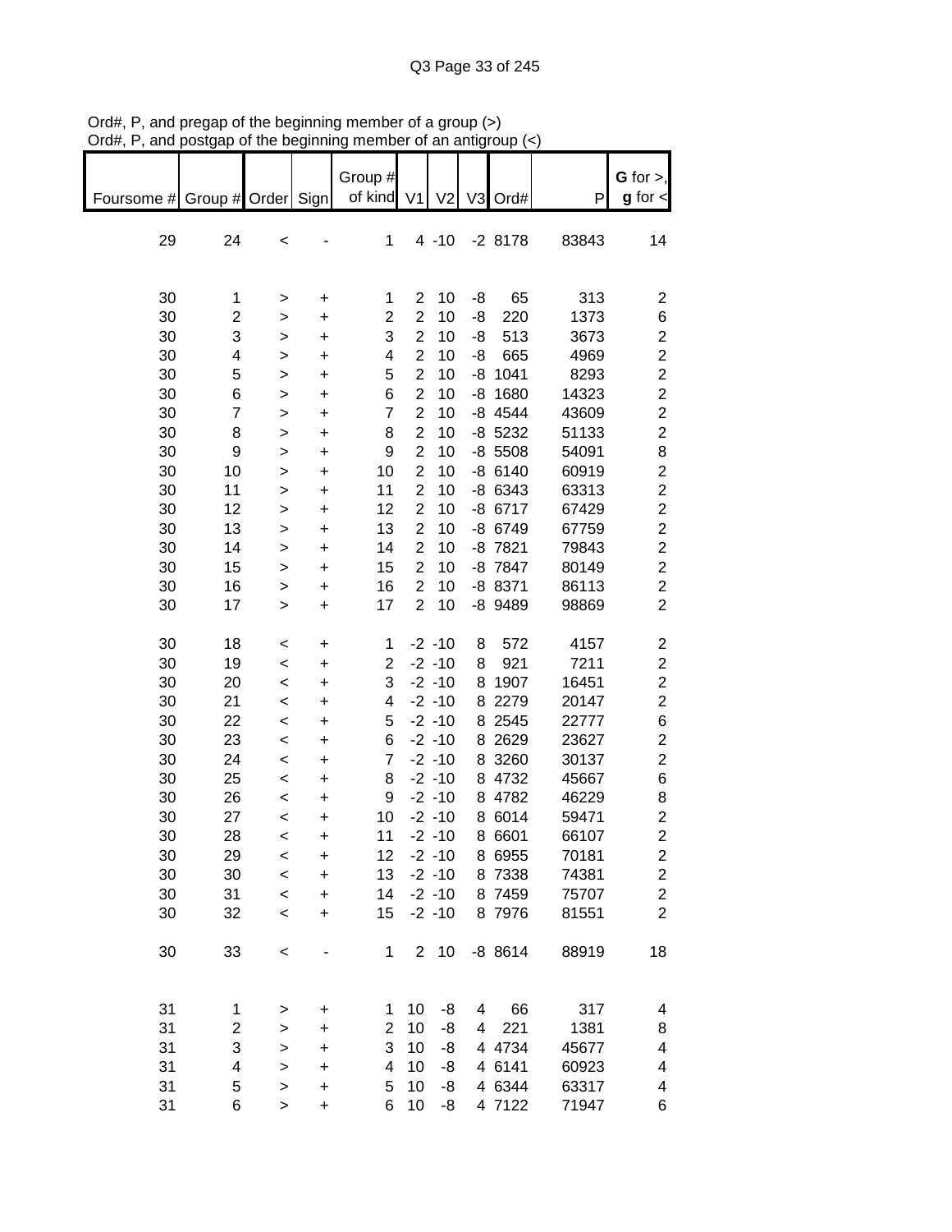Ord#, P, and pregap of the beginning member of a group (>)
Ord#, P, and postgap of the beginning member of an antigroup (<)

| Foursome # | Group # | Order | Sign | Group # of kind | V1 | V2 | V3 | Ord# | P | G for >, g for < |
|---|---|---|---|---|---|---|---|---|---|---|
| 29 | 24 | < | - | 1 | 4 | -10 | -2 | 8178 | 83843 | 14 |
| | | | | | | | | | | |
| 30 | 1 | > | + | 1 | 2 | 10 | -8 | 65 | 313 | 2 |
| 30 | 2 | > | + | 2 | 2 | 10 | -8 | 220 | 1373 | 6 |
| 30 | 3 | > | + | 3 | 2 | 10 | -8 | 513 | 3673 | 2 |
| 30 | 4 | > | + | 4 | 2 | 10 | -8 | 665 | 4969 | 2 |
| 30 | 5 | > | + | 5 | 2 | 10 | -8 | 1041 | 8293 | 2 |
| 30 | 6 | > | + | 6 | 2 | 10 | -8 | 1680 | 14323 | 2 |
| 30 | 7 | > | + | 7 | 2 | 10 | -8 | 4544 | 43609 | 2 |
| 30 | 8 | > | + | 8 | 2 | 10 | -8 | 5232 | 51133 | 2 |
| 30 | 9 | > | + | 9 | 2 | 10 | -8 | 5508 | 54091 | 8 |
| 30 | 10 | > | + | 10 | 2 | 10 | -8 | 6140 | 60919 | 2 |
| 30 | 11 | > | + | 11 | 2 | 10 | -8 | 6343 | 63313 | 2 |
| 30 | 12 | > | + | 12 | 2 | 10 | -8 | 6717 | 67429 | 2 |
| 30 | 13 | > | + | 13 | 2 | 10 | -8 | 6749 | 67759 | 2 |
| 30 | 14 | > | + | 14 | 2 | 10 | -8 | 7821 | 79843 | 2 |
| 30 | 15 | > | + | 15 | 2 | 10 | -8 | 7847 | 80149 | 2 |
| 30 | 16 | > | + | 16 | 2 | 10 | -8 | 8371 | 86113 | 2 |
| 30 | 17 | > | + | 17 | 2 | 10 | -8 | 9489 | 98869 | 2 |
| | | | | | | | | | | |
| 30 | 18 | < | + | 1 | -2 | -10 | 8 | 572 | 4157 | 2 |
| 30 | 19 | < | + | 2 | -2 | -10 | 8 | 921 | 7211 | 2 |
| 30 | 20 | < | + | 3 | -2 | -10 | 8 | 1907 | 16451 | 2 |
| 30 | 21 | < | + | 4 | -2 | -10 | 8 | 2279 | 20147 | 2 |
| 30 | 22 | < | + | 5 | -2 | -10 | 8 | 2545 | 22777 | 6 |
| 30 | 23 | < | + | 6 | -2 | -10 | 8 | 2629 | 23627 | 2 |
| 30 | 24 | < | + | 7 | -2 | -10 | 8 | 3260 | 30137 | 2 |
| 30 | 25 | < | + | 8 | -2 | -10 | 8 | 4732 | 45667 | 6 |
| 30 | 26 | < | + | 9 | -2 | -10 | 8 | 4782 | 46229 | 8 |
| 30 | 27 | < | + | 10 | -2 | -10 | 8 | 6014 | 59471 | 2 |
| 30 | 28 | < | + | 11 | -2 | -10 | 8 | 6601 | 66107 | 2 |
| 30 | 29 | < | + | 12 | -2 | -10 | 8 | 6955 | 70181 | 2 |
| 30 | 30 | < | + | 13 | -2 | -10 | 8 | 7338 | 74381 | 2 |
| 30 | 31 | < | + | 14 | -2 | -10 | 8 | 7459 | 75707 | 2 |
| 30 | 32 | < | + | 15 | -2 | -10 | 8 | 7976 | 81551 | 2 |
| | | | | | | | | | | |
| 30 | 33 | < | - | 1 | 2 | 10 | -8 | 8614 | 88919 | 18 |
| | | | | | | | | | | |
| 31 | 1 | > | + | 1 | 10 | -8 | 4 | 66 | 317 | 4 |
| 31 | 2 | > | + | 2 | 10 | -8 | 4 | 221 | 1381 | 8 |
| 31 | 3 | > | + | 3 | 10 | -8 | 4 | 4734 | 45677 | 4 |
| 31 | 4 | > | + | 4 | 10 | -8 | 4 | 6141 | 60923 | 4 |
| 31 | 5 | > | + | 5 | 10 | -8 | 4 | 6344 | 63317 | 4 |
| 31 | 6 | > | + | 6 | 10 | -8 | 4 | 7122 | 71947 | 6 |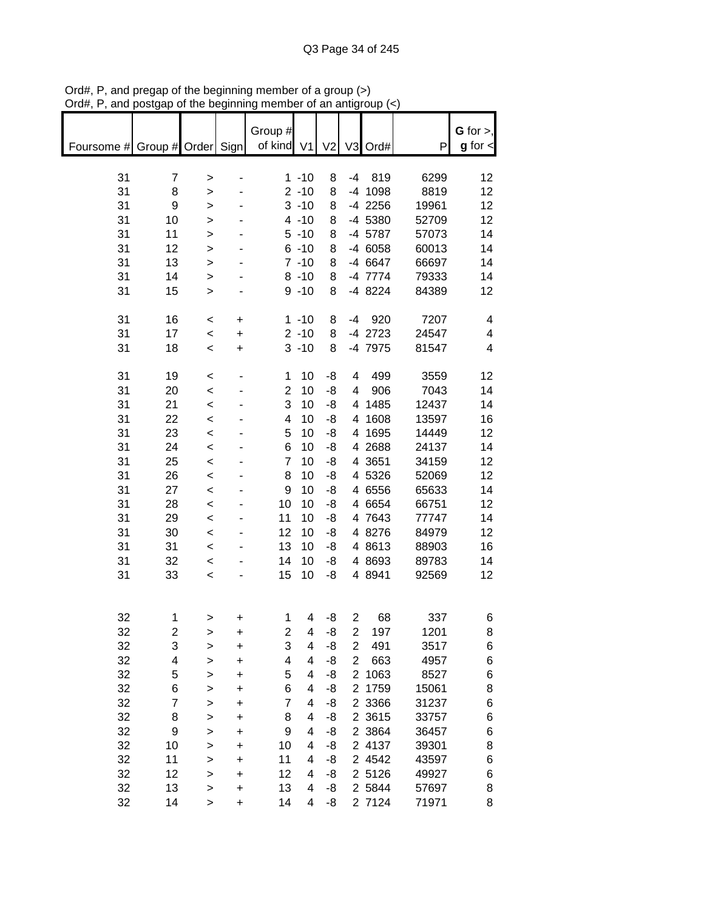Ord#, P, and pregap of the beginning member of a group (>)
Ord#, P, and postgap of the beginning member of an antigroup (<)

| Foursome # | Group # | Order | Sign | Group # of kind | V1 | V2 | V3 | Ord# | P | **G** for >, **g** for < |
|---|---|---|---|---|---|---|---|---|---|---|
| 31 | 7 | > | - | 1 | -10 | 8 | -4 | 819 | 6299 | 12 |
| 31 | 8 | > | - | 2 | -10 | 8 | -4 | 1098 | 8819 | 12 |
| 31 | 9 | > | - | 3 | -10 | 8 | -4 | 2256 | 19961 | 12 |
| 31 | 10 | > | - | 4 | -10 | 8 | -4 | 5380 | 52709 | 12 |
| 31 | 11 | > | - | 5 | -10 | 8 | -4 | 5787 | 57073 | 14 |
| 31 | 12 | > | - | 6 | -10 | 8 | -4 | 6058 | 60013 | 14 |
| 31 | 13 | > | - | 7 | -10 | 8 | -4 | 6647 | 66697 | 14 |
| 31 | 14 | > | - | 8 | -10 | 8 | -4 | 7774 | 79333 | 14 |
| 31 | 15 | > | - | 9 | -10 | 8 | -4 | 8224 | 84389 | 12 |
| | | | | | | | | | | |
| 31 | 16 | < | + | 1 | -10 | 8 | -4 | 920 | 7207 | 4 |
| 31 | 17 | < | + | 2 | -10 | 8 | -4 | 2723 | 24547 | 4 |
| 31 | 18 | < | + | 3 | -10 | 8 | -4 | 7975 | 81547 | 4 |
| | | | | | | | | | | |
| 31 | 19 | < | - | 1 | 10 | -8 | 4 | 499 | 3559 | 12 |
| 31 | 20 | < | - | 2 | 10 | -8 | 4 | 906 | 7043 | 14 |
| 31 | 21 | < | - | 3 | 10 | -8 | 4 | 1485 | 12437 | 14 |
| 31 | 22 | < | - | 4 | 10 | -8 | 4 | 1608 | 13597 | 16 |
| 31 | 23 | < | - | 5 | 10 | -8 | 4 | 1695 | 14449 | 12 |
| 31 | 24 | < | - | 6 | 10 | -8 | 4 | 2688 | 24137 | 14 |
| 31 | 25 | < | - | 7 | 10 | -8 | 4 | 3651 | 34159 | 12 |
| 31 | 26 | < | - | 8 | 10 | -8 | 4 | 5326 | 52069 | 12 |
| 31 | 27 | < | - | 9 | 10 | -8 | 4 | 6556 | 65633 | 14 |
| 31 | 28 | < | - | 10 | 10 | -8 | 4 | 6654 | 66751 | 12 |
| 31 | 29 | < | - | 11 | 10 | -8 | 4 | 7643 | 77747 | 14 |
| 31 | 30 | < | - | 12 | 10 | -8 | 4 | 8276 | 84979 | 12 |
| 31 | 31 | < | - | 13 | 10 | -8 | 4 | 8613 | 88903 | 16 |
| 31 | 32 | < | - | 14 | 10 | -8 | 4 | 8693 | 89783 | 14 |
| 31 | 33 | < | - | 15 | 10 | -8 | 4 | 8941 | 92569 | 12 |
| | | | | | | | | | | |
| 32 | 1 | > | + | 1 | 4 | -8 | 2 | 68 | 337 | 6 |
| 32 | 2 | > | + | 2 | 4 | -8 | 2 | 197 | 1201 | 8 |
| 32 | 3 | > | + | 3 | 4 | -8 | 2 | 491 | 3517 | 6 |
| 32 | 4 | > | + | 4 | 4 | -8 | 2 | 663 | 4957 | 6 |
| 32 | 5 | > | + | 5 | 4 | -8 | 2 | 1063 | 8527 | 6 |
| 32 | 6 | > | + | 6 | 4 | -8 | 2 | 1759 | 15061 | 8 |
| 32 | 7 | > | + | 7 | 4 | -8 | 2 | 3366 | 31237 | 6 |
| 32 | 8 | > | + | 8 | 4 | -8 | 2 | 3615 | 33757 | 6 |
| 32 | 9 | > | + | 9 | 4 | -8 | 2 | 3864 | 36457 | 6 |
| 32 | 10 | > | + | 10 | 4 | -8 | 2 | 4137 | 39301 | 8 |
| 32 | 11 | > | + | 11 | 4 | -8 | 2 | 4542 | 43597 | 6 |
| 32 | 12 | > | + | 12 | 4 | -8 | 2 | 5126 | 49927 | 6 |
| 32 | 13 | > | + | 13 | 4 | -8 | 2 | 5844 | 57697 | 8 |
| 32 | 14 | > | + | 14 | 4 | -8 | 2 | 7124 | 71971 | 8 |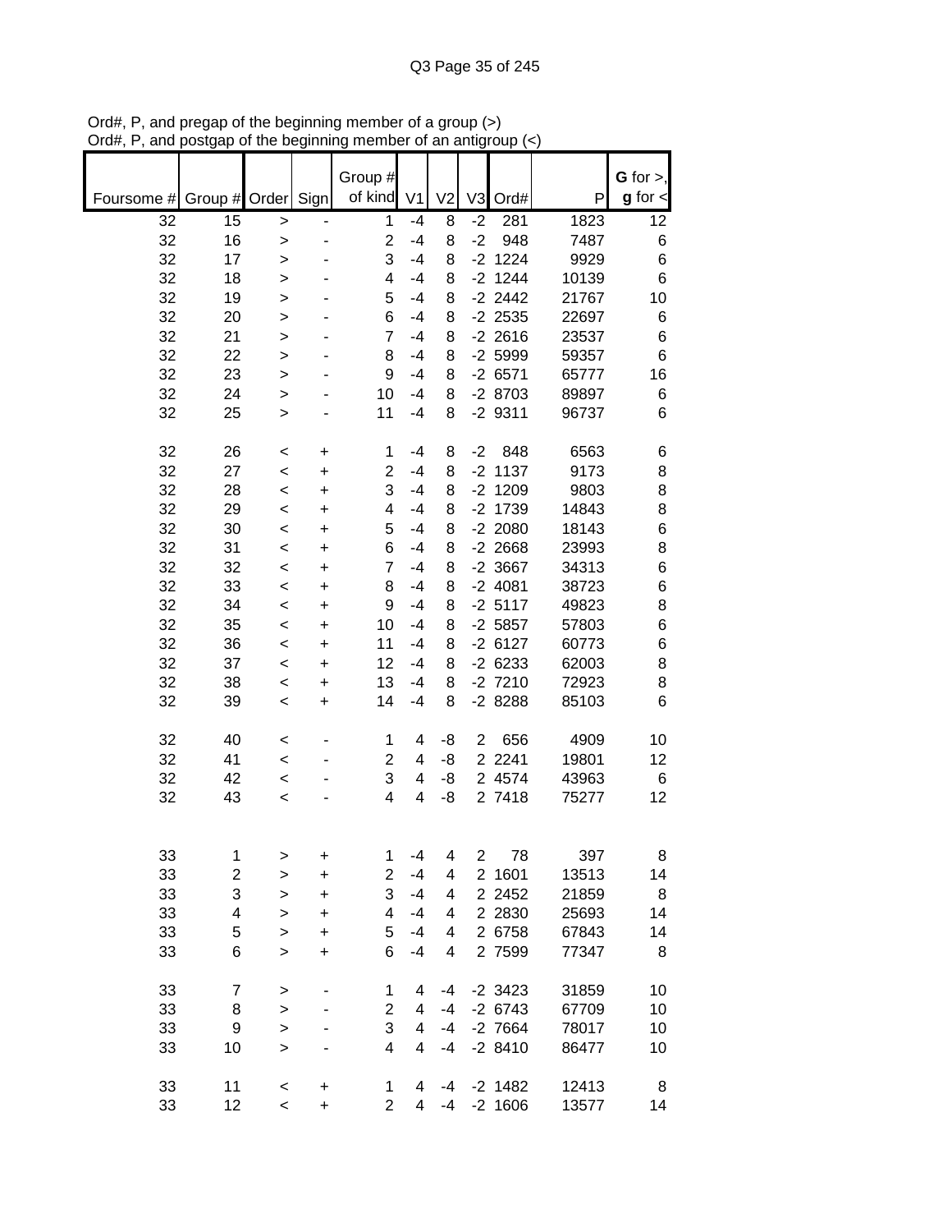Ord#, P, and pregap of the beginning member of a group (>)
Ord#, P, and postgap of the beginning member of an antigroup (<)

| Foursome # | Group # | Order | Sign | Group # of kind | V1 | V2 | V3 | Ord# | P | G for >, g for < |
|---|---|---|---|---|---|---|---|---|---|---|
| 32 | 15 | > | - | 1 | -4 | 8 | -2 | 281 | 1823 | 12 |
| 32 | 16 | > | - | 2 | -4 | 8 | -2 | 948 | 7487 | 6 |
| 32 | 17 | > | - | 3 | -4 | 8 | -2 | 1224 | 9929 | 6 |
| 32 | 18 | > | - | 4 | -4 | 8 | -2 | 1244 | 10139 | 6 |
| 32 | 19 | > | - | 5 | -4 | 8 | -2 | 2442 | 21767 | 10 |
| 32 | 20 | > | - | 6 | -4 | 8 | -2 | 2535 | 22697 | 6 |
| 32 | 21 | > | - | 7 | -4 | 8 | -2 | 2616 | 23537 | 6 |
| 32 | 22 | > | - | 8 | -4 | 8 | -2 | 5999 | 59357 | 6 |
| 32 | 23 | > | - | 9 | -4 | 8 | -2 | 6571 | 65777 | 16 |
| 32 | 24 | > | - | 10 | -4 | 8 | -2 | 8703 | 89897 | 6 |
| 32 | 25 | > | - | 11 | -4 | 8 | -2 | 9311 | 96737 | 6 |
| | | | | | | | | | | |
| 32 | 26 | < | + | 1 | -4 | 8 | -2 | 848 | 6563 | 6 |
| 32 | 27 | < | + | 2 | -4 | 8 | -2 | 1137 | 9173 | 8 |
| 32 | 28 | < | + | 3 | -4 | 8 | -2 | 1209 | 9803 | 8 |
| 32 | 29 | < | + | 4 | -4 | 8 | -2 | 1739 | 14843 | 8 |
| 32 | 30 | < | + | 5 | -4 | 8 | -2 | 2080 | 18143 | 6 |
| 32 | 31 | < | + | 6 | -4 | 8 | -2 | 2668 | 23993 | 8 |
| 32 | 32 | < | + | 7 | -4 | 8 | -2 | 3667 | 34313 | 6 |
| 32 | 33 | < | + | 8 | -4 | 8 | -2 | 4081 | 38723 | 6 |
| 32 | 34 | < | + | 9 | -4 | 8 | -2 | 5117 | 49823 | 8 |
| 32 | 35 | < | + | 10 | -4 | 8 | -2 | 5857 | 57803 | 6 |
| 32 | 36 | < | + | 11 | -4 | 8 | -2 | 6127 | 60773 | 6 |
| 32 | 37 | < | + | 12 | -4 | 8 | -2 | 6233 | 62003 | 8 |
| 32 | 38 | < | + | 13 | -4 | 8 | -2 | 7210 | 72923 | 8 |
| 32 | 39 | < | + | 14 | -4 | 8 | -2 | 8288 | 85103 | 6 |
| | | | | | | | | | | |
| 32 | 40 | < | - | 1 | 4 | -8 | 2 | 656 | 4909 | 10 |
| 32 | 41 | < | - | 2 | 4 | -8 | 2 | 2241 | 19801 | 12 |
| 32 | 42 | < | - | 3 | 4 | -8 | 2 | 4574 | 43963 | 6 |
| 32 | 43 | < | - | 4 | 4 | -8 | 2 | 7418 | 75277 | 12 |
| | | | | | | | | | | |
| 33 | 1 | > | + | 1 | -4 | 4 | 2 | 78 | 397 | 8 |
| 33 | 2 | > | + | 2 | -4 | 4 | 2 | 1601 | 13513 | 14 |
| 33 | 3 | > | + | 3 | -4 | 4 | 2 | 2452 | 21859 | 8 |
| 33 | 4 | > | + | 4 | -4 | 4 | 2 | 2830 | 25693 | 14 |
| 33 | 5 | > | + | 5 | -4 | 4 | 2 | 6758 | 67843 | 14 |
| 33 | 6 | > | + | 6 | -4 | 4 | 2 | 7599 | 77347 | 8 |
| | | | | | | | | | | |
| 33 | 7 | > | - | 1 | 4 | -4 | -2 | 3423 | 31859 | 10 |
| 33 | 8 | > | - | 2 | 4 | -4 | -2 | 6743 | 67709 | 10 |
| 33 | 9 | > | - | 3 | 4 | -4 | -2 | 7664 | 78017 | 10 |
| 33 | 10 | > | - | 4 | 4 | -4 | -2 | 8410 | 86477 | 10 |
| | | | | | | | | | | |
| 33 | 11 | < | + | 1 | 4 | -4 | -2 | 1482 | 12413 | 8 |
| 33 | 12 | < | + | 2 | 4 | -4 | -2 | 1606 | 13577 | 14 |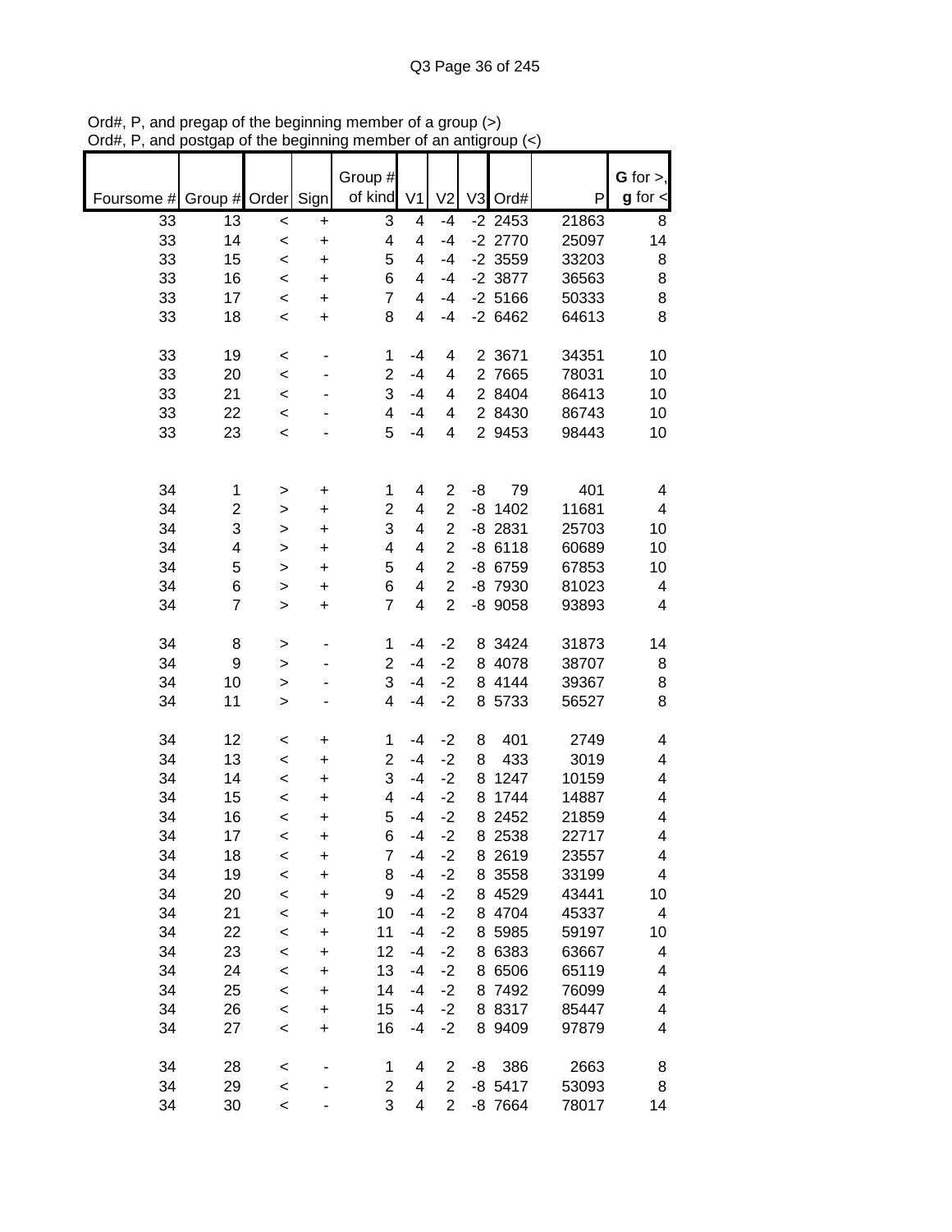Ord#, P, and pregap of the beginning member of a group (>)
Ord#, P, and postgap of the beginning member of an antigroup (<)

| Foursome # | Group # | Order | Sign | Group # of kind | V1 | V2 | V3 | Ord# | P | G for >, g for < |
|---|---|---|---|---|---|---|---|---|---|---|
| 33 | 13 | < | + | 3 | 4 | -4 | -2 | 2453 | 21863 | 8 |
| 33 | 14 | < | + | 4 | 4 | -4 | -2 | 2770 | 25097 | 14 |
| 33 | 15 | < | + | 5 | 4 | -4 | -2 | 3559 | 33203 | 8 |
| 33 | 16 | < | + | 6 | 4 | -4 | -2 | 3877 | 36563 | 8 |
| 33 | 17 | < | + | 7 | 4 | -4 | -2 | 5166 | 50333 | 8 |
| 33 | 18 | < | + | 8 | 4 | -4 | -2 | 6462 | 64613 | 8 |
| | | | | | | | | | | |
| 33 | 19 | < | - | 1 | -4 | 4 | 2 | 3671 | 34351 | 10 |
| 33 | 20 | < | - | 2 | -4 | 4 | 2 | 7665 | 78031 | 10 |
| 33 | 21 | < | - | 3 | -4 | 4 | 2 | 8404 | 86413 | 10 |
| 33 | 22 | < | - | 4 | -4 | 4 | 2 | 8430 | 86743 | 10 |
| 33 | 23 | < | - | 5 | -4 | 4 | 2 | 9453 | 98443 | 10 |
| | | | | | | | | | | |
| 34 | 1 | > | + | 1 | 4 | 2 | -8 | 79 | 401 | 4 |
| 34 | 2 | > | + | 2 | 4 | 2 | -8 | 1402 | 11681 | 4 |
| 34 | 3 | > | + | 3 | 4 | 2 | -8 | 2831 | 25703 | 10 |
| 34 | 4 | > | + | 4 | 4 | 2 | -8 | 6118 | 60689 | 10 |
| 34 | 5 | > | + | 5 | 4 | 2 | -8 | 6759 | 67853 | 10 |
| 34 | 6 | > | + | 6 | 4 | 2 | -8 | 7930 | 81023 | 4 |
| 34 | 7 | > | + | 7 | 4 | 2 | -8 | 9058 | 93893 | 4 |
| | | | | | | | | | | |
| 34 | 8 | > | - | 1 | -4 | -2 | 8 | 3424 | 31873 | 14 |
| 34 | 9 | > | - | 2 | -4 | -2 | 8 | 4078 | 38707 | 8 |
| 34 | 10 | > | - | 3 | -4 | -2 | 8 | 4144 | 39367 | 8 |
| 34 | 11 | > | - | 4 | -4 | -2 | 8 | 5733 | 56527 | 8 |
| | | | | | | | | | | |
| 34 | 12 | < | + | 1 | -4 | -2 | 8 | 401 | 2749 | 4 |
| 34 | 13 | < | + | 2 | -4 | -2 | 8 | 433 | 3019 | 4 |
| 34 | 14 | < | + | 3 | -4 | -2 | 8 | 1247 | 10159 | 4 |
| 34 | 15 | < | + | 4 | -4 | -2 | 8 | 1744 | 14887 | 4 |
| 34 | 16 | < | + | 5 | -4 | -2 | 8 | 2452 | 21859 | 4 |
| 34 | 17 | < | + | 6 | -4 | -2 | 8 | 2538 | 22717 | 4 |
| 34 | 18 | < | + | 7 | -4 | -2 | 8 | 2619 | 23557 | 4 |
| 34 | 19 | < | + | 8 | -4 | -2 | 8 | 3558 | 33199 | 4 |
| 34 | 20 | < | + | 9 | -4 | -2 | 8 | 4529 | 43441 | 10 |
| 34 | 21 | < | + | 10 | -4 | -2 | 8 | 4704 | 45337 | 4 |
| 34 | 22 | < | + | 11 | -4 | -2 | 8 | 5985 | 59197 | 10 |
| 34 | 23 | < | + | 12 | -4 | -2 | 8 | 6383 | 63667 | 4 |
| 34 | 24 | < | + | 13 | -4 | -2 | 8 | 6506 | 65119 | 4 |
| 34 | 25 | < | + | 14 | -4 | -2 | 8 | 7492 | 76099 | 4 |
| 34 | 26 | < | + | 15 | -4 | -2 | 8 | 8317 | 85447 | 4 |
| 34 | 27 | < | + | 16 | -4 | -2 | 8 | 9409 | 97879 | 4 |
| | | | | | | | | | | |
| 34 | 28 | < | - | 1 | 4 | 2 | -8 | 386 | 2663 | 8 |
| 34 | 29 | < | - | 2 | 4 | 2 | -8 | 5417 | 53093 | 8 |
| 34 | 30 | < | - | 3 | 4 | 2 | -8 | 7664 | 78017 | 14 |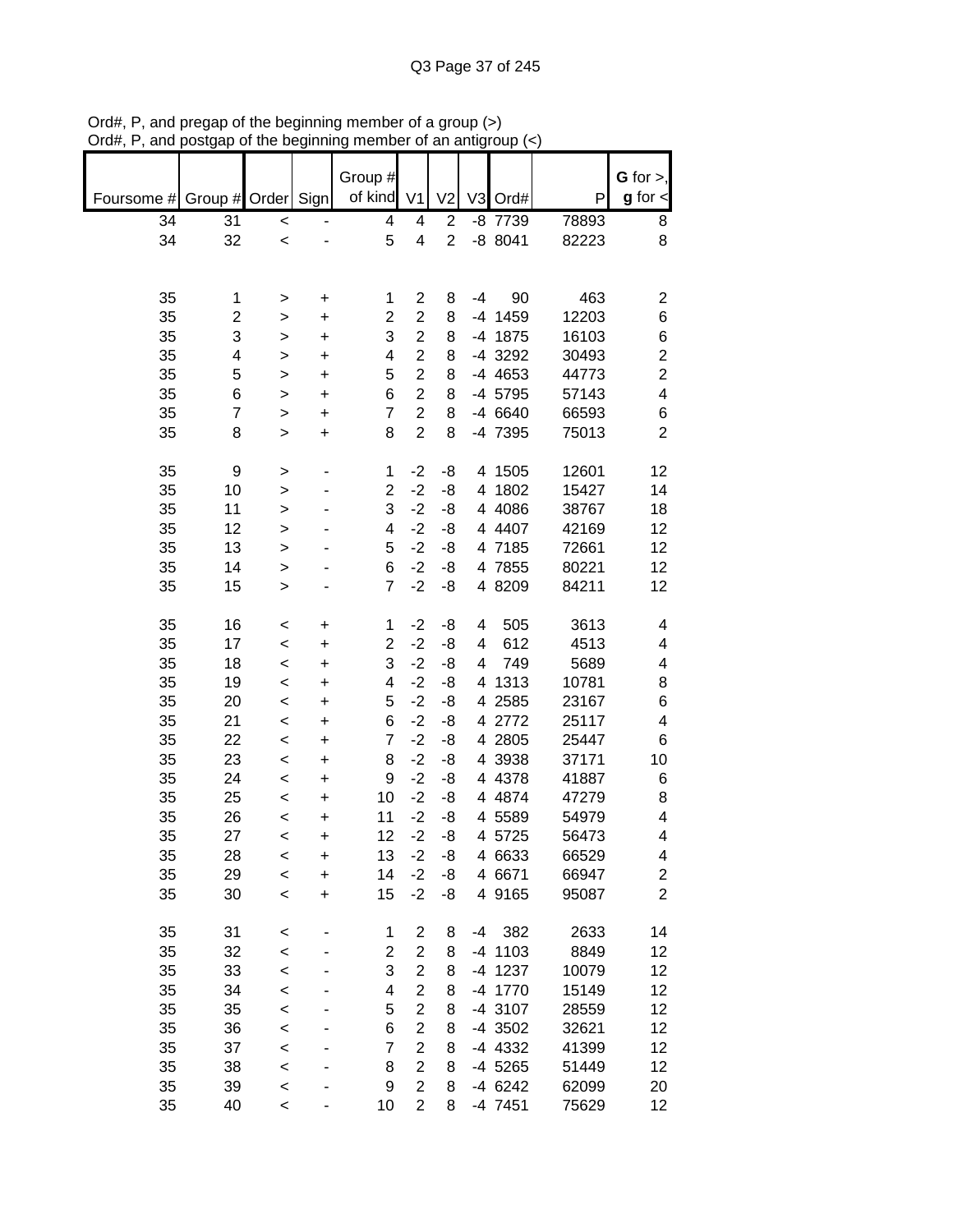Ord#, P, and pregap of the beginning member of a group (>)
Ord#, P, and postgap of the beginning member of an antigroup (<)

| Foursome # | Group # | Order | Sign | Group # of kind | V1 | V2 | V3 | Ord# | P | G for >, g for < |
|---|---|---|---|---|---|---|---|---|---|---|
| 34 | 31 | < | - | 4 | 4 | 2 | -8 | 7739 | 78893 | 8 |
| 34 | 32 | < | - | 5 | 4 | 2 | -8 | 8041 | 82223 | 8 |
| | | | | | | | | | | |
| 35 | 1 | > | + | 1 | 2 | 8 | -4 | 90 | 463 | 2 |
| 35 | 2 | > | + | 2 | 2 | 8 | -4 | 1459 | 12203 | 6 |
| 35 | 3 | > | + | 3 | 2 | 8 | -4 | 1875 | 16103 | 6 |
| 35 | 4 | > | + | 4 | 2 | 8 | -4 | 3292 | 30493 | 2 |
| 35 | 5 | > | + | 5 | 2 | 8 | -4 | 4653 | 44773 | 2 |
| 35 | 6 | > | + | 6 | 2 | 8 | -4 | 5795 | 57143 | 4 |
| 35 | 7 | > | + | 7 | 2 | 8 | -4 | 6640 | 66593 | 6 |
| 35 | 8 | > | + | 8 | 2 | 8 | -4 | 7395 | 75013 | 2 |
| | | | | | | | | | | |
| 35 | 9 | > | - | 1 | -2 | -8 | 4 | 1505 | 12601 | 12 |
| 35 | 10 | > | - | 2 | -2 | -8 | 4 | 1802 | 15427 | 14 |
| 35 | 11 | > | - | 3 | -2 | -8 | 4 | 4086 | 38767 | 18 |
| 35 | 12 | > | - | 4 | -2 | -8 | 4 | 4407 | 42169 | 12 |
| 35 | 13 | > | - | 5 | -2 | -8 | 4 | 7185 | 72661 | 12 |
| 35 | 14 | > | - | 6 | -2 | -8 | 4 | 7855 | 80221 | 12 |
| 35 | 15 | > | - | 7 | -2 | -8 | 4 | 8209 | 84211 | 12 |
| | | | | | | | | | | |
| 35 | 16 | < | + | 1 | -2 | -8 | 4 | 505 | 3613 | 4 |
| 35 | 17 | < | + | 2 | -2 | -8 | 4 | 612 | 4513 | 4 |
| 35 | 18 | < | + | 3 | -2 | -8 | 4 | 749 | 5689 | 4 |
| 35 | 19 | < | + | 4 | -2 | -8 | 4 | 1313 | 10781 | 8 |
| 35 | 20 | < | + | 5 | -2 | -8 | 4 | 2585 | 23167 | 6 |
| 35 | 21 | < | + | 6 | -2 | -8 | 4 | 2772 | 25117 | 4 |
| 35 | 22 | < | + | 7 | -2 | -8 | 4 | 2805 | 25447 | 6 |
| 35 | 23 | < | + | 8 | -2 | -8 | 4 | 3938 | 37171 | 10 |
| 35 | 24 | < | + | 9 | -2 | -8 | 4 | 4378 | 41887 | 6 |
| 35 | 25 | < | + | 10 | -2 | -8 | 4 | 4874 | 47279 | 8 |
| 35 | 26 | < | + | 11 | -2 | -8 | 4 | 5589 | 54979 | 4 |
| 35 | 27 | < | + | 12 | -2 | -8 | 4 | 5725 | 56473 | 4 |
| 35 | 28 | < | + | 13 | -2 | -8 | 4 | 6633 | 66529 | 4 |
| 35 | 29 | < | + | 14 | -2 | -8 | 4 | 6671 | 66947 | 2 |
| 35 | 30 | < | + | 15 | -2 | -8 | 4 | 9165 | 95087 | 2 |
| | | | | | | | | | | |
| 35 | 31 | < | - | 1 | 2 | 8 | -4 | 382 | 2633 | 14 |
| 35 | 32 | < | - | 2 | 2 | 8 | -4 | 1103 | 8849 | 12 |
| 35 | 33 | < | - | 3 | 2 | 8 | -4 | 1237 | 10079 | 12 |
| 35 | 34 | < | - | 4 | 2 | 8 | -4 | 1770 | 15149 | 12 |
| 35 | 35 | < | - | 5 | 2 | 8 | -4 | 3107 | 28559 | 12 |
| 35 | 36 | < | - | 6 | 2 | 8 | -4 | 3502 | 32621 | 12 |
| 35 | 37 | < | - | 7 | 2 | 8 | -4 | 4332 | 41399 | 12 |
| 35 | 38 | < | - | 8 | 2 | 8 | -4 | 5265 | 51449 | 12 |
| 35 | 39 | < | - | 9 | 2 | 8 | -4 | 6242 | 62099 | 20 |
| 35 | 40 | < | - | 10 | 2 | 8 | -4 | 7451 | 75629 | 12 |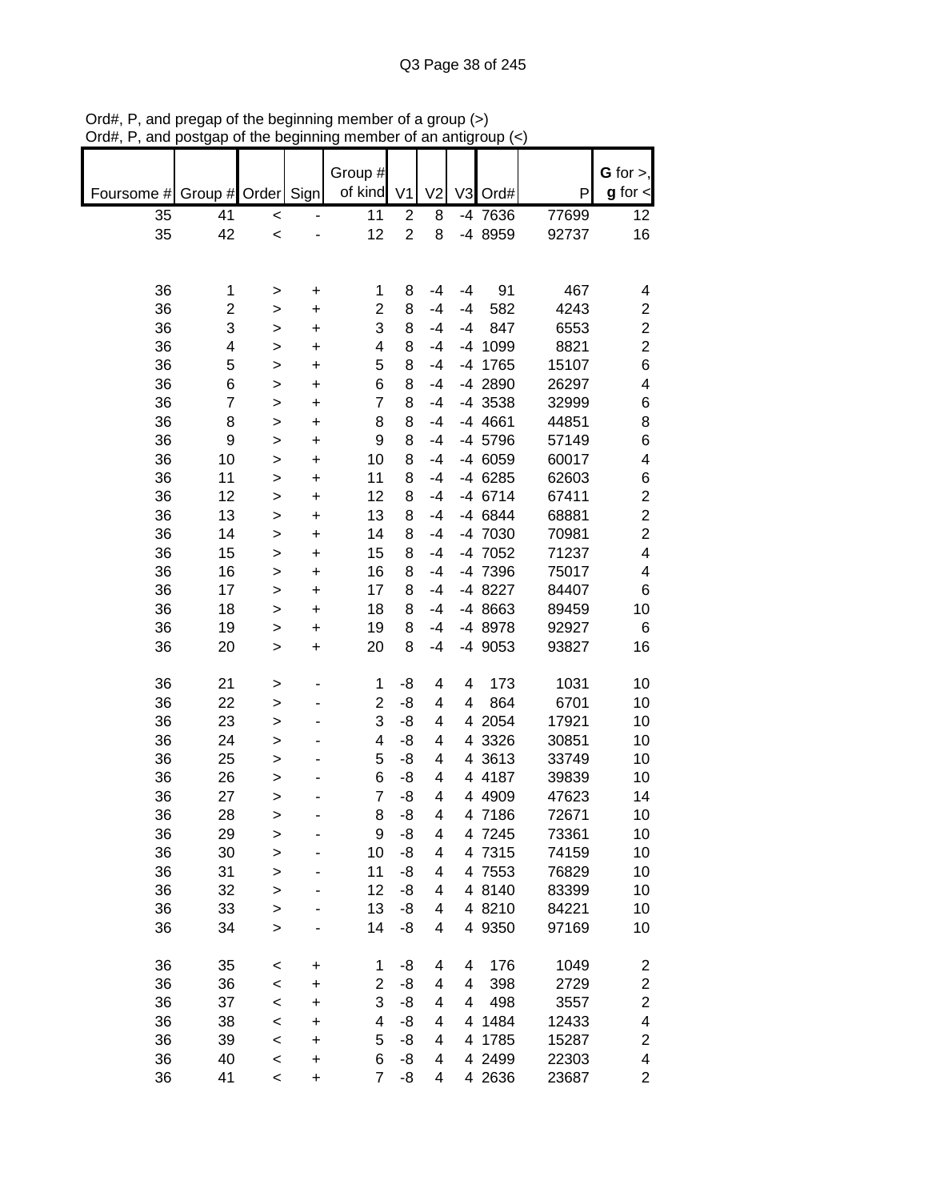Ord#, P, and pregap of the beginning member of a group (>)
Ord#, P, and postgap of the beginning member of an antigroup (<)

| Foursome # | Group # | Order | Sign | Group # of kind | V1 | V2 | V3 | Ord# | P | **G** for >, **g** for < |
|---|---|---|---|---|---|---|---|---|---|---|
| 35 | 41 | < | - | 11 | 2 | 8 | -4 | 7636 | 77699 | 12 |
| 35 | 42 | < | - | 12 | 2 | 8 | -4 | 8959 | 92737 | 16 |
| | | | | | | | | | | |
| 36 | 1 | > | + | 1 | 8 | -4 | -4 | 91 | 467 | 4 |
| 36 | 2 | > | + | 2 | 8 | -4 | -4 | 582 | 4243 | 2 |
| 36 | 3 | > | + | 3 | 8 | -4 | -4 | 847 | 6553 | 2 |
| 36 | 4 | > | + | 4 | 8 | -4 | -4 | 1099 | 8821 | 2 |
| 36 | 5 | > | + | 5 | 8 | -4 | -4 | 1765 | 15107 | 6 |
| 36 | 6 | > | + | 6 | 8 | -4 | -4 | 2890 | 26297 | 4 |
| 36 | 7 | > | + | 7 | 8 | -4 | -4 | 3538 | 32999 | 6 |
| 36 | 8 | > | + | 8 | 8 | -4 | -4 | 4661 | 44851 | 8 |
| 36 | 9 | > | + | 9 | 8 | -4 | -4 | 5796 | 57149 | 6 |
| 36 | 10 | > | + | 10 | 8 | -4 | -4 | 6059 | 60017 | 4 |
| 36 | 11 | > | + | 11 | 8 | -4 | -4 | 6285 | 62603 | 6 |
| 36 | 12 | > | + | 12 | 8 | -4 | -4 | 6714 | 67411 | 2 |
| 36 | 13 | > | + | 13 | 8 | -4 | -4 | 6844 | 68881 | 2 |
| 36 | 14 | > | + | 14 | 8 | -4 | -4 | 7030 | 70981 | 2 |
| 36 | 15 | > | + | 15 | 8 | -4 | -4 | 7052 | 71237 | 4 |
| 36 | 16 | > | + | 16 | 8 | -4 | -4 | 7396 | 75017 | 4 |
| 36 | 17 | > | + | 17 | 8 | -4 | -4 | 8227 | 84407 | 6 |
| 36 | 18 | > | + | 18 | 8 | -4 | -4 | 8663 | 89459 | 10 |
| 36 | 19 | > | + | 19 | 8 | -4 | -4 | 8978 | 92927 | 6 |
| 36 | 20 | > | + | 20 | 8 | -4 | -4 | 9053 | 93827 | 16 |
| | | | | | | | | | | |
| 36 | 21 | > | - | 1 | -8 | 4 | 4 | 173 | 1031 | 10 |
| 36 | 22 | > | - | 2 | -8 | 4 | 4 | 864 | 6701 | 10 |
| 36 | 23 | > | - | 3 | -8 | 4 | 4 | 2054 | 17921 | 10 |
| 36 | 24 | > | - | 4 | -8 | 4 | 4 | 3326 | 30851 | 10 |
| 36 | 25 | > | - | 5 | -8 | 4 | 4 | 3613 | 33749 | 10 |
| 36 | 26 | > | - | 6 | -8 | 4 | 4 | 4187 | 39839 | 10 |
| 36 | 27 | > | - | 7 | -8 | 4 | 4 | 4909 | 47623 | 14 |
| 36 | 28 | > | - | 8 | -8 | 4 | 4 | 7186 | 72671 | 10 |
| 36 | 29 | > | - | 9 | -8 | 4 | 4 | 7245 | 73361 | 10 |
| 36 | 30 | > | - | 10 | -8 | 4 | 4 | 7315 | 74159 | 10 |
| 36 | 31 | > | - | 11 | -8 | 4 | 4 | 7553 | 76829 | 10 |
| 36 | 32 | > | - | 12 | -8 | 4 | 4 | 8140 | 83399 | 10 |
| 36 | 33 | > | - | 13 | -8 | 4 | 4 | 8210 | 84221 | 10 |
| 36 | 34 | > | - | 14 | -8 | 4 | 4 | 9350 | 97169 | 10 |
| | | | | | | | | | | |
| 36 | 35 | < | + | 1 | -8 | 4 | 4 | 176 | 1049 | 2 |
| 36 | 36 | < | + | 2 | -8 | 4 | 4 | 398 | 2729 | 2 |
| 36 | 37 | < | + | 3 | -8 | 4 | 4 | 498 | 3557 | 2 |
| 36 | 38 | < | + | 4 | -8 | 4 | 4 | 1484 | 12433 | 4 |
| 36 | 39 | < | + | 5 | -8 | 4 | 4 | 1785 | 15287 | 2 |
| 36 | 40 | < | + | 6 | -8 | 4 | 4 | 2499 | 22303 | 4 |
| 36 | 41 | < | + | 7 | -8 | 4 | 4 | 2636 | 23687 | 2 |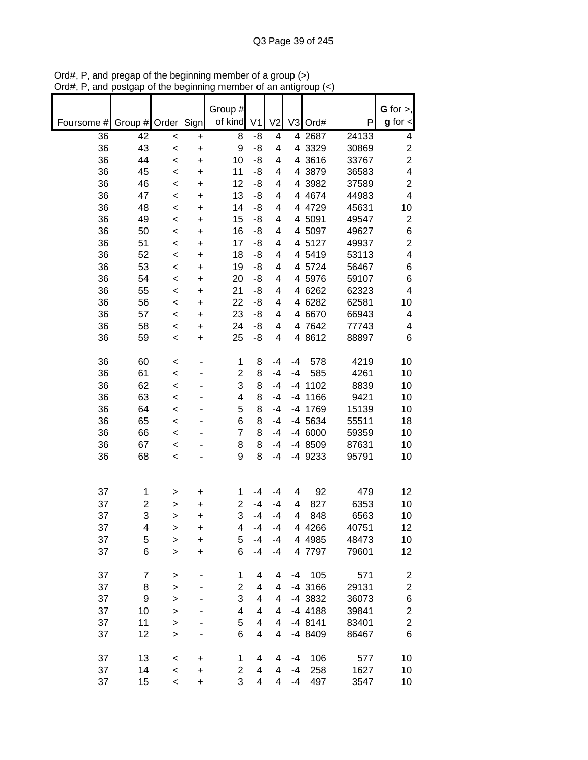Ord#, P, and pregap of the beginning member of a group (>)
Ord#, P, and postgap of the beginning member of an antigroup (<)

| Foursome # | Group # | Order | Sign | Group # of kind | V1 | V2 | V3 | Ord# | P | **G** for >, **g** for < |
|---|---|---|---|---|---|---|---|---|---|---|
| 36 | 42 | < | + | 8 | -8 | 4 | 4 | 2687 | 24133 | 4 |
| 36 | 43 | < | + | 9 | -8 | 4 | 4 | 3329 | 30869 | 2 |
| 36 | 44 | < | + | 10 | -8 | 4 | 4 | 3616 | 33767 | 2 |
| 36 | 45 | < | + | 11 | -8 | 4 | 4 | 3879 | 36583 | 4 |
| 36 | 46 | < | + | 12 | -8 | 4 | 4 | 3982 | 37589 | 2 |
| 36 | 47 | < | + | 13 | -8 | 4 | 4 | 4674 | 44983 | 4 |
| 36 | 48 | < | + | 14 | -8 | 4 | 4 | 4729 | 45631 | 10 |
| 36 | 49 | < | + | 15 | -8 | 4 | 4 | 5091 | 49547 | 2 |
| 36 | 50 | < | + | 16 | -8 | 4 | 4 | 5097 | 49627 | 6 |
| 36 | 51 | < | + | 17 | -8 | 4 | 4 | 5127 | 49937 | 2 |
| 36 | 52 | < | + | 18 | -8 | 4 | 4 | 5419 | 53113 | 4 |
| 36 | 53 | < | + | 19 | -8 | 4 | 4 | 5724 | 56467 | 6 |
| 36 | 54 | < | + | 20 | -8 | 4 | 4 | 5976 | 59107 | 6 |
| 36 | 55 | < | + | 21 | -8 | 4 | 4 | 6262 | 62323 | 4 |
| 36 | 56 | < | + | 22 | -8 | 4 | 4 | 6282 | 62581 | 10 |
| 36 | 57 | < | + | 23 | -8 | 4 | 4 | 6670 | 66943 | 4 |
| 36 | 58 | < | + | 24 | -8 | 4 | 4 | 7642 | 77743 | 4 |
| 36 | 59 | < | + | 25 | -8 | 4 | 4 | 8612 | 88897 | 6 |
| | | | | | | | | | | |
| 36 | 60 | < | - | 1 | 8 | -4 | -4 | 578 | 4219 | 10 |
| 36 | 61 | < | - | 2 | 8 | -4 | -4 | 585 | 4261 | 10 |
| 36 | 62 | < | - | 3 | 8 | -4 | -4 | 1102 | 8839 | 10 |
| 36 | 63 | < | - | 4 | 8 | -4 | -4 | 1166 | 9421 | 10 |
| 36 | 64 | < | - | 5 | 8 | -4 | -4 | 1769 | 15139 | 10 |
| 36 | 65 | < | - | 6 | 8 | -4 | -4 | 5634 | 55511 | 18 |
| 36 | 66 | < | - | 7 | 8 | -4 | -4 | 6000 | 59359 | 10 |
| 36 | 67 | < | - | 8 | 8 | -4 | -4 | 8509 | 87631 | 10 |
| 36 | 68 | < | - | 9 | 8 | -4 | -4 | 9233 | 95791 | 10 |
| | | | | | | | | | | |
| 37 | 1 | > | + | 1 | -4 | -4 | 4 | 92 | 479 | 12 |
| 37 | 2 | > | + | 2 | -4 | -4 | 4 | 827 | 6353 | 10 |
| 37 | 3 | > | + | 3 | -4 | -4 | 4 | 848 | 6563 | 10 |
| 37 | 4 | > | + | 4 | -4 | -4 | 4 | 4266 | 40751 | 12 |
| 37 | 5 | > | + | 5 | -4 | -4 | 4 | 4985 | 48473 | 10 |
| 37 | 6 | > | + | 6 | -4 | -4 | 4 | 7797 | 79601 | 12 |
| | | | | | | | | | | |
| 37 | 7 | > | - | 1 | 4 | 4 | -4 | 105 | 571 | 2 |
| 37 | 8 | > | - | 2 | 4 | 4 | -4 | 3166 | 29131 | 2 |
| 37 | 9 | > | - | 3 | 4 | 4 | -4 | 3832 | 36073 | 6 |
| 37 | 10 | > | - | 4 | 4 | 4 | -4 | 4188 | 39841 | 2 |
| 37 | 11 | > | - | 5 | 4 | 4 | -4 | 8141 | 83401 | 2 |
| 37 | 12 | > | - | 6 | 4 | 4 | -4 | 8409 | 86467 | 6 |
| | | | | | | | | | | |
| 37 | 13 | < | + | 1 | 4 | 4 | -4 | 106 | 577 | 10 |
| 37 | 14 | < | + | 2 | 4 | 4 | -4 | 258 | 1627 | 10 |
| 37 | 15 | < | + | 3 | 4 | 4 | -4 | 497 | 3547 | 10 |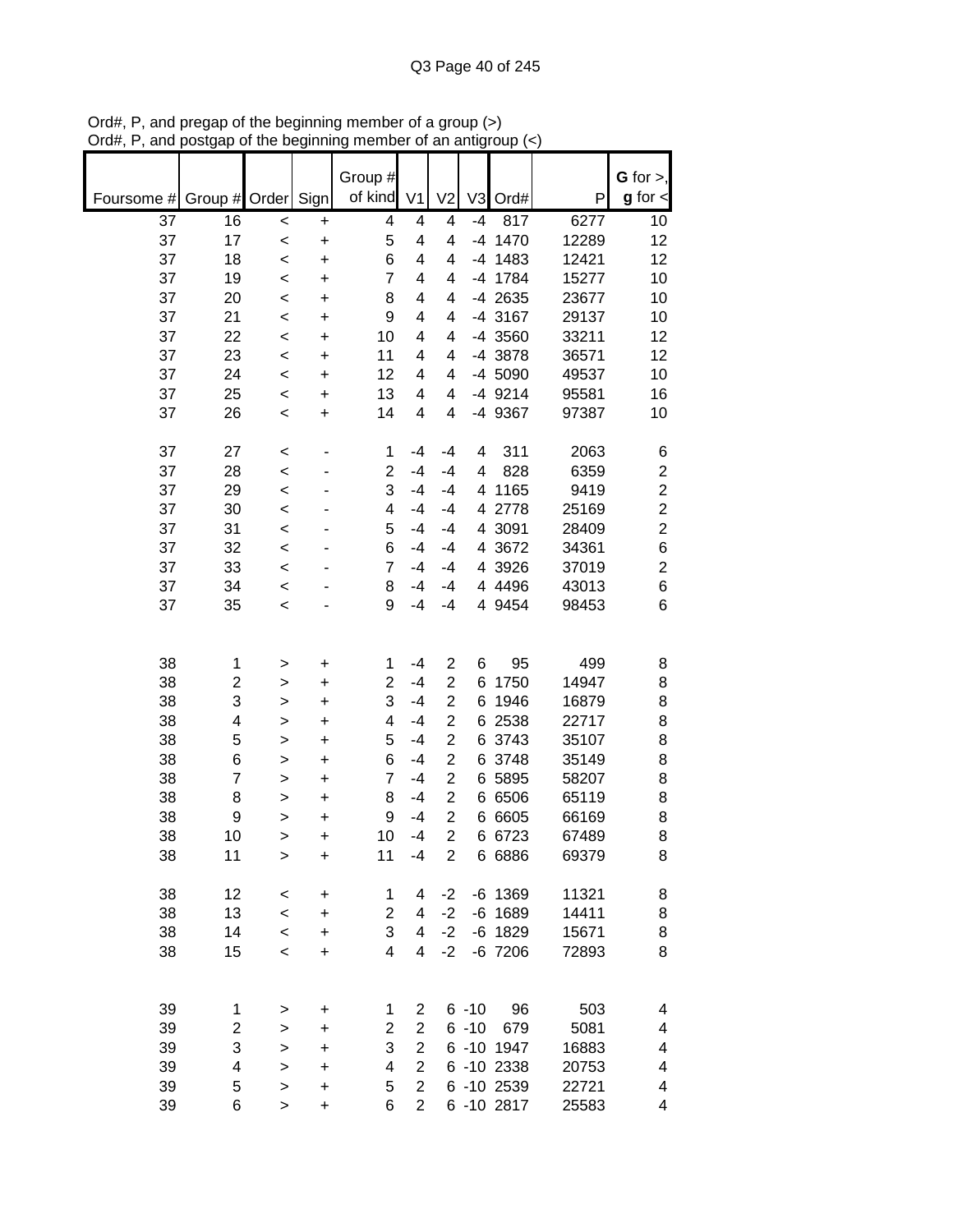Ord#, P, and pregap of the beginning member of a group (>)
Ord#, P, and postgap of the beginning member of an antigroup (<)

| Foursome # | Group # | Order | Sign | Group # of kind | V1 | V2 | V3 | Ord# | P | G for >, g for < |
|---|---|---|---|---|---|---|---|---|---|---|
| 37 | 16 | < | + | 4 | 4 | 4 | -4 | 817 | 6277 | 10 |
| 37 | 17 | < | + | 5 | 4 | 4 | -4 | 1470 | 12289 | 12 |
| 37 | 18 | < | + | 6 | 4 | 4 | -4 | 1483 | 12421 | 12 |
| 37 | 19 | < | + | 7 | 4 | 4 | -4 | 1784 | 15277 | 10 |
| 37 | 20 | < | + | 8 | 4 | 4 | -4 | 2635 | 23677 | 10 |
| 37 | 21 | < | + | 9 | 4 | 4 | -4 | 3167 | 29137 | 10 |
| 37 | 22 | < | + | 10 | 4 | 4 | -4 | 3560 | 33211 | 12 |
| 37 | 23 | < | + | 11 | 4 | 4 | -4 | 3878 | 36571 | 12 |
| 37 | 24 | < | + | 12 | 4 | 4 | -4 | 5090 | 49537 | 10 |
| 37 | 25 | < | + | 13 | 4 | 4 | -4 | 9214 | 95581 | 16 |
| 37 | 26 | < | + | 14 | 4 | 4 | -4 | 9367 | 97387 | 10 |
| | | | | | | | | | | |
| 37 | 27 | < | - | 1 | -4 | -4 | 4 | 311 | 2063 | 6 |
| 37 | 28 | < | - | 2 | -4 | -4 | 4 | 828 | 6359 | 2 |
| 37 | 29 | < | - | 3 | -4 | -4 | 4 | 1165 | 9419 | 2 |
| 37 | 30 | < | - | 4 | -4 | -4 | 4 | 2778 | 25169 | 2 |
| 37 | 31 | < | - | 5 | -4 | -4 | 4 | 3091 | 28409 | 2 |
| 37 | 32 | < | - | 6 | -4 | -4 | 4 | 3672 | 34361 | 6 |
| 37 | 33 | < | - | 7 | -4 | -4 | 4 | 3926 | 37019 | 2 |
| 37 | 34 | < | - | 8 | -4 | -4 | 4 | 4496 | 43013 | 6 |
| 37 | 35 | < | - | 9 | -4 | -4 | 4 | 9454 | 98453 | 6 |
| | | | | | | | | | | |
| 38 | 1 | > | + | 1 | -4 | 2 | 6 | 95 | 499 | 8 |
| 38 | 2 | > | + | 2 | -4 | 2 | 6 | 1750 | 14947 | 8 |
| 38 | 3 | > | + | 3 | -4 | 2 | 6 | 1946 | 16879 | 8 |
| 38 | 4 | > | + | 4 | -4 | 2 | 6 | 2538 | 22717 | 8 |
| 38 | 5 | > | + | 5 | -4 | 2 | 6 | 3743 | 35107 | 8 |
| 38 | 6 | > | + | 6 | -4 | 2 | 6 | 3748 | 35149 | 8 |
| 38 | 7 | > | + | 7 | -4 | 2 | 6 | 5895 | 58207 | 8 |
| 38 | 8 | > | + | 8 | -4 | 2 | 6 | 6506 | 65119 | 8 |
| 38 | 9 | > | + | 9 | -4 | 2 | 6 | 6605 | 66169 | 8 |
| 38 | 10 | > | + | 10 | -4 | 2 | 6 | 6723 | 67489 | 8 |
| 38 | 11 | > | + | 11 | -4 | 2 | 6 | 6886 | 69379 | 8 |
| | | | | | | | | | | |
| 38 | 12 | < | + | 1 | 4 | -2 | -6 | 1369 | 11321 | 8 |
| 38 | 13 | < | + | 2 | 4 | -2 | -6 | 1689 | 14411 | 8 |
| 38 | 14 | < | + | 3 | 4 | -2 | -6 | 1829 | 15671 | 8 |
| 38 | 15 | < | + | 4 | 4 | -2 | -6 | 7206 | 72893 | 8 |
| | | | | | | | | | | |
| 39 | 1 | > | + | 1 | 2 | 6 | -10 | 96 | 503 | 4 |
| 39 | 2 | > | + | 2 | 2 | 6 | -10 | 679 | 5081 | 4 |
| 39 | 3 | > | + | 3 | 2 | 6 | -10 | 1947 | 16883 | 4 |
| 39 | 4 | > | + | 4 | 2 | 6 | -10 | 2338 | 20753 | 4 |
| 39 | 5 | > | + | 5 | 2 | 6 | -10 | 2539 | 22721 | 4 |
| 39 | 6 | > | + | 6 | 2 | 6 | -10 | 2817 | 25583 | 4 |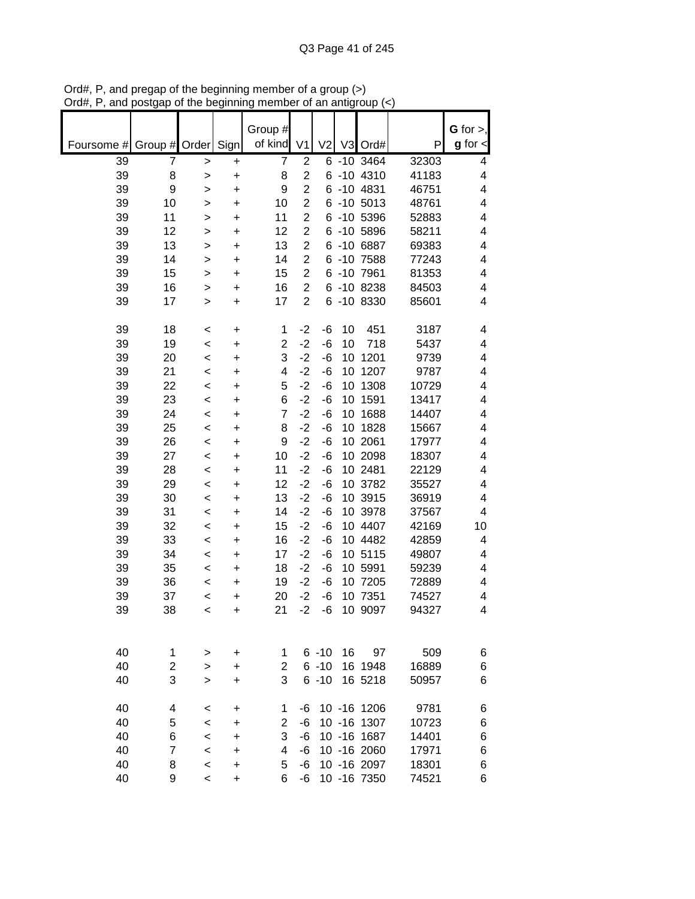Ord#, P, and pregap of the beginning member of a group (>)
Ord#, P, and postgap of the beginning member of an antigroup (<)

| Foursome # | Group # | Order | Sign | Group # of kind | V1 | V2 | V3 | Ord# | P | G for >, g for < |
|---|---|---|---|---|---|---|---|---|---|---|
| 39 | 7 | > | + | 7 | 2 | 6 | -10 | 3464 | 32303 | 4 |
| 39 | 8 | > | + | 8 | 2 | 6 | -10 | 4310 | 41183 | 4 |
| 39 | 9 | > | + | 9 | 2 | 6 | -10 | 4831 | 46751 | 4 |
| 39 | 10 | > | + | 10 | 2 | 6 | -10 | 5013 | 48761 | 4 |
| 39 | 11 | > | + | 11 | 2 | 6 | -10 | 5396 | 52883 | 4 |
| 39 | 12 | > | + | 12 | 2 | 6 | -10 | 5896 | 58211 | 4 |
| 39 | 13 | > | + | 13 | 2 | 6 | -10 | 6887 | 69383 | 4 |
| 39 | 14 | > | + | 14 | 2 | 6 | -10 | 7588 | 77243 | 4 |
| 39 | 15 | > | + | 15 | 2 | 6 | -10 | 7961 | 81353 | 4 |
| 39 | 16 | > | + | 16 | 2 | 6 | -10 | 8238 | 84503 | 4 |
| 39 | 17 | > | + | 17 | 2 | 6 | -10 | 8330 | 85601 | 4 |
| | | | | | | | | | | |
| 39 | 18 | < | + | 1 | -2 | -6 | 10 | 451 | 3187 | 4 |
| 39 | 19 | < | + | 2 | -2 | -6 | 10 | 718 | 5437 | 4 |
| 39 | 20 | < | + | 3 | -2 | -6 | 10 | 1201 | 9739 | 4 |
| 39 | 21 | < | + | 4 | -2 | -6 | 10 | 1207 | 9787 | 4 |
| 39 | 22 | < | + | 5 | -2 | -6 | 10 | 1308 | 10729 | 4 |
| 39 | 23 | < | + | 6 | -2 | -6 | 10 | 1591 | 13417 | 4 |
| 39 | 24 | < | + | 7 | -2 | -6 | 10 | 1688 | 14407 | 4 |
| 39 | 25 | < | + | 8 | -2 | -6 | 10 | 1828 | 15667 | 4 |
| 39 | 26 | < | + | 9 | -2 | -6 | 10 | 2061 | 17977 | 4 |
| 39 | 27 | < | + | 10 | -2 | -6 | 10 | 2098 | 18307 | 4 |
| 39 | 28 | < | + | 11 | -2 | -6 | 10 | 2481 | 22129 | 4 |
| 39 | 29 | < | + | 12 | -2 | -6 | 10 | 3782 | 35527 | 4 |
| 39 | 30 | < | + | 13 | -2 | -6 | 10 | 3915 | 36919 | 4 |
| 39 | 31 | < | + | 14 | -2 | -6 | 10 | 3978 | 37567 | 4 |
| 39 | 32 | < | + | 15 | -2 | -6 | 10 | 4407 | 42169 | 10 |
| 39 | 33 | < | + | 16 | -2 | -6 | 10 | 4482 | 42859 | 4 |
| 39 | 34 | < | + | 17 | -2 | -6 | 10 | 5115 | 49807 | 4 |
| 39 | 35 | < | + | 18 | -2 | -6 | 10 | 5991 | 59239 | 4 |
| 39 | 36 | < | + | 19 | -2 | -6 | 10 | 7205 | 72889 | 4 |
| 39 | 37 | < | + | 20 | -2 | -6 | 10 | 7351 | 74527 | 4 |
| 39 | 38 | < | + | 21 | -2 | -6 | 10 | 9097 | 94327 | 4 |
| | | | | | | | | | | |
| 40 | 1 | > | + | 1 | 6 | -10 | 16 | 97 | 509 | 6 |
| 40 | 2 | > | + | 2 | 6 | -10 | 16 | 1948 | 16889 | 6 |
| 40 | 3 | > | + | 3 | 6 | -10 | 16 | 5218 | 50957 | 6 |
| | | | | | | | | | | |
| 40 | 4 | < | + | 1 | -6 | 10 | -16 | 1206 | 9781 | 6 |
| 40 | 5 | < | + | 2 | -6 | 10 | -16 | 1307 | 10723 | 6 |
| 40 | 6 | < | + | 3 | -6 | 10 | -16 | 1687 | 14401 | 6 |
| 40 | 7 | < | + | 4 | -6 | 10 | -16 | 2060 | 17971 | 6 |
| 40 | 8 | < | + | 5 | -6 | 10 | -16 | 2097 | 18301 | 6 |
| 40 | 9 | < | + | 6 | -6 | 10 | -16 | 7350 | 74521 | 6 |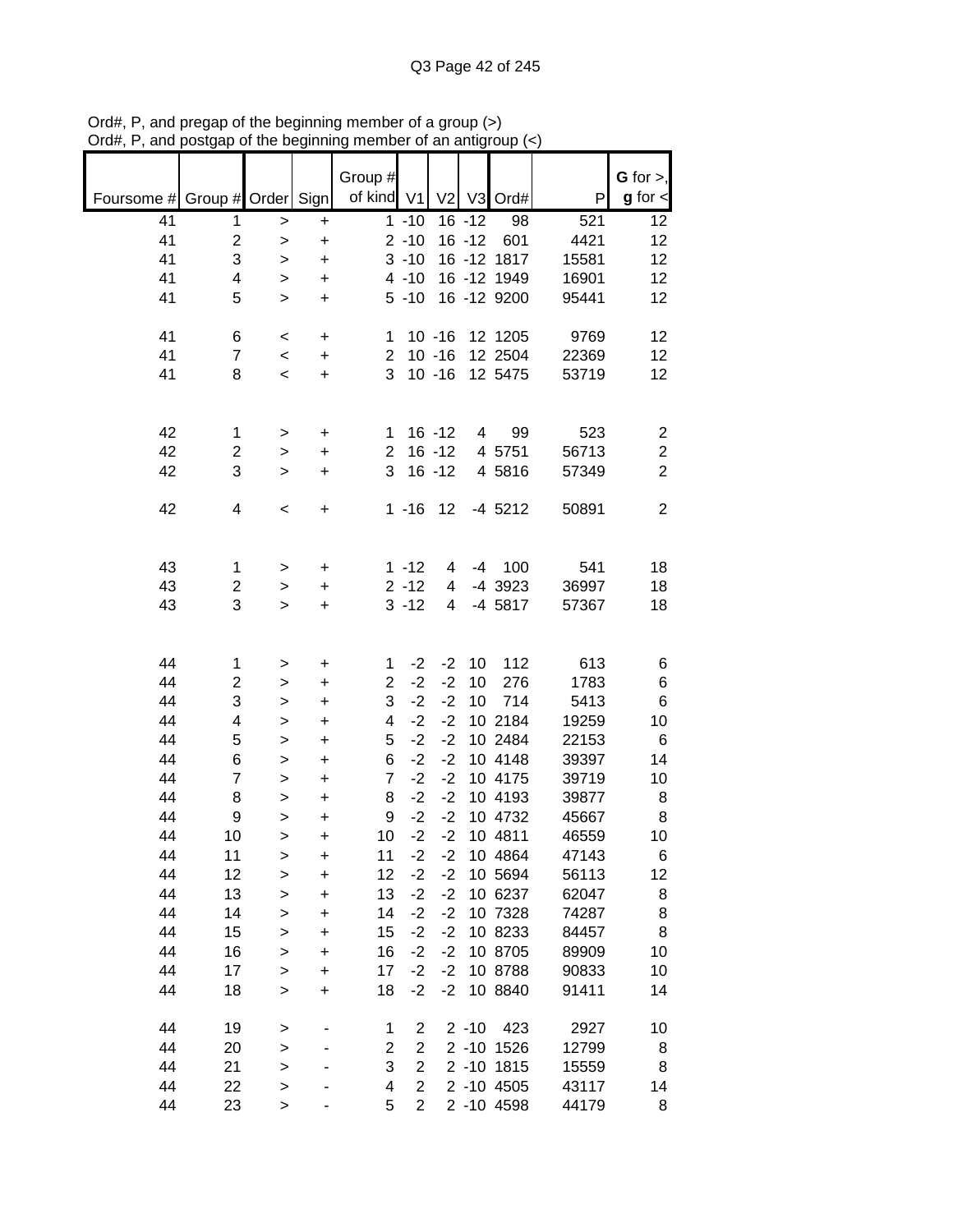Ord#, P, and pregap of the beginning member of a group (>)
Ord#, P, and postgap of the beginning member of an antigroup (<)

| Foursome # | Group # | Order | Sign | Group # of kind | V1 | V2 | V3 | Ord# | P | G for >, g for < |
|---|---|---|---|---|---|---|---|---|---|---|
| 41 | 1 | > | + | 1 | -10 | 16 | -12 | 98 | 521 | 12 |
| 41 | 2 | > | + | 2 | -10 | 16 | -12 | 601 | 4421 | 12 |
| 41 | 3 | > | + | 3 | -10 | 16 | -12 | 1817 | 15581 | 12 |
| 41 | 4 | > | + | 4 | -10 | 16 | -12 | 1949 | 16901 | 12 |
| 41 | 5 | > | + | 5 | -10 | 16 | -12 | 9200 | 95441 | 12 |
| | | | | | | | | | | |
| 41 | 6 | < | + | 1 | 10 | -16 | 12 | 1205 | 9769 | 12 |
| 41 | 7 | < | + | 2 | 10 | -16 | 12 | 2504 | 22369 | 12 |
| 41 | 8 | < | + | 3 | 10 | -16 | 12 | 5475 | 53719 | 12 |
| | | | | | | | | | | |
| 42 | 1 | > | + | 1 | 16 | -12 | 4 | 99 | 523 | 2 |
| 42 | 2 | > | + | 2 | 16 | -12 | 4 | 5751 | 56713 | 2 |
| 42 | 3 | > | + | 3 | 16 | -12 | 4 | 5816 | 57349 | 2 |
| | | | | | | | | | | |
| 42 | 4 | < | + | 1 | -16 | 12 | -4 | 5212 | 50891 | 2 |
| | | | | | | | | | | |
| 43 | 1 | > | + | 1 | -12 | 4 | -4 | 100 | 541 | 18 |
| 43 | 2 | > | + | 2 | -12 | 4 | -4 | 3923 | 36997 | 18 |
| 43 | 3 | > | + | 3 | -12 | 4 | -4 | 5817 | 57367 | 18 |
| | | | | | | | | | | |
| 44 | 1 | > | + | 1 | -2 | -2 | 10 | 112 | 613 | 6 |
| 44 | 2 | > | + | 2 | -2 | -2 | 10 | 276 | 1783 | 6 |
| 44 | 3 | > | + | 3 | -2 | -2 | 10 | 714 | 5413 | 6 |
| 44 | 4 | > | + | 4 | -2 | -2 | 10 | 2184 | 19259 | 10 |
| 44 | 5 | > | + | 5 | -2 | -2 | 10 | 2484 | 22153 | 6 |
| 44 | 6 | > | + | 6 | -2 | -2 | 10 | 4148 | 39397 | 14 |
| 44 | 7 | > | + | 7 | -2 | -2 | 10 | 4175 | 39719 | 10 |
| 44 | 8 | > | + | 8 | -2 | -2 | 10 | 4193 | 39877 | 8 |
| 44 | 9 | > | + | 9 | -2 | -2 | 10 | 4732 | 45667 | 8 |
| 44 | 10 | > | + | 10 | -2 | -2 | 10 | 4811 | 46559 | 10 |
| 44 | 11 | > | + | 11 | -2 | -2 | 10 | 4864 | 47143 | 6 |
| 44 | 12 | > | + | 12 | -2 | -2 | 10 | 5694 | 56113 | 12 |
| 44 | 13 | > | + | 13 | -2 | -2 | 10 | 6237 | 62047 | 8 |
| 44 | 14 | > | + | 14 | -2 | -2 | 10 | 7328 | 74287 | 8 |
| 44 | 15 | > | + | 15 | -2 | -2 | 10 | 8233 | 84457 | 8 |
| 44 | 16 | > | + | 16 | -2 | -2 | 10 | 8705 | 89909 | 10 |
| 44 | 17 | > | + | 17 | -2 | -2 | 10 | 8788 | 90833 | 10 |
| 44 | 18 | > | + | 18 | -2 | -2 | 10 | 8840 | 91411 | 14 |
| | | | | | | | | | | |
| 44 | 19 | > | - | 1 | 2 | 2 | -10 | 423 | 2927 | 10 |
| 44 | 20 | > | - | 2 | 2 | 2 | -10 | 1526 | 12799 | 8 |
| 44 | 21 | > | - | 3 | 2 | 2 | -10 | 1815 | 15559 | 8 |
| 44 | 22 | > | - | 4 | 2 | 2 | -10 | 4505 | 43117 | 14 |
| 44 | 23 | > | - | 5 | 2 | 2 | -10 | 4598 | 44179 | 8 |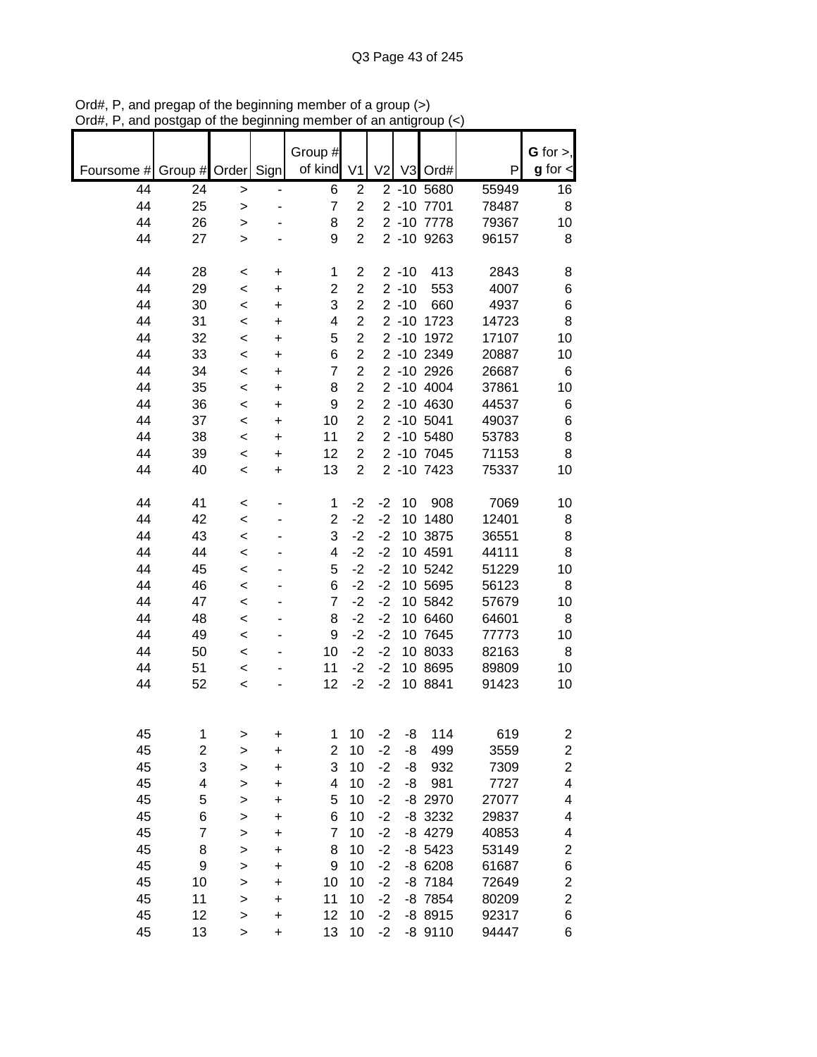Ord#, P, and pregap of the beginning member of a group (>)
Ord#, P, and postgap of the beginning member of an antigroup (<)

| Foursome # | Group # | Order | Sign | Group # of kind | V1 | V2 | V3 | Ord# | P | G for >, g for < |
|---|---|---|---|---|---|---|---|---|---|---|
| 44 | 24 | > | - | 6 | 2 | 2 | -10 | 5680 | 55949 | 16 |
| 44 | 25 | > | - | 7 | 2 | 2 | -10 | 7701 | 78487 | 8 |
| 44 | 26 | > | - | 8 | 2 | 2 | -10 | 7778 | 79367 | 10 |
| 44 | 27 | > | - | 9 | 2 | 2 | -10 | 9263 | 96157 | 8 |
| | | | | | | | | | | |
| 44 | 28 | < | + | 1 | 2 | 2 | -10 | 413 | 2843 | 8 |
| 44 | 29 | < | + | 2 | 2 | 2 | -10 | 553 | 4007 | 6 |
| 44 | 30 | < | + | 3 | 2 | 2 | -10 | 660 | 4937 | 6 |
| 44 | 31 | < | + | 4 | 2 | 2 | -10 | 1723 | 14723 | 8 |
| 44 | 32 | < | + | 5 | 2 | 2 | -10 | 1972 | 17107 | 10 |
| 44 | 33 | < | + | 6 | 2 | 2 | -10 | 2349 | 20887 | 10 |
| 44 | 34 | < | + | 7 | 2 | 2 | -10 | 2926 | 26687 | 6 |
| 44 | 35 | < | + | 8 | 2 | 2 | -10 | 4004 | 37861 | 10 |
| 44 | 36 | < | + | 9 | 2 | 2 | -10 | 4630 | 44537 | 6 |
| 44 | 37 | < | + | 10 | 2 | 2 | -10 | 5041 | 49037 | 6 |
| 44 | 38 | < | + | 11 | 2 | 2 | -10 | 5480 | 53783 | 8 |
| 44 | 39 | < | + | 12 | 2 | 2 | -10 | 7045 | 71153 | 8 |
| 44 | 40 | < | + | 13 | 2 | 2 | -10 | 7423 | 75337 | 10 |
| | | | | | | | | | | |
| 44 | 41 | < | - | 1 | -2 | -2 | 10 | 908 | 7069 | 10 |
| 44 | 42 | < | - | 2 | -2 | -2 | 10 | 1480 | 12401 | 8 |
| 44 | 43 | < | - | 3 | -2 | -2 | 10 | 3875 | 36551 | 8 |
| 44 | 44 | < | - | 4 | -2 | -2 | 10 | 4591 | 44111 | 8 |
| 44 | 45 | < | - | 5 | -2 | -2 | 10 | 5242 | 51229 | 10 |
| 44 | 46 | < | - | 6 | -2 | -2 | 10 | 5695 | 56123 | 8 |
| 44 | 47 | < | - | 7 | -2 | -2 | 10 | 5842 | 57679 | 10 |
| 44 | 48 | < | - | 8 | -2 | -2 | 10 | 6460 | 64601 | 8 |
| 44 | 49 | < | - | 9 | -2 | -2 | 10 | 7645 | 77773 | 10 |
| 44 | 50 | < | - | 10 | -2 | -2 | 10 | 8033 | 82163 | 8 |
| 44 | 51 | < | - | 11 | -2 | -2 | 10 | 8695 | 89809 | 10 |
| 44 | 52 | < | - | 12 | -2 | -2 | 10 | 8841 | 91423 | 10 |
| | | | | | | | | | | |
| 45 | 1 | > | + | 1 | 10 | -2 | -8 | 114 | 619 | 2 |
| 45 | 2 | > | + | 2 | 10 | -2 | -8 | 499 | 3559 | 2 |
| 45 | 3 | > | + | 3 | 10 | -2 | -8 | 932 | 7309 | 2 |
| 45 | 4 | > | + | 4 | 10 | -2 | -8 | 981 | 7727 | 4 |
| 45 | 5 | > | + | 5 | 10 | -2 | -8 | 2970 | 27077 | 4 |
| 45 | 6 | > | + | 6 | 10 | -2 | -8 | 3232 | 29837 | 4 |
| 45 | 7 | > | + | 7 | 10 | -2 | -8 | 4279 | 40853 | 4 |
| 45 | 8 | > | + | 8 | 10 | -2 | -8 | 5423 | 53149 | 2 |
| 45 | 9 | > | + | 9 | 10 | -2 | -8 | 6208 | 61687 | 6 |
| 45 | 10 | > | + | 10 | 10 | -2 | -8 | 7184 | 72649 | 2 |
| 45 | 11 | > | + | 11 | 10 | -2 | -8 | 7854 | 80209 | 2 |
| 45 | 12 | > | + | 12 | 10 | -2 | -8 | 8915 | 92317 | 6 |
| 45 | 13 | > | + | 13 | 10 | -2 | -8 | 9110 | 94447 | 6 |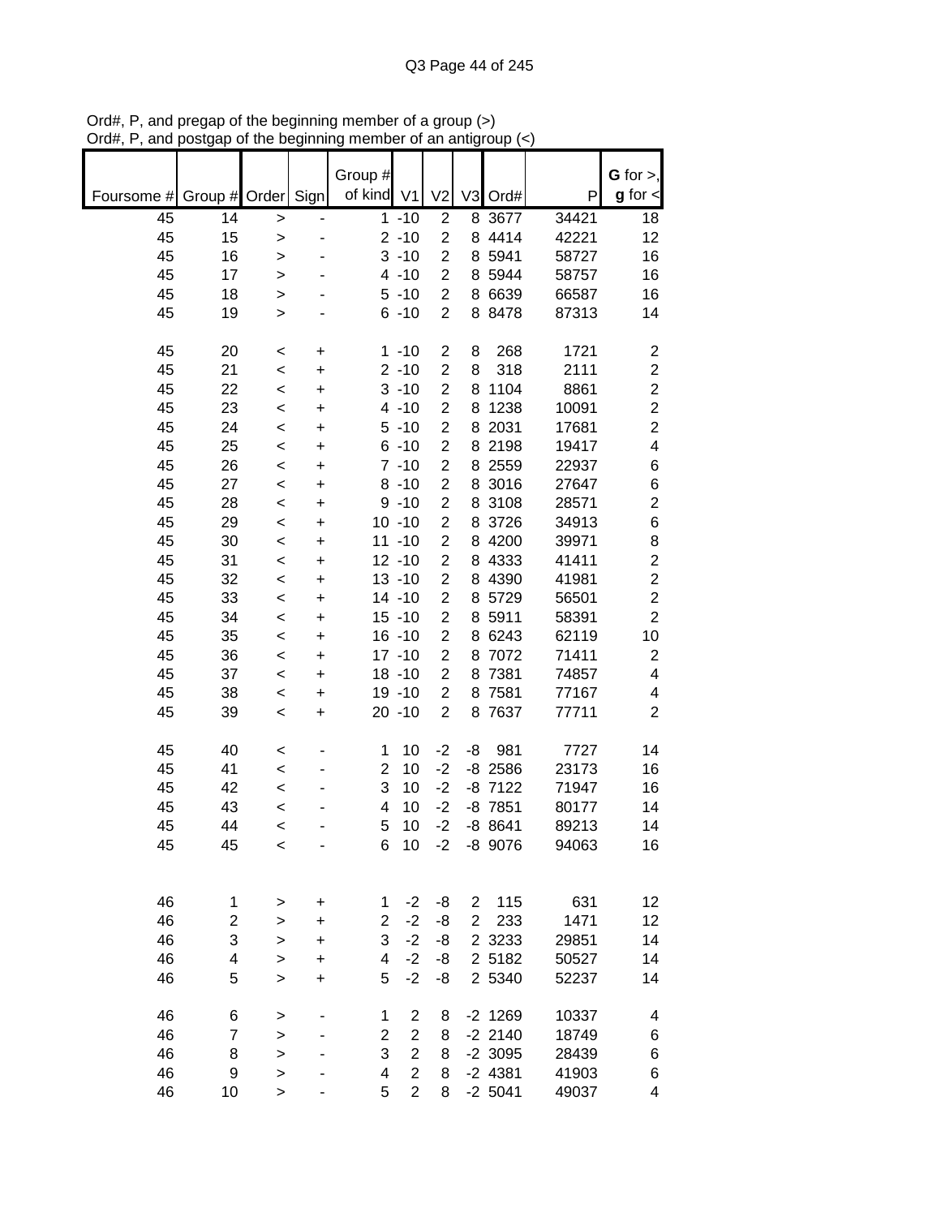Ord#, P, and pregap of the beginning member of a group (>)
Ord#, P, and postgap of the beginning member of an antigroup (<)

| Foursome # | Group # | Order | Sign | Group # of kind | V1 | V2 | V3 | Ord# | P | G for >, g for < |
|---|---|---|---|---|---|---|---|---|---|---|
| 45 | 14 | > | - | 1 | -10 | 2 | 8 | 3677 | 34421 | 18 |
| 45 | 15 | > | - | 2 | -10 | 2 | 8 | 4414 | 42221 | 12 |
| 45 | 16 | > | - | 3 | -10 | 2 | 8 | 5941 | 58727 | 16 |
| 45 | 17 | > | - | 4 | -10 | 2 | 8 | 5944 | 58757 | 16 |
| 45 | 18 | > | - | 5 | -10 | 2 | 8 | 6639 | 66587 | 16 |
| 45 | 19 | > | - | 6 | -10 | 2 | 8 | 8478 | 87313 | 14 |
| | | | | | | | | | | |
| 45 | 20 | < | + | 1 | -10 | 2 | 8 | 268 | 1721 | 2 |
| 45 | 21 | < | + | 2 | -10 | 2 | 8 | 318 | 2111 | 2 |
| 45 | 22 | < | + | 3 | -10 | 2 | 8 | 1104 | 8861 | 2 |
| 45 | 23 | < | + | 4 | -10 | 2 | 8 | 1238 | 10091 | 2 |
| 45 | 24 | < | + | 5 | -10 | 2 | 8 | 2031 | 17681 | 2 |
| 45 | 25 | < | + | 6 | -10 | 2 | 8 | 2198 | 19417 | 4 |
| 45 | 26 | < | + | 7 | -10 | 2 | 8 | 2559 | 22937 | 6 |
| 45 | 27 | < | + | 8 | -10 | 2 | 8 | 3016 | 27647 | 6 |
| 45 | 28 | < | + | 9 | -10 | 2 | 8 | 3108 | 28571 | 2 |
| 45 | 29 | < | + | 10 | -10 | 2 | 8 | 3726 | 34913 | 6 |
| 45 | 30 | < | + | 11 | -10 | 2 | 8 | 4200 | 39971 | 8 |
| 45 | 31 | < | + | 12 | -10 | 2 | 8 | 4333 | 41411 | 2 |
| 45 | 32 | < | + | 13 | -10 | 2 | 8 | 4390 | 41981 | 2 |
| 45 | 33 | < | + | 14 | -10 | 2 | 8 | 5729 | 56501 | 2 |
| 45 | 34 | < | + | 15 | -10 | 2 | 8 | 5911 | 58391 | 2 |
| 45 | 35 | < | + | 16 | -10 | 2 | 8 | 6243 | 62119 | 10 |
| 45 | 36 | < | + | 17 | -10 | 2 | 8 | 7072 | 71411 | 2 |
| 45 | 37 | < | + | 18 | -10 | 2 | 8 | 7381 | 74857 | 4 |
| 45 | 38 | < | + | 19 | -10 | 2 | 8 | 7581 | 77167 | 4 |
| 45 | 39 | < | + | 20 | -10 | 2 | 8 | 7637 | 77711 | 2 |
| | | | | | | | | | | |
| 45 | 40 | < | - | 1 | 10 | -2 | -8 | 981 | 7727 | 14 |
| 45 | 41 | < | - | 2 | 10 | -2 | -8 | 2586 | 23173 | 16 |
| 45 | 42 | < | - | 3 | 10 | -2 | -8 | 7122 | 71947 | 16 |
| 45 | 43 | < | - | 4 | 10 | -2 | -8 | 7851 | 80177 | 14 |
| 45 | 44 | < | - | 5 | 10 | -2 | -8 | 8641 | 89213 | 14 |
| 45 | 45 | < | - | 6 | 10 | -2 | -8 | 9076 | 94063 | 16 |
| | | | | | | | | | | |
| 46 | 1 | > | + | 1 | -2 | -8 | 2 | 115 | 631 | 12 |
| 46 | 2 | > | + | 2 | -2 | -8 | 2 | 233 | 1471 | 12 |
| 46 | 3 | > | + | 3 | -2 | -8 | 2 | 3233 | 29851 | 14 |
| 46 | 4 | > | + | 4 | -2 | -8 | 2 | 5182 | 50527 | 14 |
| 46 | 5 | > | + | 5 | -2 | -8 | 2 | 5340 | 52237 | 14 |
| | | | | | | | | | | |
| 46 | 6 | > | - | 1 | 2 | 8 | -2 | 1269 | 10337 | 4 |
| 46 | 7 | > | - | 2 | 2 | 8 | -2 | 2140 | 18749 | 6 |
| 46 | 8 | > | - | 3 | 2 | 8 | -2 | 3095 | 28439 | 6 |
| 46 | 9 | > | - | 4 | 2 | 8 | -2 | 4381 | 41903 | 6 |
| 46 | 10 | > | - | 5 | 2 | 8 | -2 | 5041 | 49037 | 4 |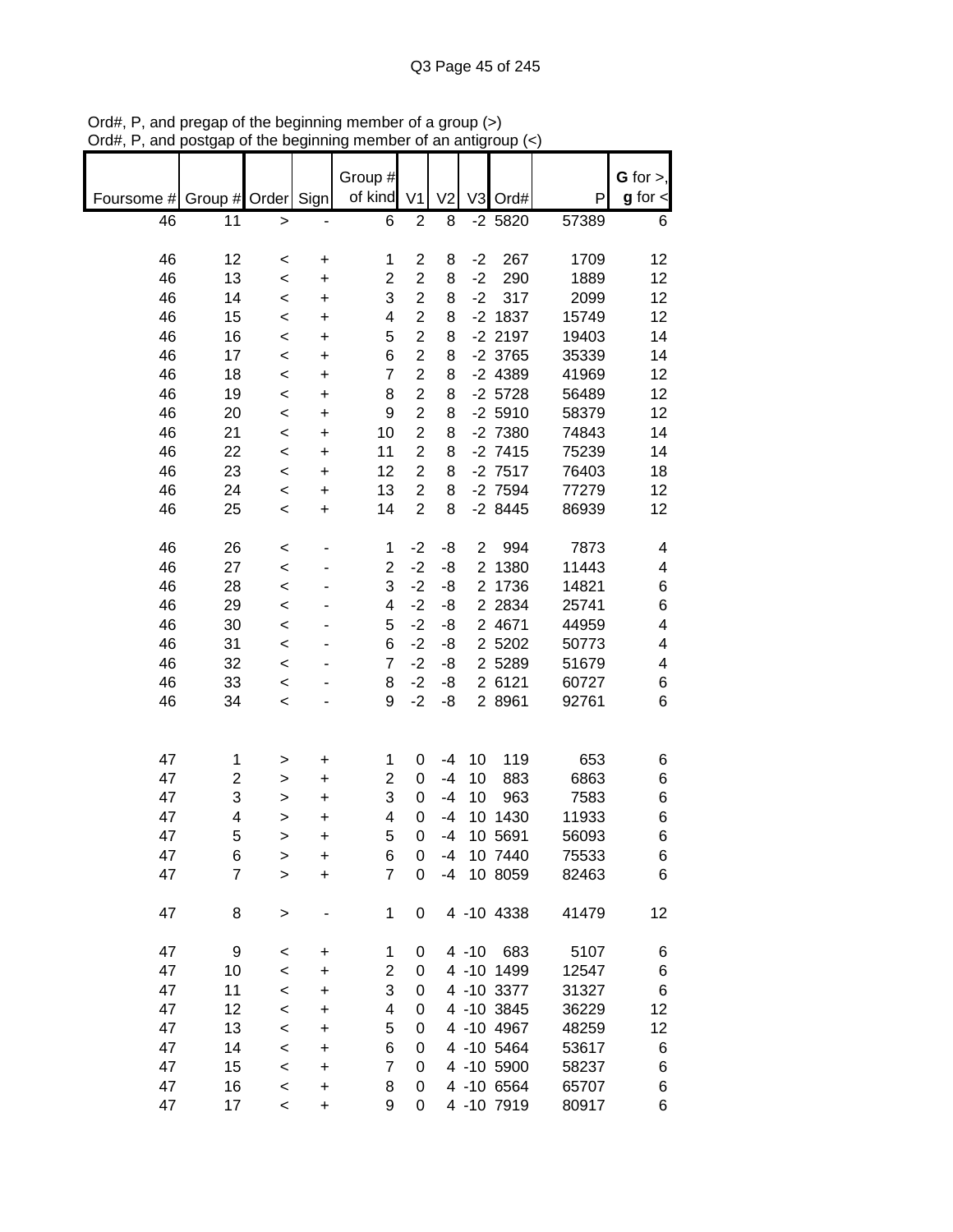Ord#, P, and pregap of the beginning member of a group (>)
Ord#, P, and postgap of the beginning member of an antigroup (<)

| Foursome # | Group # | Order | Sign | Group # of kind | V1 | V2 | V3 | Ord# | P | G for >, g for < |
|---|---|---|---|---|---|---|---|---|---|---|
| 46 | 11 | > | - | 6 | 2 | 8 | -2 | 5820 | 57389 | 6 |
| | | | | | | | | | | |
| 46 | 12 | < | + | 1 | 2 | 8 | -2 | 267 | 1709 | 12 |
| 46 | 13 | < | + | 2 | 2 | 8 | -2 | 290 | 1889 | 12 |
| 46 | 14 | < | + | 3 | 2 | 8 | -2 | 317 | 2099 | 12 |
| 46 | 15 | < | + | 4 | 2 | 8 | -2 | 1837 | 15749 | 12 |
| 46 | 16 | < | + | 5 | 2 | 8 | -2 | 2197 | 19403 | 14 |
| 46 | 17 | < | + | 6 | 2 | 8 | -2 | 3765 | 35339 | 14 |
| 46 | 18 | < | + | 7 | 2 | 8 | -2 | 4389 | 41969 | 12 |
| 46 | 19 | < | + | 8 | 2 | 8 | -2 | 5728 | 56489 | 12 |
| 46 | 20 | < | + | 9 | 2 | 8 | -2 | 5910 | 58379 | 12 |
| 46 | 21 | < | + | 10 | 2 | 8 | -2 | 7380 | 74843 | 14 |
| 46 | 22 | < | + | 11 | 2 | 8 | -2 | 7415 | 75239 | 14 |
| 46 | 23 | < | + | 12 | 2 | 8 | -2 | 7517 | 76403 | 18 |
| 46 | 24 | < | + | 13 | 2 | 8 | -2 | 7594 | 77279 | 12 |
| 46 | 25 | < | + | 14 | 2 | 8 | -2 | 8445 | 86939 | 12 |
| | | | | | | | | | | |
| 46 | 26 | < | - | 1 | -2 | -8 | 2 | 994 | 7873 | 4 |
| 46 | 27 | < | - | 2 | -2 | -8 | 2 | 1380 | 11443 | 4 |
| 46 | 28 | < | - | 3 | -2 | -8 | 2 | 1736 | 14821 | 6 |
| 46 | 29 | < | - | 4 | -2 | -8 | 2 | 2834 | 25741 | 6 |
| 46 | 30 | < | - | 5 | -2 | -8 | 2 | 4671 | 44959 | 4 |
| 46 | 31 | < | - | 6 | -2 | -8 | 2 | 5202 | 50773 | 4 |
| 46 | 32 | < | - | 7 | -2 | -8 | 2 | 5289 | 51679 | 4 |
| 46 | 33 | < | - | 8 | -2 | -8 | 2 | 6121 | 60727 | 6 |
| 46 | 34 | < | - | 9 | -2 | -8 | 2 | 8961 | 92761 | 6 |
| | | | | | | | | | | |
| 47 | 1 | > | + | 1 | 0 | -4 | 10 | 119 | 653 | 6 |
| 47 | 2 | > | + | 2 | 0 | -4 | 10 | 883 | 6863 | 6 |
| 47 | 3 | > | + | 3 | 0 | -4 | 10 | 963 | 7583 | 6 |
| 47 | 4 | > | + | 4 | 0 | -4 | 10 | 1430 | 11933 | 6 |
| 47 | 5 | > | + | 5 | 0 | -4 | 10 | 5691 | 56093 | 6 |
| 47 | 6 | > | + | 6 | 0 | -4 | 10 | 7440 | 75533 | 6 |
| 47 | 7 | > | + | 7 | 0 | -4 | 10 | 8059 | 82463 | 6 |
| | | | | | | | | | | |
| 47 | 8 | > | - | 1 | 0 | 4 | -10 | 4338 | 41479 | 12 |
| | | | | | | | | | | |
| 47 | 9 | < | + | 1 | 0 | 4 | -10 | 683 | 5107 | 6 |
| 47 | 10 | < | + | 2 | 0 | 4 | -10 | 1499 | 12547 | 6 |
| 47 | 11 | < | + | 3 | 0 | 4 | -10 | 3377 | 31327 | 6 |
| 47 | 12 | < | + | 4 | 0 | 4 | -10 | 3845 | 36229 | 12 |
| 47 | 13 | < | + | 5 | 0 | 4 | -10 | 4967 | 48259 | 12 |
| 47 | 14 | < | + | 6 | 0 | 4 | -10 | 5464 | 53617 | 6 |
| 47 | 15 | < | + | 7 | 0 | 4 | -10 | 5900 | 58237 | 6 |
| 47 | 16 | < | + | 8 | 0 | 4 | -10 | 6564 | 65707 | 6 |
| 47 | 17 | < | + | 9 | 0 | 4 | -10 | 7919 | 80917 | 6 |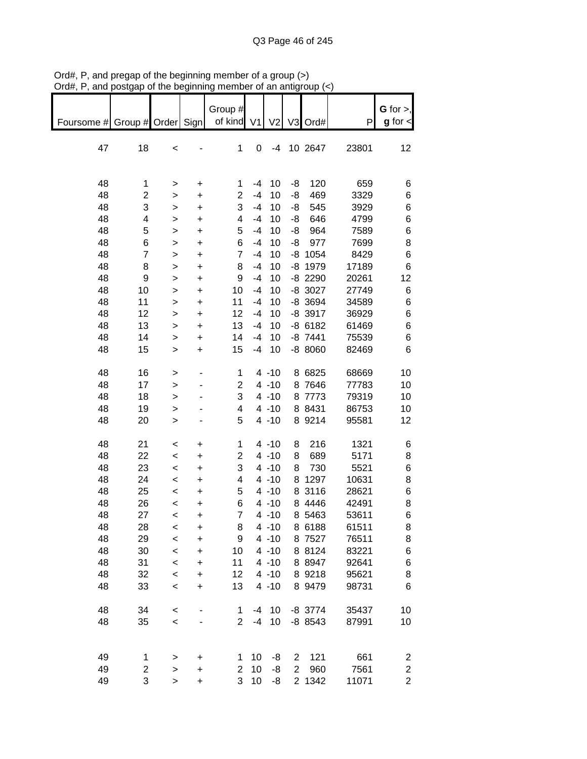Ord#, P, and pregap of the beginning member of a group (>)
Ord#, P, and postgap of the beginning member of an antigroup (<)

| Foursome # | Group # | Order | Sign | Group # of kind | V1 | V2 | V3 | Ord# | P | G for >, g for < |
|---|---|---|---|---|---|---|---|---|---|---|
| 47 | 18 | < | - | 1 | 0 | -4 | 10 | 2647 | 23801 | 12 |
| | | | | | | | | | | |
| 48 | 1 | > | + | 1 | -4 | 10 | -8 | 120 | 659 | 6 |
| 48 | 2 | > | + | 2 | -4 | 10 | -8 | 469 | 3329 | 6 |
| 48 | 3 | > | + | 3 | -4 | 10 | -8 | 545 | 3929 | 6 |
| 48 | 4 | > | + | 4 | -4 | 10 | -8 | 646 | 4799 | 6 |
| 48 | 5 | > | + | 5 | -4 | 10 | -8 | 964 | 7589 | 6 |
| 48 | 6 | > | + | 6 | -4 | 10 | -8 | 977 | 7699 | 8 |
| 48 | 7 | > | + | 7 | -4 | 10 | -8 | 1054 | 8429 | 6 |
| 48 | 8 | > | + | 8 | -4 | 10 | -8 | 1979 | 17189 | 6 |
| 48 | 9 | > | + | 9 | -4 | 10 | -8 | 2290 | 20261 | 12 |
| 48 | 10 | > | + | 10 | -4 | 10 | -8 | 3027 | 27749 | 6 |
| 48 | 11 | > | + | 11 | -4 | 10 | -8 | 3694 | 34589 | 6 |
| 48 | 12 | > | + | 12 | -4 | 10 | -8 | 3917 | 36929 | 6 |
| 48 | 13 | > | + | 13 | -4 | 10 | -8 | 6182 | 61469 | 6 |
| 48 | 14 | > | + | 14 | -4 | 10 | -8 | 7441 | 75539 | 6 |
| 48 | 15 | > | + | 15 | -4 | 10 | -8 | 8060 | 82469 | 6 |
| | | | | | | | | | | |
| 48 | 16 | > | - | 1 | 4 | -10 | 8 | 6825 | 68669 | 10 |
| 48 | 17 | > | - | 2 | 4 | -10 | 8 | 7646 | 77783 | 10 |
| 48 | 18 | > | - | 3 | 4 | -10 | 8 | 7773 | 79319 | 10 |
| 48 | 19 | > | - | 4 | 4 | -10 | 8 | 8431 | 86753 | 10 |
| 48 | 20 | > | - | 5 | 4 | -10 | 8 | 9214 | 95581 | 12 |
| | | | | | | | | | | |
| 48 | 21 | < | + | 1 | 4 | -10 | 8 | 216 | 1321 | 6 |
| 48 | 22 | < | + | 2 | 4 | -10 | 8 | 689 | 5171 | 8 |
| 48 | 23 | < | + | 3 | 4 | -10 | 8 | 730 | 5521 | 6 |
| 48 | 24 | < | + | 4 | 4 | -10 | 8 | 1297 | 10631 | 8 |
| 48 | 25 | < | + | 5 | 4 | -10 | 8 | 3116 | 28621 | 6 |
| 48 | 26 | < | + | 6 | 4 | -10 | 8 | 4446 | 42491 | 8 |
| 48 | 27 | < | + | 7 | 4 | -10 | 8 | 5463 | 53611 | 6 |
| 48 | 28 | < | + | 8 | 4 | -10 | 8 | 6188 | 61511 | 8 |
| 48 | 29 | < | + | 9 | 4 | -10 | 8 | 7527 | 76511 | 8 |
| 48 | 30 | < | + | 10 | 4 | -10 | 8 | 8124 | 83221 | 6 |
| 48 | 31 | < | + | 11 | 4 | -10 | 8 | 8947 | 92641 | 6 |
| 48 | 32 | < | + | 12 | 4 | -10 | 8 | 9218 | 95621 | 8 |
| 48 | 33 | < | + | 13 | 4 | -10 | 8 | 9479 | 98731 | 6 |
| | | | | | | | | | | |
| 48 | 34 | < | - | 1 | -4 | 10 | -8 | 3774 | 35437 | 10 |
| 48 | 35 | < | - | 2 | -4 | 10 | -8 | 8543 | 87991 | 10 |
| | | | | | | | | | | |
| 49 | 1 | > | + | 1 | 10 | -8 | 2 | 121 | 661 | 2 |
| 49 | 2 | > | + | 2 | 10 | -8 | 2 | 960 | 7561 | 2 |
| 49 | 3 | > | + | 3 | 10 | -8 | 2 | 1342 | 11071 | 2 |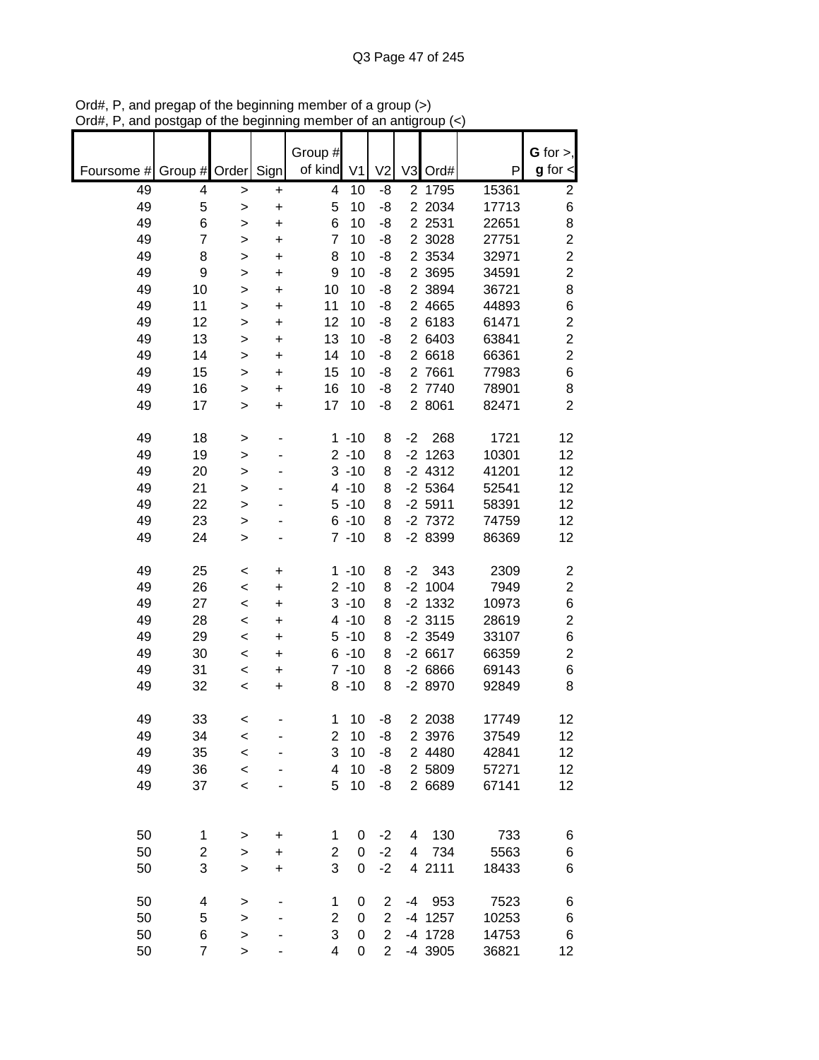Ord#, P, and pregap of the beginning member of a group (>)
Ord#, P, and postgap of the beginning member of an antigroup (<)

| Foursome # | Group # | Order | Sign | Group # of kind | V1 | V2 | V3 | Ord# | P | **G** for >, **g** for < |
|---|---|---|---|---|---|---|---|---|---|---|
| 49 | 4 | > | + | 4 | 10 | -8 | 2 | 1795 | 15361 | 2 |
| 49 | 5 | > | + | 5 | 10 | -8 | 2 | 2034 | 17713 | 6 |
| 49 | 6 | > | + | 6 | 10 | -8 | 2 | 2531 | 22651 | 8 |
| 49 | 7 | > | + | 7 | 10 | -8 | 2 | 3028 | 27751 | 2 |
| 49 | 8 | > | + | 8 | 10 | -8 | 2 | 3534 | 32971 | 2 |
| 49 | 9 | > | + | 9 | 10 | -8 | 2 | 3695 | 34591 | 2 |
| 49 | 10 | > | + | 10 | 10 | -8 | 2 | 3894 | 36721 | 8 |
| 49 | 11 | > | + | 11 | 10 | -8 | 2 | 4665 | 44893 | 6 |
| 49 | 12 | > | + | 12 | 10 | -8 | 2 | 6183 | 61471 | 2 |
| 49 | 13 | > | + | 13 | 10 | -8 | 2 | 6403 | 63841 | 2 |
| 49 | 14 | > | + | 14 | 10 | -8 | 2 | 6618 | 66361 | 2 |
| 49 | 15 | > | + | 15 | 10 | -8 | 2 | 7661 | 77983 | 6 |
| 49 | 16 | > | + | 16 | 10 | -8 | 2 | 7740 | 78901 | 8 |
| 49 | 17 | > | + | 17 | 10 | -8 | 2 | 8061 | 82471 | 2 |
| | | | | | | | | | | |
| 49 | 18 | > | - | 1 | -10 | 8 | -2 | 268 | 1721 | 12 |
| 49 | 19 | > | - | 2 | -10 | 8 | -2 | 1263 | 10301 | 12 |
| 49 | 20 | > | - | 3 | -10 | 8 | -2 | 4312 | 41201 | 12 |
| 49 | 21 | > | - | 4 | -10 | 8 | -2 | 5364 | 52541 | 12 |
| 49 | 22 | > | - | 5 | -10 | 8 | -2 | 5911 | 58391 | 12 |
| 49 | 23 | > | - | 6 | -10 | 8 | -2 | 7372 | 74759 | 12 |
| 49 | 24 | > | - | 7 | -10 | 8 | -2 | 8399 | 86369 | 12 |
| | | | | | | | | | | |
| 49 | 25 | < | + | 1 | -10 | 8 | -2 | 343 | 2309 | 2 |
| 49 | 26 | < | + | 2 | -10 | 8 | -2 | 1004 | 7949 | 2 |
| 49 | 27 | < | + | 3 | -10 | 8 | -2 | 1332 | 10973 | 6 |
| 49 | 28 | < | + | 4 | -10 | 8 | -2 | 3115 | 28619 | 2 |
| 49 | 29 | < | + | 5 | -10 | 8 | -2 | 3549 | 33107 | 6 |
| 49 | 30 | < | + | 6 | -10 | 8 | -2 | 6617 | 66359 | 2 |
| 49 | 31 | < | + | 7 | -10 | 8 | -2 | 6866 | 69143 | 6 |
| 49 | 32 | < | + | 8 | -10 | 8 | -2 | 8970 | 92849 | 8 |
| | | | | | | | | | | |
| 49 | 33 | < | - | 1 | 10 | -8 | 2 | 2038 | 17749 | 12 |
| 49 | 34 | < | - | 2 | 10 | -8 | 2 | 3976 | 37549 | 12 |
| 49 | 35 | < | - | 3 | 10 | -8 | 2 | 4480 | 42841 | 12 |
| 49 | 36 | < | - | 4 | 10 | -8 | 2 | 5809 | 57271 | 12 |
| 49 | 37 | < | - | 5 | 10 | -8 | 2 | 6689 | 67141 | 12 |
| | | | | | | | | | | |
| 50 | 1 | > | + | 1 | 0 | -2 | 4 | 130 | 733 | 6 |
| 50 | 2 | > | + | 2 | 0 | -2 | 4 | 734 | 5563 | 6 |
| 50 | 3 | > | + | 3 | 0 | -2 | 4 | 2111 | 18433 | 6 |
| | | | | | | | | | | |
| 50 | 4 | > | - | 1 | 0 | 2 | -4 | 953 | 7523 | 6 |
| 50 | 5 | > | - | 2 | 0 | 2 | -4 | 1257 | 10253 | 6 |
| 50 | 6 | > | - | 3 | 0 | 2 | -4 | 1728 | 14753 | 6 |
| 50 | 7 | > | - | 4 | 0 | 2 | -4 | 3905 | 36821 | 12 |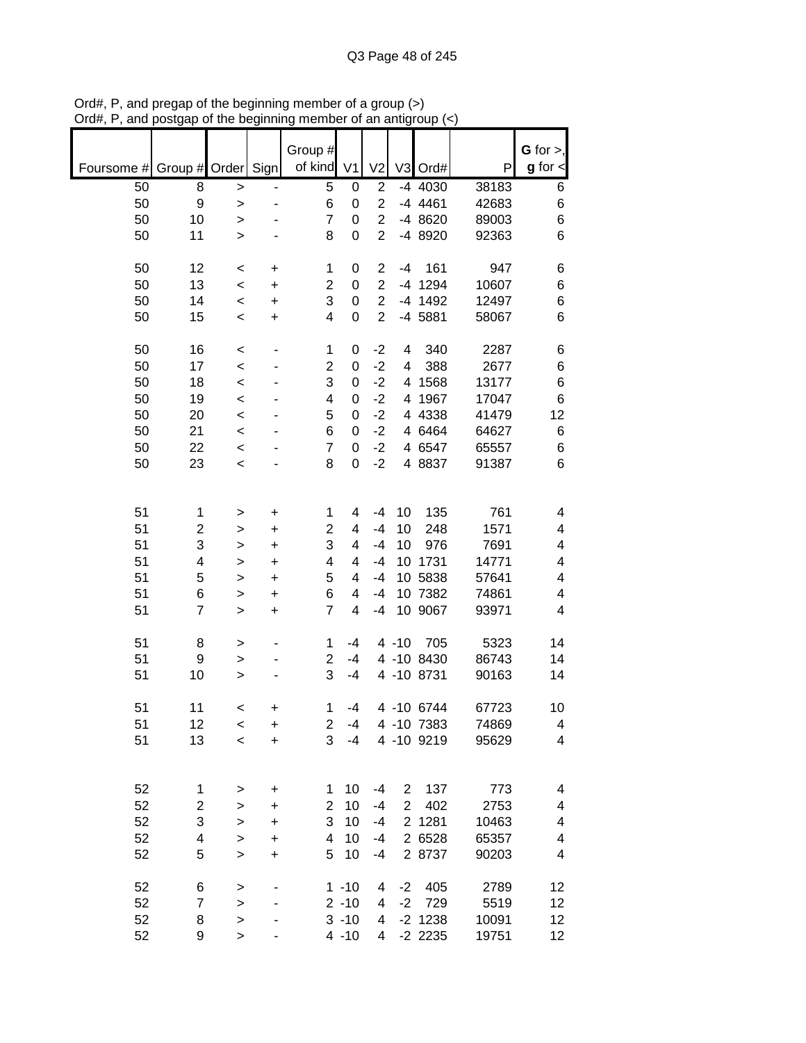Ord#, P, and pregap of the beginning member of a group (>)
Ord#, P, and postgap of the beginning member of an antigroup (<)

| Foursome # | Group # | Order | Sign | Group # of kind | V1 | V2 | V3 | Ord# | P | G for >, g for < |
|---|---|---|---|---|---|---|---|---|---|---|
| 50 | 8 | > | - | 5 | 0 | 2 | -4 | 4030 | 38183 | 6 |
| 50 | 9 | > | - | 6 | 0 | 2 | -4 | 4461 | 42683 | 6 |
| 50 | 10 | > | - | 7 | 0 | 2 | -4 | 8620 | 89003 | 6 |
| 50 | 11 | > | - | 8 | 0 | 2 | -4 | 8920 | 92363 | 6 |
| | | | | | | | | | | |
| 50 | 12 | < | + | 1 | 0 | 2 | -4 | 161 | 947 | 6 |
| 50 | 13 | < | + | 2 | 0 | 2 | -4 | 1294 | 10607 | 6 |
| 50 | 14 | < | + | 3 | 0 | 2 | -4 | 1492 | 12497 | 6 |
| 50 | 15 | < | + | 4 | 0 | 2 | -4 | 5881 | 58067 | 6 |
| | | | | | | | | | | |
| 50 | 16 | < | - | 1 | 0 | -2 | 4 | 340 | 2287 | 6 |
| 50 | 17 | < | - | 2 | 0 | -2 | 4 | 388 | 2677 | 6 |
| 50 | 18 | < | - | 3 | 0 | -2 | 4 | 1568 | 13177 | 6 |
| 50 | 19 | < | - | 4 | 0 | -2 | 4 | 1967 | 17047 | 6 |
| 50 | 20 | < | - | 5 | 0 | -2 | 4 | 4338 | 41479 | 12 |
| 50 | 21 | < | - | 6 | 0 | -2 | 4 | 6464 | 64627 | 6 |
| 50 | 22 | < | - | 7 | 0 | -2 | 4 | 6547 | 65557 | 6 |
| 50 | 23 | < | - | 8 | 0 | -2 | 4 | 8837 | 91387 | 6 |
| | | | | | | | | | | |
| 51 | 1 | > | + | 1 | 4 | -4 | 10 | 135 | 761 | 4 |
| 51 | 2 | > | + | 2 | 4 | -4 | 10 | 248 | 1571 | 4 |
| 51 | 3 | > | + | 3 | 4 | -4 | 10 | 976 | 7691 | 4 |
| 51 | 4 | > | + | 4 | 4 | -4 | 10 | 1731 | 14771 | 4 |
| 51 | 5 | > | + | 5 | 4 | -4 | 10 | 5838 | 57641 | 4 |
| 51 | 6 | > | + | 6 | 4 | -4 | 10 | 7382 | 74861 | 4 |
| 51 | 7 | > | + | 7 | 4 | -4 | 10 | 9067 | 93971 | 4 |
| | | | | | | | | | | |
| 51 | 8 | > | - | 1 | -4 | 4 | -10 | 705 | 5323 | 14 |
| 51 | 9 | > | - | 2 | -4 | 4 | -10 | 8430 | 86743 | 14 |
| 51 | 10 | > | - | 3 | -4 | 4 | -10 | 8731 | 90163 | 14 |
| | | | | | | | | | | |
| 51 | 11 | < | + | 1 | -4 | 4 | -10 | 6744 | 67723 | 10 |
| 51 | 12 | < | + | 2 | -4 | 4 | -10 | 7383 | 74869 | 4 |
| 51 | 13 | < | + | 3 | -4 | 4 | -10 | 9219 | 95629 | 4 |
| | | | | | | | | | | |
| 52 | 1 | > | + | 1 | 10 | -4 | 2 | 137 | 773 | 4 |
| 52 | 2 | > | + | 2 | 10 | -4 | 2 | 402 | 2753 | 4 |
| 52 | 3 | > | + | 3 | 10 | -4 | 2 | 1281 | 10463 | 4 |
| 52 | 4 | > | + | 4 | 10 | -4 | 2 | 6528 | 65357 | 4 |
| 52 | 5 | > | + | 5 | 10 | -4 | 2 | 8737 | 90203 | 4 |
| | | | | | | | | | | |
| 52 | 6 | > | - | 1 | -10 | 4 | -2 | 405 | 2789 | 12 |
| 52 | 7 | > | - | 2 | -10 | 4 | -2 | 729 | 5519 | 12 |
| 52 | 8 | > | - | 3 | -10 | 4 | -2 | 1238 | 10091 | 12 |
| 52 | 9 | > | - | 4 | -10 | 4 | -2 | 2235 | 19751 | 12 |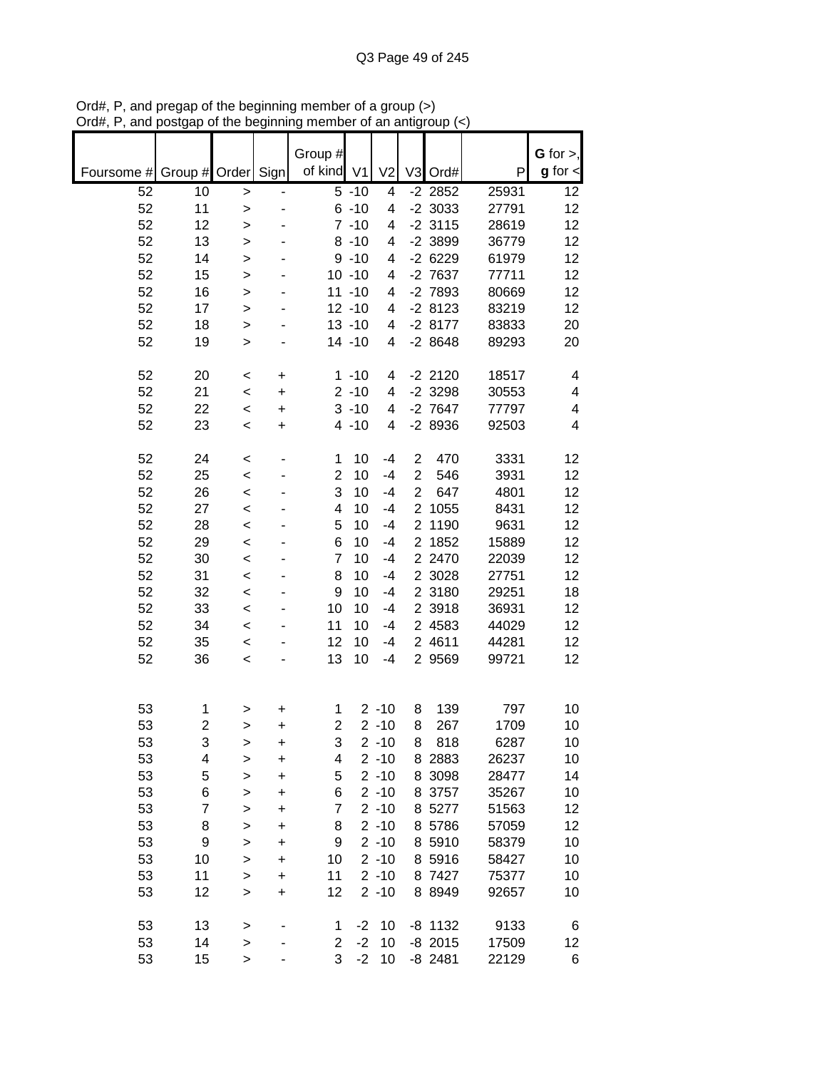Ord#, P, and pregap of the beginning member of a group (>)
Ord#, P, and postgap of the beginning member of an antigroup (<)

| Foursome # | Group # | Order | Sign | Group # of kind | V1 | V2 | V3 | Ord# | P | G for >, g for < |
|---|---|---|---|---|---|---|---|---|---|---|
| 52 | 10 | > | - | 5 | -10 | 4 | -2 | 2852 | 25931 | 12 |
| 52 | 11 | > | - | 6 | -10 | 4 | -2 | 3033 | 27791 | 12 |
| 52 | 12 | > | - | 7 | -10 | 4 | -2 | 3115 | 28619 | 12 |
| 52 | 13 | > | - | 8 | -10 | 4 | -2 | 3899 | 36779 | 12 |
| 52 | 14 | > | - | 9 | -10 | 4 | -2 | 6229 | 61979 | 12 |
| 52 | 15 | > | - | 10 | -10 | 4 | -2 | 7637 | 77711 | 12 |
| 52 | 16 | > | - | 11 | -10 | 4 | -2 | 7893 | 80669 | 12 |
| 52 | 17 | > | - | 12 | -10 | 4 | -2 | 8123 | 83219 | 12 |
| 52 | 18 | > | - | 13 | -10 | 4 | -2 | 8177 | 83833 | 20 |
| 52 | 19 | > | - | 14 | -10 | 4 | -2 | 8648 | 89293 | 20 |
| | | | | | | | | | | |
| 52 | 20 | < | + | 1 | -10 | 4 | -2 | 2120 | 18517 | 4 |
| 52 | 21 | < | + | 2 | -10 | 4 | -2 | 3298 | 30553 | 4 |
| 52 | 22 | < | + | 3 | -10 | 4 | -2 | 7647 | 77797 | 4 |
| 52 | 23 | < | + | 4 | -10 | 4 | -2 | 8936 | 92503 | 4 |
| | | | | | | | | | | |
| 52 | 24 | < | - | 1 | 10 | -4 | 2 | 470 | 3331 | 12 |
| 52 | 25 | < | - | 2 | 10 | -4 | 2 | 546 | 3931 | 12 |
| 52 | 26 | < | - | 3 | 10 | -4 | 2 | 647 | 4801 | 12 |
| 52 | 27 | < | - | 4 | 10 | -4 | 2 | 1055 | 8431 | 12 |
| 52 | 28 | < | - | 5 | 10 | -4 | 2 | 1190 | 9631 | 12 |
| 52 | 29 | < | - | 6 | 10 | -4 | 2 | 1852 | 15889 | 12 |
| 52 | 30 | < | - | 7 | 10 | -4 | 2 | 2470 | 22039 | 12 |
| 52 | 31 | < | - | 8 | 10 | -4 | 2 | 3028 | 27751 | 12 |
| 52 | 32 | < | - | 9 | 10 | -4 | 2 | 3180 | 29251 | 18 |
| 52 | 33 | < | - | 10 | 10 | -4 | 2 | 3918 | 36931 | 12 |
| 52 | 34 | < | - | 11 | 10 | -4 | 2 | 4583 | 44029 | 12 |
| 52 | 35 | < | - | 12 | 10 | -4 | 2 | 4611 | 44281 | 12 |
| 52 | 36 | < | - | 13 | 10 | -4 | 2 | 9569 | 99721 | 12 |
| | | | | | | | | | | |
| 53 | 1 | > | + | 1 | 2 | -10 | 8 | 139 | 797 | 10 |
| 53 | 2 | > | + | 2 | 2 | -10 | 8 | 267 | 1709 | 10 |
| 53 | 3 | > | + | 3 | 2 | -10 | 8 | 818 | 6287 | 10 |
| 53 | 4 | > | + | 4 | 2 | -10 | 8 | 2883 | 26237 | 10 |
| 53 | 5 | > | + | 5 | 2 | -10 | 8 | 3098 | 28477 | 14 |
| 53 | 6 | > | + | 6 | 2 | -10 | 8 | 3757 | 35267 | 10 |
| 53 | 7 | > | + | 7 | 2 | -10 | 8 | 5277 | 51563 | 12 |
| 53 | 8 | > | + | 8 | 2 | -10 | 8 | 5786 | 57059 | 12 |
| 53 | 9 | > | + | 9 | 2 | -10 | 8 | 5910 | 58379 | 10 |
| 53 | 10 | > | + | 10 | 2 | -10 | 8 | 5916 | 58427 | 10 |
| 53 | 11 | > | + | 11 | 2 | -10 | 8 | 7427 | 75377 | 10 |
| 53 | 12 | > | + | 12 | 2 | -10 | 8 | 8949 | 92657 | 10 |
| | | | | | | | | | | |
| 53 | 13 | > | - | 1 | -2 | 10 | -8 | 1132 | 9133 | 6 |
| 53 | 14 | > | - | 2 | -2 | 10 | -8 | 2015 | 17509 | 12 |
| 53 | 15 | > | - | 3 | -2 | 10 | -8 | 2481 | 22129 | 6 |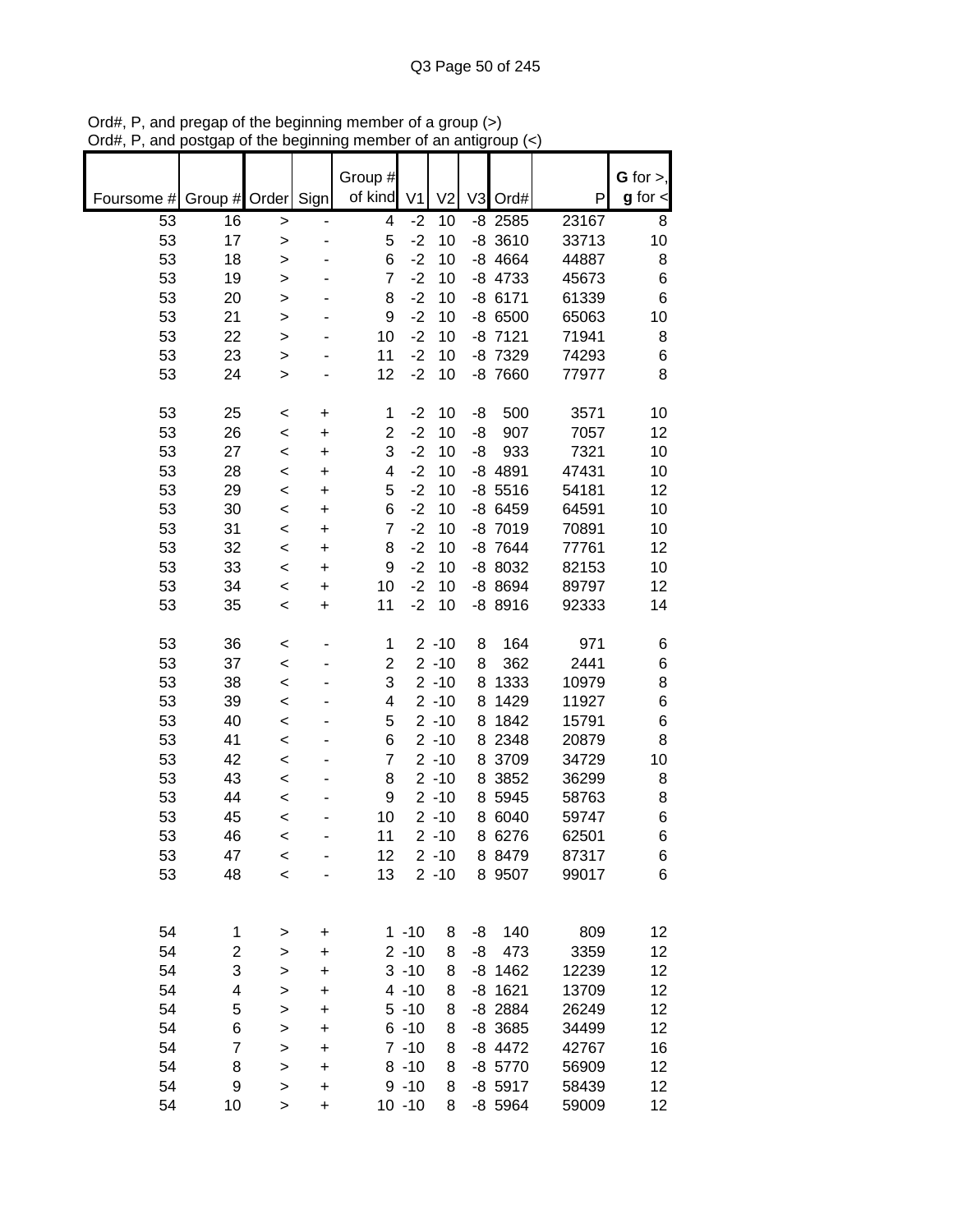Ord#, P, and pregap of the beginning member of a group (>)
Ord#, P, and postgap of the beginning member of an antigroup (<)

| Foursome # | Group # | Order | Sign | Group # of kind | V1 | V2 | V3 | Ord# | P | **G** for >, **g** for < |
|---|---|---|---|---|---|---|---|---|---|---|
| 53 | 16 | > | - | 4 | -2 | 10 | -8 | 2585 | 23167 | 8 |
| 53 | 17 | > | - | 5 | -2 | 10 | -8 | 3610 | 33713 | 10 |
| 53 | 18 | > | - | 6 | -2 | 10 | -8 | 4664 | 44887 | 8 |
| 53 | 19 | > | - | 7 | -2 | 10 | -8 | 4733 | 45673 | 6 |
| 53 | 20 | > | - | 8 | -2 | 10 | -8 | 6171 | 61339 | 6 |
| 53 | 21 | > | - | 9 | -2 | 10 | -8 | 6500 | 65063 | 10 |
| 53 | 22 | > | - | 10 | -2 | 10 | -8 | 7121 | 71941 | 8 |
| 53 | 23 | > | - | 11 | -2 | 10 | -8 | 7329 | 74293 | 6 |
| 53 | 24 | > | - | 12 | -2 | 10 | -8 | 7660 | 77977 | 8 |
| | | | | | | | | | | |
| 53 | 25 | < | + | 1 | -2 | 10 | -8 | 500 | 3571 | 10 |
| 53 | 26 | < | + | 2 | -2 | 10 | -8 | 907 | 7057 | 12 |
| 53 | 27 | < | + | 3 | -2 | 10 | -8 | 933 | 7321 | 10 |
| 53 | 28 | < | + | 4 | -2 | 10 | -8 | 4891 | 47431 | 10 |
| 53 | 29 | < | + | 5 | -2 | 10 | -8 | 5516 | 54181 | 12 |
| 53 | 30 | < | + | 6 | -2 | 10 | -8 | 6459 | 64591 | 10 |
| 53 | 31 | < | + | 7 | -2 | 10 | -8 | 7019 | 70891 | 10 |
| 53 | 32 | < | + | 8 | -2 | 10 | -8 | 7644 | 77761 | 12 |
| 53 | 33 | < | + | 9 | -2 | 10 | -8 | 8032 | 82153 | 10 |
| 53 | 34 | < | + | 10 | -2 | 10 | -8 | 8694 | 89797 | 12 |
| 53 | 35 | < | + | 11 | -2 | 10 | -8 | 8916 | 92333 | 14 |
| | | | | | | | | | | |
| 53 | 36 | < | - | 1 | 2 | -10 | 8 | 164 | 971 | 6 |
| 53 | 37 | < | - | 2 | 2 | -10 | 8 | 362 | 2441 | 6 |
| 53 | 38 | < | - | 3 | 2 | -10 | 8 | 1333 | 10979 | 8 |
| 53 | 39 | < | - | 4 | 2 | -10 | 8 | 1429 | 11927 | 6 |
| 53 | 40 | < | - | 5 | 2 | -10 | 8 | 1842 | 15791 | 6 |
| 53 | 41 | < | - | 6 | 2 | -10 | 8 | 2348 | 20879 | 8 |
| 53 | 42 | < | - | 7 | 2 | -10 | 8 | 3709 | 34729 | 10 |
| 53 | 43 | < | - | 8 | 2 | -10 | 8 | 3852 | 36299 | 8 |
| 53 | 44 | < | - | 9 | 2 | -10 | 8 | 5945 | 58763 | 8 |
| 53 | 45 | < | - | 10 | 2 | -10 | 8 | 6040 | 59747 | 6 |
| 53 | 46 | < | - | 11 | 2 | -10 | 8 | 6276 | 62501 | 6 |
| 53 | 47 | < | - | 12 | 2 | -10 | 8 | 8479 | 87317 | 6 |
| 53 | 48 | < | - | 13 | 2 | -10 | 8 | 9507 | 99017 | 6 |
| | | | | | | | | | | |
| 54 | 1 | > | + | 1 | -10 | 8 | -8 | 140 | 809 | 12 |
| 54 | 2 | > | + | 2 | -10 | 8 | -8 | 473 | 3359 | 12 |
| 54 | 3 | > | + | 3 | -10 | 8 | -8 | 1462 | 12239 | 12 |
| 54 | 4 | > | + | 4 | -10 | 8 | -8 | 1621 | 13709 | 12 |
| 54 | 5 | > | + | 5 | -10 | 8 | -8 | 2884 | 26249 | 12 |
| 54 | 6 | > | + | 6 | -10 | 8 | -8 | 3685 | 34499 | 12 |
| 54 | 7 | > | + | 7 | -10 | 8 | -8 | 4472 | 42767 | 16 |
| 54 | 8 | > | + | 8 | -10 | 8 | -8 | 5770 | 56909 | 12 |
| 54 | 9 | > | + | 9 | -10 | 8 | -8 | 5917 | 58439 | 12 |
| 54 | 10 | > | + | 10 | -10 | 8 | -8 | 5964 | 59009 | 12 |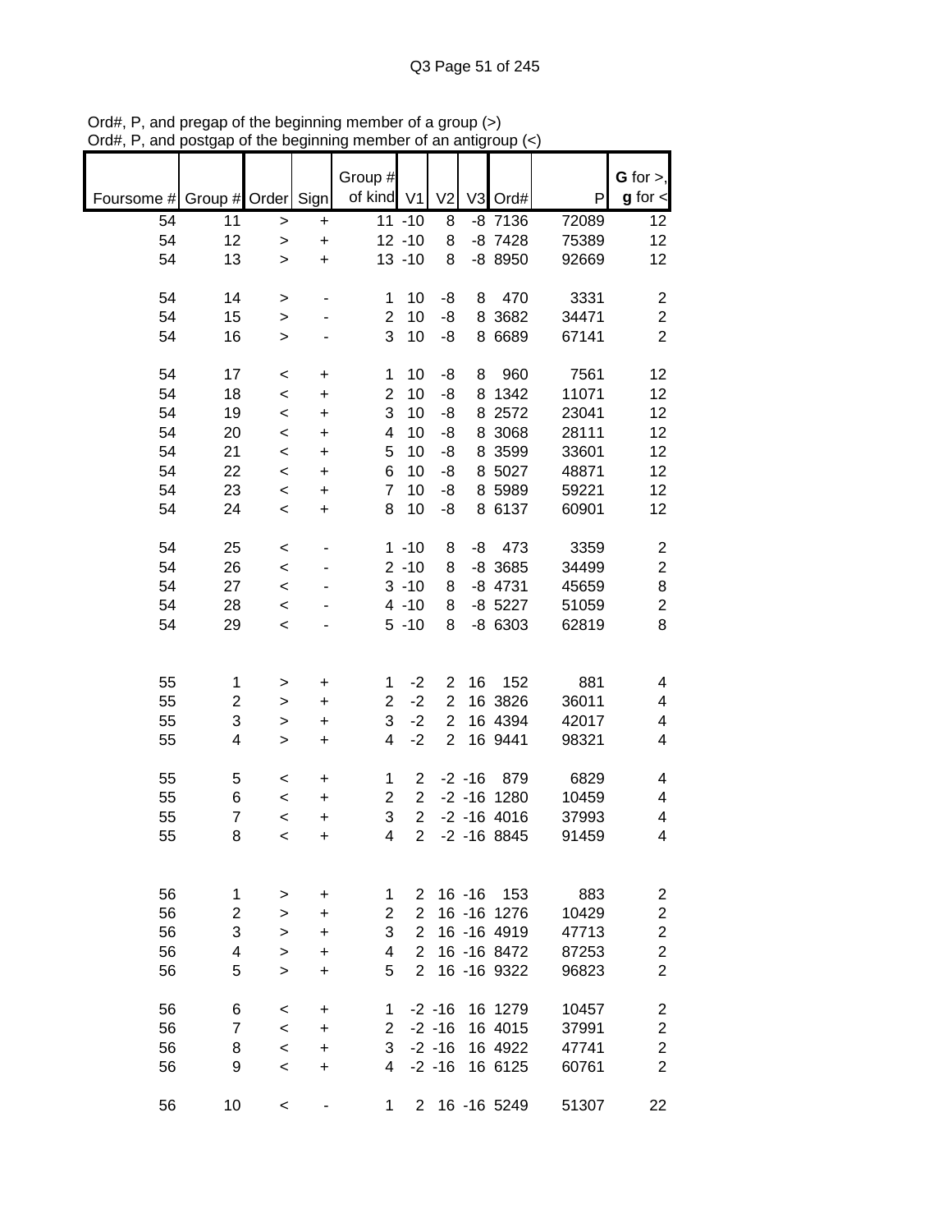Ord#, P, and pregap of the beginning member of a group (>)
Ord#, P, and postgap of the beginning member of an antigroup (<)

| Foursome # | Group # | Order | Sign | Group # of kind | V1 | V2 | V3 | Ord# | P | G for >, g for < |
|---|---|---|---|---|---|---|---|---|---|---|
| 54 | 11 | > | + | 11 | -10 | 8 | -8 | 7136 | 72089 | 12 |
| 54 | 12 | > | + | 12 | -10 | 8 | -8 | 7428 | 75389 | 12 |
| 54 | 13 | > | + | 13 | -10 | 8 | -8 | 8950 | 92669 | 12 |
| | | | | | | | | | | |
| 54 | 14 | > | - | 1 | 10 | -8 | 8 | 470 | 3331 | 2 |
| 54 | 15 | > | - | 2 | 10 | -8 | 8 | 3682 | 34471 | 2 |
| 54 | 16 | > | - | 3 | 10 | -8 | 8 | 6689 | 67141 | 2 |
| | | | | | | | | | | |
| 54 | 17 | < | + | 1 | 10 | -8 | 8 | 960 | 7561 | 12 |
| 54 | 18 | < | + | 2 | 10 | -8 | 8 | 1342 | 11071 | 12 |
| 54 | 19 | < | + | 3 | 10 | -8 | 8 | 2572 | 23041 | 12 |
| 54 | 20 | < | + | 4 | 10 | -8 | 8 | 3068 | 28111 | 12 |
| 54 | 21 | < | + | 5 | 10 | -8 | 8 | 3599 | 33601 | 12 |
| 54 | 22 | < | + | 6 | 10 | -8 | 8 | 5027 | 48871 | 12 |
| 54 | 23 | < | + | 7 | 10 | -8 | 8 | 5989 | 59221 | 12 |
| 54 | 24 | < | + | 8 | 10 | -8 | 8 | 6137 | 60901 | 12 |
| | | | | | | | | | | |
| 54 | 25 | < | - | 1 | -10 | 8 | -8 | 473 | 3359 | 2 |
| 54 | 26 | < | - | 2 | -10 | 8 | -8 | 3685 | 34499 | 2 |
| 54 | 27 | < | - | 3 | -10 | 8 | -8 | 4731 | 45659 | 8 |
| 54 | 28 | < | - | 4 | -10 | 8 | -8 | 5227 | 51059 | 2 |
| 54 | 29 | < | - | 5 | -10 | 8 | -8 | 6303 | 62819 | 8 |
| | | | | | | | | | | |
| 55 | 1 | > | + | 1 | -2 | 2 | 16 | 152 | 881 | 4 |
| 55 | 2 | > | + | 2 | -2 | 2 | 16 | 3826 | 36011 | 4 |
| 55 | 3 | > | + | 3 | -2 | 2 | 16 | 4394 | 42017 | 4 |
| 55 | 4 | > | + | 4 | -2 | 2 | 16 | 9441 | 98321 | 4 |
| | | | | | | | | | | |
| 55 | 5 | < | + | 1 | 2 | -2 | -16 | 879 | 6829 | 4 |
| 55 | 6 | < | + | 2 | 2 | -2 | -16 | 1280 | 10459 | 4 |
| 55 | 7 | < | + | 3 | 2 | -2 | -16 | 4016 | 37993 | 4 |
| 55 | 8 | < | + | 4 | 2 | -2 | -16 | 8845 | 91459 | 4 |
| | | | | | | | | | | |
| 56 | 1 | > | + | 1 | 2 | 16 | -16 | 153 | 883 | 2 |
| 56 | 2 | > | + | 2 | 2 | 16 | -16 | 1276 | 10429 | 2 |
| 56 | 3 | > | + | 3 | 2 | 16 | -16 | 4919 | 47713 | 2 |
| 56 | 4 | > | + | 4 | 2 | 16 | -16 | 8472 | 87253 | 2 |
| 56 | 5 | > | + | 5 | 2 | 16 | -16 | 9322 | 96823 | 2 |
| | | | | | | | | | | |
| 56 | 6 | < | + | 1 | -2 | -16 | 16 | 1279 | 10457 | 2 |
| 56 | 7 | < | + | 2 | -2 | -16 | 16 | 4015 | 37991 | 2 |
| 56 | 8 | < | + | 3 | -2 | -16 | 16 | 4922 | 47741 | 2 |
| 56 | 9 | < | + | 4 | -2 | -16 | 16 | 6125 | 60761 | 2 |
| | | | | | | | | | | |
| 56 | 10 | < | - | 1 | 2 | 16 | -16 | 5249 | 51307 | 22 |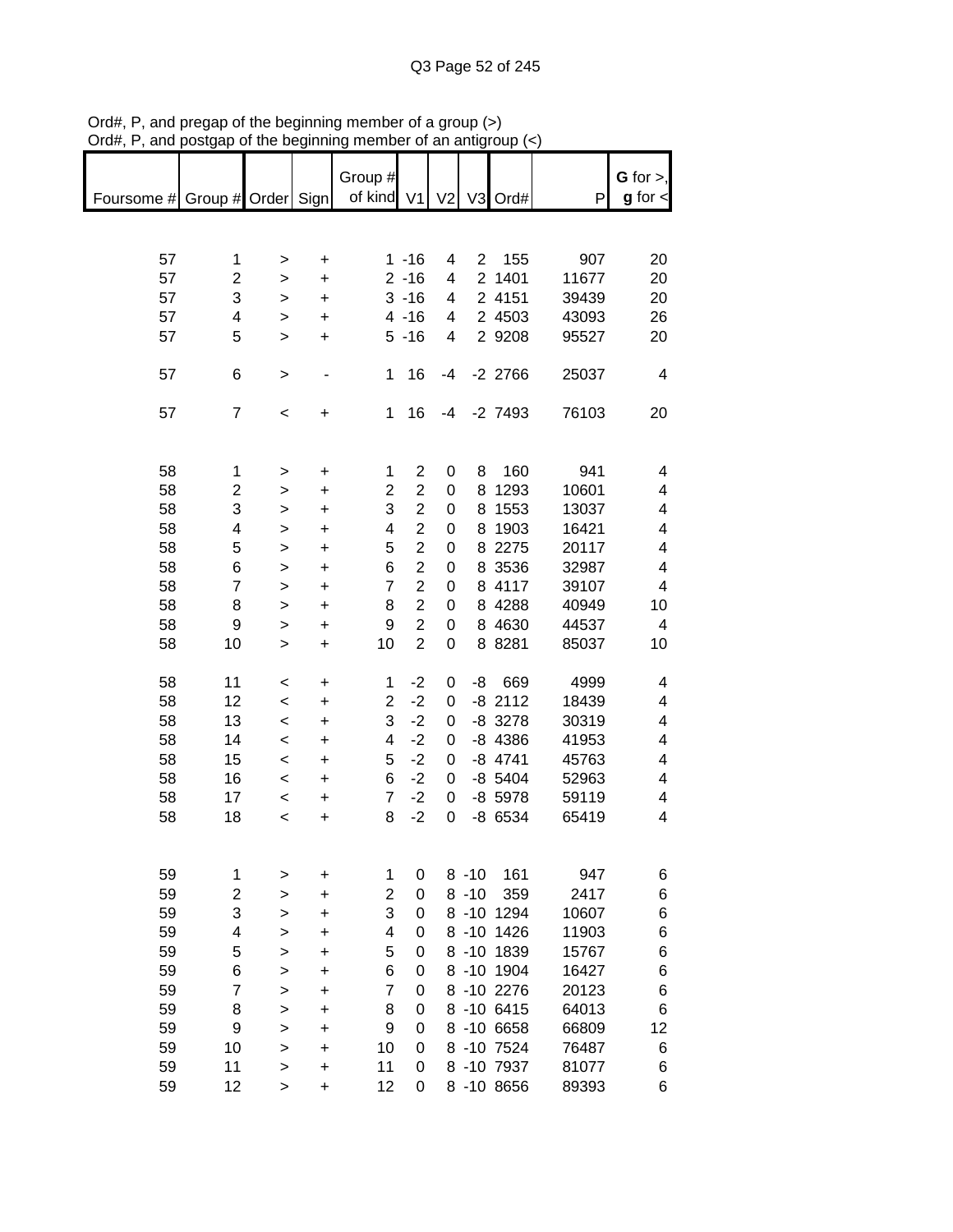Ord#, P, and pregap of the beginning member of a group (>)
Ord#, P, and postgap of the beginning member of an antigroup (<)

| Foursome # | Group # | Order | Sign | Group # of kind | V1 | V2 | V3 | Ord# | P | **G** for >, **g** for < |
|---|---|---|---|---|---|---|---|---|---|---|
| 57 | 1 | > | + | 1 | -16 | 4 | 2 | 155 | 907 | 20 |
| 57 | 2 | > | + | 2 | -16 | 4 | 2 | 1401 | 11677 | 20 |
| 57 | 3 | > | + | 3 | -16 | 4 | 2 | 4151 | 39439 | 20 |
| 57 | 4 | > | + | 4 | -16 | 4 | 2 | 4503 | 43093 | 26 |
| 57 | 5 | > | + | 5 | -16 | 4 | 2 | 9208 | 95527 | 20 |
| | | | | | | | | | | |
| 57 | 6 | > | - | 1 | 16 | -4 | -2 | 2766 | 25037 | 4 |
| | | | | | | | | | | |
| 57 | 7 | < | + | 1 | 16 | -4 | -2 | 7493 | 76103 | 20 |
| | | | | | | | | | | |
| 58 | 1 | > | + | 1 | 2 | 0 | 8 | 160 | 941 | 4 |
| 58 | 2 | > | + | 2 | 2 | 0 | 8 | 1293 | 10601 | 4 |
| 58 | 3 | > | + | 3 | 2 | 0 | 8 | 1553 | 13037 | 4 |
| 58 | 4 | > | + | 4 | 2 | 0 | 8 | 1903 | 16421 | 4 |
| 58 | 5 | > | + | 5 | 2 | 0 | 8 | 2275 | 20117 | 4 |
| 58 | 6 | > | + | 6 | 2 | 0 | 8 | 3536 | 32987 | 4 |
| 58 | 7 | > | + | 7 | 2 | 0 | 8 | 4117 | 39107 | 4 |
| 58 | 8 | > | + | 8 | 2 | 0 | 8 | 4288 | 40949 | 10 |
| 58 | 9 | > | + | 9 | 2 | 0 | 8 | 4630 | 44537 | 4 |
| 58 | 10 | > | + | 10 | 2 | 0 | 8 | 8281 | 85037 | 10 |
| | | | | | | | | | | |
| 58 | 11 | < | + | 1 | -2 | 0 | -8 | 669 | 4999 | 4 |
| 58 | 12 | < | + | 2 | -2 | 0 | -8 | 2112 | 18439 | 4 |
| 58 | 13 | < | + | 3 | -2 | 0 | -8 | 3278 | 30319 | 4 |
| 58 | 14 | < | + | 4 | -2 | 0 | -8 | 4386 | 41953 | 4 |
| 58 | 15 | < | + | 5 | -2 | 0 | -8 | 4741 | 45763 | 4 |
| 58 | 16 | < | + | 6 | -2 | 0 | -8 | 5404 | 52963 | 4 |
| 58 | 17 | < | + | 7 | -2 | 0 | -8 | 5978 | 59119 | 4 |
| 58 | 18 | < | + | 8 | -2 | 0 | -8 | 6534 | 65419 | 4 |
| | | | | | | | | | | |
| 59 | 1 | > | + | 1 | 0 | 8 | -10 | 161 | 947 | 6 |
| 59 | 2 | > | + | 2 | 0 | 8 | -10 | 359 | 2417 | 6 |
| 59 | 3 | > | + | 3 | 0 | 8 | -10 | 1294 | 10607 | 6 |
| 59 | 4 | > | + | 4 | 0 | 8 | -10 | 1426 | 11903 | 6 |
| 59 | 5 | > | + | 5 | 0 | 8 | -10 | 1839 | 15767 | 6 |
| 59 | 6 | > | + | 6 | 0 | 8 | -10 | 1904 | 16427 | 6 |
| 59 | 7 | > | + | 7 | 0 | 8 | -10 | 2276 | 20123 | 6 |
| 59 | 8 | > | + | 8 | 0 | 8 | -10 | 6415 | 64013 | 6 |
| 59 | 9 | > | + | 9 | 0 | 8 | -10 | 6658 | 66809 | 12 |
| 59 | 10 | > | + | 10 | 0 | 8 | -10 | 7524 | 76487 | 6 |
| 59 | 11 | > | + | 11 | 0 | 8 | -10 | 7937 | 81077 | 6 |
| 59 | 12 | > | + | 12 | 0 | 8 | -10 | 8656 | 89393 | 6 |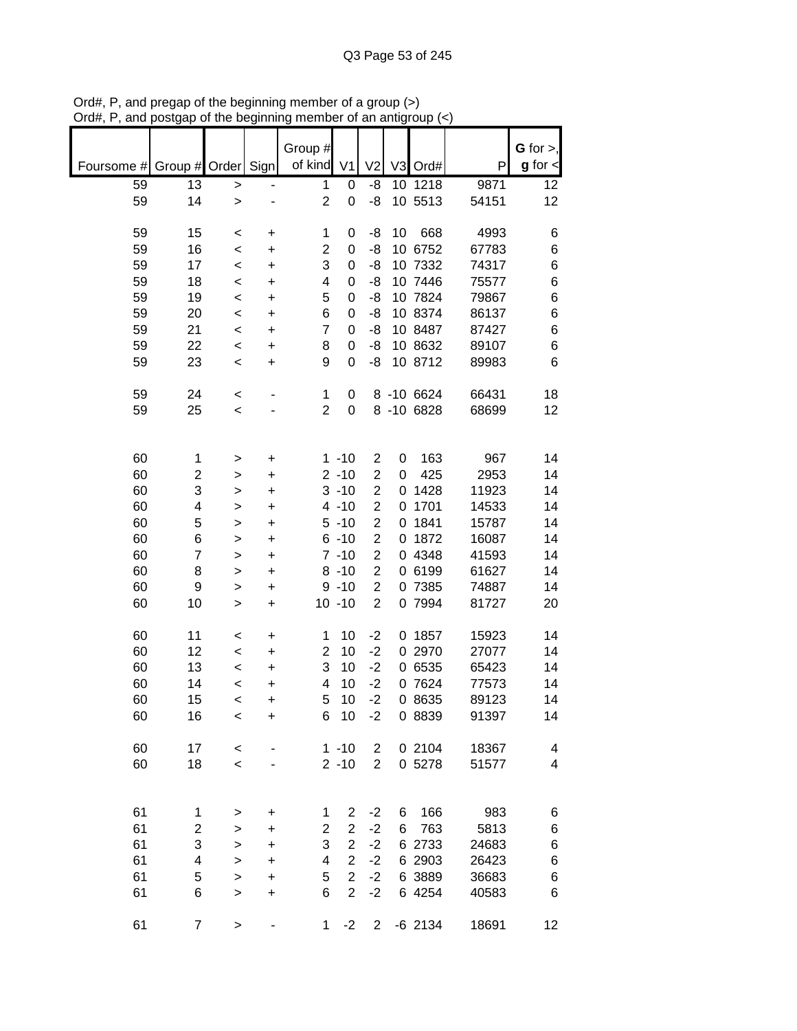Ord#, P, and pregap of the beginning member of a group (>)
Ord#, P, and postgap of the beginning member of an antigroup (<)

| Foursome # | Group # | Order | Sign | Group # of kind | V1 | V2 | V3 | Ord# | P | G for >, g for < |
|---|---|---|---|---|---|---|---|---|---|---|
| 59 | 13 | > | - | 1 | 0 | -8 | 10 | 1218 | 9871 | 12 |
| 59 | 14 | > | - | 2 | 0 | -8 | 10 | 5513 | 54151 | 12 |
| | | | | | | | | | | |
| 59 | 15 | < | + | 1 | 0 | -8 | 10 | 668 | 4993 | 6 |
| 59 | 16 | < | + | 2 | 0 | -8 | 10 | 6752 | 67783 | 6 |
| 59 | 17 | < | + | 3 | 0 | -8 | 10 | 7332 | 74317 | 6 |
| 59 | 18 | < | + | 4 | 0 | -8 | 10 | 7446 | 75577 | 6 |
| 59 | 19 | < | + | 5 | 0 | -8 | 10 | 7824 | 79867 | 6 |
| 59 | 20 | < | + | 6 | 0 | -8 | 10 | 8374 | 86137 | 6 |
| 59 | 21 | < | + | 7 | 0 | -8 | 10 | 8487 | 87427 | 6 |
| 59 | 22 | < | + | 8 | 0 | -8 | 10 | 8632 | 89107 | 6 |
| 59 | 23 | < | + | 9 | 0 | -8 | 10 | 8712 | 89983 | 6 |
| | | | | | | | | | | |
| 59 | 24 | < | - | 1 | 0 | 8 | -10 | 6624 | 66431 | 18 |
| 59 | 25 | < | - | 2 | 0 | 8 | -10 | 6828 | 68699 | 12 |
| | | | | | | | | | | |
| 60 | 1 | > | + | 1 | -10 | 2 | 0 | 163 | 967 | 14 |
| 60 | 2 | > | + | 2 | -10 | 2 | 0 | 425 | 2953 | 14 |
| 60 | 3 | > | + | 3 | -10 | 2 | 0 | 1428 | 11923 | 14 |
| 60 | 4 | > | + | 4 | -10 | 2 | 0 | 1701 | 14533 | 14 |
| 60 | 5 | > | + | 5 | -10 | 2 | 0 | 1841 | 15787 | 14 |
| 60 | 6 | > | + | 6 | -10 | 2 | 0 | 1872 | 16087 | 14 |
| 60 | 7 | > | + | 7 | -10 | 2 | 0 | 4348 | 41593 | 14 |
| 60 | 8 | > | + | 8 | -10 | 2 | 0 | 6199 | 61627 | 14 |
| 60 | 9 | > | + | 9 | -10 | 2 | 0 | 7385 | 74887 | 14 |
| 60 | 10 | > | + | 10 | -10 | 2 | 0 | 7994 | 81727 | 20 |
| | | | | | | | | | | |
| 60 | 11 | < | + | 1 | 10 | -2 | 0 | 1857 | 15923 | 14 |
| 60 | 12 | < | + | 2 | 10 | -2 | 0 | 2970 | 27077 | 14 |
| 60 | 13 | < | + | 3 | 10 | -2 | 0 | 6535 | 65423 | 14 |
| 60 | 14 | < | + | 4 | 10 | -2 | 0 | 7624 | 77573 | 14 |
| 60 | 15 | < | + | 5 | 10 | -2 | 0 | 8635 | 89123 | 14 |
| 60 | 16 | < | + | 6 | 10 | -2 | 0 | 8839 | 91397 | 14 |
| | | | | | | | | | | |
| 60 | 17 | < | - | 1 | -10 | 2 | 0 | 2104 | 18367 | 4 |
| 60 | 18 | < | - | 2 | -10 | 2 | 0 | 5278 | 51577 | 4 |
| | | | | | | | | | | |
| 61 | 1 | > | + | 1 | 2 | -2 | 6 | 166 | 983 | 6 |
| 61 | 2 | > | + | 2 | 2 | -2 | 6 | 763 | 5813 | 6 |
| 61 | 3 | > | + | 3 | 2 | -2 | 6 | 2733 | 24683 | 6 |
| 61 | 4 | > | + | 4 | 2 | -2 | 6 | 2903 | 26423 | 6 |
| 61 | 5 | > | + | 5 | 2 | -2 | 6 | 3889 | 36683 | 6 |
| 61 | 6 | > | + | 6 | 2 | -2 | 6 | 4254 | 40583 | 6 |
| | | | | | | | | | | |
| 61 | 7 | > | - | 1 | -2 | 2 | -6 | 2134 | 18691 | 12 |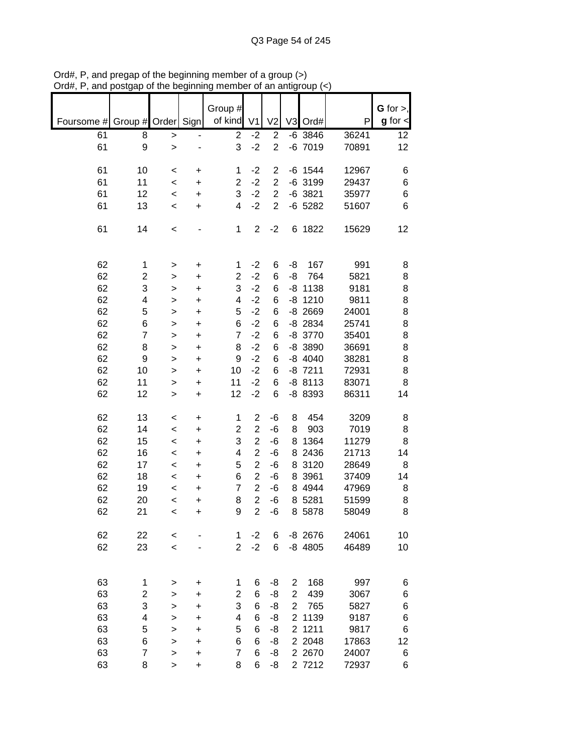Ord#, P, and pregap of the beginning member of a group (>)
Ord#, P, and postgap of the beginning member of an antigroup (<)

| Foursome # | Group # | Order | Sign | Group # of kind | V1 | V2 | V3 | Ord# | P | G for >, g for < |
|---|---|---|---|---|---|---|---|---|---|---|
| 61 | 8 | > | - | 2 | -2 | 2 | -6 | 3846 | 36241 | 12 |
| 61 | 9 | > | - | 3 | -2 | 2 | -6 | 7019 | 70891 | 12 |
| | | | | | | | | | | |
| 61 | 10 | < | + | 1 | -2 | 2 | -6 | 1544 | 12967 | 6 |
| 61 | 11 | < | + | 2 | -2 | 2 | -6 | 3199 | 29437 | 6 |
| 61 | 12 | < | + | 3 | -2 | 2 | -6 | 3821 | 35977 | 6 |
| 61 | 13 | < | + | 4 | -2 | 2 | -6 | 5282 | 51607 | 6 |
| | | | | | | | | | | |
| 61 | 14 | < | - | 1 | 2 | -2 | 6 | 1822 | 15629 | 12 |
| | | | | | | | | | | |
| 62 | 1 | > | + | 1 | -2 | 6 | -8 | 167 | 991 | 8 |
| 62 | 2 | > | + | 2 | -2 | 6 | -8 | 764 | 5821 | 8 |
| 62 | 3 | > | + | 3 | -2 | 6 | -8 | 1138 | 9181 | 8 |
| 62 | 4 | > | + | 4 | -2 | 6 | -8 | 1210 | 9811 | 8 |
| 62 | 5 | > | + | 5 | -2 | 6 | -8 | 2669 | 24001 | 8 |
| 62 | 6 | > | + | 6 | -2 | 6 | -8 | 2834 | 25741 | 8 |
| 62 | 7 | > | + | 7 | -2 | 6 | -8 | 3770 | 35401 | 8 |
| 62 | 8 | > | + | 8 | -2 | 6 | -8 | 3890 | 36691 | 8 |
| 62 | 9 | > | + | 9 | -2 | 6 | -8 | 4040 | 38281 | 8 |
| 62 | 10 | > | + | 10 | -2 | 6 | -8 | 7211 | 72931 | 8 |
| 62 | 11 | > | + | 11 | -2 | 6 | -8 | 8113 | 83071 | 8 |
| 62 | 12 | > | + | 12 | -2 | 6 | -8 | 8393 | 86311 | 14 |
| | | | | | | | | | | |
| 62 | 13 | < | + | 1 | 2 | -6 | 8 | 454 | 3209 | 8 |
| 62 | 14 | < | + | 2 | 2 | -6 | 8 | 903 | 7019 | 8 |
| 62 | 15 | < | + | 3 | 2 | -6 | 8 | 1364 | 11279 | 8 |
| 62 | 16 | < | + | 4 | 2 | -6 | 8 | 2436 | 21713 | 14 |
| 62 | 17 | < | + | 5 | 2 | -6 | 8 | 3120 | 28649 | 8 |
| 62 | 18 | < | + | 6 | 2 | -6 | 8 | 3961 | 37409 | 14 |
| 62 | 19 | < | + | 7 | 2 | -6 | 8 | 4944 | 47969 | 8 |
| 62 | 20 | < | + | 8 | 2 | -6 | 8 | 5281 | 51599 | 8 |
| 62 | 21 | < | + | 9 | 2 | -6 | 8 | 5878 | 58049 | 8 |
| | | | | | | | | | | |
| 62 | 22 | < | - | 1 | -2 | 6 | -8 | 2676 | 24061 | 10 |
| 62 | 23 | < | - | 2 | -2 | 6 | -8 | 4805 | 46489 | 10 |
| | | | | | | | | | | |
| 63 | 1 | > | + | 1 | 6 | -8 | 2 | 168 | 997 | 6 |
| 63 | 2 | > | + | 2 | 6 | -8 | 2 | 439 | 3067 | 6 |
| 63 | 3 | > | + | 3 | 6 | -8 | 2 | 765 | 5827 | 6 |
| 63 | 4 | > | + | 4 | 6 | -8 | 2 | 1139 | 9187 | 6 |
| 63 | 5 | > | + | 5 | 6 | -8 | 2 | 1211 | 9817 | 6 |
| 63 | 6 | > | + | 6 | 6 | -8 | 2 | 2048 | 17863 | 12 |
| 63 | 7 | > | + | 7 | 6 | -8 | 2 | 2670 | 24007 | 6 |
| 63 | 8 | > | + | 8 | 6 | -8 | 2 | 7212 | 72937 | 6 |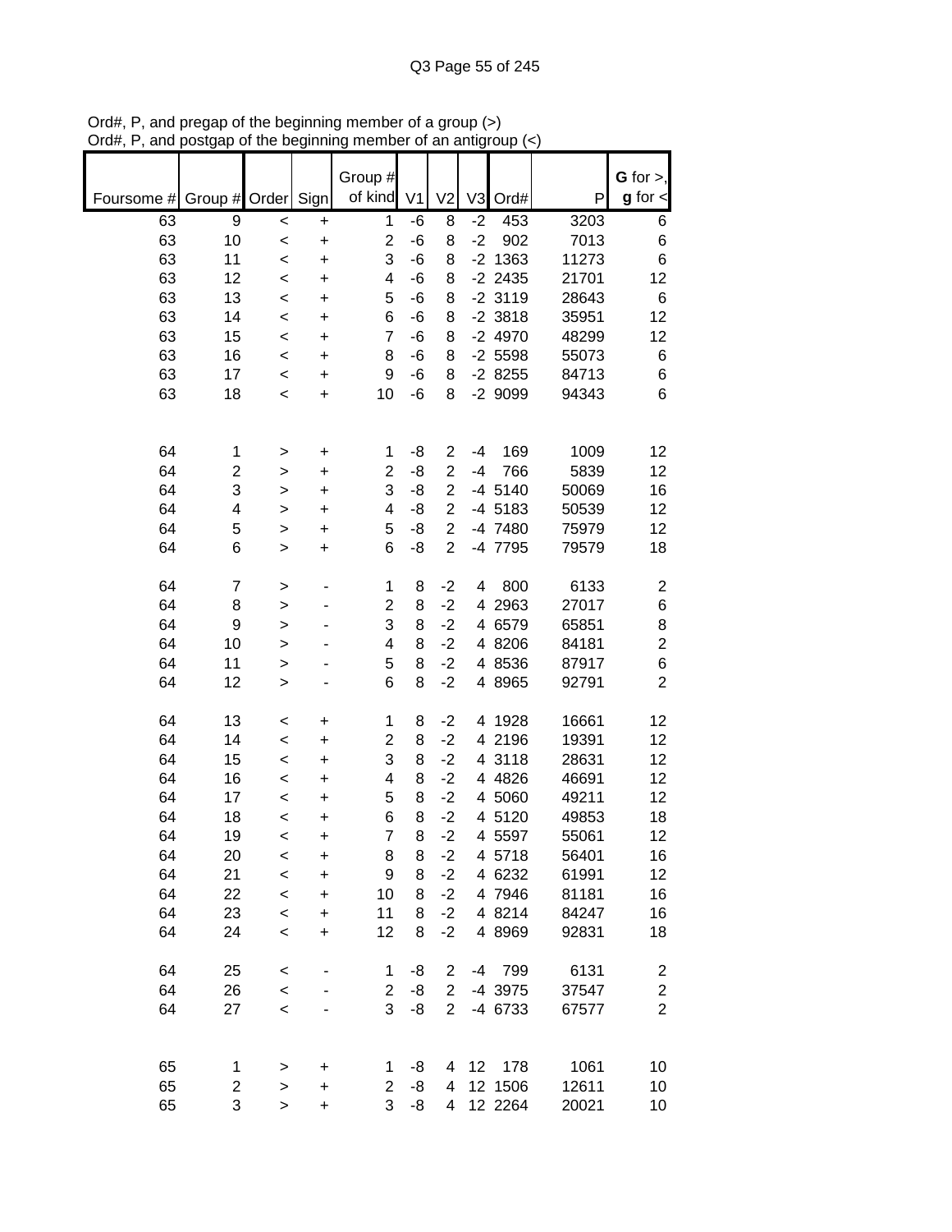Ord#, P, and pregap of the beginning member of a group (>)
Ord#, P, and postgap of the beginning member of an antigroup (<)

| Foursome # | Group # | Order | Sign | Group # of kind | V1 | V2 | V3 | Ord# | P | G for >, g for < |
|---|---|---|---|---|---|---|---|---|---|---|
| 63 | 9 | < | + | 1 | -6 | 8 | -2 | 453 | 3203 | 6 |
| 63 | 10 | < | + | 2 | -6 | 8 | -2 | 902 | 7013 | 6 |
| 63 | 11 | < | + | 3 | -6 | 8 | -2 | 1363 | 11273 | 6 |
| 63 | 12 | < | + | 4 | -6 | 8 | -2 | 2435 | 21701 | 12 |
| 63 | 13 | < | + | 5 | -6 | 8 | -2 | 3119 | 28643 | 6 |
| 63 | 14 | < | + | 6 | -6 | 8 | -2 | 3818 | 35951 | 12 |
| 63 | 15 | < | + | 7 | -6 | 8 | -2 | 4970 | 48299 | 12 |
| 63 | 16 | < | + | 8 | -6 | 8 | -2 | 5598 | 55073 | 6 |
| 63 | 17 | < | + | 9 | -6 | 8 | -2 | 8255 | 84713 | 6 |
| 63 | 18 | < | + | 10 | -6 | 8 | -2 | 9099 | 94343 | 6 |
| | | | | | | | | | | |
| 64 | 1 | > | + | 1 | -8 | 2 | -4 | 169 | 1009 | 12 |
| 64 | 2 | > | + | 2 | -8 | 2 | -4 | 766 | 5839 | 12 |
| 64 | 3 | > | + | 3 | -8 | 2 | -4 | 5140 | 50069 | 16 |
| 64 | 4 | > | + | 4 | -8 | 2 | -4 | 5183 | 50539 | 12 |
| 64 | 5 | > | + | 5 | -8 | 2 | -4 | 7480 | 75979 | 12 |
| 64 | 6 | > | + | 6 | -8 | 2 | -4 | 7795 | 79579 | 18 |
| | | | | | | | | | | |
| 64 | 7 | > | - | 1 | 8 | -2 | 4 | 800 | 6133 | 2 |
| 64 | 8 | > | - | 2 | 8 | -2 | 4 | 2963 | 27017 | 6 |
| 64 | 9 | > | - | 3 | 8 | -2 | 4 | 6579 | 65851 | 8 |
| 64 | 10 | > | - | 4 | 8 | -2 | 4 | 8206 | 84181 | 2 |
| 64 | 11 | > | - | 5 | 8 | -2 | 4 | 8536 | 87917 | 6 |
| 64 | 12 | > | - | 6 | 8 | -2 | 4 | 8965 | 92791 | 2 |
| | | | | | | | | | | |
| 64 | 13 | < | + | 1 | 8 | -2 | 4 | 1928 | 16661 | 12 |
| 64 | 14 | < | + | 2 | 8 | -2 | 4 | 2196 | 19391 | 12 |
| 64 | 15 | < | + | 3 | 8 | -2 | 4 | 3118 | 28631 | 12 |
| 64 | 16 | < | + | 4 | 8 | -2 | 4 | 4826 | 46691 | 12 |
| 64 | 17 | < | + | 5 | 8 | -2 | 4 | 5060 | 49211 | 12 |
| 64 | 18 | < | + | 6 | 8 | -2 | 4 | 5120 | 49853 | 18 |
| 64 | 19 | < | + | 7 | 8 | -2 | 4 | 5597 | 55061 | 12 |
| 64 | 20 | < | + | 8 | 8 | -2 | 4 | 5718 | 56401 | 16 |
| 64 | 21 | < | + | 9 | 8 | -2 | 4 | 6232 | 61991 | 12 |
| 64 | 22 | < | + | 10 | 8 | -2 | 4 | 7946 | 81181 | 16 |
| 64 | 23 | < | + | 11 | 8 | -2 | 4 | 8214 | 84247 | 16 |
| 64 | 24 | < | + | 12 | 8 | -2 | 4 | 8969 | 92831 | 18 |
| | | | | | | | | | | |
| 64 | 25 | < | - | 1 | -8 | 2 | -4 | 799 | 6131 | 2 |
| 64 | 26 | < | - | 2 | -8 | 2 | -4 | 3975 | 37547 | 2 |
| 64 | 27 | < | - | 3 | -8 | 2 | -4 | 6733 | 67577 | 2 |
| | | | | | | | | | | |
| 65 | 1 | > | + | 1 | -8 | 4 | 12 | 178 | 1061 | 10 |
| 65 | 2 | > | + | 2 | -8 | 4 | 12 | 1506 | 12611 | 10 |
| 65 | 3 | > | + | 3 | -8 | 4 | 12 | 2264 | 20021 | 10 |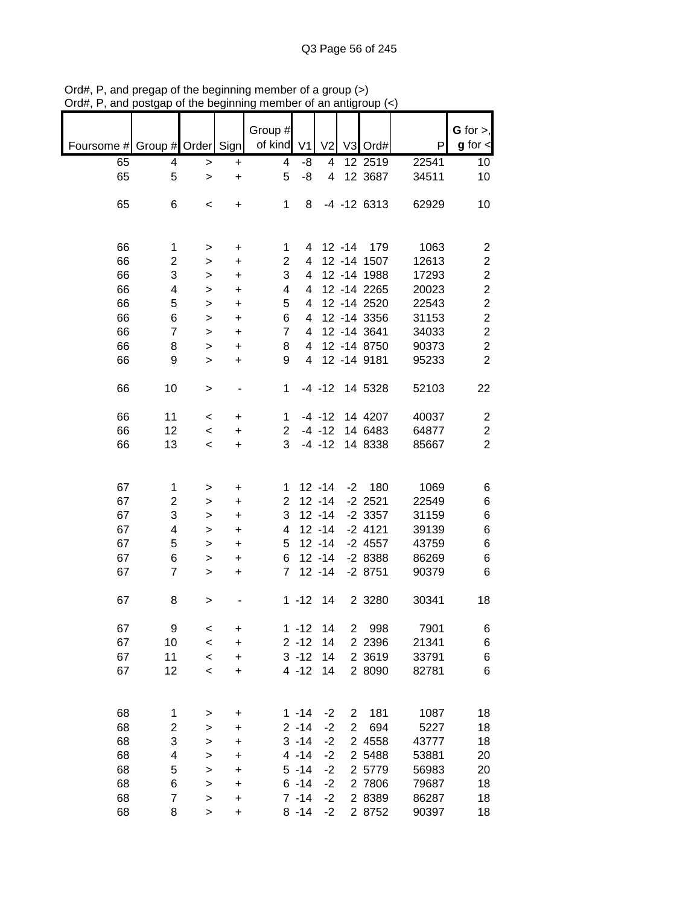Ord#, P, and pregap of the beginning member of a group (>)
Ord#, P, and postgap of the beginning member of an antigroup (<)

| Foursome # | Group # | Order | Sign | Group # of kind | V1 | V2 | V3 | Ord# | P | G for >, g for < |
|---|---|---|---|---|---|---|---|---|---|---|
| 65 | 4 | > | + | 4 | -8 | 4 | 12 | 2519 | 22541 | 10 |
| 65 | 5 | > | + | 5 | -8 | 4 | 12 | 3687 | 34511 | 10 |
| | | | | | | | | | | |
| 65 | 6 | < | + | 1 | 8 | -4 | -12 | 6313 | 62929 | 10 |
| | | | | | | | | | | |
| 66 | 1 | > | + | 1 | 4 | 12 | -14 | 179 | 1063 | 2 |
| 66 | 2 | > | + | 2 | 4 | 12 | -14 | 1507 | 12613 | 2 |
| 66 | 3 | > | + | 3 | 4 | 12 | -14 | 1988 | 17293 | 2 |
| 66 | 4 | > | + | 4 | 4 | 12 | -14 | 2265 | 20023 | 2 |
| 66 | 5 | > | + | 5 | 4 | 12 | -14 | 2520 | 22543 | 2 |
| 66 | 6 | > | + | 6 | 4 | 12 | -14 | 3356 | 31153 | 2 |
| 66 | 7 | > | + | 7 | 4 | 12 | -14 | 3641 | 34033 | 2 |
| 66 | 8 | > | + | 8 | 4 | 12 | -14 | 8750 | 90373 | 2 |
| 66 | 9 | > | + | 9 | 4 | 12 | -14 | 9181 | 95233 | 2 |
| | | | | | | | | | | |
| 66 | 10 | > | - | 1 | -4 | -12 | 14 | 5328 | 52103 | 22 |
| | | | | | | | | | | |
| 66 | 11 | < | + | 1 | -4 | -12 | 14 | 4207 | 40037 | 2 |
| 66 | 12 | < | + | 2 | -4 | -12 | 14 | 6483 | 64877 | 2 |
| 66 | 13 | < | + | 3 | -4 | -12 | 14 | 8338 | 85667 | 2 |
| | | | | | | | | | | |
| 67 | 1 | > | + | 1 | 12 | -14 | -2 | 180 | 1069 | 6 |
| 67 | 2 | > | + | 2 | 12 | -14 | -2 | 2521 | 22549 | 6 |
| 67 | 3 | > | + | 3 | 12 | -14 | -2 | 3357 | 31159 | 6 |
| 67 | 4 | > | + | 4 | 12 | -14 | -2 | 4121 | 39139 | 6 |
| 67 | 5 | > | + | 5 | 12 | -14 | -2 | 4557 | 43759 | 6 |
| 67 | 6 | > | + | 6 | 12 | -14 | -2 | 8388 | 86269 | 6 |
| 67 | 7 | > | + | 7 | 12 | -14 | -2 | 8751 | 90379 | 6 |
| | | | | | | | | | | |
| 67 | 8 | > | - | 1 | -12 | 14 | 2 | 3280 | 30341 | 18 |
| | | | | | | | | | | |
| 67 | 9 | < | + | 1 | -12 | 14 | 2 | 998 | 7901 | 6 |
| 67 | 10 | < | + | 2 | -12 | 14 | 2 | 2396 | 21341 | 6 |
| 67 | 11 | < | + | 3 | -12 | 14 | 2 | 3619 | 33791 | 6 |
| 67 | 12 | < | + | 4 | -12 | 14 | 2 | 8090 | 82781 | 6 |
| | | | | | | | | | | |
| 68 | 1 | > | + | 1 | -14 | -2 | 2 | 181 | 1087 | 18 |
| 68 | 2 | > | + | 2 | -14 | -2 | 2 | 694 | 5227 | 18 |
| 68 | 3 | > | + | 3 | -14 | -2 | 2 | 4558 | 43777 | 18 |
| 68 | 4 | > | + | 4 | -14 | -2 | 2 | 5488 | 53881 | 20 |
| 68 | 5 | > | + | 5 | -14 | -2 | 2 | 5779 | 56983 | 20 |
| 68 | 6 | > | + | 6 | -14 | -2 | 2 | 7806 | 79687 | 18 |
| 68 | 7 | > | + | 7 | -14 | -2 | 2 | 8389 | 86287 | 18 |
| 68 | 8 | > | + | 8 | -14 | -2 | 2 | 8752 | 90397 | 18 |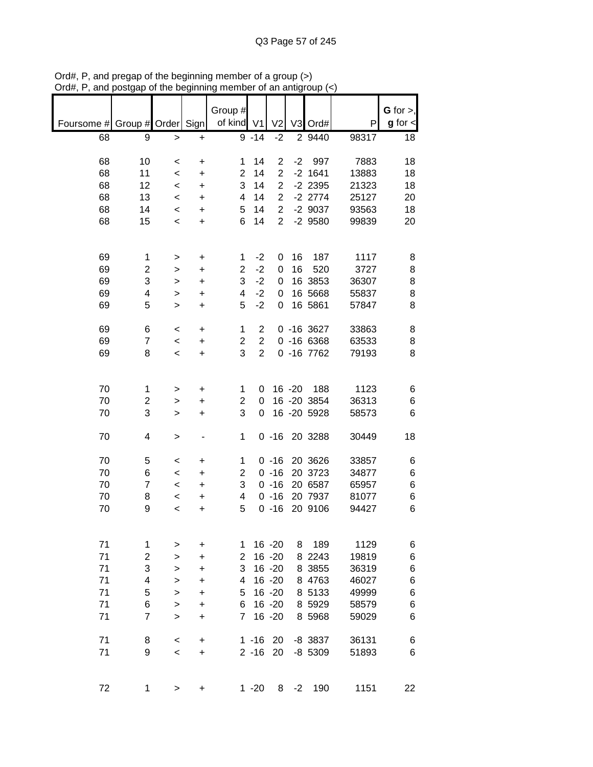Ord#, P, and pregap of the beginning member of a group (>)
Ord#, P, and postgap of the beginning member of an antigroup (<)

| Foursome # | Group # | Order | Sign | Group # of kind | V1 | V2 | V3 | Ord# | P | G for >, g for < |
|---|---|---|---|---|---|---|---|---|---|---|
| 68 | 9 | > | + | 9 | -14 | -2 | 2 | 9440 | 98317 | 18 |
| | | | | | | | | | | |
| 68 | 10 | < | + | 1 | 14 | 2 | -2 | 997 | 7883 | 18 |
| 68 | 11 | < | + | 2 | 14 | 2 | -2 | 1641 | 13883 | 18 |
| 68 | 12 | < | + | 3 | 14 | 2 | -2 | 2395 | 21323 | 18 |
| 68 | 13 | < | + | 4 | 14 | 2 | -2 | 2774 | 25127 | 20 |
| 68 | 14 | < | + | 5 | 14 | 2 | -2 | 9037 | 93563 | 18 |
| 68 | 15 | < | + | 6 | 14 | 2 | -2 | 9580 | 99839 | 20 |
| | | | | | | | | | | |
| 69 | 1 | > | + | 1 | -2 | 0 | 16 | 187 | 1117 | 8 |
| 69 | 2 | > | + | 2 | -2 | 0 | 16 | 520 | 3727 | 8 |
| 69 | 3 | > | + | 3 | -2 | 0 | 16 | 3853 | 36307 | 8 |
| 69 | 4 | > | + | 4 | -2 | 0 | 16 | 5668 | 55837 | 8 |
| 69 | 5 | > | + | 5 | -2 | 0 | 16 | 5861 | 57847 | 8 |
| | | | | | | | | | | |
| 69 | 6 | < | + | 1 | 2 | 0 | -16 | 3627 | 33863 | 8 |
| 69 | 7 | < | + | 2 | 2 | 0 | -16 | 6368 | 63533 | 8 |
| 69 | 8 | < | + | 3 | 2 | 0 | -16 | 7762 | 79193 | 8 |
| | | | | | | | | | | |
| 70 | 1 | > | + | 1 | 0 | 16 | -20 | 188 | 1123 | 6 |
| 70 | 2 | > | + | 2 | 0 | 16 | -20 | 3854 | 36313 | 6 |
| 70 | 3 | > | + | 3 | 0 | 16 | -20 | 5928 | 58573 | 6 |
| | | | | | | | | | | |
| 70 | 4 | > | - | 1 | 0 | -16 | 20 | 3288 | 30449 | 18 |
| | | | | | | | | | | |
| 70 | 5 | < | + | 1 | 0 | -16 | 20 | 3626 | 33857 | 6 |
| 70 | 6 | < | + | 2 | 0 | -16 | 20 | 3723 | 34877 | 6 |
| 70 | 7 | < | + | 3 | 0 | -16 | 20 | 6587 | 65957 | 6 |
| 70 | 8 | < | + | 4 | 0 | -16 | 20 | 7937 | 81077 | 6 |
| 70 | 9 | < | + | 5 | 0 | -16 | 20 | 9106 | 94427 | 6 |
| | | | | | | | | | | |
| 71 | 1 | > | + | 1 | 16 | -20 | 8 | 189 | 1129 | 6 |
| 71 | 2 | > | + | 2 | 16 | -20 | 8 | 2243 | 19819 | 6 |
| 71 | 3 | > | + | 3 | 16 | -20 | 8 | 3855 | 36319 | 6 |
| 71 | 4 | > | + | 4 | 16 | -20 | 8 | 4763 | 46027 | 6 |
| 71 | 5 | > | + | 5 | 16 | -20 | 8 | 5133 | 49999 | 6 |
| 71 | 6 | > | + | 6 | 16 | -20 | 8 | 5929 | 58579 | 6 |
| 71 | 7 | > | + | 7 | 16 | -20 | 8 | 5968 | 59029 | 6 |
| | | | | | | | | | | |
| 71 | 8 | < | + | 1 | -16 | 20 | -8 | 3837 | 36131 | 6 |
| 71 | 9 | < | + | 2 | -16 | 20 | -8 | 5309 | 51893 | 6 |
| | | | | | | | | | | |
| 72 | 1 | > | + | 1 | -20 | 8 | -2 | 190 | 1151 | 22 |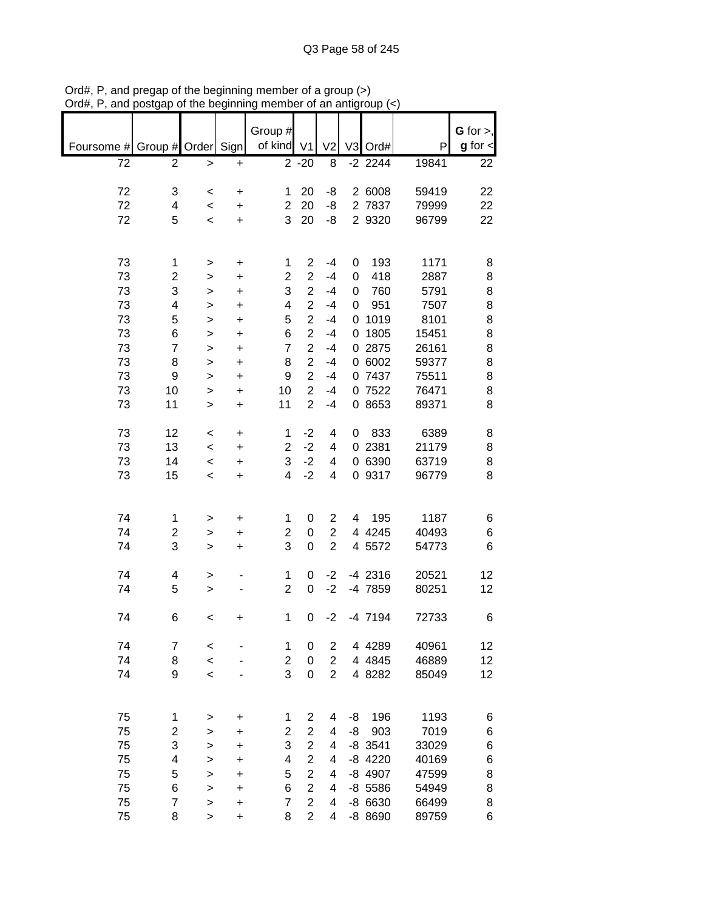Ord#, P, and pregap of the beginning member of a group (>)
Ord#, P, and postgap of the beginning member of an antigroup (<)

| Foursome # | Group # | Order | Sign | Group # of kind | V1 | V2 | V3 | Ord# | P | G for >, g for < |
|---|---|---|---|---|---|---|---|---|---|---|
| 72 | 2 | > | + | 2 | -20 | 8 | -2 | 2244 | 19841 | 22 |
| | | | | | | | | | | |
| 72 | 3 | < | + | 1 | 20 | -8 | 2 | 6008 | 59419 | 22 |
| 72 | 4 | < | + | 2 | 20 | -8 | 2 | 7837 | 79999 | 22 |
| 72 | 5 | < | + | 3 | 20 | -8 | 2 | 9320 | 96799 | 22 |
| | | | | | | | | | | |
| 73 | 1 | > | + | 1 | 2 | -4 | 0 | 193 | 1171 | 8 |
| 73 | 2 | > | + | 2 | 2 | -4 | 0 | 418 | 2887 | 8 |
| 73 | 3 | > | + | 3 | 2 | -4 | 0 | 760 | 5791 | 8 |
| 73 | 4 | > | + | 4 | 2 | -4 | 0 | 951 | 7507 | 8 |
| 73 | 5 | > | + | 5 | 2 | -4 | 0 | 1019 | 8101 | 8 |
| 73 | 6 | > | + | 6 | 2 | -4 | 0 | 1805 | 15451 | 8 |
| 73 | 7 | > | + | 7 | 2 | -4 | 0 | 2875 | 26161 | 8 |
| 73 | 8 | > | + | 8 | 2 | -4 | 0 | 6002 | 59377 | 8 |
| 73 | 9 | > | + | 9 | 2 | -4 | 0 | 7437 | 75511 | 8 |
| 73 | 10 | > | + | 10 | 2 | -4 | 0 | 7522 | 76471 | 8 |
| 73 | 11 | > | + | 11 | 2 | -4 | 0 | 8653 | 89371 | 8 |
| | | | | | | | | | | |
| 73 | 12 | < | + | 1 | -2 | 4 | 0 | 833 | 6389 | 8 |
| 73 | 13 | < | + | 2 | -2 | 4 | 0 | 2381 | 21179 | 8 |
| 73 | 14 | < | + | 3 | -2 | 4 | 0 | 6390 | 63719 | 8 |
| 73 | 15 | < | + | 4 | -2 | 4 | 0 | 9317 | 96779 | 8 |
| | | | | | | | | | | |
| 74 | 1 | > | + | 1 | 0 | 2 | 4 | 195 | 1187 | 6 |
| 74 | 2 | > | + | 2 | 0 | 2 | 4 | 4245 | 40493 | 6 |
| 74 | 3 | > | + | 3 | 0 | 2 | 4 | 5572 | 54773 | 6 |
| | | | | | | | | | | |
| 74 | 4 | > | - | 1 | 0 | -2 | -4 | 2316 | 20521 | 12 |
| 74 | 5 | > | - | 2 | 0 | -2 | -4 | 7859 | 80251 | 12 |
| | | | | | | | | | | |
| 74 | 6 | < | + | 1 | 0 | -2 | -4 | 7194 | 72733 | 6 |
| | | | | | | | | | | |
| 74 | 7 | < | - | 1 | 0 | 2 | 4 | 4289 | 40961 | 12 |
| 74 | 8 | < | - | 2 | 0 | 2 | 4 | 4845 | 46889 | 12 |
| 74 | 9 | < | - | 3 | 0 | 2 | 4 | 8282 | 85049 | 12 |
| | | | | | | | | | | |
| 75 | 1 | > | + | 1 | 2 | 4 | -8 | 196 | 1193 | 6 |
| 75 | 2 | > | + | 2 | 2 | 4 | -8 | 903 | 7019 | 6 |
| 75 | 3 | > | + | 3 | 2 | 4 | -8 | 3541 | 33029 | 6 |
| 75 | 4 | > | + | 4 | 2 | 4 | -8 | 4220 | 40169 | 6 |
| 75 | 5 | > | + | 5 | 2 | 4 | -8 | 4907 | 47599 | 8 |
| 75 | 6 | > | + | 6 | 2 | 4 | -8 | 5586 | 54949 | 8 |
| 75 | 7 | > | + | 7 | 2 | 4 | -8 | 6630 | 66499 | 8 |
| 75 | 8 | > | + | 8 | 2 | 4 | -8 | 8690 | 89759 | 6 |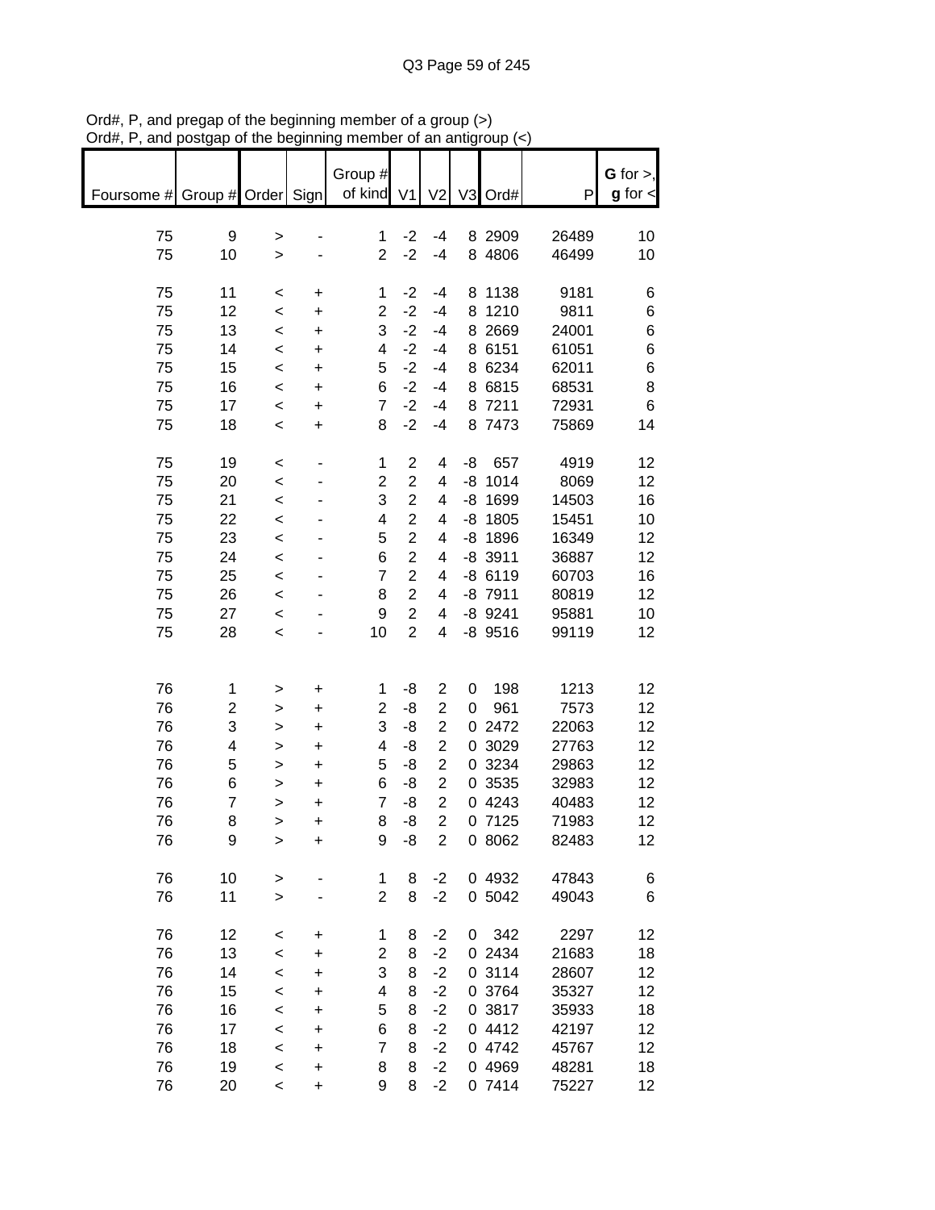Ord#, P, and pregap of the beginning member of a group (>)
Ord#, P, and postgap of the beginning member of an antigroup (<)

| Foursome # | Group # | Order | Sign | Group # of kind | V1 | V2 | V3 | Ord# | P | G for >, g for < |
|---|---|---|---|---|---|---|---|---|---|---|
| 75 | 9 | > | - | 1 | -2 | -4 | 8 | 2909 | 26489 | 10 |
| 75 | 10 | > | - | 2 | -2 | -4 | 8 | 4806 | 46499 | 10 |
| | | | | | | | | | | |
| 75 | 11 | < | + | 1 | -2 | -4 | 8 | 1138 | 9181 | 6 |
| 75 | 12 | < | + | 2 | -2 | -4 | 8 | 1210 | 9811 | 6 |
| 75 | 13 | < | + | 3 | -2 | -4 | 8 | 2669 | 24001 | 6 |
| 75 | 14 | < | + | 4 | -2 | -4 | 8 | 6151 | 61051 | 6 |
| 75 | 15 | < | + | 5 | -2 | -4 | 8 | 6234 | 62011 | 6 |
| 75 | 16 | < | + | 6 | -2 | -4 | 8 | 6815 | 68531 | 8 |
| 75 | 17 | < | + | 7 | -2 | -4 | 8 | 7211 | 72931 | 6 |
| 75 | 18 | < | + | 8 | -2 | -4 | 8 | 7473 | 75869 | 14 |
| | | | | | | | | | | |
| 75 | 19 | < | - | 1 | 2 | 4 | -8 | 657 | 4919 | 12 |
| 75 | 20 | < | - | 2 | 2 | 4 | -8 | 1014 | 8069 | 12 |
| 75 | 21 | < | - | 3 | 2 | 4 | -8 | 1699 | 14503 | 16 |
| 75 | 22 | < | - | 4 | 2 | 4 | -8 | 1805 | 15451 | 10 |
| 75 | 23 | < | - | 5 | 2 | 4 | -8 | 1896 | 16349 | 12 |
| 75 | 24 | < | - | 6 | 2 | 4 | -8 | 3911 | 36887 | 12 |
| 75 | 25 | < | - | 7 | 2 | 4 | -8 | 6119 | 60703 | 16 |
| 75 | 26 | < | - | 8 | 2 | 4 | -8 | 7911 | 80819 | 12 |
| 75 | 27 | < | - | 9 | 2 | 4 | -8 | 9241 | 95881 | 10 |
| 75 | 28 | < | - | 10 | 2 | 4 | -8 | 9516 | 99119 | 12 |
| | | | | | | | | | | |
| 76 | 1 | > | + | 1 | -8 | 2 | 0 | 198 | 1213 | 12 |
| 76 | 2 | > | + | 2 | -8 | 2 | 0 | 961 | 7573 | 12 |
| 76 | 3 | > | + | 3 | -8 | 2 | 0 | 2472 | 22063 | 12 |
| 76 | 4 | > | + | 4 | -8 | 2 | 0 | 3029 | 27763 | 12 |
| 76 | 5 | > | + | 5 | -8 | 2 | 0 | 3234 | 29863 | 12 |
| 76 | 6 | > | + | 6 | -8 | 2 | 0 | 3535 | 32983 | 12 |
| 76 | 7 | > | + | 7 | -8 | 2 | 0 | 4243 | 40483 | 12 |
| 76 | 8 | > | + | 8 | -8 | 2 | 0 | 7125 | 71983 | 12 |
| 76 | 9 | > | + | 9 | -8 | 2 | 0 | 8062 | 82483 | 12 |
| | | | | | | | | | | |
| 76 | 10 | > | - | 1 | 8 | -2 | 0 | 4932 | 47843 | 6 |
| 76 | 11 | > | - | 2 | 8 | -2 | 0 | 5042 | 49043 | 6 |
| | | | | | | | | | | |
| 76 | 12 | < | + | 1 | 8 | -2 | 0 | 342 | 2297 | 12 |
| 76 | 13 | < | + | 2 | 8 | -2 | 0 | 2434 | 21683 | 18 |
| 76 | 14 | < | + | 3 | 8 | -2 | 0 | 3114 | 28607 | 12 |
| 76 | 15 | < | + | 4 | 8 | -2 | 0 | 3764 | 35327 | 12 |
| 76 | 16 | < | + | 5 | 8 | -2 | 0 | 3817 | 35933 | 18 |
| 76 | 17 | < | + | 6 | 8 | -2 | 0 | 4412 | 42197 | 12 |
| 76 | 18 | < | + | 7 | 8 | -2 | 0 | 4742 | 45767 | 12 |
| 76 | 19 | < | + | 8 | 8 | -2 | 0 | 4969 | 48281 | 18 |
| 76 | 20 | < | + | 9 | 8 | -2 | 0 | 7414 | 75227 | 12 |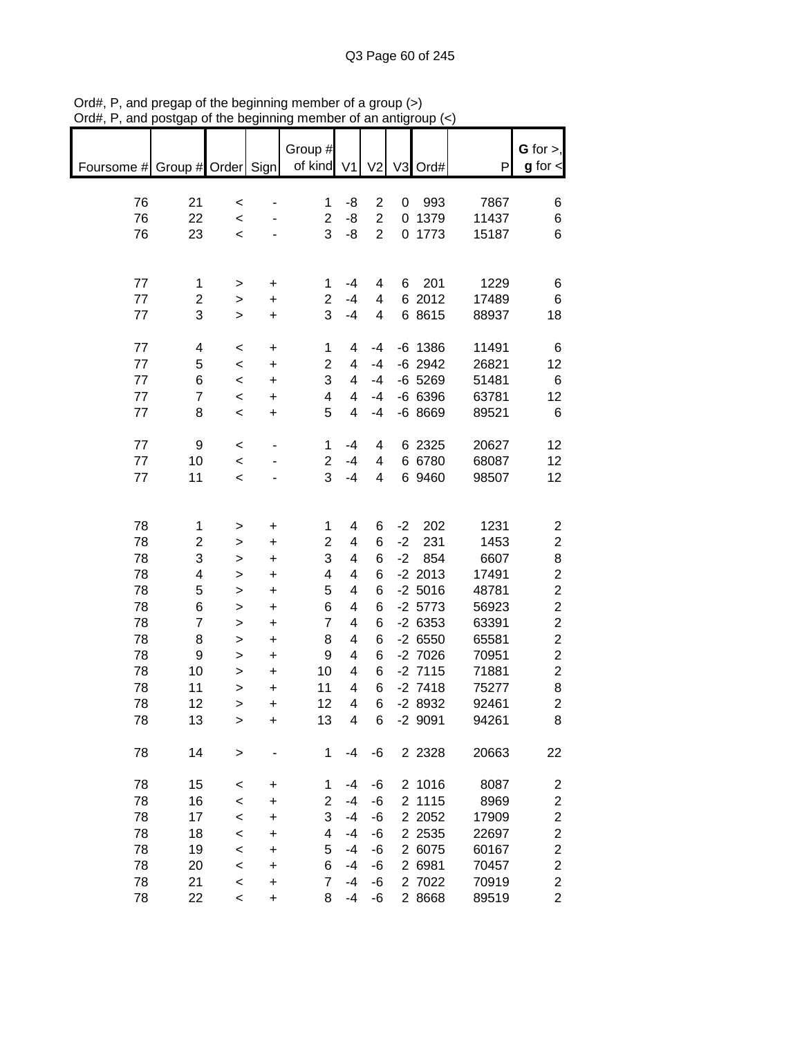Ord#, P, and pregap of the beginning member of a group (>)
Ord#, P, and postgap of the beginning member of an antigroup (<)

| Foursome # | Group # | Order | Sign | Group # of kind | V1 | V2 | V3 | Ord# | P | **G** for >, **g** for < |
|---|---|---|---|---|---|---|---|---|---|---|
| 76 | 21 | < | - | 1 | -8 | 2 | 0 | 993 | 7867 | 6 |
| 76 | 22 | < | - | 2 | -8 | 2 | 0 | 1379 | 11437 | 6 |
| 76 | 23 | < | - | 3 | -8 | 2 | 0 | 1773 | 15187 | 6 |
| | | | | | | | | | | |
| 77 | 1 | > | + | 1 | -4 | 4 | 6 | 201 | 1229 | 6 |
| 77 | 2 | > | + | 2 | -4 | 4 | 6 | 2012 | 17489 | 6 |
| 77 | 3 | > | + | 3 | -4 | 4 | 6 | 8615 | 88937 | 18 |
| | | | | | | | | | | |
| 77 | 4 | < | + | 1 | 4 | -4 | -6 | 1386 | 11491 | 6 |
| 77 | 5 | < | + | 2 | 4 | -4 | -6 | 2942 | 26821 | 12 |
| 77 | 6 | < | + | 3 | 4 | -4 | -6 | 5269 | 51481 | 6 |
| 77 | 7 | < | + | 4 | 4 | -4 | -6 | 6396 | 63781 | 12 |
| 77 | 8 | < | + | 5 | 4 | -4 | -6 | 8669 | 89521 | 6 |
| | | | | | | | | | | |
| 77 | 9 | < | - | 1 | -4 | 4 | 6 | 2325 | 20627 | 12 |
| 77 | 10 | < | - | 2 | -4 | 4 | 6 | 6780 | 68087 | 12 |
| 77 | 11 | < | - | 3 | -4 | 4 | 6 | 9460 | 98507 | 12 |
| | | | | | | | | | | |
| 78 | 1 | > | + | 1 | 4 | 6 | -2 | 202 | 1231 | 2 |
| 78 | 2 | > | + | 2 | 4 | 6 | -2 | 231 | 1453 | 2 |
| 78 | 3 | > | + | 3 | 4 | 6 | -2 | 854 | 6607 | 8 |
| 78 | 4 | > | + | 4 | 4 | 6 | -2 | 2013 | 17491 | 2 |
| 78 | 5 | > | + | 5 | 4 | 6 | -2 | 5016 | 48781 | 2 |
| 78 | 6 | > | + | 6 | 4 | 6 | -2 | 5773 | 56923 | 2 |
| 78 | 7 | > | + | 7 | 4 | 6 | -2 | 6353 | 63391 | 2 |
| 78 | 8 | > | + | 8 | 4 | 6 | -2 | 6550 | 65581 | 2 |
| 78 | 9 | > | + | 9 | 4 | 6 | -2 | 7026 | 70951 | 2 |
| 78 | 10 | > | + | 10 | 4 | 6 | -2 | 7115 | 71881 | 2 |
| 78 | 11 | > | + | 11 | 4 | 6 | -2 | 7418 | 75277 | 8 |
| 78 | 12 | > | + | 12 | 4 | 6 | -2 | 8932 | 92461 | 2 |
| 78 | 13 | > | + | 13 | 4 | 6 | -2 | 9091 | 94261 | 8 |
| | | | | | | | | | | |
| 78 | 14 | > | - | 1 | -4 | -6 | 2 | 2328 | 20663 | 22 |
| | | | | | | | | | | |
| 78 | 15 | < | + | 1 | -4 | -6 | 2 | 1016 | 8087 | 2 |
| 78 | 16 | < | + | 2 | -4 | -6 | 2 | 1115 | 8969 | 2 |
| 78 | 17 | < | + | 3 | -4 | -6 | 2 | 2052 | 17909 | 2 |
| 78 | 18 | < | + | 4 | -4 | -6 | 2 | 2535 | 22697 | 2 |
| 78 | 19 | < | + | 5 | -4 | -6 | 2 | 6075 | 60167 | 2 |
| 78 | 20 | < | + | 6 | -4 | -6 | 2 | 6981 | 70457 | 2 |
| 78 | 21 | < | + | 7 | -4 | -6 | 2 | 7022 | 70919 | 2 |
| 78 | 22 | < | + | 8 | -4 | -6 | 2 | 8668 | 89519 | 2 |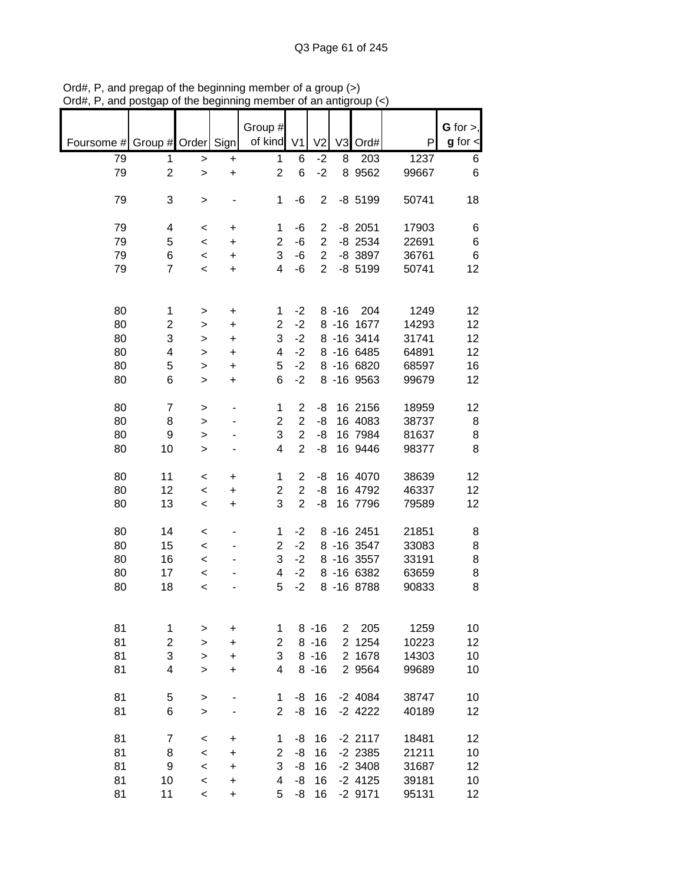Ord#, P, and pregap of the beginning member of a group (>)
Ord#, P, and postgap of the beginning member of an antigroup (<)

| Foursome # | Group # | Order | Sign | Group # of kind | V1 | V2 | V3 | Ord# | P | G for >, g for < |
|---|---|---|---|---|---|---|---|---|---|---|
| 79 | 1 | > | + | 1 | 6 | -2 | 8 | 203 | 1237 | 6 |
| 79 | 2 | > | + | 2 | 6 | -2 | 8 | 9562 | 99667 | 6 |
| | | | | | | | | | | |
| 79 | 3 | > | - | 1 | -6 | 2 | -8 | 5199 | 50741 | 18 |
| | | | | | | | | | | |
| 79 | 4 | < | + | 1 | -6 | 2 | -8 | 2051 | 17903 | 6 |
| 79 | 5 | < | + | 2 | -6 | 2 | -8 | 2534 | 22691 | 6 |
| 79 | 6 | < | + | 3 | -6 | 2 | -8 | 3897 | 36761 | 6 |
| 79 | 7 | < | + | 4 | -6 | 2 | -8 | 5199 | 50741 | 12 |
| | | | | | | | | | | |
| 80 | 1 | > | + | 1 | -2 | 8 | -16 | 204 | 1249 | 12 |
| 80 | 2 | > | + | 2 | -2 | 8 | -16 | 1677 | 14293 | 12 |
| 80 | 3 | > | + | 3 | -2 | 8 | -16 | 3414 | 31741 | 12 |
| 80 | 4 | > | + | 4 | -2 | 8 | -16 | 6485 | 64891 | 12 |
| 80 | 5 | > | + | 5 | -2 | 8 | -16 | 6820 | 68597 | 16 |
| 80 | 6 | > | + | 6 | -2 | 8 | -16 | 9563 | 99679 | 12 |
| | | | | | | | | | | |
| 80 | 7 | > | - | 1 | 2 | -8 | 16 | 2156 | 18959 | 12 |
| 80 | 8 | > | - | 2 | 2 | -8 | 16 | 4083 | 38737 | 8 |
| 80 | 9 | > | - | 3 | 2 | -8 | 16 | 7984 | 81637 | 8 |
| 80 | 10 | > | - | 4 | 2 | -8 | 16 | 9446 | 98377 | 8 |
| | | | | | | | | | | |
| 80 | 11 | < | + | 1 | 2 | -8 | 16 | 4070 | 38639 | 12 |
| 80 | 12 | < | + | 2 | 2 | -8 | 16 | 4792 | 46337 | 12 |
| 80 | 13 | < | + | 3 | 2 | -8 | 16 | 7796 | 79589 | 12 |
| | | | | | | | | | | |
| 80 | 14 | < | - | 1 | -2 | 8 | -16 | 2451 | 21851 | 8 |
| 80 | 15 | < | - | 2 | -2 | 8 | -16 | 3547 | 33083 | 8 |
| 80 | 16 | < | - | 3 | -2 | 8 | -16 | 3557 | 33191 | 8 |
| 80 | 17 | < | - | 4 | -2 | 8 | -16 | 6382 | 63659 | 8 |
| 80 | 18 | < | - | 5 | -2 | 8 | -16 | 8788 | 90833 | 8 |
| | | | | | | | | | | |
| 81 | 1 | > | + | 1 | 8 | -16 | 2 | 205 | 1259 | 10 |
| 81 | 2 | > | + | 2 | 8 | -16 | 2 | 1254 | 10223 | 12 |
| 81 | 3 | > | + | 3 | 8 | -16 | 2 | 1678 | 14303 | 10 |
| 81 | 4 | > | + | 4 | 8 | -16 | 2 | 9564 | 99689 | 10 |
| | | | | | | | | | | |
| 81 | 5 | > | - | 1 | -8 | 16 | -2 | 4084 | 38747 | 10 |
| 81 | 6 | > | - | 2 | -8 | 16 | -2 | 4222 | 40189 | 12 |
| | | | | | | | | | | |
| 81 | 7 | < | + | 1 | -8 | 16 | -2 | 2117 | 18481 | 12 |
| 81 | 8 | < | + | 2 | -8 | 16 | -2 | 2385 | 21211 | 10 |
| 81 | 9 | < | + | 3 | -8 | 16 | -2 | 3408 | 31687 | 12 |
| 81 | 10 | < | + | 4 | -8 | 16 | -2 | 4125 | 39181 | 10 |
| 81 | 11 | < | + | 5 | -8 | 16 | -2 | 9171 | 95131 | 12 |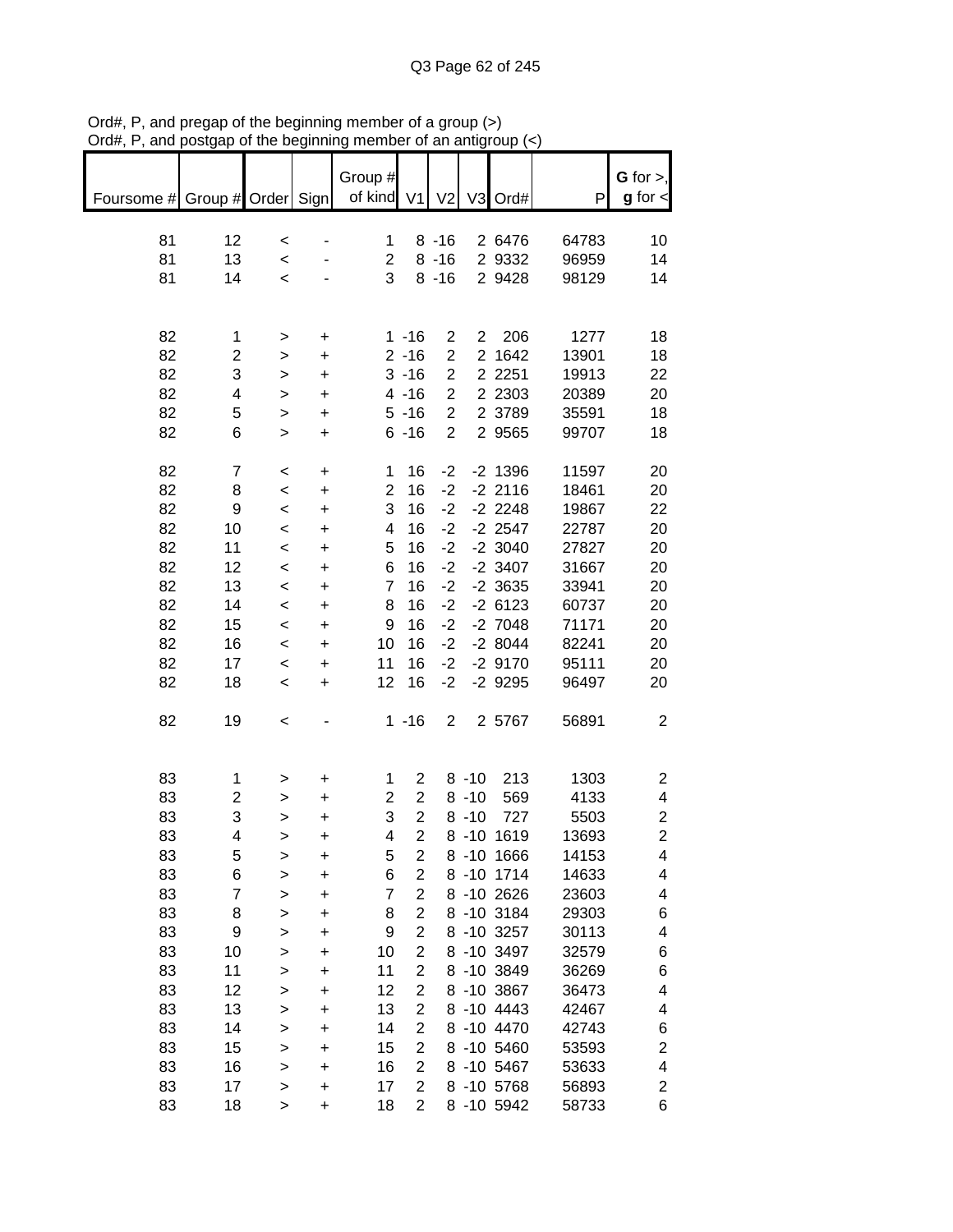Ord#, P, and pregap of the beginning member of a group (>)
Ord#, P, and postgap of the beginning member of an antigroup (<)

| Foursome # | Group # | Order | Sign | Group # of kind | V1 | V2 | V3 | Ord# | P | G for >, g for < |
|---|---|---|---|---|---|---|---|---|---|---|
| 81 | 12 | < | - | 1 | 8 | -16 | 2 | 6476 | 64783 | 10 |
| 81 | 13 | < | - | 2 | 8 | -16 | 2 | 9332 | 96959 | 14 |
| 81 | 14 | < | - | 3 | 8 | -16 | 2 | 9428 | 98129 | 14 |
| | | | | | | | | | | |
| 82 | 1 | > | + | 1 | -16 | 2 | 2 | 206 | 1277 | 18 |
| 82 | 2 | > | + | 2 | -16 | 2 | 2 | 1642 | 13901 | 18 |
| 82 | 3 | > | + | 3 | -16 | 2 | 2 | 2251 | 19913 | 22 |
| 82 | 4 | > | + | 4 | -16 | 2 | 2 | 2303 | 20389 | 20 |
| 82 | 5 | > | + | 5 | -16 | 2 | 2 | 3789 | 35591 | 18 |
| 82 | 6 | > | + | 6 | -16 | 2 | 2 | 9565 | 99707 | 18 |
| | | | | | | | | | | |
| 82 | 7 | < | + | 1 | 16 | -2 | -2 | 1396 | 11597 | 20 |
| 82 | 8 | < | + | 2 | 16 | -2 | -2 | 2116 | 18461 | 20 |
| 82 | 9 | < | + | 3 | 16 | -2 | -2 | 2248 | 19867 | 22 |
| 82 | 10 | < | + | 4 | 16 | -2 | -2 | 2547 | 22787 | 20 |
| 82 | 11 | < | + | 5 | 16 | -2 | -2 | 3040 | 27827 | 20 |
| 82 | 12 | < | + | 6 | 16 | -2 | -2 | 3407 | 31667 | 20 |
| 82 | 13 | < | + | 7 | 16 | -2 | -2 | 3635 | 33941 | 20 |
| 82 | 14 | < | + | 8 | 16 | -2 | -2 | 6123 | 60737 | 20 |
| 82 | 15 | < | + | 9 | 16 | -2 | -2 | 7048 | 71171 | 20 |
| 82 | 16 | < | + | 10 | 16 | -2 | -2 | 8044 | 82241 | 20 |
| 82 | 17 | < | + | 11 | 16 | -2 | -2 | 9170 | 95111 | 20 |
| 82 | 18 | < | + | 12 | 16 | -2 | -2 | 9295 | 96497 | 20 |
| | | | | | | | | | | |
| 82 | 19 | < | - | 1 | -16 | 2 | 2 | 5767 | 56891 | 2 |
| | | | | | | | | | | |
| 83 | 1 | > | + | 1 | 2 | 8 | -10 | 213 | 1303 | 2 |
| 83 | 2 | > | + | 2 | 2 | 8 | -10 | 569 | 4133 | 4 |
| 83 | 3 | > | + | 3 | 2 | 8 | -10 | 727 | 5503 | 2 |
| 83 | 4 | > | + | 4 | 2 | 8 | -10 | 1619 | 13693 | 2 |
| 83 | 5 | > | + | 5 | 2 | 8 | -10 | 1666 | 14153 | 4 |
| 83 | 6 | > | + | 6 | 2 | 8 | -10 | 1714 | 14633 | 4 |
| 83 | 7 | > | + | 7 | 2 | 8 | -10 | 2626 | 23603 | 4 |
| 83 | 8 | > | + | 8 | 2 | 8 | -10 | 3184 | 29303 | 6 |
| 83 | 9 | > | + | 9 | 2 | 8 | -10 | 3257 | 30113 | 4 |
| 83 | 10 | > | + | 10 | 2 | 8 | -10 | 3497 | 32579 | 6 |
| 83 | 11 | > | + | 11 | 2 | 8 | -10 | 3849 | 36269 | 6 |
| 83 | 12 | > | + | 12 | 2 | 8 | -10 | 3867 | 36473 | 4 |
| 83 | 13 | > | + | 13 | 2 | 8 | -10 | 4443 | 42467 | 4 |
| 83 | 14 | > | + | 14 | 2 | 8 | -10 | 4470 | 42743 | 6 |
| 83 | 15 | > | + | 15 | 2 | 8 | -10 | 5460 | 53593 | 2 |
| 83 | 16 | > | + | 16 | 2 | 8 | -10 | 5467 | 53633 | 4 |
| 83 | 17 | > | + | 17 | 2 | 8 | -10 | 5768 | 56893 | 2 |
| 83 | 18 | > | + | 18 | 2 | 8 | -10 | 5942 | 58733 | 6 |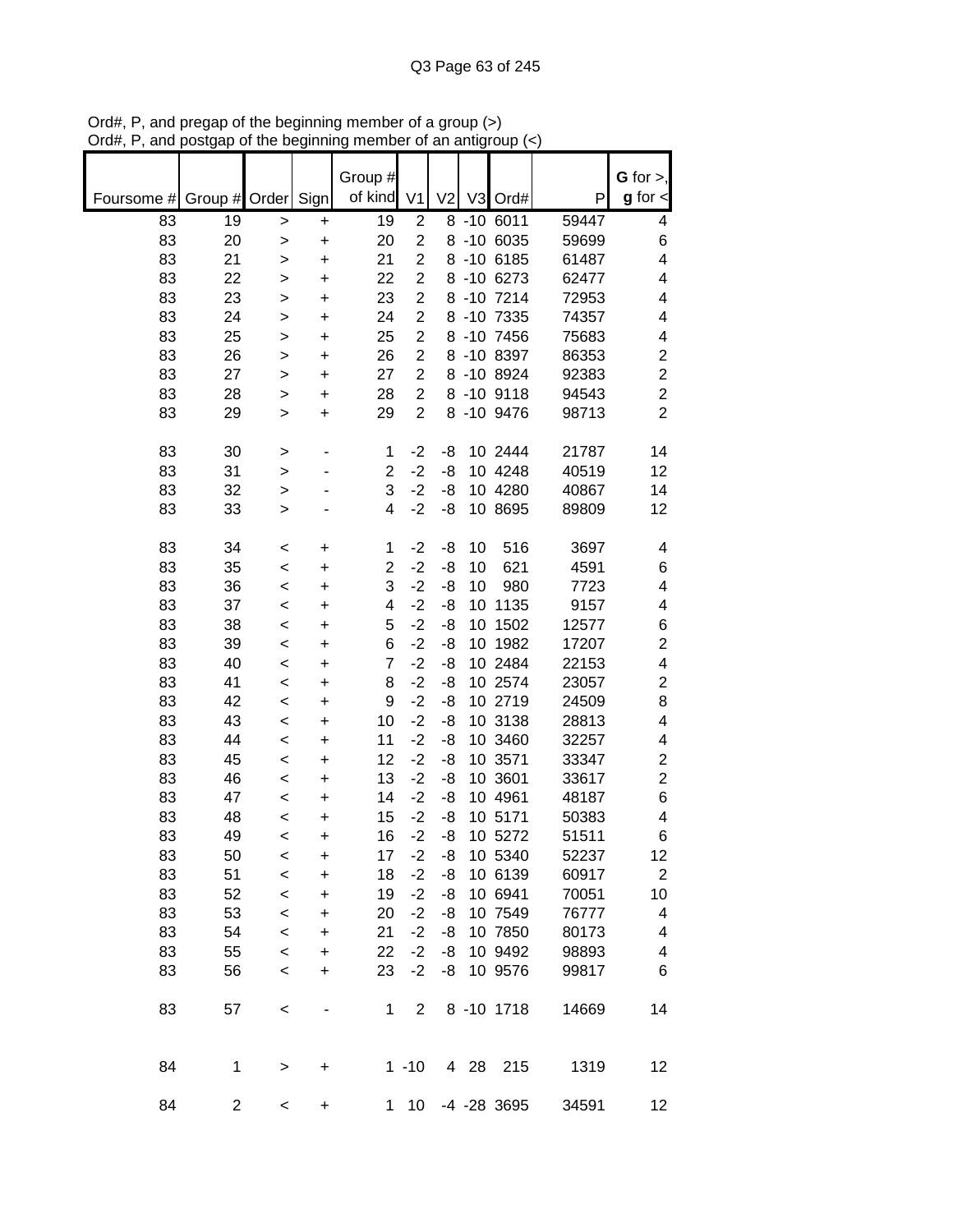Ord#, P, and pregap of the beginning member of a group (>)
Ord#, P, and postgap of the beginning member of an antigroup (<)

| Foursome # | Group # | Order | Sign | Group # of kind | V1 | V2 | V3 | Ord# | P | G for >, g for < |
|---|---|---|---|---|---|---|---|---|---|---|
| 83 | 19 | > | + | 19 | 2 | 8 | -10 | 6011 | 59447 | 4 |
| 83 | 20 | > | + | 20 | 2 | 8 | -10 | 6035 | 59699 | 6 |
| 83 | 21 | > | + | 21 | 2 | 8 | -10 | 6185 | 61487 | 4 |
| 83 | 22 | > | + | 22 | 2 | 8 | -10 | 6273 | 62477 | 4 |
| 83 | 23 | > | + | 23 | 2 | 8 | -10 | 7214 | 72953 | 4 |
| 83 | 24 | > | + | 24 | 2 | 8 | -10 | 7335 | 74357 | 4 |
| 83 | 25 | > | + | 25 | 2 | 8 | -10 | 7456 | 75683 | 4 |
| 83 | 26 | > | + | 26 | 2 | 8 | -10 | 8397 | 86353 | 2 |
| 83 | 27 | > | + | 27 | 2 | 8 | -10 | 8924 | 92383 | 2 |
| 83 | 28 | > | + | 28 | 2 | 8 | -10 | 9118 | 94543 | 2 |
| 83 | 29 | > | + | 29 | 2 | 8 | -10 | 9476 | 98713 | 2 |
| | | | | | | | | | | |
| 83 | 30 | > | - | 1 | -2 | -8 | 10 | 2444 | 21787 | 14 |
| 83 | 31 | > | - | 2 | -2 | -8 | 10 | 4248 | 40519 | 12 |
| 83 | 32 | > | - | 3 | -2 | -8 | 10 | 4280 | 40867 | 14 |
| 83 | 33 | > | - | 4 | -2 | -8 | 10 | 8695 | 89809 | 12 |
| | | | | | | | | | | |
| 83 | 34 | < | + | 1 | -2 | -8 | 10 | 516 | 3697 | 4 |
| 83 | 35 | < | + | 2 | -2 | -8 | 10 | 621 | 4591 | 6 |
| 83 | 36 | < | + | 3 | -2 | -8 | 10 | 980 | 7723 | 4 |
| 83 | 37 | < | + | 4 | -2 | -8 | 10 | 1135 | 9157 | 4 |
| 83 | 38 | < | + | 5 | -2 | -8 | 10 | 1502 | 12577 | 6 |
| 83 | 39 | < | + | 6 | -2 | -8 | 10 | 1982 | 17207 | 2 |
| 83 | 40 | < | + | 7 | -2 | -8 | 10 | 2484 | 22153 | 4 |
| 83 | 41 | < | + | 8 | -2 | -8 | 10 | 2574 | 23057 | 2 |
| 83 | 42 | < | + | 9 | -2 | -8 | 10 | 2719 | 24509 | 8 |
| 83 | 43 | < | + | 10 | -2 | -8 | 10 | 3138 | 28813 | 4 |
| 83 | 44 | < | + | 11 | -2 | -8 | 10 | 3460 | 32257 | 4 |
| 83 | 45 | < | + | 12 | -2 | -8 | 10 | 3571 | 33347 | 2 |
| 83 | 46 | < | + | 13 | -2 | -8 | 10 | 3601 | 33617 | 2 |
| 83 | 47 | < | + | 14 | -2 | -8 | 10 | 4961 | 48187 | 6 |
| 83 | 48 | < | + | 15 | -2 | -8 | 10 | 5171 | 50383 | 4 |
| 83 | 49 | < | + | 16 | -2 | -8 | 10 | 5272 | 51511 | 6 |
| 83 | 50 | < | + | 17 | -2 | -8 | 10 | 5340 | 52237 | 12 |
| 83 | 51 | < | + | 18 | -2 | -8 | 10 | 6139 | 60917 | 2 |
| 83 | 52 | < | + | 19 | -2 | -8 | 10 | 6941 | 70051 | 10 |
| 83 | 53 | < | + | 20 | -2 | -8 | 10 | 7549 | 76777 | 4 |
| 83 | 54 | < | + | 21 | -2 | -8 | 10 | 7850 | 80173 | 4 |
| 83 | 55 | < | + | 22 | -2 | -8 | 10 | 9492 | 98893 | 4 |
| 83 | 56 | < | + | 23 | -2 | -8 | 10 | 9576 | 99817 | 6 |
| | | | | | | | | | | |
| 83 | 57 | < | - | 1 | 2 | 8 | -10 | 1718 | 14669 | 14 |
| | | | | | | | | | | |
| 84 | 1 | > | + | 1 | -10 | 4 | 28 | 215 | 1319 | 12 |
| | | | | | | | | | | |
| 84 | 2 | < | + | 1 | 10 | -4 | -28 | 3695 | 34591 | 12 |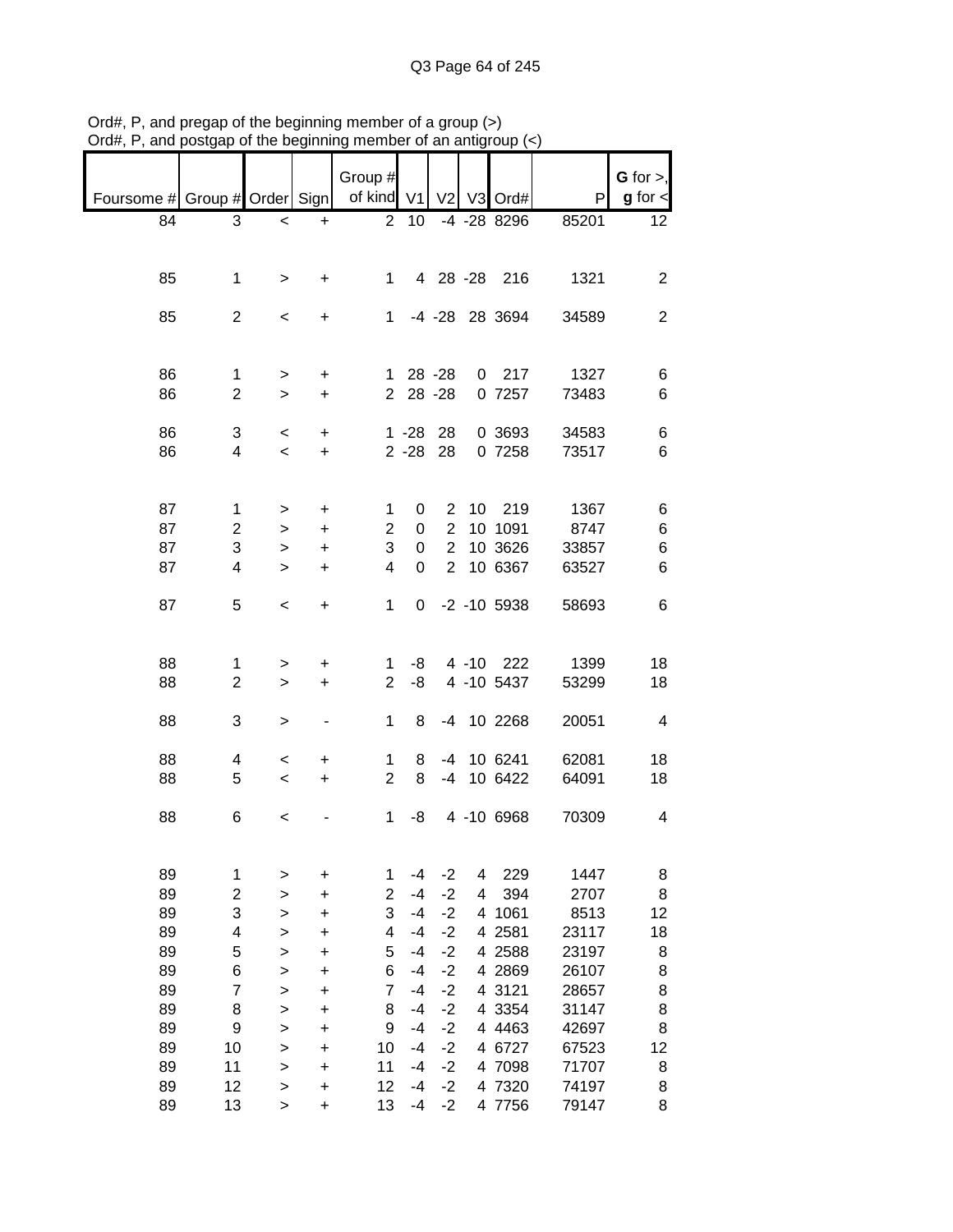Ord#, P, and pregap of the beginning member of a group (>)
Ord#, P, and postgap of the beginning member of an antigroup (<)

| Foursome # | Group # | Order | Sign | Group # of kind | V1 | V2 | V3 | Ord# | P | G for >, g for < |
|---|---|---|---|---|---|---|---|---|---|---|
| 84 | 3 | < | + | 2 | 10 | -4 | -28 | 8296 | 85201 | 12 |
| | | | | | | | | | | |
| 85 | 1 | > | + | 1 | 4 | 28 | -28 | 216 | 1321 | 2 |
| | | | | | | | | | | |
| 85 | 2 | < | + | 1 | -4 | -28 | 28 | 3694 | 34589 | 2 |
| | | | | | | | | | | |
| 86 | 1 | > | + | 1 | 28 | -28 | 0 | 217 | 1327 | 6 |
| 86 | 2 | > | + | 2 | 28 | -28 | 0 | 7257 | 73483 | 6 |
| | | | | | | | | | | |
| 86 | 3 | < | + | 1 | -28 | 28 | 0 | 3693 | 34583 | 6 |
| 86 | 4 | < | + | 2 | -28 | 28 | 0 | 7258 | 73517 | 6 |
| | | | | | | | | | | |
| 87 | 1 | > | + | 1 | 0 | 2 | 10 | 219 | 1367 | 6 |
| 87 | 2 | > | + | 2 | 0 | 2 | 10 | 1091 | 8747 | 6 |
| 87 | 3 | > | + | 3 | 0 | 2 | 10 | 3626 | 33857 | 6 |
| 87 | 4 | > | + | 4 | 0 | 2 | 10 | 6367 | 63527 | 6 |
| | | | | | | | | | | |
| 87 | 5 | < | + | 1 | 0 | -2 | -10 | 5938 | 58693 | 6 |
| | | | | | | | | | | |
| 88 | 1 | > | + | 1 | -8 | 4 | -10 | 222 | 1399 | 18 |
| 88 | 2 | > | + | 2 | -8 | 4 | -10 | 5437 | 53299 | 18 |
| | | | | | | | | | | |
| 88 | 3 | > | - | 1 | 8 | -4 | 10 | 2268 | 20051 | 4 |
| | | | | | | | | | | |
| 88 | 4 | < | + | 1 | 8 | -4 | 10 | 6241 | 62081 | 18 |
| 88 | 5 | < | + | 2 | 8 | -4 | 10 | 6422 | 64091 | 18 |
| | | | | | | | | | | |
| 88 | 6 | < | - | 1 | -8 | 4 | -10 | 6968 | 70309 | 4 |
| | | | | | | | | | | |
| 89 | 1 | > | + | 1 | -4 | -2 | 4 | 229 | 1447 | 8 |
| 89 | 2 | > | + | 2 | -4 | -2 | 4 | 394 | 2707 | 8 |
| 89 | 3 | > | + | 3 | -4 | -2 | 4 | 1061 | 8513 | 12 |
| 89 | 4 | > | + | 4 | -4 | -2 | 4 | 2581 | 23117 | 18 |
| 89 | 5 | > | + | 5 | -4 | -2 | 4 | 2588 | 23197 | 8 |
| 89 | 6 | > | + | 6 | -4 | -2 | 4 | 2869 | 26107 | 8 |
| 89 | 7 | > | + | 7 | -4 | -2 | 4 | 3121 | 28657 | 8 |
| 89 | 8 | > | + | 8 | -4 | -2 | 4 | 3354 | 31147 | 8 |
| 89 | 9 | > | + | 9 | -4 | -2 | 4 | 4463 | 42697 | 8 |
| 89 | 10 | > | + | 10 | -4 | -2 | 4 | 6727 | 67523 | 12 |
| 89 | 11 | > | + | 11 | -4 | -2 | 4 | 7098 | 71707 | 8 |
| 89 | 12 | > | + | 12 | -4 | -2 | 4 | 7320 | 74197 | 8 |
| 89 | 13 | > | + | 13 | -4 | -2 | 4 | 7756 | 79147 | 8 |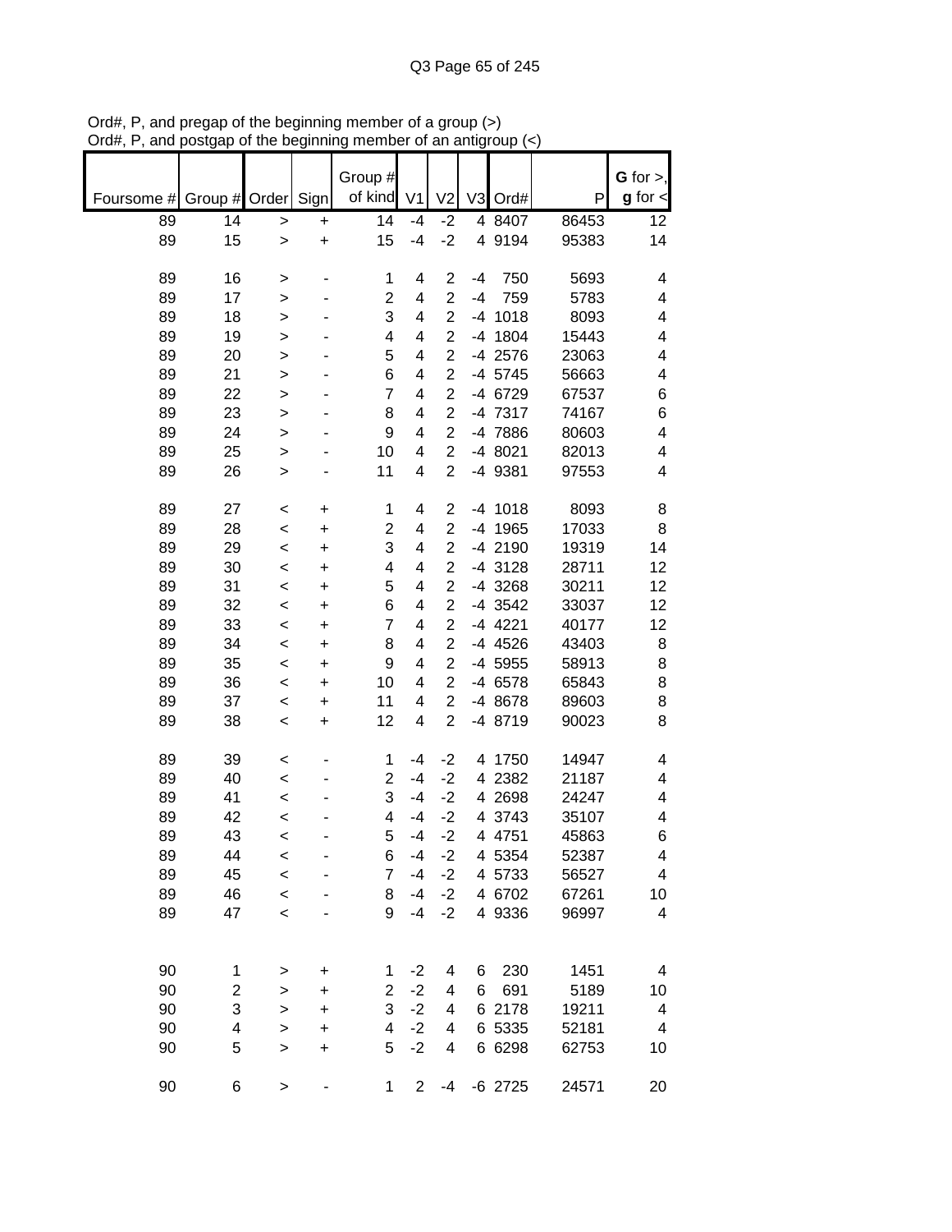Ord#, P, and pregap of the beginning member of a group (>)
Ord#, P, and postgap of the beginning member of an antigroup (<)

| Foursome # | Group # | Order | Sign | Group # of kind | V1 | V2 | V3 | Ord# | P | G for >, g for < |
|---|---|---|---|---|---|---|---|---|---|---|
| 89 | 14 | > | + | 14 | -4 | -2 | 4 | 8407 | 86453 | 12 |
| 89 | 15 | > | + | 15 | -4 | -2 | 4 | 9194 | 95383 | 14 |
| | | | | | | | | | | |
| 89 | 16 | > | - | 1 | 4 | 2 | -4 | 750 | 5693 | 4 |
| 89 | 17 | > | - | 2 | 4 | 2 | -4 | 759 | 5783 | 4 |
| 89 | 18 | > | - | 3 | 4 | 2 | -4 | 1018 | 8093 | 4 |
| 89 | 19 | > | - | 4 | 4 | 2 | -4 | 1804 | 15443 | 4 |
| 89 | 20 | > | - | 5 | 4 | 2 | -4 | 2576 | 23063 | 4 |
| 89 | 21 | > | - | 6 | 4 | 2 | -4 | 5745 | 56663 | 4 |
| 89 | 22 | > | - | 7 | 4 | 2 | -4 | 6729 | 67537 | 6 |
| 89 | 23 | > | - | 8 | 4 | 2 | -4 | 7317 | 74167 | 6 |
| 89 | 24 | > | - | 9 | 4 | 2 | -4 | 7886 | 80603 | 4 |
| 89 | 25 | > | - | 10 | 4 | 2 | -4 | 8021 | 82013 | 4 |
| 89 | 26 | > | - | 11 | 4 | 2 | -4 | 9381 | 97553 | 4 |
| | | | | | | | | | | |
| 89 | 27 | < | + | 1 | 4 | 2 | -4 | 1018 | 8093 | 8 |
| 89 | 28 | < | + | 2 | 4 | 2 | -4 | 1965 | 17033 | 8 |
| 89 | 29 | < | + | 3 | 4 | 2 | -4 | 2190 | 19319 | 14 |
| 89 | 30 | < | + | 4 | 4 | 2 | -4 | 3128 | 28711 | 12 |
| 89 | 31 | < | + | 5 | 4 | 2 | -4 | 3268 | 30211 | 12 |
| 89 | 32 | < | + | 6 | 4 | 2 | -4 | 3542 | 33037 | 12 |
| 89 | 33 | < | + | 7 | 4 | 2 | -4 | 4221 | 40177 | 12 |
| 89 | 34 | < | + | 8 | 4 | 2 | -4 | 4526 | 43403 | 8 |
| 89 | 35 | < | + | 9 | 4 | 2 | -4 | 5955 | 58913 | 8 |
| 89 | 36 | < | + | 10 | 4 | 2 | -4 | 6578 | 65843 | 8 |
| 89 | 37 | < | + | 11 | 4 | 2 | -4 | 8678 | 89603 | 8 |
| 89 | 38 | < | + | 12 | 4 | 2 | -4 | 8719 | 90023 | 8 |
| | | | | | | | | | | |
| 89 | 39 | < | - | 1 | -4 | -2 | 4 | 1750 | 14947 | 4 |
| 89 | 40 | < | - | 2 | -4 | -2 | 4 | 2382 | 21187 | 4 |
| 89 | 41 | < | - | 3 | -4 | -2 | 4 | 2698 | 24247 | 4 |
| 89 | 42 | < | - | 4 | -4 | -2 | 4 | 3743 | 35107 | 4 |
| 89 | 43 | < | - | 5 | -4 | -2 | 4 | 4751 | 45863 | 6 |
| 89 | 44 | < | - | 6 | -4 | -2 | 4 | 5354 | 52387 | 4 |
| 89 | 45 | < | - | 7 | -4 | -2 | 4 | 5733 | 56527 | 4 |
| 89 | 46 | < | - | 8 | -4 | -2 | 4 | 6702 | 67261 | 10 |
| 89 | 47 | < | - | 9 | -4 | -2 | 4 | 9336 | 96997 | 4 |
| | | | | | | | | | | |
| 90 | 1 | > | + | 1 | -2 | 4 | 6 | 230 | 1451 | 4 |
| 90 | 2 | > | + | 2 | -2 | 4 | 6 | 691 | 5189 | 10 |
| 90 | 3 | > | + | 3 | -2 | 4 | 6 | 2178 | 19211 | 4 |
| 90 | 4 | > | + | 4 | -2 | 4 | 6 | 5335 | 52181 | 4 |
| 90 | 5 | > | + | 5 | -2 | 4 | 6 | 6298 | 62753 | 10 |
| | | | | | | | | | | |
| 90 | 6 | > | - | 1 | 2 | -4 | -6 | 2725 | 24571 | 20 |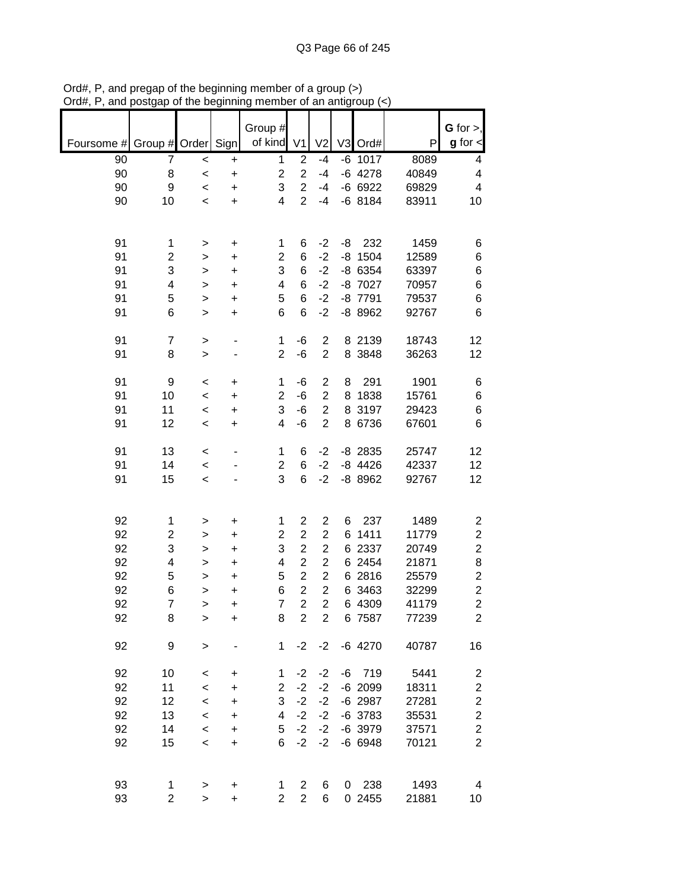Ord#, P, and pregap of the beginning member of a group (>)
Ord#, P, and postgap of the beginning member of an antigroup (<)

| Foursome # | Group # | Order | Sign | Group # of kind | V1 | V2 | V3 | Ord# | P | **G** for >, **g** for < |
|---|---|---|---|---|---|---|---|---|---|---|
| 90 | 7 | < | + | 1 | 2 | -4 | -6 | 1017 | 8089 | 4 |
| 90 | 8 | < | + | 2 | 2 | -4 | -6 | 4278 | 40849 | 4 |
| 90 | 9 | < | + | 3 | 2 | -4 | -6 | 6922 | 69829 | 4 |
| 90 | 10 | < | + | 4 | 2 | -4 | -6 | 8184 | 83911 | 10 |
| | | | | | | | | | | |
| 91 | 1 | > | + | 1 | 6 | -2 | -8 | 232 | 1459 | 6 |
| 91 | 2 | > | + | 2 | 6 | -2 | -8 | 1504 | 12589 | 6 |
| 91 | 3 | > | + | 3 | 6 | -2 | -8 | 6354 | 63397 | 6 |
| 91 | 4 | > | + | 4 | 6 | -2 | -8 | 7027 | 70957 | 6 |
| 91 | 5 | > | + | 5 | 6 | -2 | -8 | 7791 | 79537 | 6 |
| 91 | 6 | > | + | 6 | 6 | -2 | -8 | 8962 | 92767 | 6 |
| | | | | | | | | | | |
| 91 | 7 | > | - | 1 | -6 | 2 | 8 | 2139 | 18743 | 12 |
| 91 | 8 | > | - | 2 | -6 | 2 | 8 | 3848 | 36263 | 12 |
| | | | | | | | | | | |
| 91 | 9 | < | + | 1 | -6 | 2 | 8 | 291 | 1901 | 6 |
| 91 | 10 | < | + | 2 | -6 | 2 | 8 | 1838 | 15761 | 6 |
| 91 | 11 | < | + | 3 | -6 | 2 | 8 | 3197 | 29423 | 6 |
| 91 | 12 | < | + | 4 | -6 | 2 | 8 | 6736 | 67601 | 6 |
| | | | | | | | | | | |
| 91 | 13 | < | - | 1 | 6 | -2 | -8 | 2835 | 25747 | 12 |
| 91 | 14 | < | - | 2 | 6 | -2 | -8 | 4426 | 42337 | 12 |
| 91 | 15 | < | - | 3 | 6 | -2 | -8 | 8962 | 92767 | 12 |
| | | | | | | | | | | |
| 92 | 1 | > | + | 1 | 2 | 2 | 6 | 237 | 1489 | 2 |
| 92 | 2 | > | + | 2 | 2 | 2 | 6 | 1411 | 11779 | 2 |
| 92 | 3 | > | + | 3 | 2 | 2 | 6 | 2337 | 20749 | 2 |
| 92 | 4 | > | + | 4 | 2 | 2 | 6 | 2454 | 21871 | 8 |
| 92 | 5 | > | + | 5 | 2 | 2 | 6 | 2816 | 25579 | 2 |
| 92 | 6 | > | + | 6 | 2 | 2 | 6 | 3463 | 32299 | 2 |
| 92 | 7 | > | + | 7 | 2 | 2 | 6 | 4309 | 41179 | 2 |
| 92 | 8 | > | + | 8 | 2 | 2 | 6 | 7587 | 77239 | 2 |
| | | | | | | | | | | |
| 92 | 9 | > | - | 1 | -2 | -2 | -6 | 4270 | 40787 | 16 |
| | | | | | | | | | | |
| 92 | 10 | < | + | 1 | -2 | -2 | -6 | 719 | 5441 | 2 |
| 92 | 11 | < | + | 2 | -2 | -2 | -6 | 2099 | 18311 | 2 |
| 92 | 12 | < | + | 3 | -2 | -2 | -6 | 2987 | 27281 | 2 |
| 92 | 13 | < | + | 4 | -2 | -2 | -6 | 3783 | 35531 | 2 |
| 92 | 14 | < | + | 5 | -2 | -2 | -6 | 3979 | 37571 | 2 |
| 92 | 15 | < | + | 6 | -2 | -2 | -6 | 6948 | 70121 | 2 |
| | | | | | | | | | | |
| 93 | 1 | > | + | 1 | 2 | 6 | 0 | 238 | 1493 | 4 |
| 93 | 2 | > | + | 2 | 2 | 6 | 0 | 2455 | 21881 | 10 |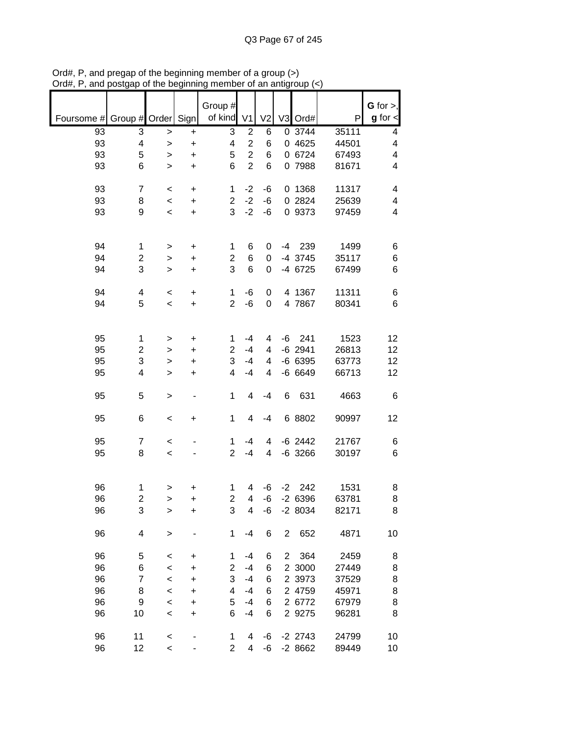Ord#, P, and pregap of the beginning member of a group (>)
Ord#, P, and postgap of the beginning member of an antigroup (<)

| Foursome # | Group # | Order | Sign | Group # of kind | V1 | V2 | V3 | Ord# | P | G for >, g for < |
|---|---|---|---|---|---|---|---|---|---|---|
| 93 | 3 | > | + | 3 | 2 | 6 | 0 | 3744 | 35111 | 4 |
| 93 | 4 | > | + | 4 | 2 | 6 | 0 | 4625 | 44501 | 4 |
| 93 | 5 | > | + | 5 | 2 | 6 | 0 | 6724 | 67493 | 4 |
| 93 | 6 | > | + | 6 | 2 | 6 | 0 | 7988 | 81671 | 4 |
| | | | | | | | | | | |
| 93 | 7 | < | + | 1 | -2 | -6 | 0 | 1368 | 11317 | 4 |
| 93 | 8 | < | + | 2 | -2 | -6 | 0 | 2824 | 25639 | 4 |
| 93 | 9 | < | + | 3 | -2 | -6 | 0 | 9373 | 97459 | 4 |
| | | | | | | | | | | |
| 94 | 1 | > | + | 1 | 6 | 0 | -4 | 239 | 1499 | 6 |
| 94 | 2 | > | + | 2 | 6 | 0 | -4 | 3745 | 35117 | 6 |
| 94 | 3 | > | + | 3 | 6 | 0 | -4 | 6725 | 67499 | 6 |
| | | | | | | | | | | |
| 94 | 4 | < | + | 1 | -6 | 0 | 4 | 1367 | 11311 | 6 |
| 94 | 5 | < | + | 2 | -6 | 0 | 4 | 7867 | 80341 | 6 |
| | | | | | | | | | | |
| 95 | 1 | > | + | 1 | -4 | 4 | -6 | 241 | 1523 | 12 |
| 95 | 2 | > | + | 2 | -4 | 4 | -6 | 2941 | 26813 | 12 |
| 95 | 3 | > | + | 3 | -4 | 4 | -6 | 6395 | 63773 | 12 |
| 95 | 4 | > | + | 4 | -4 | 4 | -6 | 6649 | 66713 | 12 |
| | | | | | | | | | | |
| 95 | 5 | > | - | 1 | 4 | -4 | 6 | 631 | 4663 | 6 |
| | | | | | | | | | | |
| 95 | 6 | < | + | 1 | 4 | -4 | 6 | 8802 | 90997 | 12 |
| | | | | | | | | | | |
| 95 | 7 | < | - | 1 | -4 | 4 | -6 | 2442 | 21767 | 6 |
| 95 | 8 | < | - | 2 | -4 | 4 | -6 | 3266 | 30197 | 6 |
| | | | | | | | | | | |
| 96 | 1 | > | + | 1 | 4 | -6 | -2 | 242 | 1531 | 8 |
| 96 | 2 | > | + | 2 | 4 | -6 | -2 | 6396 | 63781 | 8 |
| 96 | 3 | > | + | 3 | 4 | -6 | -2 | 8034 | 82171 | 8 |
| | | | | | | | | | | |
| 96 | 4 | > | - | 1 | -4 | 6 | 2 | 652 | 4871 | 10 |
| | | | | | | | | | | |
| 96 | 5 | < | + | 1 | -4 | 6 | 2 | 364 | 2459 | 8 |
| 96 | 6 | < | + | 2 | -4 | 6 | 2 | 3000 | 27449 | 8 |
| 96 | 7 | < | + | 3 | -4 | 6 | 2 | 3973 | 37529 | 8 |
| 96 | 8 | < | + | 4 | -4 | 6 | 2 | 4759 | 45971 | 8 |
| 96 | 9 | < | + | 5 | -4 | 6 | 2 | 6772 | 67979 | 8 |
| 96 | 10 | < | + | 6 | -4 | 6 | 2 | 9275 | 96281 | 8 |
| | | | | | | | | | | |
| 96 | 11 | < | - | 1 | 4 | -6 | -2 | 2743 | 24799 | 10 |
| 96 | 12 | < | - | 2 | 4 | -6 | -2 | 8662 | 89449 | 10 |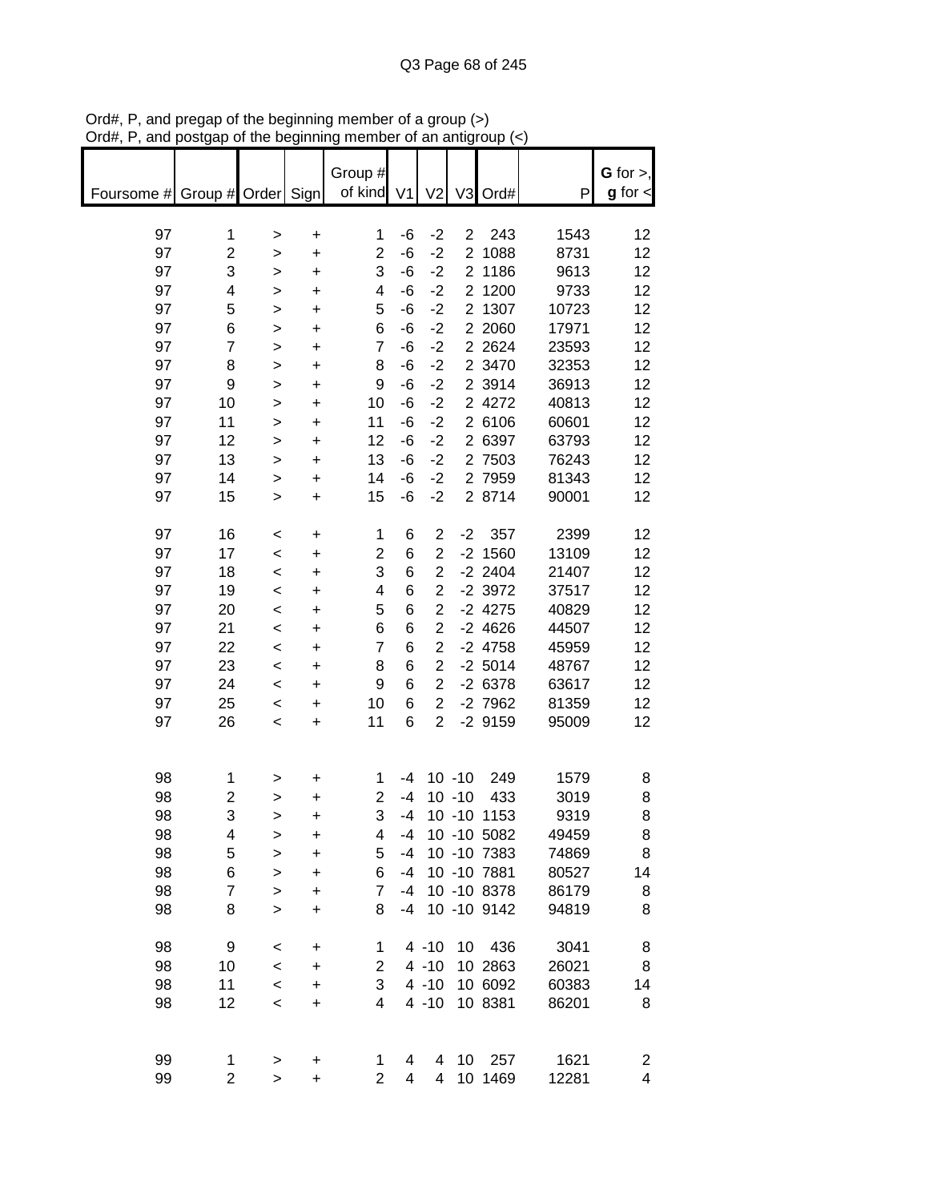Ord#, P, and pregap of the beginning member of a group (>)
Ord#, P, and postgap of the beginning member of an antigroup (<)

| Foursome # | Group # | Order | Sign | Group # of kind | V1 | V2 | V3 | Ord# | P | G for >, g for < |
|---|---|---|---|---|---|---|---|---|---|---|
| 97 | 1 | > | + | 1 | -6 | -2 | 2 | 243 | 1543 | 12 |
| 97 | 2 | > | + | 2 | -6 | -2 | 2 | 1088 | 8731 | 12 |
| 97 | 3 | > | + | 3 | -6 | -2 | 2 | 1186 | 9613 | 12 |
| 97 | 4 | > | + | 4 | -6 | -2 | 2 | 1200 | 9733 | 12 |
| 97 | 5 | > | + | 5 | -6 | -2 | 2 | 1307 | 10723 | 12 |
| 97 | 6 | > | + | 6 | -6 | -2 | 2 | 2060 | 17971 | 12 |
| 97 | 7 | > | + | 7 | -6 | -2 | 2 | 2624 | 23593 | 12 |
| 97 | 8 | > | + | 8 | -6 | -2 | 2 | 3470 | 32353 | 12 |
| 97 | 9 | > | + | 9 | -6 | -2 | 2 | 3914 | 36913 | 12 |
| 97 | 10 | > | + | 10 | -6 | -2 | 2 | 4272 | 40813 | 12 |
| 97 | 11 | > | + | 11 | -6 | -2 | 2 | 6106 | 60601 | 12 |
| 97 | 12 | > | + | 12 | -6 | -2 | 2 | 6397 | 63793 | 12 |
| 97 | 13 | > | + | 13 | -6 | -2 | 2 | 7503 | 76243 | 12 |
| 97 | 14 | > | + | 14 | -6 | -2 | 2 | 7959 | 81343 | 12 |
| 97 | 15 | > | + | 15 | -6 | -2 | 2 | 8714 | 90001 | 12 |
| | | | | | | | | | | |
| 97 | 16 | < | + | 1 | 6 | 2 | -2 | 357 | 2399 | 12 |
| 97 | 17 | < | + | 2 | 6 | 2 | -2 | 1560 | 13109 | 12 |
| 97 | 18 | < | + | 3 | 6 | 2 | -2 | 2404 | 21407 | 12 |
| 97 | 19 | < | + | 4 | 6 | 2 | -2 | 3972 | 37517 | 12 |
| 97 | 20 | < | + | 5 | 6 | 2 | -2 | 4275 | 40829 | 12 |
| 97 | 21 | < | + | 6 | 6 | 2 | -2 | 4626 | 44507 | 12 |
| 97 | 22 | < | + | 7 | 6 | 2 | -2 | 4758 | 45959 | 12 |
| 97 | 23 | < | + | 8 | 6 | 2 | -2 | 5014 | 48767 | 12 |
| 97 | 24 | < | + | 9 | 6 | 2 | -2 | 6378 | 63617 | 12 |
| 97 | 25 | < | + | 10 | 6 | 2 | -2 | 7962 | 81359 | 12 |
| 97 | 26 | < | + | 11 | 6 | 2 | -2 | 9159 | 95009 | 12 |
| | | | | | | | | | | |
| 98 | 1 | > | + | 1 | -4 | 10 | -10 | 249 | 1579 | 8 |
| 98 | 2 | > | + | 2 | -4 | 10 | -10 | 433 | 3019 | 8 |
| 98 | 3 | > | + | 3 | -4 | 10 | -10 | 1153 | 9319 | 8 |
| 98 | 4 | > | + | 4 | -4 | 10 | -10 | 5082 | 49459 | 8 |
| 98 | 5 | > | + | 5 | -4 | 10 | -10 | 7383 | 74869 | 8 |
| 98 | 6 | > | + | 6 | -4 | 10 | -10 | 7881 | 80527 | 14 |
| 98 | 7 | > | + | 7 | -4 | 10 | -10 | 8378 | 86179 | 8 |
| 98 | 8 | > | + | 8 | -4 | 10 | -10 | 9142 | 94819 | 8 |
| | | | | | | | | | | |
| 98 | 9 | < | + | 1 | 4 | -10 | 10 | 436 | 3041 | 8 |
| 98 | 10 | < | + | 2 | 4 | -10 | 10 | 2863 | 26021 | 8 |
| 98 | 11 | < | + | 3 | 4 | -10 | 10 | 6092 | 60383 | 14 |
| 98 | 12 | < | + | 4 | 4 | -10 | 10 | 8381 | 86201 | 8 |
| | | | | | | | | | | |
| 99 | 1 | > | + | 1 | 4 | 4 | 10 | 257 | 1621 | 2 |
| 99 | 2 | > | + | 2 | 4 | 4 | 10 | 1469 | 12281 | 4 |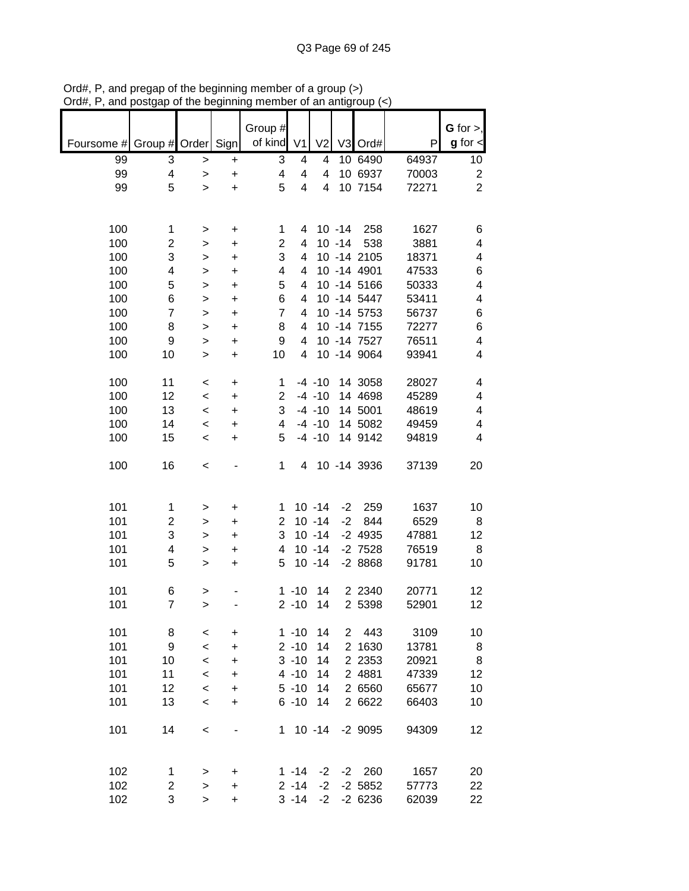Ord#, P, and pregap of the beginning member of a group (>)
Ord#, P, and postgap of the beginning member of an antigroup (<)

| Foursome # | Group # | Order | Sign | Group # of kind | V1 | V2 | V3 | Ord# | P | G for >, g for < |
|---|---|---|---|---|---|---|---|---|---|---|
| 99 | 3 | > | + | 3 | 4 | 4 | 10 | 6490 | 64937 | 10 |
| 99 | 4 | > | + | 4 | 4 | 4 | 10 | 6937 | 70003 | 2 |
| 99 | 5 | > | + | 5 | 4 | 4 | 10 | 7154 | 72271 | 2 |
| | | | | | | | | | | |
| 100 | 1 | > | + | 1 | 4 | 10 | -14 | 258 | 1627 | 6 |
| 100 | 2 | > | + | 2 | 4 | 10 | -14 | 538 | 3881 | 4 |
| 100 | 3 | > | + | 3 | 4 | 10 | -14 | 2105 | 18371 | 4 |
| 100 | 4 | > | + | 4 | 4 | 10 | -14 | 4901 | 47533 | 6 |
| 100 | 5 | > | + | 5 | 4 | 10 | -14 | 5166 | 50333 | 4 |
| 100 | 6 | > | + | 6 | 4 | 10 | -14 | 5447 | 53411 | 4 |
| 100 | 7 | > | + | 7 | 4 | 10 | -14 | 5753 | 56737 | 6 |
| 100 | 8 | > | + | 8 | 4 | 10 | -14 | 7155 | 72277 | 6 |
| 100 | 9 | > | + | 9 | 4 | 10 | -14 | 7527 | 76511 | 4 |
| 100 | 10 | > | + | 10 | 4 | 10 | -14 | 9064 | 93941 | 4 |
| | | | | | | | | | | |
| 100 | 11 | < | + | 1 | -4 | -10 | 14 | 3058 | 28027 | 4 |
| 100 | 12 | < | + | 2 | -4 | -10 | 14 | 4698 | 45289 | 4 |
| 100 | 13 | < | + | 3 | -4 | -10 | 14 | 5001 | 48619 | 4 |
| 100 | 14 | < | + | 4 | -4 | -10 | 14 | 5082 | 49459 | 4 |
| 100 | 15 | < | + | 5 | -4 | -10 | 14 | 9142 | 94819 | 4 |
| | | | | | | | | | | |
| 100 | 16 | < | - | 1 | 4 | 10 | -14 | 3936 | 37139 | 20 |
| | | | | | | | | | | |
| 101 | 1 | > | + | 1 | 10 | -14 | -2 | 259 | 1637 | 10 |
| 101 | 2 | > | + | 2 | 10 | -14 | -2 | 844 | 6529 | 8 |
| 101 | 3 | > | + | 3 | 10 | -14 | -2 | 4935 | 47881 | 12 |
| 101 | 4 | > | + | 4 | 10 | -14 | -2 | 7528 | 76519 | 8 |
| 101 | 5 | > | + | 5 | 10 | -14 | -2 | 8868 | 91781 | 10 |
| | | | | | | | | | | |
| 101 | 6 | > | - | 1 | -10 | 14 | 2 | 2340 | 20771 | 12 |
| 101 | 7 | > | - | 2 | -10 | 14 | 2 | 5398 | 52901 | 12 |
| | | | | | | | | | | |
| 101 | 8 | < | + | 1 | -10 | 14 | 2 | 443 | 3109 | 10 |
| 101 | 9 | < | + | 2 | -10 | 14 | 2 | 1630 | 13781 | 8 |
| 101 | 10 | < | + | 3 | -10 | 14 | 2 | 2353 | 20921 | 8 |
| 101 | 11 | < | + | 4 | -10 | 14 | 2 | 4881 | 47339 | 12 |
| 101 | 12 | < | + | 5 | -10 | 14 | 2 | 6560 | 65677 | 10 |
| 101 | 13 | < | + | 6 | -10 | 14 | 2 | 6622 | 66403 | 10 |
| | | | | | | | | | | |
| 101 | 14 | < | - | 1 | 10 | -14 | -2 | 9095 | 94309 | 12 |
| | | | | | | | | | | |
| 102 | 1 | > | + | 1 | -14 | -2 | -2 | 260 | 1657 | 20 |
| 102 | 2 | > | + | 2 | -14 | -2 | -2 | 5852 | 57773 | 22 |
| 102 | 3 | > | + | 3 | -14 | -2 | -2 | 6236 | 62039 | 22 |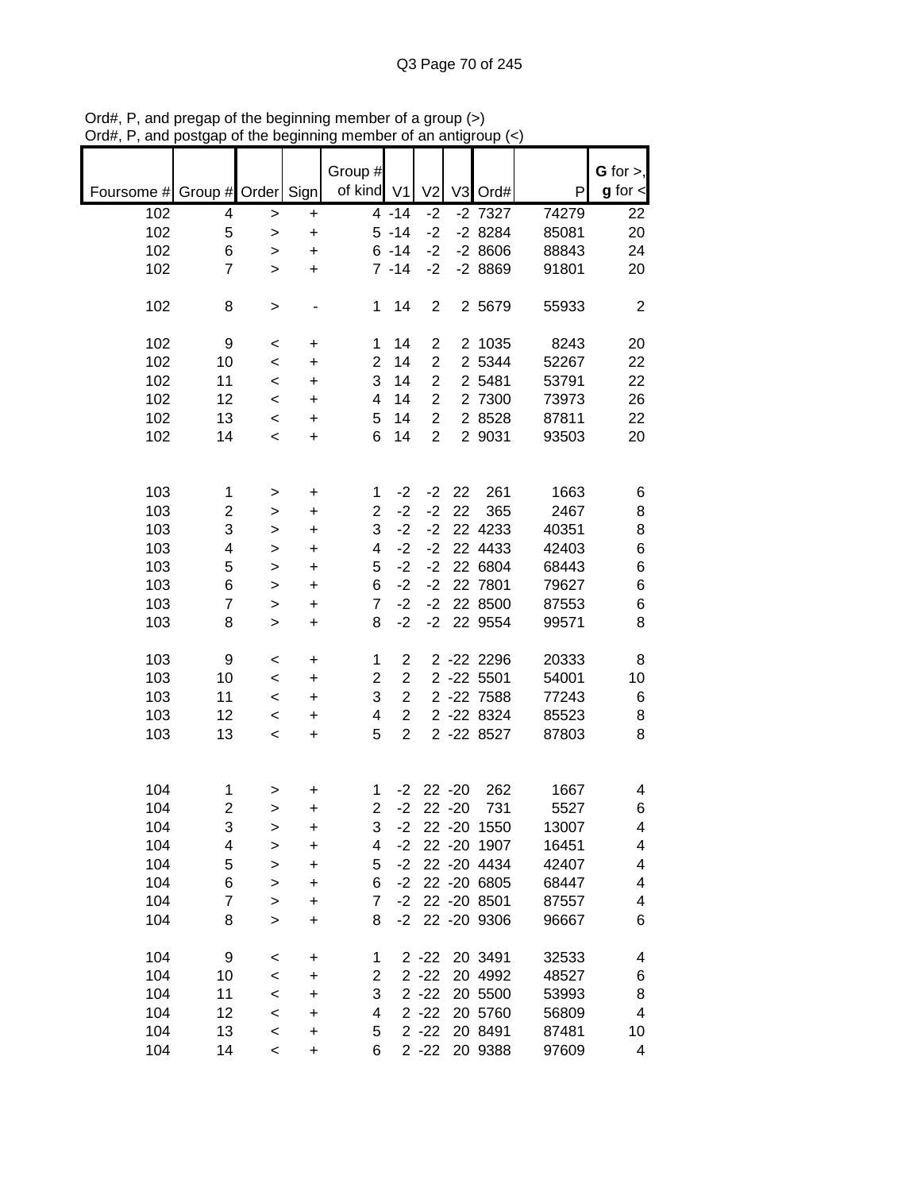Ord#, P, and pregap of the beginning member of a group (>)
Ord#, P, and postgap of the beginning member of an antigroup (<)

| Foursome # | Group # | Order | Sign | Group # of kind | V1 | V2 | V3 | Ord# | P | **G** for >, **g** for < |
|---|---|---|---|---|---|---|---|---|---|---|
| 102 | 4 | > | + | 4 | -14 | -2 | -2 | 7327 | 74279 | 22 |
| 102 | 5 | > | + | 5 | -14 | -2 | -2 | 8284 | 85081 | 20 |
| 102 | 6 | > | + | 6 | -14 | -2 | -2 | 8606 | 88843 | 24 |
| 102 | 7 | > | + | 7 | -14 | -2 | -2 | 8869 | 91801 | 20 |
| | | | | | | | | | | |
| 102 | 8 | > | - | 1 | 14 | 2 | 2 | 5679 | 55933 | 2 |
| | | | | | | | | | | |
| 102 | 9 | < | + | 1 | 14 | 2 | 2 | 1035 | 8243 | 20 |
| 102 | 10 | < | + | 2 | 14 | 2 | 2 | 5344 | 52267 | 22 |
| 102 | 11 | < | + | 3 | 14 | 2 | 2 | 5481 | 53791 | 22 |
| 102 | 12 | < | + | 4 | 14 | 2 | 2 | 7300 | 73973 | 26 |
| 102 | 13 | < | + | 5 | 14 | 2 | 2 | 8528 | 87811 | 22 |
| 102 | 14 | < | + | 6 | 14 | 2 | 2 | 9031 | 93503 | 20 |
| | | | | | | | | | | |
| 103 | 1 | > | + | 1 | -2 | -2 | 22 | 261 | 1663 | 6 |
| 103 | 2 | > | + | 2 | -2 | -2 | 22 | 365 | 2467 | 8 |
| 103 | 3 | > | + | 3 | -2 | -2 | 22 | 4233 | 40351 | 8 |
| 103 | 4 | > | + | 4 | -2 | -2 | 22 | 4433 | 42403 | 6 |
| 103 | 5 | > | + | 5 | -2 | -2 | 22 | 6804 | 68443 | 6 |
| 103 | 6 | > | + | 6 | -2 | -2 | 22 | 7801 | 79627 | 6 |
| 103 | 7 | > | + | 7 | -2 | -2 | 22 | 8500 | 87553 | 6 |
| 103 | 8 | > | + | 8 | -2 | -2 | 22 | 9554 | 99571 | 8 |
| | | | | | | | | | | |
| 103 | 9 | < | + | 1 | 2 | 2 | -22 | 2296 | 20333 | 8 |
| 103 | 10 | < | + | 2 | 2 | 2 | -22 | 5501 | 54001 | 10 |
| 103 | 11 | < | + | 3 | 2 | 2 | -22 | 7588 | 77243 | 6 |
| 103 | 12 | < | + | 4 | 2 | 2 | -22 | 8324 | 85523 | 8 |
| 103 | 13 | < | + | 5 | 2 | 2 | -22 | 8527 | 87803 | 8 |
| | | | | | | | | | | |
| 104 | 1 | > | + | 1 | -2 | 22 | -20 | 262 | 1667 | 4 |
| 104 | 2 | > | + | 2 | -2 | 22 | -20 | 731 | 5527 | 6 |
| 104 | 3 | > | + | 3 | -2 | 22 | -20 | 1550 | 13007 | 4 |
| 104 | 4 | > | + | 4 | -2 | 22 | -20 | 1907 | 16451 | 4 |
| 104 | 5 | > | + | 5 | -2 | 22 | -20 | 4434 | 42407 | 4 |
| 104 | 6 | > | + | 6 | -2 | 22 | -20 | 6805 | 68447 | 4 |
| 104 | 7 | > | + | 7 | -2 | 22 | -20 | 8501 | 87557 | 4 |
| 104 | 8 | > | + | 8 | -2 | 22 | -20 | 9306 | 96667 | 6 |
| | | | | | | | | | | |
| 104 | 9 | < | + | 1 | 2 | -22 | 20 | 3491 | 32533 | 4 |
| 104 | 10 | < | + | 2 | 2 | -22 | 20 | 4992 | 48527 | 6 |
| 104 | 11 | < | + | 3 | 2 | -22 | 20 | 5500 | 53993 | 8 |
| 104 | 12 | < | + | 4 | 2 | -22 | 20 | 5760 | 56809 | 4 |
| 104 | 13 | < | + | 5 | 2 | -22 | 20 | 8491 | 87481 | 10 |
| 104 | 14 | < | + | 6 | 2 | -22 | 20 | 9388 | 97609 | 4 |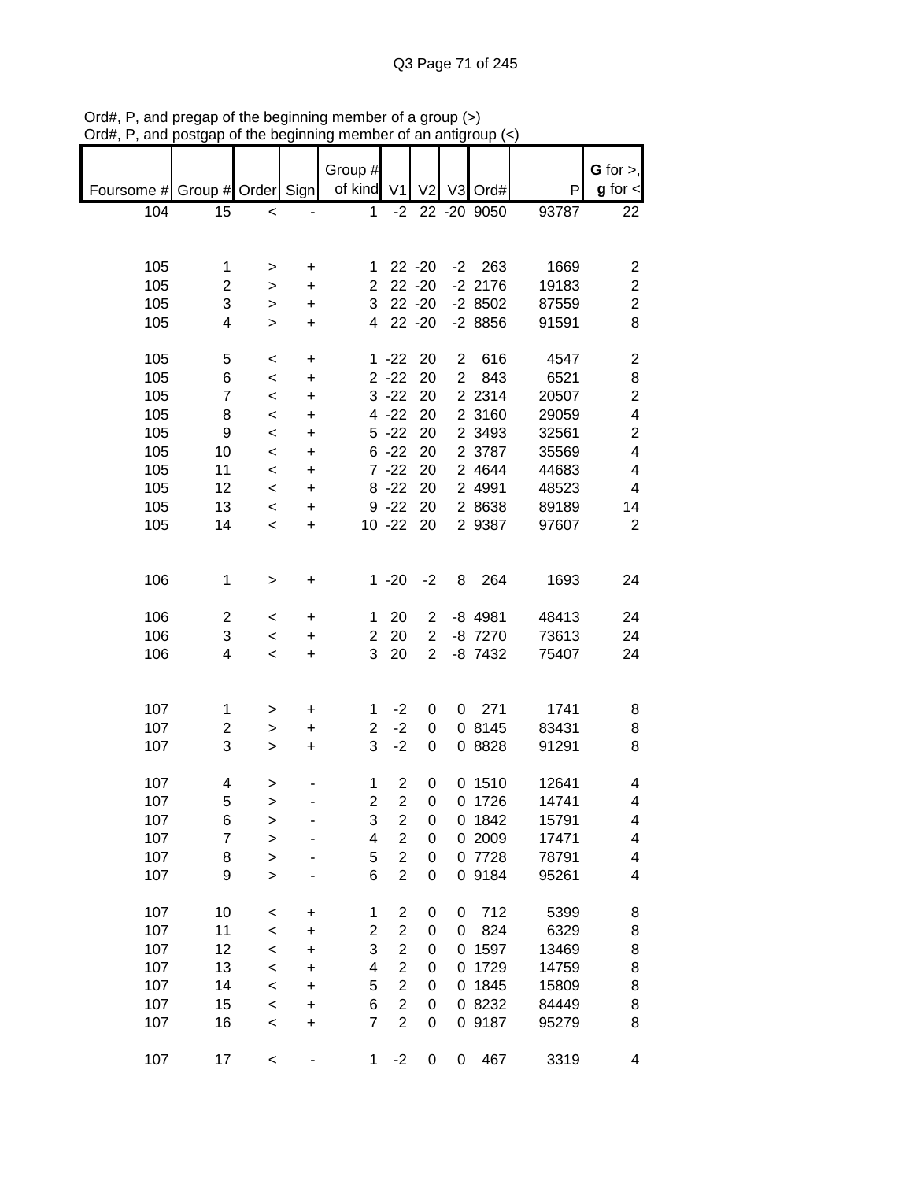Ord#, P, and pregap of the beginning member of a group (>)
Ord#, P, and postgap of the beginning member of an antigroup (<)

| Foursome # | Group # | Order | Sign | Group # of kind | V1 | V2 | V3 | Ord# | P | G for >, g for < |
|---|---|---|---|---|---|---|---|---|---|---|
| 104 | 15 | < | - | 1 | -2 | 22 | -20 | 9050 | 93787 | 22 |
| | | | | | | | | | | |
| 105 | 1 | > | + | 1 | 22 | -20 | -2 | 263 | 1669 | 2 |
| 105 | 2 | > | + | 2 | 22 | -20 | -2 | 2176 | 19183 | 2 |
| 105 | 3 | > | + | 3 | 22 | -20 | -2 | 8502 | 87559 | 2 |
| 105 | 4 | > | + | 4 | 22 | -20 | -2 | 8856 | 91591 | 8 |
| | | | | | | | | | | |
| 105 | 5 | < | + | 1 | -22 | 20 | 2 | 616 | 4547 | 2 |
| 105 | 6 | < | + | 2 | -22 | 20 | 2 | 843 | 6521 | 8 |
| 105 | 7 | < | + | 3 | -22 | 20 | 2 | 2314 | 20507 | 2 |
| 105 | 8 | < | + | 4 | -22 | 20 | 2 | 3160 | 29059 | 4 |
| 105 | 9 | < | + | 5 | -22 | 20 | 2 | 3493 | 32561 | 2 |
| 105 | 10 | < | + | 6 | -22 | 20 | 2 | 3787 | 35569 | 4 |
| 105 | 11 | < | + | 7 | -22 | 20 | 2 | 4644 | 44683 | 4 |
| 105 | 12 | < | + | 8 | -22 | 20 | 2 | 4991 | 48523 | 4 |
| 105 | 13 | < | + | 9 | -22 | 20 | 2 | 8638 | 89189 | 14 |
| 105 | 14 | < | + | 10 | -22 | 20 | 2 | 9387 | 97607 | 2 |
| | | | | | | | | | | |
| 106 | 1 | > | + | 1 | -20 | -2 | 8 | 264 | 1693 | 24 |
| | | | | | | | | | | |
| 106 | 2 | < | + | 1 | 20 | 2 | -8 | 4981 | 48413 | 24 |
| 106 | 3 | < | + | 2 | 20 | 2 | -8 | 7270 | 73613 | 24 |
| 106 | 4 | < | + | 3 | 20 | 2 | -8 | 7432 | 75407 | 24 |
| | | | | | | | | | | |
| 107 | 1 | > | + | 1 | -2 | 0 | 0 | 271 | 1741 | 8 |
| 107 | 2 | > | + | 2 | -2 | 0 | 0 | 8145 | 83431 | 8 |
| 107 | 3 | > | + | 3 | -2 | 0 | 0 | 8828 | 91291 | 8 |
| | | | | | | | | | | |
| 107 | 4 | > | - | 1 | 2 | 0 | 0 | 1510 | 12641 | 4 |
| 107 | 5 | > | - | 2 | 2 | 0 | 0 | 1726 | 14741 | 4 |
| 107 | 6 | > | - | 3 | 2 | 0 | 0 | 1842 | 15791 | 4 |
| 107 | 7 | > | - | 4 | 2 | 0 | 0 | 2009 | 17471 | 4 |
| 107 | 8 | > | - | 5 | 2 | 0 | 0 | 7728 | 78791 | 4 |
| 107 | 9 | > | - | 6 | 2 | 0 | 0 | 9184 | 95261 | 4 |
| | | | | | | | | | | |
| 107 | 10 | < | + | 1 | 2 | 0 | 0 | 712 | 5399 | 8 |
| 107 | 11 | < | + | 2 | 2 | 0 | 0 | 824 | 6329 | 8 |
| 107 | 12 | < | + | 3 | 2 | 0 | 0 | 1597 | 13469 | 8 |
| 107 | 13 | < | + | 4 | 2 | 0 | 0 | 1729 | 14759 | 8 |
| 107 | 14 | < | + | 5 | 2 | 0 | 0 | 1845 | 15809 | 8 |
| 107 | 15 | < | + | 6 | 2 | 0 | 0 | 8232 | 84449 | 8 |
| 107 | 16 | < | + | 7 | 2 | 0 | 0 | 9187 | 95279 | 8 |
| | | | | | | | | | | |
| 107 | 17 | < | - | 1 | -2 | 0 | 0 | 467 | 3319 | 4 |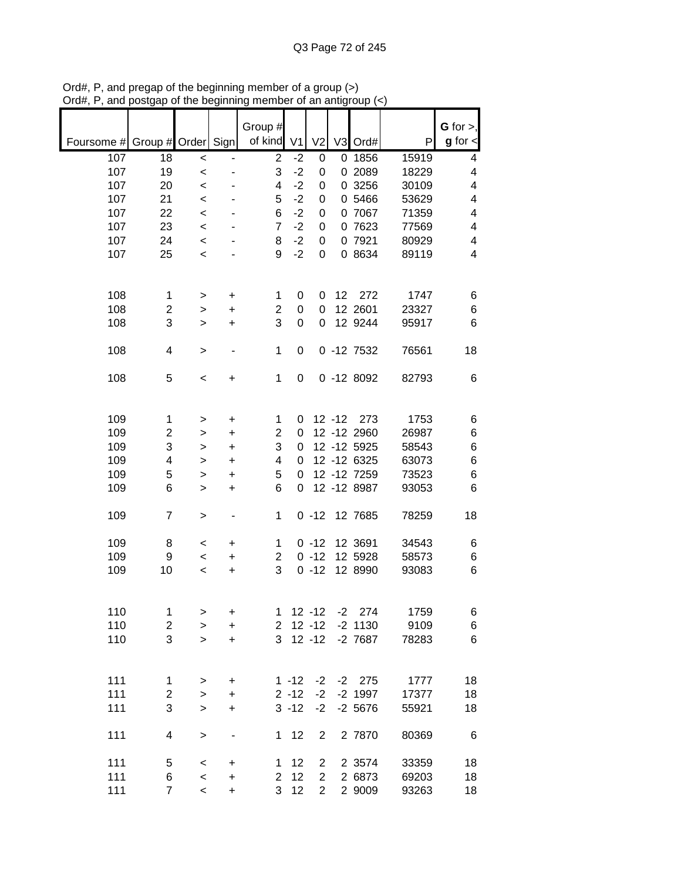Ord#, P, and pregap of the beginning member of a group (>)
Ord#, P, and postgap of the beginning member of an antigroup (<)

| Foursome # | Group # | Order | Sign | Group # of kind | V1 | V2 | V3 | Ord# | P | G for >, g for < |
|---|---|---|---|---|---|---|---|---|---|---|
| 107 | 18 | < | - | 2 | -2 | 0 | 0 | 1856 | 15919 | 4 |
| 107 | 19 | < | - | 3 | -2 | 0 | 0 | 2089 | 18229 | 4 |
| 107 | 20 | < | - | 4 | -2 | 0 | 0 | 3256 | 30109 | 4 |
| 107 | 21 | < | - | 5 | -2 | 0 | 0 | 5466 | 53629 | 4 |
| 107 | 22 | < | - | 6 | -2 | 0 | 0 | 7067 | 71359 | 4 |
| 107 | 23 | < | - | 7 | -2 | 0 | 0 | 7623 | 77569 | 4 |
| 107 | 24 | < | - | 8 | -2 | 0 | 0 | 7921 | 80929 | 4 |
| 107 | 25 | < | - | 9 | -2 | 0 | 0 | 8634 | 89119 | 4 |
| | | | | | | | | | | |
| 108 | 1 | > | + | 1 | 0 | 0 | 12 | 272 | 1747 | 6 |
| 108 | 2 | > | + | 2 | 0 | 0 | 12 | 2601 | 23327 | 6 |
| 108 | 3 | > | + | 3 | 0 | 0 | 12 | 9244 | 95917 | 6 |
| | | | | | | | | | | |
| 108 | 4 | > | - | 1 | 0 | 0 | -12 | 7532 | 76561 | 18 |
| | | | | | | | | | | |
| 108 | 5 | < | + | 1 | 0 | 0 | -12 | 8092 | 82793 | 6 |
| | | | | | | | | | | |
| 109 | 1 | > | + | 1 | 0 | 12 | -12 | 273 | 1753 | 6 |
| 109 | 2 | > | + | 2 | 0 | 12 | -12 | 2960 | 26987 | 6 |
| 109 | 3 | > | + | 3 | 0 | 12 | -12 | 5925 | 58543 | 6 |
| 109 | 4 | > | + | 4 | 0 | 12 | -12 | 6325 | 63073 | 6 |
| 109 | 5 | > | + | 5 | 0 | 12 | -12 | 7259 | 73523 | 6 |
| 109 | 6 | > | + | 6 | 0 | 12 | -12 | 8987 | 93053 | 6 |
| | | | | | | | | | | |
| 109 | 7 | > | - | 1 | 0 | -12 | 12 | 7685 | 78259 | 18 |
| | | | | | | | | | | |
| 109 | 8 | < | + | 1 | 0 | -12 | 12 | 3691 | 34543 | 6 |
| 109 | 9 | < | + | 2 | 0 | -12 | 12 | 5928 | 58573 | 6 |
| 109 | 10 | < | + | 3 | 0 | -12 | 12 | 8990 | 93083 | 6 |
| | | | | | | | | | | |
| 110 | 1 | > | + | 1 | 12 | -12 | -2 | 274 | 1759 | 6 |
| 110 | 2 | > | + | 2 | 12 | -12 | -2 | 1130 | 9109 | 6 |
| 110 | 3 | > | + | 3 | 12 | -12 | -2 | 7687 | 78283 | 6 |
| | | | | | | | | | | |
| 111 | 1 | > | + | 1 | -12 | -2 | -2 | 275 | 1777 | 18 |
| 111 | 2 | > | + | 2 | -12 | -2 | -2 | 1997 | 17377 | 18 |
| 111 | 3 | > | + | 3 | -12 | -2 | -2 | 5676 | 55921 | 18 |
| | | | | | | | | | | |
| 111 | 4 | > | - | 1 | 12 | 2 | 2 | 7870 | 80369 | 6 |
| | | | | | | | | | | |
| 111 | 5 | < | + | 1 | 12 | 2 | 2 | 3574 | 33359 | 18 |
| 111 | 6 | < | + | 2 | 12 | 2 | 2 | 6873 | 69203 | 18 |
| 111 | 7 | < | + | 3 | 12 | 2 | 2 | 9009 | 93263 | 18 |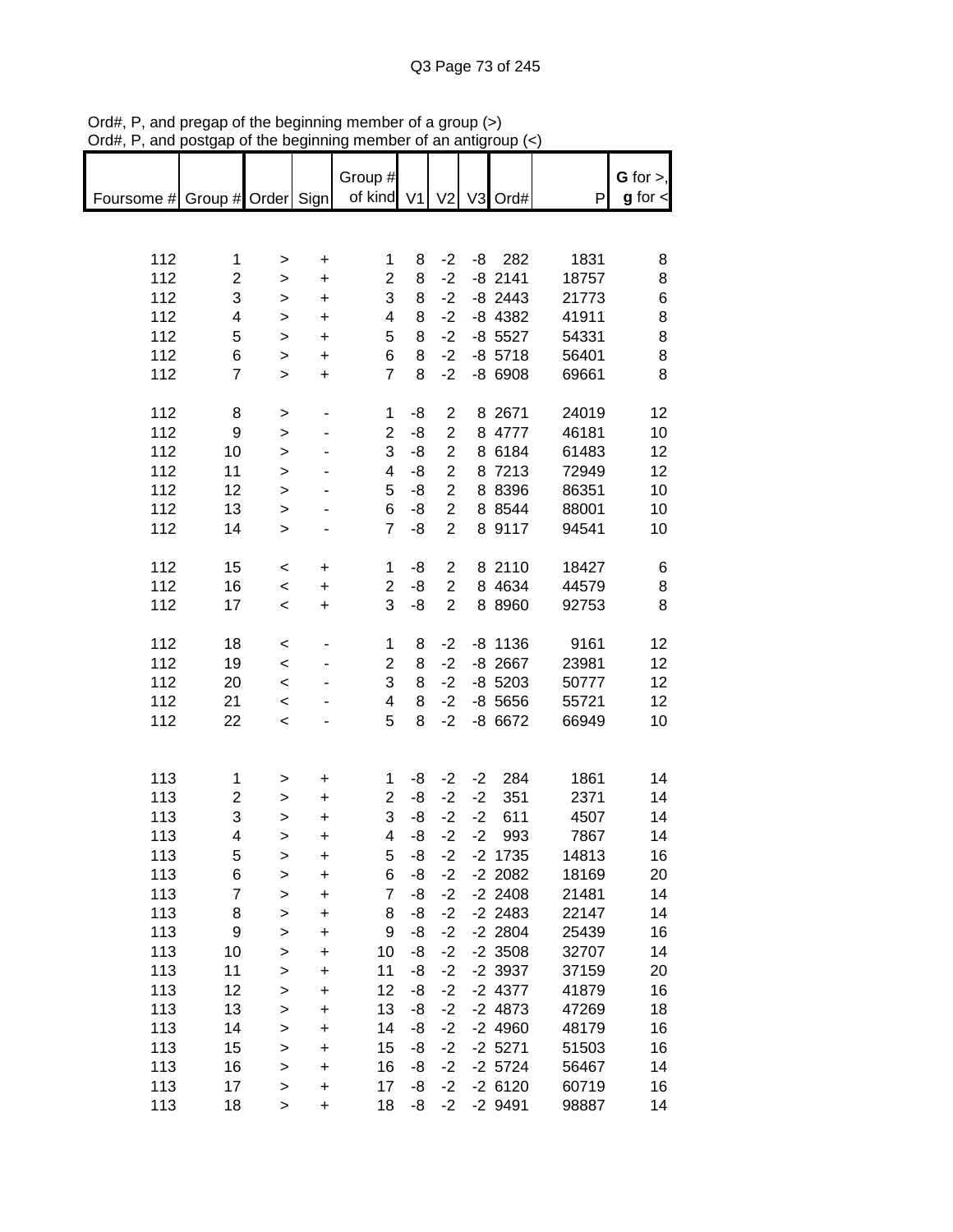Ord#, P, and pregap of the beginning member of a group (>)
Ord#, P, and postgap of the beginning member of an antigroup (<)

| Foursome # | Group # | Order | Sign | Group # of kind | V1 | V2 | V3 | Ord# | P | G for >, g for < |
|---|---|---|---|---|---|---|---|---|---|---|
| 112 | 1 | > | + | 1 | 8 | -2 | -8 | 282 | 1831 | 8 |
| 112 | 2 | > | + | 2 | 8 | -2 | -8 | 2141 | 18757 | 8 |
| 112 | 3 | > | + | 3 | 8 | -2 | -8 | 2443 | 21773 | 6 |
| 112 | 4 | > | + | 4 | 8 | -2 | -8 | 4382 | 41911 | 8 |
| 112 | 5 | > | + | 5 | 8 | -2 | -8 | 5527 | 54331 | 8 |
| 112 | 6 | > | + | 6 | 8 | -2 | -8 | 5718 | 56401 | 8 |
| 112 | 7 | > | + | 7 | 8 | -2 | -8 | 6908 | 69661 | 8 |
| | | | | | | | | | | |
| 112 | 8 | > | - | 1 | -8 | 2 | 8 | 2671 | 24019 | 12 |
| 112 | 9 | > | - | 2 | -8 | 2 | 8 | 4777 | 46181 | 10 |
| 112 | 10 | > | - | 3 | -8 | 2 | 8 | 6184 | 61483 | 12 |
| 112 | 11 | > | - | 4 | -8 | 2 | 8 | 7213 | 72949 | 12 |
| 112 | 12 | > | - | 5 | -8 | 2 | 8 | 8396 | 86351 | 10 |
| 112 | 13 | > | - | 6 | -8 | 2 | 8 | 8544 | 88001 | 10 |
| 112 | 14 | > | - | 7 | -8 | 2 | 8 | 9117 | 94541 | 10 |
| | | | | | | | | | | |
| 112 | 15 | < | + | 1 | -8 | 2 | 8 | 2110 | 18427 | 6 |
| 112 | 16 | < | + | 2 | -8 | 2 | 8 | 4634 | 44579 | 8 |
| 112 | 17 | < | + | 3 | -8 | 2 | 8 | 8960 | 92753 | 8 |
| | | | | | | | | | | |
| 112 | 18 | < | - | 1 | 8 | -2 | -8 | 1136 | 9161 | 12 |
| 112 | 19 | < | - | 2 | 8 | -2 | -8 | 2667 | 23981 | 12 |
| 112 | 20 | < | - | 3 | 8 | -2 | -8 | 5203 | 50777 | 12 |
| 112 | 21 | < | - | 4 | 8 | -2 | -8 | 5656 | 55721 | 12 |
| 112 | 22 | < | - | 5 | 8 | -2 | -8 | 6672 | 66949 | 10 |
| | | | | | | | | | | |
| 113 | 1 | > | + | 1 | -8 | -2 | -2 | 284 | 1861 | 14 |
| 113 | 2 | > | + | 2 | -8 | -2 | -2 | 351 | 2371 | 14 |
| 113 | 3 | > | + | 3 | -8 | -2 | -2 | 611 | 4507 | 14 |
| 113 | 4 | > | + | 4 | -8 | -2 | -2 | 993 | 7867 | 14 |
| 113 | 5 | > | + | 5 | -8 | -2 | -2 | 1735 | 14813 | 16 |
| 113 | 6 | > | + | 6 | -8 | -2 | -2 | 2082 | 18169 | 20 |
| 113 | 7 | > | + | 7 | -8 | -2 | -2 | 2408 | 21481 | 14 |
| 113 | 8 | > | + | 8 | -8 | -2 | -2 | 2483 | 22147 | 14 |
| 113 | 9 | > | + | 9 | -8 | -2 | -2 | 2804 | 25439 | 16 |
| 113 | 10 | > | + | 10 | -8 | -2 | -2 | 3508 | 32707 | 14 |
| 113 | 11 | > | + | 11 | -8 | -2 | -2 | 3937 | 37159 | 20 |
| 113 | 12 | > | + | 12 | -8 | -2 | -2 | 4377 | 41879 | 16 |
| 113 | 13 | > | + | 13 | -8 | -2 | -2 | 4873 | 47269 | 18 |
| 113 | 14 | > | + | 14 | -8 | -2 | -2 | 4960 | 48179 | 16 |
| 113 | 15 | > | + | 15 | -8 | -2 | -2 | 5271 | 51503 | 16 |
| 113 | 16 | > | + | 16 | -8 | -2 | -2 | 5724 | 56467 | 14 |
| 113 | 17 | > | + | 17 | -8 | -2 | -2 | 6120 | 60719 | 16 |
| 113 | 18 | > | + | 18 | -8 | -2 | -2 | 9491 | 98887 | 14 |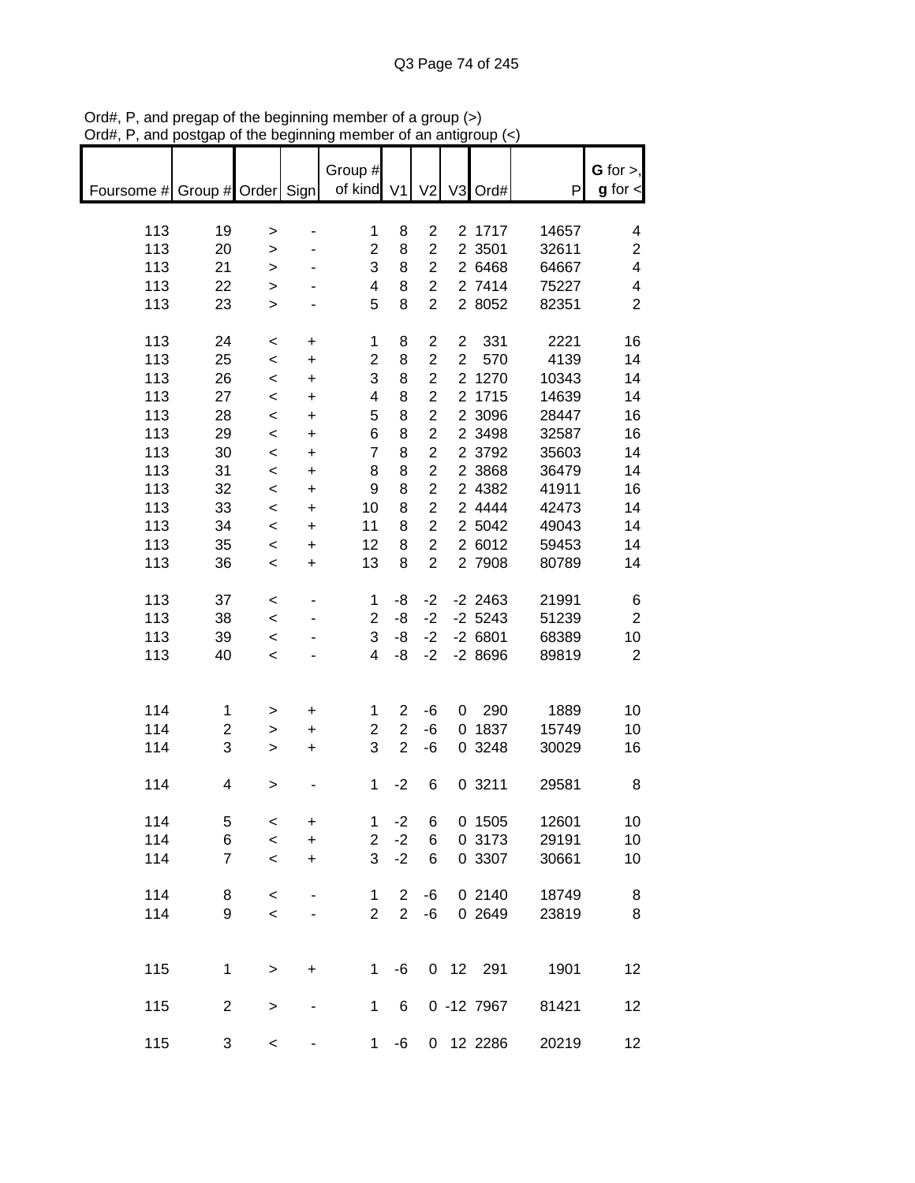Ord#, P, and pregap of the beginning member of a group (>)
Ord#, P, and postgap of the beginning member of an antigroup (<)

| Foursome # | Group # | Order | Sign | Group # of kind | V1 | V2 | V3 | Ord# | P | G for >, g for < |
|---|---|---|---|---|---|---|---|---|---|---|
| 113 | 19 | > | - | 1 | 8 | 2 | 2 | 1717 | 14657 | 4 |
| 113 | 20 | > | - | 2 | 8 | 2 | 2 | 3501 | 32611 | 2 |
| 113 | 21 | > | - | 3 | 8 | 2 | 2 | 6468 | 64667 | 4 |
| 113 | 22 | > | - | 4 | 8 | 2 | 2 | 7414 | 75227 | 4 |
| 113 | 23 | > | - | 5 | 8 | 2 | 2 | 8052 | 82351 | 2 |
| | | | | | | | | | | |
| 113 | 24 | < | + | 1 | 8 | 2 | 2 | 331 | 2221 | 16 |
| 113 | 25 | < | + | 2 | 8 | 2 | 2 | 570 | 4139 | 14 |
| 113 | 26 | < | + | 3 | 8 | 2 | 2 | 1270 | 10343 | 14 |
| 113 | 27 | < | + | 4 | 8 | 2 | 2 | 1715 | 14639 | 14 |
| 113 | 28 | < | + | 5 | 8 | 2 | 2 | 3096 | 28447 | 16 |
| 113 | 29 | < | + | 6 | 8 | 2 | 2 | 3498 | 32587 | 16 |
| 113 | 30 | < | + | 7 | 8 | 2 | 2 | 3792 | 35603 | 14 |
| 113 | 31 | < | + | 8 | 8 | 2 | 2 | 3868 | 36479 | 14 |
| 113 | 32 | < | + | 9 | 8 | 2 | 2 | 4382 | 41911 | 16 |
| 113 | 33 | < | + | 10 | 8 | 2 | 2 | 4444 | 42473 | 14 |
| 113 | 34 | < | + | 11 | 8 | 2 | 2 | 5042 | 49043 | 14 |
| 113 | 35 | < | + | 12 | 8 | 2 | 2 | 6012 | 59453 | 14 |
| 113 | 36 | < | + | 13 | 8 | 2 | 2 | 7908 | 80789 | 14 |
| | | | | | | | | | | |
| 113 | 37 | < | - | 1 | -8 | -2 | -2 | 2463 | 21991 | 6 |
| 113 | 38 | < | - | 2 | -8 | -2 | -2 | 5243 | 51239 | 2 |
| 113 | 39 | < | - | 3 | -8 | -2 | -2 | 6801 | 68389 | 10 |
| 113 | 40 | < | - | 4 | -8 | -2 | -2 | 8696 | 89819 | 2 |
| | | | | | | | | | | |
| 114 | 1 | > | + | 1 | 2 | -6 | 0 | 290 | 1889 | 10 |
| 114 | 2 | > | + | 2 | 2 | -6 | 0 | 1837 | 15749 | 10 |
| 114 | 3 | > | + | 3 | 2 | -6 | 0 | 3248 | 30029 | 16 |
| | | | | | | | | | | |
| 114 | 4 | > | - | 1 | -2 | 6 | 0 | 3211 | 29581 | 8 |
| | | | | | | | | | | |
| 114 | 5 | < | + | 1 | -2 | 6 | 0 | 1505 | 12601 | 10 |
| 114 | 6 | < | + | 2 | -2 | 6 | 0 | 3173 | 29191 | 10 |
| 114 | 7 | < | + | 3 | -2 | 6 | 0 | 3307 | 30661 | 10 |
| | | | | | | | | | | |
| 114 | 8 | < | - | 1 | 2 | -6 | 0 | 2140 | 18749 | 8 |
| 114 | 9 | < | - | 2 | 2 | -6 | 0 | 2649 | 23819 | 8 |
| | | | | | | | | | | |
| 115 | 1 | > | + | 1 | -6 | 0 | 12 | 291 | 1901 | 12 |
| | | | | | | | | | | |
| 115 | 2 | > | - | 1 | 6 | 0 | -12 | 7967 | 81421 | 12 |
| | | | | | | | | | | |
| 115 | 3 | < | - | 1 | -6 | 0 | 12 | 2286 | 20219 | 12 |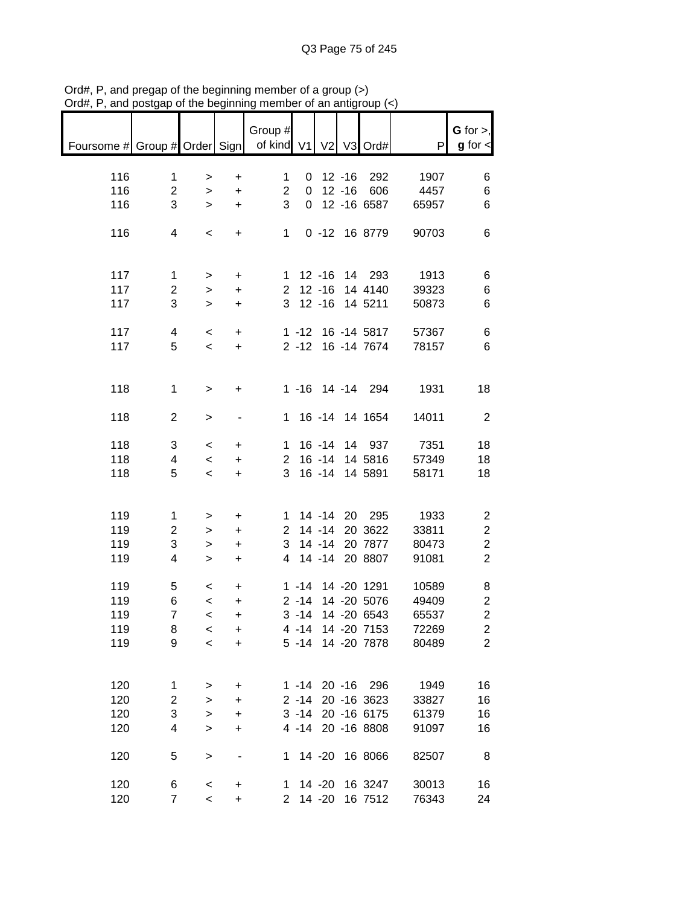Ord#, P, and pregap of the beginning member of a group (>)
Ord#, P, and postgap of the beginning member of an antigroup (<)

| Foursome # | Group # | Order | Sign | Group # of kind | V1 | V2 | V3 | Ord# | P | **G** for >, **g** for < |
|---|---|---|---|---|---|---|---|---|---|---|
| 116 | 1 | > | + | 1 | 0 | 12 | -16 | 292 | 1907 | 6 |
| 116 | 2 | > | + | 2 | 0 | 12 | -16 | 606 | 4457 | 6 |
| 116 | 3 | > | + | 3 | 0 | 12 | -16 | 6587 | 65957 | 6 |
| | | | | | | | | | | |
| 116 | 4 | < | + | 1 | 0 | -12 | 16 | 8779 | 90703 | 6 |
| | | | | | | | | | | |
| 117 | 1 | > | + | 1 | 12 | -16 | 14 | 293 | 1913 | 6 |
| 117 | 2 | > | + | 2 | 12 | -16 | 14 | 4140 | 39323 | 6 |
| 117 | 3 | > | + | 3 | 12 | -16 | 14 | 5211 | 50873 | 6 |
| | | | | | | | | | | |
| 117 | 4 | < | + | 1 | -12 | 16 | -14 | 5817 | 57367 | 6 |
| 117 | 5 | < | + | 2 | -12 | 16 | -14 | 7674 | 78157 | 6 |
| | | | | | | | | | | |
| 118 | 1 | > | + | 1 | -16 | 14 | -14 | 294 | 1931 | 18 |
| | | | | | | | | | | |
| 118 | 2 | > | - | 1 | 16 | -14 | 14 | 1654 | 14011 | 2 |
| | | | | | | | | | | |
| 118 | 3 | < | + | 1 | 16 | -14 | 14 | 937 | 7351 | 18 |
| 118 | 4 | < | + | 2 | 16 | -14 | 14 | 5816 | 57349 | 18 |
| 118 | 5 | < | + | 3 | 16 | -14 | 14 | 5891 | 58171 | 18 |
| | | | | | | | | | | |
| 119 | 1 | > | + | 1 | 14 | -14 | 20 | 295 | 1933 | 2 |
| 119 | 2 | > | + | 2 | 14 | -14 | 20 | 3622 | 33811 | 2 |
| 119 | 3 | > | + | 3 | 14 | -14 | 20 | 7877 | 80473 | 2 |
| 119 | 4 | > | + | 4 | 14 | -14 | 20 | 8807 | 91081 | 2 |
| | | | | | | | | | | |
| 119 | 5 | < | + | 1 | -14 | 14 | -20 | 1291 | 10589 | 8 |
| 119 | 6 | < | + | 2 | -14 | 14 | -20 | 5076 | 49409 | 2 |
| 119 | 7 | < | + | 3 | -14 | 14 | -20 | 6543 | 65537 | 2 |
| 119 | 8 | < | + | 4 | -14 | 14 | -20 | 7153 | 72269 | 2 |
| 119 | 9 | < | + | 5 | -14 | 14 | -20 | 7878 | 80489 | 2 |
| | | | | | | | | | | |
| 120 | 1 | > | + | 1 | -14 | 20 | -16 | 296 | 1949 | 16 |
| 120 | 2 | > | + | 2 | -14 | 20 | -16 | 3623 | 33827 | 16 |
| 120 | 3 | > | + | 3 | -14 | 20 | -16 | 6175 | 61379 | 16 |
| 120 | 4 | > | + | 4 | -14 | 20 | -16 | 8808 | 91097 | 16 |
| | | | | | | | | | | |
| 120 | 5 | > | - | 1 | 14 | -20 | 16 | 8066 | 82507 | 8 |
| | | | | | | | | | | |
| 120 | 6 | < | + | 1 | 14 | -20 | 16 | 3247 | 30013 | 16 |
| 120 | 7 | < | + | 2 | 14 | -20 | 16 | 7512 | 76343 | 24 |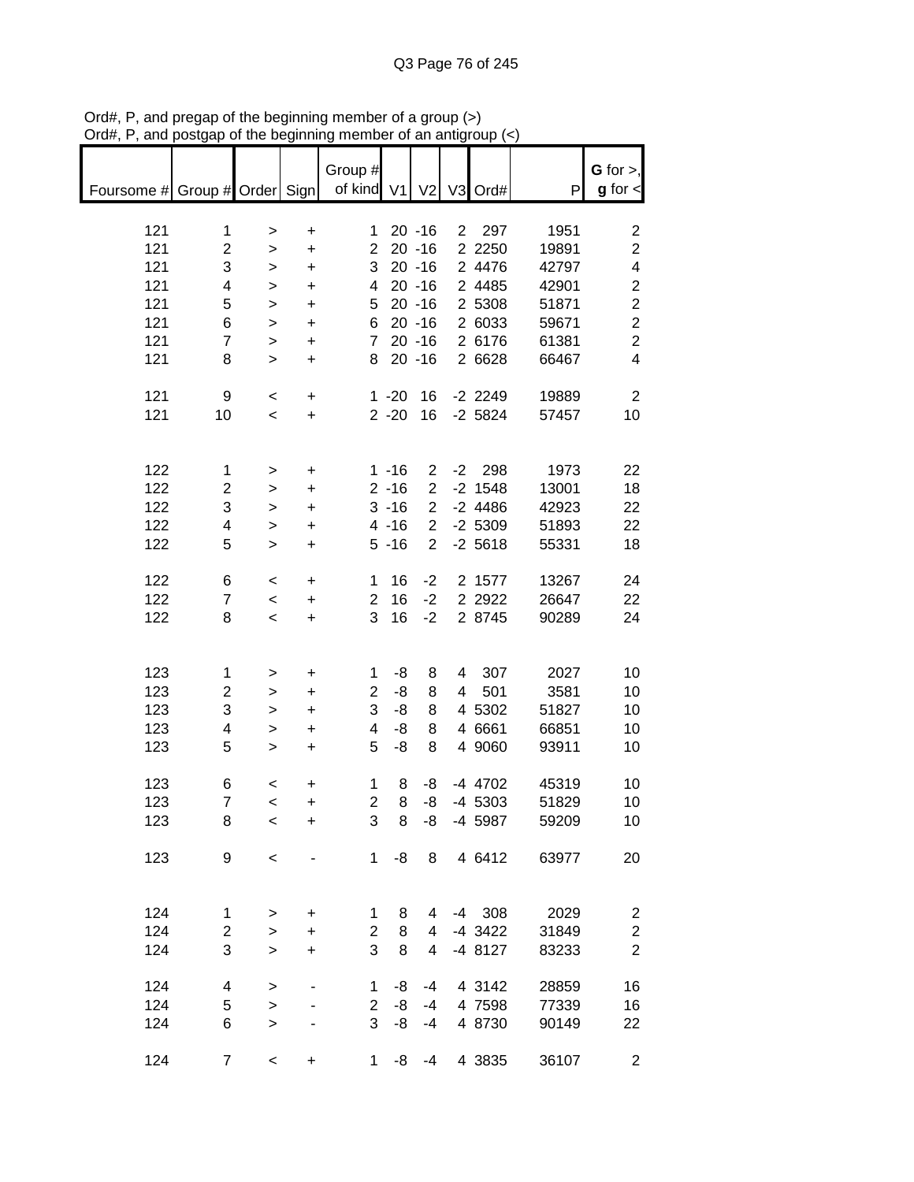Ord#, P, and pregap of the beginning member of a group (>)
Ord#, P, and postgap of the beginning member of an antigroup (<)

| Foursome # | Group # | Order | Sign | Group # of kind | V1 | V2 | V3 | Ord# | P | G for >, g for < |
|---|---|---|---|---|---|---|---|---|---|---|
| 121 | 1 | > | + | 1 | 20 | -16 | 2 | 297 | 1951 | 2 |
| 121 | 2 | > | + | 2 | 20 | -16 | 2 | 2250 | 19891 | 2 |
| 121 | 3 | > | + | 3 | 20 | -16 | 2 | 4476 | 42797 | 4 |
| 121 | 4 | > | + | 4 | 20 | -16 | 2 | 4485 | 42901 | 2 |
| 121 | 5 | > | + | 5 | 20 | -16 | 2 | 5308 | 51871 | 2 |
| 121 | 6 | > | + | 6 | 20 | -16 | 2 | 6033 | 59671 | 2 |
| 121 | 7 | > | + | 7 | 20 | -16 | 2 | 6176 | 61381 | 2 |
| 121 | 8 | > | + | 8 | 20 | -16 | 2 | 6628 | 66467 | 4 |
| | | | | | | | | | | |
| 121 | 9 | < | + | 1 | -20 | 16 | -2 | 2249 | 19889 | 2 |
| 121 | 10 | < | + | 2 | -20 | 16 | -2 | 5824 | 57457 | 10 |
| | | | | | | | | | | |
| 122 | 1 | > | + | 1 | -16 | 2 | -2 | 298 | 1973 | 22 |
| 122 | 2 | > | + | 2 | -16 | 2 | -2 | 1548 | 13001 | 18 |
| 122 | 3 | > | + | 3 | -16 | 2 | -2 | 4486 | 42923 | 22 |
| 122 | 4 | > | + | 4 | -16 | 2 | -2 | 5309 | 51893 | 22 |
| 122 | 5 | > | + | 5 | -16 | 2 | -2 | 5618 | 55331 | 18 |
| | | | | | | | | | | |
| 122 | 6 | < | + | 1 | 16 | -2 | 2 | 1577 | 13267 | 24 |
| 122 | 7 | < | + | 2 | 16 | -2 | 2 | 2922 | 26647 | 22 |
| 122 | 8 | < | + | 3 | 16 | -2 | 2 | 8745 | 90289 | 24 |
| | | | | | | | | | | |
| 123 | 1 | > | + | 1 | -8 | 8 | 4 | 307 | 2027 | 10 |
| 123 | 2 | > | + | 2 | -8 | 8 | 4 | 501 | 3581 | 10 |
| 123 | 3 | > | + | 3 | -8 | 8 | 4 | 5302 | 51827 | 10 |
| 123 | 4 | > | + | 4 | -8 | 8 | 4 | 6661 | 66851 | 10 |
| 123 | 5 | > | + | 5 | -8 | 8 | 4 | 9060 | 93911 | 10 |
| | | | | | | | | | | |
| 123 | 6 | < | + | 1 | 8 | -8 | -4 | 4702 | 45319 | 10 |
| 123 | 7 | < | + | 2 | 8 | -8 | -4 | 5303 | 51829 | 10 |
| 123 | 8 | < | + | 3 | 8 | -8 | -4 | 5987 | 59209 | 10 |
| | | | | | | | | | | |
| 123 | 9 | < | - | 1 | -8 | 8 | 4 | 6412 | 63977 | 20 |
| | | | | | | | | | | |
| 124 | 1 | > | + | 1 | 8 | 4 | -4 | 308 | 2029 | 2 |
| 124 | 2 | > | + | 2 | 8 | 4 | -4 | 3422 | 31849 | 2 |
| 124 | 3 | > | + | 3 | 8 | 4 | -4 | 8127 | 83233 | 2 |
| | | | | | | | | | | |
| 124 | 4 | > | - | 1 | -8 | -4 | 4 | 3142 | 28859 | 16 |
| 124 | 5 | > | - | 2 | -8 | -4 | 4 | 7598 | 77339 | 16 |
| 124 | 6 | > | - | 3 | -8 | -4 | 4 | 8730 | 90149 | 22 |
| | | | | | | | | | | |
| 124 | 7 | < | + | 1 | -8 | -4 | 4 | 3835 | 36107 | 2 |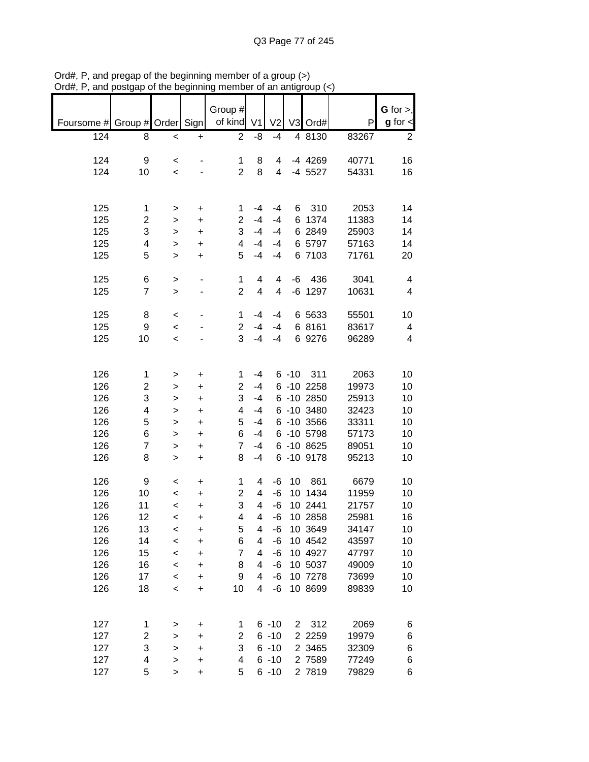Ord#, P, and pregap of the beginning member of a group (>)
Ord#, P, and postgap of the beginning member of an antigroup (<)

| Foursome # | Group # | Order | Sign | Group # of kind | V1 | V2 | V3 | Ord# | P | G for >, g for < |
|---|---|---|---|---|---|---|---|---|---|---|
| 124 | 8 | < | + | 2 | -8 | -4 | 4 | 8130 | 83267 | 2 |
| | | | | | | | | | | |
| 124 | 9 | < | - | 1 | 8 | 4 | -4 | 4269 | 40771 | 16 |
| 124 | 10 | < | - | 2 | 8 | 4 | -4 | 5527 | 54331 | 16 |
| | | | | | | | | | | |
| 125 | 1 | > | + | 1 | -4 | -4 | 6 | 310 | 2053 | 14 |
| 125 | 2 | > | + | 2 | -4 | -4 | 6 | 1374 | 11383 | 14 |
| 125 | 3 | > | + | 3 | -4 | -4 | 6 | 2849 | 25903 | 14 |
| 125 | 4 | > | + | 4 | -4 | -4 | 6 | 5797 | 57163 | 14 |
| 125 | 5 | > | + | 5 | -4 | -4 | 6 | 7103 | 71761 | 20 |
| | | | | | | | | | | |
| 125 | 6 | > | - | 1 | 4 | 4 | -6 | 436 | 3041 | 4 |
| 125 | 7 | > | - | 2 | 4 | 4 | -6 | 1297 | 10631 | 4 |
| | | | | | | | | | | |
| 125 | 8 | < | - | 1 | -4 | -4 | 6 | 5633 | 55501 | 10 |
| 125 | 9 | < | - | 2 | -4 | -4 | 6 | 8161 | 83617 | 4 |
| 125 | 10 | < | - | 3 | -4 | -4 | 6 | 9276 | 96289 | 4 |
| | | | | | | | | | | |
| 126 | 1 | > | + | 1 | -4 | 6 | -10 | 311 | 2063 | 10 |
| 126 | 2 | > | + | 2 | -4 | 6 | -10 | 2258 | 19973 | 10 |
| 126 | 3 | > | + | 3 | -4 | 6 | -10 | 2850 | 25913 | 10 |
| 126 | 4 | > | + | 4 | -4 | 6 | -10 | 3480 | 32423 | 10 |
| 126 | 5 | > | + | 5 | -4 | 6 | -10 | 3566 | 33311 | 10 |
| 126 | 6 | > | + | 6 | -4 | 6 | -10 | 5798 | 57173 | 10 |
| 126 | 7 | > | + | 7 | -4 | 6 | -10 | 8625 | 89051 | 10 |
| 126 | 8 | > | + | 8 | -4 | 6 | -10 | 9178 | 95213 | 10 |
| | | | | | | | | | | |
| 126 | 9 | < | + | 1 | 4 | -6 | 10 | 861 | 6679 | 10 |
| 126 | 10 | < | + | 2 | 4 | -6 | 10 | 1434 | 11959 | 10 |
| 126 | 11 | < | + | 3 | 4 | -6 | 10 | 2441 | 21757 | 10 |
| 126 | 12 | < | + | 4 | 4 | -6 | 10 | 2858 | 25981 | 16 |
| 126 | 13 | < | + | 5 | 4 | -6 | 10 | 3649 | 34147 | 10 |
| 126 | 14 | < | + | 6 | 4 | -6 | 10 | 4542 | 43597 | 10 |
| 126 | 15 | < | + | 7 | 4 | -6 | 10 | 4927 | 47797 | 10 |
| 126 | 16 | < | + | 8 | 4 | -6 | 10 | 5037 | 49009 | 10 |
| 126 | 17 | < | + | 9 | 4 | -6 | 10 | 7278 | 73699 | 10 |
| 126 | 18 | < | + | 10 | 4 | -6 | 10 | 8699 | 89839 | 10 |
| | | | | | | | | | | |
| 127 | 1 | > | + | 1 | 6 | -10 | 2 | 312 | 2069 | 6 |
| 127 | 2 | > | + | 2 | 6 | -10 | 2 | 2259 | 19979 | 6 |
| 127 | 3 | > | + | 3 | 6 | -10 | 2 | 3465 | 32309 | 6 |
| 127 | 4 | > | + | 4 | 6 | -10 | 2 | 7589 | 77249 | 6 |
| 127 | 5 | > | + | 5 | 6 | -10 | 2 | 7819 | 79829 | 6 |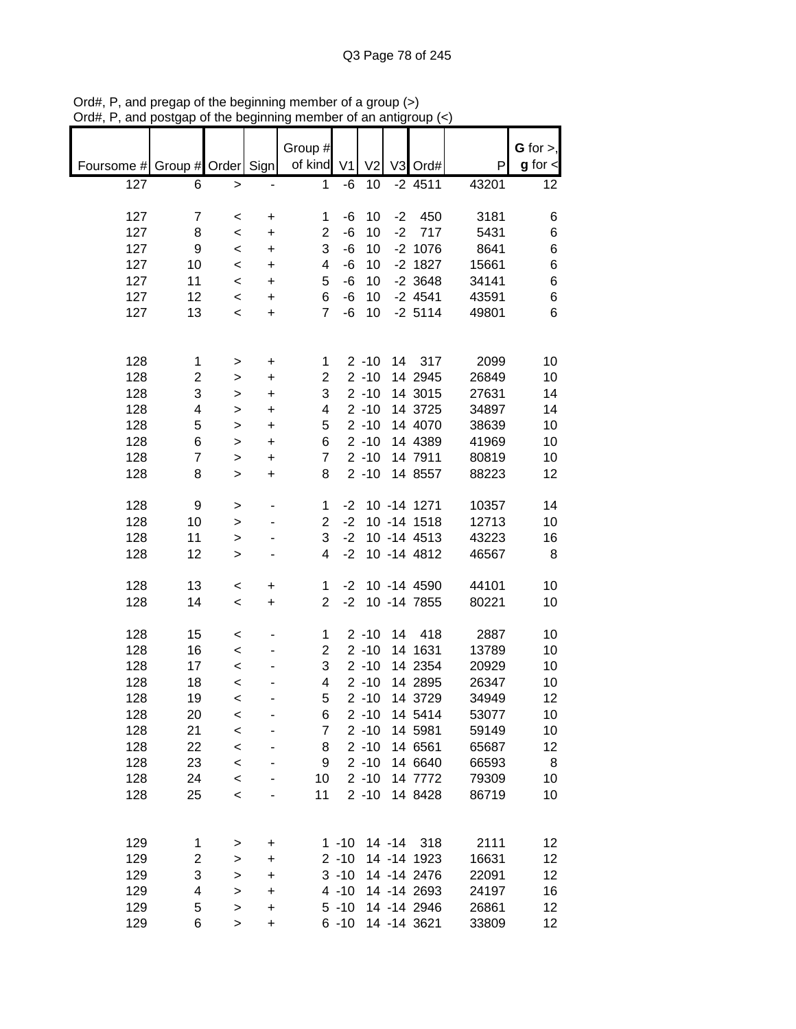Ord#, P, and pregap of the beginning member of a group (>)
Ord#, P, and postgap of the beginning member of an antigroup (<)

| Foursome # | Group # | Order | Sign | Group # of kind | V1 | V2 | V3 | Ord# | P | G for >, g for < |
|---|---|---|---|---|---|---|---|---|---|---|
| 127 | 6 | > | - | 1 | -6 | 10 | -2 | 4511 | 43201 | 12 |
| | | | | | | | | | | |
| 127 | 7 | < | + | 1 | -6 | 10 | -2 | 450 | 3181 | 6 |
| 127 | 8 | < | + | 2 | -6 | 10 | -2 | 717 | 5431 | 6 |
| 127 | 9 | < | + | 3 | -6 | 10 | -2 | 1076 | 8641 | 6 |
| 127 | 10 | < | + | 4 | -6 | 10 | -2 | 1827 | 15661 | 6 |
| 127 | 11 | < | + | 5 | -6 | 10 | -2 | 3648 | 34141 | 6 |
| 127 | 12 | < | + | 6 | -6 | 10 | -2 | 4541 | 43591 | 6 |
| 127 | 13 | < | + | 7 | -6 | 10 | -2 | 5114 | 49801 | 6 |
| | | | | | | | | | | |
| 128 | 1 | > | + | 1 | 2 | -10 | 14 | 317 | 2099 | 10 |
| 128 | 2 | > | + | 2 | 2 | -10 | 14 | 2945 | 26849 | 10 |
| 128 | 3 | > | + | 3 | 2 | -10 | 14 | 3015 | 27631 | 14 |
| 128 | 4 | > | + | 4 | 2 | -10 | 14 | 3725 | 34897 | 14 |
| 128 | 5 | > | + | 5 | 2 | -10 | 14 | 4070 | 38639 | 10 |
| 128 | 6 | > | + | 6 | 2 | -10 | 14 | 4389 | 41969 | 10 |
| 128 | 7 | > | + | 7 | 2 | -10 | 14 | 7911 | 80819 | 10 |
| 128 | 8 | > | + | 8 | 2 | -10 | 14 | 8557 | 88223 | 12 |
| | | | | | | | | | | |
| 128 | 9 | > | - | 1 | -2 | 10 | -14 | 1271 | 10357 | 14 |
| 128 | 10 | > | - | 2 | -2 | 10 | -14 | 1518 | 12713 | 10 |
| 128 | 11 | > | - | 3 | -2 | 10 | -14 | 4513 | 43223 | 16 |
| 128 | 12 | > | - | 4 | -2 | 10 | -14 | 4812 | 46567 | 8 |
| | | | | | | | | | | |
| 128 | 13 | < | + | 1 | -2 | 10 | -14 | 4590 | 44101 | 10 |
| 128 | 14 | < | + | 2 | -2 | 10 | -14 | 7855 | 80221 | 10 |
| | | | | | | | | | | |
| 128 | 15 | < | - | 1 | 2 | -10 | 14 | 418 | 2887 | 10 |
| 128 | 16 | < | - | 2 | 2 | -10 | 14 | 1631 | 13789 | 10 |
| 128 | 17 | < | - | 3 | 2 | -10 | 14 | 2354 | 20929 | 10 |
| 128 | 18 | < | - | 4 | 2 | -10 | 14 | 2895 | 26347 | 10 |
| 128 | 19 | < | - | 5 | 2 | -10 | 14 | 3729 | 34949 | 12 |
| 128 | 20 | < | - | 6 | 2 | -10 | 14 | 5414 | 53077 | 10 |
| 128 | 21 | < | - | 7 | 2 | -10 | 14 | 5981 | 59149 | 10 |
| 128 | 22 | < | - | 8 | 2 | -10 | 14 | 6561 | 65687 | 12 |
| 128 | 23 | < | - | 9 | 2 | -10 | 14 | 6640 | 66593 | 8 |
| 128 | 24 | < | - | 10 | 2 | -10 | 14 | 7772 | 79309 | 10 |
| 128 | 25 | < | - | 11 | 2 | -10 | 14 | 8428 | 86719 | 10 |
| | | | | | | | | | | |
| 129 | 1 | > | + | 1 | -10 | 14 | -14 | 318 | 2111 | 12 |
| 129 | 2 | > | + | 2 | -10 | 14 | -14 | 1923 | 16631 | 12 |
| 129 | 3 | > | + | 3 | -10 | 14 | -14 | 2476 | 22091 | 12 |
| 129 | 4 | > | + | 4 | -10 | 14 | -14 | 2693 | 24197 | 16 |
| 129 | 5 | > | + | 5 | -10 | 14 | -14 | 2946 | 26861 | 12 |
| 129 | 6 | > | + | 6 | -10 | 14 | -14 | 3621 | 33809 | 12 |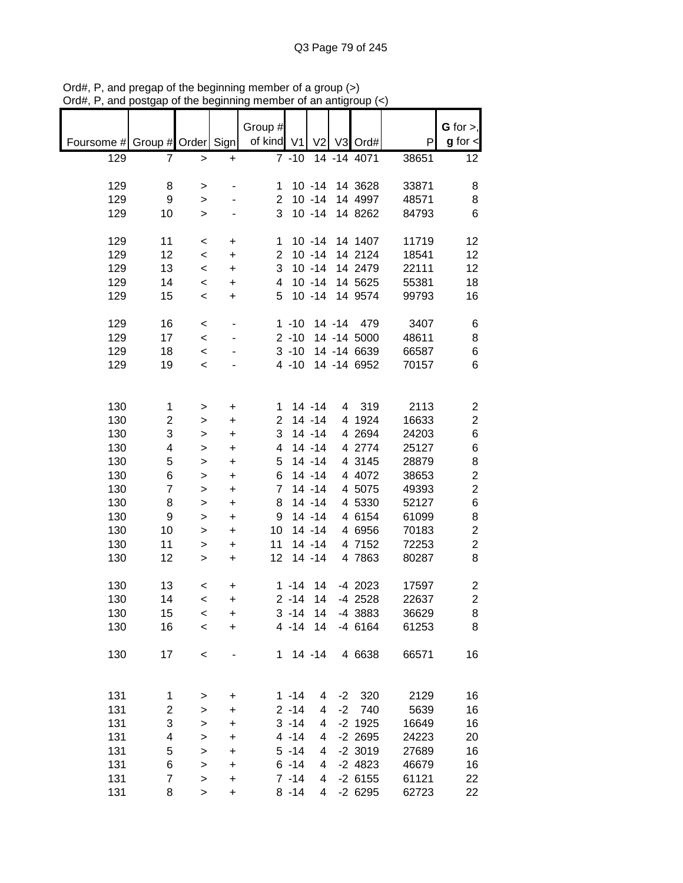Ord#, P, and pregap of the beginning member of a group (>)
Ord#, P, and postgap of the beginning member of an antigroup (<)

| Foursome # | Group # | Order | Sign | Group # of kind | V1 | V2 | V3 | Ord# | P | G for >, g for < |
|---|---|---|---|---|---|---|---|---|---|---|
| 129 | 7 | > | + | 7 | -10 | 14 | -14 | 4071 | 38651 | 12 |
| | | | | | | | | | | |
| 129 | 8 | > | - | 1 | 10 | -14 | 14 | 3628 | 33871 | 8 |
| 129 | 9 | > | - | 2 | 10 | -14 | 14 | 4997 | 48571 | 8 |
| 129 | 10 | > | - | 3 | 10 | -14 | 14 | 8262 | 84793 | 6 |
| | | | | | | | | | | |
| 129 | 11 | < | + | 1 | 10 | -14 | 14 | 1407 | 11719 | 12 |
| 129 | 12 | < | + | 2 | 10 | -14 | 14 | 2124 | 18541 | 12 |
| 129 | 13 | < | + | 3 | 10 | -14 | 14 | 2479 | 22111 | 12 |
| 129 | 14 | < | + | 4 | 10 | -14 | 14 | 5625 | 55381 | 18 |
| 129 | 15 | < | + | 5 | 10 | -14 | 14 | 9574 | 99793 | 16 |
| | | | | | | | | | | |
| 129 | 16 | < | - | 1 | -10 | 14 | -14 | 479 | 3407 | 6 |
| 129 | 17 | < | - | 2 | -10 | 14 | -14 | 5000 | 48611 | 8 |
| 129 | 18 | < | - | 3 | -10 | 14 | -14 | 6639 | 66587 | 6 |
| 129 | 19 | < | - | 4 | -10 | 14 | -14 | 6952 | 70157 | 6 |
| | | | | | | | | | | |
| 130 | 1 | > | + | 1 | 14 | -14 | 4 | 319 | 2113 | 2 |
| 130 | 2 | > | + | 2 | 14 | -14 | 4 | 1924 | 16633 | 2 |
| 130 | 3 | > | + | 3 | 14 | -14 | 4 | 2694 | 24203 | 6 |
| 130 | 4 | > | + | 4 | 14 | -14 | 4 | 2774 | 25127 | 6 |
| 130 | 5 | > | + | 5 | 14 | -14 | 4 | 3145 | 28879 | 8 |
| 130 | 6 | > | + | 6 | 14 | -14 | 4 | 4072 | 38653 | 2 |
| 130 | 7 | > | + | 7 | 14 | -14 | 4 | 5075 | 49393 | 2 |
| 130 | 8 | > | + | 8 | 14 | -14 | 4 | 5330 | 52127 | 6 |
| 130 | 9 | > | + | 9 | 14 | -14 | 4 | 6154 | 61099 | 8 |
| 130 | 10 | > | + | 10 | 14 | -14 | 4 | 6956 | 70183 | 2 |
| 130 | 11 | > | + | 11 | 14 | -14 | 4 | 7152 | 72253 | 2 |
| 130 | 12 | > | + | 12 | 14 | -14 | 4 | 7863 | 80287 | 8 |
| | | | | | | | | | | |
| 130 | 13 | < | + | 1 | -14 | 14 | -4 | 2023 | 17597 | 2 |
| 130 | 14 | < | + | 2 | -14 | 14 | -4 | 2528 | 22637 | 2 |
| 130 | 15 | < | + | 3 | -14 | 14 | -4 | 3883 | 36629 | 8 |
| 130 | 16 | < | + | 4 | -14 | 14 | -4 | 6164 | 61253 | 8 |
| | | | | | | | | | | |
| 130 | 17 | < | - | 1 | 14 | -14 | 4 | 6638 | 66571 | 16 |
| | | | | | | | | | | |
| 131 | 1 | > | + | 1 | -14 | 4 | -2 | 320 | 2129 | 16 |
| 131 | 2 | > | + | 2 | -14 | 4 | -2 | 740 | 5639 | 16 |
| 131 | 3 | > | + | 3 | -14 | 4 | -2 | 1925 | 16649 | 16 |
| 131 | 4 | > | + | 4 | -14 | 4 | -2 | 2695 | 24223 | 20 |
| 131 | 5 | > | + | 5 | -14 | 4 | -2 | 3019 | 27689 | 16 |
| 131 | 6 | > | + | 6 | -14 | 4 | -2 | 4823 | 46679 | 16 |
| 131 | 7 | > | + | 7 | -14 | 4 | -2 | 6155 | 61121 | 22 |
| 131 | 8 | > | + | 8 | -14 | 4 | -2 | 6295 | 62723 | 22 |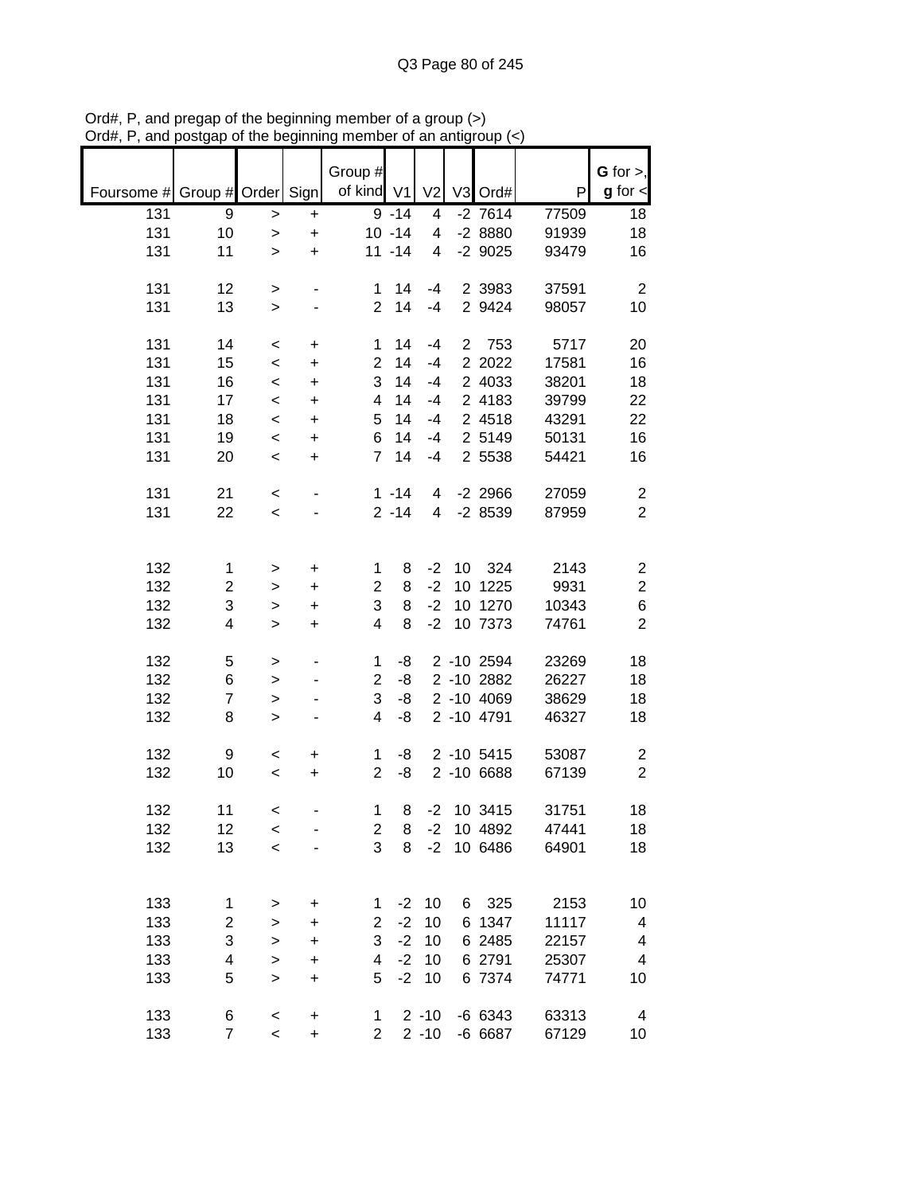Ord#, P, and pregap of the beginning member of a group (>)
Ord#, P, and postgap of the beginning member of an antigroup (<)

| Foursome # | Group # | Order | Sign | Group # of kind | V1 | V2 | V3 | Ord# | P | G for >, g for < |
|---|---|---|---|---|---|---|---|---|---|---|
| 131 | 9 | > | + | 9 | -14 | 4 | -2 | 7614 | 77509 | 18 |
| 131 | 10 | > | + | 10 | -14 | 4 | -2 | 8880 | 91939 | 18 |
| 131 | 11 | > | + | 11 | -14 | 4 | -2 | 9025 | 93479 | 16 |
| | | | | | | | | | | |
| 131 | 12 | > | - | 1 | 14 | -4 | 2 | 3983 | 37591 | 2 |
| 131 | 13 | > | - | 2 | 14 | -4 | 2 | 9424 | 98057 | 10 |
| | | | | | | | | | | |
| 131 | 14 | < | + | 1 | 14 | -4 | 2 | 753 | 5717 | 20 |
| 131 | 15 | < | + | 2 | 14 | -4 | 2 | 2022 | 17581 | 16 |
| 131 | 16 | < | + | 3 | 14 | -4 | 2 | 4033 | 38201 | 18 |
| 131 | 17 | < | + | 4 | 14 | -4 | 2 | 4183 | 39799 | 22 |
| 131 | 18 | < | + | 5 | 14 | -4 | 2 | 4518 | 43291 | 22 |
| 131 | 19 | < | + | 6 | 14 | -4 | 2 | 5149 | 50131 | 16 |
| 131 | 20 | < | + | 7 | 14 | -4 | 2 | 5538 | 54421 | 16 |
| | | | | | | | | | | |
| 131 | 21 | < | - | 1 | -14 | 4 | -2 | 2966 | 27059 | 2 |
| 131 | 22 | < | - | 2 | -14 | 4 | -2 | 8539 | 87959 | 2 |
| | | | | | | | | | | |
| 132 | 1 | > | + | 1 | 8 | -2 | 10 | 324 | 2143 | 2 |
| 132 | 2 | > | + | 2 | 8 | -2 | 10 | 1225 | 9931 | 2 |
| 132 | 3 | > | + | 3 | 8 | -2 | 10 | 1270 | 10343 | 6 |
| 132 | 4 | > | + | 4 | 8 | -2 | 10 | 7373 | 74761 | 2 |
| | | | | | | | | | | |
| 132 | 5 | > | - | 1 | -8 | 2 | -10 | 2594 | 23269 | 18 |
| 132 | 6 | > | - | 2 | -8 | 2 | -10 | 2882 | 26227 | 18 |
| 132 | 7 | > | - | 3 | -8 | 2 | -10 | 4069 | 38629 | 18 |
| 132 | 8 | > | - | 4 | -8 | 2 | -10 | 4791 | 46327 | 18 |
| | | | | | | | | | | |
| 132 | 9 | < | + | 1 | -8 | 2 | -10 | 5415 | 53087 | 2 |
| 132 | 10 | < | + | 2 | -8 | 2 | -10 | 6688 | 67139 | 2 |
| | | | | | | | | | | |
| 132 | 11 | < | - | 1 | 8 | -2 | 10 | 3415 | 31751 | 18 |
| 132 | 12 | < | - | 2 | 8 | -2 | 10 | 4892 | 47441 | 18 |
| 132 | 13 | < | - | 3 | 8 | -2 | 10 | 6486 | 64901 | 18 |
| | | | | | | | | | | |
| 133 | 1 | > | + | 1 | -2 | 10 | 6 | 325 | 2153 | 10 |
| 133 | 2 | > | + | 2 | -2 | 10 | 6 | 1347 | 11117 | 4 |
| 133 | 3 | > | + | 3 | -2 | 10 | 6 | 2485 | 22157 | 4 |
| 133 | 4 | > | + | 4 | -2 | 10 | 6 | 2791 | 25307 | 4 |
| 133 | 5 | > | + | 5 | -2 | 10 | 6 | 7374 | 74771 | 10 |
| | | | | | | | | | | |
| 133 | 6 | < | + | 1 | 2 | -10 | -6 | 6343 | 63313 | 4 |
| 133 | 7 | < | + | 2 | 2 | -10 | -6 | 6687 | 67129 | 10 |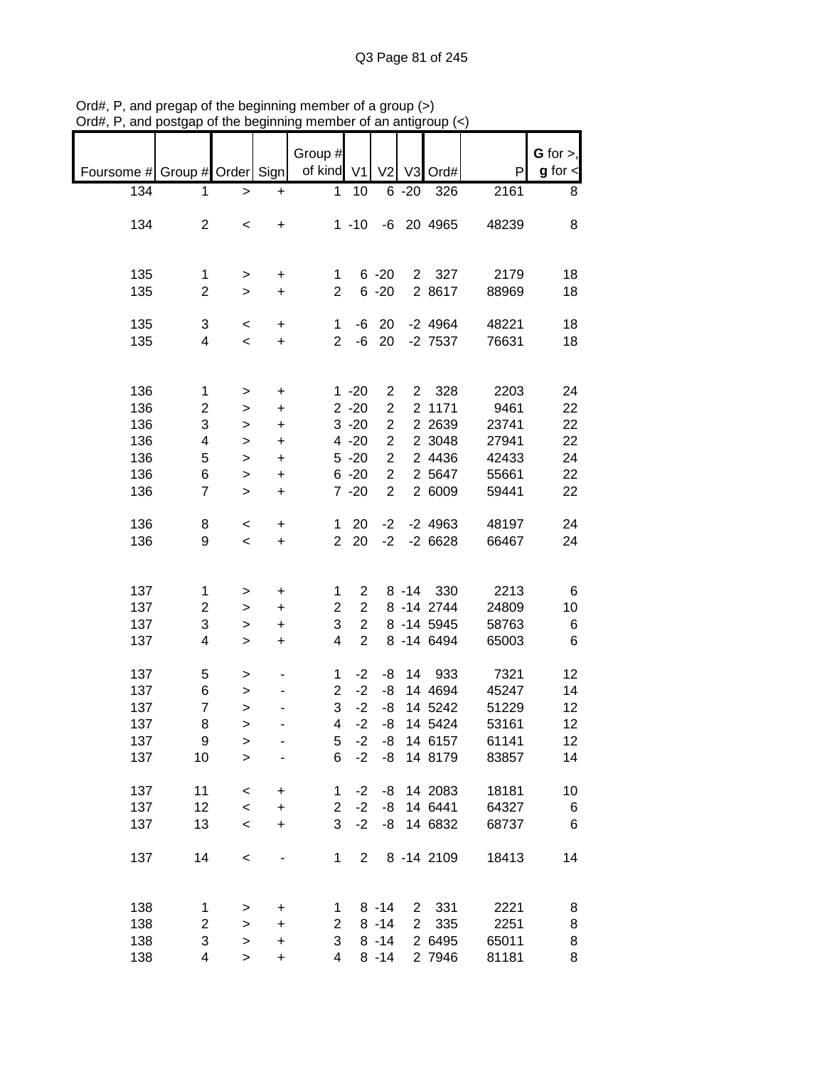Ord#, P, and pregap of the beginning member of a group (>)
Ord#, P, and postgap of the beginning member of an antigroup (<)

| Foursome # | Group # | Order | Sign | Group # of kind | V1 | V2 | V3 | Ord# | P | G for >, g for < |
|---|---|---|---|---|---|---|---|---|---|---|
| 134 | 1 | > | + | 1 | 10 | 6 | -20 | 326 | 2161 | 8 |
| 134 | 2 | < | + | 1 | -10 | -6 | 20 | 4965 | 48239 | 8 |
| 135 | 1 | > | + | 1 | 6 | -20 | 2 | 327 | 2179 | 18 |
| 135 | 2 | > | + | 2 | 6 | -20 | 2 | 8617 | 88969 | 18 |
| 135 | 3 | < | + | 1 | -6 | 20 | -2 | 4964 | 48221 | 18 |
| 135 | 4 | < | + | 2 | -6 | 20 | -2 | 7537 | 76631 | 18 |
| 136 | 1 | > | + | 1 | -20 | 2 | 2 | 328 | 2203 | 24 |
| 136 | 2 | > | + | 2 | -20 | 2 | 2 | 1171 | 9461 | 22 |
| 136 | 3 | > | + | 3 | -20 | 2 | 2 | 2639 | 23741 | 22 |
| 136 | 4 | > | + | 4 | -20 | 2 | 2 | 3048 | 27941 | 22 |
| 136 | 5 | > | + | 5 | -20 | 2 | 2 | 4436 | 42433 | 24 |
| 136 | 6 | > | + | 6 | -20 | 2 | 2 | 5647 | 55661 | 22 |
| 136 | 7 | > | + | 7 | -20 | 2 | 2 | 6009 | 59441 | 22 |
| 136 | 8 | < | + | 1 | 20 | -2 | -2 | 4963 | 48197 | 24 |
| 136 | 9 | < | + | 2 | 20 | -2 | -2 | 6628 | 66467 | 24 |
| 137 | 1 | > | + | 1 | 2 | 8 | -14 | 330 | 2213 | 6 |
| 137 | 2 | > | + | 2 | 2 | 8 | -14 | 2744 | 24809 | 10 |
| 137 | 3 | > | + | 3 | 2 | 8 | -14 | 5945 | 58763 | 6 |
| 137 | 4 | > | + | 4 | 2 | 8 | -14 | 6494 | 65003 | 6 |
| 137 | 5 | > | - | 1 | -2 | -8 | 14 | 933 | 7321 | 12 |
| 137 | 6 | > | - | 2 | -2 | -8 | 14 | 4694 | 45247 | 14 |
| 137 | 7 | > | - | 3 | -2 | -8 | 14 | 5242 | 51229 | 12 |
| 137 | 8 | > | - | 4 | -2 | -8 | 14 | 5424 | 53161 | 12 |
| 137 | 9 | > | - | 5 | -2 | -8 | 14 | 6157 | 61141 | 12 |
| 137 | 10 | > | - | 6 | -2 | -8 | 14 | 8179 | 83857 | 14 |
| 137 | 11 | < | + | 1 | -2 | -8 | 14 | 2083 | 18181 | 10 |
| 137 | 12 | < | + | 2 | -2 | -8 | 14 | 6441 | 64327 | 6 |
| 137 | 13 | < | + | 3 | -2 | -8 | 14 | 6832 | 68737 | 6 |
| 137 | 14 | < | - | 1 | 2 | 8 | -14 | 2109 | 18413 | 14 |
| 138 | 1 | > | + | 1 | 8 | -14 | 2 | 331 | 2221 | 8 |
| 138 | 2 | > | + | 2 | 8 | -14 | 2 | 335 | 2251 | 8 |
| 138 | 3 | > | + | 3 | 8 | -14 | 2 | 6495 | 65011 | 8 |
| 138 | 4 | > | + | 4 | 8 | -14 | 2 | 7946 | 81181 | 8 |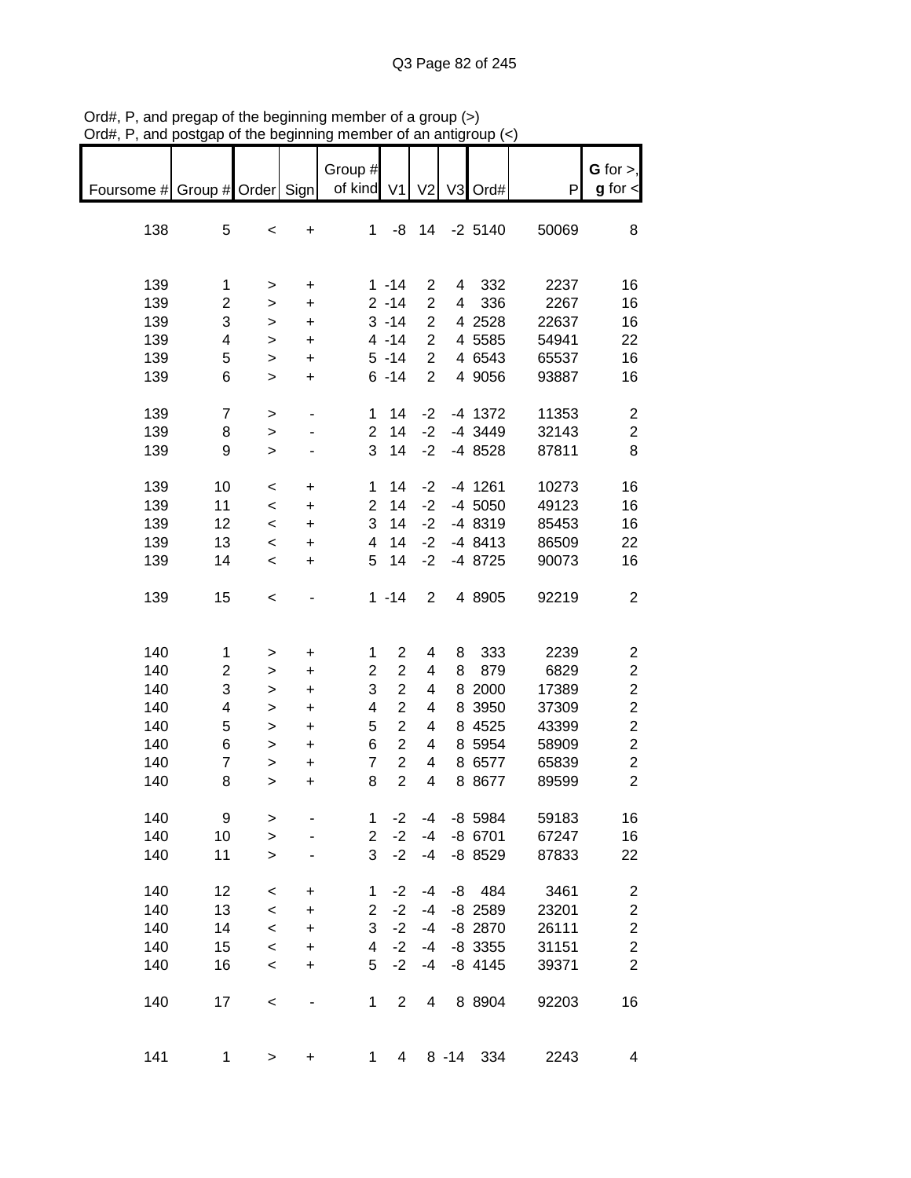Ord#, P, and pregap of the beginning member of a group (>)
Ord#, P, and postgap of the beginning member of an antigroup (<)

| Foursome # | Group # | Order | Sign | Group # of kind | V1 | V2 | V3 | Ord# | P | G for >, g for < |
|---|---|---|---|---|---|---|---|---|---|---|
| 138 | 5 | < | + | 1 | -8 | 14 | -2 | 5140 | 50069 | 8 |
| | | | | | | | | | | |
| 139 | 1 | > | + | 1 | -14 | 2 | 4 | 332 | 2237 | 16 |
| 139 | 2 | > | + | 2 | -14 | 2 | 4 | 336 | 2267 | 16 |
| 139 | 3 | > | + | 3 | -14 | 2 | 4 | 2528 | 22637 | 16 |
| 139 | 4 | > | + | 4 | -14 | 2 | 4 | 5585 | 54941 | 22 |
| 139 | 5 | > | + | 5 | -14 | 2 | 4 | 6543 | 65537 | 16 |
| 139 | 6 | > | + | 6 | -14 | 2 | 4 | 9056 | 93887 | 16 |
| | | | | | | | | | | |
| 139 | 7 | > | - | 1 | 14 | -2 | -4 | 1372 | 11353 | 2 |
| 139 | 8 | > | - | 2 | 14 | -2 | -4 | 3449 | 32143 | 2 |
| 139 | 9 | > | - | 3 | 14 | -2 | -4 | 8528 | 87811 | 8 |
| | | | | | | | | | | |
| 139 | 10 | < | + | 1 | 14 | -2 | -4 | 1261 | 10273 | 16 |
| 139 | 11 | < | + | 2 | 14 | -2 | -4 | 5050 | 49123 | 16 |
| 139 | 12 | < | + | 3 | 14 | -2 | -4 | 8319 | 85453 | 16 |
| 139 | 13 | < | + | 4 | 14 | -2 | -4 | 8413 | 86509 | 22 |
| 139 | 14 | < | + | 5 | 14 | -2 | -4 | 8725 | 90073 | 16 |
| | | | | | | | | | | |
| 139 | 15 | < | - | 1 | -14 | 2 | 4 | 8905 | 92219 | 2 |
| | | | | | | | | | | |
| 140 | 1 | > | + | 1 | 2 | 4 | 8 | 333 | 2239 | 2 |
| 140 | 2 | > | + | 2 | 2 | 4 | 8 | 879 | 6829 | 2 |
| 140 | 3 | > | + | 3 | 2 | 4 | 8 | 2000 | 17389 | 2 |
| 140 | 4 | > | + | 4 | 2 | 4 | 8 | 3950 | 37309 | 2 |
| 140 | 5 | > | + | 5 | 2 | 4 | 8 | 4525 | 43399 | 2 |
| 140 | 6 | > | + | 6 | 2 | 4 | 8 | 5954 | 58909 | 2 |
| 140 | 7 | > | + | 7 | 2 | 4 | 8 | 6577 | 65839 | 2 |
| 140 | 8 | > | + | 8 | 2 | 4 | 8 | 8677 | 89599 | 2 |
| | | | | | | | | | | |
| 140 | 9 | > | - | 1 | -2 | -4 | -8 | 5984 | 59183 | 16 |
| 140 | 10 | > | - | 2 | -2 | -4 | -8 | 6701 | 67247 | 16 |
| 140 | 11 | > | - | 3 | -2 | -4 | -8 | 8529 | 87833 | 22 |
| | | | | | | | | | | |
| 140 | 12 | < | + | 1 | -2 | -4 | -8 | 484 | 3461 | 2 |
| 140 | 13 | < | + | 2 | -2 | -4 | -8 | 2589 | 23201 | 2 |
| 140 | 14 | < | + | 3 | -2 | -4 | -8 | 2870 | 26111 | 2 |
| 140 | 15 | < | + | 4 | -2 | -4 | -8 | 3355 | 31151 | 2 |
| 140 | 16 | < | + | 5 | -2 | -4 | -8 | 4145 | 39371 | 2 |
| | | | | | | | | | | |
| 140 | 17 | < | - | 1 | 2 | 4 | 8 | 8904 | 92203 | 16 |
| | | | | | | | | | | |
| 141 | 1 | > | + | 1 | 4 | 8 | -14 | 334 | 2243 | 4 |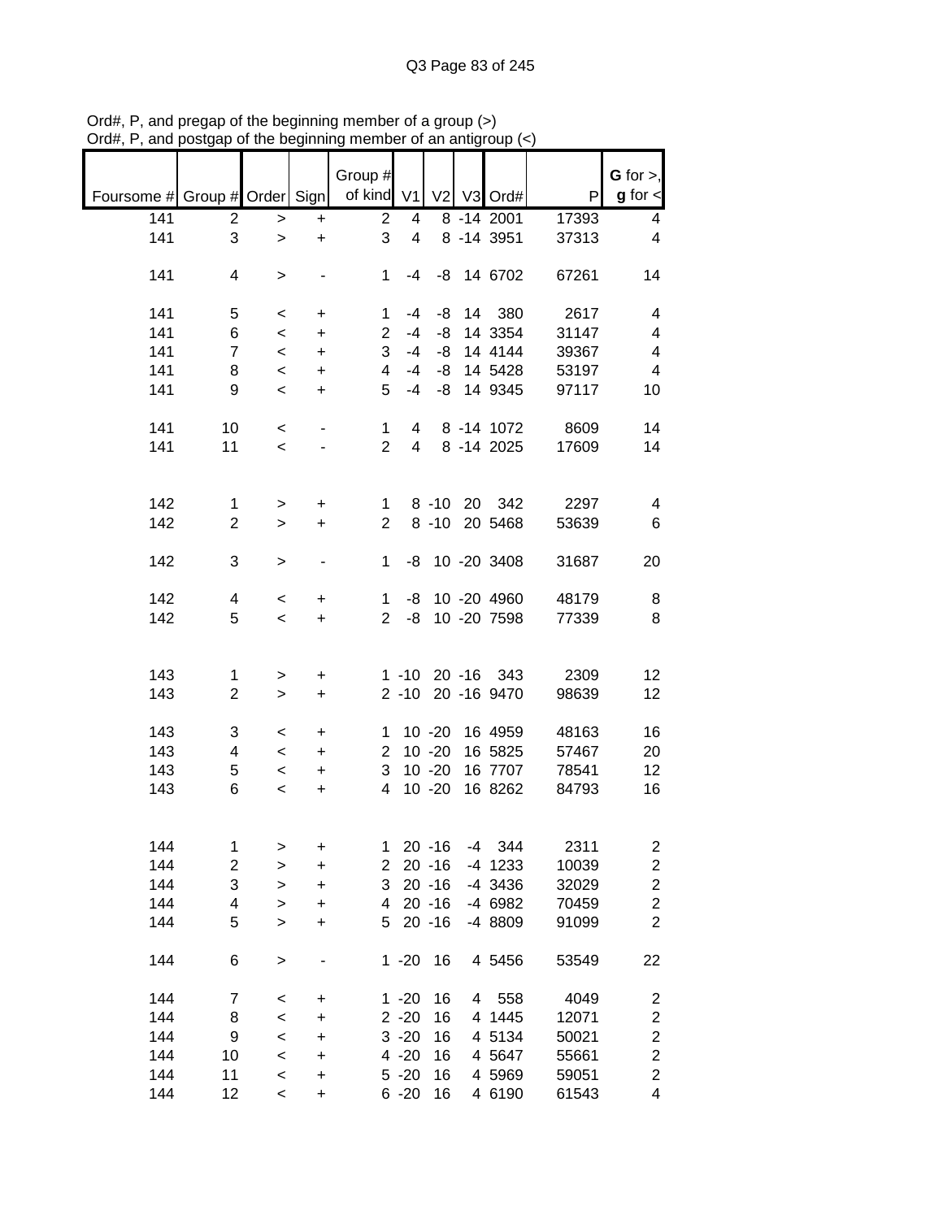Ord#, P, and pregap of the beginning member of a group (>)
Ord#, P, and postgap of the beginning member of an antigroup (<)

| Foursome # | Group # | Order | Sign | Group # of kind | V1 | V2 | V3 | Ord# | P | G for >, g for < |
|---|---|---|---|---|---|---|---|---|---|---|
| 141 | 2 | > | + | 2 | 4 | 8 | -14 | 2001 | 17393 | 4 |
| 141 | 3 | > | + | 3 | 4 | 8 | -14 | 3951 | 37313 | 4 |
| | | | | | | | | | | |
| 141 | 4 | > | - | 1 | -4 | -8 | 14 | 6702 | 67261 | 14 |
| | | | | | | | | | | |
| 141 | 5 | < | + | 1 | -4 | -8 | 14 | 380 | 2617 | 4 |
| 141 | 6 | < | + | 2 | -4 | -8 | 14 | 3354 | 31147 | 4 |
| 141 | 7 | < | + | 3 | -4 | -8 | 14 | 4144 | 39367 | 4 |
| 141 | 8 | < | + | 4 | -4 | -8 | 14 | 5428 | 53197 | 4 |
| 141 | 9 | < | + | 5 | -4 | -8 | 14 | 9345 | 97117 | 10 |
| | | | | | | | | | | |
| 141 | 10 | < | - | 1 | 4 | 8 | -14 | 1072 | 8609 | 14 |
| 141 | 11 | < | - | 2 | 4 | 8 | -14 | 2025 | 17609 | 14 |
| | | | | | | | | | | |
| 142 | 1 | > | + | 1 | 8 | -10 | 20 | 342 | 2297 | 4 |
| 142 | 2 | > | + | 2 | 8 | -10 | 20 | 5468 | 53639 | 6 |
| | | | | | | | | | | |
| 142 | 3 | > | - | 1 | -8 | 10 | -20 | 3408 | 31687 | 20 |
| | | | | | | | | | | |
| 142 | 4 | < | + | 1 | -8 | 10 | -20 | 4960 | 48179 | 8 |
| 142 | 5 | < | + | 2 | -8 | 10 | -20 | 7598 | 77339 | 8 |
| | | | | | | | | | | |
| 143 | 1 | > | + | 1 | -10 | 20 | -16 | 343 | 2309 | 12 |
| 143 | 2 | > | + | 2 | -10 | 20 | -16 | 9470 | 98639 | 12 |
| | | | | | | | | | | |
| 143 | 3 | < | + | 1 | 10 | -20 | 16 | 4959 | 48163 | 16 |
| 143 | 4 | < | + | 2 | 10 | -20 | 16 | 5825 | 57467 | 20 |
| 143 | 5 | < | + | 3 | 10 | -20 | 16 | 7707 | 78541 | 12 |
| 143 | 6 | < | + | 4 | 10 | -20 | 16 | 8262 | 84793 | 16 |
| | | | | | | | | | | |
| 144 | 1 | > | + | 1 | 20 | -16 | -4 | 344 | 2311 | 2 |
| 144 | 2 | > | + | 2 | 20 | -16 | -4 | 1233 | 10039 | 2 |
| 144 | 3 | > | + | 3 | 20 | -16 | -4 | 3436 | 32029 | 2 |
| 144 | 4 | > | + | 4 | 20 | -16 | -4 | 6982 | 70459 | 2 |
| 144 | 5 | > | + | 5 | 20 | -16 | -4 | 8809 | 91099 | 2 |
| | | | | | | | | | | |
| 144 | 6 | > | - | 1 | -20 | 16 | 4 | 5456 | 53549 | 22 |
| | | | | | | | | | | |
| 144 | 7 | < | + | 1 | -20 | 16 | 4 | 558 | 4049 | 2 |
| 144 | 8 | < | + | 2 | -20 | 16 | 4 | 1445 | 12071 | 2 |
| 144 | 9 | < | + | 3 | -20 | 16 | 4 | 5134 | 50021 | 2 |
| 144 | 10 | < | + | 4 | -20 | 16 | 4 | 5647 | 55661 | 2 |
| 144 | 11 | < | + | 5 | -20 | 16 | 4 | 5969 | 59051 | 2 |
| 144 | 12 | < | + | 6 | -20 | 16 | 4 | 6190 | 61543 | 4 |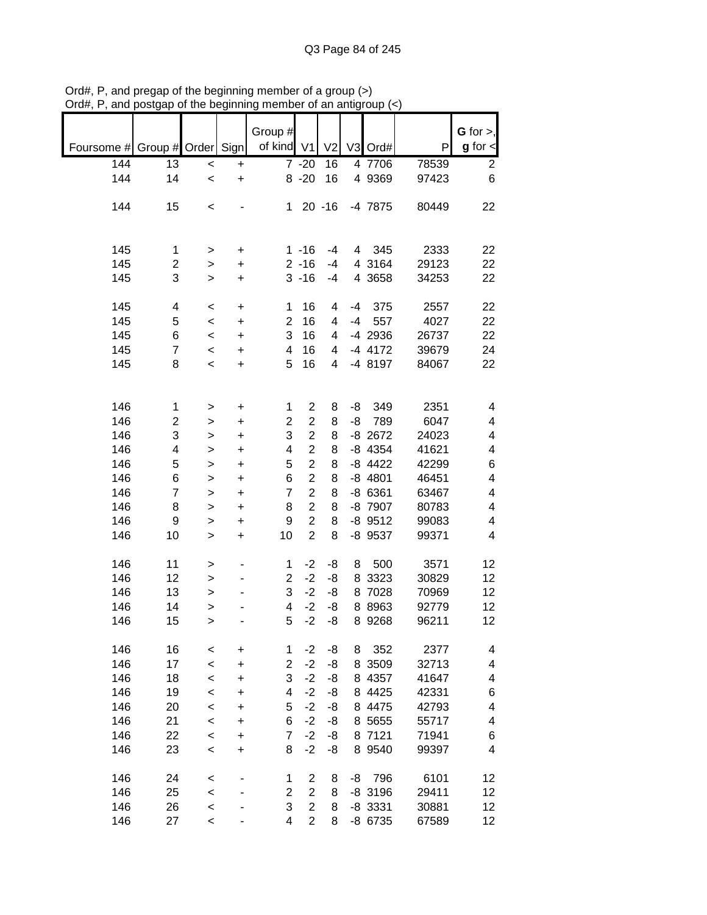Ord#, P, and pregap of the beginning member of a group (>)
Ord#, P, and postgap of the beginning member of an antigroup (<)

| Foursome # | Group # | Order | Sign | Group # of kind | V1 | V2 | V3 | Ord# | P | G for >, g for < |
|---|---|---|---|---|---|---|---|---|---|---|
| 144 | 13 | < | + | 7 | -20 | 16 | 4 | 7706 | 78539 | 2 |
| 144 | 14 | < | + | 8 | -20 | 16 | 4 | 9369 | 97423 | 6 |
| | | | | | | | | | | |
| 144 | 15 | < | - | 1 | 20 | -16 | -4 | 7875 | 80449 | 22 |
| | | | | | | | | | | |
| 145 | 1 | > | + | 1 | -16 | -4 | 4 | 345 | 2333 | 22 |
| 145 | 2 | > | + | 2 | -16 | -4 | 4 | 3164 | 29123 | 22 |
| 145 | 3 | > | + | 3 | -16 | -4 | 4 | 3658 | 34253 | 22 |
| | | | | | | | | | | |
| 145 | 4 | < | + | 1 | 16 | 4 | -4 | 375 | 2557 | 22 |
| 145 | 5 | < | + | 2 | 16 | 4 | -4 | 557 | 4027 | 22 |
| 145 | 6 | < | + | 3 | 16 | 4 | -4 | 2936 | 26737 | 22 |
| 145 | 7 | < | + | 4 | 16 | 4 | -4 | 4172 | 39679 | 24 |
| 145 | 8 | < | + | 5 | 16 | 4 | -4 | 8197 | 84067 | 22 |
| | | | | | | | | | | |
| 146 | 1 | > | + | 1 | 2 | 8 | -8 | 349 | 2351 | 4 |
| 146 | 2 | > | + | 2 | 2 | 8 | -8 | 789 | 6047 | 4 |
| 146 | 3 | > | + | 3 | 2 | 8 | -8 | 2672 | 24023 | 4 |
| 146 | 4 | > | + | 4 | 2 | 8 | -8 | 4354 | 41621 | 4 |
| 146 | 5 | > | + | 5 | 2 | 8 | -8 | 4422 | 42299 | 6 |
| 146 | 6 | > | + | 6 | 2 | 8 | -8 | 4801 | 46451 | 4 |
| 146 | 7 | > | + | 7 | 2 | 8 | -8 | 6361 | 63467 | 4 |
| 146 | 8 | > | + | 8 | 2 | 8 | -8 | 7907 | 80783 | 4 |
| 146 | 9 | > | + | 9 | 2 | 8 | -8 | 9512 | 99083 | 4 |
| 146 | 10 | > | + | 10 | 2 | 8 | -8 | 9537 | 99371 | 4 |
| | | | | | | | | | | |
| 146 | 11 | > | - | 1 | -2 | -8 | 8 | 500 | 3571 | 12 |
| 146 | 12 | > | - | 2 | -2 | -8 | 8 | 3323 | 30829 | 12 |
| 146 | 13 | > | - | 3 | -2 | -8 | 8 | 7028 | 70969 | 12 |
| 146 | 14 | > | - | 4 | -2 | -8 | 8 | 8963 | 92779 | 12 |
| 146 | 15 | > | - | 5 | -2 | -8 | 8 | 9268 | 96211 | 12 |
| | | | | | | | | | | |
| 146 | 16 | < | + | 1 | -2 | -8 | 8 | 352 | 2377 | 4 |
| 146 | 17 | < | + | 2 | -2 | -8 | 8 | 3509 | 32713 | 4 |
| 146 | 18 | < | + | 3 | -2 | -8 | 8 | 4357 | 41647 | 4 |
| 146 | 19 | < | + | 4 | -2 | -8 | 8 | 4425 | 42331 | 6 |
| 146 | 20 | < | + | 5 | -2 | -8 | 8 | 4475 | 42793 | 4 |
| 146 | 21 | < | + | 6 | -2 | -8 | 8 | 5655 | 55717 | 4 |
| 146 | 22 | < | + | 7 | -2 | -8 | 8 | 7121 | 71941 | 6 |
| 146 | 23 | < | + | 8 | -2 | -8 | 8 | 9540 | 99397 | 4 |
| | | | | | | | | | | |
| 146 | 24 | < | - | 1 | 2 | 8 | -8 | 796 | 6101 | 12 |
| 146 | 25 | < | - | 2 | 2 | 8 | -8 | 3196 | 29411 | 12 |
| 146 | 26 | < | - | 3 | 2 | 8 | -8 | 3331 | 30881 | 12 |
| 146 | 27 | < | - | 4 | 2 | 8 | -8 | 6735 | 67589 | 12 |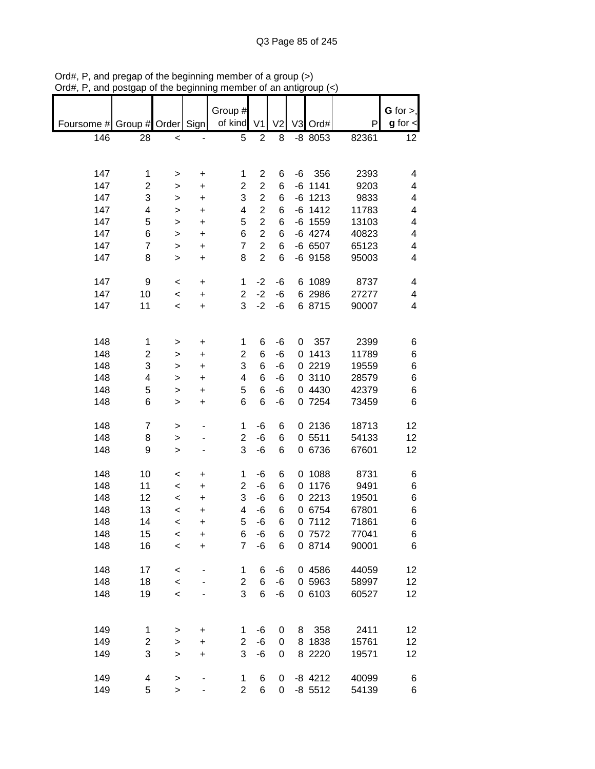Ord#, P, and pregap of the beginning member of a group (>)
Ord#, P, and postgap of the beginning member of an antigroup (<)

| Foursome # | Group # | Order | Sign | Group # of kind | V1 | V2 | V3 | Ord# | P | G for >, g for < |
|---|---|---|---|---|---|---|---|---|---|---|
| 146 | 28 | < | - | 5 | 2 | 8 | -8 | 8053 | 82361 | 12 |
| | | | | | | | | | | |
| 147 | 1 | > | + | 1 | 2 | 6 | -6 | 356 | 2393 | 4 |
| 147 | 2 | > | + | 2 | 2 | 6 | -6 | 1141 | 9203 | 4 |
| 147 | 3 | > | + | 3 | 2 | 6 | -6 | 1213 | 9833 | 4 |
| 147 | 4 | > | + | 4 | 2 | 6 | -6 | 1412 | 11783 | 4 |
| 147 | 5 | > | + | 5 | 2 | 6 | -6 | 1559 | 13103 | 4 |
| 147 | 6 | > | + | 6 | 2 | 6 | -6 | 4274 | 40823 | 4 |
| 147 | 7 | > | + | 7 | 2 | 6 | -6 | 6507 | 65123 | 4 |
| 147 | 8 | > | + | 8 | 2 | 6 | -6 | 9158 | 95003 | 4 |
| | | | | | | | | | | |
| 147 | 9 | < | + | 1 | -2 | -6 | 6 | 1089 | 8737 | 4 |
| 147 | 10 | < | + | 2 | -2 | -6 | 6 | 2986 | 27277 | 4 |
| 147 | 11 | < | + | 3 | -2 | -6 | 6 | 8715 | 90007 | 4 |
| | | | | | | | | | | |
| 148 | 1 | > | + | 1 | 6 | -6 | 0 | 357 | 2399 | 6 |
| 148 | 2 | > | + | 2 | 6 | -6 | 0 | 1413 | 11789 | 6 |
| 148 | 3 | > | + | 3 | 6 | -6 | 0 | 2219 | 19559 | 6 |
| 148 | 4 | > | + | 4 | 6 | -6 | 0 | 3110 | 28579 | 6 |
| 148 | 5 | > | + | 5 | 6 | -6 | 0 | 4430 | 42379 | 6 |
| 148 | 6 | > | + | 6 | 6 | -6 | 0 | 7254 | 73459 | 6 |
| | | | | | | | | | | |
| 148 | 7 | > | - | 1 | -6 | 6 | 0 | 2136 | 18713 | 12 |
| 148 | 8 | > | - | 2 | -6 | 6 | 0 | 5511 | 54133 | 12 |
| 148 | 9 | > | - | 3 | -6 | 6 | 0 | 6736 | 67601 | 12 |
| | | | | | | | | | | |
| 148 | 10 | < | + | 1 | -6 | 6 | 0 | 1088 | 8731 | 6 |
| 148 | 11 | < | + | 2 | -6 | 6 | 0 | 1176 | 9491 | 6 |
| 148 | 12 | < | + | 3 | -6 | 6 | 0 | 2213 | 19501 | 6 |
| 148 | 13 | < | + | 4 | -6 | 6 | 0 | 6754 | 67801 | 6 |
| 148 | 14 | < | + | 5 | -6 | 6 | 0 | 7112 | 71861 | 6 |
| 148 | 15 | < | + | 6 | -6 | 6 | 0 | 7572 | 77041 | 6 |
| 148 | 16 | < | + | 7 | -6 | 6 | 0 | 8714 | 90001 | 6 |
| | | | | | | | | | | |
| 148 | 17 | < | - | 1 | 6 | -6 | 0 | 4586 | 44059 | 12 |
| 148 | 18 | < | - | 2 | 6 | -6 | 0 | 5963 | 58997 | 12 |
| 148 | 19 | < | - | 3 | 6 | -6 | 0 | 6103 | 60527 | 12 |
| | | | | | | | | | | |
| 149 | 1 | > | + | 1 | -6 | 0 | 8 | 358 | 2411 | 12 |
| 149 | 2 | > | + | 2 | -6 | 0 | 8 | 1838 | 15761 | 12 |
| 149 | 3 | > | + | 3 | -6 | 0 | 8 | 2220 | 19571 | 12 |
| | | | | | | | | | | |
| 149 | 4 | > | - | 1 | 6 | 0 | -8 | 4212 | 40099 | 6 |
| 149 | 5 | > | - | 2 | 6 | 0 | -8 | 5512 | 54139 | 6 |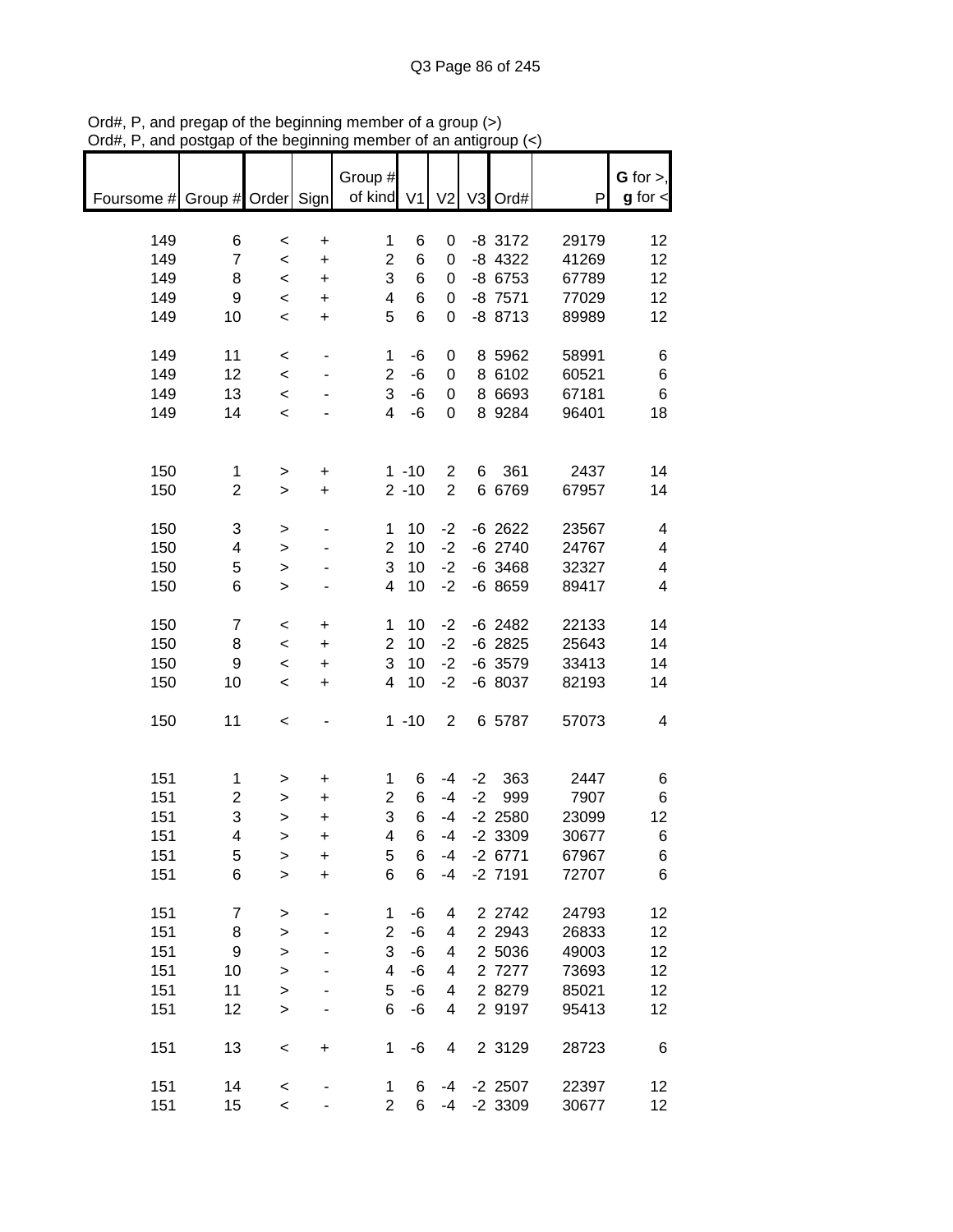Ord#, P, and pregap of the beginning member of a group (>)
Ord#, P, and postgap of the beginning member of an antigroup (<)

| Foursome # | Group # | Order | Sign | Group # of kind | V1 | V2 | V3 | Ord# | P | **G** for >, **g** for < |
|---|---|---|---|---|---|---|---|---|---|---|
| 149 | 6 | < | + | 1 | 6 | 0 | -8 | 3172 | 29179 | 12 |
| 149 | 7 | < | + | 2 | 6 | 0 | -8 | 4322 | 41269 | 12 |
| 149 | 8 | < | + | 3 | 6 | 0 | -8 | 6753 | 67789 | 12 |
| 149 | 9 | < | + | 4 | 6 | 0 | -8 | 7571 | 77029 | 12 |
| 149 | 10 | < | + | 5 | 6 | 0 | -8 | 8713 | 89989 | 12 |
| | | | | | | | | | | |
| 149 | 11 | < | - | 1 | -6 | 0 | 8 | 5962 | 58991 | 6 |
| 149 | 12 | < | - | 2 | -6 | 0 | 8 | 6102 | 60521 | 6 |
| 149 | 13 | < | - | 3 | -6 | 0 | 8 | 6693 | 67181 | 6 |
| 149 | 14 | < | - | 4 | -6 | 0 | 8 | 9284 | 96401 | 18 |
| | | | | | | | | | | |
| 150 | 1 | > | + | 1 | -10 | 2 | 6 | 361 | 2437 | 14 |
| 150 | 2 | > | + | 2 | -10 | 2 | 6 | 6769 | 67957 | 14 |
| | | | | | | | | | | |
| 150 | 3 | > | - | 1 | 10 | -2 | -6 | 2622 | 23567 | 4 |
| 150 | 4 | > | - | 2 | 10 | -2 | -6 | 2740 | 24767 | 4 |
| 150 | 5 | > | - | 3 | 10 | -2 | -6 | 3468 | 32327 | 4 |
| 150 | 6 | > | - | 4 | 10 | -2 | -6 | 8659 | 89417 | 4 |
| | | | | | | | | | | |
| 150 | 7 | < | + | 1 | 10 | -2 | -6 | 2482 | 22133 | 14 |
| 150 | 8 | < | + | 2 | 10 | -2 | -6 | 2825 | 25643 | 14 |
| 150 | 9 | < | + | 3 | 10 | -2 | -6 | 3579 | 33413 | 14 |
| 150 | 10 | < | + | 4 | 10 | -2 | -6 | 8037 | 82193 | 14 |
| | | | | | | | | | | |
| 150 | 11 | < | - | 1 | -10 | 2 | 6 | 5787 | 57073 | 4 |
| | | | | | | | | | | |
| 151 | 1 | > | + | 1 | 6 | -4 | -2 | 363 | 2447 | 6 |
| 151 | 2 | > | + | 2 | 6 | -4 | -2 | 999 | 7907 | 6 |
| 151 | 3 | > | + | 3 | 6 | -4 | -2 | 2580 | 23099 | 12 |
| 151 | 4 | > | + | 4 | 6 | -4 | -2 | 3309 | 30677 | 6 |
| 151 | 5 | > | + | 5 | 6 | -4 | -2 | 6771 | 67967 | 6 |
| 151 | 6 | > | + | 6 | 6 | -4 | -2 | 7191 | 72707 | 6 |
| | | | | | | | | | | |
| 151 | 7 | > | - | 1 | -6 | 4 | 2 | 2742 | 24793 | 12 |
| 151 | 8 | > | - | 2 | -6 | 4 | 2 | 2943 | 26833 | 12 |
| 151 | 9 | > | - | 3 | -6 | 4 | 2 | 5036 | 49003 | 12 |
| 151 | 10 | > | - | 4 | -6 | 4 | 2 | 7277 | 73693 | 12 |
| 151 | 11 | > | - | 5 | -6 | 4 | 2 | 8279 | 85021 | 12 |
| 151 | 12 | > | - | 6 | -6 | 4 | 2 | 9197 | 95413 | 12 |
| | | | | | | | | | | |
| 151 | 13 | < | + | 1 | -6 | 4 | 2 | 3129 | 28723 | 6 |
| | | | | | | | | | | |
| 151 | 14 | < | - | 1 | 6 | -4 | -2 | 2507 | 22397 | 12 |
| 151 | 15 | < | - | 2 | 6 | -4 | -2 | 3309 | 30677 | 12 |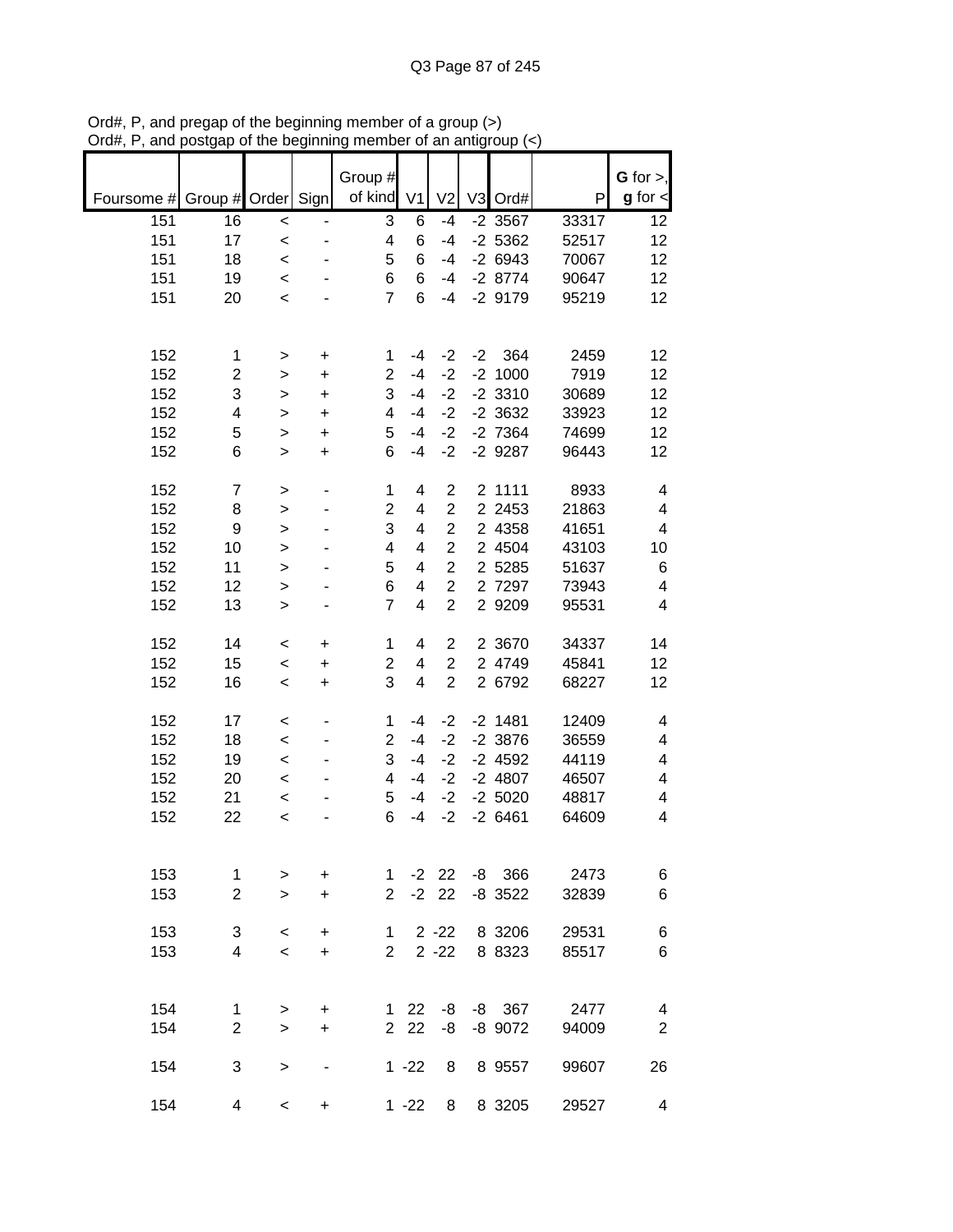Ord#, P, and pregap of the beginning member of a group (>)
Ord#, P, and postgap of the beginning member of an antigroup (<)

| Foursome # | Group # | Order | Sign | Group # of kind | V1 | V2 | V3 | Ord# | P | G for >, g for < |
|---|---|---|---|---|---|---|---|---|---|---|
| 151 | 16 | < | - | 3 | 6 | -4 | -2 | 3567 | 33317 | 12 |
| 151 | 17 | < | - | 4 | 6 | -4 | -2 | 5362 | 52517 | 12 |
| 151 | 18 | < | - | 5 | 6 | -4 | -2 | 6943 | 70067 | 12 |
| 151 | 19 | < | - | 6 | 6 | -4 | -2 | 8774 | 90647 | 12 |
| 151 | 20 | < | - | 7 | 6 | -4 | -2 | 9179 | 95219 | 12 |
| | | | | | | | | | | |
| 152 | 1 | > | + | 1 | -4 | -2 | -2 | 364 | 2459 | 12 |
| 152 | 2 | > | + | 2 | -4 | -2 | -2 | 1000 | 7919 | 12 |
| 152 | 3 | > | + | 3 | -4 | -2 | -2 | 3310 | 30689 | 12 |
| 152 | 4 | > | + | 4 | -4 | -2 | -2 | 3632 | 33923 | 12 |
| 152 | 5 | > | + | 5 | -4 | -2 | -2 | 7364 | 74699 | 12 |
| 152 | 6 | > | + | 6 | -4 | -2 | -2 | 9287 | 96443 | 12 |
| | | | | | | | | | | |
| 152 | 7 | > | - | 1 | 4 | 2 | 2 | 1111 | 8933 | 4 |
| 152 | 8 | > | - | 2 | 4 | 2 | 2 | 2453 | 21863 | 4 |
| 152 | 9 | > | - | 3 | 4 | 2 | 2 | 4358 | 41651 | 4 |
| 152 | 10 | > | - | 4 | 4 | 2 | 2 | 4504 | 43103 | 10 |
| 152 | 11 | > | - | 5 | 4 | 2 | 2 | 5285 | 51637 | 6 |
| 152 | 12 | > | - | 6 | 4 | 2 | 2 | 7297 | 73943 | 4 |
| 152 | 13 | > | - | 7 | 4 | 2 | 2 | 9209 | 95531 | 4 |
| | | | | | | | | | | |
| 152 | 14 | < | + | 1 | 4 | 2 | 2 | 3670 | 34337 | 14 |
| 152 | 15 | < | + | 2 | 4 | 2 | 2 | 4749 | 45841 | 12 |
| 152 | 16 | < | + | 3 | 4 | 2 | 2 | 6792 | 68227 | 12 |
| | | | | | | | | | | |
| 152 | 17 | < | - | 1 | -4 | -2 | -2 | 1481 | 12409 | 4 |
| 152 | 18 | < | - | 2 | -4 | -2 | -2 | 3876 | 36559 | 4 |
| 152 | 19 | < | - | 3 | -4 | -2 | -2 | 4592 | 44119 | 4 |
| 152 | 20 | < | - | 4 | -4 | -2 | -2 | 4807 | 46507 | 4 |
| 152 | 21 | < | - | 5 | -4 | -2 | -2 | 5020 | 48817 | 4 |
| 152 | 22 | < | - | 6 | -4 | -2 | -2 | 6461 | 64609 | 4 |
| | | | | | | | | | | |
| 153 | 1 | > | + | 1 | -2 | 22 | -8 | 366 | 2473 | 6 |
| 153 | 2 | > | + | 2 | -2 | 22 | -8 | 3522 | 32839 | 6 |
| | | | | | | | | | | |
| 153 | 3 | < | + | 1 | 2 | -22 | 8 | 3206 | 29531 | 6 |
| 153 | 4 | < | + | 2 | 2 | -22 | 8 | 8323 | 85517 | 6 |
| | | | | | | | | | | |
| 154 | 1 | > | + | 1 | 22 | -8 | -8 | 367 | 2477 | 4 |
| 154 | 2 | > | + | 2 | 22 | -8 | -8 | 9072 | 94009 | 2 |
| | | | | | | | | | | |
| 154 | 3 | > | - | 1 | -22 | 8 | 8 | 9557 | 99607 | 26 |
| | | | | | | | | | | |
| 154 | 4 | < | + | 1 | -22 | 8 | 8 | 3205 | 29527 | 4 |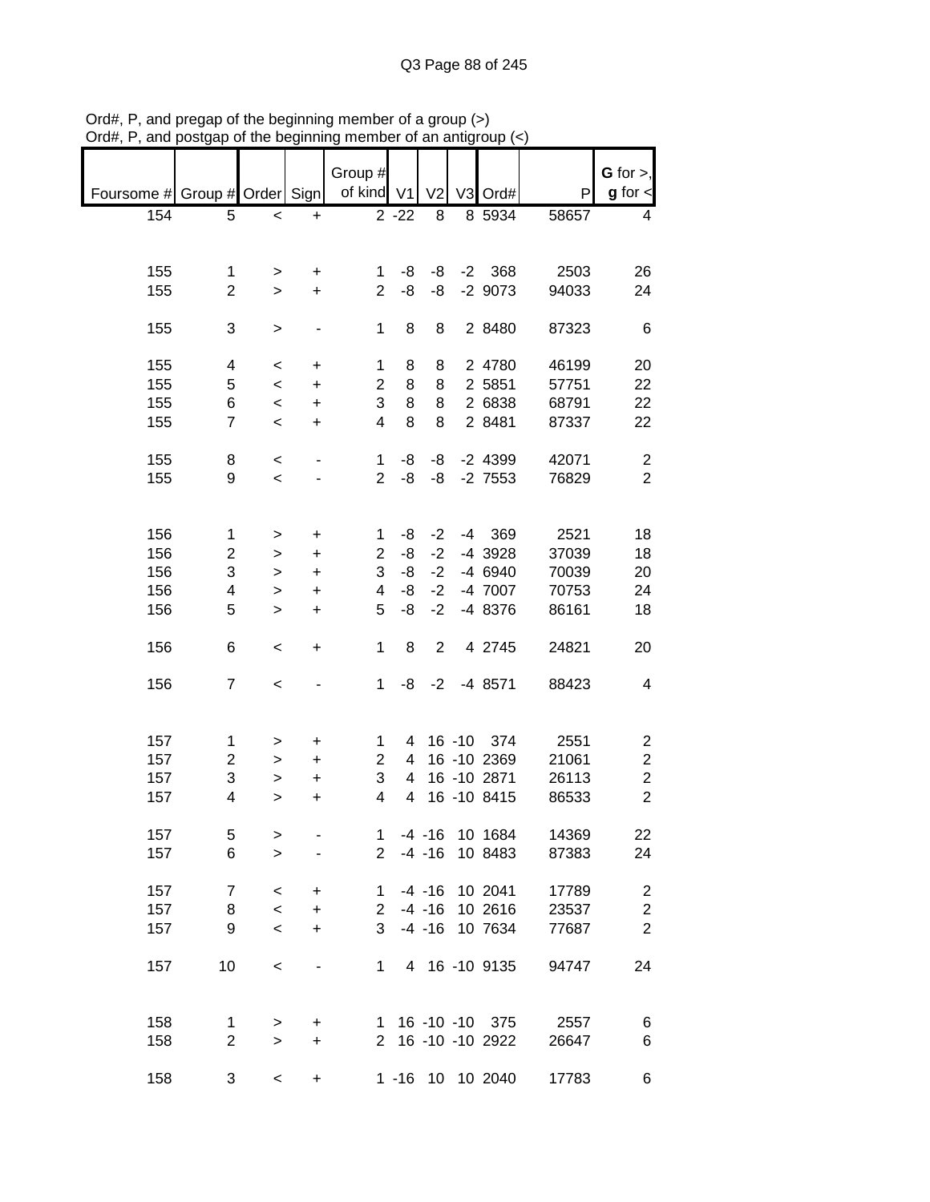Ord#, P, and pregap of the beginning member of a group (>)
Ord#, P, and postgap of the beginning member of an antigroup (<)

| Foursome # | Group # | Order | Sign | Group # of kind | V1 | V2 | V3 | Ord# | P | G for >, g for < |
|---|---|---|---|---|---|---|---|---|---|---|
| 154 | 5 | < | + | 2 | -22 | 8 | 8 | 5934 | 58657 | 4 |
| | | | | | | | | | | |
| 155 | 1 | > | + | 1 | -8 | -8 | -2 | 368 | 2503 | 26 |
| 155 | 2 | > | + | 2 | -8 | -8 | -2 | 9073 | 94033 | 24 |
| | | | | | | | | | | |
| 155 | 3 | > | - | 1 | 8 | 8 | 2 | 8480 | 87323 | 6 |
| | | | | | | | | | | |
| 155 | 4 | < | + | 1 | 8 | 8 | 2 | 4780 | 46199 | 20 |
| 155 | 5 | < | + | 2 | 8 | 8 | 2 | 5851 | 57751 | 22 |
| 155 | 6 | < | + | 3 | 8 | 8 | 2 | 6838 | 68791 | 22 |
| 155 | 7 | < | + | 4 | 8 | 8 | 2 | 8481 | 87337 | 22 |
| | | | | | | | | | | |
| 155 | 8 | < | - | 1 | -8 | -8 | -2 | 4399 | 42071 | 2 |
| 155 | 9 | < | - | 2 | -8 | -8 | -2 | 7553 | 76829 | 2 |
| | | | | | | | | | | |
| 156 | 1 | > | + | 1 | -8 | -2 | -4 | 369 | 2521 | 18 |
| 156 | 2 | > | + | 2 | -8 | -2 | -4 | 3928 | 37039 | 18 |
| 156 | 3 | > | + | 3 | -8 | -2 | -4 | 6940 | 70039 | 20 |
| 156 | 4 | > | + | 4 | -8 | -2 | -4 | 7007 | 70753 | 24 |
| 156 | 5 | > | + | 5 | -8 | -2 | -4 | 8376 | 86161 | 18 |
| | | | | | | | | | | |
| 156 | 6 | < | + | 1 | 8 | 2 | 4 | 2745 | 24821 | 20 |
| | | | | | | | | | | |
| 156 | 7 | < | - | 1 | -8 | -2 | -4 | 8571 | 88423 | 4 |
| | | | | | | | | | | |
| 157 | 1 | > | + | 1 | 4 | 16 | -10 | 374 | 2551 | 2 |
| 157 | 2 | > | + | 2 | 4 | 16 | -10 | 2369 | 21061 | 2 |
| 157 | 3 | > | + | 3 | 4 | 16 | -10 | 2871 | 26113 | 2 |
| 157 | 4 | > | + | 4 | 4 | 16 | -10 | 8415 | 86533 | 2 |
| | | | | | | | | | | |
| 157 | 5 | > | - | 1 | -4 | -16 | 10 | 1684 | 14369 | 22 |
| 157 | 6 | > | - | 2 | -4 | -16 | 10 | 8483 | 87383 | 24 |
| | | | | | | | | | | |
| 157 | 7 | < | + | 1 | -4 | -16 | 10 | 2041 | 17789 | 2 |
| 157 | 8 | < | + | 2 | -4 | -16 | 10 | 2616 | 23537 | 2 |
| 157 | 9 | < | + | 3 | -4 | -16 | 10 | 7634 | 77687 | 2 |
| | | | | | | | | | | |
| 157 | 10 | < | - | 1 | 4 | 16 | -10 | 9135 | 94747 | 24 |
| | | | | | | | | | | |
| 158 | 1 | > | + | 1 | 16 | -10 | -10 | 375 | 2557 | 6 |
| 158 | 2 | > | + | 2 | 16 | -10 | -10 | 2922 | 26647 | 6 |
| | | | | | | | | | | |
| 158 | 3 | < | + | 1 | -16 | 10 | 10 | 2040 | 17783 | 6 |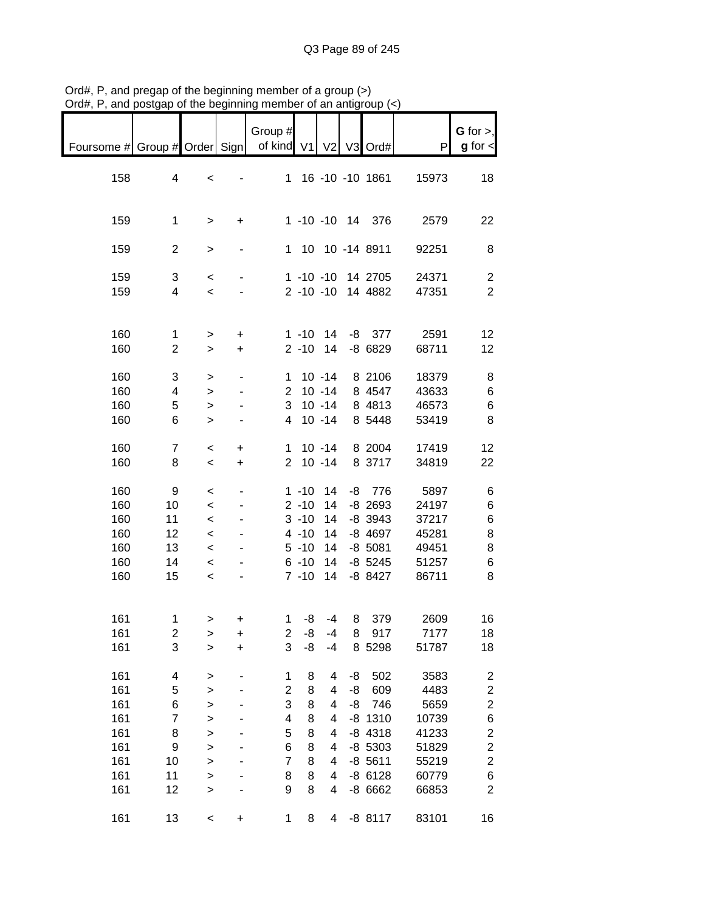Ord#, P, and pregap of the beginning member of a group (>)
Ord#, P, and postgap of the beginning member of an antigroup (<)

| Foursome # | Group # | Order | Sign | Group # of kind | V1 | V2 | V3 | Ord# | P | G for >, g for < |
|---|---|---|---|---|---|---|---|---|---|---|
| 158 | 4 | < | - | 1 | 16 | -10 | -10 | 1861 | 15973 | 18 |
| | | | | | | | | | | |
| 159 | 1 | > | + | 1 | -10 | -10 | 14 | 376 | 2579 | 22 |
| | | | | | | | | | | |
| 159 | 2 | > | - | 1 | 10 | 10 | -14 | 8911 | 92251 | 8 |
| | | | | | | | | | | |
| 159 | 3 | < | - | 1 | -10 | -10 | 14 | 2705 | 24371 | 2 |
| 159 | 4 | < | - | 2 | -10 | -10 | 14 | 4882 | 47351 | 2 |
| | | | | | | | | | | |
| 160 | 1 | > | + | 1 | -10 | 14 | -8 | 377 | 2591 | 12 |
| 160 | 2 | > | + | 2 | -10 | 14 | -8 | 6829 | 68711 | 12 |
| | | | | | | | | | | |
| 160 | 3 | > | - | 1 | 10 | -14 | 8 | 2106 | 18379 | 8 |
| 160 | 4 | > | - | 2 | 10 | -14 | 8 | 4547 | 43633 | 6 |
| 160 | 5 | > | - | 3 | 10 | -14 | 8 | 4813 | 46573 | 6 |
| 160 | 6 | > | - | 4 | 10 | -14 | 8 | 5448 | 53419 | 8 |
| | | | | | | | | | | |
| 160 | 7 | < | + | 1 | 10 | -14 | 8 | 2004 | 17419 | 12 |
| 160 | 8 | < | + | 2 | 10 | -14 | 8 | 3717 | 34819 | 22 |
| | | | | | | | | | | |
| 160 | 9 | < | - | 1 | -10 | 14 | -8 | 776 | 5897 | 6 |
| 160 | 10 | < | - | 2 | -10 | 14 | -8 | 2693 | 24197 | 6 |
| 160 | 11 | < | - | 3 | -10 | 14 | -8 | 3943 | 37217 | 6 |
| 160 | 12 | < | - | 4 | -10 | 14 | -8 | 4697 | 45281 | 8 |
| 160 | 13 | < | - | 5 | -10 | 14 | -8 | 5081 | 49451 | 8 |
| 160 | 14 | < | - | 6 | -10 | 14 | -8 | 5245 | 51257 | 6 |
| 160 | 15 | < | - | 7 | -10 | 14 | -8 | 8427 | 86711 | 8 |
| | | | | | | | | | | |
| 161 | 1 | > | + | 1 | -8 | -4 | 8 | 379 | 2609 | 16 |
| 161 | 2 | > | + | 2 | -8 | -4 | 8 | 917 | 7177 | 18 |
| 161 | 3 | > | + | 3 | -8 | -4 | 8 | 5298 | 51787 | 18 |
| | | | | | | | | | | |
| 161 | 4 | > | - | 1 | 8 | 4 | -8 | 502 | 3583 | 2 |
| 161 | 5 | > | - | 2 | 8 | 4 | -8 | 609 | 4483 | 2 |
| 161 | 6 | > | - | 3 | 8 | 4 | -8 | 746 | 5659 | 2 |
| 161 | 7 | > | - | 4 | 8 | 4 | -8 | 1310 | 10739 | 6 |
| 161 | 8 | > | - | 5 | 8 | 4 | -8 | 4318 | 41233 | 2 |
| 161 | 9 | > | - | 6 | 8 | 4 | -8 | 5303 | 51829 | 2 |
| 161 | 10 | > | - | 7 | 8 | 4 | -8 | 5611 | 55219 | 2 |
| 161 | 11 | > | - | 8 | 8 | 4 | -8 | 6128 | 60779 | 6 |
| 161 | 12 | > | - | 9 | 8 | 4 | -8 | 6662 | 66853 | 2 |
| | | | | | | | | | | |
| 161 | 13 | < | + | 1 | 8 | 4 | -8 | 8117 | 83101 | 16 |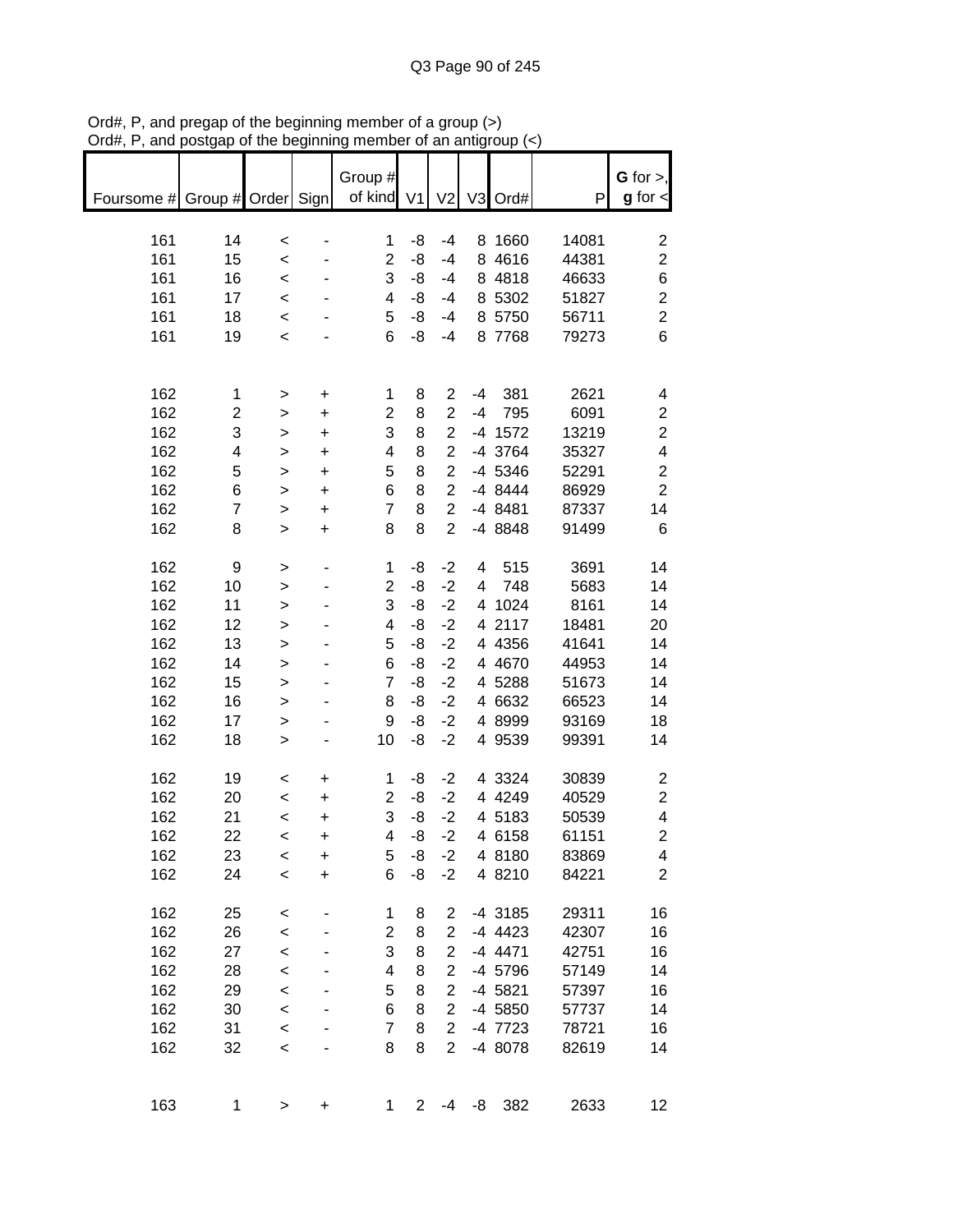Ord#, P, and pregap of the beginning member of a group (>)
Ord#, P, and postgap of the beginning member of an antigroup (<)

| Foursome # | Group # | Order | Sign | Group # of kind | V1 | V2 | V3 | Ord# | P | **G** for >, **g** for < |
|---|---|---|---|---|---|---|---|---|---|---|
| 161 | 14 | < | - | 1 | -8 | -4 | 8 | 1660 | 14081 | 2 |
| 161 | 15 | < | - | 2 | -8 | -4 | 8 | 4616 | 44381 | 2 |
| 161 | 16 | < | - | 3 | -8 | -4 | 8 | 4818 | 46633 | 6 |
| 161 | 17 | < | - | 4 | -8 | -4 | 8 | 5302 | 51827 | 2 |
| 161 | 18 | < | - | 5 | -8 | -4 | 8 | 5750 | 56711 | 2 |
| 161 | 19 | < | - | 6 | -8 | -4 | 8 | 7768 | 79273 | 6 |
| | | | | | | | | | | |
| 162 | 1 | > | + | 1 | 8 | 2 | -4 | 381 | 2621 | 4 |
| 162 | 2 | > | + | 2 | 8 | 2 | -4 | 795 | 6091 | 2 |
| 162 | 3 | > | + | 3 | 8 | 2 | -4 | 1572 | 13219 | 2 |
| 162 | 4 | > | + | 4 | 8 | 2 | -4 | 3764 | 35327 | 4 |
| 162 | 5 | > | + | 5 | 8 | 2 | -4 | 5346 | 52291 | 2 |
| 162 | 6 | > | + | 6 | 8 | 2 | -4 | 8444 | 86929 | 2 |
| 162 | 7 | > | + | 7 | 8 | 2 | -4 | 8481 | 87337 | 14 |
| 162 | 8 | > | + | 8 | 8 | 2 | -4 | 8848 | 91499 | 6 |
| | | | | | | | | | | |
| 162 | 9 | > | - | 1 | -8 | -2 | 4 | 515 | 3691 | 14 |
| 162 | 10 | > | - | 2 | -8 | -2 | 4 | 748 | 5683 | 14 |
| 162 | 11 | > | - | 3 | -8 | -2 | 4 | 1024 | 8161 | 14 |
| 162 | 12 | > | - | 4 | -8 | -2 | 4 | 2117 | 18481 | 20 |
| 162 | 13 | > | - | 5 | -8 | -2 | 4 | 4356 | 41641 | 14 |
| 162 | 14 | > | - | 6 | -8 | -2 | 4 | 4670 | 44953 | 14 |
| 162 | 15 | > | - | 7 | -8 | -2 | 4 | 5288 | 51673 | 14 |
| 162 | 16 | > | - | 8 | -8 | -2 | 4 | 6632 | 66523 | 14 |
| 162 | 17 | > | - | 9 | -8 | -2 | 4 | 8999 | 93169 | 18 |
| 162 | 18 | > | - | 10 | -8 | -2 | 4 | 9539 | 99391 | 14 |
| | | | | | | | | | | |
| 162 | 19 | < | + | 1 | -8 | -2 | 4 | 3324 | 30839 | 2 |
| 162 | 20 | < | + | 2 | -8 | -2 | 4 | 4249 | 40529 | 2 |
| 162 | 21 | < | + | 3 | -8 | -2 | 4 | 5183 | 50539 | 4 |
| 162 | 22 | < | + | 4 | -8 | -2 | 4 | 6158 | 61151 | 2 |
| 162 | 23 | < | + | 5 | -8 | -2 | 4 | 8180 | 83869 | 4 |
| 162 | 24 | < | + | 6 | -8 | -2 | 4 | 8210 | 84221 | 2 |
| | | | | | | | | | | |
| 162 | 25 | < | - | 1 | 8 | 2 | -4 | 3185 | 29311 | 16 |
| 162 | 26 | < | - | 2 | 8 | 2 | -4 | 4423 | 42307 | 16 |
| 162 | 27 | < | - | 3 | 8 | 2 | -4 | 4471 | 42751 | 16 |
| 162 | 28 | < | - | 4 | 8 | 2 | -4 | 5796 | 57149 | 14 |
| 162 | 29 | < | - | 5 | 8 | 2 | -4 | 5821 | 57397 | 16 |
| 162 | 30 | < | - | 6 | 8 | 2 | -4 | 5850 | 57737 | 14 |
| 162 | 31 | < | - | 7 | 8 | 2 | -4 | 7723 | 78721 | 16 |
| 162 | 32 | < | - | 8 | 8 | 2 | -4 | 8078 | 82619 | 14 |
| | | | | | | | | | | |
| 163 | 1 | > | + | 1 | 2 | -4 | -8 | 382 | 2633 | 12 |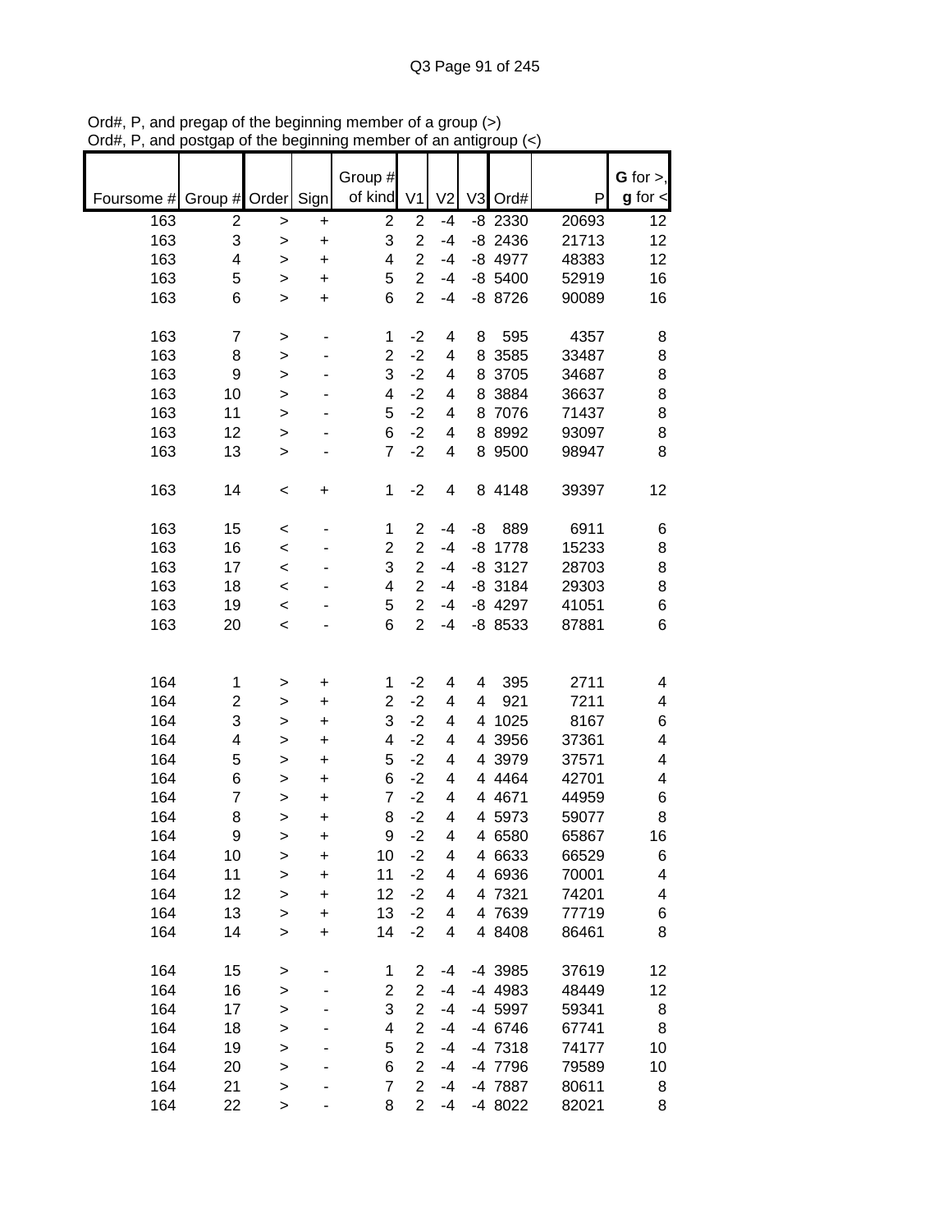Ord#, P, and pregap of the beginning member of a group (>)
Ord#, P, and postgap of the beginning member of an antigroup (<)

| Foursome # | Group # | Order | Sign | Group # of kind | V1 | V2 | V3 | Ord# | P | G for >, g for < |
|---|---|---|---|---|---|---|---|---|---|---|
| 163 | 2 | > | + | 2 | 2 | -4 | -8 | 2330 | 20693 | 12 |
| 163 | 3 | > | + | 3 | 2 | -4 | -8 | 2436 | 21713 | 12 |
| 163 | 4 | > | + | 4 | 2 | -4 | -8 | 4977 | 48383 | 12 |
| 163 | 5 | > | + | 5 | 2 | -4 | -8 | 5400 | 52919 | 16 |
| 163 | 6 | > | + | 6 | 2 | -4 | -8 | 8726 | 90089 | 16 |
| | | | | | | | | | | |
| 163 | 7 | > | - | 1 | -2 | 4 | 8 | 595 | 4357 | 8 |
| 163 | 8 | > | - | 2 | -2 | 4 | 8 | 3585 | 33487 | 8 |
| 163 | 9 | > | - | 3 | -2 | 4 | 8 | 3705 | 34687 | 8 |
| 163 | 10 | > | - | 4 | -2 | 4 | 8 | 3884 | 36637 | 8 |
| 163 | 11 | > | - | 5 | -2 | 4 | 8 | 7076 | 71437 | 8 |
| 163 | 12 | > | - | 6 | -2 | 4 | 8 | 8992 | 93097 | 8 |
| 163 | 13 | > | - | 7 | -2 | 4 | 8 | 9500 | 98947 | 8 |
| | | | | | | | | | | |
| 163 | 14 | < | + | 1 | -2 | 4 | 8 | 4148 | 39397 | 12 |
| | | | | | | | | | | |
| 163 | 15 | < | - | 1 | 2 | -4 | -8 | 889 | 6911 | 6 |
| 163 | 16 | < | - | 2 | 2 | -4 | -8 | 1778 | 15233 | 8 |
| 163 | 17 | < | - | 3 | 2 | -4 | -8 | 3127 | 28703 | 8 |
| 163 | 18 | < | - | 4 | 2 | -4 | -8 | 3184 | 29303 | 8 |
| 163 | 19 | < | - | 5 | 2 | -4 | -8 | 4297 | 41051 | 6 |
| 163 | 20 | < | - | 6 | 2 | -4 | -8 | 8533 | 87881 | 6 |
| | | | | | | | | | | |
| 164 | 1 | > | + | 1 | -2 | 4 | 4 | 395 | 2711 | 4 |
| 164 | 2 | > | + | 2 | -2 | 4 | 4 | 921 | 7211 | 4 |
| 164 | 3 | > | + | 3 | -2 | 4 | 4 | 1025 | 8167 | 6 |
| 164 | 4 | > | + | 4 | -2 | 4 | 4 | 3956 | 37361 | 4 |
| 164 | 5 | > | + | 5 | -2 | 4 | 4 | 3979 | 37571 | 4 |
| 164 | 6 | > | + | 6 | -2 | 4 | 4 | 4464 | 42701 | 4 |
| 164 | 7 | > | + | 7 | -2 | 4 | 4 | 4671 | 44959 | 6 |
| 164 | 8 | > | + | 8 | -2 | 4 | 4 | 5973 | 59077 | 8 |
| 164 | 9 | > | + | 9 | -2 | 4 | 4 | 6580 | 65867 | 16 |
| 164 | 10 | > | + | 10 | -2 | 4 | 4 | 6633 | 66529 | 6 |
| 164 | 11 | > | + | 11 | -2 | 4 | 4 | 6936 | 70001 | 4 |
| 164 | 12 | > | + | 12 | -2 | 4 | 4 | 7321 | 74201 | 4 |
| 164 | 13 | > | + | 13 | -2 | 4 | 4 | 7639 | 77719 | 6 |
| 164 | 14 | > | + | 14 | -2 | 4 | 4 | 8408 | 86461 | 8 |
| | | | | | | | | | | |
| 164 | 15 | > | - | 1 | 2 | -4 | -4 | 3985 | 37619 | 12 |
| 164 | 16 | > | - | 2 | 2 | -4 | -4 | 4983 | 48449 | 12 |
| 164 | 17 | > | - | 3 | 2 | -4 | -4 | 5997 | 59341 | 8 |
| 164 | 18 | > | - | 4 | 2 | -4 | -4 | 6746 | 67741 | 8 |
| 164 | 19 | > | - | 5 | 2 | -4 | -4 | 7318 | 74177 | 10 |
| 164 | 20 | > | - | 6 | 2 | -4 | -4 | 7796 | 79589 | 10 |
| 164 | 21 | > | - | 7 | 2 | -4 | -4 | 7887 | 80611 | 8 |
| 164 | 22 | > | - | 8 | 2 | -4 | -4 | 8022 | 82021 | 8 |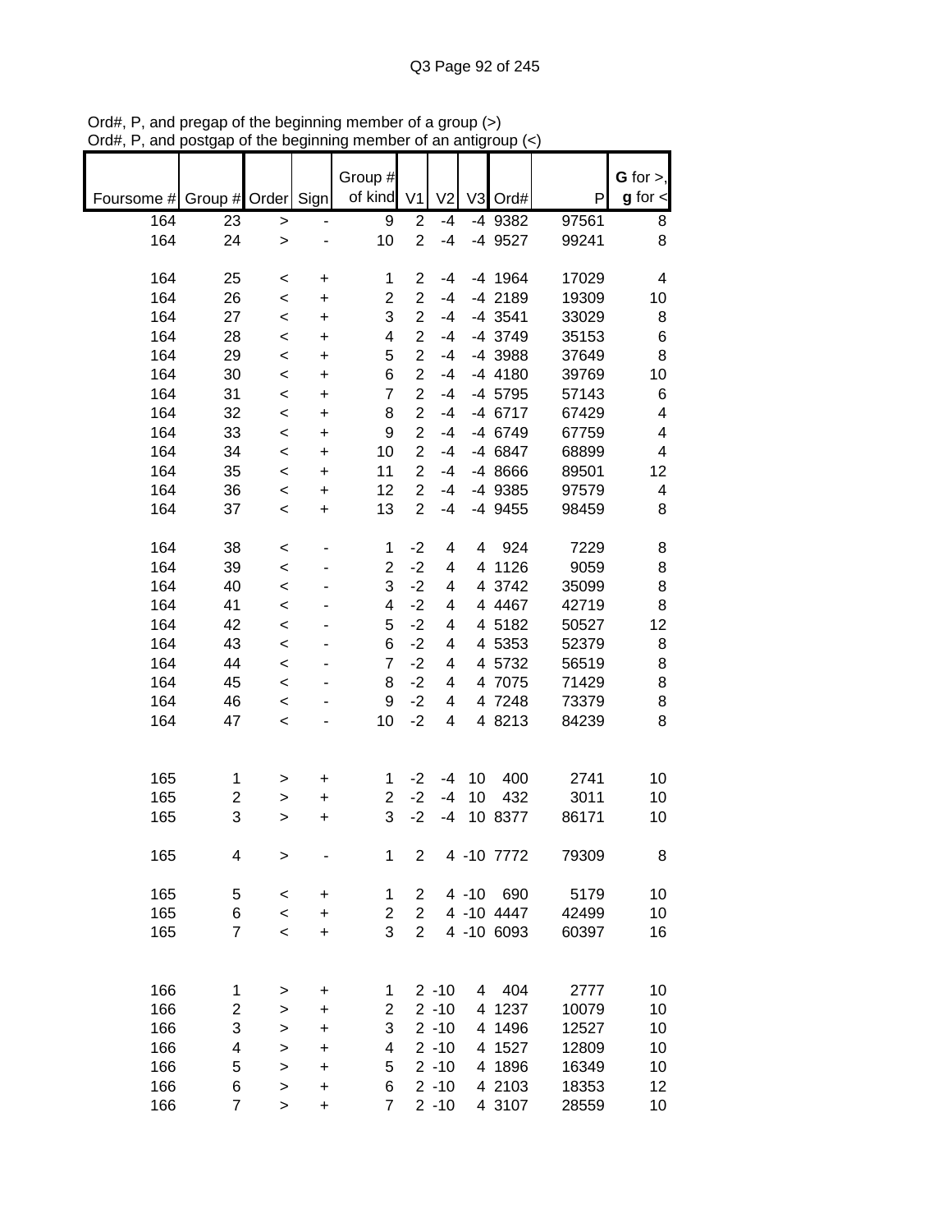Ord#, P, and pregap of the beginning member of a group (>)
Ord#, P, and postgap of the beginning member of an antigroup (<)

| Foursome # | Group # | Order | Sign | Group # of kind | V1 | V2 | V3 | Ord# | P | G for >, g for < |
|---|---|---|---|---|---|---|---|---|---|---|
| 164 | 23 | > | - | 9 | 2 | -4 | -4 | 9382 | 97561 | 8 |
| 164 | 24 | > | - | 10 | 2 | -4 | -4 | 9527 | 99241 | 8 |
| | | | | | | | | | | |
| 164 | 25 | < | + | 1 | 2 | -4 | -4 | 1964 | 17029 | 4 |
| 164 | 26 | < | + | 2 | 2 | -4 | -4 | 2189 | 19309 | 10 |
| 164 | 27 | < | + | 3 | 2 | -4 | -4 | 3541 | 33029 | 8 |
| 164 | 28 | < | + | 4 | 2 | -4 | -4 | 3749 | 35153 | 6 |
| 164 | 29 | < | + | 5 | 2 | -4 | -4 | 3988 | 37649 | 8 |
| 164 | 30 | < | + | 6 | 2 | -4 | -4 | 4180 | 39769 | 10 |
| 164 | 31 | < | + | 7 | 2 | -4 | -4 | 5795 | 57143 | 6 |
| 164 | 32 | < | + | 8 | 2 | -4 | -4 | 6717 | 67429 | 4 |
| 164 | 33 | < | + | 9 | 2 | -4 | -4 | 6749 | 67759 | 4 |
| 164 | 34 | < | + | 10 | 2 | -4 | -4 | 6847 | 68899 | 4 |
| 164 | 35 | < | + | 11 | 2 | -4 | -4 | 8666 | 89501 | 12 |
| 164 | 36 | < | + | 12 | 2 | -4 | -4 | 9385 | 97579 | 4 |
| 164 | 37 | < | + | 13 | 2 | -4 | -4 | 9455 | 98459 | 8 |
| | | | | | | | | | | |
| 164 | 38 | < | - | 1 | -2 | 4 | 4 | 924 | 7229 | 8 |
| 164 | 39 | < | - | 2 | -2 | 4 | 4 | 1126 | 9059 | 8 |
| 164 | 40 | < | - | 3 | -2 | 4 | 4 | 3742 | 35099 | 8 |
| 164 | 41 | < | - | 4 | -2 | 4 | 4 | 4467 | 42719 | 8 |
| 164 | 42 | < | - | 5 | -2 | 4 | 4 | 5182 | 50527 | 12 |
| 164 | 43 | < | - | 6 | -2 | 4 | 4 | 5353 | 52379 | 8 |
| 164 | 44 | < | - | 7 | -2 | 4 | 4 | 5732 | 56519 | 8 |
| 164 | 45 | < | - | 8 | -2 | 4 | 4 | 7075 | 71429 | 8 |
| 164 | 46 | < | - | 9 | -2 | 4 | 4 | 7248 | 73379 | 8 |
| 164 | 47 | < | - | 10 | -2 | 4 | 4 | 8213 | 84239 | 8 |
| | | | | | | | | | | |
| 165 | 1 | > | + | 1 | -2 | -4 | 10 | 400 | 2741 | 10 |
| 165 | 2 | > | + | 2 | -2 | -4 | 10 | 432 | 3011 | 10 |
| 165 | 3 | > | + | 3 | -2 | -4 | 10 | 8377 | 86171 | 10 |
| | | | | | | | | | | |
| 165 | 4 | > | - | 1 | 2 | 4 | -10 | 7772 | 79309 | 8 |
| | | | | | | | | | | |
| 165 | 5 | < | + | 1 | 2 | 4 | -10 | 690 | 5179 | 10 |
| 165 | 6 | < | + | 2 | 2 | 4 | -10 | 4447 | 42499 | 10 |
| 165 | 7 | < | + | 3 | 2 | 4 | -10 | 6093 | 60397 | 16 |
| | | | | | | | | | | |
| 166 | 1 | > | + | 1 | 2 | -10 | 4 | 404 | 2777 | 10 |
| 166 | 2 | > | + | 2 | 2 | -10 | 4 | 1237 | 10079 | 10 |
| 166 | 3 | > | + | 3 | 2 | -10 | 4 | 1496 | 12527 | 10 |
| 166 | 4 | > | + | 4 | 2 | -10 | 4 | 1527 | 12809 | 10 |
| 166 | 5 | > | + | 5 | 2 | -10 | 4 | 1896 | 16349 | 10 |
| 166 | 6 | > | + | 6 | 2 | -10 | 4 | 2103 | 18353 | 12 |
| 166 | 7 | > | + | 7 | 2 | -10 | 4 | 3107 | 28559 | 10 |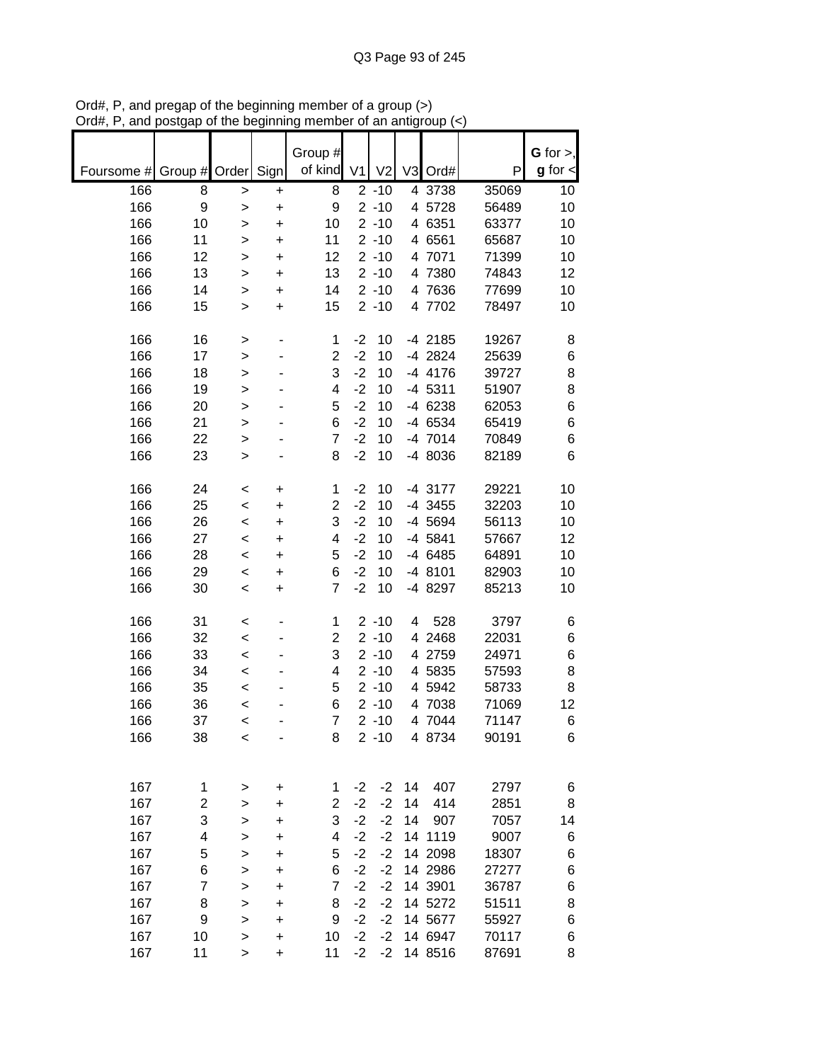Ord#, P, and pregap of the beginning member of a group (>)
Ord#, P, and postgap of the beginning member of an antigroup (<)

| Foursome # | Group # | Order | Sign | Group # of kind | V1 | V2 | V3 | Ord# | P | G for >, g for < |
|---|---|---|---|---|---|---|---|---|---|---|
| 166 | 8 | > | + | 8 | 2 | -10 | 4 | 3738 | 35069 | 10 |
| 166 | 9 | > | + | 9 | 2 | -10 | 4 | 5728 | 56489 | 10 |
| 166 | 10 | > | + | 10 | 2 | -10 | 4 | 6351 | 63377 | 10 |
| 166 | 11 | > | + | 11 | 2 | -10 | 4 | 6561 | 65687 | 10 |
| 166 | 12 | > | + | 12 | 2 | -10 | 4 | 7071 | 71399 | 10 |
| 166 | 13 | > | + | 13 | 2 | -10 | 4 | 7380 | 74843 | 12 |
| 166 | 14 | > | + | 14 | 2 | -10 | 4 | 7636 | 77699 | 10 |
| 166 | 15 | > | + | 15 | 2 | -10 | 4 | 7702 | 78497 | 10 |
| | | | | | | | | | | |
| 166 | 16 | > | - | 1 | -2 | 10 | -4 | 2185 | 19267 | 8 |
| 166 | 17 | > | - | 2 | -2 | 10 | -4 | 2824 | 25639 | 6 |
| 166 | 18 | > | - | 3 | -2 | 10 | -4 | 4176 | 39727 | 8 |
| 166 | 19 | > | - | 4 | -2 | 10 | -4 | 5311 | 51907 | 8 |
| 166 | 20 | > | - | 5 | -2 | 10 | -4 | 6238 | 62053 | 6 |
| 166 | 21 | > | - | 6 | -2 | 10 | -4 | 6534 | 65419 | 6 |
| 166 | 22 | > | - | 7 | -2 | 10 | -4 | 7014 | 70849 | 6 |
| 166 | 23 | > | - | 8 | -2 | 10 | -4 | 8036 | 82189 | 6 |
| | | | | | | | | | | |
| 166 | 24 | < | + | 1 | -2 | 10 | -4 | 3177 | 29221 | 10 |
| 166 | 25 | < | + | 2 | -2 | 10 | -4 | 3455 | 32203 | 10 |
| 166 | 26 | < | + | 3 | -2 | 10 | -4 | 5694 | 56113 | 10 |
| 166 | 27 | < | + | 4 | -2 | 10 | -4 | 5841 | 57667 | 12 |
| 166 | 28 | < | + | 5 | -2 | 10 | -4 | 6485 | 64891 | 10 |
| 166 | 29 | < | + | 6 | -2 | 10 | -4 | 8101 | 82903 | 10 |
| 166 | 30 | < | + | 7 | -2 | 10 | -4 | 8297 | 85213 | 10 |
| | | | | | | | | | | |
| 166 | 31 | < | - | 1 | 2 | -10 | 4 | 528 | 3797 | 6 |
| 166 | 32 | < | - | 2 | 2 | -10 | 4 | 2468 | 22031 | 6 |
| 166 | 33 | < | - | 3 | 2 | -10 | 4 | 2759 | 24971 | 6 |
| 166 | 34 | < | - | 4 | 2 | -10 | 4 | 5835 | 57593 | 8 |
| 166 | 35 | < | - | 5 | 2 | -10 | 4 | 5942 | 58733 | 8 |
| 166 | 36 | < | - | 6 | 2 | -10 | 4 | 7038 | 71069 | 12 |
| 166 | 37 | < | - | 7 | 2 | -10 | 4 | 7044 | 71147 | 6 |
| 166 | 38 | < | - | 8 | 2 | -10 | 4 | 8734 | 90191 | 6 |
| | | | | | | | | | | |
| 167 | 1 | > | + | 1 | -2 | -2 | 14 | 407 | 2797 | 6 |
| 167 | 2 | > | + | 2 | -2 | -2 | 14 | 414 | 2851 | 8 |
| 167 | 3 | > | + | 3 | -2 | -2 | 14 | 907 | 7057 | 14 |
| 167 | 4 | > | + | 4 | -2 | -2 | 14 | 1119 | 9007 | 6 |
| 167 | 5 | > | + | 5 | -2 | -2 | 14 | 2098 | 18307 | 6 |
| 167 | 6 | > | + | 6 | -2 | -2 | 14 | 2986 | 27277 | 6 |
| 167 | 7 | > | + | 7 | -2 | -2 | 14 | 3901 | 36787 | 6 |
| 167 | 8 | > | + | 8 | -2 | -2 | 14 | 5272 | 51511 | 8 |
| 167 | 9 | > | + | 9 | -2 | -2 | 14 | 5677 | 55927 | 6 |
| 167 | 10 | > | + | 10 | -2 | -2 | 14 | 6947 | 70117 | 6 |
| 167 | 11 | > | + | 11 | -2 | -2 | 14 | 8516 | 87691 | 8 |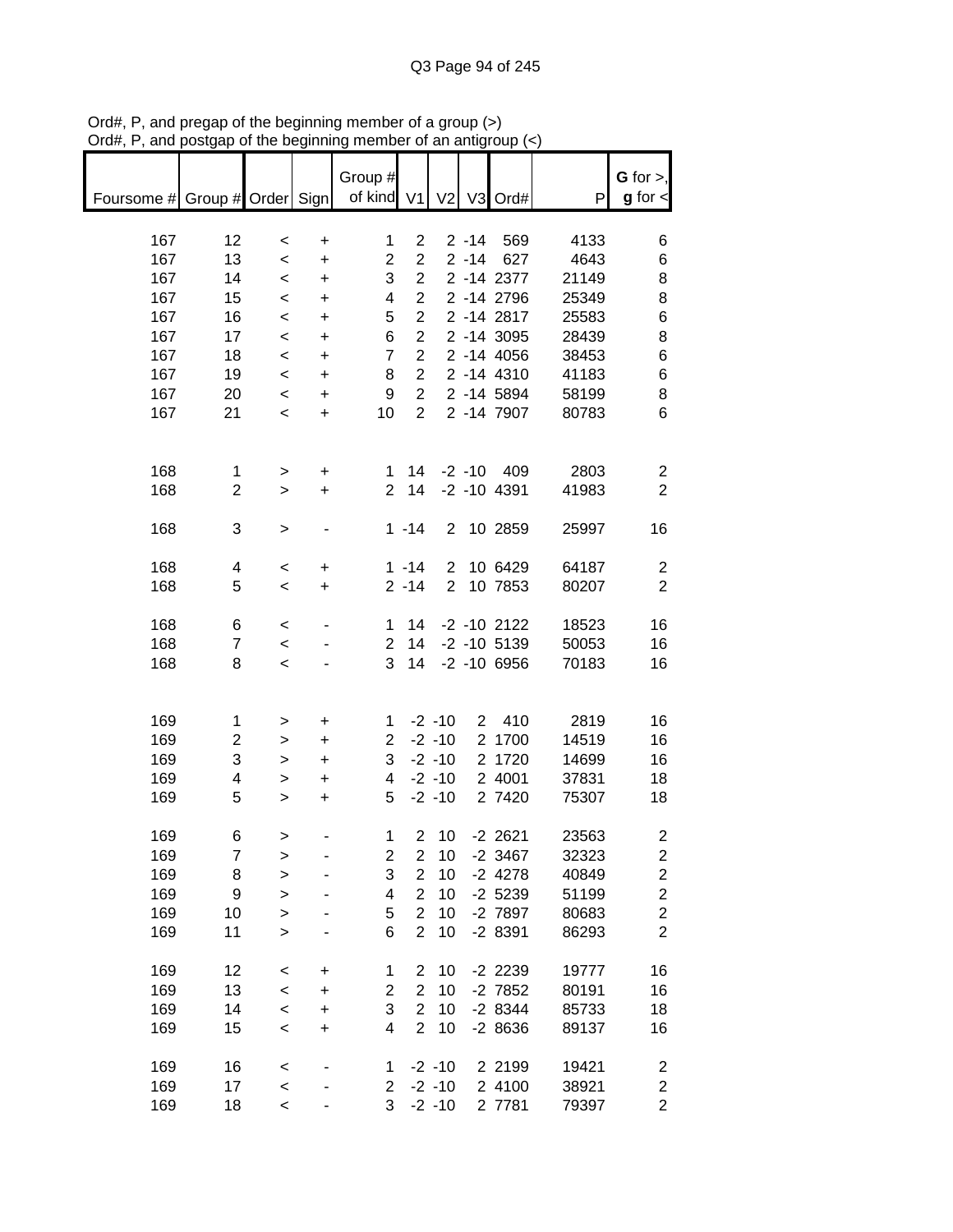Ord#, P, and pregap of the beginning member of a group (>)
Ord#, P, and postgap of the beginning member of an antigroup (<)

| Foursome # | Group # | Order | Sign | Group # of kind | V1 | V2 | V3 | Ord# | P | G for >, g for < |
|---|---|---|---|---|---|---|---|---|---|---|
| 167 | 12 | < | + | 1 | 2 | 2 | -14 | 569 | 4133 | 6 |
| 167 | 13 | < | + | 2 | 2 | 2 | -14 | 627 | 4643 | 6 |
| 167 | 14 | < | + | 3 | 2 | 2 | -14 | 2377 | 21149 | 8 |
| 167 | 15 | < | + | 4 | 2 | 2 | -14 | 2796 | 25349 | 8 |
| 167 | 16 | < | + | 5 | 2 | 2 | -14 | 2817 | 25583 | 6 |
| 167 | 17 | < | + | 6 | 2 | 2 | -14 | 3095 | 28439 | 8 |
| 167 | 18 | < | + | 7 | 2 | 2 | -14 | 4056 | 38453 | 6 |
| 167 | 19 | < | + | 8 | 2 | 2 | -14 | 4310 | 41183 | 6 |
| 167 | 20 | < | + | 9 | 2 | 2 | -14 | 5894 | 58199 | 8 |
| 167 | 21 | < | + | 10 | 2 | 2 | -14 | 7907 | 80783 | 6 |
| | | | | | | | | | | |
| 168 | 1 | > | + | 1 | 14 | -2 | -10 | 409 | 2803 | 2 |
| 168 | 2 | > | + | 2 | 14 | -2 | -10 | 4391 | 41983 | 2 |
| | | | | | | | | | | |
| 168 | 3 | > | - | 1 | -14 | 2 | 10 | 2859 | 25997 | 16 |
| | | | | | | | | | | |
| 168 | 4 | < | + | 1 | -14 | 2 | 10 | 6429 | 64187 | 2 |
| 168 | 5 | < | + | 2 | -14 | 2 | 10 | 7853 | 80207 | 2 |
| | | | | | | | | | | |
| 168 | 6 | < | - | 1 | 14 | -2 | -10 | 2122 | 18523 | 16 |
| 168 | 7 | < | - | 2 | 14 | -2 | -10 | 5139 | 50053 | 16 |
| 168 | 8 | < | - | 3 | 14 | -2 | -10 | 6956 | 70183 | 16 |
| | | | | | | | | | | |
| 169 | 1 | > | + | 1 | -2 | -10 | 2 | 410 | 2819 | 16 |
| 169 | 2 | > | + | 2 | -2 | -10 | 2 | 1700 | 14519 | 16 |
| 169 | 3 | > | + | 3 | -2 | -10 | 2 | 1720 | 14699 | 16 |
| 169 | 4 | > | + | 4 | -2 | -10 | 2 | 4001 | 37831 | 18 |
| 169 | 5 | > | + | 5 | -2 | -10 | 2 | 7420 | 75307 | 18 |
| | | | | | | | | | | |
| 169 | 6 | > | - | 1 | 2 | 10 | -2 | 2621 | 23563 | 2 |
| 169 | 7 | > | - | 2 | 2 | 10 | -2 | 3467 | 32323 | 2 |
| 169 | 8 | > | - | 3 | 2 | 10 | -2 | 4278 | 40849 | 2 |
| 169 | 9 | > | - | 4 | 2 | 10 | -2 | 5239 | 51199 | 2 |
| 169 | 10 | > | - | 5 | 2 | 10 | -2 | 7897 | 80683 | 2 |
| 169 | 11 | > | - | 6 | 2 | 10 | -2 | 8391 | 86293 | 2 |
| | | | | | | | | | | |
| 169 | 12 | < | + | 1 | 2 | 10 | -2 | 2239 | 19777 | 16 |
| 169 | 13 | < | + | 2 | 2 | 10 | -2 | 7852 | 80191 | 16 |
| 169 | 14 | < | + | 3 | 2 | 10 | -2 | 8344 | 85733 | 18 |
| 169 | 15 | < | + | 4 | 2 | 10 | -2 | 8636 | 89137 | 16 |
| | | | | | | | | | | |
| 169 | 16 | < | - | 1 | -2 | -10 | 2 | 2199 | 19421 | 2 |
| 169 | 17 | < | - | 2 | -2 | -10 | 2 | 4100 | 38921 | 2 |
| 169 | 18 | < | - | 3 | -2 | -10 | 2 | 7781 | 79397 | 2 |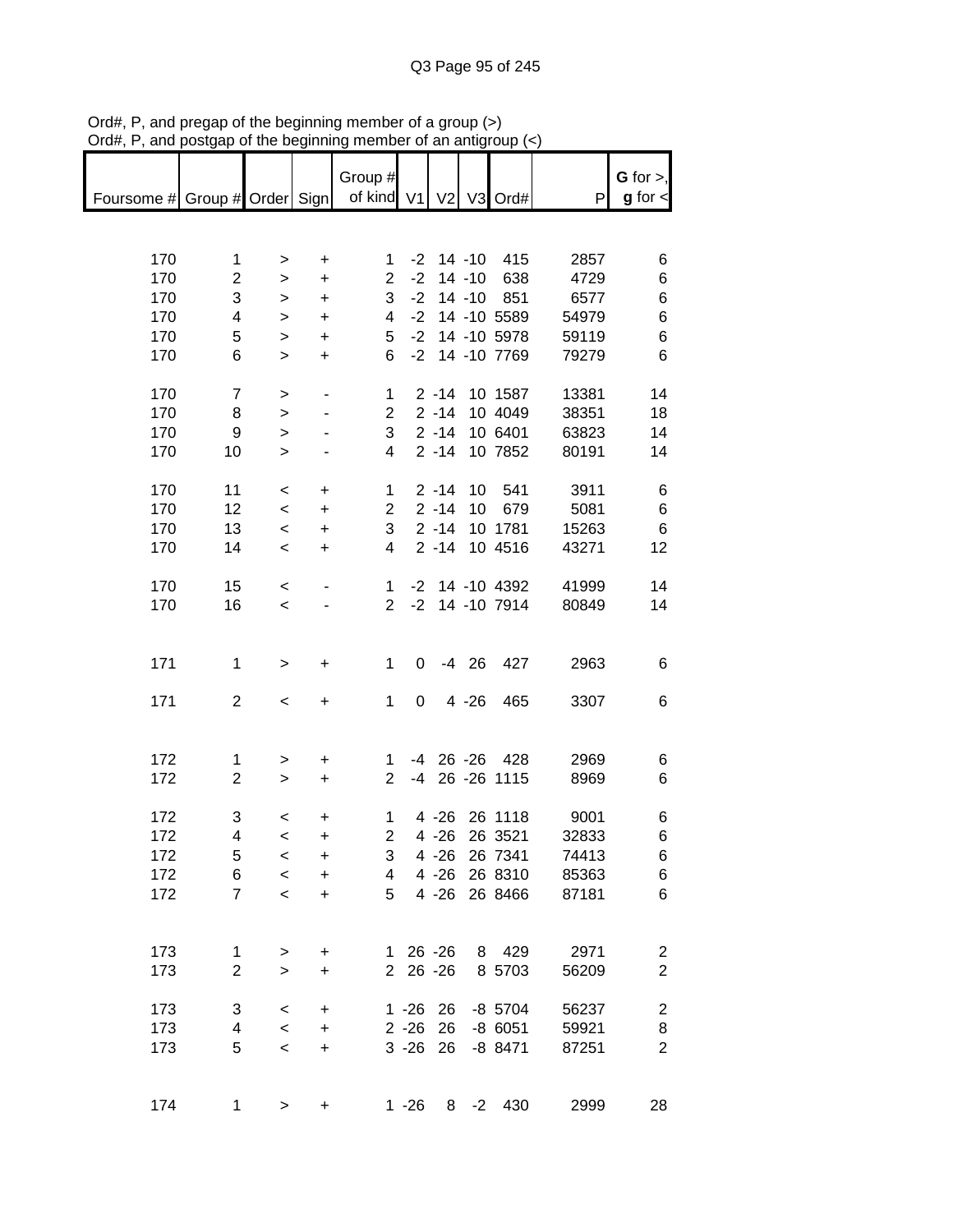Ord#, P, and pregap of the beginning member of a group (>)
Ord#, P, and postgap of the beginning member of an antigroup (<)

| Foursome # | Group # | Order | Sign | Group # of kind | V1 | V2 | V3 | Ord# | P | G for >, g for < |
|---|---|---|---|---|---|---|---|---|---|---|
| 170 | 1 | > | + | 1 | -2 | 14 | -10 | 415 | 2857 | 6 |
| 170 | 2 | > | + | 2 | -2 | 14 | -10 | 638 | 4729 | 6 |
| 170 | 3 | > | + | 3 | -2 | 14 | -10 | 851 | 6577 | 6 |
| 170 | 4 | > | + | 4 | -2 | 14 | -10 | 5589 | 54979 | 6 |
| 170 | 5 | > | + | 5 | -2 | 14 | -10 | 5978 | 59119 | 6 |
| 170 | 6 | > | + | 6 | -2 | 14 | -10 | 7769 | 79279 | 6 |
| 170 | 7 | > | - | 1 | 2 | -14 | 10 | 1587 | 13381 | 14 |
| 170 | 8 | > | - | 2 | 2 | -14 | 10 | 4049 | 38351 | 18 |
| 170 | 9 | > | - | 3 | 2 | -14 | 10 | 6401 | 63823 | 14 |
| 170 | 10 | > | - | 4 | 2 | -14 | 10 | 7852 | 80191 | 14 |
| 170 | 11 | < | + | 1 | 2 | -14 | 10 | 541 | 3911 | 6 |
| 170 | 12 | < | + | 2 | 2 | -14 | 10 | 679 | 5081 | 6 |
| 170 | 13 | < | + | 3 | 2 | -14 | 10 | 1781 | 15263 | 6 |
| 170 | 14 | < | + | 4 | 2 | -14 | 10 | 4516 | 43271 | 12 |
| 170 | 15 | < | - | 1 | -2 | 14 | -10 | 4392 | 41999 | 14 |
| 170 | 16 | < | - | 2 | -2 | 14 | -10 | 7914 | 80849 | 14 |
| 171 | 1 | > | + | 1 | 0 | -4 | 26 | 427 | 2963 | 6 |
| 171 | 2 | < | + | 1 | 0 | 4 | -26 | 465 | 3307 | 6 |
| 172 | 1 | > | + | 1 | -4 | 26 | -26 | 428 | 2969 | 6 |
| 172 | 2 | > | + | 2 | -4 | 26 | -26 | 1115 | 8969 | 6 |
| 172 | 3 | < | + | 1 | 4 | -26 | 26 | 1118 | 9001 | 6 |
| 172 | 4 | < | + | 2 | 4 | -26 | 26 | 3521 | 32833 | 6 |
| 172 | 5 | < | + | 3 | 4 | -26 | 26 | 7341 | 74413 | 6 |
| 172 | 6 | < | + | 4 | 4 | -26 | 26 | 8310 | 85363 | 6 |
| 172 | 7 | < | + | 5 | 4 | -26 | 26 | 8466 | 87181 | 6 |
| 173 | 1 | > | + | 1 | 26 | -26 | 8 | 429 | 2971 | 2 |
| 173 | 2 | > | + | 2 | 26 | -26 | 8 | 5703 | 56209 | 2 |
| 173 | 3 | < | + | 1 | -26 | 26 | -8 | 5704 | 56237 | 2 |
| 173 | 4 | < | + | 2 | -26 | 26 | -8 | 6051 | 59921 | 8 |
| 173 | 5 | < | + | 3 | -26 | 26 | -8 | 8471 | 87251 | 2 |
| 174 | 1 | > | + | 1 | -26 | 8 | -2 | 430 | 2999 | 28 |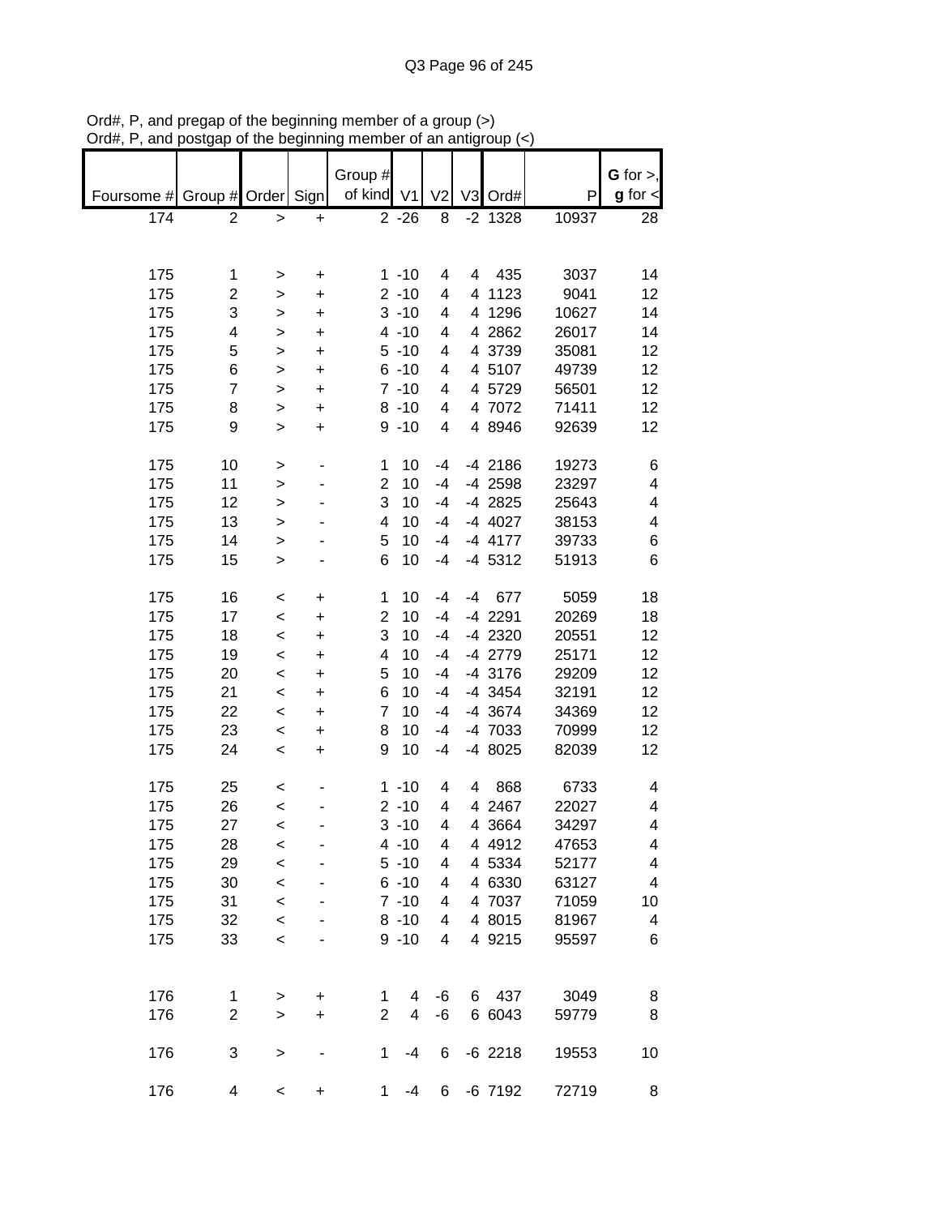Ord#, P, and pregap of the beginning member of a group (>)
Ord#, P, and postgap of the beginning member of an antigroup (<)

| Foursome # | Group # | Order | Sign | Group # of kind | V1 | V2 | V3 | Ord# | P | G for >, g for < |
|---|---|---|---|---|---|---|---|---|---|---|
| 174 | 2 | > | + | 2 | -26 | 8 | -2 | 1328 | 10937 | 28 |
| | | | | | | | | | | |
| 175 | 1 | > | + | 1 | -10 | 4 | 4 | 435 | 3037 | 14 |
| 175 | 2 | > | + | 2 | -10 | 4 | 4 | 1123 | 9041 | 12 |
| 175 | 3 | > | + | 3 | -10 | 4 | 4 | 1296 | 10627 | 14 |
| 175 | 4 | > | + | 4 | -10 | 4 | 4 | 2862 | 26017 | 14 |
| 175 | 5 | > | + | 5 | -10 | 4 | 4 | 3739 | 35081 | 12 |
| 175 | 6 | > | + | 6 | -10 | 4 | 4 | 5107 | 49739 | 12 |
| 175 | 7 | > | + | 7 | -10 | 4 | 4 | 5729 | 56501 | 12 |
| 175 | 8 | > | + | 8 | -10 | 4 | 4 | 7072 | 71411 | 12 |
| 175 | 9 | > | + | 9 | -10 | 4 | 4 | 8946 | 92639 | 12 |
| | | | | | | | | | | |
| 175 | 10 | > | - | 1 | 10 | -4 | -4 | 2186 | 19273 | 6 |
| 175 | 11 | > | - | 2 | 10 | -4 | -4 | 2598 | 23297 | 4 |
| 175 | 12 | > | - | 3 | 10 | -4 | -4 | 2825 | 25643 | 4 |
| 175 | 13 | > | - | 4 | 10 | -4 | -4 | 4027 | 38153 | 4 |
| 175 | 14 | > | - | 5 | 10 | -4 | -4 | 4177 | 39733 | 6 |
| 175 | 15 | > | - | 6 | 10 | -4 | -4 | 5312 | 51913 | 6 |
| | | | | | | | | | | |
| 175 | 16 | < | + | 1 | 10 | -4 | -4 | 677 | 5059 | 18 |
| 175 | 17 | < | + | 2 | 10 | -4 | -4 | 2291 | 20269 | 18 |
| 175 | 18 | < | + | 3 | 10 | -4 | -4 | 2320 | 20551 | 12 |
| 175 | 19 | < | + | 4 | 10 | -4 | -4 | 2779 | 25171 | 12 |
| 175 | 20 | < | + | 5 | 10 | -4 | -4 | 3176 | 29209 | 12 |
| 175 | 21 | < | + | 6 | 10 | -4 | -4 | 3454 | 32191 | 12 |
| 175 | 22 | < | + | 7 | 10 | -4 | -4 | 3674 | 34369 | 12 |
| 175 | 23 | < | + | 8 | 10 | -4 | -4 | 7033 | 70999 | 12 |
| 175 | 24 | < | + | 9 | 10 | -4 | -4 | 8025 | 82039 | 12 |
| | | | | | | | | | | |
| 175 | 25 | < | - | 1 | -10 | 4 | 4 | 868 | 6733 | 4 |
| 175 | 26 | < | - | 2 | -10 | 4 | 4 | 2467 | 22027 | 4 |
| 175 | 27 | < | - | 3 | -10 | 4 | 4 | 3664 | 34297 | 4 |
| 175 | 28 | < | - | 4 | -10 | 4 | 4 | 4912 | 47653 | 4 |
| 175 | 29 | < | - | 5 | -10 | 4 | 4 | 5334 | 52177 | 4 |
| 175 | 30 | < | - | 6 | -10 | 4 | 4 | 6330 | 63127 | 4 |
| 175 | 31 | < | - | 7 | -10 | 4 | 4 | 7037 | 71059 | 10 |
| 175 | 32 | < | - | 8 | -10 | 4 | 4 | 8015 | 81967 | 4 |
| 175 | 33 | < | - | 9 | -10 | 4 | 4 | 9215 | 95597 | 6 |
| | | | | | | | | | | |
| 176 | 1 | > | + | 1 | 4 | -6 | 6 | 437 | 3049 | 8 |
| 176 | 2 | > | + | 2 | 4 | -6 | 6 | 6043 | 59779 | 8 |
| | | | | | | | | | | |
| 176 | 3 | > | - | 1 | -4 | 6 | -6 | 2218 | 19553 | 10 |
| | | | | | | | | | | |
| 176 | 4 | < | + | 1 | -4 | 6 | -6 | 7192 | 72719 | 8 |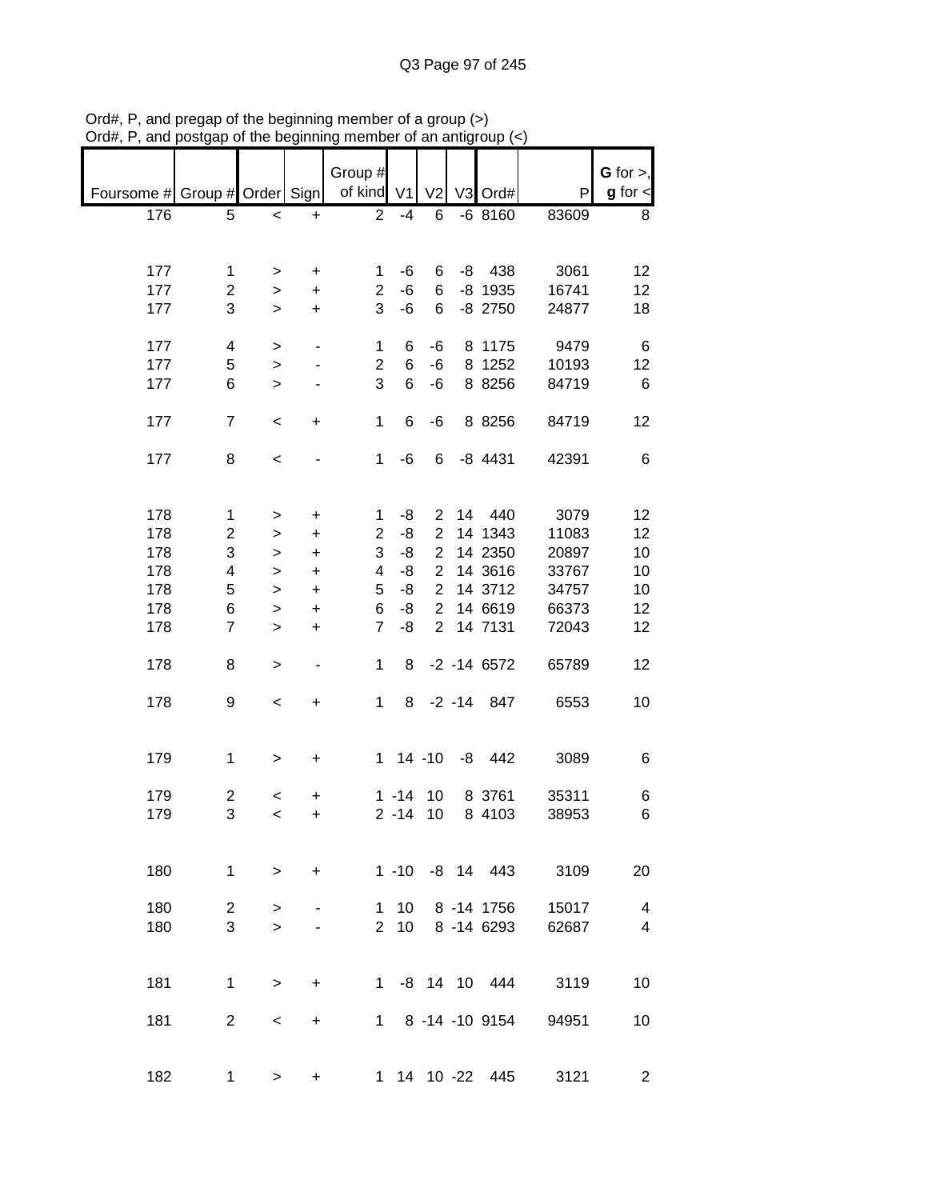Ord#, P, and pregap of the beginning member of a group (>)
Ord#, P, and postgap of the beginning member of an antigroup (<)

| Foursome # | Group # | Order | Sign | Group # of kind | V1 | V2 | V3 | Ord# | P | G for >, g for < |
|---|---|---|---|---|---|---|---|---|---|---|
| 176 | 5 | < | + | 2 | -4 | 6 | -6 | 8160 | 83609 | 8 |
| | | | | | | | | | | |
| 177 | 1 | > | + | 1 | -6 | 6 | -8 | 438 | 3061 | 12 |
| 177 | 2 | > | + | 2 | -6 | 6 | -8 | 1935 | 16741 | 12 |
| 177 | 3 | > | + | 3 | -6 | 6 | -8 | 2750 | 24877 | 18 |
| | | | | | | | | | | |
| 177 | 4 | > | - | 1 | 6 | -6 | 8 | 1175 | 9479 | 6 |
| 177 | 5 | > | - | 2 | 6 | -6 | 8 | 1252 | 10193 | 12 |
| 177 | 6 | > | - | 3 | 6 | -6 | 8 | 8256 | 84719 | 6 |
| | | | | | | | | | | |
| 177 | 7 | < | + | 1 | 6 | -6 | 8 | 8256 | 84719 | 12 |
| | | | | | | | | | | |
| 177 | 8 | < | - | 1 | -6 | 6 | -8 | 4431 | 42391 | 6 |
| | | | | | | | | | | |
| 178 | 1 | > | + | 1 | -8 | 2 | 14 | 440 | 3079 | 12 |
| 178 | 2 | > | + | 2 | -8 | 2 | 14 | 1343 | 11083 | 12 |
| 178 | 3 | > | + | 3 | -8 | 2 | 14 | 2350 | 20897 | 10 |
| 178 | 4 | > | + | 4 | -8 | 2 | 14 | 3616 | 33767 | 10 |
| 178 | 5 | > | + | 5 | -8 | 2 | 14 | 3712 | 34757 | 10 |
| 178 | 6 | > | + | 6 | -8 | 2 | 14 | 6619 | 66373 | 12 |
| 178 | 7 | > | + | 7 | -8 | 2 | 14 | 7131 | 72043 | 12 |
| | | | | | | | | | | |
| 178 | 8 | > | - | 1 | 8 | -2 | -14 | 6572 | 65789 | 12 |
| | | | | | | | | | | |
| 178 | 9 | < | + | 1 | 8 | -2 | -14 | 847 | 6553 | 10 |
| | | | | | | | | | | |
| 179 | 1 | > | + | 1 | 14 | -10 | -8 | 442 | 3089 | 6 |
| | | | | | | | | | | |
| 179 | 2 | < | + | 1 | -14 | 10 | 8 | 3761 | 35311 | 6 |
| 179 | 3 | < | + | 2 | -14 | 10 | 8 | 4103 | 38953 | 6 |
| | | | | | | | | | | |
| 180 | 1 | > | + | 1 | -10 | -8 | 14 | 443 | 3109 | 20 |
| | | | | | | | | | | |
| 180 | 2 | > | - | 1 | 10 | 8 | -14 | 1756 | 15017 | 4 |
| 180 | 3 | > | - | 2 | 10 | 8 | -14 | 6293 | 62687 | 4 |
| | | | | | | | | | | |
| 181 | 1 | > | + | 1 | -8 | 14 | 10 | 444 | 3119 | 10 |
| | | | | | | | | | | |
| 181 | 2 | < | + | 1 | 8 | -14 | -10 | 9154 | 94951 | 10 |
| | | | | | | | | | | |
| 182 | 1 | > | + | 1 | 14 | 10 | -22 | 445 | 3121 | 2 |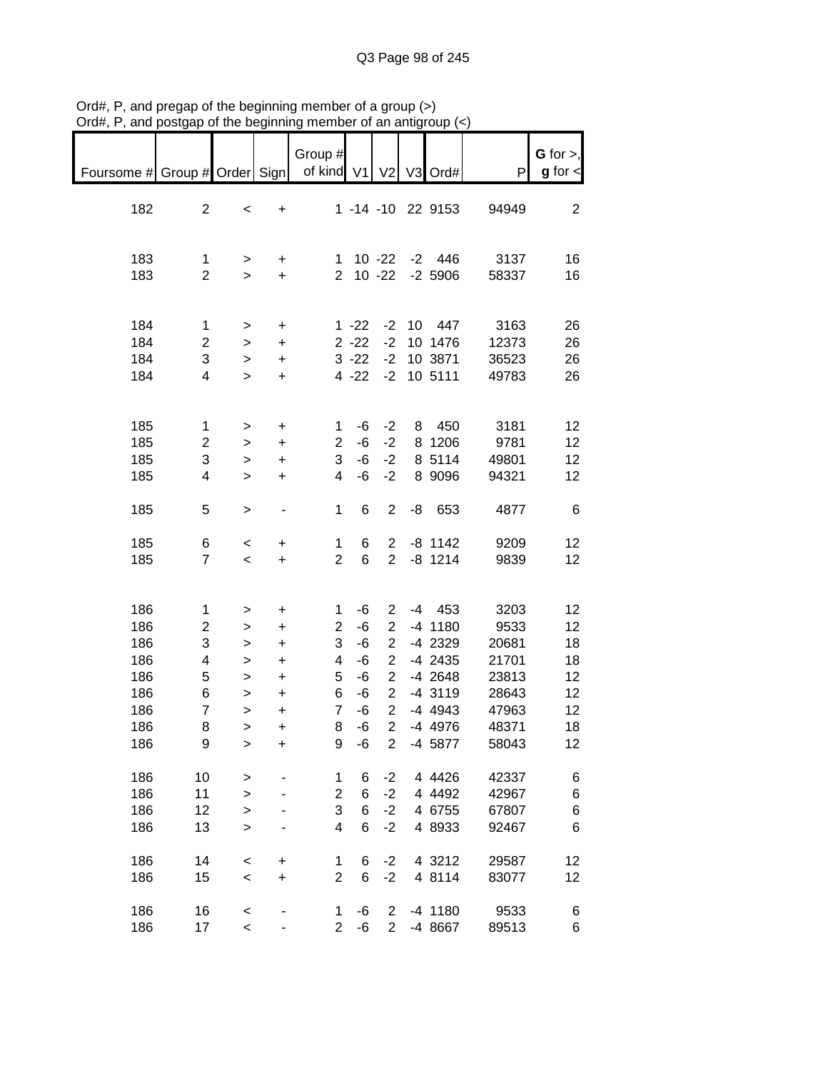Ord#, P, and pregap of the beginning member of a group (>)
Ord#, P, and postgap of the beginning member of an antigroup (<)

| Foursome # | Group # | Order | Sign | Group # of kind | V1 | V2 | V3 | Ord# | P | G for >, g for < |
|---|---|---|---|---|---|---|---|---|---|---|
| 182 | 2 | < | + | 1 | -14 | -10 | 22 | 9153 | 94949 | 2 |
| | | | | | | | | | | |
| 183 | 1 | > | + | 1 | 10 | -22 | -2 | 446 | 3137 | 16 |
| 183 | 2 | > | + | 2 | 10 | -22 | -2 | 5906 | 58337 | 16 |
| | | | | | | | | | | |
| 184 | 1 | > | + | 1 | -22 | -2 | 10 | 447 | 3163 | 26 |
| 184 | 2 | > | + | 2 | -22 | -2 | 10 | 1476 | 12373 | 26 |
| 184 | 3 | > | + | 3 | -22 | -2 | 10 | 3871 | 36523 | 26 |
| 184 | 4 | > | + | 4 | -22 | -2 | 10 | 5111 | 49783 | 26 |
| | | | | | | | | | | |
| 185 | 1 | > | + | 1 | -6 | -2 | 8 | 450 | 3181 | 12 |
| 185 | 2 | > | + | 2 | -6 | -2 | 8 | 1206 | 9781 | 12 |
| 185 | 3 | > | + | 3 | -6 | -2 | 8 | 5114 | 49801 | 12 |
| 185 | 4 | > | + | 4 | -6 | -2 | 8 | 9096 | 94321 | 12 |
| | | | | | | | | | | |
| 185 | 5 | > | - | 1 | 6 | 2 | -8 | 653 | 4877 | 6 |
| | | | | | | | | | | |
| 185 | 6 | < | + | 1 | 6 | 2 | -8 | 1142 | 9209 | 12 |
| 185 | 7 | < | + | 2 | 6 | 2 | -8 | 1214 | 9839 | 12 |
| | | | | | | | | | | |
| 186 | 1 | > | + | 1 | -6 | 2 | -4 | 453 | 3203 | 12 |
| 186 | 2 | > | + | 2 | -6 | 2 | -4 | 1180 | 9533 | 12 |
| 186 | 3 | > | + | 3 | -6 | 2 | -4 | 2329 | 20681 | 18 |
| 186 | 4 | > | + | 4 | -6 | 2 | -4 | 2435 | 21701 | 18 |
| 186 | 5 | > | + | 5 | -6 | 2 | -4 | 2648 | 23813 | 12 |
| 186 | 6 | > | + | 6 | -6 | 2 | -4 | 3119 | 28643 | 12 |
| 186 | 7 | > | + | 7 | -6 | 2 | -4 | 4943 | 47963 | 12 |
| 186 | 8 | > | + | 8 | -6 | 2 | -4 | 4976 | 48371 | 18 |
| 186 | 9 | > | + | 9 | -6 | 2 | -4 | 5877 | 58043 | 12 |
| | | | | | | | | | | |
| 186 | 10 | > | - | 1 | 6 | -2 | 4 | 4426 | 42337 | 6 |
| 186 | 11 | > | - | 2 | 6 | -2 | 4 | 4492 | 42967 | 6 |
| 186 | 12 | > | - | 3 | 6 | -2 | 4 | 6755 | 67807 | 6 |
| 186 | 13 | > | - | 4 | 6 | -2 | 4 | 8933 | 92467 | 6 |
| | | | | | | | | | | |
| 186 | 14 | < | + | 1 | 6 | -2 | 4 | 3212 | 29587 | 12 |
| 186 | 15 | < | + | 2 | 6 | -2 | 4 | 8114 | 83077 | 12 |
| | | | | | | | | | | |
| 186 | 16 | < | - | 1 | -6 | 2 | -4 | 1180 | 9533 | 6 |
| 186 | 17 | < | - | 2 | -6 | 2 | -4 | 8667 | 89513 | 6 |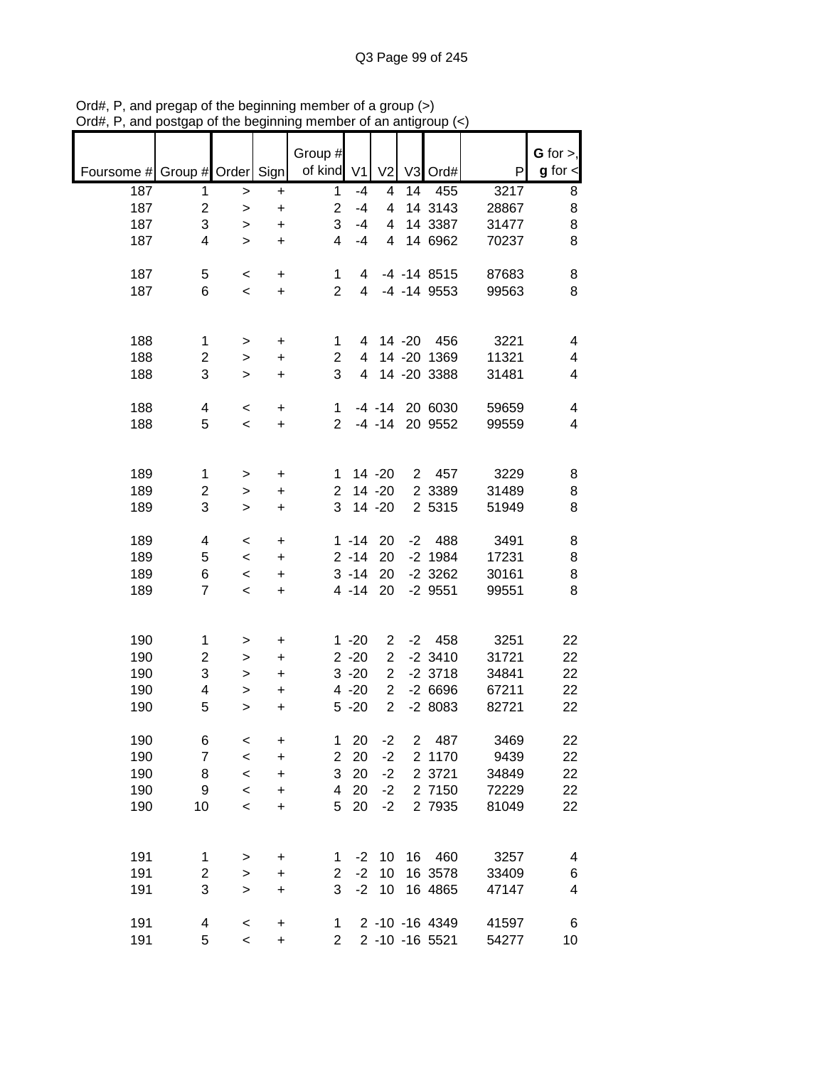Ord#, P, and pregap of the beginning member of a group (>)
Ord#, P, and postgap of the beginning member of an antigroup (<)

| Foursome # | Group # | Order | Sign | Group # of kind | V1 | V2 | V3 | Ord# | P | G for >, g for < |
|---|---|---|---|---|---|---|---|---|---|---|
| 187 | 1 | > | + | 1 | -4 | 4 | 14 | 455 | 3217 | 8 |
| 187 | 2 | > | + | 2 | -4 | 4 | 14 | 3143 | 28867 | 8 |
| 187 | 3 | > | + | 3 | -4 | 4 | 14 | 3387 | 31477 | 8 |
| 187 | 4 | > | + | 4 | -4 | 4 | 14 | 6962 | 70237 | 8 |
| | | | | | | | | | | |
| 187 | 5 | < | + | 1 | 4 | -4 | -14 | 8515 | 87683 | 8 |
| 187 | 6 | < | + | 2 | 4 | -4 | -14 | 9553 | 99563 | 8 |
| | | | | | | | | | | |
| 188 | 1 | > | + | 1 | 4 | 14 | -20 | 456 | 3221 | 4 |
| 188 | 2 | > | + | 2 | 4 | 14 | -20 | 1369 | 11321 | 4 |
| 188 | 3 | > | + | 3 | 4 | 14 | -20 | 3388 | 31481 | 4 |
| | | | | | | | | | | |
| 188 | 4 | < | + | 1 | -4 | -14 | 20 | 6030 | 59659 | 4 |
| 188 | 5 | < | + | 2 | -4 | -14 | 20 | 9552 | 99559 | 4 |
| | | | | | | | | | | |
| 189 | 1 | > | + | 1 | 14 | -20 | 2 | 457 | 3229 | 8 |
| 189 | 2 | > | + | 2 | 14 | -20 | 2 | 3389 | 31489 | 8 |
| 189 | 3 | > | + | 3 | 14 | -20 | 2 | 5315 | 51949 | 8 |
| | | | | | | | | | | |
| 189 | 4 | < | + | 1 | -14 | 20 | -2 | 488 | 3491 | 8 |
| 189 | 5 | < | + | 2 | -14 | 20 | -2 | 1984 | 17231 | 8 |
| 189 | 6 | < | + | 3 | -14 | 20 | -2 | 3262 | 30161 | 8 |
| 189 | 7 | < | + | 4 | -14 | 20 | -2 | 9551 | 99551 | 8 |
| | | | | | | | | | | |
| 190 | 1 | > | + | 1 | -20 | 2 | -2 | 458 | 3251 | 22 |
| 190 | 2 | > | + | 2 | -20 | 2 | -2 | 3410 | 31721 | 22 |
| 190 | 3 | > | + | 3 | -20 | 2 | -2 | 3718 | 34841 | 22 |
| 190 | 4 | > | + | 4 | -20 | 2 | -2 | 6696 | 67211 | 22 |
| 190 | 5 | > | + | 5 | -20 | 2 | -2 | 8083 | 82721 | 22 |
| | | | | | | | | | | |
| 190 | 6 | < | + | 1 | 20 | -2 | 2 | 487 | 3469 | 22 |
| 190 | 7 | < | + | 2 | 20 | -2 | 2 | 1170 | 9439 | 22 |
| 190 | 8 | < | + | 3 | 20 | -2 | 2 | 3721 | 34849 | 22 |
| 190 | 9 | < | + | 4 | 20 | -2 | 2 | 7150 | 72229 | 22 |
| 190 | 10 | < | + | 5 | 20 | -2 | 2 | 7935 | 81049 | 22 |
| | | | | | | | | | | |
| 191 | 1 | > | + | 1 | -2 | 10 | 16 | 460 | 3257 | 4 |
| 191 | 2 | > | + | 2 | -2 | 10 | 16 | 3578 | 33409 | 6 |
| 191 | 3 | > | + | 3 | -2 | 10 | 16 | 4865 | 47147 | 4 |
| | | | | | | | | | | |
| 191 | 4 | < | + | 1 | 2 | -10 | -16 | 4349 | 41597 | 6 |
| 191 | 5 | < | + | 2 | 2 | -10 | -16 | 5521 | 54277 | 10 |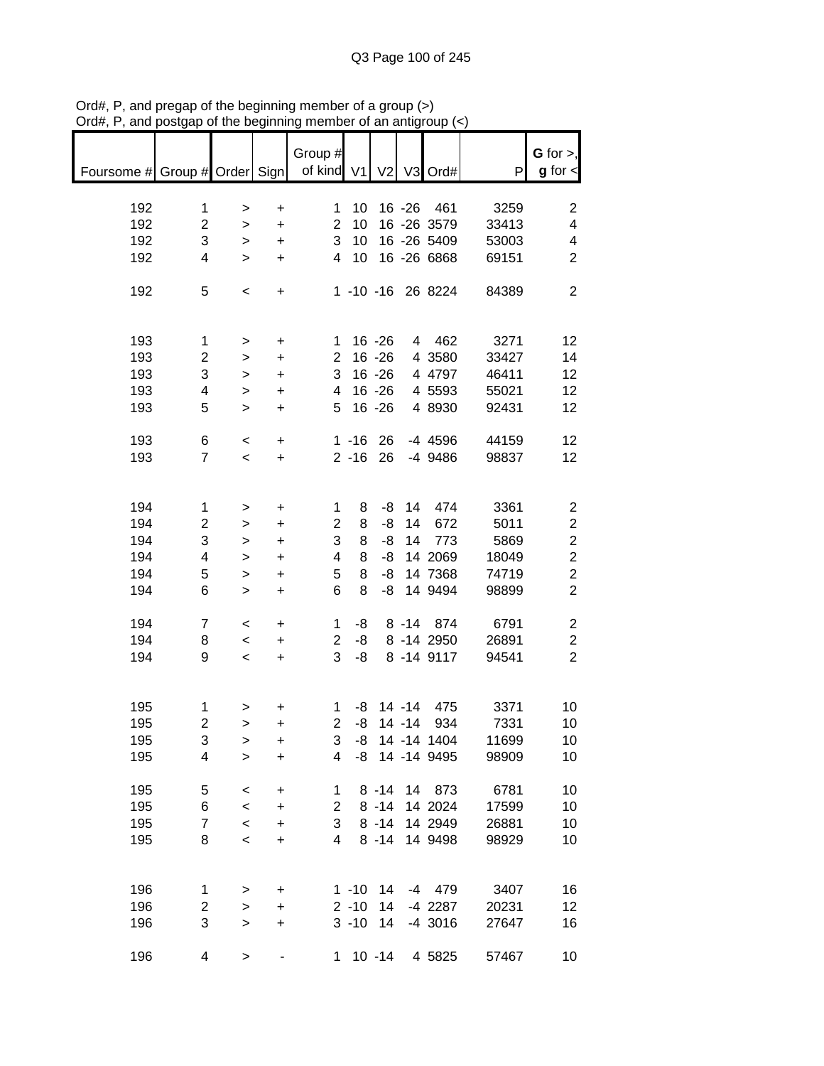Ord#, P, and pregap of the beginning member of a group (>)
Ord#, P, and postgap of the beginning member of an antigroup (<)

| Foursome # | Group # | Order | Sign | Group # of kind | V1 | V2 | V3 | Ord# | P | **G** for >, **g** for < |
|---|---|---|---|---|---|---|---|---|---|---|
| 192 | 1 | > | + | 1 | 10 | 16 | -26 | 461 | 3259 | 2 |
| 192 | 2 | > | + | 2 | 10 | 16 | -26 | 3579 | 33413 | 4 |
| 192 | 3 | > | + | 3 | 10 | 16 | -26 | 5409 | 53003 | 4 |
| 192 | 4 | > | + | 4 | 10 | 16 | -26 | 6868 | 69151 | 2 |
| | | | | | | | | | | |
| 192 | 5 | < | + | 1 | -10 | -16 | 26 | 8224 | 84389 | 2 |
| | | | | | | | | | | |
| 193 | 1 | > | + | 1 | 16 | -26 | 4 | 462 | 3271 | 12 |
| 193 | 2 | > | + | 2 | 16 | -26 | 4 | 3580 | 33427 | 14 |
| 193 | 3 | > | + | 3 | 16 | -26 | 4 | 4797 | 46411 | 12 |
| 193 | 4 | > | + | 4 | 16 | -26 | 4 | 5593 | 55021 | 12 |
| 193 | 5 | > | + | 5 | 16 | -26 | 4 | 8930 | 92431 | 12 |
| | | | | | | | | | | |
| 193 | 6 | < | + | 1 | -16 | 26 | -4 | 4596 | 44159 | 12 |
| 193 | 7 | < | + | 2 | -16 | 26 | -4 | 9486 | 98837 | 12 |
| | | | | | | | | | | |
| 194 | 1 | > | + | 1 | 8 | -8 | 14 | 474 | 3361 | 2 |
| 194 | 2 | > | + | 2 | 8 | -8 | 14 | 672 | 5011 | 2 |
| 194 | 3 | > | + | 3 | 8 | -8 | 14 | 773 | 5869 | 2 |
| 194 | 4 | > | + | 4 | 8 | -8 | 14 | 2069 | 18049 | 2 |
| 194 | 5 | > | + | 5 | 8 | -8 | 14 | 7368 | 74719 | 2 |
| 194 | 6 | > | + | 6 | 8 | -8 | 14 | 9494 | 98899 | 2 |
| | | | | | | | | | | |
| 194 | 7 | < | + | 1 | -8 | 8 | -14 | 874 | 6791 | 2 |
| 194 | 8 | < | + | 2 | -8 | 8 | -14 | 2950 | 26891 | 2 |
| 194 | 9 | < | + | 3 | -8 | 8 | -14 | 9117 | 94541 | 2 |
| | | | | | | | | | | |
| 195 | 1 | > | + | 1 | -8 | 14 | -14 | 475 | 3371 | 10 |
| 195 | 2 | > | + | 2 | -8 | 14 | -14 | 934 | 7331 | 10 |
| 195 | 3 | > | + | 3 | -8 | 14 | -14 | 1404 | 11699 | 10 |
| 195 | 4 | > | + | 4 | -8 | 14 | -14 | 9495 | 98909 | 10 |
| | | | | | | | | | | |
| 195 | 5 | < | + | 1 | 8 | -14 | 14 | 873 | 6781 | 10 |
| 195 | 6 | < | + | 2 | 8 | -14 | 14 | 2024 | 17599 | 10 |
| 195 | 7 | < | + | 3 | 8 | -14 | 14 | 2949 | 26881 | 10 |
| 195 | 8 | < | + | 4 | 8 | -14 | 14 | 9498 | 98929 | 10 |
| | | | | | | | | | | |
| 196 | 1 | > | + | 1 | -10 | 14 | -4 | 479 | 3407 | 16 |
| 196 | 2 | > | + | 2 | -10 | 14 | -4 | 2287 | 20231 | 12 |
| 196 | 3 | > | + | 3 | -10 | 14 | -4 | 3016 | 27647 | 16 |
| | | | | | | | | | | |
| 196 | 4 | > | - | 1 | 10 | -14 | 4 | 5825 | 57467 | 10 |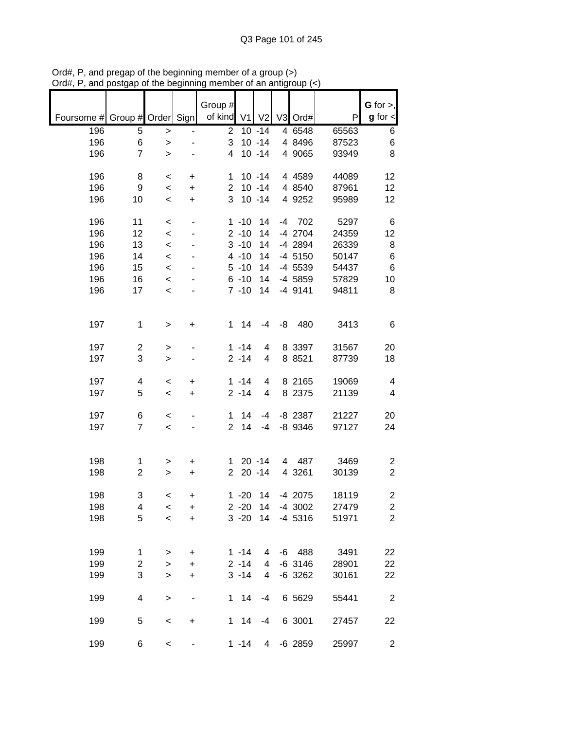Ord#, P, and pregap of the beginning member of a group (>)
Ord#, P, and postgap of the beginning member of an antigroup (<)

| Foursome # | Group # | Order | Sign | Group # of kind | V1 | V2 | V3 | Ord# | P | G for >, g for < |
|---|---|---|---|---|---|---|---|---|---|---|
| 196 | 5 | > | - | 2 | 10 | -14 | 4 | 6548 | 65563 | 6 |
| 196 | 6 | > | - | 3 | 10 | -14 | 4 | 8496 | 87523 | 6 |
| 196 | 7 | > | - | 4 | 10 | -14 | 4 | 9065 | 93949 | 8 |
| | | | | | | | | | | |
| 196 | 8 | < | + | 1 | 10 | -14 | 4 | 4589 | 44089 | 12 |
| 196 | 9 | < | + | 2 | 10 | -14 | 4 | 8540 | 87961 | 12 |
| 196 | 10 | < | + | 3 | 10 | -14 | 4 | 9252 | 95989 | 12 |
| | | | | | | | | | | |
| 196 | 11 | < | - | 1 | -10 | 14 | -4 | 702 | 5297 | 6 |
| 196 | 12 | < | - | 2 | -10 | 14 | -4 | 2704 | 24359 | 12 |
| 196 | 13 | < | - | 3 | -10 | 14 | -4 | 2894 | 26339 | 8 |
| 196 | 14 | < | - | 4 | -10 | 14 | -4 | 5150 | 50147 | 6 |
| 196 | 15 | < | - | 5 | -10 | 14 | -4 | 5539 | 54437 | 6 |
| 196 | 16 | < | - | 6 | -10 | 14 | -4 | 5859 | 57829 | 10 |
| 196 | 17 | < | - | 7 | -10 | 14 | -4 | 9141 | 94811 | 8 |
| | | | | | | | | | | |
| 197 | 1 | > | + | 1 | 14 | -4 | -8 | 480 | 3413 | 6 |
| | | | | | | | | | | |
| 197 | 2 | > | - | 1 | -14 | 4 | 8 | 3397 | 31567 | 20 |
| 197 | 3 | > | - | 2 | -14 | 4 | 8 | 8521 | 87739 | 18 |
| | | | | | | | | | | |
| 197 | 4 | < | + | 1 | -14 | 4 | 8 | 2165 | 19069 | 4 |
| 197 | 5 | < | + | 2 | -14 | 4 | 8 | 2375 | 21139 | 4 |
| | | | | | | | | | | |
| 197 | 6 | < | - | 1 | 14 | -4 | -8 | 2387 | 21227 | 20 |
| 197 | 7 | < | - | 2 | 14 | -4 | -8 | 9346 | 97127 | 24 |
| | | | | | | | | | | |
| 198 | 1 | > | + | 1 | 20 | -14 | 4 | 487 | 3469 | 2 |
| 198 | 2 | > | + | 2 | 20 | -14 | 4 | 3261 | 30139 | 2 |
| | | | | | | | | | | |
| 198 | 3 | < | + | 1 | -20 | 14 | -4 | 2075 | 18119 | 2 |
| 198 | 4 | < | + | 2 | -20 | 14 | -4 | 3002 | 27479 | 2 |
| 198 | 5 | < | + | 3 | -20 | 14 | -4 | 5316 | 51971 | 2 |
| | | | | | | | | | | |
| 199 | 1 | > | + | 1 | -14 | 4 | -6 | 488 | 3491 | 22 |
| 199 | 2 | > | + | 2 | -14 | 4 | -6 | 3146 | 28901 | 22 |
| 199 | 3 | > | + | 3 | -14 | 4 | -6 | 3262 | 30161 | 22 |
| | | | | | | | | | | |
| 199 | 4 | > | - | 1 | 14 | -4 | 6 | 5629 | 55441 | 2 |
| | | | | | | | | | | |
| 199 | 5 | < | + | 1 | 14 | -4 | 6 | 3001 | 27457 | 22 |
| | | | | | | | | | | |
| 199 | 6 | < | - | 1 | -14 | 4 | -6 | 2859 | 25997 | 2 |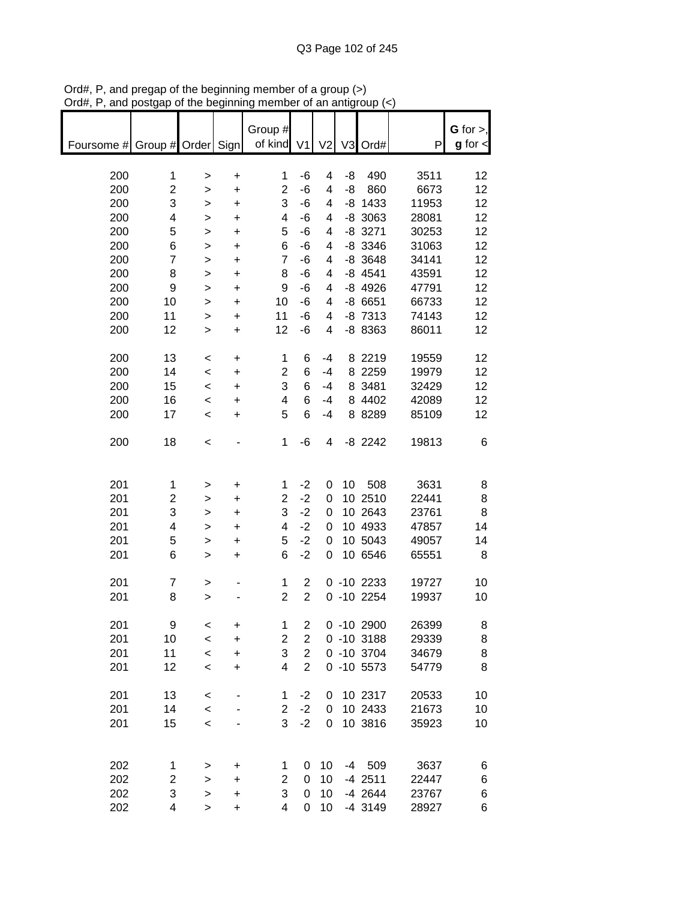Ord#, P, and pregap of the beginning member of a group (>)
Ord#, P, and postgap of the beginning member of an antigroup (<)

| Foursome # | Group # | Order | Sign | Group # of kind | V1 | V2 | V3 | Ord# | P | **G** for >, **g** for < |
|---|---|---|---|---|---|---|---|---|---|---|
| 200 | 1 | > | + | 1 | -6 | 4 | -8 | 490 | 3511 | 12 |
| 200 | 2 | > | + | 2 | -6 | 4 | -8 | 860 | 6673 | 12 |
| 200 | 3 | > | + | 3 | -6 | 4 | -8 | 1433 | 11953 | 12 |
| 200 | 4 | > | + | 4 | -6 | 4 | -8 | 3063 | 28081 | 12 |
| 200 | 5 | > | + | 5 | -6 | 4 | -8 | 3271 | 30253 | 12 |
| 200 | 6 | > | + | 6 | -6 | 4 | -8 | 3346 | 31063 | 12 |
| 200 | 7 | > | + | 7 | -6 | 4 | -8 | 3648 | 34141 | 12 |
| 200 | 8 | > | + | 8 | -6 | 4 | -8 | 4541 | 43591 | 12 |
| 200 | 9 | > | + | 9 | -6 | 4 | -8 | 4926 | 47791 | 12 |
| 200 | 10 | > | + | 10 | -6 | 4 | -8 | 6651 | 66733 | 12 |
| 200 | 11 | > | + | 11 | -6 | 4 | -8 | 7313 | 74143 | 12 |
| 200 | 12 | > | + | 12 | -6 | 4 | -8 | 8363 | 86011 | 12 |
| 200 | 13 | < | + | 1 | 6 | -4 | 8 | 2219 | 19559 | 12 |
| 200 | 14 | < | + | 2 | 6 | -4 | 8 | 2259 | 19979 | 12 |
| 200 | 15 | < | + | 3 | 6 | -4 | 8 | 3481 | 32429 | 12 |
| 200 | 16 | < | + | 4 | 6 | -4 | 8 | 4402 | 42089 | 12 |
| 200 | 17 | < | + | 5 | 6 | -4 | 8 | 8289 | 85109 | 12 |
| 200 | 18 | < | - | 1 | -6 | 4 | -8 | 2242 | 19813 | 6 |
| 201 | 1 | > | + | 1 | -2 | 0 | 10 | 508 | 3631 | 8 |
| 201 | 2 | > | + | 2 | -2 | 0 | 10 | 2510 | 22441 | 8 |
| 201 | 3 | > | + | 3 | -2 | 0 | 10 | 2643 | 23761 | 8 |
| 201 | 4 | > | + | 4 | -2 | 0 | 10 | 4933 | 47857 | 14 |
| 201 | 5 | > | + | 5 | -2 | 0 | 10 | 5043 | 49057 | 14 |
| 201 | 6 | > | + | 6 | -2 | 0 | 10 | 6546 | 65551 | 8 |
| 201 | 7 | > | - | 1 | 2 | 0 | -10 | 2233 | 19727 | 10 |
| 201 | 8 | > | - | 2 | 2 | 0 | -10 | 2254 | 19937 | 10 |
| 201 | 9 | < | + | 1 | 2 | 0 | -10 | 2900 | 26399 | 8 |
| 201 | 10 | < | + | 2 | 2 | 0 | -10 | 3188 | 29339 | 8 |
| 201 | 11 | < | + | 3 | 2 | 0 | -10 | 3704 | 34679 | 8 |
| 201 | 12 | < | + | 4 | 2 | 0 | -10 | 5573 | 54779 | 8 |
| 201 | 13 | < | - | 1 | -2 | 0 | 10 | 2317 | 20533 | 10 |
| 201 | 14 | < | - | 2 | -2 | 0 | 10 | 2433 | 21673 | 10 |
| 201 | 15 | < | - | 3 | -2 | 0 | 10 | 3816 | 35923 | 10 |
| 202 | 1 | > | + | 1 | 0 | 10 | -4 | 509 | 3637 | 6 |
| 202 | 2 | > | + | 2 | 0 | 10 | -4 | 2511 | 22447 | 6 |
| 202 | 3 | > | + | 3 | 0 | 10 | -4 | 2644 | 23767 | 6 |
| 202 | 4 | > | + | 4 | 0 | 10 | -4 | 3149 | 28927 | 6 |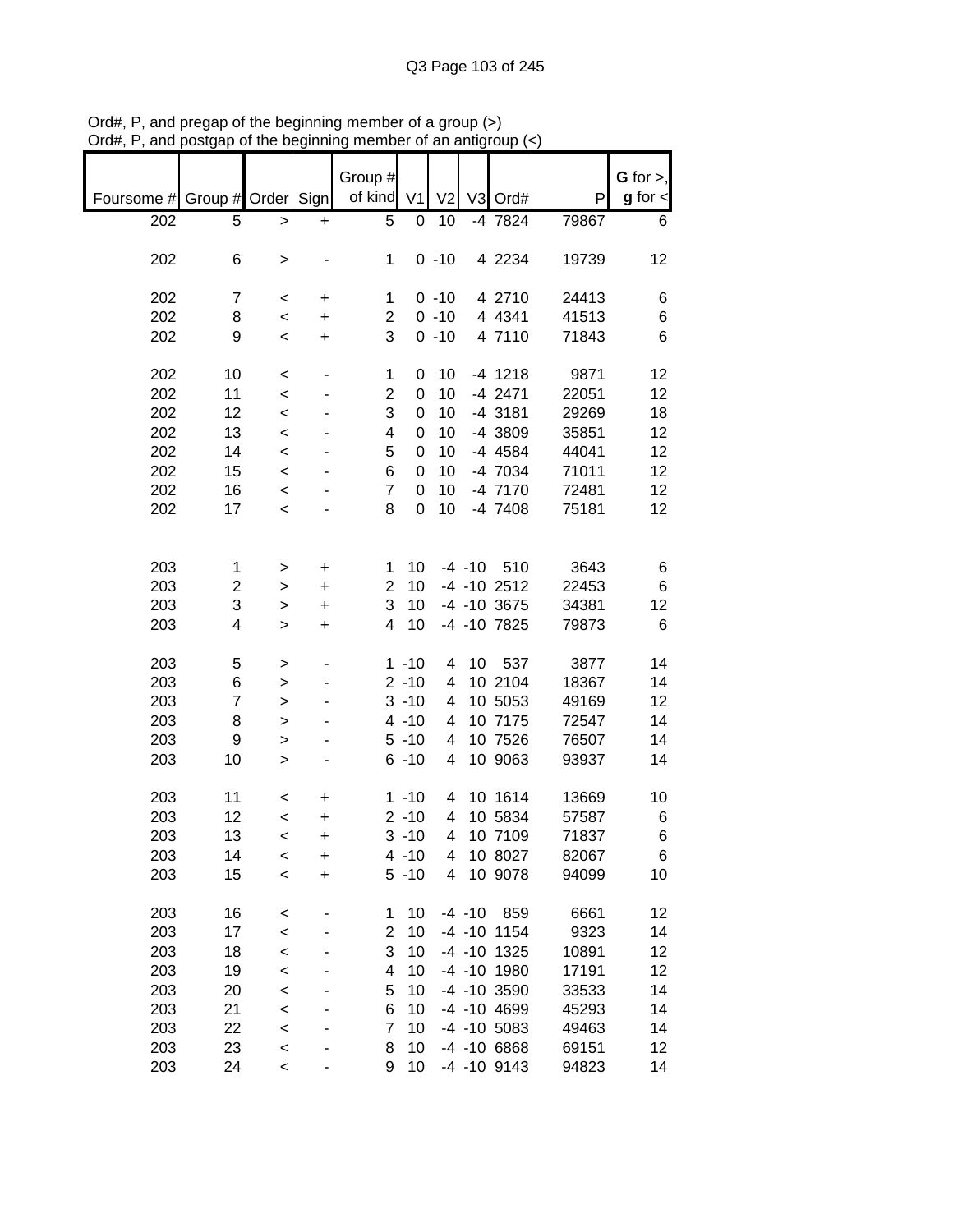Ord#, P, and pregap of the beginning member of a group (>)
Ord#, P, and postgap of the beginning member of an antigroup (<)

| Foursome # | Group # | Order | Sign | Group # of kind | V1 | V2 | V3 | Ord# | P | G for >, g for < |
|---|---|---|---|---|---|---|---|---|---|---|
| 202 | 5 | > | + | 5 | 0 | 10 | -4 | 7824 | 79867 | 6 |
| | | | | | | | | | | |
| 202 | 6 | > | - | 1 | 0 | -10 | 4 | 2234 | 19739 | 12 |
| | | | | | | | | | | |
| 202 | 7 | < | + | 1 | 0 | -10 | 4 | 2710 | 24413 | 6 |
| 202 | 8 | < | + | 2 | 0 | -10 | 4 | 4341 | 41513 | 6 |
| 202 | 9 | < | + | 3 | 0 | -10 | 4 | 7110 | 71843 | 6 |
| | | | | | | | | | | |
| 202 | 10 | < | - | 1 | 0 | 10 | -4 | 1218 | 9871 | 12 |
| 202 | 11 | < | - | 2 | 0 | 10 | -4 | 2471 | 22051 | 12 |
| 202 | 12 | < | - | 3 | 0 | 10 | -4 | 3181 | 29269 | 18 |
| 202 | 13 | < | - | 4 | 0 | 10 | -4 | 3809 | 35851 | 12 |
| 202 | 14 | < | - | 5 | 0 | 10 | -4 | 4584 | 44041 | 12 |
| 202 | 15 | < | - | 6 | 0 | 10 | -4 | 7034 | 71011 | 12 |
| 202 | 16 | < | - | 7 | 0 | 10 | -4 | 7170 | 72481 | 12 |
| 202 | 17 | < | - | 8 | 0 | 10 | -4 | 7408 | 75181 | 12 |
| | | | | | | | | | | |
| 203 | 1 | > | + | 1 | 10 | -4 | -10 | 510 | 3643 | 6 |
| 203 | 2 | > | + | 2 | 10 | -4 | -10 | 2512 | 22453 | 6 |
| 203 | 3 | > | + | 3 | 10 | -4 | -10 | 3675 | 34381 | 12 |
| 203 | 4 | > | + | 4 | 10 | -4 | -10 | 7825 | 79873 | 6 |
| | | | | | | | | | | |
| 203 | 5 | > | - | 1 | -10 | 4 | 10 | 537 | 3877 | 14 |
| 203 | 6 | > | - | 2 | -10 | 4 | 10 | 2104 | 18367 | 14 |
| 203 | 7 | > | - | 3 | -10 | 4 | 10 | 5053 | 49169 | 12 |
| 203 | 8 | > | - | 4 | -10 | 4 | 10 | 7175 | 72547 | 14 |
| 203 | 9 | > | - | 5 | -10 | 4 | 10 | 7526 | 76507 | 14 |
| 203 | 10 | > | - | 6 | -10 | 4 | 10 | 9063 | 93937 | 14 |
| | | | | | | | | | | |
| 203 | 11 | < | + | 1 | -10 | 4 | 10 | 1614 | 13669 | 10 |
| 203 | 12 | < | + | 2 | -10 | 4 | 10 | 5834 | 57587 | 6 |
| 203 | 13 | < | + | 3 | -10 | 4 | 10 | 7109 | 71837 | 6 |
| 203 | 14 | < | + | 4 | -10 | 4 | 10 | 8027 | 82067 | 6 |
| 203 | 15 | < | + | 5 | -10 | 4 | 10 | 9078 | 94099 | 10 |
| | | | | | | | | | | |
| 203 | 16 | < | - | 1 | 10 | -4 | -10 | 859 | 6661 | 12 |
| 203 | 17 | < | - | 2 | 10 | -4 | -10 | 1154 | 9323 | 14 |
| 203 | 18 | < | - | 3 | 10 | -4 | -10 | 1325 | 10891 | 12 |
| 203 | 19 | < | - | 4 | 10 | -4 | -10 | 1980 | 17191 | 12 |
| 203 | 20 | < | - | 5 | 10 | -4 | -10 | 3590 | 33533 | 14 |
| 203 | 21 | < | - | 6 | 10 | -4 | -10 | 4699 | 45293 | 14 |
| 203 | 22 | < | - | 7 | 10 | -4 | -10 | 5083 | 49463 | 14 |
| 203 | 23 | < | - | 8 | 10 | -4 | -10 | 6868 | 69151 | 12 |
| 203 | 24 | < | - | 9 | 10 | -4 | -10 | 9143 | 94823 | 14 |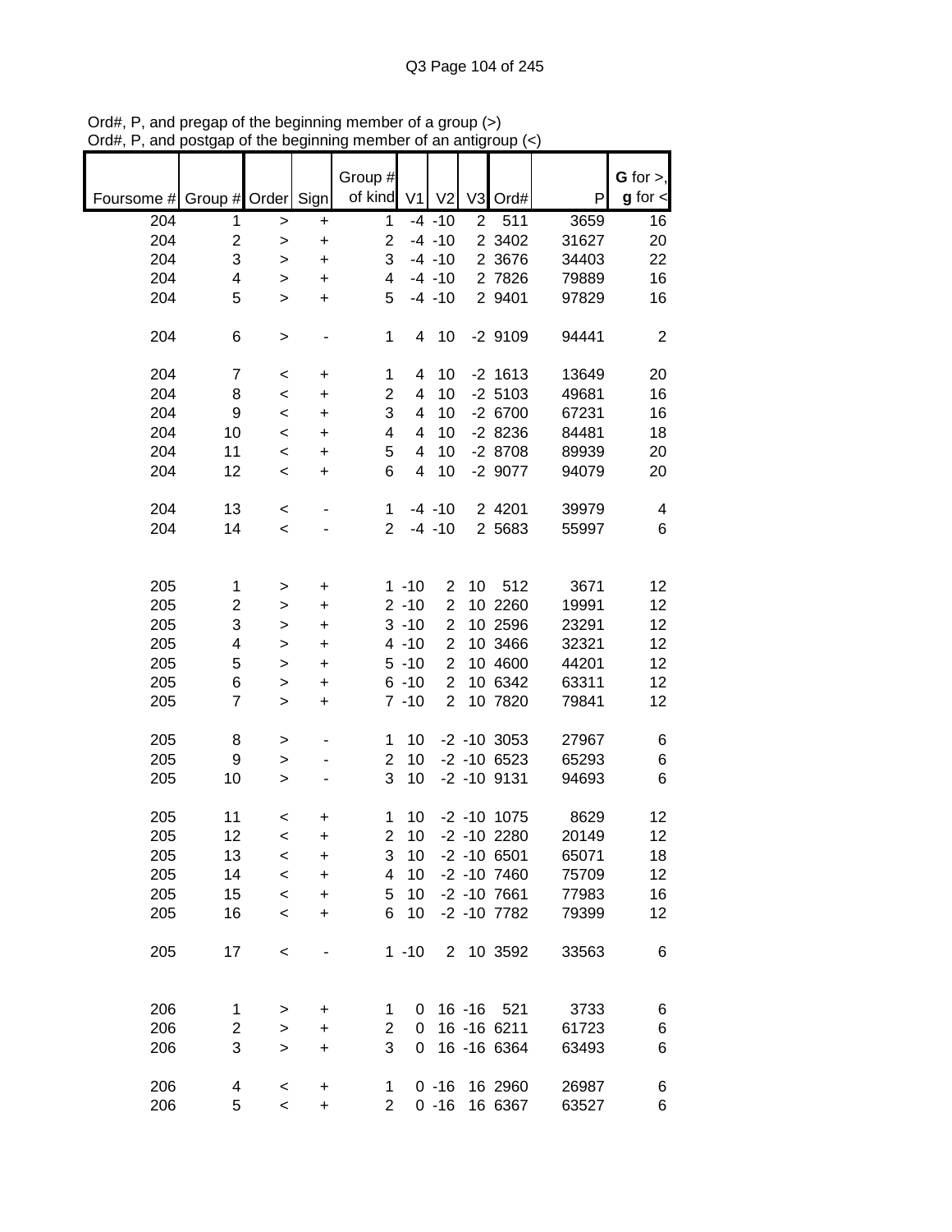Ord#, P, and pregap of the beginning member of a group (>)
Ord#, P, and postgap of the beginning member of an antigroup (<)

| Foursome # | Group # | Order | Sign | Group # of kind | V1 | V2 | V3 | Ord# | P | G for >, g for < |
|---|---|---|---|---|---|---|---|---|---|---|
| 204 | 1 | > | + | 1 | -4 | -10 | 2 | 511 | 3659 | 16 |
| 204 | 2 | > | + | 2 | -4 | -10 | 2 | 3402 | 31627 | 20 |
| 204 | 3 | > | + | 3 | -4 | -10 | 2 | 3676 | 34403 | 22 |
| 204 | 4 | > | + | 4 | -4 | -10 | 2 | 7826 | 79889 | 16 |
| 204 | 5 | > | + | 5 | -4 | -10 | 2 | 9401 | 97829 | 16 |
| | | | | | | | | | | |
| 204 | 6 | > | - | 1 | 4 | 10 | -2 | 9109 | 94441 | 2 |
| | | | | | | | | | | |
| 204 | 7 | < | + | 1 | 4 | 10 | -2 | 1613 | 13649 | 20 |
| 204 | 8 | < | + | 2 | 4 | 10 | -2 | 5103 | 49681 | 16 |
| 204 | 9 | < | + | 3 | 4 | 10 | -2 | 6700 | 67231 | 16 |
| 204 | 10 | < | + | 4 | 4 | 10 | -2 | 8236 | 84481 | 18 |
| 204 | 11 | < | + | 5 | 4 | 10 | -2 | 8708 | 89939 | 20 |
| 204 | 12 | < | + | 6 | 4 | 10 | -2 | 9077 | 94079 | 20 |
| | | | | | | | | | | |
| 204 | 13 | < | - | 1 | -4 | -10 | 2 | 4201 | 39979 | 4 |
| 204 | 14 | < | - | 2 | -4 | -10 | 2 | 5683 | 55997 | 6 |
| | | | | | | | | | | |
| 205 | 1 | > | + | 1 | -10 | 2 | 10 | 512 | 3671 | 12 |
| 205 | 2 | > | + | 2 | -10 | 2 | 10 | 2260 | 19991 | 12 |
| 205 | 3 | > | + | 3 | -10 | 2 | 10 | 2596 | 23291 | 12 |
| 205 | 4 | > | + | 4 | -10 | 2 | 10 | 3466 | 32321 | 12 |
| 205 | 5 | > | + | 5 | -10 | 2 | 10 | 4600 | 44201 | 12 |
| 205 | 6 | > | + | 6 | -10 | 2 | 10 | 6342 | 63311 | 12 |
| 205 | 7 | > | + | 7 | -10 | 2 | 10 | 7820 | 79841 | 12 |
| | | | | | | | | | | |
| 205 | 8 | > | - | 1 | 10 | -2 | -10 | 3053 | 27967 | 6 |
| 205 | 9 | > | - | 2 | 10 | -2 | -10 | 6523 | 65293 | 6 |
| 205 | 10 | > | - | 3 | 10 | -2 | -10 | 9131 | 94693 | 6 |
| | | | | | | | | | | |
| 205 | 11 | < | + | 1 | 10 | -2 | -10 | 1075 | 8629 | 12 |
| 205 | 12 | < | + | 2 | 10 | -2 | -10 | 2280 | 20149 | 12 |
| 205 | 13 | < | + | 3 | 10 | -2 | -10 | 6501 | 65071 | 18 |
| 205 | 14 | < | + | 4 | 10 | -2 | -10 | 7460 | 75709 | 12 |
| 205 | 15 | < | + | 5 | 10 | -2 | -10 | 7661 | 77983 | 16 |
| 205 | 16 | < | + | 6 | 10 | -2 | -10 | 7782 | 79399 | 12 |
| | | | | | | | | | | |
| 205 | 17 | < | - | 1 | -10 | 2 | 10 | 3592 | 33563 | 6 |
| | | | | | | | | | | |
| 206 | 1 | > | + | 1 | 0 | 16 | -16 | 521 | 3733 | 6 |
| 206 | 2 | > | + | 2 | 0 | 16 | -16 | 6211 | 61723 | 6 |
| 206 | 3 | > | + | 3 | 0 | 16 | -16 | 6364 | 63493 | 6 |
| | | | | | | | | | | |
| 206 | 4 | < | + | 1 | 0 | -16 | 16 | 2960 | 26987 | 6 |
| 206 | 5 | < | + | 2 | 0 | -16 | 16 | 6367 | 63527 | 6 |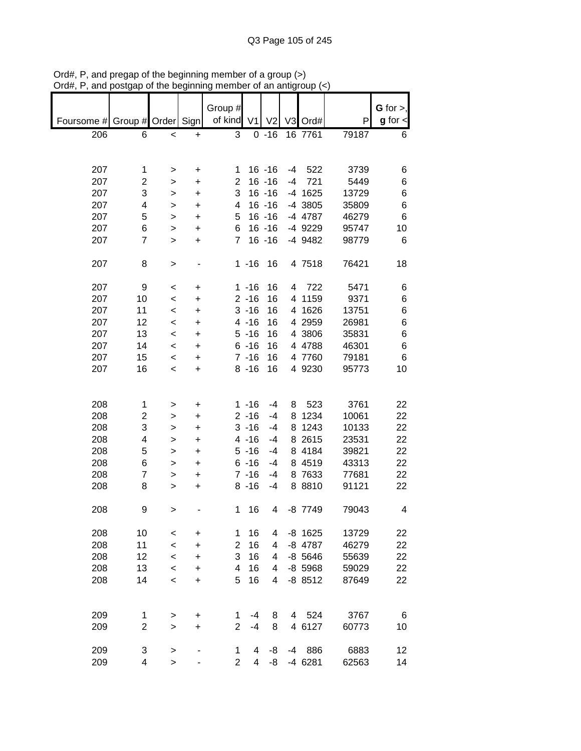Ord#, P, and pregap of the beginning member of a group (>)
Ord#, P, and postgap of the beginning member of an antigroup (<)

| Foursome # | Group # | Order | Sign | Group # of kind | V1 | V2 | V3 | Ord# | P | G for >, g for < |
|---|---|---|---|---|---|---|---|---|---|---|
| 206 | 6 | < | + | 3 | 0 | -16 | 16 | 7761 | 79187 | 6 |
| | | | | | | | | | | |
| 207 | 1 | > | + | 1 | 16 | -16 | -4 | 522 | 3739 | 6 |
| 207 | 2 | > | + | 2 | 16 | -16 | -4 | 721 | 5449 | 6 |
| 207 | 3 | > | + | 3 | 16 | -16 | -4 | 1625 | 13729 | 6 |
| 207 | 4 | > | + | 4 | 16 | -16 | -4 | 3805 | 35809 | 6 |
| 207 | 5 | > | + | 5 | 16 | -16 | -4 | 4787 | 46279 | 6 |
| 207 | 6 | > | + | 6 | 16 | -16 | -4 | 9229 | 95747 | 10 |
| 207 | 7 | > | + | 7 | 16 | -16 | -4 | 9482 | 98779 | 6 |
| | | | | | | | | | | |
| 207 | 8 | > | - | 1 | -16 | 16 | 4 | 7518 | 76421 | 18 |
| | | | | | | | | | | |
| 207 | 9 | < | + | 1 | -16 | 16 | 4 | 722 | 5471 | 6 |
| 207 | 10 | < | + | 2 | -16 | 16 | 4 | 1159 | 9371 | 6 |
| 207 | 11 | < | + | 3 | -16 | 16 | 4 | 1626 | 13751 | 6 |
| 207 | 12 | < | + | 4 | -16 | 16 | 4 | 2959 | 26981 | 6 |
| 207 | 13 | < | + | 5 | -16 | 16 | 4 | 3806 | 35831 | 6 |
| 207 | 14 | < | + | 6 | -16 | 16 | 4 | 4788 | 46301 | 6 |
| 207 | 15 | < | + | 7 | -16 | 16 | 4 | 7760 | 79181 | 6 |
| 207 | 16 | < | + | 8 | -16 | 16 | 4 | 9230 | 95773 | 10 |
| | | | | | | | | | | |
| 208 | 1 | > | + | 1 | -16 | -4 | 8 | 523 | 3761 | 22 |
| 208 | 2 | > | + | 2 | -16 | -4 | 8 | 1234 | 10061 | 22 |
| 208 | 3 | > | + | 3 | -16 | -4 | 8 | 1243 | 10133 | 22 |
| 208 | 4 | > | + | 4 | -16 | -4 | 8 | 2615 | 23531 | 22 |
| 208 | 5 | > | + | 5 | -16 | -4 | 8 | 4184 | 39821 | 22 |
| 208 | 6 | > | + | 6 | -16 | -4 | 8 | 4519 | 43313 | 22 |
| 208 | 7 | > | + | 7 | -16 | -4 | 8 | 7633 | 77681 | 22 |
| 208 | 8 | > | + | 8 | -16 | -4 | 8 | 8810 | 91121 | 22 |
| | | | | | | | | | | |
| 208 | 9 | > | - | 1 | 16 | 4 | -8 | 7749 | 79043 | 4 |
| | | | | | | | | | | |
| 208 | 10 | < | + | 1 | 16 | 4 | -8 | 1625 | 13729 | 22 |
| 208 | 11 | < | + | 2 | 16 | 4 | -8 | 4787 | 46279 | 22 |
| 208 | 12 | < | + | 3 | 16 | 4 | -8 | 5646 | 55639 | 22 |
| 208 | 13 | < | + | 4 | 16 | 4 | -8 | 5968 | 59029 | 22 |
| 208 | 14 | < | + | 5 | 16 | 4 | -8 | 8512 | 87649 | 22 |
| | | | | | | | | | | |
| 209 | 1 | > | + | 1 | -4 | 8 | 4 | 524 | 3767 | 6 |
| 209 | 2 | > | + | 2 | -4 | 8 | 4 | 6127 | 60773 | 10 |
| | | | | | | | | | | |
| 209 | 3 | > | - | 1 | 4 | -8 | -4 | 886 | 6883 | 12 |
| 209 | 4 | > | - | 2 | 4 | -8 | -4 | 6281 | 62563 | 14 |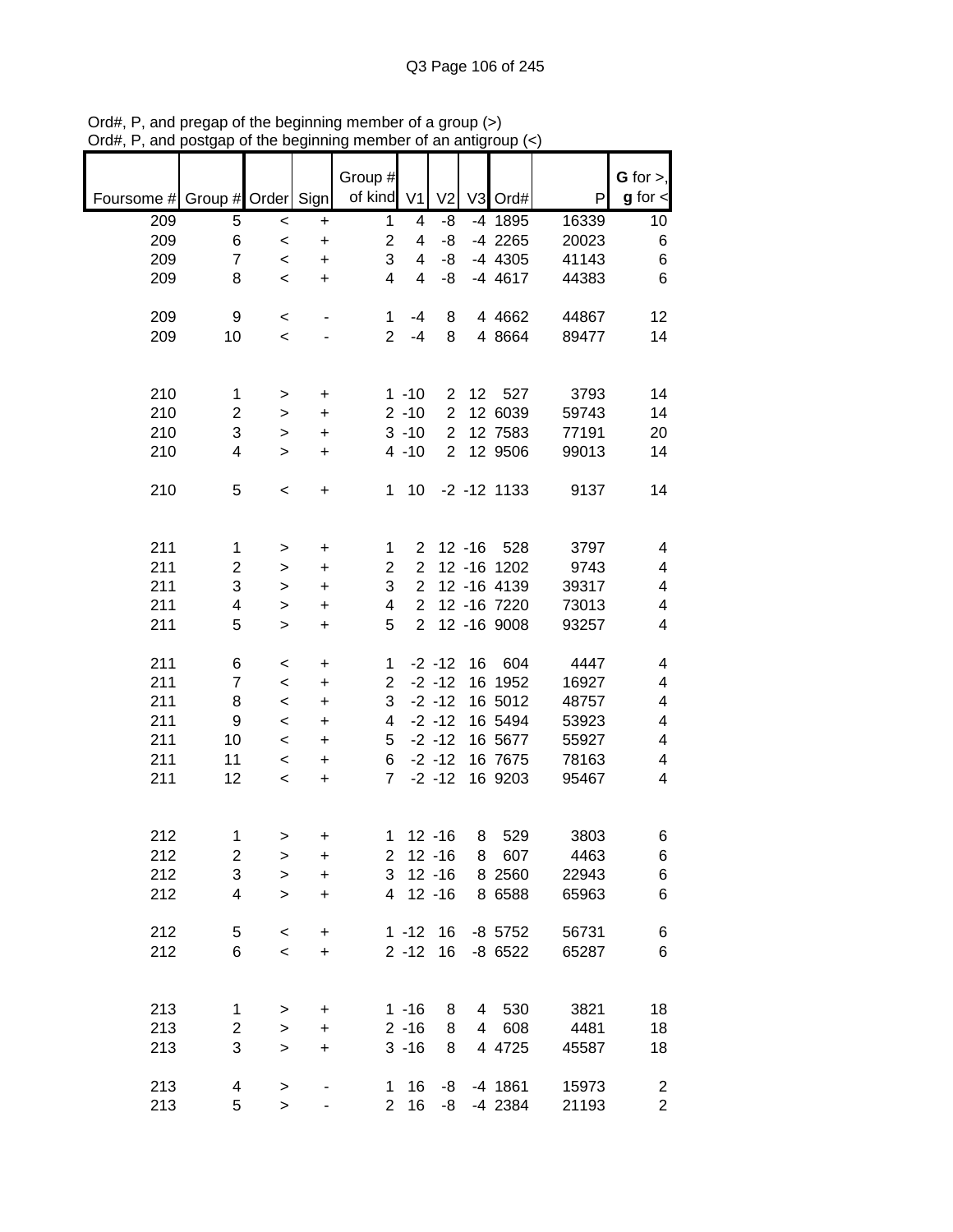Ord#, P, and pregap of the beginning member of a group (>)
Ord#, P, and postgap of the beginning member of an antigroup (<)

| Foursome # | Group # | Order | Sign | Group # of kind | V1 | V2 | V3 | Ord# | P | G for >, g for < |
|---|---|---|---|---|---|---|---|---|---|---|
| 209 | 5 | < | + | 1 | 4 | -8 | -4 | 1895 | 16339 | 10 |
| 209 | 6 | < | + | 2 | 4 | -8 | -4 | 2265 | 20023 | 6 |
| 209 | 7 | < | + | 3 | 4 | -8 | -4 | 4305 | 41143 | 6 |
| 209 | 8 | < | + | 4 | 4 | -8 | -4 | 4617 | 44383 | 6 |
| | | | | | | | | | | |
| 209 | 9 | < | - | 1 | -4 | 8 | 4 | 4662 | 44867 | 12 |
| 209 | 10 | < | - | 2 | -4 | 8 | 4 | 8664 | 89477 | 14 |
| | | | | | | | | | | |
| 210 | 1 | > | + | 1 | -10 | 2 | 12 | 527 | 3793 | 14 |
| 210 | 2 | > | + | 2 | -10 | 2 | 12 | 6039 | 59743 | 14 |
| 210 | 3 | > | + | 3 | -10 | 2 | 12 | 7583 | 77191 | 20 |
| 210 | 4 | > | + | 4 | -10 | 2 | 12 | 9506 | 99013 | 14 |
| | | | | | | | | | | |
| 210 | 5 | < | + | 1 | 10 | -2 | -12 | 1133 | 9137 | 14 |
| | | | | | | | | | | |
| 211 | 1 | > | + | 1 | 2 | 12 | -16 | 528 | 3797 | 4 |
| 211 | 2 | > | + | 2 | 2 | 12 | -16 | 1202 | 9743 | 4 |
| 211 | 3 | > | + | 3 | 2 | 12 | -16 | 4139 | 39317 | 4 |
| 211 | 4 | > | + | 4 | 2 | 12 | -16 | 7220 | 73013 | 4 |
| 211 | 5 | > | + | 5 | 2 | 12 | -16 | 9008 | 93257 | 4 |
| | | | | | | | | | | |
| 211 | 6 | < | + | 1 | -2 | -12 | 16 | 604 | 4447 | 4 |
| 211 | 7 | < | + | 2 | -2 | -12 | 16 | 1952 | 16927 | 4 |
| 211 | 8 | < | + | 3 | -2 | -12 | 16 | 5012 | 48757 | 4 |
| 211 | 9 | < | + | 4 | -2 | -12 | 16 | 5494 | 53923 | 4 |
| 211 | 10 | < | + | 5 | -2 | -12 | 16 | 5677 | 55927 | 4 |
| 211 | 11 | < | + | 6 | -2 | -12 | 16 | 7675 | 78163 | 4 |
| 211 | 12 | < | + | 7 | -2 | -12 | 16 | 9203 | 95467 | 4 |
| | | | | | | | | | | |
| 212 | 1 | > | + | 1 | 12 | -16 | 8 | 529 | 3803 | 6 |
| 212 | 2 | > | + | 2 | 12 | -16 | 8 | 607 | 4463 | 6 |
| 212 | 3 | > | + | 3 | 12 | -16 | 8 | 2560 | 22943 | 6 |
| 212 | 4 | > | + | 4 | 12 | -16 | 8 | 6588 | 65963 | 6 |
| | | | | | | | | | | |
| 212 | 5 | < | + | 1 | -12 | 16 | -8 | 5752 | 56731 | 6 |
| 212 | 6 | < | + | 2 | -12 | 16 | -8 | 6522 | 65287 | 6 |
| | | | | | | | | | | |
| 213 | 1 | > | + | 1 | -16 | 8 | 4 | 530 | 3821 | 18 |
| 213 | 2 | > | + | 2 | -16 | 8 | 4 | 608 | 4481 | 18 |
| 213 | 3 | > | + | 3 | -16 | 8 | 4 | 4725 | 45587 | 18 |
| | | | | | | | | | | |
| 213 | 4 | > | - | 1 | 16 | -8 | -4 | 1861 | 15973 | 2 |
| 213 | 5 | > | - | 2 | 16 | -8 | -4 | 2384 | 21193 | 2 |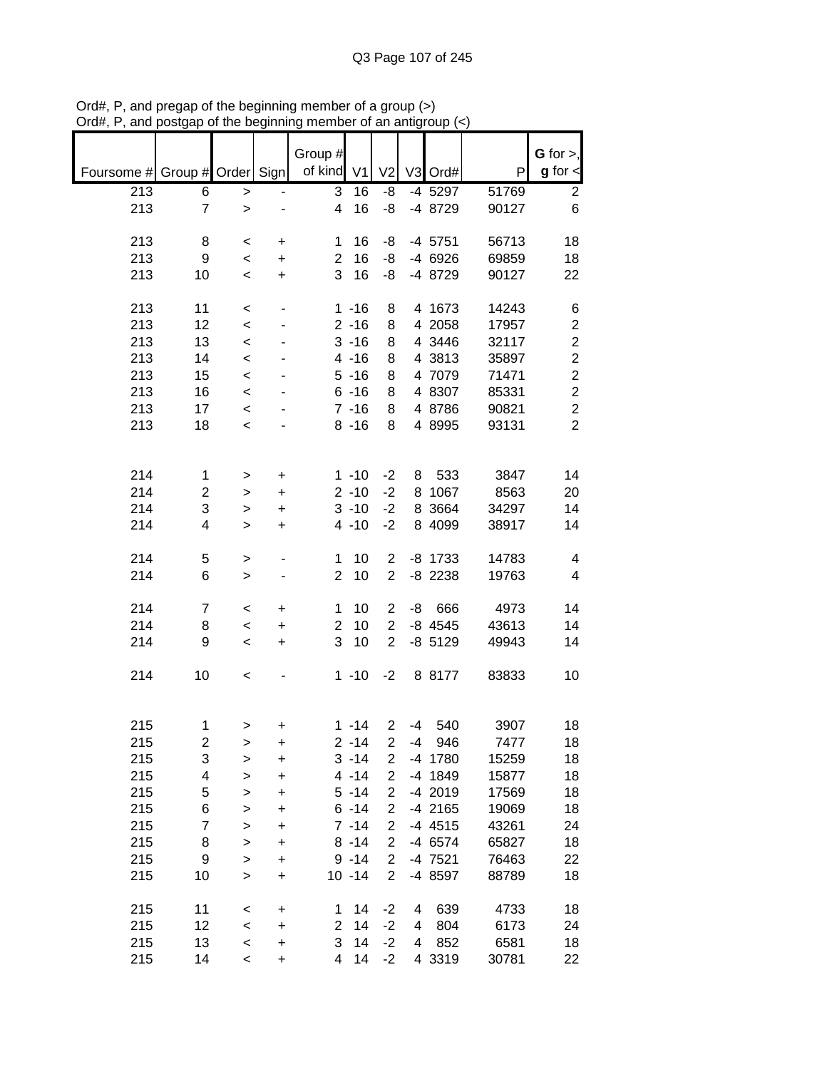Ord#, P, and pregap of the beginning member of a group (>)
Ord#, P, and postgap of the beginning member of an antigroup (<)

| Foursome # | Group # | Order | Sign | Group # of kind | V1 | V2 | V3 | Ord# | P | G for >, g for < |
|---|---|---|---|---|---|---|---|---|---|---|
| 213 | 6 | > | - | 3 | 16 | -8 | -4 | 5297 | 51769 | 2 |
| 213 | 7 | > | - | 4 | 16 | -8 | -4 | 8729 | 90127 | 6 |
| | | | | | | | | | | |
| 213 | 8 | < | + | 1 | 16 | -8 | -4 | 5751 | 56713 | 18 |
| 213 | 9 | < | + | 2 | 16 | -8 | -4 | 6926 | 69859 | 18 |
| 213 | 10 | < | + | 3 | 16 | -8 | -4 | 8729 | 90127 | 22 |
| | | | | | | | | | | |
| 213 | 11 | < | - | 1 | -16 | 8 | 4 | 1673 | 14243 | 6 |
| 213 | 12 | < | - | 2 | -16 | 8 | 4 | 2058 | 17957 | 2 |
| 213 | 13 | < | - | 3 | -16 | 8 | 4 | 3446 | 32117 | 2 |
| 213 | 14 | < | - | 4 | -16 | 8 | 4 | 3813 | 35897 | 2 |
| 213 | 15 | < | - | 5 | -16 | 8 | 4 | 7079 | 71471 | 2 |
| 213 | 16 | < | - | 6 | -16 | 8 | 4 | 8307 | 85331 | 2 |
| 213 | 17 | < | - | 7 | -16 | 8 | 4 | 8786 | 90821 | 2 |
| 213 | 18 | < | - | 8 | -16 | 8 | 4 | 8995 | 93131 | 2 |
| | | | | | | | | | | |
| 214 | 1 | > | + | 1 | -10 | -2 | 8 | 533 | 3847 | 14 |
| 214 | 2 | > | + | 2 | -10 | -2 | 8 | 1067 | 8563 | 20 |
| 214 | 3 | > | + | 3 | -10 | -2 | 8 | 3664 | 34297 | 14 |
| 214 | 4 | > | + | 4 | -10 | -2 | 8 | 4099 | 38917 | 14 |
| | | | | | | | | | | |
| 214 | 5 | > | - | 1 | 10 | 2 | -8 | 1733 | 14783 | 4 |
| 214 | 6 | > | - | 2 | 10 | 2 | -8 | 2238 | 19763 | 4 |
| | | | | | | | | | | |
| 214 | 7 | < | + | 1 | 10 | 2 | -8 | 666 | 4973 | 14 |
| 214 | 8 | < | + | 2 | 10 | 2 | -8 | 4545 | 43613 | 14 |
| 214 | 9 | < | + | 3 | 10 | 2 | -8 | 5129 | 49943 | 14 |
| | | | | | | | | | | |
| 214 | 10 | < | - | 1 | -10 | -2 | 8 | 8177 | 83833 | 10 |
| | | | | | | | | | | |
| 215 | 1 | > | + | 1 | -14 | 2 | -4 | 540 | 3907 | 18 |
| 215 | 2 | > | + | 2 | -14 | 2 | -4 | 946 | 7477 | 18 |
| 215 | 3 | > | + | 3 | -14 | 2 | -4 | 1780 | 15259 | 18 |
| 215 | 4 | > | + | 4 | -14 | 2 | -4 | 1849 | 15877 | 18 |
| 215 | 5 | > | + | 5 | -14 | 2 | -4 | 2019 | 17569 | 18 |
| 215 | 6 | > | + | 6 | -14 | 2 | -4 | 2165 | 19069 | 18 |
| 215 | 7 | > | + | 7 | -14 | 2 | -4 | 4515 | 43261 | 24 |
| 215 | 8 | > | + | 8 | -14 | 2 | -4 | 6574 | 65827 | 18 |
| 215 | 9 | > | + | 9 | -14 | 2 | -4 | 7521 | 76463 | 22 |
| 215 | 10 | > | + | 10 | -14 | 2 | -4 | 8597 | 88789 | 18 |
| | | | | | | | | | | |
| 215 | 11 | < | + | 1 | 14 | -2 | 4 | 639 | 4733 | 18 |
| 215 | 12 | < | + | 2 | 14 | -2 | 4 | 804 | 6173 | 24 |
| 215 | 13 | < | + | 3 | 14 | -2 | 4 | 852 | 6581 | 18 |
| 215 | 14 | < | + | 4 | 14 | -2 | 4 | 3319 | 30781 | 22 |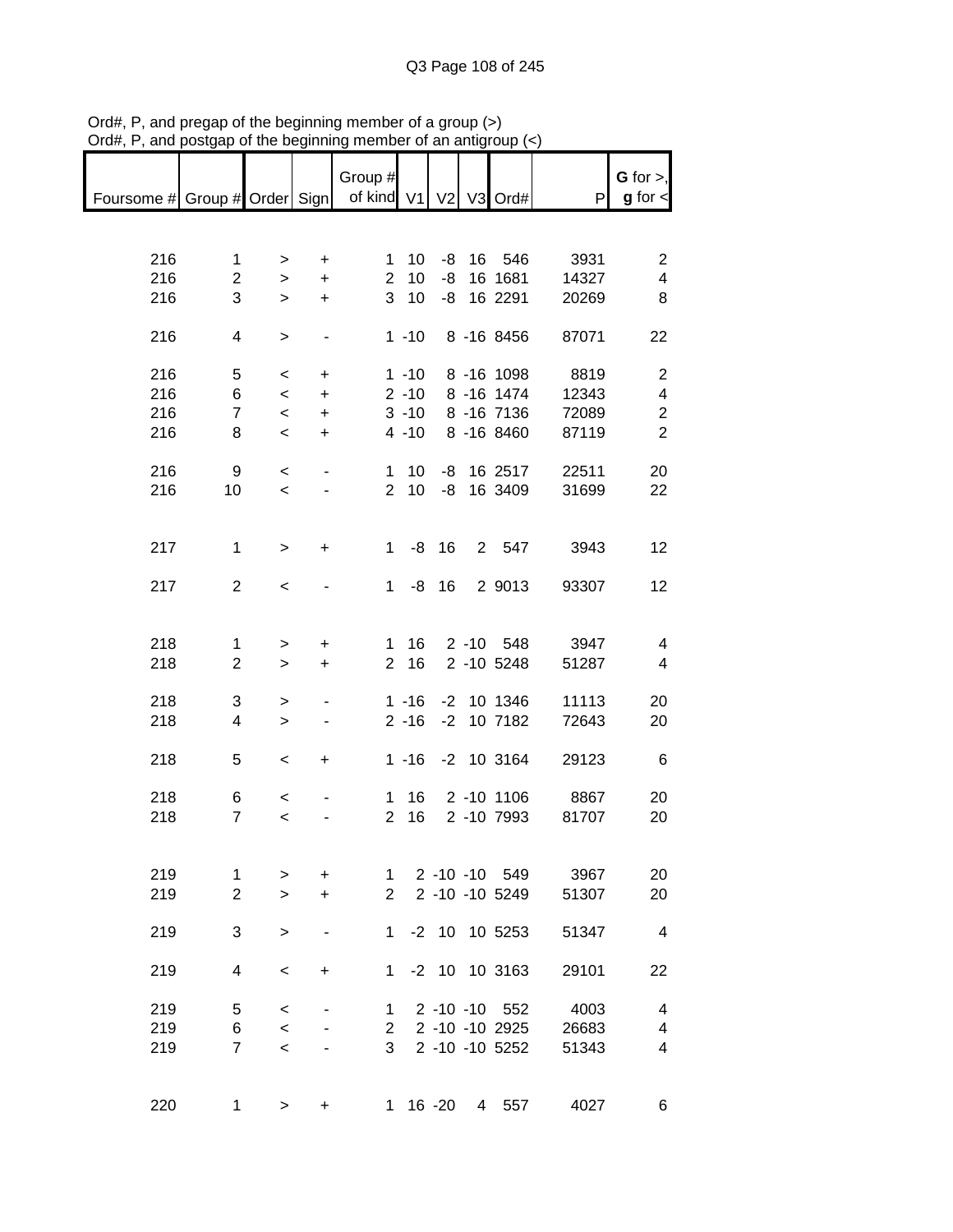Ord#, P, and pregap of the beginning member of a group (>)
Ord#, P, and postgap of the beginning member of an antigroup (<)

| Foursome # | Group # | Order | Sign | Group # of kind | V1 | V2 | V3 | Ord# | P | G for >, g for < |
|---|---|---|---|---|---|---|---|---|---|---|
| 216 | 1 | > | + | 1 | 10 | -8 | 16 | 546 | 3931 | 2 |
| 216 | 2 | > | + | 2 | 10 | -8 | 16 | 1681 | 14327 | 4 |
| 216 | 3 | > | + | 3 | 10 | -8 | 16 | 2291 | 20269 | 8 |
| 216 | 4 | > | - | 1 | -10 | 8 | -16 | 8456 | 87071 | 22 |
| 216 | 5 | < | + | 1 | -10 | 8 | -16 | 1098 | 8819 | 2 |
| 216 | 6 | < | + | 2 | -10 | 8 | -16 | 1474 | 12343 | 4 |
| 216 | 7 | < | + | 3 | -10 | 8 | -16 | 7136 | 72089 | 2 |
| 216 | 8 | < | + | 4 | -10 | 8 | -16 | 8460 | 87119 | 2 |
| 216 | 9 | < | - | 1 | 10 | -8 | 16 | 2517 | 22511 | 20 |
| 216 | 10 | < | - | 2 | 10 | -8 | 16 | 3409 | 31699 | 22 |
| 217 | 1 | > | + | 1 | -8 | 16 | 2 | 547 | 3943 | 12 |
| 217 | 2 | < | - | 1 | -8 | 16 | 2 | 9013 | 93307 | 12 |
| 218 | 1 | > | + | 1 | 16 | 2 | -10 | 548 | 3947 | 4 |
| 218 | 2 | > | + | 2 | 16 | 2 | -10 | 5248 | 51287 | 4 |
| 218 | 3 | > | - | 1 | -16 | -2 | 10 | 1346 | 11113 | 20 |
| 218 | 4 | > | - | 2 | -16 | -2 | 10 | 7182 | 72643 | 20 |
| 218 | 5 | < | + | 1 | -16 | -2 | 10 | 3164 | 29123 | 6 |
| 218 | 6 | < | - | 1 | 16 | 2 | -10 | 1106 | 8867 | 20 |
| 218 | 7 | < | - | 2 | 16 | 2 | -10 | 7993 | 81707 | 20 |
| 219 | 1 | > | + | 1 | 2 | -10 | -10 | 549 | 3967 | 20 |
| 219 | 2 | > | + | 2 | 2 | -10 | -10 | 5249 | 51307 | 20 |
| 219 | 3 | > | - | 1 | -2 | 10 | 10 | 5253 | 51347 | 4 |
| 219 | 4 | < | + | 1 | -2 | 10 | 10 | 3163 | 29101 | 22 |
| 219 | 5 | < | - | 1 | 2 | -10 | -10 | 552 | 4003 | 4 |
| 219 | 6 | < | - | 2 | 2 | -10 | -10 | 2925 | 26683 | 4 |
| 219 | 7 | < | - | 3 | 2 | -10 | -10 | 5252 | 51343 | 4 |
| 220 | 1 | > | + | 1 | 16 | -20 | 4 | 557 | 4027 | 6 |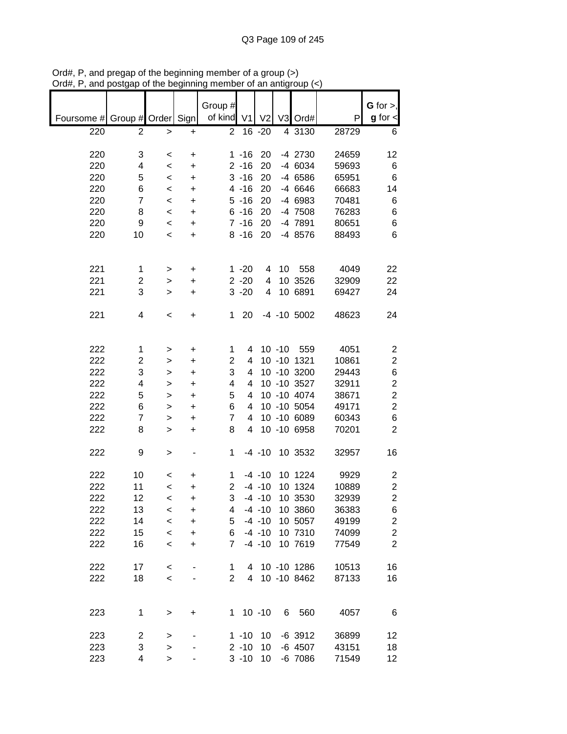Ord#, P, and pregap of the beginning member of a group (>)
Ord#, P, and postgap of the beginning member of an antigroup (<)

| Foursome # | Group # | Order | Sign | Group # of kind | V1 | V2 | V3 | Ord# | P | G for >, g for < |
|---|---|---|---|---|---|---|---|---|---|---|
| 220 | 2 | > | + | 2 | 16 | -20 | 4 | 3130 | 28729 | 6 |
| | | | | | | | | | | |
| 220 | 3 | < | + | 1 | -16 | 20 | -4 | 2730 | 24659 | 12 |
| 220 | 4 | < | + | 2 | -16 | 20 | -4 | 6034 | 59693 | 6 |
| 220 | 5 | < | + | 3 | -16 | 20 | -4 | 6586 | 65951 | 6 |
| 220 | 6 | < | + | 4 | -16 | 20 | -4 | 6646 | 66683 | 14 |
| 220 | 7 | < | + | 5 | -16 | 20 | -4 | 6983 | 70481 | 6 |
| 220 | 8 | < | + | 6 | -16 | 20 | -4 | 7508 | 76283 | 6 |
| 220 | 9 | < | + | 7 | -16 | 20 | -4 | 7891 | 80651 | 6 |
| 220 | 10 | < | + | 8 | -16 | 20 | -4 | 8576 | 88493 | 6 |
| | | | | | | | | | | |
| 221 | 1 | > | + | 1 | -20 | 4 | 10 | 558 | 4049 | 22 |
| 221 | 2 | > | + | 2 | -20 | 4 | 10 | 3526 | 32909 | 22 |
| 221 | 3 | > | + | 3 | -20 | 4 | 10 | 6891 | 69427 | 24 |
| | | | | | | | | | | |
| 221 | 4 | < | + | 1 | 20 | -4 | -10 | 5002 | 48623 | 24 |
| | | | | | | | | | | |
| 222 | 1 | > | + | 1 | 4 | 10 | -10 | 559 | 4051 | 2 |
| 222 | 2 | > | + | 2 | 4 | 10 | -10 | 1321 | 10861 | 2 |
| 222 | 3 | > | + | 3 | 4 | 10 | -10 | 3200 | 29443 | 6 |
| 222 | 4 | > | + | 4 | 4 | 10 | -10 | 3527 | 32911 | 2 |
| 222 | 5 | > | + | 5 | 4 | 10 | -10 | 4074 | 38671 | 2 |
| 222 | 6 | > | + | 6 | 4 | 10 | -10 | 5054 | 49171 | 2 |
| 222 | 7 | > | + | 7 | 4 | 10 | -10 | 6089 | 60343 | 6 |
| 222 | 8 | > | + | 8 | 4 | 10 | -10 | 6958 | 70201 | 2 |
| | | | | | | | | | | |
| 222 | 9 | > | - | 1 | -4 | -10 | 10 | 3532 | 32957 | 16 |
| | | | | | | | | | | |
| 222 | 10 | < | + | 1 | -4 | -10 | 10 | 1224 | 9929 | 2 |
| 222 | 11 | < | + | 2 | -4 | -10 | 10 | 1324 | 10889 | 2 |
| 222 | 12 | < | + | 3 | -4 | -10 | 10 | 3530 | 32939 | 2 |
| 222 | 13 | < | + | 4 | -4 | -10 | 10 | 3860 | 36383 | 6 |
| 222 | 14 | < | + | 5 | -4 | -10 | 10 | 5057 | 49199 | 2 |
| 222 | 15 | < | + | 6 | -4 | -10 | 10 | 7310 | 74099 | 2 |
| 222 | 16 | < | + | 7 | -4 | -10 | 10 | 7619 | 77549 | 2 |
| | | | | | | | | | | |
| 222 | 17 | < | - | 1 | 4 | 10 | -10 | 1286 | 10513 | 16 |
| 222 | 18 | < | - | 2 | 4 | 10 | -10 | 8462 | 87133 | 16 |
| | | | | | | | | | | |
| 223 | 1 | > | + | 1 | 10 | -10 | 6 | 560 | 4057 | 6 |
| | | | | | | | | | | |
| 223 | 2 | > | - | 1 | -10 | 10 | -6 | 3912 | 36899 | 12 |
| 223 | 3 | > | - | 2 | -10 | 10 | -6 | 4507 | 43151 | 18 |
| 223 | 4 | > | - | 3 | -10 | 10 | -6 | 7086 | 71549 | 12 |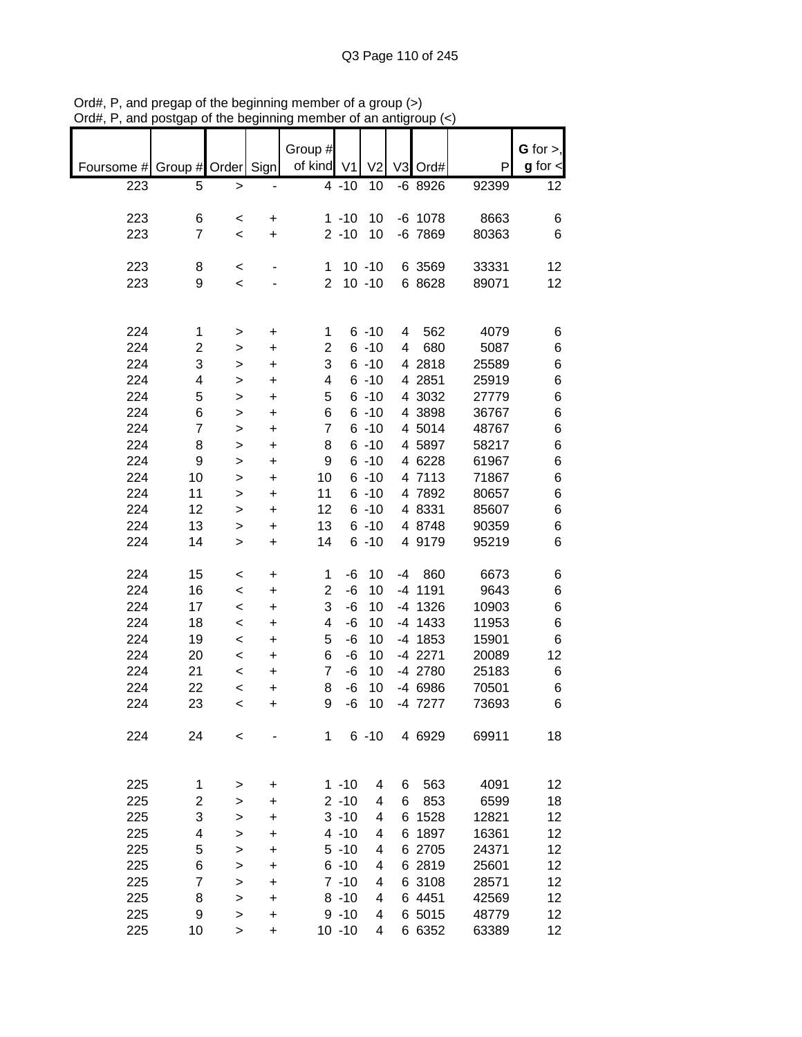Ord#, P, and pregap of the beginning member of a group (>)
Ord#, P, and postgap of the beginning member of an antigroup (<)

| Foursome # | Group # | Order | Sign | Group # of kind | V1 | V2 | V3 | Ord# | P | G for >, g for < |
|---|---|---|---|---|---|---|---|---|---|---|
| 223 | 5 | > | - | 4 | -10 | 10 | -6 | 8926 | 92399 | 12 |
| | | | | | | | | | | |
| 223 | 6 | < | + | 1 | -10 | 10 | -6 | 1078 | 8663 | 6 |
| 223 | 7 | < | + | 2 | -10 | 10 | -6 | 7869 | 80363 | 6 |
| | | | | | | | | | | |
| 223 | 8 | < | - | 1 | 10 | -10 | 6 | 3569 | 33331 | 12 |
| 223 | 9 | < | - | 2 | 10 | -10 | 6 | 8628 | 89071 | 12 |
| | | | | | | | | | | |
| 224 | 1 | > | + | 1 | 6 | -10 | 4 | 562 | 4079 | 6 |
| 224 | 2 | > | + | 2 | 6 | -10 | 4 | 680 | 5087 | 6 |
| 224 | 3 | > | + | 3 | 6 | -10 | 4 | 2818 | 25589 | 6 |
| 224 | 4 | > | + | 4 | 6 | -10 | 4 | 2851 | 25919 | 6 |
| 224 | 5 | > | + | 5 | 6 | -10 | 4 | 3032 | 27779 | 6 |
| 224 | 6 | > | + | 6 | 6 | -10 | 4 | 3898 | 36767 | 6 |
| 224 | 7 | > | + | 7 | 6 | -10 | 4 | 5014 | 48767 | 6 |
| 224 | 8 | > | + | 8 | 6 | -10 | 4 | 5897 | 58217 | 6 |
| 224 | 9 | > | + | 9 | 6 | -10 | 4 | 6228 | 61967 | 6 |
| 224 | 10 | > | + | 10 | 6 | -10 | 4 | 7113 | 71867 | 6 |
| 224 | 11 | > | + | 11 | 6 | -10 | 4 | 7892 | 80657 | 6 |
| 224 | 12 | > | + | 12 | 6 | -10 | 4 | 8331 | 85607 | 6 |
| 224 | 13 | > | + | 13 | 6 | -10 | 4 | 8748 | 90359 | 6 |
| 224 | 14 | > | + | 14 | 6 | -10 | 4 | 9179 | 95219 | 6 |
| | | | | | | | | | | |
| 224 | 15 | < | + | 1 | -6 | 10 | -4 | 860 | 6673 | 6 |
| 224 | 16 | < | + | 2 | -6 | 10 | -4 | 1191 | 9643 | 6 |
| 224 | 17 | < | + | 3 | -6 | 10 | -4 | 1326 | 10903 | 6 |
| 224 | 18 | < | + | 4 | -6 | 10 | -4 | 1433 | 11953 | 6 |
| 224 | 19 | < | + | 5 | -6 | 10 | -4 | 1853 | 15901 | 6 |
| 224 | 20 | < | + | 6 | -6 | 10 | -4 | 2271 | 20089 | 12 |
| 224 | 21 | < | + | 7 | -6 | 10 | -4 | 2780 | 25183 | 6 |
| 224 | 22 | < | + | 8 | -6 | 10 | -4 | 6986 | 70501 | 6 |
| 224 | 23 | < | + | 9 | -6 | 10 | -4 | 7277 | 73693 | 6 |
| | | | | | | | | | | |
| 224 | 24 | < | - | 1 | 6 | -10 | 4 | 6929 | 69911 | 18 |
| | | | | | | | | | | |
| 225 | 1 | > | + | 1 | -10 | 4 | 6 | 563 | 4091 | 12 |
| 225 | 2 | > | + | 2 | -10 | 4 | 6 | 853 | 6599 | 18 |
| 225 | 3 | > | + | 3 | -10 | 4 | 6 | 1528 | 12821 | 12 |
| 225 | 4 | > | + | 4 | -10 | 4 | 6 | 1897 | 16361 | 12 |
| 225 | 5 | > | + | 5 | -10 | 4 | 6 | 2705 | 24371 | 12 |
| 225 | 6 | > | + | 6 | -10 | 4 | 6 | 2819 | 25601 | 12 |
| 225 | 7 | > | + | 7 | -10 | 4 | 6 | 3108 | 28571 | 12 |
| 225 | 8 | > | + | 8 | -10 | 4 | 6 | 4451 | 42569 | 12 |
| 225 | 9 | > | + | 9 | -10 | 4 | 6 | 5015 | 48779 | 12 |
| 225 | 10 | > | + | 10 | -10 | 4 | 6 | 6352 | 63389 | 12 |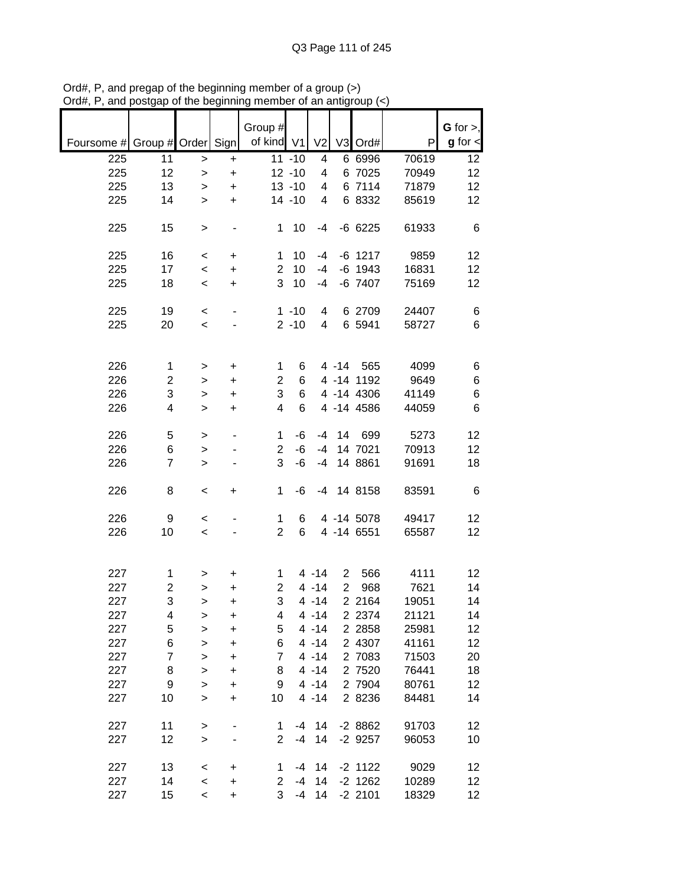Ord#, P, and pregap of the beginning member of a group (>)
Ord#, P, and postgap of the beginning member of an antigroup (<)

| Foursome # | Group # | Order | Sign | Group # of kind | V1 | V2 | V3 | Ord# | P | G for >, g for < |
|---|---|---|---|---|---|---|---|---|---|---|
| 225 | 11 | > | + | 11 | -10 | 4 | 6 | 6996 | 70619 | 12 |
| 225 | 12 | > | + | 12 | -10 | 4 | 6 | 7025 | 70949 | 12 |
| 225 | 13 | > | + | 13 | -10 | 4 | 6 | 7114 | 71879 | 12 |
| 225 | 14 | > | + | 14 | -10 | 4 | 6 | 8332 | 85619 | 12 |
| | | | | | | | | | | |
| 225 | 15 | > | - | 1 | 10 | -4 | -6 | 6225 | 61933 | 6 |
| | | | | | | | | | | |
| 225 | 16 | < | + | 1 | 10 | -4 | -6 | 1217 | 9859 | 12 |
| 225 | 17 | < | + | 2 | 10 | -4 | -6 | 1943 | 16831 | 12 |
| 225 | 18 | < | + | 3 | 10 | -4 | -6 | 7407 | 75169 | 12 |
| | | | | | | | | | | |
| 225 | 19 | < | - | 1 | -10 | 4 | 6 | 2709 | 24407 | 6 |
| 225 | 20 | < | - | 2 | -10 | 4 | 6 | 5941 | 58727 | 6 |
| | | | | | | | | | | |
| 226 | 1 | > | + | 1 | 6 | 4 | -14 | 565 | 4099 | 6 |
| 226 | 2 | > | + | 2 | 6 | 4 | -14 | 1192 | 9649 | 6 |
| 226 | 3 | > | + | 3 | 6 | 4 | -14 | 4306 | 41149 | 6 |
| 226 | 4 | > | + | 4 | 6 | 4 | -14 | 4586 | 44059 | 6 |
| | | | | | | | | | | |
| 226 | 5 | > | - | 1 | -6 | -4 | 14 | 699 | 5273 | 12 |
| 226 | 6 | > | - | 2 | -6 | -4 | 14 | 7021 | 70913 | 12 |
| 226 | 7 | > | - | 3 | -6 | -4 | 14 | 8861 | 91691 | 18 |
| | | | | | | | | | | |
| 226 | 8 | < | + | 1 | -6 | -4 | 14 | 8158 | 83591 | 6 |
| | | | | | | | | | | |
| 226 | 9 | < | - | 1 | 6 | 4 | -14 | 5078 | 49417 | 12 |
| 226 | 10 | < | - | 2 | 6 | 4 | -14 | 6551 | 65587 | 12 |
| | | | | | | | | | | |
| 227 | 1 | > | + | 1 | 4 | -14 | 2 | 566 | 4111 | 12 |
| 227 | 2 | > | + | 2 | 4 | -14 | 2 | 968 | 7621 | 14 |
| 227 | 3 | > | + | 3 | 4 | -14 | 2 | 2164 | 19051 | 14 |
| 227 | 4 | > | + | 4 | 4 | -14 | 2 | 2374 | 21121 | 14 |
| 227 | 5 | > | + | 5 | 4 | -14 | 2 | 2858 | 25981 | 12 |
| 227 | 6 | > | + | 6 | 4 | -14 | 2 | 4307 | 41161 | 12 |
| 227 | 7 | > | + | 7 | 4 | -14 | 2 | 7083 | 71503 | 20 |
| 227 | 8 | > | + | 8 | 4 | -14 | 2 | 7520 | 76441 | 18 |
| 227 | 9 | > | + | 9 | 4 | -14 | 2 | 7904 | 80761 | 12 |
| 227 | 10 | > | + | 10 | 4 | -14 | 2 | 8236 | 84481 | 14 |
| | | | | | | | | | | |
| 227 | 11 | > | - | 1 | -4 | 14 | -2 | 8862 | 91703 | 12 |
| 227 | 12 | > | - | 2 | -4 | 14 | -2 | 9257 | 96053 | 10 |
| | | | | | | | | | | |
| 227 | 13 | < | + | 1 | -4 | 14 | -2 | 1122 | 9029 | 12 |
| 227 | 14 | < | + | 2 | -4 | 14 | -2 | 1262 | 10289 | 12 |
| 227 | 15 | < | + | 3 | -4 | 14 | -2 | 2101 | 18329 | 12 |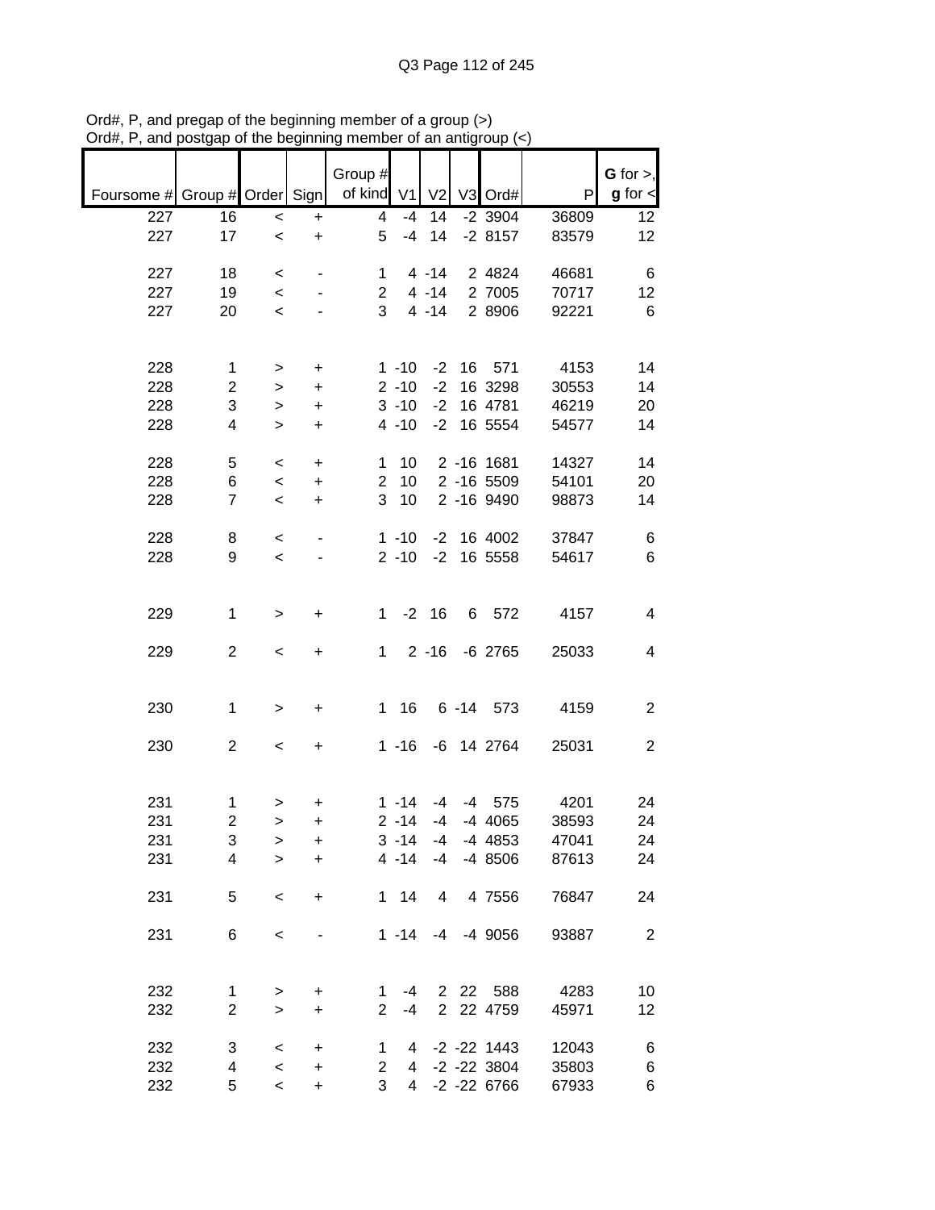Ord#, P, and pregap of the beginning member of a group (>)
Ord#, P, and postgap of the beginning member of an antigroup (<)

| Foursome # | Group # | Order | Sign | Group # of kind | V1 | V2 | V3 | Ord# | P | G for >, g for < |
|---|---|---|---|---|---|---|---|---|---|---|
| 227 | 16 | < | + | 4 | -4 | 14 | -2 | 3904 | 36809 | 12 |
| 227 | 17 | < | + | 5 | -4 | 14 | -2 | 8157 | 83579 | 12 |
| | | | | | | | | | | |
| 227 | 18 | < | - | 1 | 4 | -14 | 2 | 4824 | 46681 | 6 |
| 227 | 19 | < | - | 2 | 4 | -14 | 2 | 7005 | 70717 | 12 |
| 227 | 20 | < | - | 3 | 4 | -14 | 2 | 8906 | 92221 | 6 |
| | | | | | | | | | | |
| 228 | 1 | > | + | 1 | -10 | -2 | 16 | 571 | 4153 | 14 |
| 228 | 2 | > | + | 2 | -10 | -2 | 16 | 3298 | 30553 | 14 |
| 228 | 3 | > | + | 3 | -10 | -2 | 16 | 4781 | 46219 | 20 |
| 228 | 4 | > | + | 4 | -10 | -2 | 16 | 5554 | 54577 | 14 |
| | | | | | | | | | | |
| 228 | 5 | < | + | 1 | 10 | 2 | -16 | 1681 | 14327 | 14 |
| 228 | 6 | < | + | 2 | 10 | 2 | -16 | 5509 | 54101 | 20 |
| 228 | 7 | < | + | 3 | 10 | 2 | -16 | 9490 | 98873 | 14 |
| | | | | | | | | | | |
| 228 | 8 | < | - | 1 | -10 | -2 | 16 | 4002 | 37847 | 6 |
| 228 | 9 | < | - | 2 | -10 | -2 | 16 | 5558 | 54617 | 6 |
| | | | | | | | | | | |
| 229 | 1 | > | + | 1 | -2 | 16 | 6 | 572 | 4157 | 4 |
| | | | | | | | | | | |
| 229 | 2 | < | + | 1 | 2 | -16 | -6 | 2765 | 25033 | 4 |
| | | | | | | | | | | |
| 230 | 1 | > | + | 1 | 16 | 6 | -14 | 573 | 4159 | 2 |
| | | | | | | | | | | |
| 230 | 2 | < | + | 1 | -16 | -6 | 14 | 2764 | 25031 | 2 |
| | | | | | | | | | | |
| 231 | 1 | > | + | 1 | -14 | -4 | -4 | 575 | 4201 | 24 |
| 231 | 2 | > | + | 2 | -14 | -4 | -4 | 4065 | 38593 | 24 |
| 231 | 3 | > | + | 3 | -14 | -4 | -4 | 4853 | 47041 | 24 |
| 231 | 4 | > | + | 4 | -14 | -4 | -4 | 8506 | 87613 | 24 |
| | | | | | | | | | | |
| 231 | 5 | < | + | 1 | 14 | 4 | 4 | 7556 | 76847 | 24 |
| | | | | | | | | | | |
| 231 | 6 | < | - | 1 | -14 | -4 | -4 | 9056 | 93887 | 2 |
| | | | | | | | | | | |
| 232 | 1 | > | + | 1 | -4 | 2 | 22 | 588 | 4283 | 10 |
| 232 | 2 | > | + | 2 | -4 | 2 | 22 | 4759 | 45971 | 12 |
| | | | | | | | | | | |
| 232 | 3 | < | + | 1 | 4 | -2 | -22 | 1443 | 12043 | 6 |
| 232 | 4 | < | + | 2 | 4 | -2 | -22 | 3804 | 35803 | 6 |
| 232 | 5 | < | + | 3 | 4 | -2 | -22 | 6766 | 67933 | 6 |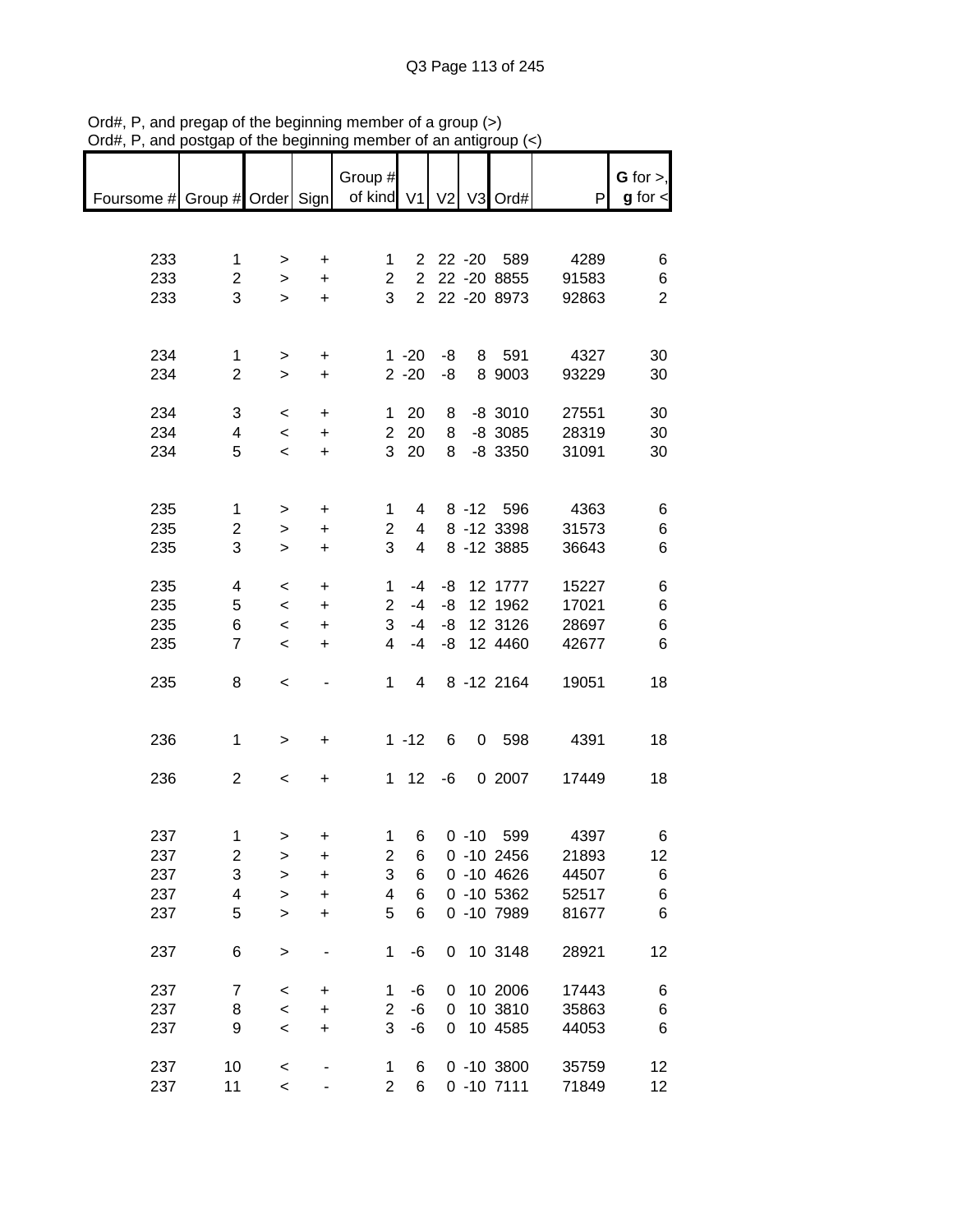Ord#, P, and pregap of the beginning member of a group (>)
Ord#, P, and postgap of the beginning member of an antigroup (<)

| Foursome # | Group # | Order | Sign | Group # of kind | V1 | V2 | V3 | Ord# | P | **G** for >, **g** for < |
|---|---|---|---|---|---|---|---|---|---|---|
| 233 | 1 | > | + | 1 | 2 | 22 | -20 | 589 | 4289 | 6 |
| 233 | 2 | > | + | 2 | 2 | 22 | -20 | 8855 | 91583 | 6 |
| 233 | 3 | > | + | 3 | 2 | 22 | -20 | 8973 | 92863 | 2 |
| | | | | | | | | | | |
| 234 | 1 | > | + | 1 | -20 | -8 | 8 | 591 | 4327 | 30 |
| 234 | 2 | > | + | 2 | -20 | -8 | 8 | 9003 | 93229 | 30 |
| | | | | | | | | | | |
| 234 | 3 | < | + | 1 | 20 | 8 | -8 | 3010 | 27551 | 30 |
| 234 | 4 | < | + | 2 | 20 | 8 | -8 | 3085 | 28319 | 30 |
| 234 | 5 | < | + | 3 | 20 | 8 | -8 | 3350 | 31091 | 30 |
| | | | | | | | | | | |
| 235 | 1 | > | + | 1 | 4 | 8 | -12 | 596 | 4363 | 6 |
| 235 | 2 | > | + | 2 | 4 | 8 | -12 | 3398 | 31573 | 6 |
| 235 | 3 | > | + | 3 | 4 | 8 | -12 | 3885 | 36643 | 6 |
| | | | | | | | | | | |
| 235 | 4 | < | + | 1 | -4 | -8 | 12 | 1777 | 15227 | 6 |
| 235 | 5 | < | + | 2 | -4 | -8 | 12 | 1962 | 17021 | 6 |
| 235 | 6 | < | + | 3 | -4 | -8 | 12 | 3126 | 28697 | 6 |
| 235 | 7 | < | + | 4 | -4 | -8 | 12 | 4460 | 42677 | 6 |
| | | | | | | | | | | |
| 235 | 8 | < | - | 1 | 4 | 8 | -12 | 2164 | 19051 | 18 |
| | | | | | | | | | | |
| 236 | 1 | > | + | 1 | -12 | 6 | 0 | 598 | 4391 | 18 |
| | | | | | | | | | | |
| 236 | 2 | < | + | 1 | 12 | -6 | 0 | 2007 | 17449 | 18 |
| | | | | | | | | | | |
| 237 | 1 | > | + | 1 | 6 | 0 | -10 | 599 | 4397 | 6 |
| 237 | 2 | > | + | 2 | 6 | 0 | -10 | 2456 | 21893 | 12 |
| 237 | 3 | > | + | 3 | 6 | 0 | -10 | 4626 | 44507 | 6 |
| 237 | 4 | > | + | 4 | 6 | 0 | -10 | 5362 | 52517 | 6 |
| 237 | 5 | > | + | 5 | 6 | 0 | -10 | 7989 | 81677 | 6 |
| | | | | | | | | | | |
| 237 | 6 | > | - | 1 | -6 | 0 | 10 | 3148 | 28921 | 12 |
| | | | | | | | | | | |
| 237 | 7 | < | + | 1 | -6 | 0 | 10 | 2006 | 17443 | 6 |
| 237 | 8 | < | + | 2 | -6 | 0 | 10 | 3810 | 35863 | 6 |
| 237 | 9 | < | + | 3 | -6 | 0 | 10 | 4585 | 44053 | 6 |
| | | | | | | | | | | |
| 237 | 10 | < | - | 1 | 6 | 0 | -10 | 3800 | 35759 | 12 |
| 237 | 11 | < | - | 2 | 6 | 0 | -10 | 7111 | 71849 | 12 |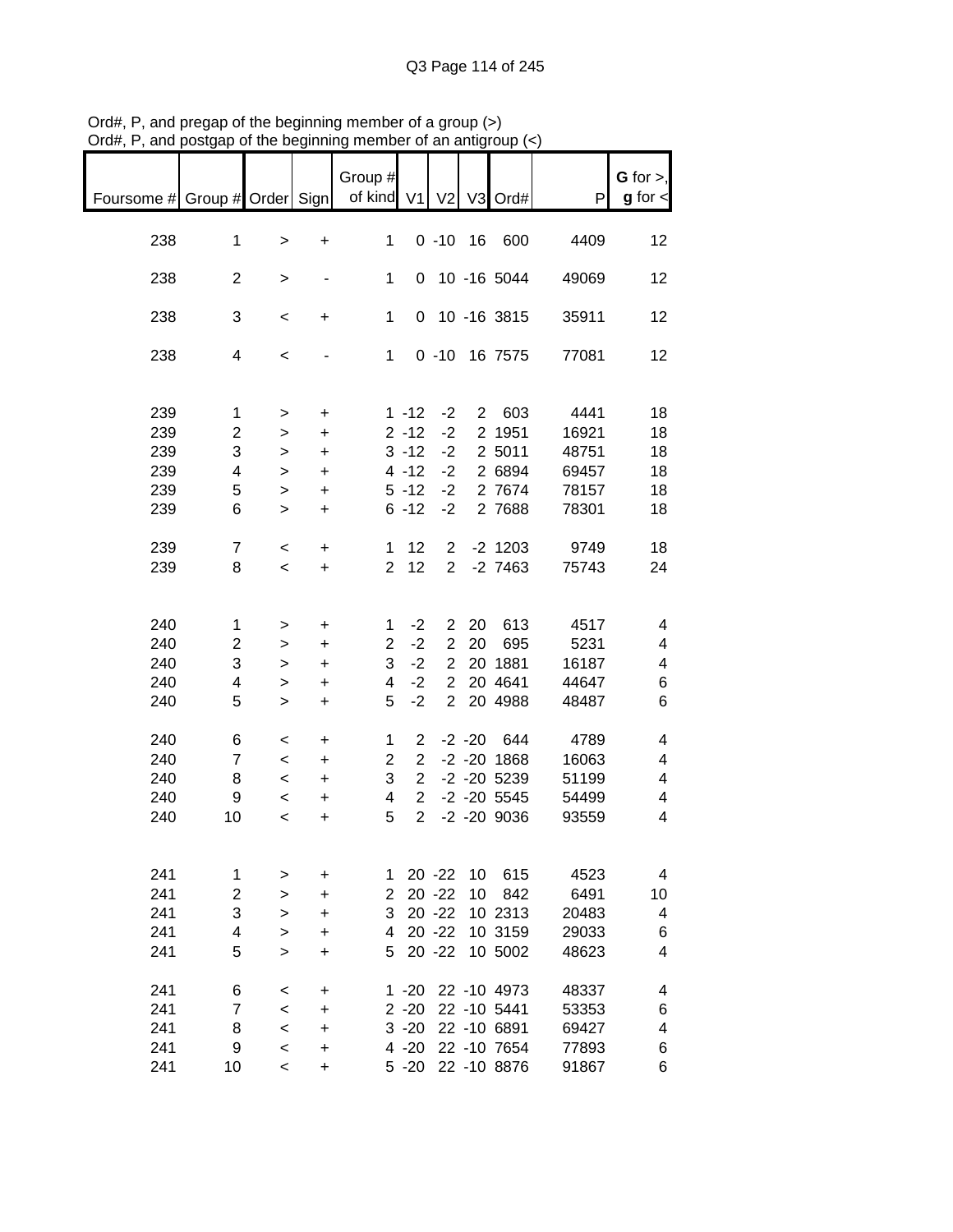Ord#, P, and pregap of the beginning member of a group (>)
Ord#, P, and postgap of the beginning member of an antigroup (<)

| Foursome # | Group # | Order | Sign | Group # of kind | V1 | V2 | V3 | Ord# | P | G for >, g for < |
|---|---|---|---|---|---|---|---|---|---|---|
| 238 | 1 | > | + | 1 | 0 | -10 | 16 | 600 | 4409 | 12 |
| 238 | 2 | > | - | 1 | 0 | 10 | -16 | 5044 | 49069 | 12 |
| 238 | 3 | < | + | 1 | 0 | 10 | -16 | 3815 | 35911 | 12 |
| 238 | 4 | < | - | 1 | 0 | -10 | 16 | 7575 | 77081 | 12 |
| 239 | 1 | > | + | 1 | -12 | -2 | 2 | 603 | 4441 | 18 |
| 239 | 2 | > | + | 2 | -12 | -2 | 2 | 1951 | 16921 | 18 |
| 239 | 3 | > | + | 3 | -12 | -2 | 2 | 5011 | 48751 | 18 |
| 239 | 4 | > | + | 4 | -12 | -2 | 2 | 6894 | 69457 | 18 |
| 239 | 5 | > | + | 5 | -12 | -2 | 2 | 7674 | 78157 | 18 |
| 239 | 6 | > | + | 6 | -12 | -2 | 2 | 7688 | 78301 | 18 |
| 239 | 7 | < | + | 1 | 12 | 2 | -2 | 1203 | 9749 | 18 |
| 239 | 8 | < | + | 2 | 12 | 2 | -2 | 7463 | 75743 | 24 |
| 240 | 1 | > | + | 1 | -2 | 2 | 20 | 613 | 4517 | 4 |
| 240 | 2 | > | + | 2 | -2 | 2 | 20 | 695 | 5231 | 4 |
| 240 | 3 | > | + | 3 | -2 | 2 | 20 | 1881 | 16187 | 4 |
| 240 | 4 | > | + | 4 | -2 | 2 | 20 | 4641 | 44647 | 6 |
| 240 | 5 | > | + | 5 | -2 | 2 | 20 | 4988 | 48487 | 6 |
| 240 | 6 | < | + | 1 | 2 | -2 | -20 | 644 | 4789 | 4 |
| 240 | 7 | < | + | 2 | 2 | -2 | -20 | 1868 | 16063 | 4 |
| 240 | 8 | < | + | 3 | 2 | -2 | -20 | 5239 | 51199 | 4 |
| 240 | 9 | < | + | 4 | 2 | -2 | -20 | 5545 | 54499 | 4 |
| 240 | 10 | < | + | 5 | 2 | -2 | -20 | 9036 | 93559 | 4 |
| 241 | 1 | > | + | 1 | 20 | -22 | 10 | 615 | 4523 | 4 |
| 241 | 2 | > | + | 2 | 20 | -22 | 10 | 842 | 6491 | 10 |
| 241 | 3 | > | + | 3 | 20 | -22 | 10 | 2313 | 20483 | 4 |
| 241 | 4 | > | + | 4 | 20 | -22 | 10 | 3159 | 29033 | 6 |
| 241 | 5 | > | + | 5 | 20 | -22 | 10 | 5002 | 48623 | 4 |
| 241 | 6 | < | + | 1 | -20 | 22 | -10 | 4973 | 48337 | 4 |
| 241 | 7 | < | + | 2 | -20 | 22 | -10 | 5441 | 53353 | 6 |
| 241 | 8 | < | + | 3 | -20 | 22 | -10 | 6891 | 69427 | 4 |
| 241 | 9 | < | + | 4 | -20 | 22 | -10 | 7654 | 77893 | 6 |
| 241 | 10 | < | + | 5 | -20 | 22 | -10 | 8876 | 91867 | 6 |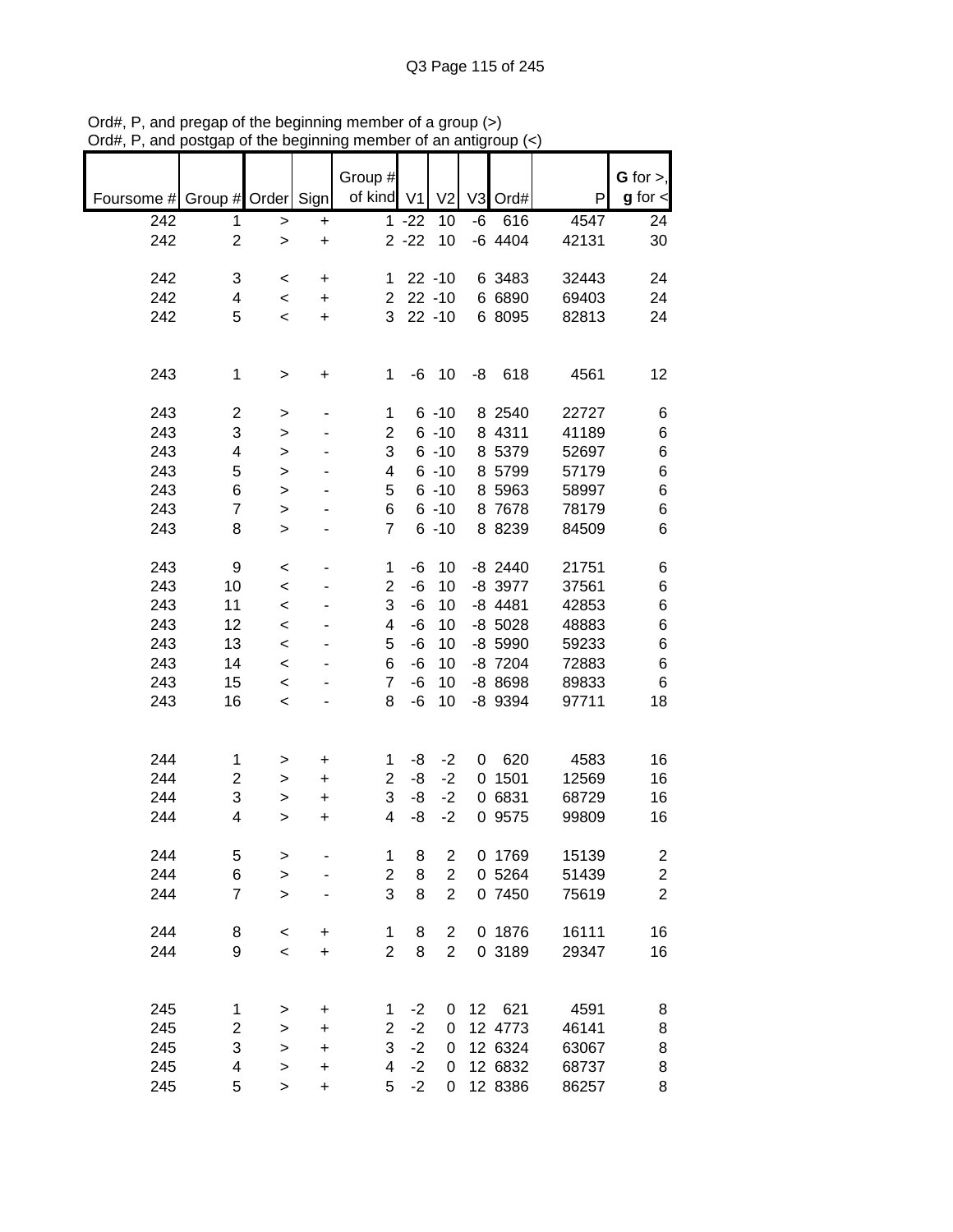Ord#, P, and pregap of the beginning member of a group (>)
Ord#, P, and postgap of the beginning member of an antigroup (<)

| Foursome # | Group # | Order | Sign | Group # of kind | V1 | V2 | V3 | Ord# | P | G for >, g for < |
|---|---|---|---|---|---|---|---|---|---|---|
| 242 | 1 | > | + | 1 | -22 | 10 | -6 | 616 | 4547 | 24 |
| 242 | 2 | > | + | 2 | -22 | 10 | -6 | 4404 | 42131 | 30 |
| | | | | | | | | | | |
| 242 | 3 | < | + | 1 | 22 | -10 | 6 | 3483 | 32443 | 24 |
| 242 | 4 | < | + | 2 | 22 | -10 | 6 | 6890 | 69403 | 24 |
| 242 | 5 | < | + | 3 | 22 | -10 | 6 | 8095 | 82813 | 24 |
| | | | | | | | | | | |
| 243 | 1 | > | + | 1 | -6 | 10 | -8 | 618 | 4561 | 12 |
| | | | | | | | | | | |
| 243 | 2 | > | - | 1 | 6 | -10 | 8 | 2540 | 22727 | 6 |
| 243 | 3 | > | - | 2 | 6 | -10 | 8 | 4311 | 41189 | 6 |
| 243 | 4 | > | - | 3 | 6 | -10 | 8 | 5379 | 52697 | 6 |
| 243 | 5 | > | - | 4 | 6 | -10 | 8 | 5799 | 57179 | 6 |
| 243 | 6 | > | - | 5 | 6 | -10 | 8 | 5963 | 58997 | 6 |
| 243 | 7 | > | - | 6 | 6 | -10 | 8 | 7678 | 78179 | 6 |
| 243 | 8 | > | - | 7 | 6 | -10 | 8 | 8239 | 84509 | 6 |
| | | | | | | | | | | |
| 243 | 9 | < | - | 1 | -6 | 10 | -8 | 2440 | 21751 | 6 |
| 243 | 10 | < | - | 2 | -6 | 10 | -8 | 3977 | 37561 | 6 |
| 243 | 11 | < | - | 3 | -6 | 10 | -8 | 4481 | 42853 | 6 |
| 243 | 12 | < | - | 4 | -6 | 10 | -8 | 5028 | 48883 | 6 |
| 243 | 13 | < | - | 5 | -6 | 10 | -8 | 5990 | 59233 | 6 |
| 243 | 14 | < | - | 6 | -6 | 10 | -8 | 7204 | 72883 | 6 |
| 243 | 15 | < | - | 7 | -6 | 10 | -8 | 8698 | 89833 | 6 |
| 243 | 16 | < | - | 8 | -6 | 10 | -8 | 9394 | 97711 | 18 |
| | | | | | | | | | | |
| 244 | 1 | > | + | 1 | -8 | -2 | 0 | 620 | 4583 | 16 |
| 244 | 2 | > | + | 2 | -8 | -2 | 0 | 1501 | 12569 | 16 |
| 244 | 3 | > | + | 3 | -8 | -2 | 0 | 6831 | 68729 | 16 |
| 244 | 4 | > | + | 4 | -8 | -2 | 0 | 9575 | 99809 | 16 |
| | | | | | | | | | | |
| 244 | 5 | > | - | 1 | 8 | 2 | 0 | 1769 | 15139 | 2 |
| 244 | 6 | > | - | 2 | 8 | 2 | 0 | 5264 | 51439 | 2 |
| 244 | 7 | > | - | 3 | 8 | 2 | 0 | 7450 | 75619 | 2 |
| | | | | | | | | | | |
| 244 | 8 | < | + | 1 | 8 | 2 | 0 | 1876 | 16111 | 16 |
| 244 | 9 | < | + | 2 | 8 | 2 | 0 | 3189 | 29347 | 16 |
| | | | | | | | | | | |
| 245 | 1 | > | + | 1 | -2 | 0 | 12 | 621 | 4591 | 8 |
| 245 | 2 | > | + | 2 | -2 | 0 | 12 | 4773 | 46141 | 8 |
| 245 | 3 | > | + | 3 | -2 | 0 | 12 | 6324 | 63067 | 8 |
| 245 | 4 | > | + | 4 | -2 | 0 | 12 | 6832 | 68737 | 8 |
| 245 | 5 | > | + | 5 | -2 | 0 | 12 | 8386 | 86257 | 8 |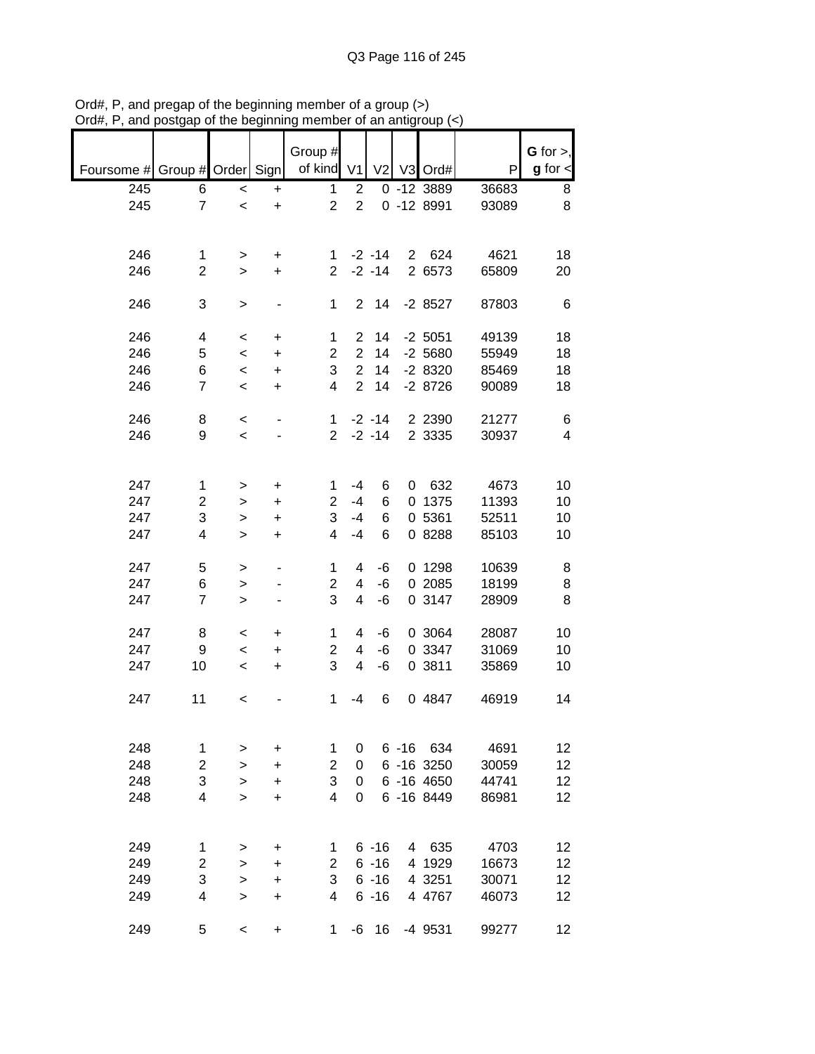Ord#, P, and pregap of the beginning member of a group (>)
Ord#, P, and postgap of the beginning member of an antigroup (<)

| Foursome # | Group # | Order | Sign | Group # of kind | V1 | V2 | V3 | Ord# | P | G for >, g for < |
|---|---|---|---|---|---|---|---|---|---|---|
| 245 | 6 | < | + | 1 | 2 | 0 | -12 | 3889 | 36683 | 8 |
| 245 | 7 | < | + | 2 | 2 | 0 | -12 | 8991 | 93089 | 8 |
| | | | | | | | | | | |
| 246 | 1 | > | + | 1 | -2 | -14 | 2 | 624 | 4621 | 18 |
| 246 | 2 | > | + | 2 | -2 | -14 | 2 | 6573 | 65809 | 20 |
| | | | | | | | | | | |
| 246 | 3 | > | - | 1 | 2 | 14 | -2 | 8527 | 87803 | 6 |
| | | | | | | | | | | |
| 246 | 4 | < | + | 1 | 2 | 14 | -2 | 5051 | 49139 | 18 |
| 246 | 5 | < | + | 2 | 2 | 14 | -2 | 5680 | 55949 | 18 |
| 246 | 6 | < | + | 3 | 2 | 14 | -2 | 8320 | 85469 | 18 |
| 246 | 7 | < | + | 4 | 2 | 14 | -2 | 8726 | 90089 | 18 |
| | | | | | | | | | | |
| 246 | 8 | < | - | 1 | -2 | -14 | 2 | 2390 | 21277 | 6 |
| 246 | 9 | < | - | 2 | -2 | -14 | 2 | 3335 | 30937 | 4 |
| | | | | | | | | | | |
| 247 | 1 | > | + | 1 | -4 | 6 | 0 | 632 | 4673 | 10 |
| 247 | 2 | > | + | 2 | -4 | 6 | 0 | 1375 | 11393 | 10 |
| 247 | 3 | > | + | 3 | -4 | 6 | 0 | 5361 | 52511 | 10 |
| 247 | 4 | > | + | 4 | -4 | 6 | 0 | 8288 | 85103 | 10 |
| | | | | | | | | | | |
| 247 | 5 | > | - | 1 | 4 | -6 | 0 | 1298 | 10639 | 8 |
| 247 | 6 | > | - | 2 | 4 | -6 | 0 | 2085 | 18199 | 8 |
| 247 | 7 | > | - | 3 | 4 | -6 | 0 | 3147 | 28909 | 8 |
| | | | | | | | | | | |
| 247 | 8 | < | + | 1 | 4 | -6 | 0 | 3064 | 28087 | 10 |
| 247 | 9 | < | + | 2 | 4 | -6 | 0 | 3347 | 31069 | 10 |
| 247 | 10 | < | + | 3 | 4 | -6 | 0 | 3811 | 35869 | 10 |
| | | | | | | | | | | |
| 247 | 11 | < | - | 1 | -4 | 6 | 0 | 4847 | 46919 | 14 |
| | | | | | | | | | | |
| 248 | 1 | > | + | 1 | 0 | 6 | -16 | 634 | 4691 | 12 |
| 248 | 2 | > | + | 2 | 0 | 6 | -16 | 3250 | 30059 | 12 |
| 248 | 3 | > | + | 3 | 0 | 6 | -16 | 4650 | 44741 | 12 |
| 248 | 4 | > | + | 4 | 0 | 6 | -16 | 8449 | 86981 | 12 |
| | | | | | | | | | | |
| 249 | 1 | > | + | 1 | 6 | -16 | 4 | 635 | 4703 | 12 |
| 249 | 2 | > | + | 2 | 6 | -16 | 4 | 1929 | 16673 | 12 |
| 249 | 3 | > | + | 3 | 6 | -16 | 4 | 3251 | 30071 | 12 |
| 249 | 4 | > | + | 4 | 6 | -16 | 4 | 4767 | 46073 | 12 |
| | | | | | | | | | | |
| 249 | 5 | < | + | 1 | -6 | 16 | -4 | 9531 | 99277 | 12 |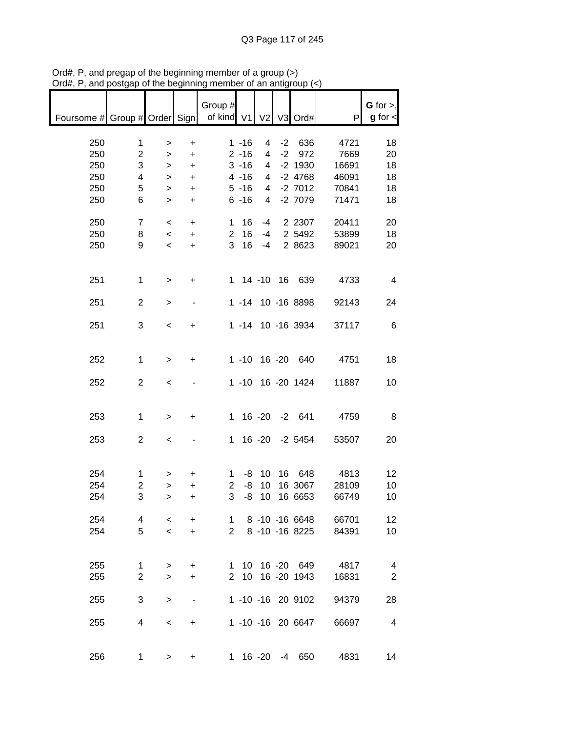Ord#, P, and pregap of the beginning member of a group (>)
Ord#, P, and postgap of the beginning member of an antigroup (<)

| Foursome # | Group # | Order | Sign | Group # of kind | V1 | V2 | V3 | Ord# | P | G for >, g for < |
|---|---|---|---|---|---|---|---|---|---|---|
| 250 | 1 | > | + | 1 | -16 | 4 | -2 | 636 | 4721 | 18 |
| 250 | 2 | > | + | 2 | -16 | 4 | -2 | 972 | 7669 | 20 |
| 250 | 3 | > | + | 3 | -16 | 4 | -2 | 1930 | 16691 | 18 |
| 250 | 4 | > | + | 4 | -16 | 4 | -2 | 4768 | 46091 | 18 |
| 250 | 5 | > | + | 5 | -16 | 4 | -2 | 7012 | 70841 | 18 |
| 250 | 6 | > | + | 6 | -16 | 4 | -2 | 7079 | 71471 | 18 |
| 250 | 7 | < | + | 1 | 16 | -4 | 2 | 2307 | 20411 | 20 |
| 250 | 8 | < | + | 2 | 16 | -4 | 2 | 5492 | 53899 | 18 |
| 250 | 9 | < | + | 3 | 16 | -4 | 2 | 8623 | 89021 | 20 |
| 251 | 1 | > | + | 1 | 14 | -10 | 16 | 639 | 4733 | 4 |
| 251 | 2 | > | - | 1 | -14 | 10 | -16 | 8898 | 92143 | 24 |
| 251 | 3 | < | + | 1 | -14 | 10 | -16 | 3934 | 37117 | 6 |
| 252 | 1 | > | + | 1 | -10 | 16 | -20 | 640 | 4751 | 18 |
| 252 | 2 | < | - | 1 | -10 | 16 | -20 | 1424 | 11887 | 10 |
| 253 | 1 | > | + | 1 | 16 | -20 | -2 | 641 | 4759 | 8 |
| 253 | 2 | < | - | 1 | 16 | -20 | -2 | 5454 | 53507 | 20 |
| 254 | 1 | > | + | 1 | -8 | 10 | 16 | 648 | 4813 | 12 |
| 254 | 2 | > | + | 2 | -8 | 10 | 16 | 3067 | 28109 | 10 |
| 254 | 3 | > | + | 3 | -8 | 10 | 16 | 6653 | 66749 | 10 |
| 254 | 4 | < | + | 1 | 8 | -10 | -16 | 6648 | 66701 | 12 |
| 254 | 5 | < | + | 2 | 8 | -10 | -16 | 8225 | 84391 | 10 |
| 255 | 1 | > | + | 1 | 10 | 16 | -20 | 649 | 4817 | 4 |
| 255 | 2 | > | + | 2 | 10 | 16 | -20 | 1943 | 16831 | 2 |
| 255 | 3 | > | - | 1 | -10 | -16 | 20 | 9102 | 94379 | 28 |
| 255 | 4 | < | + | 1 | -10 | -16 | 20 | 6647 | 66697 | 4 |
| 256 | 1 | > | + | 1 | 16 | -20 | -4 | 650 | 4831 | 14 |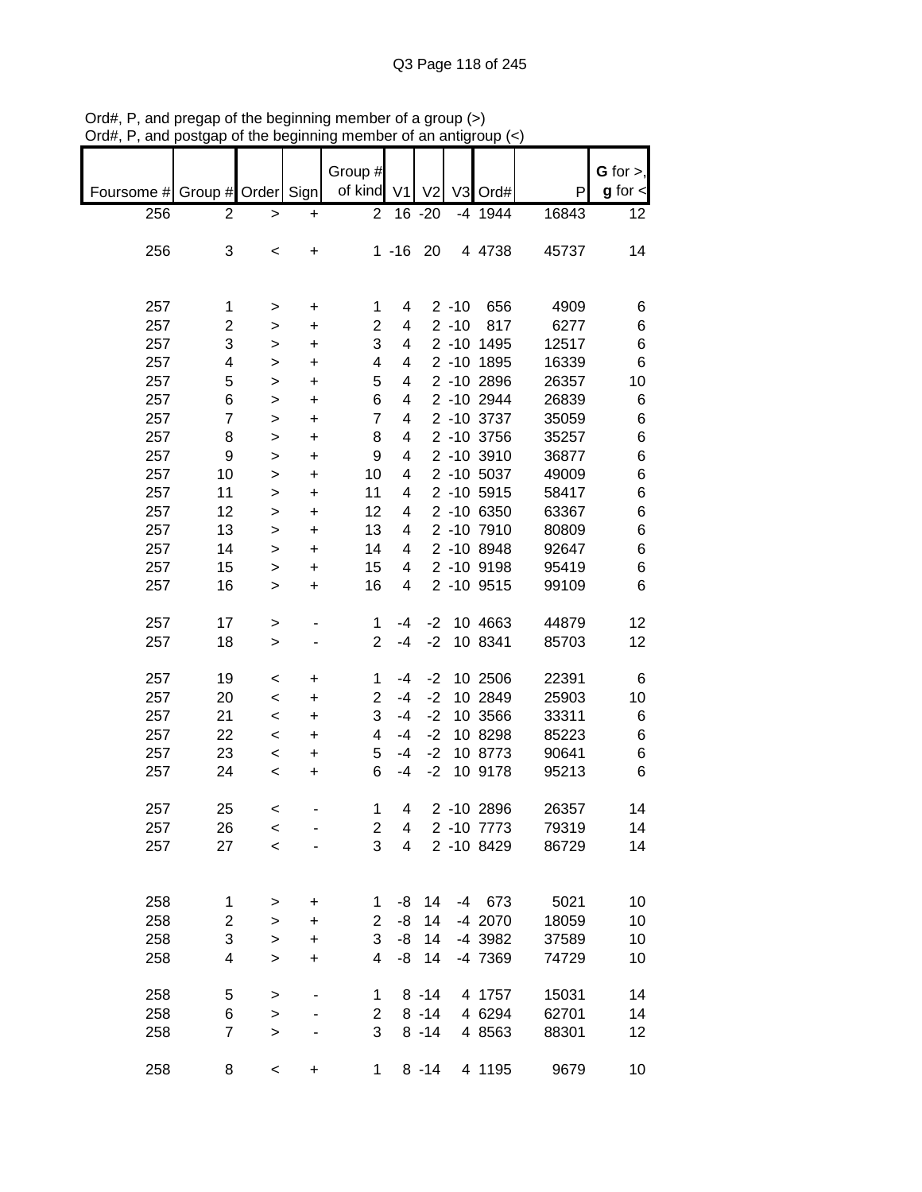Ord#, P, and pregap of the beginning member of a group (>)
Ord#, P, and postgap of the beginning member of an antigroup (<)

| Foursome # | Group # | Order | Sign | Group # of kind | V1 | V2 | V3 | Ord# | P | G for >, g for < |
|---|---|---|---|---|---|---|---|---|---|---|
| 256 | 2 | > | + | 2 | 16 | -20 | -4 | 1944 | 16843 | 12 |
| | | | | | | | | | | |
| 256 | 3 | < | + | 1 | -16 | 20 | 4 | 4738 | 45737 | 14 |
| | | | | | | | | | | |
| 257 | 1 | > | + | 1 | 4 | 2 | -10 | 656 | 4909 | 6 |
| 257 | 2 | > | + | 2 | 4 | 2 | -10 | 817 | 6277 | 6 |
| 257 | 3 | > | + | 3 | 4 | 2 | -10 | 1495 | 12517 | 6 |
| 257 | 4 | > | + | 4 | 4 | 2 | -10 | 1895 | 16339 | 6 |
| 257 | 5 | > | + | 5 | 4 | 2 | -10 | 2896 | 26357 | 10 |
| 257 | 6 | > | + | 6 | 4 | 2 | -10 | 2944 | 26839 | 6 |
| 257 | 7 | > | + | 7 | 4 | 2 | -10 | 3737 | 35059 | 6 |
| 257 | 8 | > | + | 8 | 4 | 2 | -10 | 3756 | 35257 | 6 |
| 257 | 9 | > | + | 9 | 4 | 2 | -10 | 3910 | 36877 | 6 |
| 257 | 10 | > | + | 10 | 4 | 2 | -10 | 5037 | 49009 | 6 |
| 257 | 11 | > | + | 11 | 4 | 2 | -10 | 5915 | 58417 | 6 |
| 257 | 12 | > | + | 12 | 4 | 2 | -10 | 6350 | 63367 | 6 |
| 257 | 13 | > | + | 13 | 4 | 2 | -10 | 7910 | 80809 | 6 |
| 257 | 14 | > | + | 14 | 4 | 2 | -10 | 8948 | 92647 | 6 |
| 257 | 15 | > | + | 15 | 4 | 2 | -10 | 9198 | 95419 | 6 |
| 257 | 16 | > | + | 16 | 4 | 2 | -10 | 9515 | 99109 | 6 |
| | | | | | | | | | | |
| 257 | 17 | > | - | 1 | -4 | -2 | 10 | 4663 | 44879 | 12 |
| 257 | 18 | > | - | 2 | -4 | -2 | 10 | 8341 | 85703 | 12 |
| | | | | | | | | | | |
| 257 | 19 | < | + | 1 | -4 | -2 | 10 | 2506 | 22391 | 6 |
| 257 | 20 | < | + | 2 | -4 | -2 | 10 | 2849 | 25903 | 10 |
| 257 | 21 | < | + | 3 | -4 | -2 | 10 | 3566 | 33311 | 6 |
| 257 | 22 | < | + | 4 | -4 | -2 | 10 | 8298 | 85223 | 6 |
| 257 | 23 | < | + | 5 | -4 | -2 | 10 | 8773 | 90641 | 6 |
| 257 | 24 | < | + | 6 | -4 | -2 | 10 | 9178 | 95213 | 6 |
| | | | | | | | | | | |
| 257 | 25 | < | - | 1 | 4 | 2 | -10 | 2896 | 26357 | 14 |
| 257 | 26 | < | - | 2 | 4 | 2 | -10 | 7773 | 79319 | 14 |
| 257 | 27 | < | - | 3 | 4 | 2 | -10 | 8429 | 86729 | 14 |
| | | | | | | | | | | |
| 258 | 1 | > | + | 1 | -8 | 14 | -4 | 673 | 5021 | 10 |
| 258 | 2 | > | + | 2 | -8 | 14 | -4 | 2070 | 18059 | 10 |
| 258 | 3 | > | + | 3 | -8 | 14 | -4 | 3982 | 37589 | 10 |
| 258 | 4 | > | + | 4 | -8 | 14 | -4 | 7369 | 74729 | 10 |
| | | | | | | | | | | |
| 258 | 5 | > | - | 1 | 8 | -14 | 4 | 1757 | 15031 | 14 |
| 258 | 6 | > | - | 2 | 8 | -14 | 4 | 6294 | 62701 | 14 |
| 258 | 7 | > | - | 3 | 8 | -14 | 4 | 8563 | 88301 | 12 |
| | | | | | | | | | | |
| 258 | 8 | < | + | 1 | 8 | -14 | 4 | 1195 | 9679 | 10 |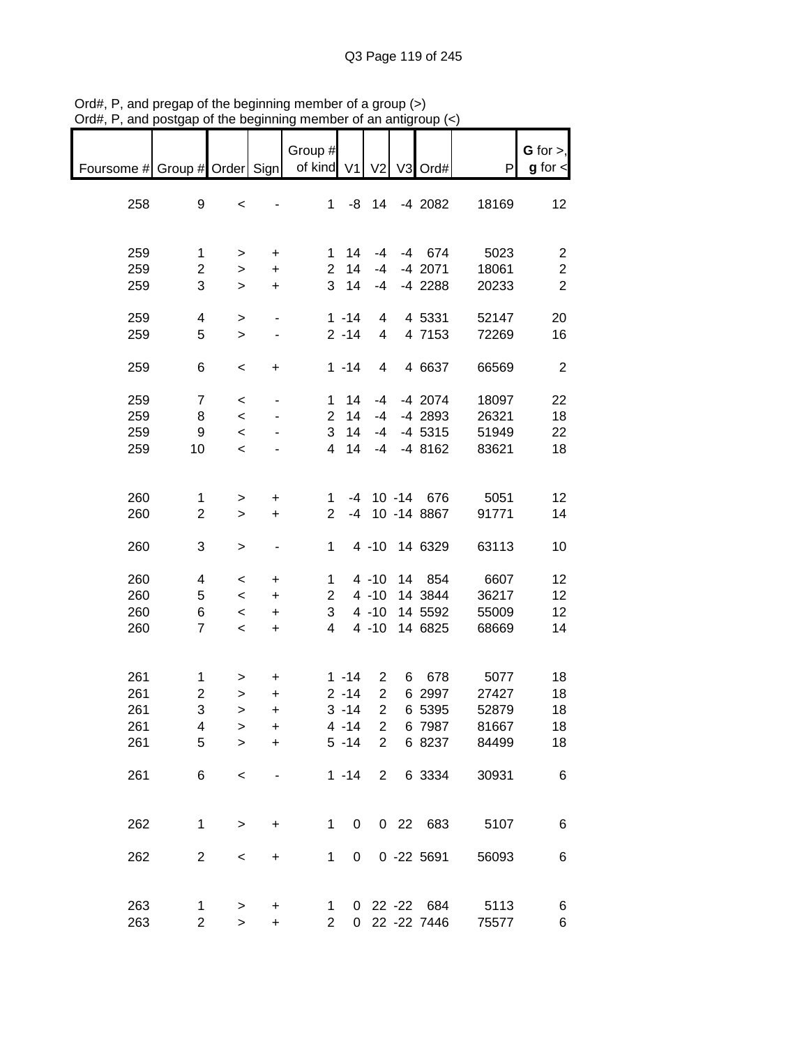Ord#, P, and pregap of the beginning member of a group (>)
Ord#, P, and postgap of the beginning member of an antigroup (<)

| Foursome # | Group # | Order | Sign | Group # of kind | V1 | V2 | V3 | Ord# | P | G for >, g for < |
|---|---|---|---|---|---|---|---|---|---|---|
| 258 | 9 | < | - | 1 | -8 | 14 | -4 | 2082 | 18169 | 12 |
| | | | | | | | | | | |
| 259 | 1 | > | + | 1 | 14 | -4 | -4 | 674 | 5023 | 2 |
| 259 | 2 | > | + | 2 | 14 | -4 | -4 | 2071 | 18061 | 2 |
| 259 | 3 | > | + | 3 | 14 | -4 | -4 | 2288 | 20233 | 2 |
| | | | | | | | | | | |
| 259 | 4 | > | - | 1 | -14 | 4 | 4 | 5331 | 52147 | 20 |
| 259 | 5 | > | - | 2 | -14 | 4 | 4 | 7153 | 72269 | 16 |
| | | | | | | | | | | |
| 259 | 6 | < | + | 1 | -14 | 4 | 4 | 6637 | 66569 | 2 |
| | | | | | | | | | | |
| 259 | 7 | < | - | 1 | 14 | -4 | -4 | 2074 | 18097 | 22 |
| 259 | 8 | < | - | 2 | 14 | -4 | -4 | 2893 | 26321 | 18 |
| 259 | 9 | < | - | 3 | 14 | -4 | -4 | 5315 | 51949 | 22 |
| 259 | 10 | < | - | 4 | 14 | -4 | -4 | 8162 | 83621 | 18 |
| | | | | | | | | | | |
| 260 | 1 | > | + | 1 | -4 | 10 | -14 | 676 | 5051 | 12 |
| 260 | 2 | > | + | 2 | -4 | 10 | -14 | 8867 | 91771 | 14 |
| | | | | | | | | | | |
| 260 | 3 | > | - | 1 | 4 | -10 | 14 | 6329 | 63113 | 10 |
| | | | | | | | | | | |
| 260 | 4 | < | + | 1 | 4 | -10 | 14 | 854 | 6607 | 12 |
| 260 | 5 | < | + | 2 | 4 | -10 | 14 | 3844 | 36217 | 12 |
| 260 | 6 | < | + | 3 | 4 | -10 | 14 | 5592 | 55009 | 12 |
| 260 | 7 | < | + | 4 | 4 | -10 | 14 | 6825 | 68669 | 14 |
| | | | | | | | | | | |
| 261 | 1 | > | + | 1 | -14 | 2 | 6 | 678 | 5077 | 18 |
| 261 | 2 | > | + | 2 | -14 | 2 | 6 | 2997 | 27427 | 18 |
| 261 | 3 | > | + | 3 | -14 | 2 | 6 | 5395 | 52879 | 18 |
| 261 | 4 | > | + | 4 | -14 | 2 | 6 | 7987 | 81667 | 18 |
| 261 | 5 | > | + | 5 | -14 | 2 | 6 | 8237 | 84499 | 18 |
| | | | | | | | | | | |
| 261 | 6 | < | - | 1 | -14 | 2 | 6 | 3334 | 30931 | 6 |
| | | | | | | | | | | |
| 262 | 1 | > | + | 1 | 0 | 0 | 22 | 683 | 5107 | 6 |
| | | | | | | | | | | |
| 262 | 2 | < | + | 1 | 0 | 0 | -22 | 5691 | 56093 | 6 |
| | | | | | | | | | | |
| 263 | 1 | > | + | 1 | 0 | 22 | -22 | 684 | 5113 | 6 |
| 263 | 2 | > | + | 2 | 0 | 22 | -22 | 7446 | 75577 | 6 |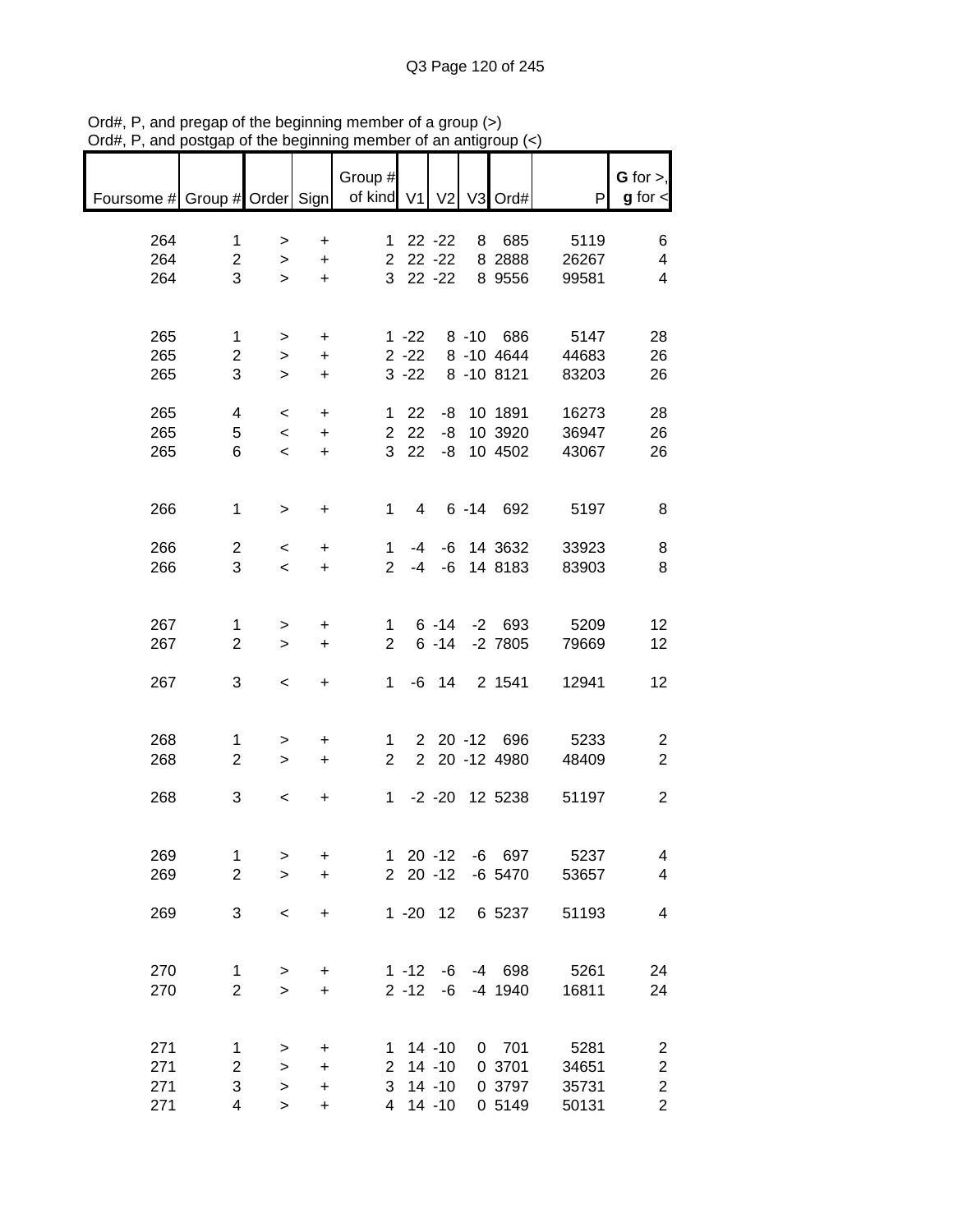Ord#, P, and pregap of the beginning member of a group (>)
Ord#, P, and postgap of the beginning member of an antigroup (<)

| Foursome # | Group # | Order | Sign | Group # of kind | V1 | V2 | V3 | Ord# | P | G for >, g for < |
|---|---|---|---|---|---|---|---|---|---|---|
| 264 | 1 | > | + | 1 | 22 | -22 | 8 | 685 | 5119 | 6 |
| 264 | 2 | > | + | 2 | 22 | -22 | 8 | 2888 | 26267 | 4 |
| 264 | 3 | > | + | 3 | 22 | -22 | 8 | 9556 | 99581 | 4 |
| | | | | | | | | | | |
| 265 | 1 | > | + | 1 | -22 | 8 | -10 | 686 | 5147 | 28 |
| 265 | 2 | > | + | 2 | -22 | 8 | -10 | 4644 | 44683 | 26 |
| 265 | 3 | > | + | 3 | -22 | 8 | -10 | 8121 | 83203 | 26 |
| | | | | | | | | | | |
| 265 | 4 | < | + | 1 | 22 | -8 | 10 | 1891 | 16273 | 28 |
| 265 | 5 | < | + | 2 | 22 | -8 | 10 | 3920 | 36947 | 26 |
| 265 | 6 | < | + | 3 | 22 | -8 | 10 | 4502 | 43067 | 26 |
| | | | | | | | | | | |
| 266 | 1 | > | + | 1 | 4 | 6 | -14 | 692 | 5197 | 8 |
| | | | | | | | | | | |
| 266 | 2 | < | + | 1 | -4 | -6 | 14 | 3632 | 33923 | 8 |
| 266 | 3 | < | + | 2 | -4 | -6 | 14 | 8183 | 83903 | 8 |
| | | | | | | | | | | |
| 267 | 1 | > | + | 1 | 6 | -14 | -2 | 693 | 5209 | 12 |
| 267 | 2 | > | + | 2 | 6 | -14 | -2 | 7805 | 79669 | 12 |
| | | | | | | | | | | |
| 267 | 3 | < | + | 1 | -6 | 14 | 2 | 1541 | 12941 | 12 |
| | | | | | | | | | | |
| 268 | 1 | > | + | 1 | 2 | 20 | -12 | 696 | 5233 | 2 |
| 268 | 2 | > | + | 2 | 2 | 20 | -12 | 4980 | 48409 | 2 |
| | | | | | | | | | | |
| 268 | 3 | < | + | 1 | -2 | -20 | 12 | 5238 | 51197 | 2 |
| | | | | | | | | | | |
| 269 | 1 | > | + | 1 | 20 | -12 | -6 | 697 | 5237 | 4 |
| 269 | 2 | > | + | 2 | 20 | -12 | -6 | 5470 | 53657 | 4 |
| | | | | | | | | | | |
| 269 | 3 | < | + | 1 | -20 | 12 | 6 | 5237 | 51193 | 4 |
| | | | | | | | | | | |
| 270 | 1 | > | + | 1 | -12 | -6 | -4 | 698 | 5261 | 24 |
| 270 | 2 | > | + | 2 | -12 | -6 | -4 | 1940 | 16811 | 24 |
| | | | | | | | | | | |
| 271 | 1 | > | + | 1 | 14 | -10 | 0 | 701 | 5281 | 2 |
| 271 | 2 | > | + | 2 | 14 | -10 | 0 | 3701 | 34651 | 2 |
| 271 | 3 | > | + | 3 | 14 | -10 | 0 | 3797 | 35731 | 2 |
| 271 | 4 | > | + | 4 | 14 | -10 | 0 | 5149 | 50131 | 2 |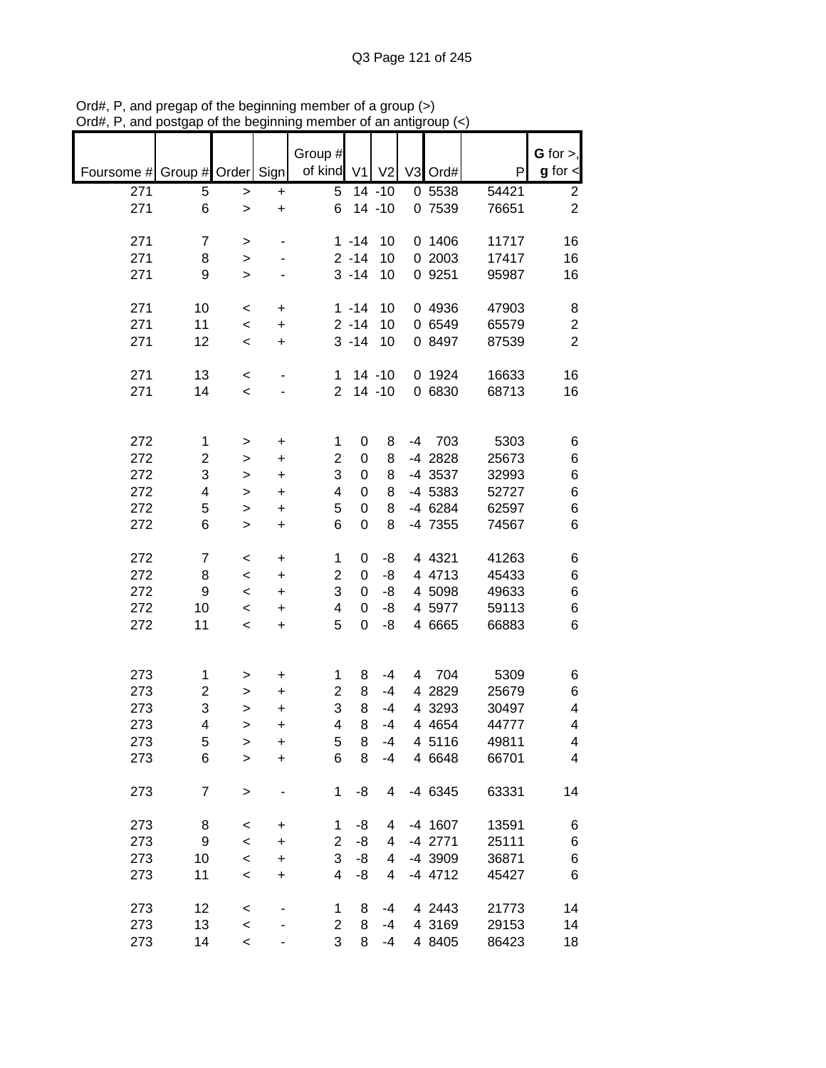Ord#, P, and pregap of the beginning member of a group (>)
Ord#, P, and postgap of the beginning member of an antigroup (<)

| Foursome # | Group # | Order | Sign | Group # of kind | V1 | V2 | V3 | Ord# | P | G for >, g for < |
|---|---|---|---|---|---|---|---|---|---|---|
| 271 | 5 | > | + | 5 | 14 | -10 | 0 | 5538 | 54421 | 2 |
| 271 | 6 | > | + | 6 | 14 | -10 | 0 | 7539 | 76651 | 2 |
| | | | | | | | | | | |
| 271 | 7 | > | - | 1 | -14 | 10 | 0 | 1406 | 11717 | 16 |
| 271 | 8 | > | - | 2 | -14 | 10 | 0 | 2003 | 17417 | 16 |
| 271 | 9 | > | - | 3 | -14 | 10 | 0 | 9251 | 95987 | 16 |
| | | | | | | | | | | |
| 271 | 10 | < | + | 1 | -14 | 10 | 0 | 4936 | 47903 | 8 |
| 271 | 11 | < | + | 2 | -14 | 10 | 0 | 6549 | 65579 | 2 |
| 271 | 12 | < | + | 3 | -14 | 10 | 0 | 8497 | 87539 | 2 |
| | | | | | | | | | | |
| 271 | 13 | < | - | 1 | 14 | -10 | 0 | 1924 | 16633 | 16 |
| 271 | 14 | < | - | 2 | 14 | -10 | 0 | 6830 | 68713 | 16 |
| | | | | | | | | | | |
| 272 | 1 | > | + | 1 | 0 | 8 | -4 | 703 | 5303 | 6 |
| 272 | 2 | > | + | 2 | 0 | 8 | -4 | 2828 | 25673 | 6 |
| 272 | 3 | > | + | 3 | 0 | 8 | -4 | 3537 | 32993 | 6 |
| 272 | 4 | > | + | 4 | 0 | 8 | -4 | 5383 | 52727 | 6 |
| 272 | 5 | > | + | 5 | 0 | 8 | -4 | 6284 | 62597 | 6 |
| 272 | 6 | > | + | 6 | 0 | 8 | -4 | 7355 | 74567 | 6 |
| | | | | | | | | | | |
| 272 | 7 | < | + | 1 | 0 | -8 | 4 | 4321 | 41263 | 6 |
| 272 | 8 | < | + | 2 | 0 | -8 | 4 | 4713 | 45433 | 6 |
| 272 | 9 | < | + | 3 | 0 | -8 | 4 | 5098 | 49633 | 6 |
| 272 | 10 | < | + | 4 | 0 | -8 | 4 | 5977 | 59113 | 6 |
| 272 | 11 | < | + | 5 | 0 | -8 | 4 | 6665 | 66883 | 6 |
| | | | | | | | | | | |
| 273 | 1 | > | + | 1 | 8 | -4 | 4 | 704 | 5309 | 6 |
| 273 | 2 | > | + | 2 | 8 | -4 | 4 | 2829 | 25679 | 6 |
| 273 | 3 | > | + | 3 | 8 | -4 | 4 | 3293 | 30497 | 4 |
| 273 | 4 | > | + | 4 | 8 | -4 | 4 | 4654 | 44777 | 4 |
| 273 | 5 | > | + | 5 | 8 | -4 | 4 | 5116 | 49811 | 4 |
| 273 | 6 | > | + | 6 | 8 | -4 | 4 | 6648 | 66701 | 4 |
| | | | | | | | | | | |
| 273 | 7 | > | - | 1 | -8 | 4 | -4 | 6345 | 63331 | 14 |
| | | | | | | | | | | |
| 273 | 8 | < | + | 1 | -8 | 4 | -4 | 1607 | 13591 | 6 |
| 273 | 9 | < | + | 2 | -8 | 4 | -4 | 2771 | 25111 | 6 |
| 273 | 10 | < | + | 3 | -8 | 4 | -4 | 3909 | 36871 | 6 |
| 273 | 11 | < | + | 4 | -8 | 4 | -4 | 4712 | 45427 | 6 |
| | | | | | | | | | | |
| 273 | 12 | < | - | 1 | 8 | -4 | 4 | 2443 | 21773 | 14 |
| 273 | 13 | < | - | 2 | 8 | -4 | 4 | 3169 | 29153 | 14 |
| 273 | 14 | < | - | 3 | 8 | -4 | 4 | 8405 | 86423 | 18 |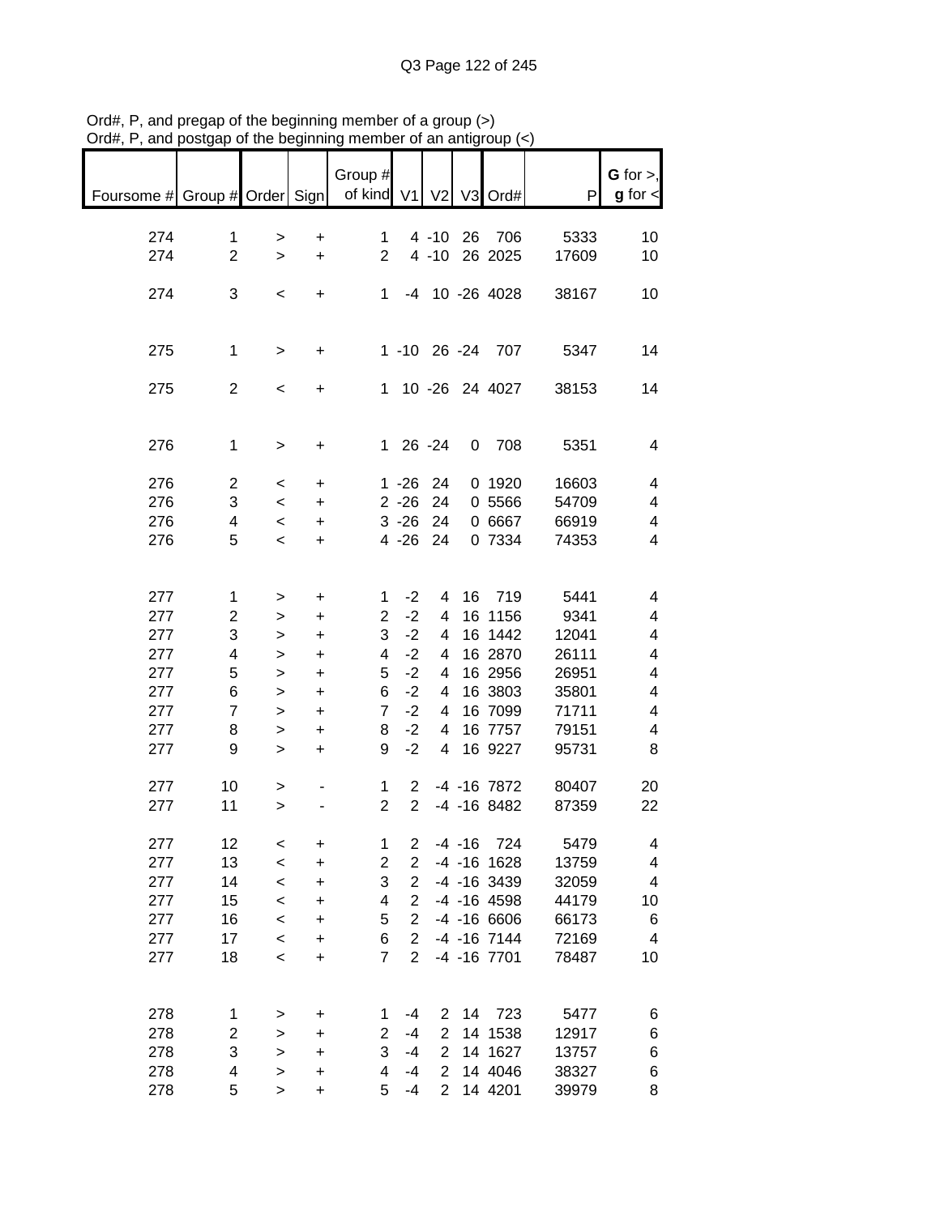Ord#, P, and pregap of the beginning member of a group (>)
Ord#, P, and postgap of the beginning member of an antigroup (<)

| Foursome # | Group # | Order | Sign | Group # of kind | V1 | V2 | V3 | Ord# | P | G for >, g for < |
|---|---|---|---|---|---|---|---|---|---|---|
| 274 | 1 | > | + | 1 | 4 | -10 | 26 | 706 | 5333 | 10 |
| 274 | 2 | > | + | 2 | 4 | -10 | 26 | 2025 | 17609 | 10 |
| 274 | 3 | < | + | 1 | -4 | 10 | -26 | 4028 | 38167 | 10 |
| 275 | 1 | > | + | 1 | -10 | 26 | -24 | 707 | 5347 | 14 |
| 275 | 2 | < | + | 1 | 10 | -26 | 24 | 4027 | 38153 | 14 |
| 276 | 1 | > | + | 1 | 26 | -24 | 0 | 708 | 5351 | 4 |
| 276 | 2 | < | + | 1 | -26 | 24 | 0 | 1920 | 16603 | 4 |
| 276 | 3 | < | + | 2 | -26 | 24 | 0 | 5566 | 54709 | 4 |
| 276 | 4 | < | + | 3 | -26 | 24 | 0 | 6667 | 66919 | 4 |
| 276 | 5 | < | + | 4 | -26 | 24 | 0 | 7334 | 74353 | 4 |
| 277 | 1 | > | + | 1 | -2 | 4 | 16 | 719 | 5441 | 4 |
| 277 | 2 | > | + | 2 | -2 | 4 | 16 | 1156 | 9341 | 4 |
| 277 | 3 | > | + | 3 | -2 | 4 | 16 | 1442 | 12041 | 4 |
| 277 | 4 | > | + | 4 | -2 | 4 | 16 | 2870 | 26111 | 4 |
| 277 | 5 | > | + | 5 | -2 | 4 | 16 | 2956 | 26951 | 4 |
| 277 | 6 | > | + | 6 | -2 | 4 | 16 | 3803 | 35801 | 4 |
| 277 | 7 | > | + | 7 | -2 | 4 | 16 | 7099 | 71711 | 4 |
| 277 | 8 | > | + | 8 | -2 | 4 | 16 | 7757 | 79151 | 4 |
| 277 | 9 | > | + | 9 | -2 | 4 | 16 | 9227 | 95731 | 8 |
| 277 | 10 | > | - | 1 | 2 | -4 | -16 | 7872 | 80407 | 20 |
| 277 | 11 | > | - | 2 | 2 | -4 | -16 | 8482 | 87359 | 22 |
| 277 | 12 | < | + | 1 | 2 | -4 | -16 | 724 | 5479 | 4 |
| 277 | 13 | < | + | 2 | 2 | -4 | -16 | 1628 | 13759 | 4 |
| 277 | 14 | < | + | 3 | 2 | -4 | -16 | 3439 | 32059 | 4 |
| 277 | 15 | < | + | 4 | 2 | -4 | -16 | 4598 | 44179 | 10 |
| 277 | 16 | < | + | 5 | 2 | -4 | -16 | 6606 | 66173 | 6 |
| 277 | 17 | < | + | 6 | 2 | -4 | -16 | 7144 | 72169 | 4 |
| 277 | 18 | < | + | 7 | 2 | -4 | -16 | 7701 | 78487 | 10 |
| 278 | 1 | > | + | 1 | -4 | 2 | 14 | 723 | 5477 | 6 |
| 278 | 2 | > | + | 2 | -4 | 2 | 14 | 1538 | 12917 | 6 |
| 278 | 3 | > | + | 3 | -4 | 2 | 14 | 1627 | 13757 | 6 |
| 278 | 4 | > | + | 4 | -4 | 2 | 14 | 4046 | 38327 | 6 |
| 278 | 5 | > | + | 5 | -4 | 2 | 14 | 4201 | 39979 | 8 |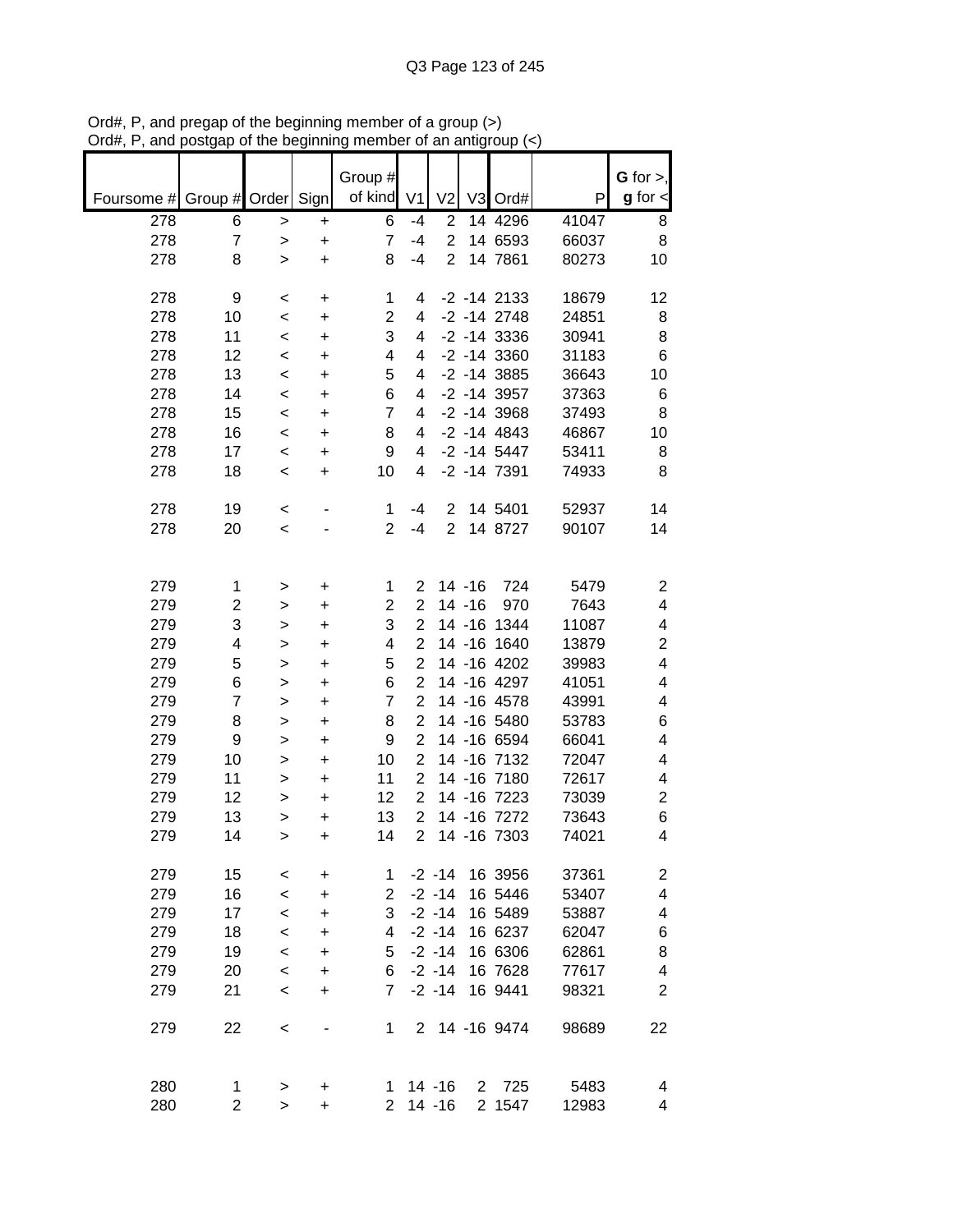Ord#, P, and pregap of the beginning member of a group (>)
Ord#, P, and postgap of the beginning member of an antigroup (<)

| Foursome # | Group # | Order | Sign | Group # of kind | V1 | V2 | V3 | Ord# | P | G for >, g for < |
|---|---|---|---|---|---|---|---|---|---|---|
| 278 | 6 | > | + | 6 | -4 | 2 | 14 | 4296 | 41047 | 8 |
| 278 | 7 | > | + | 7 | -4 | 2 | 14 | 6593 | 66037 | 8 |
| 278 | 8 | > | + | 8 | -4 | 2 | 14 | 7861 | 80273 | 10 |
| | | | | | | | | | | |
| 278 | 9 | < | + | 1 | 4 | -2 | -14 | 2133 | 18679 | 12 |
| 278 | 10 | < | + | 2 | 4 | -2 | -14 | 2748 | 24851 | 8 |
| 278 | 11 | < | + | 3 | 4 | -2 | -14 | 3336 | 30941 | 8 |
| 278 | 12 | < | + | 4 | 4 | -2 | -14 | 3360 | 31183 | 6 |
| 278 | 13 | < | + | 5 | 4 | -2 | -14 | 3885 | 36643 | 10 |
| 278 | 14 | < | + | 6 | 4 | -2 | -14 | 3957 | 37363 | 6 |
| 278 | 15 | < | + | 7 | 4 | -2 | -14 | 3968 | 37493 | 8 |
| 278 | 16 | < | + | 8 | 4 | -2 | -14 | 4843 | 46867 | 10 |
| 278 | 17 | < | + | 9 | 4 | -2 | -14 | 5447 | 53411 | 8 |
| 278 | 18 | < | + | 10 | 4 | -2 | -14 | 7391 | 74933 | 8 |
| | | | | | | | | | | |
| 278 | 19 | < | - | 1 | -4 | 2 | 14 | 5401 | 52937 | 14 |
| 278 | 20 | < | - | 2 | -4 | 2 | 14 | 8727 | 90107 | 14 |
| | | | | | | | | | | |
| 279 | 1 | > | + | 1 | 2 | 14 | -16 | 724 | 5479 | 2 |
| 279 | 2 | > | + | 2 | 2 | 14 | -16 | 970 | 7643 | 4 |
| 279 | 3 | > | + | 3 | 2 | 14 | -16 | 1344 | 11087 | 4 |
| 279 | 4 | > | + | 4 | 2 | 14 | -16 | 1640 | 13879 | 2 |
| 279 | 5 | > | + | 5 | 2 | 14 | -16 | 4202 | 39983 | 4 |
| 279 | 6 | > | + | 6 | 2 | 14 | -16 | 4297 | 41051 | 4 |
| 279 | 7 | > | + | 7 | 2 | 14 | -16 | 4578 | 43991 | 4 |
| 279 | 8 | > | + | 8 | 2 | 14 | -16 | 5480 | 53783 | 6 |
| 279 | 9 | > | + | 9 | 2 | 14 | -16 | 6594 | 66041 | 4 |
| 279 | 10 | > | + | 10 | 2 | 14 | -16 | 7132 | 72047 | 4 |
| 279 | 11 | > | + | 11 | 2 | 14 | -16 | 7180 | 72617 | 4 |
| 279 | 12 | > | + | 12 | 2 | 14 | -16 | 7223 | 73039 | 2 |
| 279 | 13 | > | + | 13 | 2 | 14 | -16 | 7272 | 73643 | 6 |
| 279 | 14 | > | + | 14 | 2 | 14 | -16 | 7303 | 74021 | 4 |
| | | | | | | | | | | |
| 279 | 15 | < | + | 1 | -2 | -14 | 16 | 3956 | 37361 | 2 |
| 279 | 16 | < | + | 2 | -2 | -14 | 16 | 5446 | 53407 | 4 |
| 279 | 17 | < | + | 3 | -2 | -14 | 16 | 5489 | 53887 | 4 |
| 279 | 18 | < | + | 4 | -2 | -14 | 16 | 6237 | 62047 | 6 |
| 279 | 19 | < | + | 5 | -2 | -14 | 16 | 6306 | 62861 | 8 |
| 279 | 20 | < | + | 6 | -2 | -14 | 16 | 7628 | 77617 | 4 |
| 279 | 21 | < | + | 7 | -2 | -14 | 16 | 9441 | 98321 | 2 |
| | | | | | | | | | | |
| 279 | 22 | < | - | 1 | 2 | 14 | -16 | 9474 | 98689 | 22 |
| | | | | | | | | | | |
| 280 | 1 | > | + | 1 | 14 | -16 | 2 | 725 | 5483 | 4 |
| 280 | 2 | > | + | 2 | 14 | -16 | 2 | 1547 | 12983 | 4 |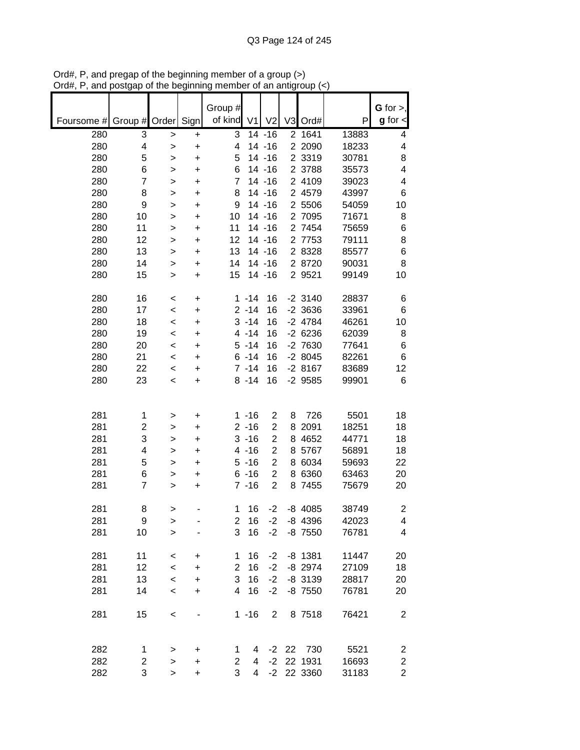Ord#, P, and pregap of the beginning member of a group (>)
Ord#, P, and postgap of the beginning member of an antigroup (<)

| Foursome # | Group # | Order | Sign | Group # of kind | V1 | V2 | V3 | Ord# | P | G for >, g for < |
|---|---|---|---|---|---|---|---|---|---|---|
| 280 | 3 | > | + | 3 | 14 | -16 | 2 | 1641 | 13883 | 4 |
| 280 | 4 | > | + | 4 | 14 | -16 | 2 | 2090 | 18233 | 4 |
| 280 | 5 | > | + | 5 | 14 | -16 | 2 | 3319 | 30781 | 8 |
| 280 | 6 | > | + | 6 | 14 | -16 | 2 | 3788 | 35573 | 4 |
| 280 | 7 | > | + | 7 | 14 | -16 | 2 | 4109 | 39023 | 4 |
| 280 | 8 | > | + | 8 | 14 | -16 | 2 | 4579 | 43997 | 6 |
| 280 | 9 | > | + | 9 | 14 | -16 | 2 | 5506 | 54059 | 10 |
| 280 | 10 | > | + | 10 | 14 | -16 | 2 | 7095 | 71671 | 8 |
| 280 | 11 | > | + | 11 | 14 | -16 | 2 | 7454 | 75659 | 6 |
| 280 | 12 | > | + | 12 | 14 | -16 | 2 | 7753 | 79111 | 8 |
| 280 | 13 | > | + | 13 | 14 | -16 | 2 | 8328 | 85577 | 6 |
| 280 | 14 | > | + | 14 | 14 | -16 | 2 | 8720 | 90031 | 8 |
| 280 | 15 | > | + | 15 | 14 | -16 | 2 | 9521 | 99149 | 10 |
| | | | | | | | | | | |
| 280 | 16 | < | + | 1 | -14 | 16 | -2 | 3140 | 28837 | 6 |
| 280 | 17 | < | + | 2 | -14 | 16 | -2 | 3636 | 33961 | 6 |
| 280 | 18 | < | + | 3 | -14 | 16 | -2 | 4784 | 46261 | 10 |
| 280 | 19 | < | + | 4 | -14 | 16 | -2 | 6236 | 62039 | 8 |
| 280 | 20 | < | + | 5 | -14 | 16 | -2 | 7630 | 77641 | 6 |
| 280 | 21 | < | + | 6 | -14 | 16 | -2 | 8045 | 82261 | 6 |
| 280 | 22 | < | + | 7 | -14 | 16 | -2 | 8167 | 83689 | 12 |
| 280 | 23 | < | + | 8 | -14 | 16 | -2 | 9585 | 99901 | 6 |
| | | | | | | | | | | |
| 281 | 1 | > | + | 1 | -16 | 2 | 8 | 726 | 5501 | 18 |
| 281 | 2 | > | + | 2 | -16 | 2 | 8 | 2091 | 18251 | 18 |
| 281 | 3 | > | + | 3 | -16 | 2 | 8 | 4652 | 44771 | 18 |
| 281 | 4 | > | + | 4 | -16 | 2 | 8 | 5767 | 56891 | 18 |
| 281 | 5 | > | + | 5 | -16 | 2 | 8 | 6034 | 59693 | 22 |
| 281 | 6 | > | + | 6 | -16 | 2 | 8 | 6360 | 63463 | 20 |
| 281 | 7 | > | + | 7 | -16 | 2 | 8 | 7455 | 75679 | 20 |
| | | | | | | | | | | |
| 281 | 8 | > | - | 1 | 16 | -2 | -8 | 4085 | 38749 | 2 |
| 281 | 9 | > | - | 2 | 16 | -2 | -8 | 4396 | 42023 | 4 |
| 281 | 10 | > | - | 3 | 16 | -2 | -8 | 7550 | 76781 | 4 |
| | | | | | | | | | | |
| 281 | 11 | < | + | 1 | 16 | -2 | -8 | 1381 | 11447 | 20 |
| 281 | 12 | < | + | 2 | 16 | -2 | -8 | 2974 | 27109 | 18 |
| 281 | 13 | < | + | 3 | 16 | -2 | -8 | 3139 | 28817 | 20 |
| 281 | 14 | < | + | 4 | 16 | -2 | -8 | 7550 | 76781 | 20 |
| | | | | | | | | | | |
| 281 | 15 | < | - | 1 | -16 | 2 | 8 | 7518 | 76421 | 2 |
| | | | | | | | | | | |
| 282 | 1 | > | + | 1 | 4 | -2 | 22 | 730 | 5521 | 2 |
| 282 | 2 | > | + | 2 | 4 | -2 | 22 | 1931 | 16693 | 2 |
| 282 | 3 | > | + | 3 | 4 | -2 | 22 | 3360 | 31183 | 2 |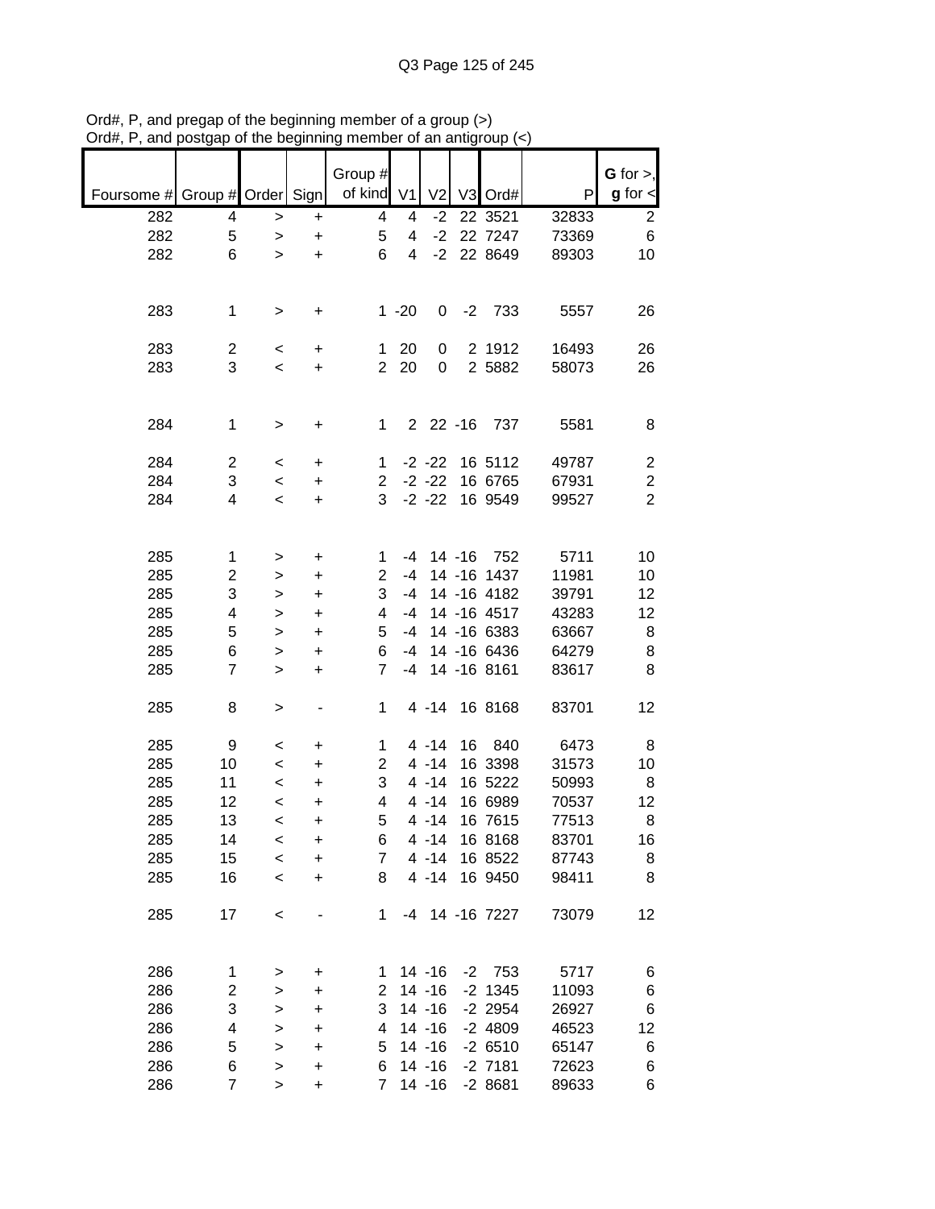Ord#, P, and pregap of the beginning member of a group (>)
Ord#, P, and postgap of the beginning member of an antigroup (<)

| Foursome # | Group # | Order | Sign | Group # of kind | V1 | V2 | V3 | Ord# | P | G for >, g for < |
|---|---|---|---|---|---|---|---|---|---|---|
| 282 | 4 | > | + | 4 | 4 | -2 | 22 | 3521 | 32833 | 2 |
| 282 | 5 | > | + | 5 | 4 | -2 | 22 | 7247 | 73369 | 6 |
| 282 | 6 | > | + | 6 | 4 | -2 | 22 | 8649 | 89303 | 10 |
| | | | | | | | | | | |
| 283 | 1 | > | + | 1 | -20 | 0 | -2 | 733 | 5557 | 26 |
| | | | | | | | | | | |
| 283 | 2 | < | + | 1 | 20 | 0 | 2 | 1912 | 16493 | 26 |
| 283 | 3 | < | + | 2 | 20 | 0 | 2 | 5882 | 58073 | 26 |
| | | | | | | | | | | |
| 284 | 1 | > | + | 1 | 2 | 22 | -16 | 737 | 5581 | 8 |
| | | | | | | | | | | |
| 284 | 2 | < | + | 1 | -2 | -22 | 16 | 5112 | 49787 | 2 |
| 284 | 3 | < | + | 2 | -2 | -22 | 16 | 6765 | 67931 | 2 |
| 284 | 4 | < | + | 3 | -2 | -22 | 16 | 9549 | 99527 | 2 |
| | | | | | | | | | | |
| 285 | 1 | > | + | 1 | -4 | 14 | -16 | 752 | 5711 | 10 |
| 285 | 2 | > | + | 2 | -4 | 14 | -16 | 1437 | 11981 | 10 |
| 285 | 3 | > | + | 3 | -4 | 14 | -16 | 4182 | 39791 | 12 |
| 285 | 4 | > | + | 4 | -4 | 14 | -16 | 4517 | 43283 | 12 |
| 285 | 5 | > | + | 5 | -4 | 14 | -16 | 6383 | 63667 | 8 |
| 285 | 6 | > | + | 6 | -4 | 14 | -16 | 6436 | 64279 | 8 |
| 285 | 7 | > | + | 7 | -4 | 14 | -16 | 8161 | 83617 | 8 |
| | | | | | | | | | | |
| 285 | 8 | > | - | 1 | 4 | -14 | 16 | 8168 | 83701 | 12 |
| | | | | | | | | | | |
| 285 | 9 | < | + | 1 | 4 | -14 | 16 | 840 | 6473 | 8 |
| 285 | 10 | < | + | 2 | 4 | -14 | 16 | 3398 | 31573 | 10 |
| 285 | 11 | < | + | 3 | 4 | -14 | 16 | 5222 | 50993 | 8 |
| 285 | 12 | < | + | 4 | 4 | -14 | 16 | 6989 | 70537 | 12 |
| 285 | 13 | < | + | 5 | 4 | -14 | 16 | 7615 | 77513 | 8 |
| 285 | 14 | < | + | 6 | 4 | -14 | 16 | 8168 | 83701 | 16 |
| 285 | 15 | < | + | 7 | 4 | -14 | 16 | 8522 | 87743 | 8 |
| 285 | 16 | < | + | 8 | 4 | -14 | 16 | 9450 | 98411 | 8 |
| | | | | | | | | | | |
| 285 | 17 | < | - | 1 | -4 | 14 | -16 | 7227 | 73079 | 12 |
| | | | | | | | | | | |
| 286 | 1 | > | + | 1 | 14 | -16 | -2 | 753 | 5717 | 6 |
| 286 | 2 | > | + | 2 | 14 | -16 | -2 | 1345 | 11093 | 6 |
| 286 | 3 | > | + | 3 | 14 | -16 | -2 | 2954 | 26927 | 6 |
| 286 | 4 | > | + | 4 | 14 | -16 | -2 | 4809 | 46523 | 12 |
| 286 | 5 | > | + | 5 | 14 | -16 | -2 | 6510 | 65147 | 6 |
| 286 | 6 | > | + | 6 | 14 | -16 | -2 | 7181 | 72623 | 6 |
| 286 | 7 | > | + | 7 | 14 | -16 | -2 | 8681 | 89633 | 6 |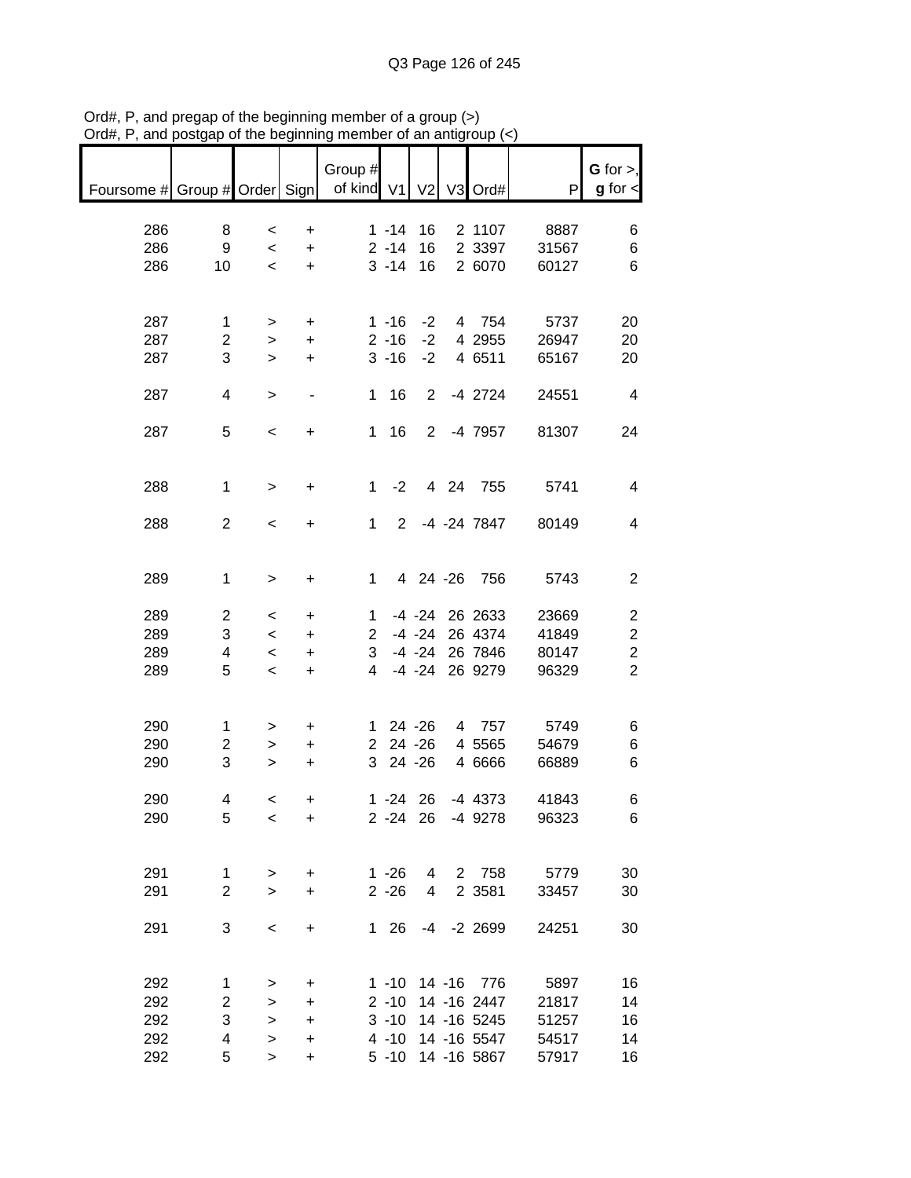Ord#, P, and pregap of the beginning member of a group (>)
Ord#, P, and postgap of the beginning member of an antigroup (<)

| Foursome # | Group # | Order | Sign | Group # of kind | V1 | V2 | V3 | Ord# | P | G for >, g for < |
|---|---|---|---|---|---|---|---|---|---|---|
| 286 | 8 | < | + | 1 | -14 | 16 | 2 | 1107 | 8887 | 6 |
| 286 | 9 | < | + | 2 | -14 | 16 | 2 | 3397 | 31567 | 6 |
| 286 | 10 | < | + | 3 | -14 | 16 | 2 | 6070 | 60127 | 6 |
| | | | | | | | | | | |
| 287 | 1 | > | + | 1 | -16 | -2 | 4 | 754 | 5737 | 20 |
| 287 | 2 | > | + | 2 | -16 | -2 | 4 | 2955 | 26947 | 20 |
| 287 | 3 | > | + | 3 | -16 | -2 | 4 | 6511 | 65167 | 20 |
| | | | | | | | | | | |
| 287 | 4 | > | - | 1 | 16 | 2 | -4 | 2724 | 24551 | 4 |
| | | | | | | | | | | |
| 287 | 5 | < | + | 1 | 16 | 2 | -4 | 7957 | 81307 | 24 |
| | | | | | | | | | | |
| 288 | 1 | > | + | 1 | -2 | 4 | 24 | 755 | 5741 | 4 |
| | | | | | | | | | | |
| 288 | 2 | < | + | 1 | 2 | -4 | -24 | 7847 | 80149 | 4 |
| | | | | | | | | | | |
| 289 | 1 | > | + | 1 | 4 | 24 | -26 | 756 | 5743 | 2 |
| | | | | | | | | | | |
| 289 | 2 | < | + | 1 | -4 | -24 | 26 | 2633 | 23669 | 2 |
| 289 | 3 | < | + | 2 | -4 | -24 | 26 | 4374 | 41849 | 2 |
| 289 | 4 | < | + | 3 | -4 | -24 | 26 | 7846 | 80147 | 2 |
| 289 | 5 | < | + | 4 | -4 | -24 | 26 | 9279 | 96329 | 2 |
| | | | | | | | | | | |
| 290 | 1 | > | + | 1 | 24 | -26 | 4 | 757 | 5749 | 6 |
| 290 | 2 | > | + | 2 | 24 | -26 | 4 | 5565 | 54679 | 6 |
| 290 | 3 | > | + | 3 | 24 | -26 | 4 | 6666 | 66889 | 6 |
| | | | | | | | | | | |
| 290 | 4 | < | + | 1 | -24 | 26 | -4 | 4373 | 41843 | 6 |
| 290 | 5 | < | + | 2 | -24 | 26 | -4 | 9278 | 96323 | 6 |
| | | | | | | | | | | |
| 291 | 1 | > | + | 1 | -26 | 4 | 2 | 758 | 5779 | 30 |
| 291 | 2 | > | + | 2 | -26 | 4 | 2 | 3581 | 33457 | 30 |
| | | | | | | | | | | |
| 291 | 3 | < | + | 1 | 26 | -4 | -2 | 2699 | 24251 | 30 |
| | | | | | | | | | | |
| 292 | 1 | > | + | 1 | -10 | 14 | -16 | 776 | 5897 | 16 |
| 292 | 2 | > | + | 2 | -10 | 14 | -16 | 2447 | 21817 | 14 |
| 292 | 3 | > | + | 3 | -10 | 14 | -16 | 5245 | 51257 | 16 |
| 292 | 4 | > | + | 4 | -10 | 14 | -16 | 5547 | 54517 | 14 |
| 292 | 5 | > | + | 5 | -10 | 14 | -16 | 5867 | 57917 | 16 |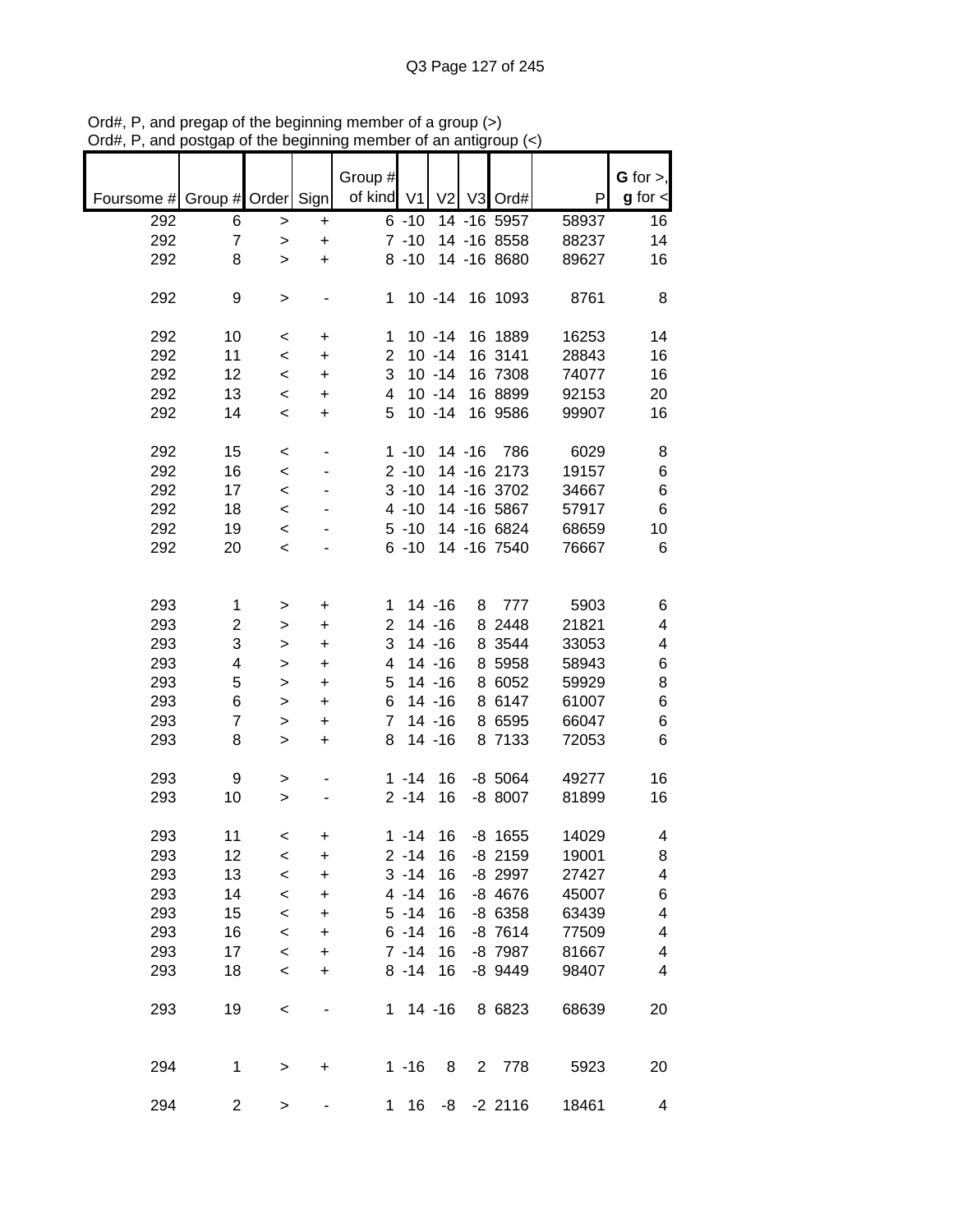Ord#, P, and pregap of the beginning member of a group (>)
Ord#, P, and postgap of the beginning member of an antigroup (<)

| Foursome # | Group # | Order | Sign | Group # of kind | V1 | V2 | V3 | Ord# | P | G for >, g for < |
|---|---|---|---|---|---|---|---|---|---|---|
| 292 | 6 | > | + | 6 | -10 | 14 | -16 | 5957 | 58937 | 16 |
| 292 | 7 | > | + | 7 | -10 | 14 | -16 | 8558 | 88237 | 14 |
| 292 | 8 | > | + | 8 | -10 | 14 | -16 | 8680 | 89627 | 16 |
| | | | | | | | | | | |
| 292 | 9 | > | - | 1 | 10 | -14 | 16 | 1093 | 8761 | 8 |
| | | | | | | | | | | |
| 292 | 10 | < | + | 1 | 10 | -14 | 16 | 1889 | 16253 | 14 |
| 292 | 11 | < | + | 2 | 10 | -14 | 16 | 3141 | 28843 | 16 |
| 292 | 12 | < | + | 3 | 10 | -14 | 16 | 7308 | 74077 | 16 |
| 292 | 13 | < | + | 4 | 10 | -14 | 16 | 8899 | 92153 | 20 |
| 292 | 14 | < | + | 5 | 10 | -14 | 16 | 9586 | 99907 | 16 |
| | | | | | | | | | | |
| 292 | 15 | < | - | 1 | -10 | 14 | -16 | 786 | 6029 | 8 |
| 292 | 16 | < | - | 2 | -10 | 14 | -16 | 2173 | 19157 | 6 |
| 292 | 17 | < | - | 3 | -10 | 14 | -16 | 3702 | 34667 | 6 |
| 292 | 18 | < | - | 4 | -10 | 14 | -16 | 5867 | 57917 | 6 |
| 292 | 19 | < | - | 5 | -10 | 14 | -16 | 6824 | 68659 | 10 |
| 292 | 20 | < | - | 6 | -10 | 14 | -16 | 7540 | 76667 | 6 |
| | | | | | | | | | | |
| 293 | 1 | > | + | 1 | 14 | -16 | 8 | 777 | 5903 | 6 |
| 293 | 2 | > | + | 2 | 14 | -16 | 8 | 2448 | 21821 | 4 |
| 293 | 3 | > | + | 3 | 14 | -16 | 8 | 3544 | 33053 | 4 |
| 293 | 4 | > | + | 4 | 14 | -16 | 8 | 5958 | 58943 | 6 |
| 293 | 5 | > | + | 5 | 14 | -16 | 8 | 6052 | 59929 | 8 |
| 293 | 6 | > | + | 6 | 14 | -16 | 8 | 6147 | 61007 | 6 |
| 293 | 7 | > | + | 7 | 14 | -16 | 8 | 6595 | 66047 | 6 |
| 293 | 8 | > | + | 8 | 14 | -16 | 8 | 7133 | 72053 | 6 |
| | | | | | | | | | | |
| 293 | 9 | > | - | 1 | -14 | 16 | -8 | 5064 | 49277 | 16 |
| 293 | 10 | > | - | 2 | -14 | 16 | -8 | 8007 | 81899 | 16 |
| | | | | | | | | | | |
| 293 | 11 | < | + | 1 | -14 | 16 | -8 | 1655 | 14029 | 4 |
| 293 | 12 | < | + | 2 | -14 | 16 | -8 | 2159 | 19001 | 8 |
| 293 | 13 | < | + | 3 | -14 | 16 | -8 | 2997 | 27427 | 4 |
| 293 | 14 | < | + | 4 | -14 | 16 | -8 | 4676 | 45007 | 6 |
| 293 | 15 | < | + | 5 | -14 | 16 | -8 | 6358 | 63439 | 4 |
| 293 | 16 | < | + | 6 | -14 | 16 | -8 | 7614 | 77509 | 4 |
| 293 | 17 | < | + | 7 | -14 | 16 | -8 | 7987 | 81667 | 4 |
| 293 | 18 | < | + | 8 | -14 | 16 | -8 | 9449 | 98407 | 4 |
| | | | | | | | | | | |
| 293 | 19 | < | - | 1 | 14 | -16 | 8 | 6823 | 68639 | 20 |
| | | | | | | | | | | |
| 294 | 1 | > | + | 1 | -16 | 8 | 2 | 778 | 5923 | 20 |
| | | | | | | | | | | |
| 294 | 2 | > | - | 1 | 16 | -8 | -2 | 2116 | 18461 | 4 |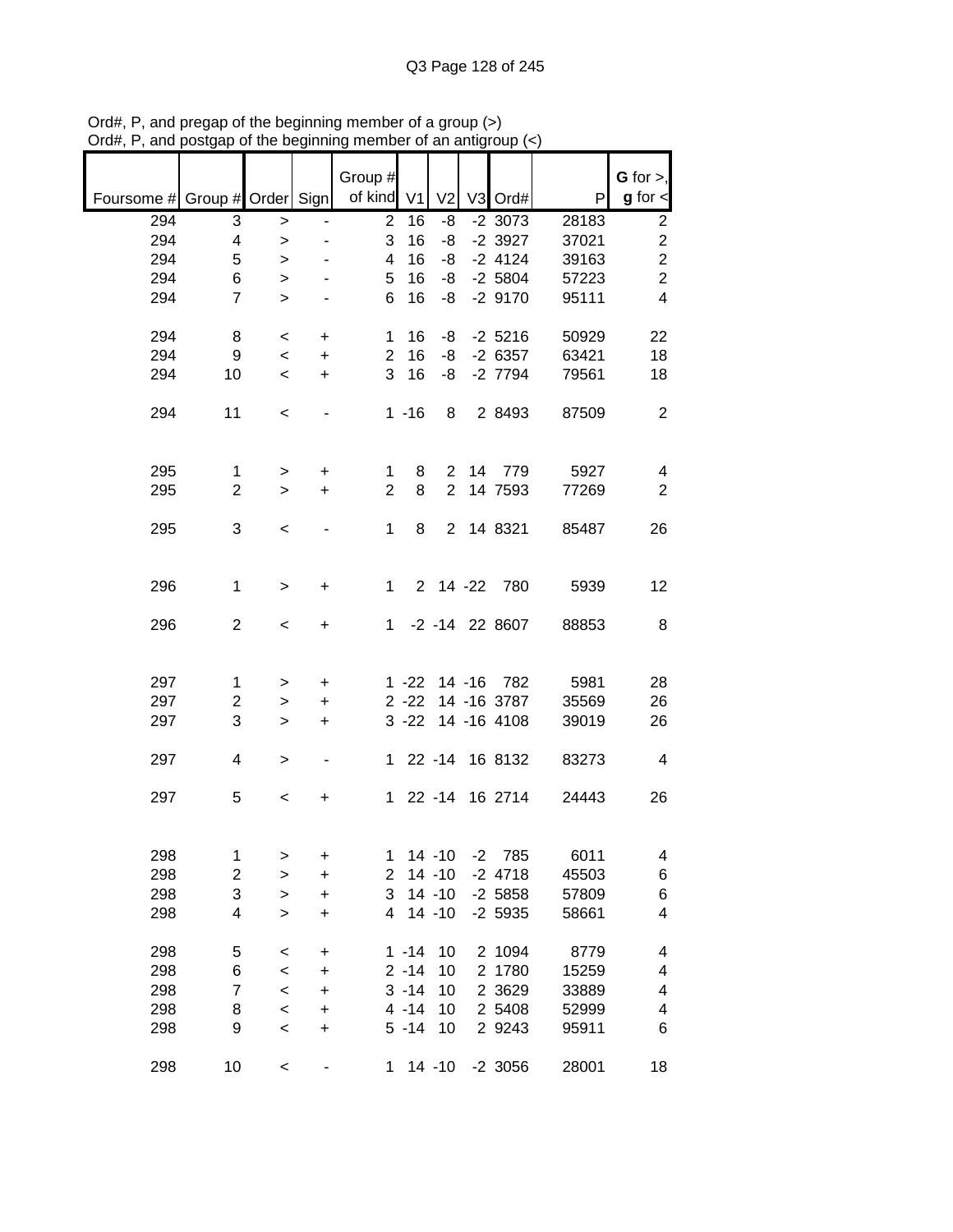Ord#, P, and pregap of the beginning member of a group (>)
Ord#, P, and postgap of the beginning member of an antigroup (<)

| Foursome # | Group # | Order | Sign | Group # of kind | V1 | V2 | V3 | Ord# | P | G for >, g for < |
|---|---|---|---|---|---|---|---|---|---|---|
| 294 | 3 | > | - | 2 | 16 | -8 | -2 | 3073 | 28183 | 2 |
| 294 | 4 | > | - | 3 | 16 | -8 | -2 | 3927 | 37021 | 2 |
| 294 | 5 | > | - | 4 | 16 | -8 | -2 | 4124 | 39163 | 2 |
| 294 | 6 | > | - | 5 | 16 | -8 | -2 | 5804 | 57223 | 2 |
| 294 | 7 | > | - | 6 | 16 | -8 | -2 | 9170 | 95111 | 4 |
| | | | | | | | | | | |
| 294 | 8 | < | + | 1 | 16 | -8 | -2 | 5216 | 50929 | 22 |
| 294 | 9 | < | + | 2 | 16 | -8 | -2 | 6357 | 63421 | 18 |
| 294 | 10 | < | + | 3 | 16 | -8 | -2 | 7794 | 79561 | 18 |
| | | | | | | | | | | |
| 294 | 11 | < | - | 1 | -16 | 8 | 2 | 8493 | 87509 | 2 |
| | | | | | | | | | | |
| 295 | 1 | > | + | 1 | 8 | 2 | 14 | 779 | 5927 | 4 |
| 295 | 2 | > | + | 2 | 8 | 2 | 14 | 7593 | 77269 | 2 |
| | | | | | | | | | | |
| 295 | 3 | < | - | 1 | 8 | 2 | 14 | 8321 | 85487 | 26 |
| | | | | | | | | | | |
| 296 | 1 | > | + | 1 | 2 | 14 | -22 | 780 | 5939 | 12 |
| | | | | | | | | | | |
| 296 | 2 | < | + | 1 | -2 | -14 | 22 | 8607 | 88853 | 8 |
| | | | | | | | | | | |
| 297 | 1 | > | + | 1 | -22 | 14 | -16 | 782 | 5981 | 28 |
| 297 | 2 | > | + | 2 | -22 | 14 | -16 | 3787 | 35569 | 26 |
| 297 | 3 | > | + | 3 | -22 | 14 | -16 | 4108 | 39019 | 26 |
| | | | | | | | | | | |
| 297 | 4 | > | - | 1 | 22 | -14 | 16 | 8132 | 83273 | 4 |
| | | | | | | | | | | |
| 297 | 5 | < | + | 1 | 22 | -14 | 16 | 2714 | 24443 | 26 |
| | | | | | | | | | | |
| 298 | 1 | > | + | 1 | 14 | -10 | -2 | 785 | 6011 | 4 |
| 298 | 2 | > | + | 2 | 14 | -10 | -2 | 4718 | 45503 | 6 |
| 298 | 3 | > | + | 3 | 14 | -10 | -2 | 5858 | 57809 | 6 |
| 298 | 4 | > | + | 4 | 14 | -10 | -2 | 5935 | 58661 | 4 |
| | | | | | | | | | | |
| 298 | 5 | < | + | 1 | -14 | 10 | 2 | 1094 | 8779 | 4 |
| 298 | 6 | < | + | 2 | -14 | 10 | 2 | 1780 | 15259 | 4 |
| 298 | 7 | < | + | 3 | -14 | 10 | 2 | 3629 | 33889 | 4 |
| 298 | 8 | < | + | 4 | -14 | 10 | 2 | 5408 | 52999 | 4 |
| 298 | 9 | < | + | 5 | -14 | 10 | 2 | 9243 | 95911 | 6 |
| | | | | | | | | | | |
| 298 | 10 | < | - | 1 | 14 | -10 | -2 | 3056 | 28001 | 18 |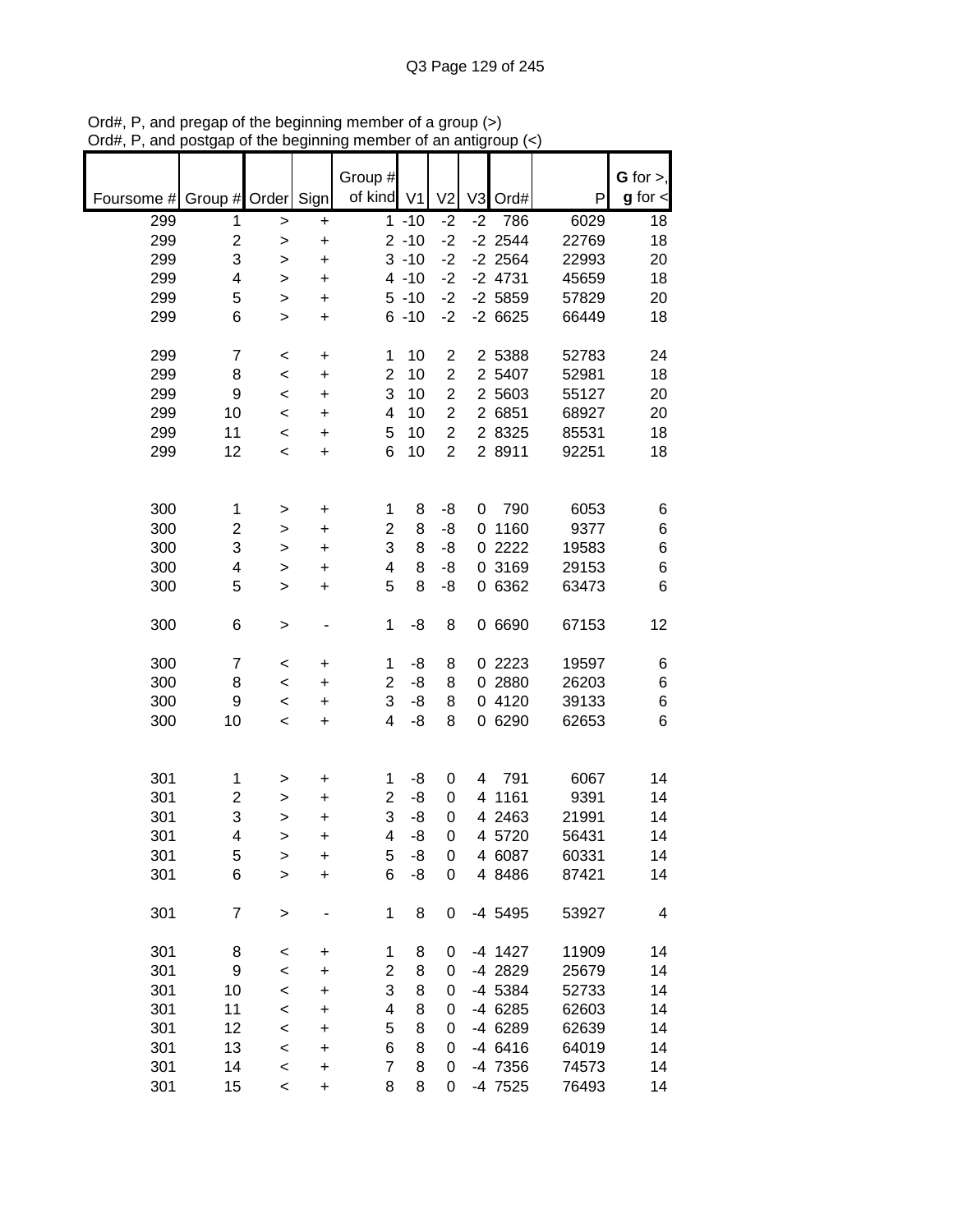Ord#, P, and pregap of the beginning member of a group (>)
Ord#, P, and postgap of the beginning member of an antigroup (<)

| Foursome # | Group # | Order | Sign | Group # of kind | V1 | V2 | V3 | Ord# | P | G for >, g for < |
|---|---|---|---|---|---|---|---|---|---|---|
| 299 | 1 | > | + | 1 | -10 | -2 | -2 | 786 | 6029 | 18 |
| 299 | 2 | > | + | 2 | -10 | -2 | -2 | 2544 | 22769 | 18 |
| 299 | 3 | > | + | 3 | -10 | -2 | -2 | 2564 | 22993 | 20 |
| 299 | 4 | > | + | 4 | -10 | -2 | -2 | 4731 | 45659 | 18 |
| 299 | 5 | > | + | 5 | -10 | -2 | -2 | 5859 | 57829 | 20 |
| 299 | 6 | > | + | 6 | -10 | -2 | -2 | 6625 | 66449 | 18 |
| | | | | | | | | | | |
| 299 | 7 | < | + | 1 | 10 | 2 | 2 | 5388 | 52783 | 24 |
| 299 | 8 | < | + | 2 | 10 | 2 | 2 | 5407 | 52981 | 18 |
| 299 | 9 | < | + | 3 | 10 | 2 | 2 | 5603 | 55127 | 20 |
| 299 | 10 | < | + | 4 | 10 | 2 | 2 | 6851 | 68927 | 20 |
| 299 | 11 | < | + | 5 | 10 | 2 | 2 | 8325 | 85531 | 18 |
| 299 | 12 | < | + | 6 | 10 | 2 | 2 | 8911 | 92251 | 18 |
| | | | | | | | | | | |
| 300 | 1 | > | + | 1 | 8 | -8 | 0 | 790 | 6053 | 6 |
| 300 | 2 | > | + | 2 | 8 | -8 | 0 | 1160 | 9377 | 6 |
| 300 | 3 | > | + | 3 | 8 | -8 | 0 | 2222 | 19583 | 6 |
| 300 | 4 | > | + | 4 | 8 | -8 | 0 | 3169 | 29153 | 6 |
| 300 | 5 | > | + | 5 | 8 | -8 | 0 | 6362 | 63473 | 6 |
| | | | | | | | | | | |
| 300 | 6 | > | - | 1 | -8 | 8 | 0 | 6690 | 67153 | 12 |
| | | | | | | | | | | |
| 300 | 7 | < | + | 1 | -8 | 8 | 0 | 2223 | 19597 | 6 |
| 300 | 8 | < | + | 2 | -8 | 8 | 0 | 2880 | 26203 | 6 |
| 300 | 9 | < | + | 3 | -8 | 8 | 0 | 4120 | 39133 | 6 |
| 300 | 10 | < | + | 4 | -8 | 8 | 0 | 6290 | 62653 | 6 |
| | | | | | | | | | | |
| 301 | 1 | > | + | 1 | -8 | 0 | 4 | 791 | 6067 | 14 |
| 301 | 2 | > | + | 2 | -8 | 0 | 4 | 1161 | 9391 | 14 |
| 301 | 3 | > | + | 3 | -8 | 0 | 4 | 2463 | 21991 | 14 |
| 301 | 4 | > | + | 4 | -8 | 0 | 4 | 5720 | 56431 | 14 |
| 301 | 5 | > | + | 5 | -8 | 0 | 4 | 6087 | 60331 | 14 |
| 301 | 6 | > | + | 6 | -8 | 0 | 4 | 8486 | 87421 | 14 |
| | | | | | | | | | | |
| 301 | 7 | > | - | 1 | 8 | 0 | -4 | 5495 | 53927 | 4 |
| | | | | | | | | | | |
| 301 | 8 | < | + | 1 | 8 | 0 | -4 | 1427 | 11909 | 14 |
| 301 | 9 | < | + | 2 | 8 | 0 | -4 | 2829 | 25679 | 14 |
| 301 | 10 | < | + | 3 | 8 | 0 | -4 | 5384 | 52733 | 14 |
| 301 | 11 | < | + | 4 | 8 | 0 | -4 | 6285 | 62603 | 14 |
| 301 | 12 | < | + | 5 | 8 | 0 | -4 | 6289 | 62639 | 14 |
| 301 | 13 | < | + | 6 | 8 | 0 | -4 | 6416 | 64019 | 14 |
| 301 | 14 | < | + | 7 | 8 | 0 | -4 | 7356 | 74573 | 14 |
| 301 | 15 | < | + | 8 | 8 | 0 | -4 | 7525 | 76493 | 14 |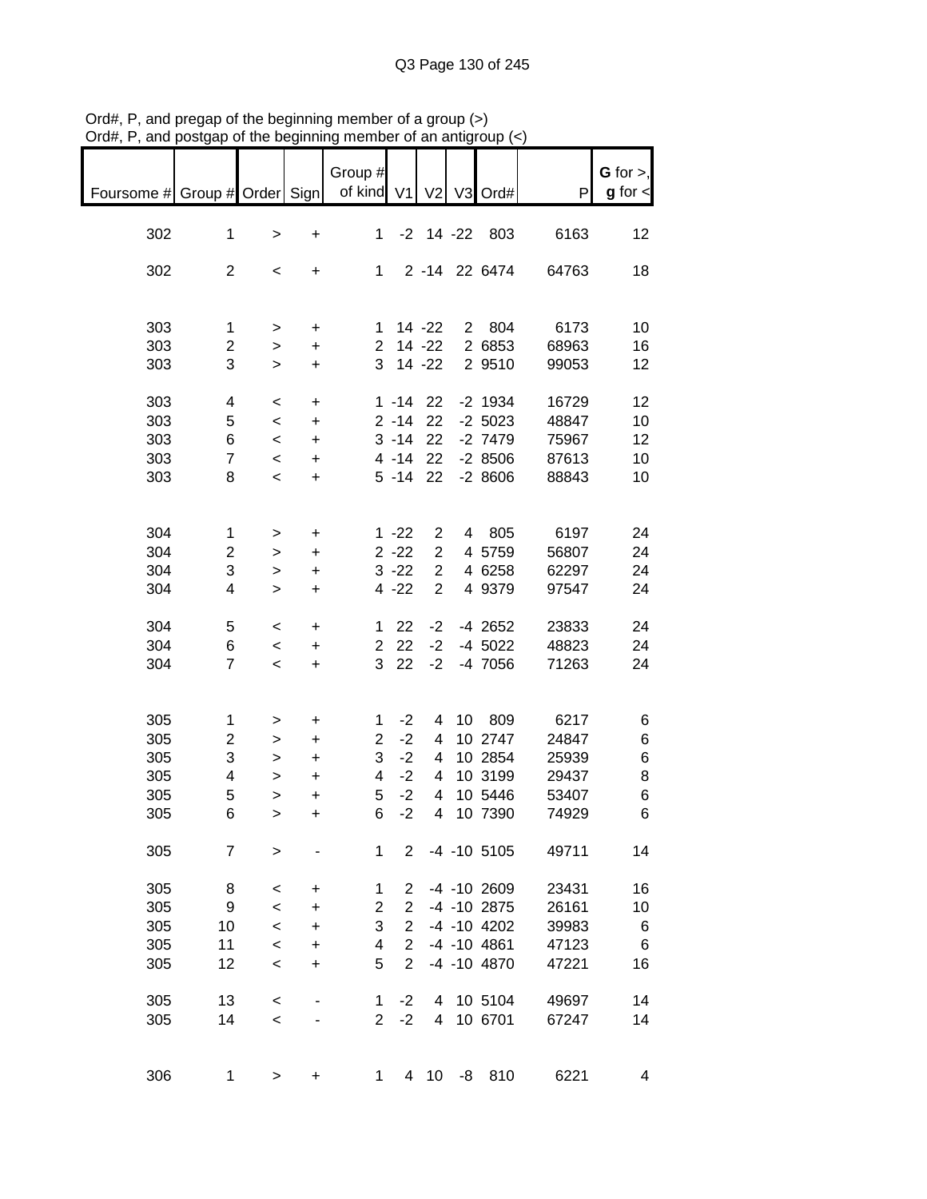Ord#, P, and pregap of the beginning member of a group (>)
Ord#, P, and postgap of the beginning member of an antigroup (<)

| Foursome # | Group # | Order | Sign | Group # of kind | V1 | V2 | V3 | Ord# | P | **G** for >, **g** for < |
|---|---|---|---|---|---|---|---|---|---|---|
| 302 | 1 | > | + | 1 | -2 | 14 | -22 | 803 | 6163 | 12 |
| 302 | 2 | < | + | 1 | 2 | -14 | 22 | 6474 | 64763 | 18 |
| 303 | 1 | > | + | 1 | 14 | -22 | 2 | 804 | 6173 | 10 |
| 303 | 2 | > | + | 2 | 14 | -22 | 2 | 6853 | 68963 | 16 |
| 303 | 3 | > | + | 3 | 14 | -22 | 2 | 9510 | 99053 | 12 |
| 303 | 4 | < | + | 1 | -14 | 22 | -2 | 1934 | 16729 | 12 |
| 303 | 5 | < | + | 2 | -14 | 22 | -2 | 5023 | 48847 | 10 |
| 303 | 6 | < | + | 3 | -14 | 22 | -2 | 7479 | 75967 | 12 |
| 303 | 7 | < | + | 4 | -14 | 22 | -2 | 8506 | 87613 | 10 |
| 303 | 8 | < | + | 5 | -14 | 22 | -2 | 8606 | 88843 | 10 |
| 304 | 1 | > | + | 1 | -22 | 2 | 4 | 805 | 6197 | 24 |
| 304 | 2 | > | + | 2 | -22 | 2 | 4 | 5759 | 56807 | 24 |
| 304 | 3 | > | + | 3 | -22 | 2 | 4 | 6258 | 62297 | 24 |
| 304 | 4 | > | + | 4 | -22 | 2 | 4 | 9379 | 97547 | 24 |
| 304 | 5 | < | + | 1 | 22 | -2 | -4 | 2652 | 23833 | 24 |
| 304 | 6 | < | + | 2 | 22 | -2 | -4 | 5022 | 48823 | 24 |
| 304 | 7 | < | + | 3 | 22 | -2 | -4 | 7056 | 71263 | 24 |
| 305 | 1 | > | + | 1 | -2 | 4 | 10 | 809 | 6217 | 6 |
| 305 | 2 | > | + | 2 | -2 | 4 | 10 | 2747 | 24847 | 6 |
| 305 | 3 | > | + | 3 | -2 | 4 | 10 | 2854 | 25939 | 6 |
| 305 | 4 | > | + | 4 | -2 | 4 | 10 | 3199 | 29437 | 8 |
| 305 | 5 | > | + | 5 | -2 | 4 | 10 | 5446 | 53407 | 6 |
| 305 | 6 | > | + | 6 | -2 | 4 | 10 | 7390 | 74929 | 6 |
| 305 | 7 | > | - | 1 | 2 | -4 | -10 | 5105 | 49711 | 14 |
| 305 | 8 | < | + | 1 | 2 | -4 | -10 | 2609 | 23431 | 16 |
| 305 | 9 | < | + | 2 | 2 | -4 | -10 | 2875 | 26161 | 10 |
| 305 | 10 | < | + | 3 | 2 | -4 | -10 | 4202 | 39983 | 6 |
| 305 | 11 | < | + | 4 | 2 | -4 | -10 | 4861 | 47123 | 6 |
| 305 | 12 | < | + | 5 | 2 | -4 | -10 | 4870 | 47221 | 16 |
| 305 | 13 | < | - | 1 | -2 | 4 | 10 | 5104 | 49697 | 14 |
| 305 | 14 | < | - | 2 | -2 | 4 | 10 | 6701 | 67247 | 14 |
| 306 | 1 | > | + | 1 | 4 | 10 | -8 | 810 | 6221 | 4 |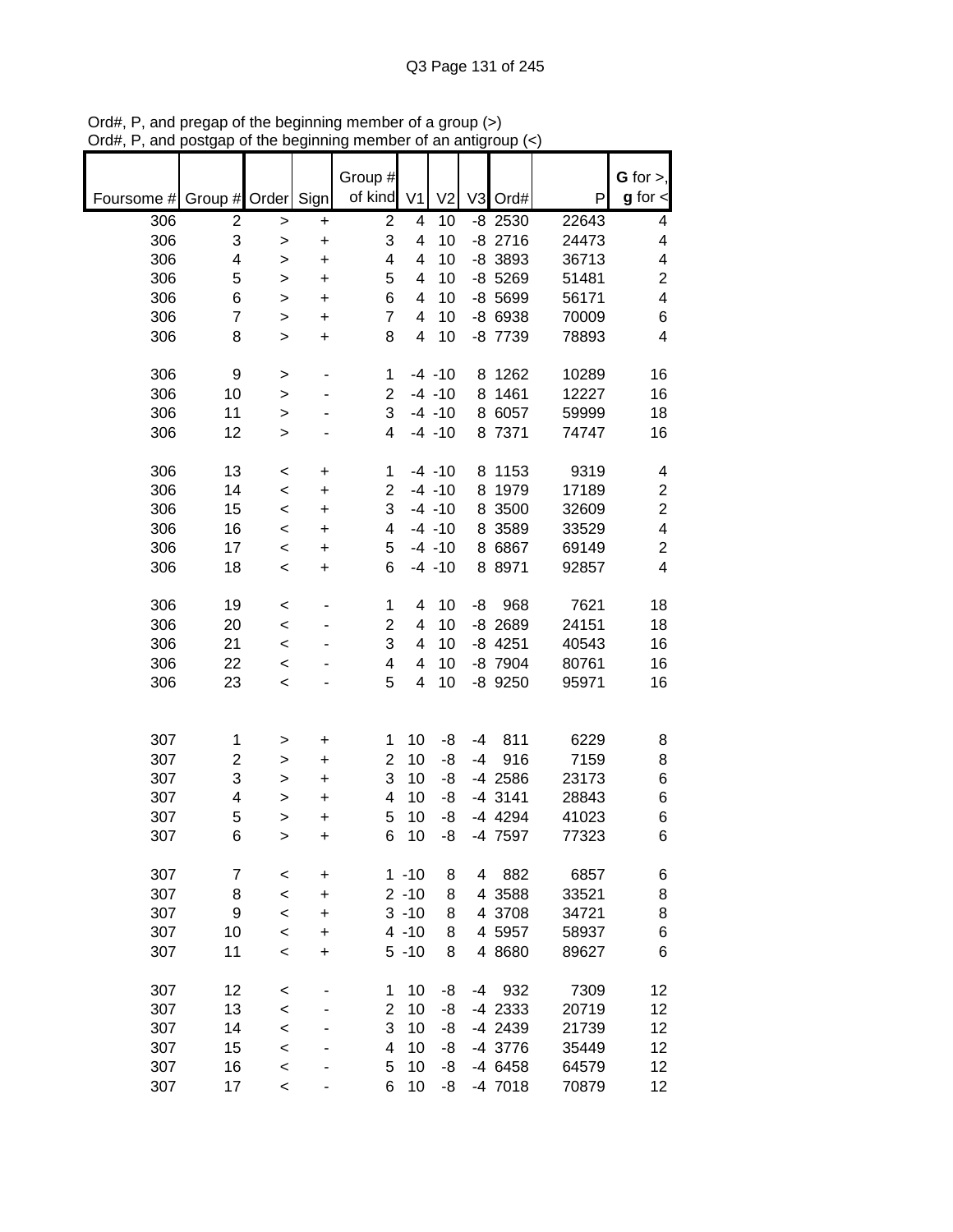Ord#, P, and pregap of the beginning member of a group (>)
Ord#, P, and postgap of the beginning member of an antigroup (<)

| Foursome # | Group # | Order | Sign | Group # of kind | V1 | V2 | V3 | Ord# | P | G for >, g for < |
|---|---|---|---|---|---|---|---|---|---|---|
| 306 | 2 | > | + | 2 | 4 | 10 | -8 | 2530 | 22643 | 4 |
| 306 | 3 | > | + | 3 | 4 | 10 | -8 | 2716 | 24473 | 4 |
| 306 | 4 | > | + | 4 | 4 | 10 | -8 | 3893 | 36713 | 4 |
| 306 | 5 | > | + | 5 | 4 | 10 | -8 | 5269 | 51481 | 2 |
| 306 | 6 | > | + | 6 | 4 | 10 | -8 | 5699 | 56171 | 4 |
| 306 | 7 | > | + | 7 | 4 | 10 | -8 | 6938 | 70009 | 6 |
| 306 | 8 | > | + | 8 | 4 | 10 | -8 | 7739 | 78893 | 4 |
| | | | | | | | | | | |
| 306 | 9 | > | - | 1 | -4 | -10 | 8 | 1262 | 10289 | 16 |
| 306 | 10 | > | - | 2 | -4 | -10 | 8 | 1461 | 12227 | 16 |
| 306 | 11 | > | - | 3 | -4 | -10 | 8 | 6057 | 59999 | 18 |
| 306 | 12 | > | - | 4 | -4 | -10 | 8 | 7371 | 74747 | 16 |
| | | | | | | | | | | |
| 306 | 13 | < | + | 1 | -4 | -10 | 8 | 1153 | 9319 | 4 |
| 306 | 14 | < | + | 2 | -4 | -10 | 8 | 1979 | 17189 | 2 |
| 306 | 15 | < | + | 3 | -4 | -10 | 8 | 3500 | 32609 | 2 |
| 306 | 16 | < | + | 4 | -4 | -10 | 8 | 3589 | 33529 | 4 |
| 306 | 17 | < | + | 5 | -4 | -10 | 8 | 6867 | 69149 | 2 |
| 306 | 18 | < | + | 6 | -4 | -10 | 8 | 8971 | 92857 | 4 |
| | | | | | | | | | | |
| 306 | 19 | < | - | 1 | 4 | 10 | -8 | 968 | 7621 | 18 |
| 306 | 20 | < | - | 2 | 4 | 10 | -8 | 2689 | 24151 | 18 |
| 306 | 21 | < | - | 3 | 4 | 10 | -8 | 4251 | 40543 | 16 |
| 306 | 22 | < | - | 4 | 4 | 10 | -8 | 7904 | 80761 | 16 |
| 306 | 23 | < | - | 5 | 4 | 10 | -8 | 9250 | 95971 | 16 |
| | | | | | | | | | | |
| 307 | 1 | > | + | 1 | 10 | -8 | -4 | 811 | 6229 | 8 |
| 307 | 2 | > | + | 2 | 10 | -8 | -4 | 916 | 7159 | 8 |
| 307 | 3 | > | + | 3 | 10 | -8 | -4 | 2586 | 23173 | 6 |
| 307 | 4 | > | + | 4 | 10 | -8 | -4 | 3141 | 28843 | 6 |
| 307 | 5 | > | + | 5 | 10 | -8 | -4 | 4294 | 41023 | 6 |
| 307 | 6 | > | + | 6 | 10 | -8 | -4 | 7597 | 77323 | 6 |
| | | | | | | | | | | |
| 307 | 7 | < | + | 1 | -10 | 8 | 4 | 882 | 6857 | 6 |
| 307 | 8 | < | + | 2 | -10 | 8 | 4 | 3588 | 33521 | 8 |
| 307 | 9 | < | + | 3 | -10 | 8 | 4 | 3708 | 34721 | 8 |
| 307 | 10 | < | + | 4 | -10 | 8 | 4 | 5957 | 58937 | 6 |
| 307 | 11 | < | + | 5 | -10 | 8 | 4 | 8680 | 89627 | 6 |
| | | | | | | | | | | |
| 307 | 12 | < | - | 1 | 10 | -8 | -4 | 932 | 7309 | 12 |
| 307 | 13 | < | - | 2 | 10 | -8 | -4 | 2333 | 20719 | 12 |
| 307 | 14 | < | - | 3 | 10 | -8 | -4 | 2439 | 21739 | 12 |
| 307 | 15 | < | - | 4 | 10 | -8 | -4 | 3776 | 35449 | 12 |
| 307 | 16 | < | - | 5 | 10 | -8 | -4 | 6458 | 64579 | 12 |
| 307 | 17 | < | - | 6 | 10 | -8 | -4 | 7018 | 70879 | 12 |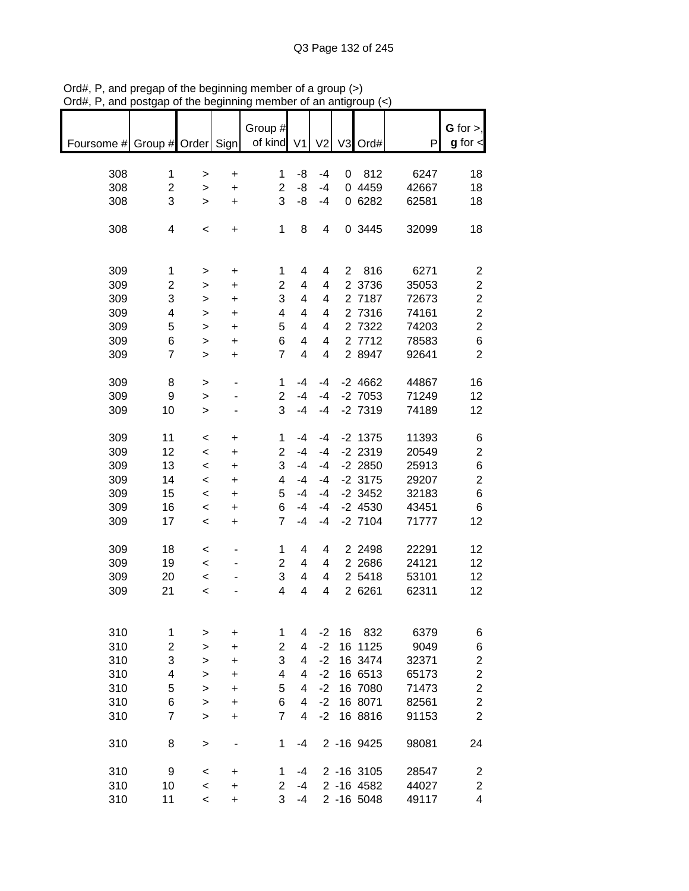Ord#, P, and pregap of the beginning member of a group (>)
Ord#, P, and postgap of the beginning member of an antigroup (<)

| Foursome # | Group # | Order | Sign | Group # of kind | V1 | V2 | V3 | Ord# | P | G for >, g for < |
|---|---|---|---|---|---|---|---|---|---|---|
| 308 | 1 | > | + | 1 | -8 | -4 | 0 | 812 | 6247 | 18 |
| 308 | 2 | > | + | 2 | -8 | -4 | 0 | 4459 | 42667 | 18 |
| 308 | 3 | > | + | 3 | -8 | -4 | 0 | 6282 | 62581 | 18 |
| | | | | | | | | | | |
| 308 | 4 | < | + | 1 | 8 | 4 | 0 | 3445 | 32099 | 18 |
| | | | | | | | | | | |
| 309 | 1 | > | + | 1 | 4 | 4 | 2 | 816 | 6271 | 2 |
| 309 | 2 | > | + | 2 | 4 | 4 | 2 | 3736 | 35053 | 2 |
| 309 | 3 | > | + | 3 | 4 | 4 | 2 | 7187 | 72673 | 2 |
| 309 | 4 | > | + | 4 | 4 | 4 | 2 | 7316 | 74161 | 2 |
| 309 | 5 | > | + | 5 | 4 | 4 | 2 | 7322 | 74203 | 2 |
| 309 | 6 | > | + | 6 | 4 | 4 | 2 | 7712 | 78583 | 6 |
| 309 | 7 | > | + | 7 | 4 | 4 | 2 | 8947 | 92641 | 2 |
| | | | | | | | | | | |
| 309 | 8 | > | - | 1 | -4 | -4 | -2 | 4662 | 44867 | 16 |
| 309 | 9 | > | - | 2 | -4 | -4 | -2 | 7053 | 71249 | 12 |
| 309 | 10 | > | - | 3 | -4 | -4 | -2 | 7319 | 74189 | 12 |
| | | | | | | | | | | |
| 309 | 11 | < | + | 1 | -4 | -4 | -2 | 1375 | 11393 | 6 |
| 309 | 12 | < | + | 2 | -4 | -4 | -2 | 2319 | 20549 | 2 |
| 309 | 13 | < | + | 3 | -4 | -4 | -2 | 2850 | 25913 | 6 |
| 309 | 14 | < | + | 4 | -4 | -4 | -2 | 3175 | 29207 | 2 |
| 309 | 15 | < | + | 5 | -4 | -4 | -2 | 3452 | 32183 | 6 |
| 309 | 16 | < | + | 6 | -4 | -4 | -2 | 4530 | 43451 | 6 |
| 309 | 17 | < | + | 7 | -4 | -4 | -2 | 7104 | 71777 | 12 |
| | | | | | | | | | | |
| 309 | 18 | < | - | 1 | 4 | 4 | 2 | 2498 | 22291 | 12 |
| 309 | 19 | < | - | 2 | 4 | 4 | 2 | 2686 | 24121 | 12 |
| 309 | 20 | < | - | 3 | 4 | 4 | 2 | 5418 | 53101 | 12 |
| 309 | 21 | < | - | 4 | 4 | 4 | 2 | 6261 | 62311 | 12 |
| | | | | | | | | | | |
| 310 | 1 | > | + | 1 | 4 | -2 | 16 | 832 | 6379 | 6 |
| 310 | 2 | > | + | 2 | 4 | -2 | 16 | 1125 | 9049 | 6 |
| 310 | 3 | > | + | 3 | 4 | -2 | 16 | 3474 | 32371 | 2 |
| 310 | 4 | > | + | 4 | 4 | -2 | 16 | 6513 | 65173 | 2 |
| 310 | 5 | > | + | 5 | 4 | -2 | 16 | 7080 | 71473 | 2 |
| 310 | 6 | > | + | 6 | 4 | -2 | 16 | 8071 | 82561 | 2 |
| 310 | 7 | > | + | 7 | 4 | -2 | 16 | 8816 | 91153 | 2 |
| | | | | | | | | | | |
| 310 | 8 | > | - | 1 | -4 | 2 | -16 | 9425 | 98081 | 24 |
| | | | | | | | | | | |
| 310 | 9 | < | + | 1 | -4 | 2 | -16 | 3105 | 28547 | 2 |
| 310 | 10 | < | + | 2 | -4 | 2 | -16 | 4582 | 44027 | 2 |
| 310 | 11 | < | + | 3 | -4 | 2 | -16 | 5048 | 49117 | 4 |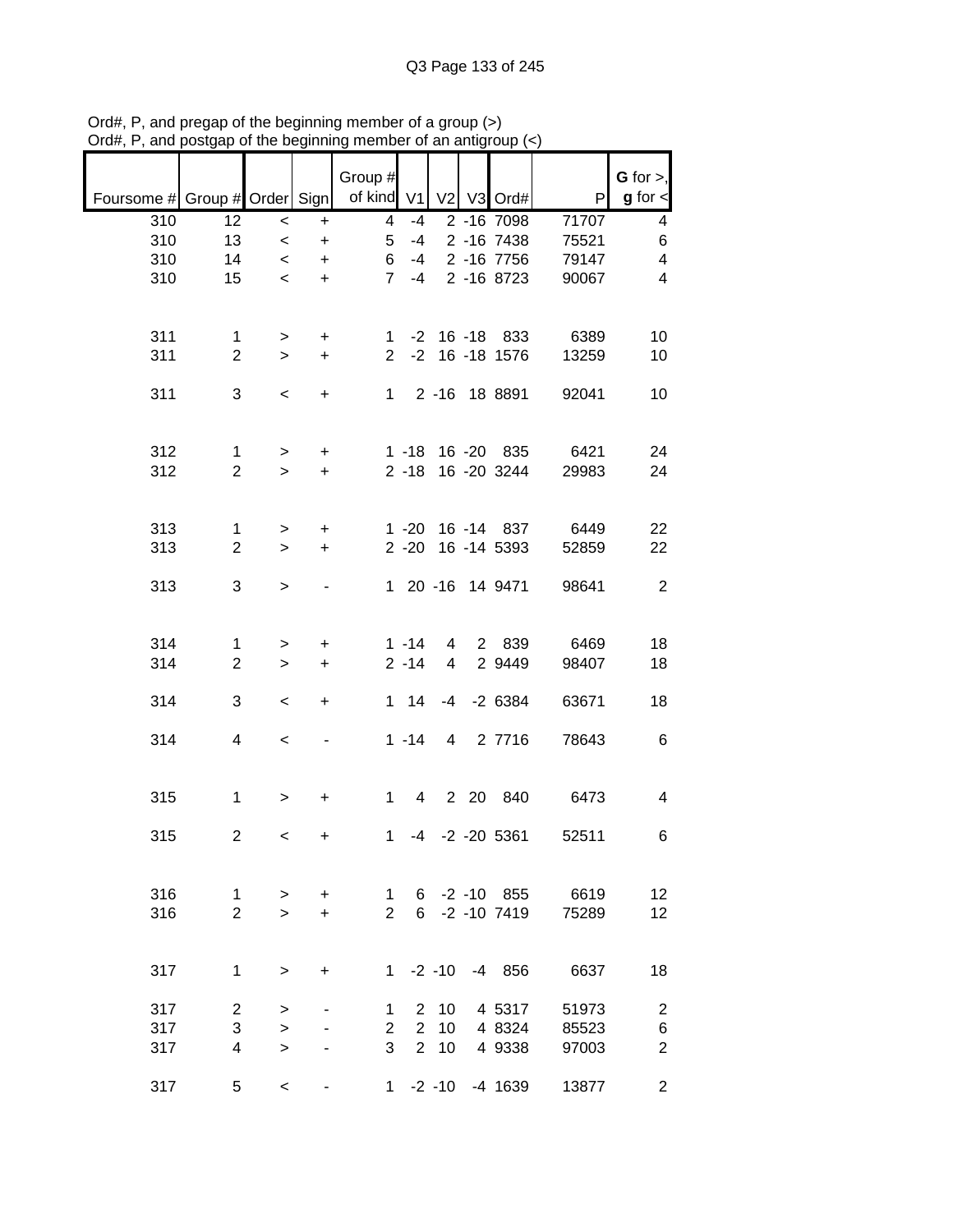Ord#, P, and pregap of the beginning member of a group (>)
Ord#, P, and postgap of the beginning member of an antigroup (<)

| Foursome # | Group # | Order | Sign | Group # of kind | V1 | V2 | V3 | Ord# | P | G for >, g for < |
|---|---|---|---|---|---|---|---|---|---|---|
| 310 | 12 | < | + | 4 | -4 | 2 | -16 | 7098 | 71707 | 4 |
| 310 | 13 | < | + | 5 | -4 | 2 | -16 | 7438 | 75521 | 6 |
| 310 | 14 | < | + | 6 | -4 | 2 | -16 | 7756 | 79147 | 4 |
| 310 | 15 | < | + | 7 | -4 | 2 | -16 | 8723 | 90067 | 4 |
| | | | | | | | | | | |
| 311 | 1 | > | + | 1 | -2 | 16 | -18 | 833 | 6389 | 10 |
| 311 | 2 | > | + | 2 | -2 | 16 | -18 | 1576 | 13259 | 10 |
| | | | | | | | | | | |
| 311 | 3 | < | + | 1 | 2 | -16 | 18 | 8891 | 92041 | 10 |
| | | | | | | | | | | |
| 312 | 1 | > | + | 1 | -18 | 16 | -20 | 835 | 6421 | 24 |
| 312 | 2 | > | + | 2 | -18 | 16 | -20 | 3244 | 29983 | 24 |
| | | | | | | | | | | |
| 313 | 1 | > | + | 1 | -20 | 16 | -14 | 837 | 6449 | 22 |
| 313 | 2 | > | + | 2 | -20 | 16 | -14 | 5393 | 52859 | 22 |
| | | | | | | | | | | |
| 313 | 3 | > | - | 1 | 20 | -16 | 14 | 9471 | 98641 | 2 |
| | | | | | | | | | | |
| 314 | 1 | > | + | 1 | -14 | 4 | 2 | 839 | 6469 | 18 |
| 314 | 2 | > | + | 2 | -14 | 4 | 2 | 9449 | 98407 | 18 |
| | | | | | | | | | | |
| 314 | 3 | < | + | 1 | 14 | -4 | -2 | 6384 | 63671 | 18 |
| | | | | | | | | | | |
| 314 | 4 | < | - | 1 | -14 | 4 | 2 | 7716 | 78643 | 6 |
| | | | | | | | | | | |
| 315 | 1 | > | + | 1 | 4 | 2 | 20 | 840 | 6473 | 4 |
| | | | | | | | | | | |
| 315 | 2 | < | + | 1 | -4 | -2 | -20 | 5361 | 52511 | 6 |
| | | | | | | | | | | |
| 316 | 1 | > | + | 1 | 6 | -2 | -10 | 855 | 6619 | 12 |
| 316 | 2 | > | + | 2 | 6 | -2 | -10 | 7419 | 75289 | 12 |
| | | | | | | | | | | |
| 317 | 1 | > | + | 1 | -2 | -10 | -4 | 856 | 6637 | 18 |
| | | | | | | | | | | |
| 317 | 2 | > | - | 1 | 2 | 10 | 4 | 5317 | 51973 | 2 |
| 317 | 3 | > | - | 2 | 2 | 10 | 4 | 8324 | 85523 | 6 |
| 317 | 4 | > | - | 3 | 2 | 10 | 4 | 9338 | 97003 | 2 |
| | | | | | | | | | | |
| 317 | 5 | < | - | 1 | -2 | -10 | -4 | 1639 | 13877 | 2 |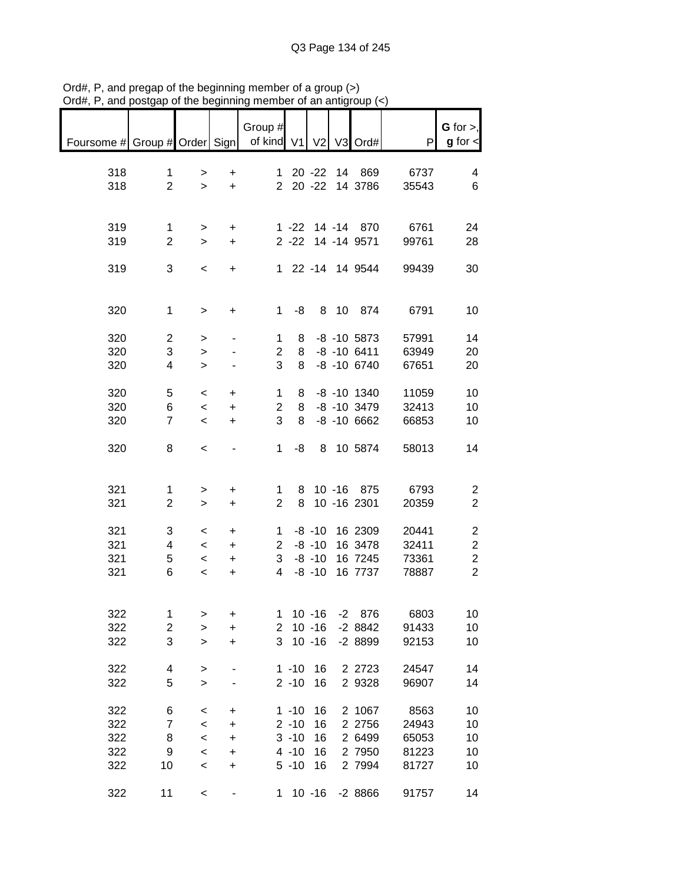Ord#, P, and pregap of the beginning member of a group (>)
Ord#, P, and postgap of the beginning member of an antigroup (<)

| Foursome # | Group # | Order | Sign | Group # of kind | V1 | V2 | V3 | Ord# | P | G for >, g for < |
|---|---|---|---|---|---|---|---|---|---|---|
| 318 | 1 | > | + | 1 | 20 | -22 | 14 | 869 | 6737 | 4 |
| 318 | 2 | > | + | 2 | 20 | -22 | 14 | 3786 | 35543 | 6 |
| | | | | | | | | | | |
| 319 | 1 | > | + | 1 | -22 | 14 | -14 | 870 | 6761 | 24 |
| 319 | 2 | > | + | 2 | -22 | 14 | -14 | 9571 | 99761 | 28 |
| | | | | | | | | | | |
| 319 | 3 | < | + | 1 | 22 | -14 | 14 | 9544 | 99439 | 30 |
| | | | | | | | | | | |
| 320 | 1 | > | + | 1 | -8 | 8 | 10 | 874 | 6791 | 10 |
| | | | | | | | | | | |
| 320 | 2 | > | - | 1 | 8 | -8 | -10 | 5873 | 57991 | 14 |
| 320 | 3 | > | - | 2 | 8 | -8 | -10 | 6411 | 63949 | 20 |
| 320 | 4 | > | - | 3 | 8 | -8 | -10 | 6740 | 67651 | 20 |
| | | | | | | | | | | |
| 320 | 5 | < | + | 1 | 8 | -8 | -10 | 1340 | 11059 | 10 |
| 320 | 6 | < | + | 2 | 8 | -8 | -10 | 3479 | 32413 | 10 |
| 320 | 7 | < | + | 3 | 8 | -8 | -10 | 6662 | 66853 | 10 |
| | | | | | | | | | | |
| 320 | 8 | < | - | 1 | -8 | 8 | 10 | 5874 | 58013 | 14 |
| | | | | | | | | | | |
| 321 | 1 | > | + | 1 | 8 | 10 | -16 | 875 | 6793 | 2 |
| 321 | 2 | > | + | 2 | 8 | 10 | -16 | 2301 | 20359 | 2 |
| | | | | | | | | | | |
| 321 | 3 | < | + | 1 | -8 | -10 | 16 | 2309 | 20441 | 2 |
| 321 | 4 | < | + | 2 | -8 | -10 | 16 | 3478 | 32411 | 2 |
| 321 | 5 | < | + | 3 | -8 | -10 | 16 | 7245 | 73361 | 2 |
| 321 | 6 | < | + | 4 | -8 | -10 | 16 | 7737 | 78887 | 2 |
| | | | | | | | | | | |
| 322 | 1 | > | + | 1 | 10 | -16 | -2 | 876 | 6803 | 10 |
| 322 | 2 | > | + | 2 | 10 | -16 | -2 | 8842 | 91433 | 10 |
| 322 | 3 | > | + | 3 | 10 | -16 | -2 | 8899 | 92153 | 10 |
| | | | | | | | | | | |
| 322 | 4 | > | - | 1 | -10 | 16 | 2 | 2723 | 24547 | 14 |
| 322 | 5 | > | - | 2 | -10 | 16 | 2 | 9328 | 96907 | 14 |
| | | | | | | | | | | |
| 322 | 6 | < | + | 1 | -10 | 16 | 2 | 1067 | 8563 | 10 |
| 322 | 7 | < | + | 2 | -10 | 16 | 2 | 2756 | 24943 | 10 |
| 322 | 8 | < | + | 3 | -10 | 16 | 2 | 6499 | 65053 | 10 |
| 322 | 9 | < | + | 4 | -10 | 16 | 2 | 7950 | 81223 | 10 |
| 322 | 10 | < | + | 5 | -10 | 16 | 2 | 7994 | 81727 | 10 |
| | | | | | | | | | | |
| 322 | 11 | < | - | 1 | 10 | -16 | -2 | 8866 | 91757 | 14 |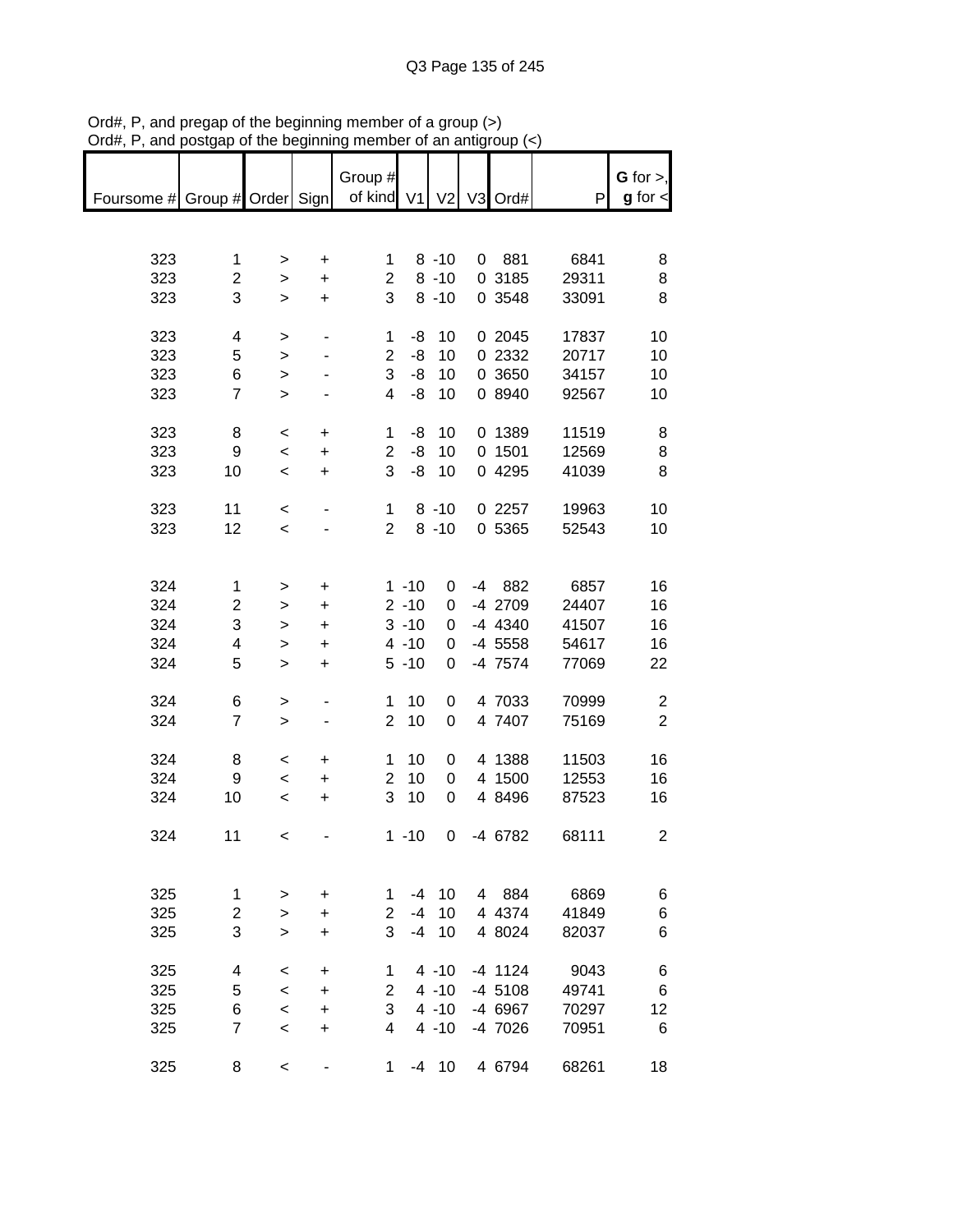Ord#, P, and pregap of the beginning member of a group (>)
Ord#, P, and postgap of the beginning member of an antigroup (<)

| Foursome # | Group # | Order | Sign | Group # of kind | V1 | V2 | V3 | Ord# | P | G for >, g for < |
|---|---|---|---|---|---|---|---|---|---|---|
| 323 | 1 | > | + | 1 | 8 | -10 | 0 | 881 | 6841 | 8 |
| 323 | 2 | > | + | 2 | 8 | -10 | 0 | 3185 | 29311 | 8 |
| 323 | 3 | > | + | 3 | 8 | -10 | 0 | 3548 | 33091 | 8 |
| 323 | 4 | > | - | 1 | -8 | 10 | 0 | 2045 | 17837 | 10 |
| 323 | 5 | > | - | 2 | -8 | 10 | 0 | 2332 | 20717 | 10 |
| 323 | 6 | > | - | 3 | -8 | 10 | 0 | 3650 | 34157 | 10 |
| 323 | 7 | > | - | 4 | -8 | 10 | 0 | 8940 | 92567 | 10 |
| 323 | 8 | < | + | 1 | -8 | 10 | 0 | 1389 | 11519 | 8 |
| 323 | 9 | < | + | 2 | -8 | 10 | 0 | 1501 | 12569 | 8 |
| 323 | 10 | < | + | 3 | -8 | 10 | 0 | 4295 | 41039 | 8 |
| 323 | 11 | < | - | 1 | 8 | -10 | 0 | 2257 | 19963 | 10 |
| 323 | 12 | < | - | 2 | 8 | -10 | 0 | 5365 | 52543 | 10 |
| 324 | 1 | > | + | 1 | -10 | 0 | -4 | 882 | 6857 | 16 |
| 324 | 2 | > | + | 2 | -10 | 0 | -4 | 2709 | 24407 | 16 |
| 324 | 3 | > | + | 3 | -10 | 0 | -4 | 4340 | 41507 | 16 |
| 324 | 4 | > | + | 4 | -10 | 0 | -4 | 5558 | 54617 | 16 |
| 324 | 5 | > | + | 5 | -10 | 0 | -4 | 7574 | 77069 | 22 |
| 324 | 6 | > | - | 1 | 10 | 0 | 4 | 7033 | 70999 | 2 |
| 324 | 7 | > | - | 2 | 10 | 0 | 4 | 7407 | 75169 | 2 |
| 324 | 8 | < | + | 1 | 10 | 0 | 4 | 1388 | 11503 | 16 |
| 324 | 9 | < | + | 2 | 10 | 0 | 4 | 1500 | 12553 | 16 |
| 324 | 10 | < | + | 3 | 10 | 0 | 4 | 8496 | 87523 | 16 |
| 324 | 11 | < | - | 1 | -10 | 0 | -4 | 6782 | 68111 | 2 |
| 325 | 1 | > | + | 1 | -4 | 10 | 4 | 884 | 6869 | 6 |
| 325 | 2 | > | + | 2 | -4 | 10 | 4 | 4374 | 41849 | 6 |
| 325 | 3 | > | + | 3 | -4 | 10 | 4 | 8024 | 82037 | 6 |
| 325 | 4 | < | + | 1 | 4 | -10 | -4 | 1124 | 9043 | 6 |
| 325 | 5 | < | + | 2 | 4 | -10 | -4 | 5108 | 49741 | 6 |
| 325 | 6 | < | + | 3 | 4 | -10 | -4 | 6967 | 70297 | 12 |
| 325 | 7 | < | + | 4 | 4 | -10 | -4 | 7026 | 70951 | 6 |
| 325 | 8 | < | - | 1 | -4 | 10 | 4 | 6794 | 68261 | 18 |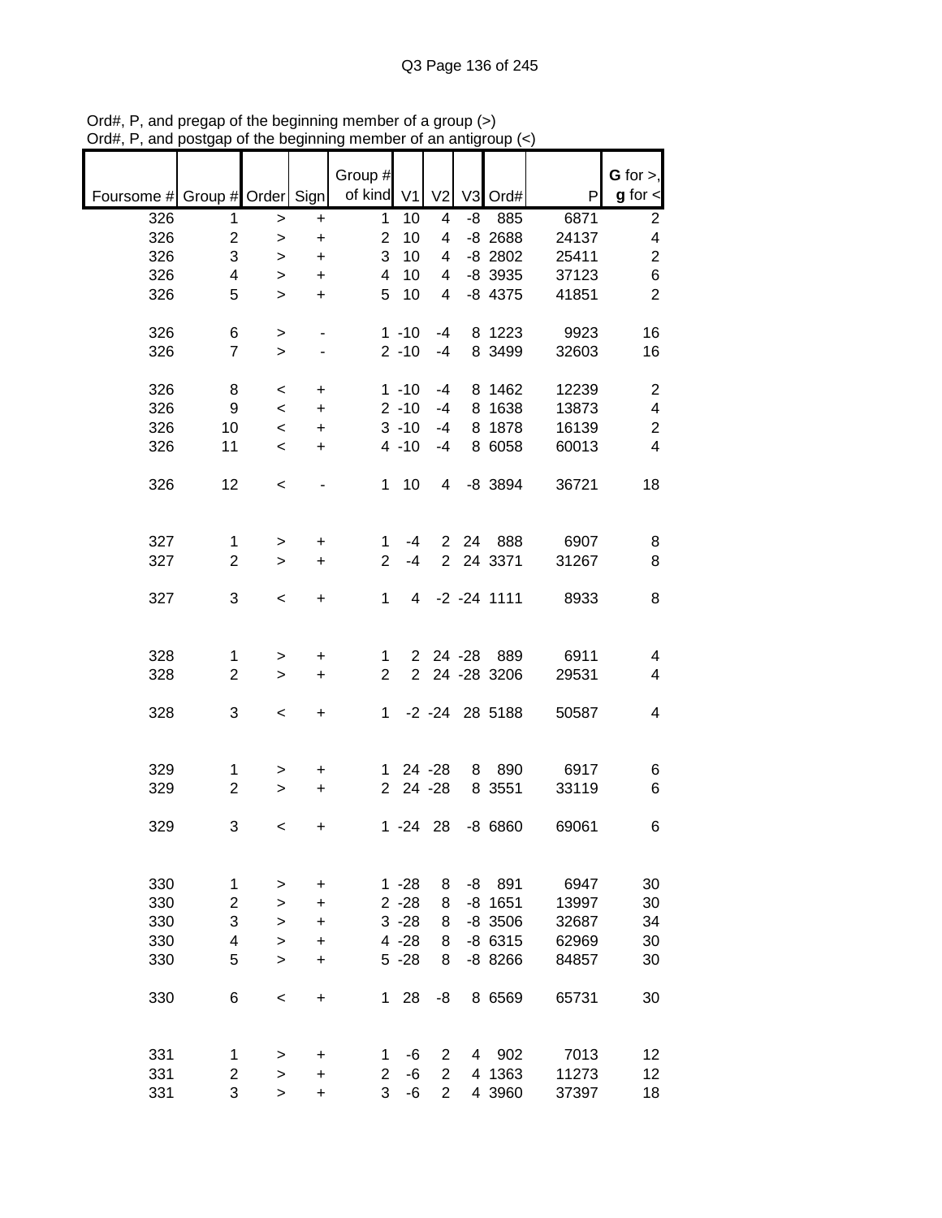Ord#, P, and pregap of the beginning member of a group (>)
Ord#, P, and postgap of the beginning member of an antigroup (<)

| Foursome # | Group # | Order | Sign | Group # of kind | V1 | V2 | V3 | Ord# | P | G for >, g for < |
|---|---|---|---|---|---|---|---|---|---|---|
| 326 | 1 | > | + | 1 | 10 | 4 | -8 | 885 | 6871 | 2 |
| 326 | 2 | > | + | 2 | 10 | 4 | -8 | 2688 | 24137 | 4 |
| 326 | 3 | > | + | 3 | 10 | 4 | -8 | 2802 | 25411 | 2 |
| 326 | 4 | > | + | 4 | 10 | 4 | -8 | 3935 | 37123 | 6 |
| 326 | 5 | > | + | 5 | 10 | 4 | -8 | 4375 | 41851 | 2 |
| | | | | | | | | | | |
| 326 | 6 | > | - | 1 | -10 | -4 | 8 | 1223 | 9923 | 16 |
| 326 | 7 | > | - | 2 | -10 | -4 | 8 | 3499 | 32603 | 16 |
| | | | | | | | | | | |
| 326 | 8 | < | + | 1 | -10 | -4 | 8 | 1462 | 12239 | 2 |
| 326 | 9 | < | + | 2 | -10 | -4 | 8 | 1638 | 13873 | 4 |
| 326 | 10 | < | + | 3 | -10 | -4 | 8 | 1878 | 16139 | 2 |
| 326 | 11 | < | + | 4 | -10 | -4 | 8 | 6058 | 60013 | 4 |
| | | | | | | | | | | |
| 326 | 12 | < | - | 1 | 10 | 4 | -8 | 3894 | 36721 | 18 |
| | | | | | | | | | | |
| 327 | 1 | > | + | 1 | -4 | 2 | 24 | 888 | 6907 | 8 |
| 327 | 2 | > | + | 2 | -4 | 2 | 24 | 3371 | 31267 | 8 |
| | | | | | | | | | | |
| 327 | 3 | < | + | 1 | 4 | -2 | -24 | 1111 | 8933 | 8 |
| | | | | | | | | | | |
| 328 | 1 | > | + | 1 | 2 | 24 | -28 | 889 | 6911 | 4 |
| 328 | 2 | > | + | 2 | 2 | 24 | -28 | 3206 | 29531 | 4 |
| | | | | | | | | | | |
| 328 | 3 | < | + | 1 | -2 | -24 | 28 | 5188 | 50587 | 4 |
| | | | | | | | | | | |
| 329 | 1 | > | + | 1 | 24 | -28 | 8 | 890 | 6917 | 6 |
| 329 | 2 | > | + | 2 | 24 | -28 | 8 | 3551 | 33119 | 6 |
| | | | | | | | | | | |
| 329 | 3 | < | + | 1 | -24 | 28 | -8 | 6860 | 69061 | 6 |
| | | | | | | | | | | |
| 330 | 1 | > | + | 1 | -28 | 8 | -8 | 891 | 6947 | 30 |
| 330 | 2 | > | + | 2 | -28 | 8 | -8 | 1651 | 13997 | 30 |
| 330 | 3 | > | + | 3 | -28 | 8 | -8 | 3506 | 32687 | 34 |
| 330 | 4 | > | + | 4 | -28 | 8 | -8 | 6315 | 62969 | 30 |
| 330 | 5 | > | + | 5 | -28 | 8 | -8 | 8266 | 84857 | 30 |
| | | | | | | | | | | |
| 330 | 6 | < | + | 1 | 28 | -8 | 8 | 6569 | 65731 | 30 |
| | | | | | | | | | | |
| 331 | 1 | > | + | 1 | -6 | 2 | 4 | 902 | 7013 | 12 |
| 331 | 2 | > | + | 2 | -6 | 2 | 4 | 1363 | 11273 | 12 |
| 331 | 3 | > | + | 3 | -6 | 2 | 4 | 3960 | 37397 | 18 |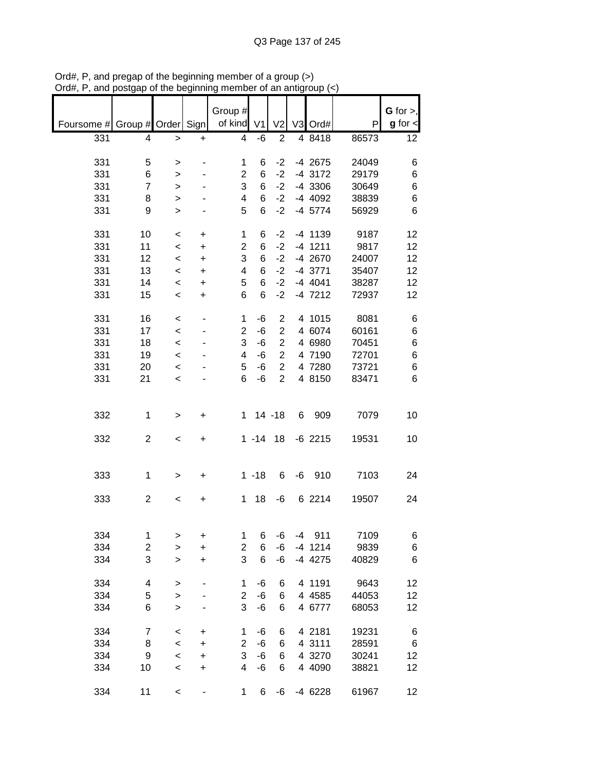Ord#, P, and pregap of the beginning member of a group (>)
Ord#, P, and postgap of the beginning member of an antigroup (<)

| Foursome # | Group # | Order | Sign | Group # of kind | V1 | V2 | V3 | Ord# | P | G for >, g for < |
|---|---|---|---|---|---|---|---|---|---|---|
| 331 | 4 | > | + | 4 | -6 | 2 | 4 | 8418 | 86573 | 12 |
| | | | | | | | | | | |
| 331 | 5 | > | - | 1 | 6 | -2 | -4 | 2675 | 24049 | 6 |
| 331 | 6 | > | - | 2 | 6 | -2 | -4 | 3172 | 29179 | 6 |
| 331 | 7 | > | - | 3 | 6 | -2 | -4 | 3306 | 30649 | 6 |
| 331 | 8 | > | - | 4 | 6 | -2 | -4 | 4092 | 38839 | 6 |
| 331 | 9 | > | - | 5 | 6 | -2 | -4 | 5774 | 56929 | 6 |
| | | | | | | | | | | |
| 331 | 10 | < | + | 1 | 6 | -2 | -4 | 1139 | 9187 | 12 |
| 331 | 11 | < | + | 2 | 6 | -2 | -4 | 1211 | 9817 | 12 |
| 331 | 12 | < | + | 3 | 6 | -2 | -4 | 2670 | 24007 | 12 |
| 331 | 13 | < | + | 4 | 6 | -2 | -4 | 3771 | 35407 | 12 |
| 331 | 14 | < | + | 5 | 6 | -2 | -4 | 4041 | 38287 | 12 |
| 331 | 15 | < | + | 6 | 6 | -2 | -4 | 7212 | 72937 | 12 |
| | | | | | | | | | | |
| 331 | 16 | < | - | 1 | -6 | 2 | 4 | 1015 | 8081 | 6 |
| 331 | 17 | < | - | 2 | -6 | 2 | 4 | 6074 | 60161 | 6 |
| 331 | 18 | < | - | 3 | -6 | 2 | 4 | 6980 | 70451 | 6 |
| 331 | 19 | < | - | 4 | -6 | 2 | 4 | 7190 | 72701 | 6 |
| 331 | 20 | < | - | 5 | -6 | 2 | 4 | 7280 | 73721 | 6 |
| 331 | 21 | < | - | 6 | -6 | 2 | 4 | 8150 | 83471 | 6 |
| | | | | | | | | | | |
| 332 | 1 | > | + | 1 | 14 | -18 | 6 | 909 | 7079 | 10 |
| | | | | | | | | | | |
| 332 | 2 | < | + | 1 | -14 | 18 | -6 | 2215 | 19531 | 10 |
| | | | | | | | | | | |
| 333 | 1 | > | + | 1 | -18 | 6 | -6 | 910 | 7103 | 24 |
| | | | | | | | | | | |
| 333 | 2 | < | + | 1 | 18 | -6 | 6 | 2214 | 19507 | 24 |
| | | | | | | | | | | |
| 334 | 1 | > | + | 1 | 6 | -6 | -4 | 911 | 7109 | 6 |
| 334 | 2 | > | + | 2 | 6 | -6 | -4 | 1214 | 9839 | 6 |
| 334 | 3 | > | + | 3 | 6 | -6 | -4 | 4275 | 40829 | 6 |
| | | | | | | | | | | |
| 334 | 4 | > | - | 1 | -6 | 6 | 4 | 1191 | 9643 | 12 |
| 334 | 5 | > | - | 2 | -6 | 6 | 4 | 4585 | 44053 | 12 |
| 334 | 6 | > | - | 3 | -6 | 6 | 4 | 6777 | 68053 | 12 |
| | | | | | | | | | | |
| 334 | 7 | < | + | 1 | -6 | 6 | 4 | 2181 | 19231 | 6 |
| 334 | 8 | < | + | 2 | -6 | 6 | 4 | 3111 | 28591 | 6 |
| 334 | 9 | < | + | 3 | -6 | 6 | 4 | 3270 | 30241 | 12 |
| 334 | 10 | < | + | 4 | -6 | 6 | 4 | 4090 | 38821 | 12 |
| | | | | | | | | | | |
| 334 | 11 | < | - | 1 | 6 | -6 | -4 | 6228 | 61967 | 12 |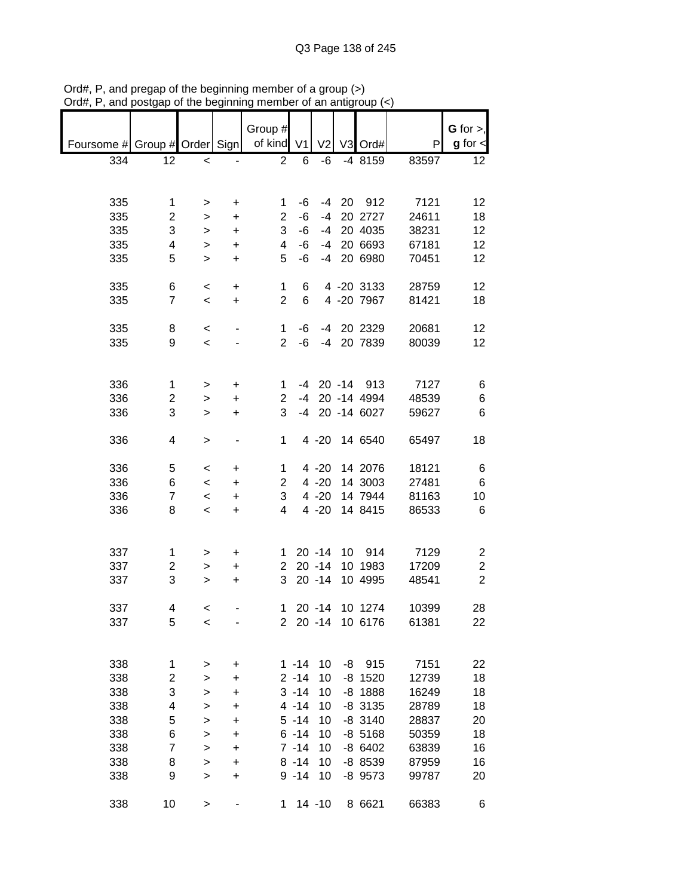Ord#, P, and pregap of the beginning member of a group (>)
Ord#, P, and postgap of the beginning member of an antigroup (<)

| Foursome # | Group # | Order | Sign | Group # of kind | V1 | V2 | V3 | Ord# | P | G for >, g for < |
|---|---|---|---|---|---|---|---|---|---|---|
| 334 | 12 | < | - | 2 | 6 | -6 | -4 | 8159 | 83597 | 12 |
| | | | | | | | | | | |
| 335 | 1 | > | + | 1 | -6 | -4 | 20 | 912 | 7121 | 12 |
| 335 | 2 | > | + | 2 | -6 | -4 | 20 | 2727 | 24611 | 18 |
| 335 | 3 | > | + | 3 | -6 | -4 | 20 | 4035 | 38231 | 12 |
| 335 | 4 | > | + | 4 | -6 | -4 | 20 | 6693 | 67181 | 12 |
| 335 | 5 | > | + | 5 | -6 | -4 | 20 | 6980 | 70451 | 12 |
| | | | | | | | | | | |
| 335 | 6 | < | + | 1 | 6 | 4 | -20 | 3133 | 28759 | 12 |
| 335 | 7 | < | + | 2 | 6 | 4 | -20 | 7967 | 81421 | 18 |
| | | | | | | | | | | |
| 335 | 8 | < | - | 1 | -6 | -4 | 20 | 2329 | 20681 | 12 |
| 335 | 9 | < | - | 2 | -6 | -4 | 20 | 7839 | 80039 | 12 |
| | | | | | | | | | | |
| 336 | 1 | > | + | 1 | -4 | 20 | -14 | 913 | 7127 | 6 |
| 336 | 2 | > | + | 2 | -4 | 20 | -14 | 4994 | 48539 | 6 |
| 336 | 3 | > | + | 3 | -4 | 20 | -14 | 6027 | 59627 | 6 |
| | | | | | | | | | | |
| 336 | 4 | > | - | 1 | 4 | -20 | 14 | 6540 | 65497 | 18 |
| | | | | | | | | | | |
| 336 | 5 | < | + | 1 | 4 | -20 | 14 | 2076 | 18121 | 6 |
| 336 | 6 | < | + | 2 | 4 | -20 | 14 | 3003 | 27481 | 6 |
| 336 | 7 | < | + | 3 | 4 | -20 | 14 | 7944 | 81163 | 10 |
| 336 | 8 | < | + | 4 | 4 | -20 | 14 | 8415 | 86533 | 6 |
| | | | | | | | | | | |
| 337 | 1 | > | + | 1 | 20 | -14 | 10 | 914 | 7129 | 2 |
| 337 | 2 | > | + | 2 | 20 | -14 | 10 | 1983 | 17209 | 2 |
| 337 | 3 | > | + | 3 | 20 | -14 | 10 | 4995 | 48541 | 2 |
| | | | | | | | | | | |
| 337 | 4 | < | - | 1 | 20 | -14 | 10 | 1274 | 10399 | 28 |
| 337 | 5 | < | - | 2 | 20 | -14 | 10 | 6176 | 61381 | 22 |
| | | | | | | | | | | |
| 338 | 1 | > | + | 1 | -14 | 10 | -8 | 915 | 7151 | 22 |
| 338 | 2 | > | + | 2 | -14 | 10 | -8 | 1520 | 12739 | 18 |
| 338 | 3 | > | + | 3 | -14 | 10 | -8 | 1888 | 16249 | 18 |
| 338 | 4 | > | + | 4 | -14 | 10 | -8 | 3135 | 28789 | 18 |
| 338 | 5 | > | + | 5 | -14 | 10 | -8 | 3140 | 28837 | 20 |
| 338 | 6 | > | + | 6 | -14 | 10 | -8 | 5168 | 50359 | 18 |
| 338 | 7 | > | + | 7 | -14 | 10 | -8 | 6402 | 63839 | 16 |
| 338 | 8 | > | + | 8 | -14 | 10 | -8 | 8539 | 87959 | 16 |
| 338 | 9 | > | + | 9 | -14 | 10 | -8 | 9573 | 99787 | 20 |
| | | | | | | | | | | |
| 338 | 10 | > | - | 1 | 14 | -10 | 8 | 6621 | 66383 | 6 |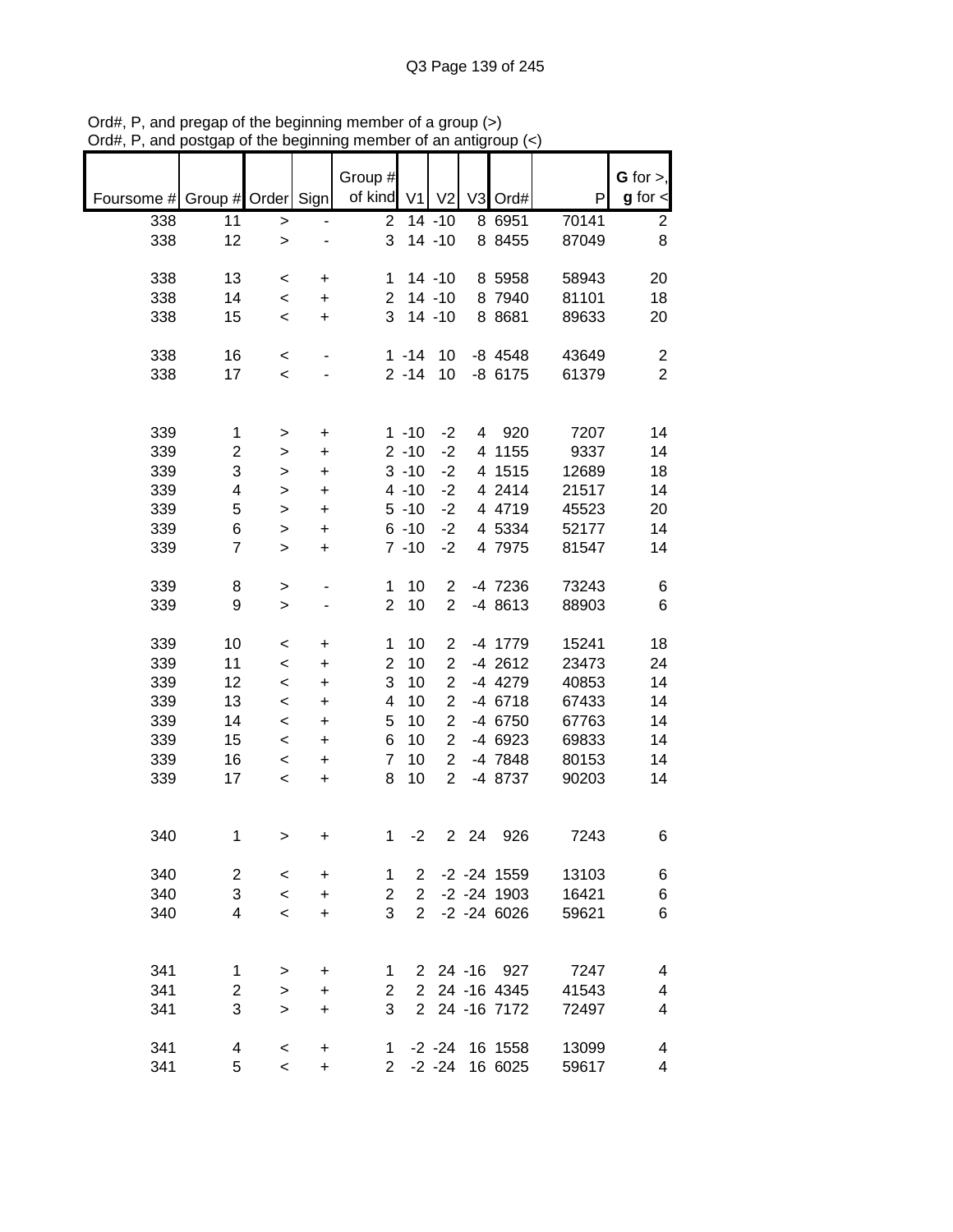Ord#, P, and pregap of the beginning member of a group (>)
Ord#, P, and postgap of the beginning member of an antigroup (<)

| Foursome # | Group # | Order | Sign | Group # of kind | V1 | V2 | V3 | Ord# | P | G for >, g for < |
|---|---|---|---|---|---|---|---|---|---|---|
| 338 | 11 | > | - | 2 | 14 | -10 | 8 | 6951 | 70141 | 2 |
| 338 | 12 | > | - | 3 | 14 | -10 | 8 | 8455 | 87049 | 8 |
| | | | | | | | | | | |
| 338 | 13 | < | + | 1 | 14 | -10 | 8 | 5958 | 58943 | 20 |
| 338 | 14 | < | + | 2 | 14 | -10 | 8 | 7940 | 81101 | 18 |
| 338 | 15 | < | + | 3 | 14 | -10 | 8 | 8681 | 89633 | 20 |
| | | | | | | | | | | |
| 338 | 16 | < | - | 1 | -14 | 10 | -8 | 4548 | 43649 | 2 |
| 338 | 17 | < | - | 2 | -14 | 10 | -8 | 6175 | 61379 | 2 |
| | | | | | | | | | | |
| 339 | 1 | > | + | 1 | -10 | -2 | 4 | 920 | 7207 | 14 |
| 339 | 2 | > | + | 2 | -10 | -2 | 4 | 1155 | 9337 | 14 |
| 339 | 3 | > | + | 3 | -10 | -2 | 4 | 1515 | 12689 | 18 |
| 339 | 4 | > | + | 4 | -10 | -2 | 4 | 2414 | 21517 | 14 |
| 339 | 5 | > | + | 5 | -10 | -2 | 4 | 4719 | 45523 | 20 |
| 339 | 6 | > | + | 6 | -10 | -2 | 4 | 5334 | 52177 | 14 |
| 339 | 7 | > | + | 7 | -10 | -2 | 4 | 7975 | 81547 | 14 |
| | | | | | | | | | | |
| 339 | 8 | > | - | 1 | 10 | 2 | -4 | 7236 | 73243 | 6 |
| 339 | 9 | > | - | 2 | 10 | 2 | -4 | 8613 | 88903 | 6 |
| | | | | | | | | | | |
| 339 | 10 | < | + | 1 | 10 | 2 | -4 | 1779 | 15241 | 18 |
| 339 | 11 | < | + | 2 | 10 | 2 | -4 | 2612 | 23473 | 24 |
| 339 | 12 | < | + | 3 | 10 | 2 | -4 | 4279 | 40853 | 14 |
| 339 | 13 | < | + | 4 | 10 | 2 | -4 | 6718 | 67433 | 14 |
| 339 | 14 | < | + | 5 | 10 | 2 | -4 | 6750 | 67763 | 14 |
| 339 | 15 | < | + | 6 | 10 | 2 | -4 | 6923 | 69833 | 14 |
| 339 | 16 | < | + | 7 | 10 | 2 | -4 | 7848 | 80153 | 14 |
| 339 | 17 | < | + | 8 | 10 | 2 | -4 | 8737 | 90203 | 14 |
| | | | | | | | | | | |
| 340 | 1 | > | + | 1 | -2 | 2 | 24 | 926 | 7243 | 6 |
| | | | | | | | | | | |
| 340 | 2 | < | + | 1 | 2 | -2 | -24 | 1559 | 13103 | 6 |
| 340 | 3 | < | + | 2 | 2 | -2 | -24 | 1903 | 16421 | 6 |
| 340 | 4 | < | + | 3 | 2 | -2 | -24 | 6026 | 59621 | 6 |
| | | | | | | | | | | |
| 341 | 1 | > | + | 1 | 2 | 24 | -16 | 927 | 7247 | 4 |
| 341 | 2 | > | + | 2 | 2 | 24 | -16 | 4345 | 41543 | 4 |
| 341 | 3 | > | + | 3 | 2 | 24 | -16 | 7172 | 72497 | 4 |
| | | | | | | | | | | |
| 341 | 4 | < | + | 1 | -2 | -24 | 16 | 1558 | 13099 | 4 |
| 341 | 5 | < | + | 2 | -2 | -24 | 16 | 6025 | 59617 | 4 |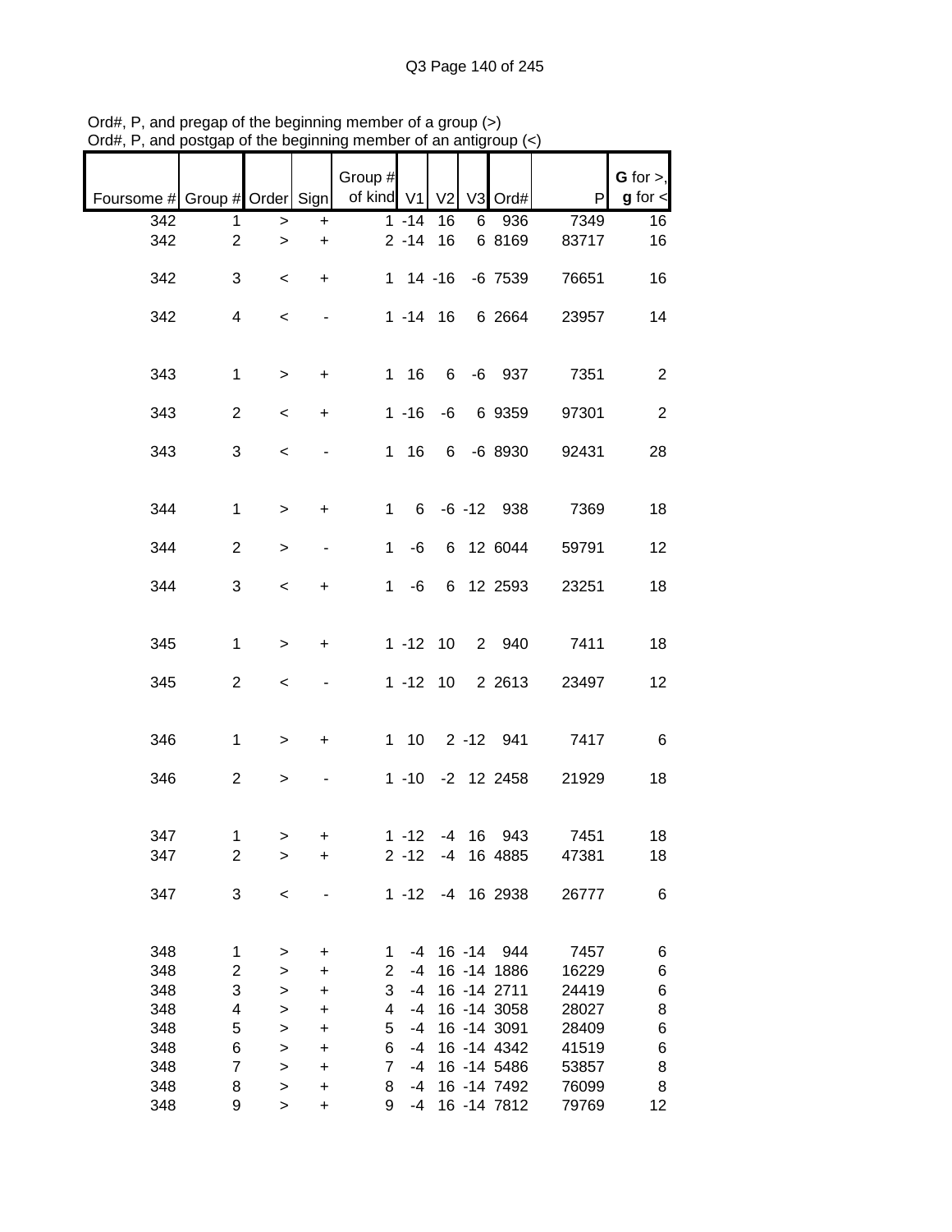Ord#, P, and pregap of the beginning member of a group (>)
Ord#, P, and postgap of the beginning member of an antigroup (<)

| Foursome # | Group # | Order | Sign | Group # of kind | V1 | V2 | V3 | Ord# | P | G for >, g for < |
|---|---|---|---|---|---|---|---|---|---|---|
| 342 | 1 | > | + | 1 | -14 | 16 | 6 | 936 | 7349 | 16 |
| 342 | 2 | > | + | 2 | -14 | 16 | 6 | 8169 | 83717 | 16 |
| 342 | 3 | < | + | 1 | 14 | -16 | -6 | 7539 | 76651 | 16 |
| 342 | 4 | < | - | 1 | -14 | 16 | 6 | 2664 | 23957 | 14 |
| 343 | 1 | > | + | 1 | 16 | 6 | -6 | 937 | 7351 | 2 |
| 343 | 2 | < | + | 1 | -16 | -6 | 6 | 9359 | 97301 | 2 |
| 343 | 3 | < | - | 1 | 16 | 6 | -6 | 8930 | 92431 | 28 |
| 344 | 1 | > | + | 1 | 6 | -6 | -12 | 938 | 7369 | 18 |
| 344 | 2 | > | - | 1 | -6 | 6 | 12 | 6044 | 59791 | 12 |
| 344 | 3 | < | + | 1 | -6 | 6 | 12 | 2593 | 23251 | 18 |
| 345 | 1 | > | + | 1 | -12 | 10 | 2 | 940 | 7411 | 18 |
| 345 | 2 | < | - | 1 | -12 | 10 | 2 | 2613 | 23497 | 12 |
| 346 | 1 | > | + | 1 | 10 | 2 | -12 | 941 | 7417 | 6 |
| 346 | 2 | > | - | 1 | -10 | -2 | 12 | 2458 | 21929 | 18 |
| 347 | 1 | > | + | 1 | -12 | -4 | 16 | 943 | 7451 | 18 |
| 347 | 2 | > | + | 2 | -12 | -4 | 16 | 4885 | 47381 | 18 |
| 347 | 3 | < | - | 1 | -12 | -4 | 16 | 2938 | 26777 | 6 |
| 348 | 1 | > | + | 1 | -4 | 16 | -14 | 944 | 7457 | 6 |
| 348 | 2 | > | + | 2 | -4 | 16 | -14 | 1886 | 16229 | 6 |
| 348 | 3 | > | + | 3 | -4 | 16 | -14 | 2711 | 24419 | 6 |
| 348 | 4 | > | + | 4 | -4 | 16 | -14 | 3058 | 28027 | 8 |
| 348 | 5 | > | + | 5 | -4 | 16 | -14 | 3091 | 28409 | 6 |
| 348 | 6 | > | + | 6 | -4 | 16 | -14 | 4342 | 41519 | 6 |
| 348 | 7 | > | + | 7 | -4 | 16 | -14 | 5486 | 53857 | 8 |
| 348 | 8 | > | + | 8 | -4 | 16 | -14 | 7492 | 76099 | 8 |
| 348 | 9 | > | + | 9 | -4 | 16 | -14 | 7812 | 79769 | 12 |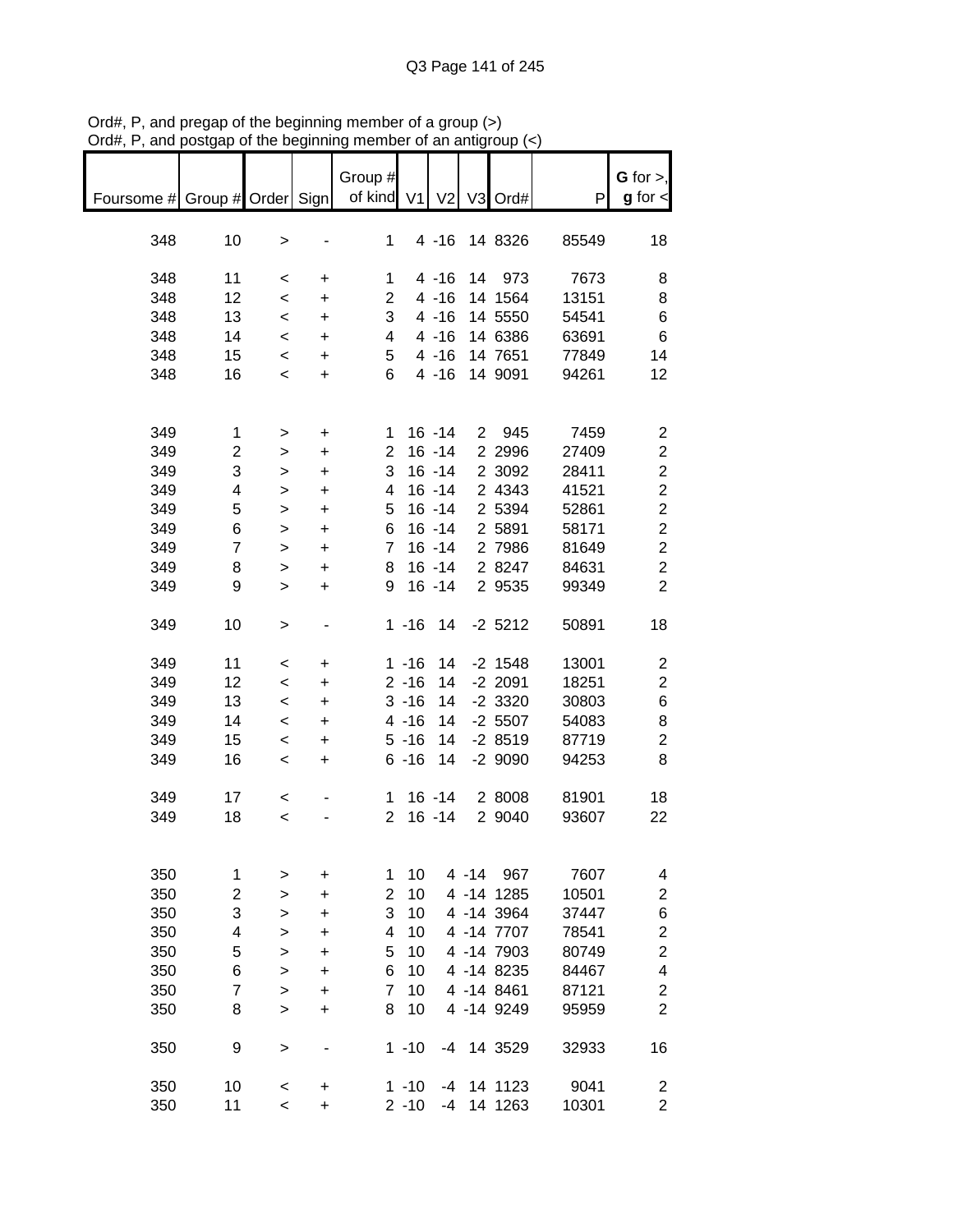Ord#, P, and pregap of the beginning member of a group (>)
Ord#, P, and postgap of the beginning member of an antigroup (<)

| Foursome # | Group # | Order | Sign | Group # of kind | V1 | V2 | V3 | Ord# | P | G for >, g for < |
|---|---|---|---|---|---|---|---|---|---|---|
| 348 | 10 | > | - | 1 | 4 | -16 | 14 | 8326 | 85549 | 18 |
| 348 | 11 | < | + | 1 | 4 | -16 | 14 | 973 | 7673 | 8 |
| 348 | 12 | < | + | 2 | 4 | -16 | 14 | 1564 | 13151 | 8 |
| 348 | 13 | < | + | 3 | 4 | -16 | 14 | 5550 | 54541 | 6 |
| 348 | 14 | < | + | 4 | 4 | -16 | 14 | 6386 | 63691 | 6 |
| 348 | 15 | < | + | 5 | 4 | -16 | 14 | 7651 | 77849 | 14 |
| 348 | 16 | < | + | 6 | 4 | -16 | 14 | 9091 | 94261 | 12 |
| 349 | 1 | > | + | 1 | 16 | -14 | 2 | 945 | 7459 | 2 |
| 349 | 2 | > | + | 2 | 16 | -14 | 2 | 2996 | 27409 | 2 |
| 349 | 3 | > | + | 3 | 16 | -14 | 2 | 3092 | 28411 | 2 |
| 349 | 4 | > | + | 4 | 16 | -14 | 2 | 4343 | 41521 | 2 |
| 349 | 5 | > | + | 5 | 16 | -14 | 2 | 5394 | 52861 | 2 |
| 349 | 6 | > | + | 6 | 16 | -14 | 2 | 5891 | 58171 | 2 |
| 349 | 7 | > | + | 7 | 16 | -14 | 2 | 7986 | 81649 | 2 |
| 349 | 8 | > | + | 8 | 16 | -14 | 2 | 8247 | 84631 | 2 |
| 349 | 9 | > | + | 9 | 16 | -14 | 2 | 9535 | 99349 | 2 |
| 349 | 10 | > | - | 1 | -16 | 14 | -2 | 5212 | 50891 | 18 |
| 349 | 11 | < | + | 1 | -16 | 14 | -2 | 1548 | 13001 | 2 |
| 349 | 12 | < | + | 2 | -16 | 14 | -2 | 2091 | 18251 | 2 |
| 349 | 13 | < | + | 3 | -16 | 14 | -2 | 3320 | 30803 | 6 |
| 349 | 14 | < | + | 4 | -16 | 14 | -2 | 5507 | 54083 | 8 |
| 349 | 15 | < | + | 5 | -16 | 14 | -2 | 8519 | 87719 | 2 |
| 349 | 16 | < | + | 6 | -16 | 14 | -2 | 9090 | 94253 | 8 |
| 349 | 17 | < | - | 1 | 16 | -14 | 2 | 8008 | 81901 | 18 |
| 349 | 18 | < | - | 2 | 16 | -14 | 2 | 9040 | 93607 | 22 |
| 350 | 1 | > | + | 1 | 10 | 4 | -14 | 967 | 7607 | 4 |
| 350 | 2 | > | + | 2 | 10 | 4 | -14 | 1285 | 10501 | 2 |
| 350 | 3 | > | + | 3 | 10 | 4 | -14 | 3964 | 37447 | 6 |
| 350 | 4 | > | + | 4 | 10 | 4 | -14 | 7707 | 78541 | 2 |
| 350 | 5 | > | + | 5 | 10 | 4 | -14 | 7903 | 80749 | 2 |
| 350 | 6 | > | + | 6 | 10 | 4 | -14 | 8235 | 84467 | 4 |
| 350 | 7 | > | + | 7 | 10 | 4 | -14 | 8461 | 87121 | 2 |
| 350 | 8 | > | + | 8 | 10 | 4 | -14 | 9249 | 95959 | 2 |
| 350 | 9 | > | - | 1 | -10 | -4 | 14 | 3529 | 32933 | 16 |
| 350 | 10 | < | + | 1 | -10 | -4 | 14 | 1123 | 9041 | 2 |
| 350 | 11 | < | + | 2 | -10 | -4 | 14 | 1263 | 10301 | 2 |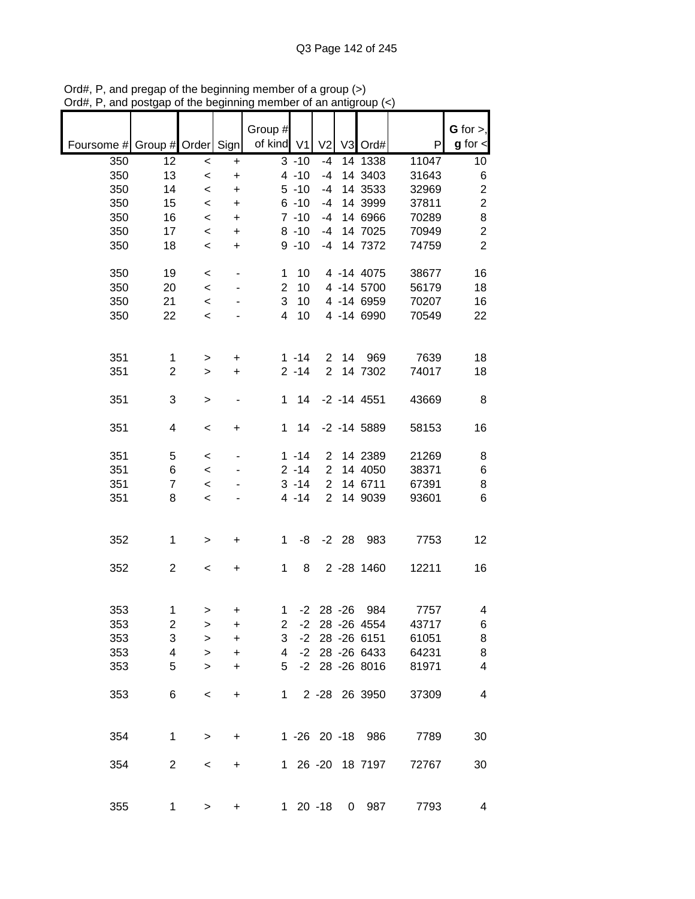Ord#, P, and pregap of the beginning member of a group (>)
Ord#, P, and postgap of the beginning member of an antigroup (<)

| Foursome # | Group # | Order | Sign | Group # of kind | V1 | V2 | V3 | Ord# | P | G for >, g for < |
|---|---|---|---|---|---|---|---|---|---|---|
| 350 | 12 | < | + | 3 | -10 | -4 | 14 | 1338 | 11047 | 10 |
| 350 | 13 | < | + | 4 | -10 | -4 | 14 | 3403 | 31643 | 6 |
| 350 | 14 | < | + | 5 | -10 | -4 | 14 | 3533 | 32969 | 2 |
| 350 | 15 | < | + | 6 | -10 | -4 | 14 | 3999 | 37811 | 2 |
| 350 | 16 | < | + | 7 | -10 | -4 | 14 | 6966 | 70289 | 8 |
| 350 | 17 | < | + | 8 | -10 | -4 | 14 | 7025 | 70949 | 2 |
| 350 | 18 | < | + | 9 | -10 | -4 | 14 | 7372 | 74759 | 2 |
| | | | | | | | | | | |
| 350 | 19 | < | - | 1 | 10 | 4 | -14 | 4075 | 38677 | 16 |
| 350 | 20 | < | - | 2 | 10 | 4 | -14 | 5700 | 56179 | 18 |
| 350 | 21 | < | - | 3 | 10 | 4 | -14 | 6959 | 70207 | 16 |
| 350 | 22 | < | - | 4 | 10 | 4 | -14 | 6990 | 70549 | 22 |
| | | | | | | | | | | |
| 351 | 1 | > | + | 1 | -14 | 2 | 14 | 969 | 7639 | 18 |
| 351 | 2 | > | + | 2 | -14 | 2 | 14 | 7302 | 74017 | 18 |
| | | | | | | | | | | |
| 351 | 3 | > | - | 1 | 14 | -2 | -14 | 4551 | 43669 | 8 |
| | | | | | | | | | | |
| 351 | 4 | < | + | 1 | 14 | -2 | -14 | 5889 | 58153 | 16 |
| | | | | | | | | | | |
| 351 | 5 | < | - | 1 | -14 | 2 | 14 | 2389 | 21269 | 8 |
| 351 | 6 | < | - | 2 | -14 | 2 | 14 | 4050 | 38371 | 6 |
| 351 | 7 | < | - | 3 | -14 | 2 | 14 | 6711 | 67391 | 8 |
| 351 | 8 | < | - | 4 | -14 | 2 | 14 | 9039 | 93601 | 6 |
| | | | | | | | | | | |
| 352 | 1 | > | + | 1 | -8 | -2 | 28 | 983 | 7753 | 12 |
| | | | | | | | | | | |
| 352 | 2 | < | + | 1 | 8 | 2 | -28 | 1460 | 12211 | 16 |
| | | | | | | | | | | |
| 353 | 1 | > | + | 1 | -2 | 28 | -26 | 984 | 7757 | 4 |
| 353 | 2 | > | + | 2 | -2 | 28 | -26 | 4554 | 43717 | 6 |
| 353 | 3 | > | + | 3 | -2 | 28 | -26 | 6151 | 61051 | 8 |
| 353 | 4 | > | + | 4 | -2 | 28 | -26 | 6433 | 64231 | 8 |
| 353 | 5 | > | + | 5 | -2 | 28 | -26 | 8016 | 81971 | 4 |
| | | | | | | | | | | |
| 353 | 6 | < | + | 1 | 2 | -28 | 26 | 3950 | 37309 | 4 |
| | | | | | | | | | | |
| 354 | 1 | > | + | 1 | -26 | 20 | -18 | 986 | 7789 | 30 |
| | | | | | | | | | | |
| 354 | 2 | < | + | 1 | 26 | -20 | 18 | 7197 | 72767 | 30 |
| | | | | | | | | | | |
| 355 | 1 | > | + | 1 | 20 | -18 | 0 | 987 | 7793 | 4 |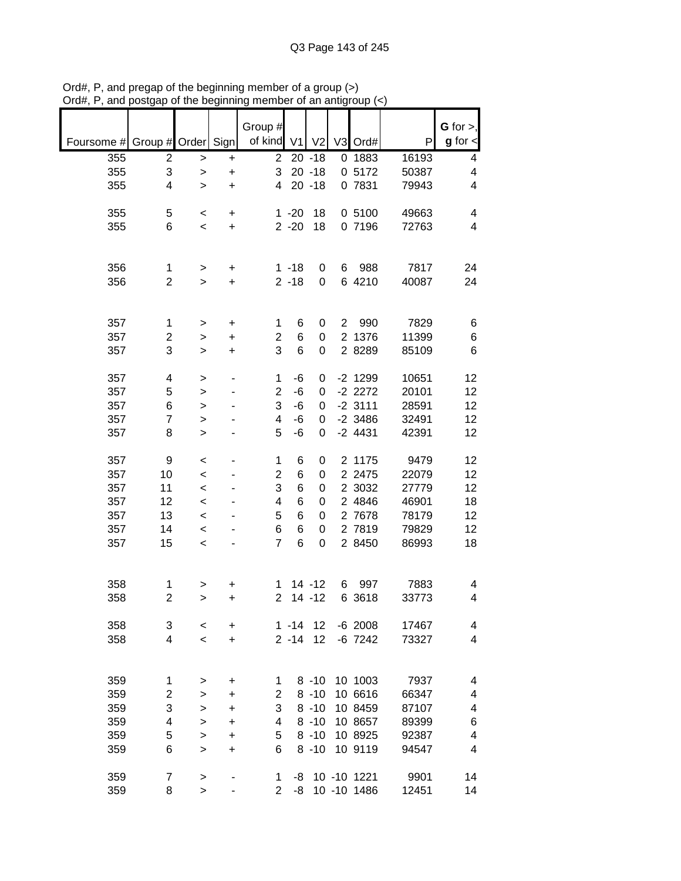Ord#, P, and pregap of the beginning member of a group (>)
Ord#, P, and postgap of the beginning member of an antigroup (<)

| Foursome # | Group # | Order | Sign | Group # of kind | V1 | V2 | V3 | Ord# | P | G for >, g for < |
|---|---|---|---|---|---|---|---|---|---|---|
| 355 | 2 | > | + | 2 | 20 | -18 | 0 | 1883 | 16193 | 4 |
| 355 | 3 | > | + | 3 | 20 | -18 | 0 | 5172 | 50387 | 4 |
| 355 | 4 | > | + | 4 | 20 | -18 | 0 | 7831 | 79943 | 4 |
| | | | | | | | | | | |
| 355 | 5 | < | + | 1 | -20 | 18 | 0 | 5100 | 49663 | 4 |
| 355 | 6 | < | + | 2 | -20 | 18 | 0 | 7196 | 72763 | 4 |
| | | | | | | | | | | |
| 356 | 1 | > | + | 1 | -18 | 0 | 6 | 988 | 7817 | 24 |
| 356 | 2 | > | + | 2 | -18 | 0 | 6 | 4210 | 40087 | 24 |
| | | | | | | | | | | |
| 357 | 1 | > | + | 1 | 6 | 0 | 2 | 990 | 7829 | 6 |
| 357 | 2 | > | + | 2 | 6 | 0 | 2 | 1376 | 11399 | 6 |
| 357 | 3 | > | + | 3 | 6 | 0 | 2 | 8289 | 85109 | 6 |
| | | | | | | | | | | |
| 357 | 4 | > | - | 1 | -6 | 0 | -2 | 1299 | 10651 | 12 |
| 357 | 5 | > | - | 2 | -6 | 0 | -2 | 2272 | 20101 | 12 |
| 357 | 6 | > | - | 3 | -6 | 0 | -2 | 3111 | 28591 | 12 |
| 357 | 7 | > | - | 4 | -6 | 0 | -2 | 3486 | 32491 | 12 |
| 357 | 8 | > | - | 5 | -6 | 0 | -2 | 4431 | 42391 | 12 |
| | | | | | | | | | | |
| 357 | 9 | < | - | 1 | 6 | 0 | 2 | 1175 | 9479 | 12 |
| 357 | 10 | < | - | 2 | 6 | 0 | 2 | 2475 | 22079 | 12 |
| 357 | 11 | < | - | 3 | 6 | 0 | 2 | 3032 | 27779 | 12 |
| 357 | 12 | < | - | 4 | 6 | 0 | 2 | 4846 | 46901 | 18 |
| 357 | 13 | < | - | 5 | 6 | 0 | 2 | 7678 | 78179 | 12 |
| 357 | 14 | < | - | 6 | 6 | 0 | 2 | 7819 | 79829 | 12 |
| 357 | 15 | < | - | 7 | 6 | 0 | 2 | 8450 | 86993 | 18 |
| | | | | | | | | | | |
| 358 | 1 | > | + | 1 | 14 | -12 | 6 | 997 | 7883 | 4 |
| 358 | 2 | > | + | 2 | 14 | -12 | 6 | 3618 | 33773 | 4 |
| | | | | | | | | | | |
| 358 | 3 | < | + | 1 | -14 | 12 | -6 | 2008 | 17467 | 4 |
| 358 | 4 | < | + | 2 | -14 | 12 | -6 | 7242 | 73327 | 4 |
| | | | | | | | | | | |
| 359 | 1 | > | + | 1 | 8 | -10 | 10 | 1003 | 7937 | 4 |
| 359 | 2 | > | + | 2 | 8 | -10 | 10 | 6616 | 66347 | 4 |
| 359 | 3 | > | + | 3 | 8 | -10 | 10 | 8459 | 87107 | 4 |
| 359 | 4 | > | + | 4 | 8 | -10 | 10 | 8657 | 89399 | 6 |
| 359 | 5 | > | + | 5 | 8 | -10 | 10 | 8925 | 92387 | 4 |
| 359 | 6 | > | + | 6 | 8 | -10 | 10 | 9119 | 94547 | 4 |
| | | | | | | | | | | |
| 359 | 7 | > | - | 1 | -8 | 10 | -10 | 1221 | 9901 | 14 |
| 359 | 8 | > | - | 2 | -8 | 10 | -10 | 1486 | 12451 | 14 |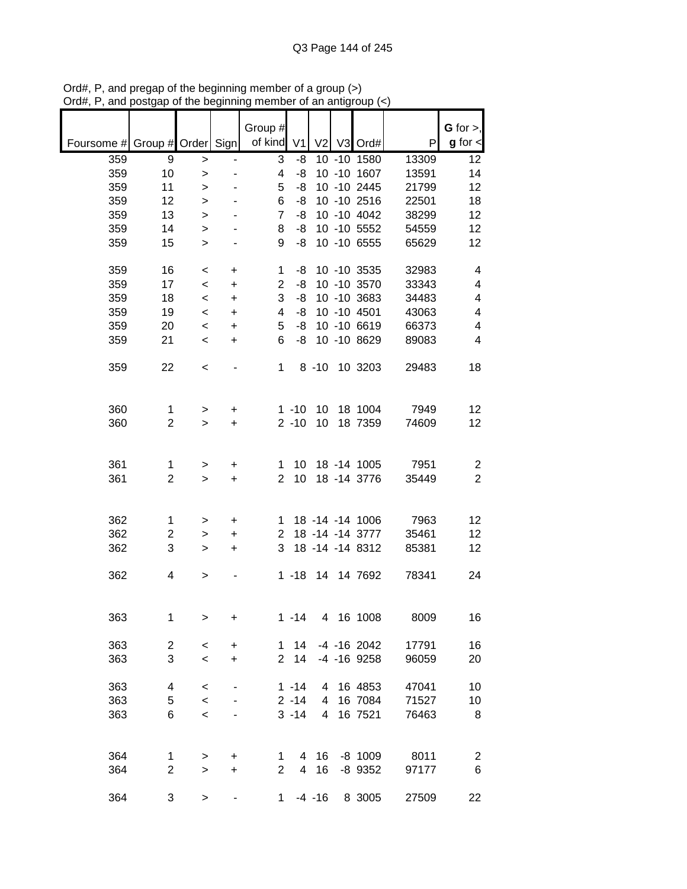Ord#, P, and pregap of the beginning member of a group (>)
Ord#, P, and postgap of the beginning member of an antigroup (<)

| Foursome # | Group # | Order | Sign | Group # of kind | V1 | V2 | V3 | Ord# | P | **G** for >, **g** for < |
|---|---|---|---|---|---|---|---|---|---|---|
| 359 | 9 | > | - | 3 | -8 | 10 | -10 | 1580 | 13309 | 12 |
| 359 | 10 | > | - | 4 | -8 | 10 | -10 | 1607 | 13591 | 14 |
| 359 | 11 | > | - | 5 | -8 | 10 | -10 | 2445 | 21799 | 12 |
| 359 | 12 | > | - | 6 | -8 | 10 | -10 | 2516 | 22501 | 18 |
| 359 | 13 | > | - | 7 | -8 | 10 | -10 | 4042 | 38299 | 12 |
| 359 | 14 | > | - | 8 | -8 | 10 | -10 | 5552 | 54559 | 12 |
| 359 | 15 | > | - | 9 | -8 | 10 | -10 | 6555 | 65629 | 12 |
| | | | | | | | | | | |
| 359 | 16 | < | + | 1 | -8 | 10 | -10 | 3535 | 32983 | 4 |
| 359 | 17 | < | + | 2 | -8 | 10 | -10 | 3570 | 33343 | 4 |
| 359 | 18 | < | + | 3 | -8 | 10 | -10 | 3683 | 34483 | 4 |
| 359 | 19 | < | + | 4 | -8 | 10 | -10 | 4501 | 43063 | 4 |
| 359 | 20 | < | + | 5 | -8 | 10 | -10 | 6619 | 66373 | 4 |
| 359 | 21 | < | + | 6 | -8 | 10 | -10 | 8629 | 89083 | 4 |
| | | | | | | | | | | |
| 359 | 22 | < | - | 1 | 8 | -10 | 10 | 3203 | 29483 | 18 |
| | | | | | | | | | | |
| 360 | 1 | > | + | 1 | -10 | 10 | 18 | 1004 | 7949 | 12 |
| 360 | 2 | > | + | 2 | -10 | 10 | 18 | 7359 | 74609 | 12 |
| | | | | | | | | | | |
| 361 | 1 | > | + | 1 | 10 | 18 | -14 | 1005 | 7951 | 2 |
| 361 | 2 | > | + | 2 | 10 | 18 | -14 | 3776 | 35449 | 2 |
| | | | | | | | | | | |
| 362 | 1 | > | + | 1 | 18 | -14 | -14 | 1006 | 7963 | 12 |
| 362 | 2 | > | + | 2 | 18 | -14 | -14 | 3777 | 35461 | 12 |
| 362 | 3 | > | + | 3 | 18 | -14 | -14 | 8312 | 85381 | 12 |
| | | | | | | | | | | |
| 362 | 4 | > | - | 1 | -18 | 14 | 14 | 7692 | 78341 | 24 |
| | | | | | | | | | | |
| 363 | 1 | > | + | 1 | -14 | 4 | 16 | 1008 | 8009 | 16 |
| | | | | | | | | | | |
| 363 | 2 | < | + | 1 | 14 | -4 | -16 | 2042 | 17791 | 16 |
| 363 | 3 | < | + | 2 | 14 | -4 | -16 | 9258 | 96059 | 20 |
| | | | | | | | | | | |
| 363 | 4 | < | - | 1 | -14 | 4 | 16 | 4853 | 47041 | 10 |
| 363 | 5 | < | - | 2 | -14 | 4 | 16 | 7084 | 71527 | 10 |
| 363 | 6 | < | - | 3 | -14 | 4 | 16 | 7521 | 76463 | 8 |
| | | | | | | | | | | |
| 364 | 1 | > | + | 1 | 4 | 16 | -8 | 1009 | 8011 | 2 |
| 364 | 2 | > | + | 2 | 4 | 16 | -8 | 9352 | 97177 | 6 |
| | | | | | | | | | | |
| 364 | 3 | > | - | 1 | -4 | -16 | 8 | 3005 | 27509 | 22 |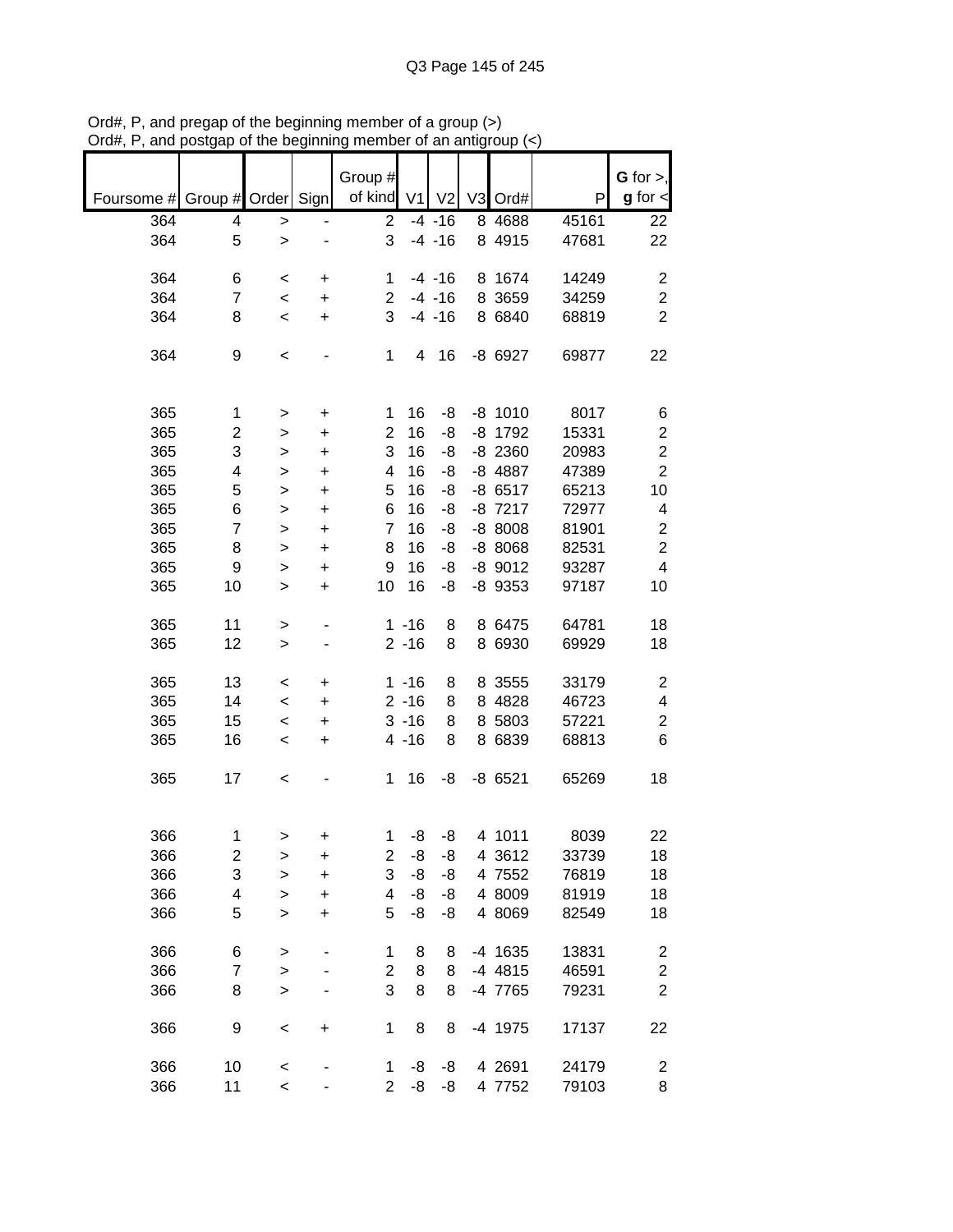Ord#, P, and pregap of the beginning member of a group (>)
Ord#, P, and postgap of the beginning member of an antigroup (<)

| Foursome # | Group # | Order | Sign | Group # of kind | V1 | V2 | V3 | Ord# | P | G for >, g for < |
|---|---|---|---|---|---|---|---|---|---|---|
| 364 | 4 | > | - | 2 | -4 | -16 | 8 | 4688 | 45161 | 22 |
| 364 | 5 | > | - | 3 | -4 | -16 | 8 | 4915 | 47681 | 22 |
| | | | | | | | | | | |
| 364 | 6 | < | + | 1 | -4 | -16 | 8 | 1674 | 14249 | 2 |
| 364 | 7 | < | + | 2 | -4 | -16 | 8 | 3659 | 34259 | 2 |
| 364 | 8 | < | + | 3 | -4 | -16 | 8 | 6840 | 68819 | 2 |
| | | | | | | | | | | |
| 364 | 9 | < | - | 1 | 4 | 16 | -8 | 6927 | 69877 | 22 |
| | | | | | | | | | | |
| 365 | 1 | > | + | 1 | 16 | -8 | -8 | 1010 | 8017 | 6 |
| 365 | 2 | > | + | 2 | 16 | -8 | -8 | 1792 | 15331 | 2 |
| 365 | 3 | > | + | 3 | 16 | -8 | -8 | 2360 | 20983 | 2 |
| 365 | 4 | > | + | 4 | 16 | -8 | -8 | 4887 | 47389 | 2 |
| 365 | 5 | > | + | 5 | 16 | -8 | -8 | 6517 | 65213 | 10 |
| 365 | 6 | > | + | 6 | 16 | -8 | -8 | 7217 | 72977 | 4 |
| 365 | 7 | > | + | 7 | 16 | -8 | -8 | 8008 | 81901 | 2 |
| 365 | 8 | > | + | 8 | 16 | -8 | -8 | 8068 | 82531 | 2 |
| 365 | 9 | > | + | 9 | 16 | -8 | -8 | 9012 | 93287 | 4 |
| 365 | 10 | > | + | 10 | 16 | -8 | -8 | 9353 | 97187 | 10 |
| | | | | | | | | | | |
| 365 | 11 | > | - | 1 | -16 | 8 | 8 | 6475 | 64781 | 18 |
| 365 | 12 | > | - | 2 | -16 | 8 | 8 | 6930 | 69929 | 18 |
| | | | | | | | | | | |
| 365 | 13 | < | + | 1 | -16 | 8 | 8 | 3555 | 33179 | 2 |
| 365 | 14 | < | + | 2 | -16 | 8 | 8 | 4828 | 46723 | 4 |
| 365 | 15 | < | + | 3 | -16 | 8 | 8 | 5803 | 57221 | 2 |
| 365 | 16 | < | + | 4 | -16 | 8 | 8 | 6839 | 68813 | 6 |
| | | | | | | | | | | |
| 365 | 17 | < | - | 1 | 16 | -8 | -8 | 6521 | 65269 | 18 |
| | | | | | | | | | | |
| 366 | 1 | > | + | 1 | -8 | -8 | 4 | 1011 | 8039 | 22 |
| 366 | 2 | > | + | 2 | -8 | -8 | 4 | 3612 | 33739 | 18 |
| 366 | 3 | > | + | 3 | -8 | -8 | 4 | 7552 | 76819 | 18 |
| 366 | 4 | > | + | 4 | -8 | -8 | 4 | 8009 | 81919 | 18 |
| 366 | 5 | > | + | 5 | -8 | -8 | 4 | 8069 | 82549 | 18 |
| | | | | | | | | | | |
| 366 | 6 | > | - | 1 | 8 | 8 | -4 | 1635 | 13831 | 2 |
| 366 | 7 | > | - | 2 | 8 | 8 | -4 | 4815 | 46591 | 2 |
| 366 | 8 | > | - | 3 | 8 | 8 | -4 | 7765 | 79231 | 2 |
| | | | | | | | | | | |
| 366 | 9 | < | + | 1 | 8 | 8 | -4 | 1975 | 17137 | 22 |
| | | | | | | | | | | |
| 366 | 10 | < | - | 1 | -8 | -8 | 4 | 2691 | 24179 | 2 |
| 366 | 11 | < | - | 2 | -8 | -8 | 4 | 7752 | 79103 | 8 |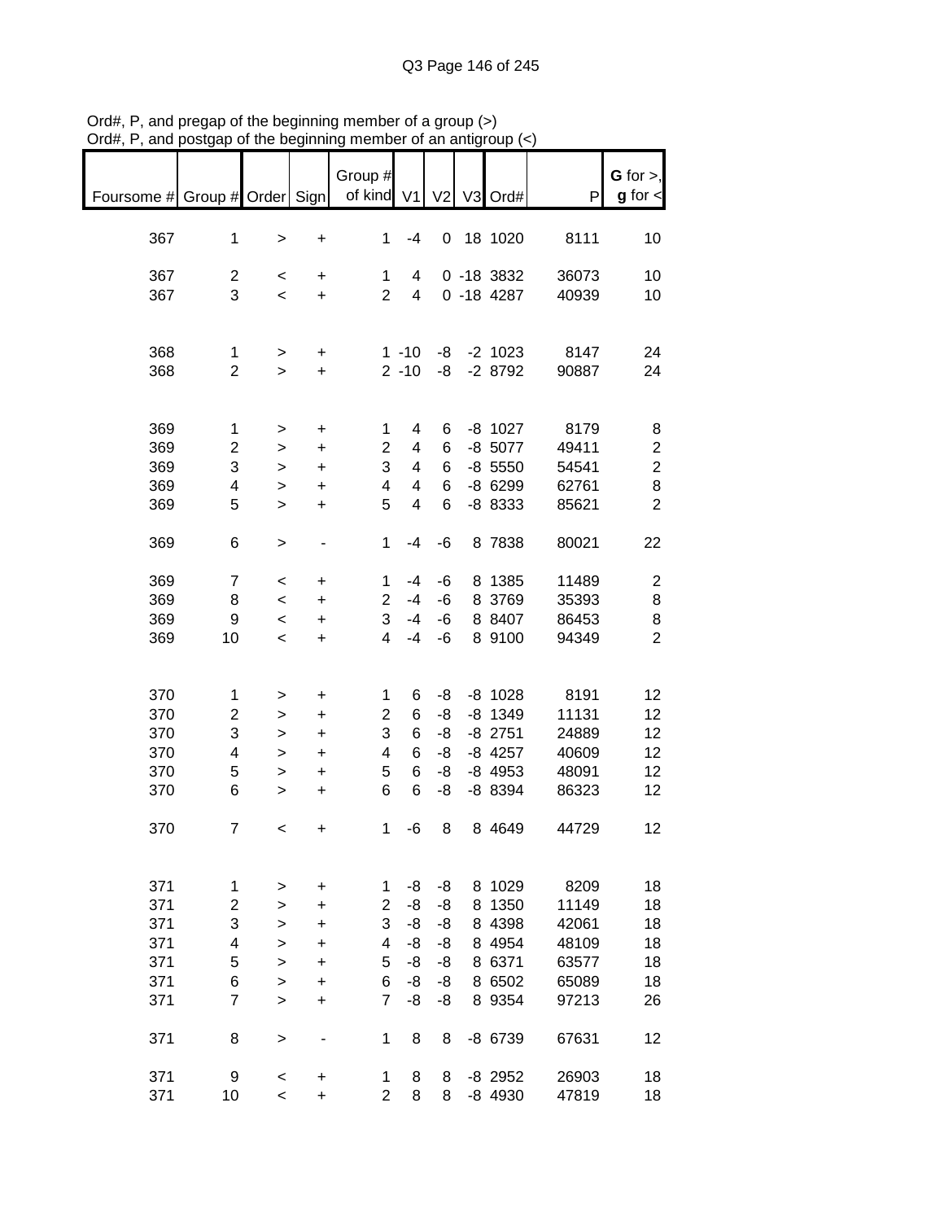Ord#, P, and pregap of the beginning member of a group (>)
Ord#, P, and postgap of the beginning member of an antigroup (<)

| Foursome # | Group # | Order | Sign | Group # of kind | V1 | V2 | V3 | Ord# | P | G for >, g for < |
|---|---|---|---|---|---|---|---|---|---|---|
| 367 | 1 | > | + | 1 | -4 | 0 | 18 | 1020 | 8111 | 10 |
| 367 | 2 | < | + | 1 | 4 | 0 | -18 | 3832 | 36073 | 10 |
| 367 | 3 | < | + | 2 | 4 | 0 | -18 | 4287 | 40939 | 10 |
| 368 | 1 | > | + | 1 | -10 | -8 | -2 | 1023 | 8147 | 24 |
| 368 | 2 | > | + | 2 | -10 | -8 | -2 | 8792 | 90887 | 24 |
| 369 | 1 | > | + | 1 | 4 | 6 | -8 | 1027 | 8179 | 8 |
| 369 | 2 | > | + | 2 | 4 | 6 | -8 | 5077 | 49411 | 2 |
| 369 | 3 | > | + | 3 | 4 | 6 | -8 | 5550 | 54541 | 2 |
| 369 | 4 | > | + | 4 | 4 | 6 | -8 | 6299 | 62761 | 8 |
| 369 | 5 | > | + | 5 | 4 | 6 | -8 | 8333 | 85621 | 2 |
| 369 | 6 | > | - | 1 | -4 | -6 | 8 | 7838 | 80021 | 22 |
| 369 | 7 | < | + | 1 | -4 | -6 | 8 | 1385 | 11489 | 2 |
| 369 | 8 | < | + | 2 | -4 | -6 | 8 | 3769 | 35393 | 8 |
| 369 | 9 | < | + | 3 | -4 | -6 | 8 | 8407 | 86453 | 8 |
| 369 | 10 | < | + | 4 | -4 | -6 | 8 | 9100 | 94349 | 2 |
| 370 | 1 | > | + | 1 | 6 | -8 | -8 | 1028 | 8191 | 12 |
| 370 | 2 | > | + | 2 | 6 | -8 | -8 | 1349 | 11131 | 12 |
| 370 | 3 | > | + | 3 | 6 | -8 | -8 | 2751 | 24889 | 12 |
| 370 | 4 | > | + | 4 | 6 | -8 | -8 | 4257 | 40609 | 12 |
| 370 | 5 | > | + | 5 | 6 | -8 | -8 | 4953 | 48091 | 12 |
| 370 | 6 | > | + | 6 | 6 | -8 | -8 | 8394 | 86323 | 12 |
| 370 | 7 | < | + | 1 | -6 | 8 | 8 | 4649 | 44729 | 12 |
| 371 | 1 | > | + | 1 | -8 | -8 | 8 | 1029 | 8209 | 18 |
| 371 | 2 | > | + | 2 | -8 | -8 | 8 | 1350 | 11149 | 18 |
| 371 | 3 | > | + | 3 | -8 | -8 | 8 | 4398 | 42061 | 18 |
| 371 | 4 | > | + | 4 | -8 | -8 | 8 | 4954 | 48109 | 18 |
| 371 | 5 | > | + | 5 | -8 | -8 | 8 | 6371 | 63577 | 18 |
| 371 | 6 | > | + | 6 | -8 | -8 | 8 | 6502 | 65089 | 18 |
| 371 | 7 | > | + | 7 | -8 | -8 | 8 | 9354 | 97213 | 26 |
| 371 | 8 | > | - | 1 | 8 | 8 | -8 | 6739 | 67631 | 12 |
| 371 | 9 | < | + | 1 | 8 | 8 | -8 | 2952 | 26903 | 18 |
| 371 | 10 | < | + | 2 | 8 | 8 | -8 | 4930 | 47819 | 18 |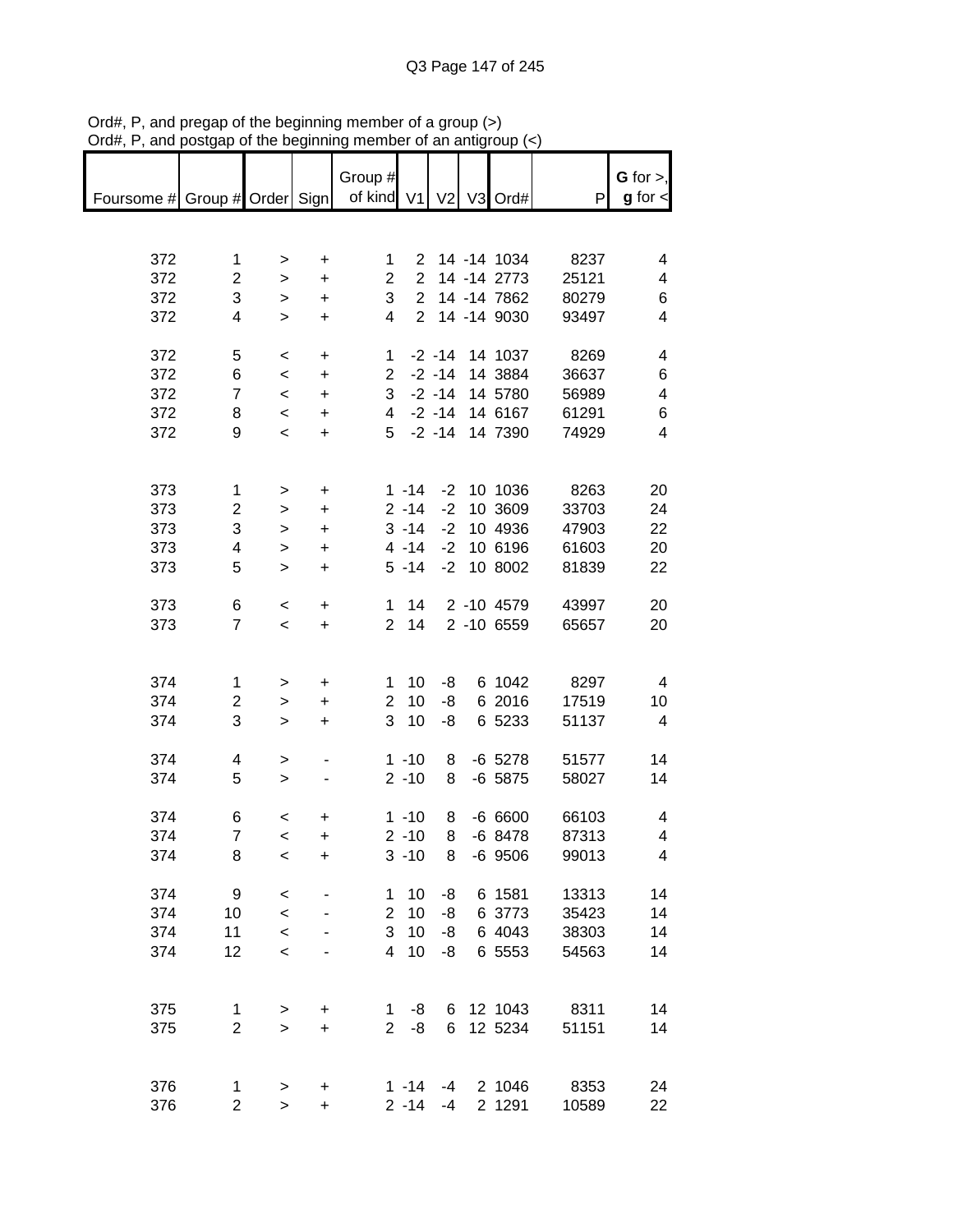Ord#, P, and pregap of the beginning member of a group (>)
Ord#, P, and postgap of the beginning member of an antigroup (<)

| Foursome # | Group # | Order | Sign | Group # of kind | V1 | V2 | V3 | Ord# | P | G for >, g for < |
|---|---|---|---|---|---|---|---|---|---|---|
| 372 | 1 | > | + | 1 | 2 | 14 | -14 | 1034 | 8237 | 4 |
| 372 | 2 | > | + | 2 | 2 | 14 | -14 | 2773 | 25121 | 4 |
| 372 | 3 | > | + | 3 | 2 | 14 | -14 | 7862 | 80279 | 6 |
| 372 | 4 | > | + | 4 | 2 | 14 | -14 | 9030 | 93497 | 4 |
| | | | | | | | | | | |
| 372 | 5 | < | + | 1 | -2 | -14 | 14 | 1037 | 8269 | 4 |
| 372 | 6 | < | + | 2 | -2 | -14 | 14 | 3884 | 36637 | 6 |
| 372 | 7 | < | + | 3 | -2 | -14 | 14 | 5780 | 56989 | 4 |
| 372 | 8 | < | + | 4 | -2 | -14 | 14 | 6167 | 61291 | 6 |
| 372 | 9 | < | + | 5 | -2 | -14 | 14 | 7390 | 74929 | 4 |
| | | | | | | | | | | |
| 373 | 1 | > | + | 1 | -14 | -2 | 10 | 1036 | 8263 | 20 |
| 373 | 2 | > | + | 2 | -14 | -2 | 10 | 3609 | 33703 | 24 |
| 373 | 3 | > | + | 3 | -14 | -2 | 10 | 4936 | 47903 | 22 |
| 373 | 4 | > | + | 4 | -14 | -2 | 10 | 6196 | 61603 | 20 |
| 373 | 5 | > | + | 5 | -14 | -2 | 10 | 8002 | 81839 | 22 |
| | | | | | | | | | | |
| 373 | 6 | < | + | 1 | 14 | 2 | -10 | 4579 | 43997 | 20 |
| 373 | 7 | < | + | 2 | 14 | 2 | -10 | 6559 | 65657 | 20 |
| | | | | | | | | | | |
| 374 | 1 | > | + | 1 | 10 | -8 | 6 | 1042 | 8297 | 4 |
| 374 | 2 | > | + | 2 | 10 | -8 | 6 | 2016 | 17519 | 10 |
| 374 | 3 | > | + | 3 | 10 | -8 | 6 | 5233 | 51137 | 4 |
| | | | | | | | | | | |
| 374 | 4 | > | - | 1 | -10 | 8 | -6 | 5278 | 51577 | 14 |
| 374 | 5 | > | - | 2 | -10 | 8 | -6 | 5875 | 58027 | 14 |
| | | | | | | | | | | |
| 374 | 6 | < | + | 1 | -10 | 8 | -6 | 6600 | 66103 | 4 |
| 374 | 7 | < | + | 2 | -10 | 8 | -6 | 8478 | 87313 | 4 |
| 374 | 8 | < | + | 3 | -10 | 8 | -6 | 9506 | 99013 | 4 |
| | | | | | | | | | | |
| 374 | 9 | < | - | 1 | 10 | -8 | 6 | 1581 | 13313 | 14 |
| 374 | 10 | < | - | 2 | 10 | -8 | 6 | 3773 | 35423 | 14 |
| 374 | 11 | < | - | 3 | 10 | -8 | 6 | 4043 | 38303 | 14 |
| 374 | 12 | < | - | 4 | 10 | -8 | 6 | 5553 | 54563 | 14 |
| | | | | | | | | | | |
| 375 | 1 | > | + | 1 | -8 | 6 | 12 | 1043 | 8311 | 14 |
| 375 | 2 | > | + | 2 | -8 | 6 | 12 | 5234 | 51151 | 14 |
| | | | | | | | | | | |
| 376 | 1 | > | + | 1 | -14 | -4 | 2 | 1046 | 8353 | 24 |
| 376 | 2 | > | + | 2 | -14 | -4 | 2 | 1291 | 10589 | 22 |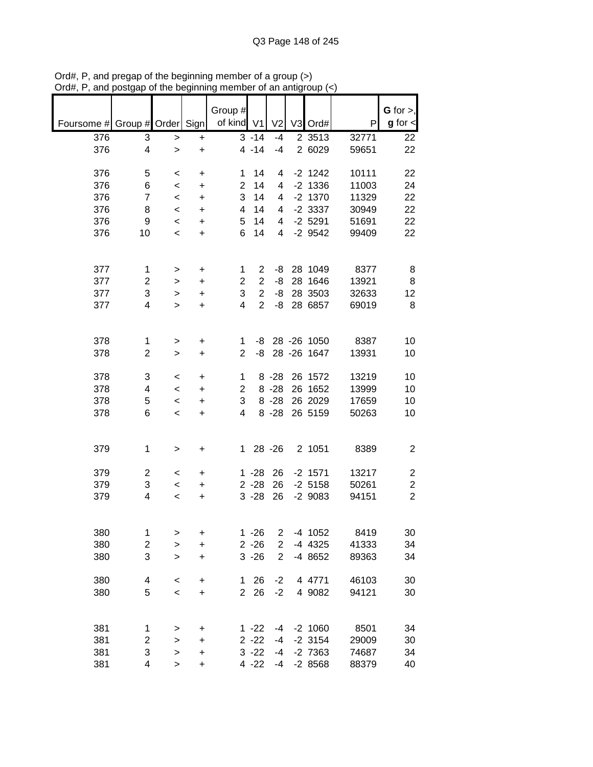Ord#, P, and pregap of the beginning member of a group (>)
Ord#, P, and postgap of the beginning member of an antigroup (<)

| Foursome # | Group # | Order | Sign | Group # of kind | V1 | V2 | V3 | Ord# | P | G for >, g for < |
|---|---|---|---|---|---|---|---|---|---|---|
| 376 | 3 | > | + | 3 | -14 | -4 | 2 | 3513 | 32771 | 22 |
| 376 | 4 | > | + | 4 | -14 | -4 | 2 | 6029 | 59651 | 22 |
| | | | | | | | | | | |
| 376 | 5 | < | + | 1 | 14 | 4 | -2 | 1242 | 10111 | 22 |
| 376 | 6 | < | + | 2 | 14 | 4 | -2 | 1336 | 11003 | 24 |
| 376 | 7 | < | + | 3 | 14 | 4 | -2 | 1370 | 11329 | 22 |
| 376 | 8 | < | + | 4 | 14 | 4 | -2 | 3337 | 30949 | 22 |
| 376 | 9 | < | + | 5 | 14 | 4 | -2 | 5291 | 51691 | 22 |
| 376 | 10 | < | + | 6 | 14 | 4 | -2 | 9542 | 99409 | 22 |
| | | | | | | | | | | |
| 377 | 1 | > | + | 1 | 2 | -8 | 28 | 1049 | 8377 | 8 |
| 377 | 2 | > | + | 2 | 2 | -8 | 28 | 1646 | 13921 | 8 |
| 377 | 3 | > | + | 3 | 2 | -8 | 28 | 3503 | 32633 | 12 |
| 377 | 4 | > | + | 4 | 2 | -8 | 28 | 6857 | 69019 | 8 |
| | | | | | | | | | | |
| 378 | 1 | > | + | 1 | -8 | 28 | -26 | 1050 | 8387 | 10 |
| 378 | 2 | > | + | 2 | -8 | 28 | -26 | 1647 | 13931 | 10 |
| | | | | | | | | | | |
| 378 | 3 | < | + | 1 | 8 | -28 | 26 | 1572 | 13219 | 10 |
| 378 | 4 | < | + | 2 | 8 | -28 | 26 | 1652 | 13999 | 10 |
| 378 | 5 | < | + | 3 | 8 | -28 | 26 | 2029 | 17659 | 10 |
| 378 | 6 | < | + | 4 | 8 | -28 | 26 | 5159 | 50263 | 10 |
| | | | | | | | | | | |
| 379 | 1 | > | + | 1 | 28 | -26 | 2 | 1051 | 8389 | 2 |
| | | | | | | | | | | |
| 379 | 2 | < | + | 1 | -28 | 26 | -2 | 1571 | 13217 | 2 |
| 379 | 3 | < | + | 2 | -28 | 26 | -2 | 5158 | 50261 | 2 |
| 379 | 4 | < | + | 3 | -28 | 26 | -2 | 9083 | 94151 | 2 |
| | | | | | | | | | | |
| 380 | 1 | > | + | 1 | -26 | 2 | -4 | 1052 | 8419 | 30 |
| 380 | 2 | > | + | 2 | -26 | 2 | -4 | 4325 | 41333 | 34 |
| 380 | 3 | > | + | 3 | -26 | 2 | -4 | 8652 | 89363 | 34 |
| | | | | | | | | | | |
| 380 | 4 | < | + | 1 | 26 | -2 | 4 | 4771 | 46103 | 30 |
| 380 | 5 | < | + | 2 | 26 | -2 | 4 | 9082 | 94121 | 30 |
| | | | | | | | | | | |
| 381 | 1 | > | + | 1 | -22 | -4 | -2 | 1060 | 8501 | 34 |
| 381 | 2 | > | + | 2 | -22 | -4 | -2 | 3154 | 29009 | 30 |
| 381 | 3 | > | + | 3 | -22 | -4 | -2 | 7363 | 74687 | 34 |
| 381 | 4 | > | + | 4 | -22 | -4 | -2 | 8568 | 88379 | 40 |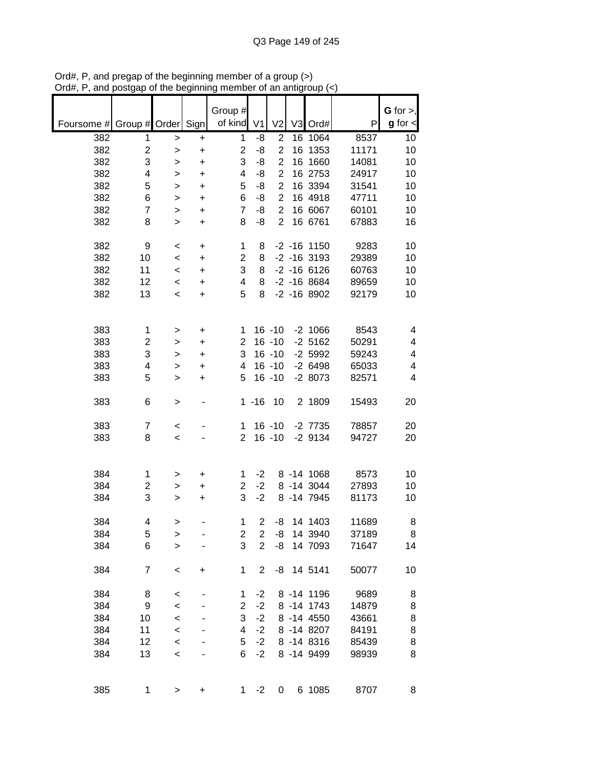Ord#, P, and pregap of the beginning member of a group (>)
Ord#, P, and postgap of the beginning member of an antigroup (<)

| Foursome # | Group # | Order | Sign | Group # of kind | V1 | V2 | V3 | Ord# | P | G for >, g for < |
|---|---|---|---|---|---|---|---|---|---|---|
| 382 | 1 | > | + | 1 | -8 | 2 | 16 | 1064 | 8537 | 10 |
| 382 | 2 | > | + | 2 | -8 | 2 | 16 | 1353 | 11171 | 10 |
| 382 | 3 | > | + | 3 | -8 | 2 | 16 | 1660 | 14081 | 10 |
| 382 | 4 | > | + | 4 | -8 | 2 | 16 | 2753 | 24917 | 10 |
| 382 | 5 | > | + | 5 | -8 | 2 | 16 | 3394 | 31541 | 10 |
| 382 | 6 | > | + | 6 | -8 | 2 | 16 | 4918 | 47711 | 10 |
| 382 | 7 | > | + | 7 | -8 | 2 | 16 | 6067 | 60101 | 10 |
| 382 | 8 | > | + | 8 | -8 | 2 | 16 | 6761 | 67883 | 16 |
| | | | | | | | | | | |
| 382 | 9 | < | + | 1 | 8 | -2 | -16 | 1150 | 9283 | 10 |
| 382 | 10 | < | + | 2 | 8 | -2 | -16 | 3193 | 29389 | 10 |
| 382 | 11 | < | + | 3 | 8 | -2 | -16 | 6126 | 60763 | 10 |
| 382 | 12 | < | + | 4 | 8 | -2 | -16 | 8684 | 89659 | 10 |
| 382 | 13 | < | + | 5 | 8 | -2 | -16 | 8902 | 92179 | 10 |
| | | | | | | | | | | |
| 383 | 1 | > | + | 1 | 16 | -10 | -2 | 1066 | 8543 | 4 |
| 383 | 2 | > | + | 2 | 16 | -10 | -2 | 5162 | 50291 | 4 |
| 383 | 3 | > | + | 3 | 16 | -10 | -2 | 5992 | 59243 | 4 |
| 383 | 4 | > | + | 4 | 16 | -10 | -2 | 6498 | 65033 | 4 |
| 383 | 5 | > | + | 5 | 16 | -10 | -2 | 8073 | 82571 | 4 |
| | | | | | | | | | | |
| 383 | 6 | > | - | 1 | -16 | 10 | 2 | 1809 | 15493 | 20 |
| | | | | | | | | | | |
| 383 | 7 | < | - | 1 | 16 | -10 | -2 | 7735 | 78857 | 20 |
| 383 | 8 | < | - | 2 | 16 | -10 | -2 | 9134 | 94727 | 20 |
| | | | | | | | | | | |
| 384 | 1 | > | + | 1 | -2 | 8 | -14 | 1068 | 8573 | 10 |
| 384 | 2 | > | + | 2 | -2 | 8 | -14 | 3044 | 27893 | 10 |
| 384 | 3 | > | + | 3 | -2 | 8 | -14 | 7945 | 81173 | 10 |
| | | | | | | | | | | |
| 384 | 4 | > | - | 1 | 2 | -8 | 14 | 1403 | 11689 | 8 |
| 384 | 5 | > | - | 2 | 2 | -8 | 14 | 3940 | 37189 | 8 |
| 384 | 6 | > | - | 3 | 2 | -8 | 14 | 7093 | 71647 | 14 |
| | | | | | | | | | | |
| 384 | 7 | < | + | 1 | 2 | -8 | 14 | 5141 | 50077 | 10 |
| | | | | | | | | | | |
| 384 | 8 | < | - | 1 | -2 | 8 | -14 | 1196 | 9689 | 8 |
| 384 | 9 | < | - | 2 | -2 | 8 | -14 | 1743 | 14879 | 8 |
| 384 | 10 | < | - | 3 | -2 | 8 | -14 | 4550 | 43661 | 8 |
| 384 | 11 | < | - | 4 | -2 | 8 | -14 | 8207 | 84191 | 8 |
| 384 | 12 | < | - | 5 | -2 | 8 | -14 | 8316 | 85439 | 8 |
| 384 | 13 | < | - | 6 | -2 | 8 | -14 | 9499 | 98939 | 8 |
| | | | | | | | | | | |
| 385 | 1 | > | + | 1 | -2 | 0 | 6 | 1085 | 8707 | 8 |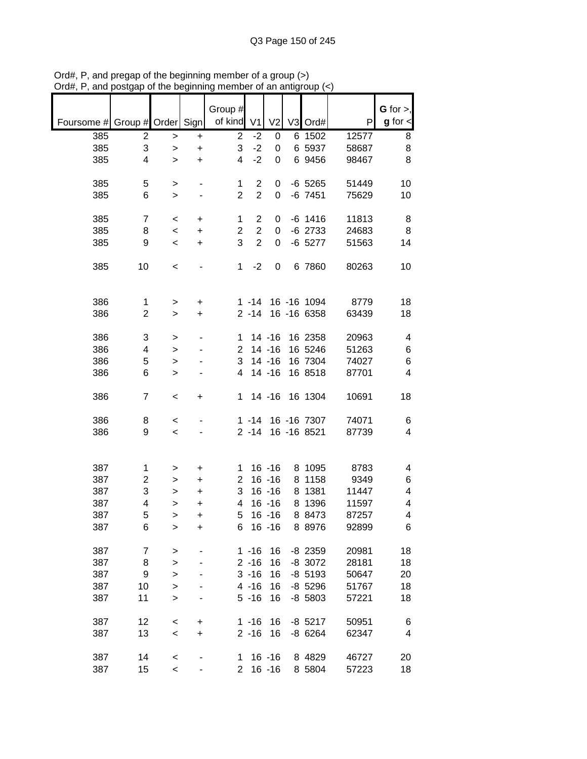Ord#, P, and pregap of the beginning member of a group (>)
Ord#, P, and postgap of the beginning member of an antigroup (<)

| Foursome # | Group # | Order | Sign | Group # of kind | V1 | V2 | V3 | Ord# | P | G for >, g for < |
|---|---|---|---|---|---|---|---|---|---|---|
| 385 | 2 | > | + | 2 | -2 | 0 | 6 | 1502 | 12577 | 8 |
| 385 | 3 | > | + | 3 | -2 | 0 | 6 | 5937 | 58687 | 8 |
| 385 | 4 | > | + | 4 | -2 | 0 | 6 | 9456 | 98467 | 8 |
| | | | | | | | | | | |
| 385 | 5 | > | - | 1 | 2 | 0 | -6 | 5265 | 51449 | 10 |
| 385 | 6 | > | - | 2 | 2 | 0 | -6 | 7451 | 75629 | 10 |
| | | | | | | | | | | |
| 385 | 7 | < | + | 1 | 2 | 0 | -6 | 1416 | 11813 | 8 |
| 385 | 8 | < | + | 2 | 2 | 0 | -6 | 2733 | 24683 | 8 |
| 385 | 9 | < | + | 3 | 2 | 0 | -6 | 5277 | 51563 | 14 |
| | | | | | | | | | | |
| 385 | 10 | < | - | 1 | -2 | 0 | 6 | 7860 | 80263 | 10 |
| | | | | | | | | | | |
| 386 | 1 | > | + | 1 | -14 | 16 | -16 | 1094 | 8779 | 18 |
| 386 | 2 | > | + | 2 | -14 | 16 | -16 | 6358 | 63439 | 18 |
| | | | | | | | | | | |
| 386 | 3 | > | - | 1 | 14 | -16 | 16 | 2358 | 20963 | 4 |
| 386 | 4 | > | - | 2 | 14 | -16 | 16 | 5246 | 51263 | 6 |
| 386 | 5 | > | - | 3 | 14 | -16 | 16 | 7304 | 74027 | 6 |
| 386 | 6 | > | - | 4 | 14 | -16 | 16 | 8518 | 87701 | 4 |
| | | | | | | | | | | |
| 386 | 7 | < | + | 1 | 14 | -16 | 16 | 1304 | 10691 | 18 |
| | | | | | | | | | | |
| 386 | 8 | < | - | 1 | -14 | 16 | -16 | 7307 | 74071 | 6 |
| 386 | 9 | < | - | 2 | -14 | 16 | -16 | 8521 | 87739 | 4 |
| | | | | | | | | | | |
| 387 | 1 | > | + | 1 | 16 | -16 | 8 | 1095 | 8783 | 4 |
| 387 | 2 | > | + | 2 | 16 | -16 | 8 | 1158 | 9349 | 6 |
| 387 | 3 | > | + | 3 | 16 | -16 | 8 | 1381 | 11447 | 4 |
| 387 | 4 | > | + | 4 | 16 | -16 | 8 | 1396 | 11597 | 4 |
| 387 | 5 | > | + | 5 | 16 | -16 | 8 | 8473 | 87257 | 4 |
| 387 | 6 | > | + | 6 | 16 | -16 | 8 | 8976 | 92899 | 6 |
| | | | | | | | | | | |
| 387 | 7 | > | - | 1 | -16 | 16 | -8 | 2359 | 20981 | 18 |
| 387 | 8 | > | - | 2 | -16 | 16 | -8 | 3072 | 28181 | 18 |
| 387 | 9 | > | - | 3 | -16 | 16 | -8 | 5193 | 50647 | 20 |
| 387 | 10 | > | - | 4 | -16 | 16 | -8 | 5296 | 51767 | 18 |
| 387 | 11 | > | - | 5 | -16 | 16 | -8 | 5803 | 57221 | 18 |
| | | | | | | | | | | |
| 387 | 12 | < | + | 1 | -16 | 16 | -8 | 5217 | 50951 | 6 |
| 387 | 13 | < | + | 2 | -16 | 16 | -8 | 6264 | 62347 | 4 |
| | | | | | | | | | | |
| 387 | 14 | < | - | 1 | 16 | -16 | 8 | 4829 | 46727 | 20 |
| 387 | 15 | < | - | 2 | 16 | -16 | 8 | 5804 | 57223 | 18 |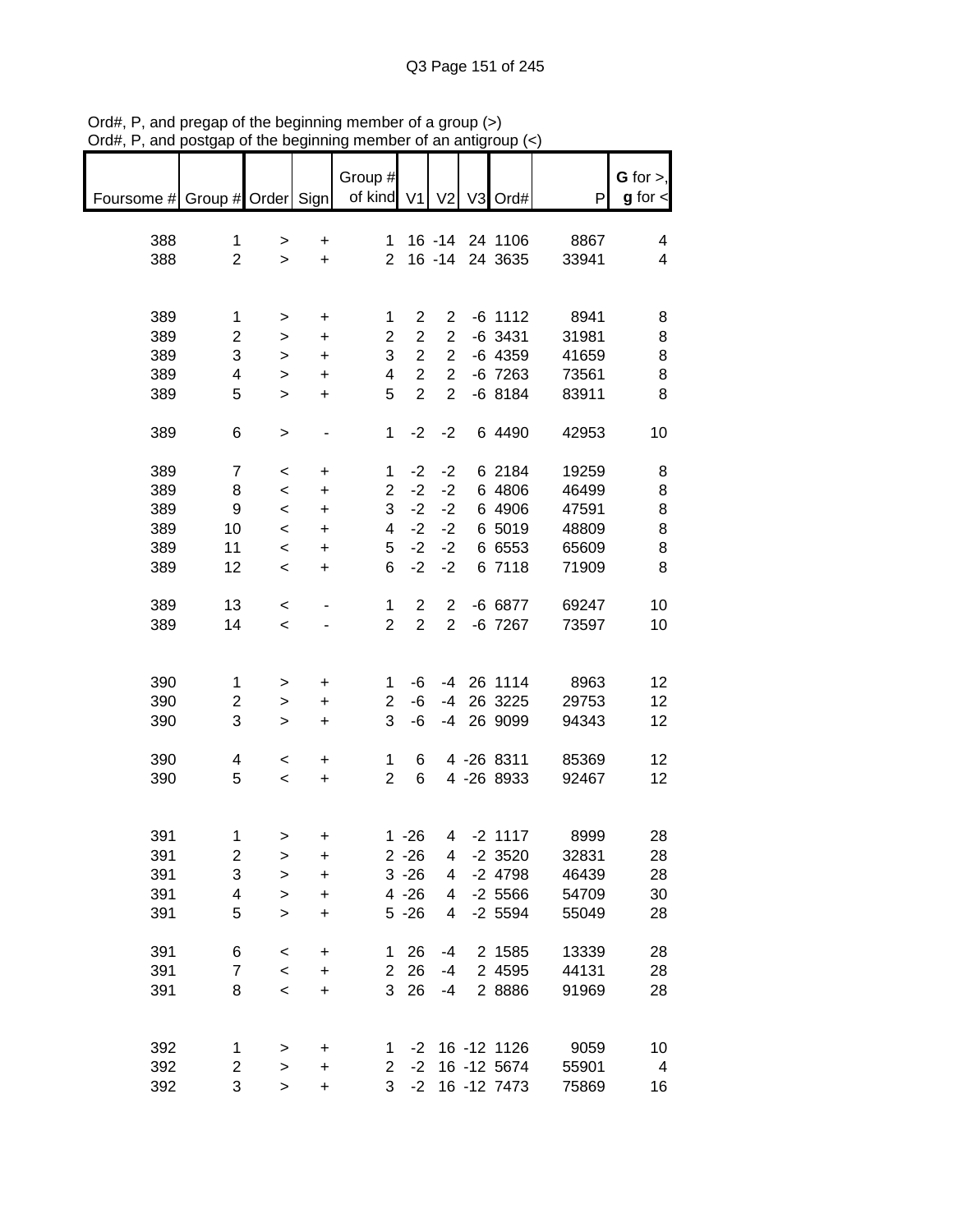Ord#, P, and pregap of the beginning member of a group (>)
Ord#, P, and postgap of the beginning member of an antigroup (<)

| Foursome # | Group # | Order | Sign | Group # of kind | V1 | V2 | V3 | Ord# | P | G for >, g for < |
|---|---|---|---|---|---|---|---|---|---|---|
| 388 | 1 | > | + | 1 | 16 | -14 | 24 | 1106 | 8867 | 4 |
| 388 | 2 | > | + | 2 | 16 | -14 | 24 | 3635 | 33941 | 4 |
| | | | | | | | | | | |
| 389 | 1 | > | + | 1 | 2 | 2 | -6 | 1112 | 8941 | 8 |
| 389 | 2 | > | + | 2 | 2 | 2 | -6 | 3431 | 31981 | 8 |
| 389 | 3 | > | + | 3 | 2 | 2 | -6 | 4359 | 41659 | 8 |
| 389 | 4 | > | + | 4 | 2 | 2 | -6 | 7263 | 73561 | 8 |
| 389 | 5 | > | + | 5 | 2 | 2 | -6 | 8184 | 83911 | 8 |
| | | | | | | | | | | |
| 389 | 6 | > | - | 1 | -2 | -2 | 6 | 4490 | 42953 | 10 |
| | | | | | | | | | | |
| 389 | 7 | < | + | 1 | -2 | -2 | 6 | 2184 | 19259 | 8 |
| 389 | 8 | < | + | 2 | -2 | -2 | 6 | 4806 | 46499 | 8 |
| 389 | 9 | < | + | 3 | -2 | -2 | 6 | 4906 | 47591 | 8 |
| 389 | 10 | < | + | 4 | -2 | -2 | 6 | 5019 | 48809 | 8 |
| 389 | 11 | < | + | 5 | -2 | -2 | 6 | 6553 | 65609 | 8 |
| 389 | 12 | < | + | 6 | -2 | -2 | 6 | 7118 | 71909 | 8 |
| | | | | | | | | | | |
| 389 | 13 | < | - | 1 | 2 | 2 | -6 | 6877 | 69247 | 10 |
| 389 | 14 | < | - | 2 | 2 | 2 | -6 | 7267 | 73597 | 10 |
| | | | | | | | | | | |
| 390 | 1 | > | + | 1 | -6 | -4 | 26 | 1114 | 8963 | 12 |
| 390 | 2 | > | + | 2 | -6 | -4 | 26 | 3225 | 29753 | 12 |
| 390 | 3 | > | + | 3 | -6 | -4 | 26 | 9099 | 94343 | 12 |
| | | | | | | | | | | |
| 390 | 4 | < | + | 1 | 6 | 4 | -26 | 8311 | 85369 | 12 |
| 390 | 5 | < | + | 2 | 6 | 4 | -26 | 8933 | 92467 | 12 |
| | | | | | | | | | | |
| 391 | 1 | > | + | 1 | -26 | 4 | -2 | 1117 | 8999 | 28 |
| 391 | 2 | > | + | 2 | -26 | 4 | -2 | 3520 | 32831 | 28 |
| 391 | 3 | > | + | 3 | -26 | 4 | -2 | 4798 | 46439 | 28 |
| 391 | 4 | > | + | 4 | -26 | 4 | -2 | 5566 | 54709 | 30 |
| 391 | 5 | > | + | 5 | -26 | 4 | -2 | 5594 | 55049 | 28 |
| | | | | | | | | | | |
| 391 | 6 | < | + | 1 | 26 | -4 | 2 | 1585 | 13339 | 28 |
| 391 | 7 | < | + | 2 | 26 | -4 | 2 | 4595 | 44131 | 28 |
| 391 | 8 | < | + | 3 | 26 | -4 | 2 | 8886 | 91969 | 28 |
| | | | | | | | | | | |
| 392 | 1 | > | + | 1 | -2 | 16 | -12 | 1126 | 9059 | 10 |
| 392 | 2 | > | + | 2 | -2 | 16 | -12 | 5674 | 55901 | 4 |
| 392 | 3 | > | + | 3 | -2 | 16 | -12 | 7473 | 75869 | 16 |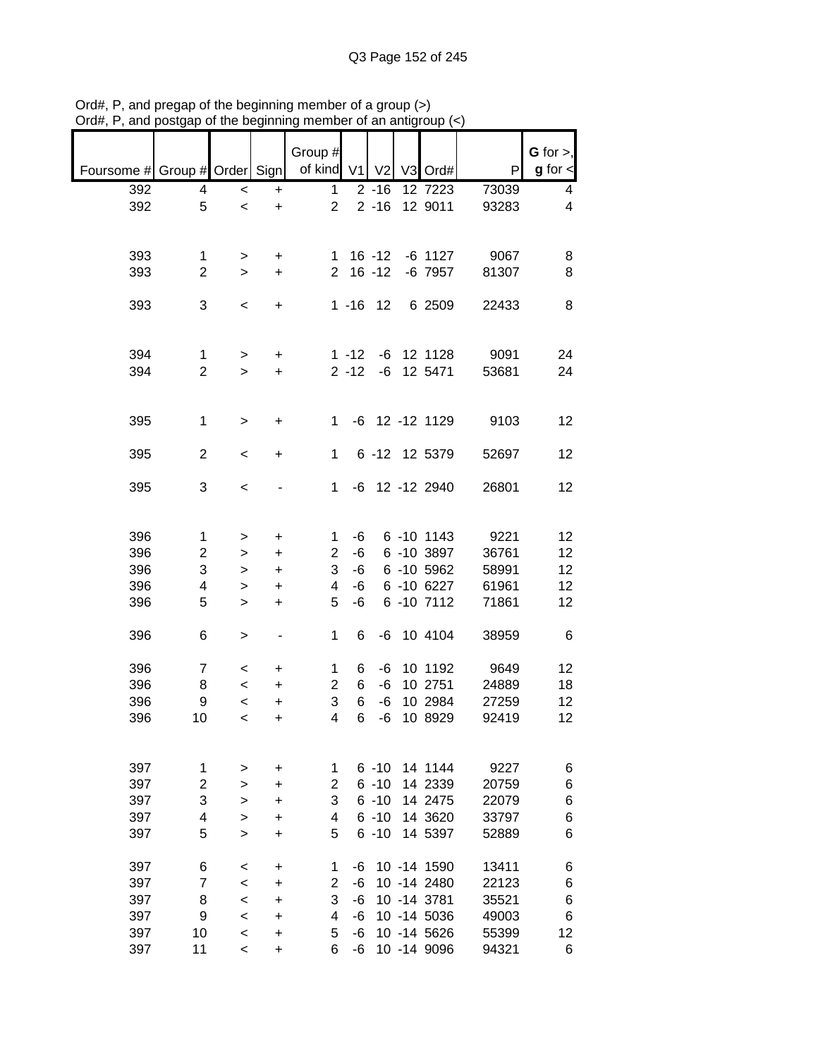Ord#, P, and pregap of the beginning member of a group (>)
Ord#, P, and postgap of the beginning member of an antigroup (<)

| Foursome # | Group # | Order | Sign | Group # of kind | V1 | V2 | V3 | Ord# | P | G for >, g for < |
|---|---|---|---|---|---|---|---|---|---|---|
| 392 | 4 | < | + | 1 | 2 | -16 | 12 | 7223 | 73039 | 4 |
| 392 | 5 | < | + | 2 | 2 | -16 | 12 | 9011 | 93283 | 4 |
| | | | | | | | | | | |
| 393 | 1 | > | + | 1 | 16 | -12 | -6 | 1127 | 9067 | 8 |
| 393 | 2 | > | + | 2 | 16 | -12 | -6 | 7957 | 81307 | 8 |
| | | | | | | | | | | |
| 393 | 3 | < | + | 1 | -16 | 12 | 6 | 2509 | 22433 | 8 |
| | | | | | | | | | | |
| 394 | 1 | > | + | 1 | -12 | -6 | 12 | 1128 | 9091 | 24 |
| 394 | 2 | > | + | 2 | -12 | -6 | 12 | 5471 | 53681 | 24 |
| | | | | | | | | | | |
| 395 | 1 | > | + | 1 | -6 | 12 | -12 | 1129 | 9103 | 12 |
| | | | | | | | | | | |
| 395 | 2 | < | + | 1 | 6 | -12 | 12 | 5379 | 52697 | 12 |
| | | | | | | | | | | |
| 395 | 3 | < | - | 1 | -6 | 12 | -12 | 2940 | 26801 | 12 |
| | | | | | | | | | | |
| 396 | 1 | > | + | 1 | -6 | 6 | -10 | 1143 | 9221 | 12 |
| 396 | 2 | > | + | 2 | -6 | 6 | -10 | 3897 | 36761 | 12 |
| 396 | 3 | > | + | 3 | -6 | 6 | -10 | 5962 | 58991 | 12 |
| 396 | 4 | > | + | 4 | -6 | 6 | -10 | 6227 | 61961 | 12 |
| 396 | 5 | > | + | 5 | -6 | 6 | -10 | 7112 | 71861 | 12 |
| | | | | | | | | | | |
| 396 | 6 | > | - | 1 | 6 | -6 | 10 | 4104 | 38959 | 6 |
| | | | | | | | | | | |
| 396 | 7 | < | + | 1 | 6 | -6 | 10 | 1192 | 9649 | 12 |
| 396 | 8 | < | + | 2 | 6 | -6 | 10 | 2751 | 24889 | 18 |
| 396 | 9 | < | + | 3 | 6 | -6 | 10 | 2984 | 27259 | 12 |
| 396 | 10 | < | + | 4 | 6 | -6 | 10 | 8929 | 92419 | 12 |
| | | | | | | | | | | |
| 397 | 1 | > | + | 1 | 6 | -10 | 14 | 1144 | 9227 | 6 |
| 397 | 2 | > | + | 2 | 6 | -10 | 14 | 2339 | 20759 | 6 |
| 397 | 3 | > | + | 3 | 6 | -10 | 14 | 2475 | 22079 | 6 |
| 397 | 4 | > | + | 4 | 6 | -10 | 14 | 3620 | 33797 | 6 |
| 397 | 5 | > | + | 5 | 6 | -10 | 14 | 5397 | 52889 | 6 |
| | | | | | | | | | | |
| 397 | 6 | < | + | 1 | -6 | 10 | -14 | 1590 | 13411 | 6 |
| 397 | 7 | < | + | 2 | -6 | 10 | -14 | 2480 | 22123 | 6 |
| 397 | 8 | < | + | 3 | -6 | 10 | -14 | 3781 | 35521 | 6 |
| 397 | 9 | < | + | 4 | -6 | 10 | -14 | 5036 | 49003 | 6 |
| 397 | 10 | < | + | 5 | -6 | 10 | -14 | 5626 | 55399 | 12 |
| 397 | 11 | < | + | 6 | -6 | 10 | -14 | 9096 | 94321 | 6 |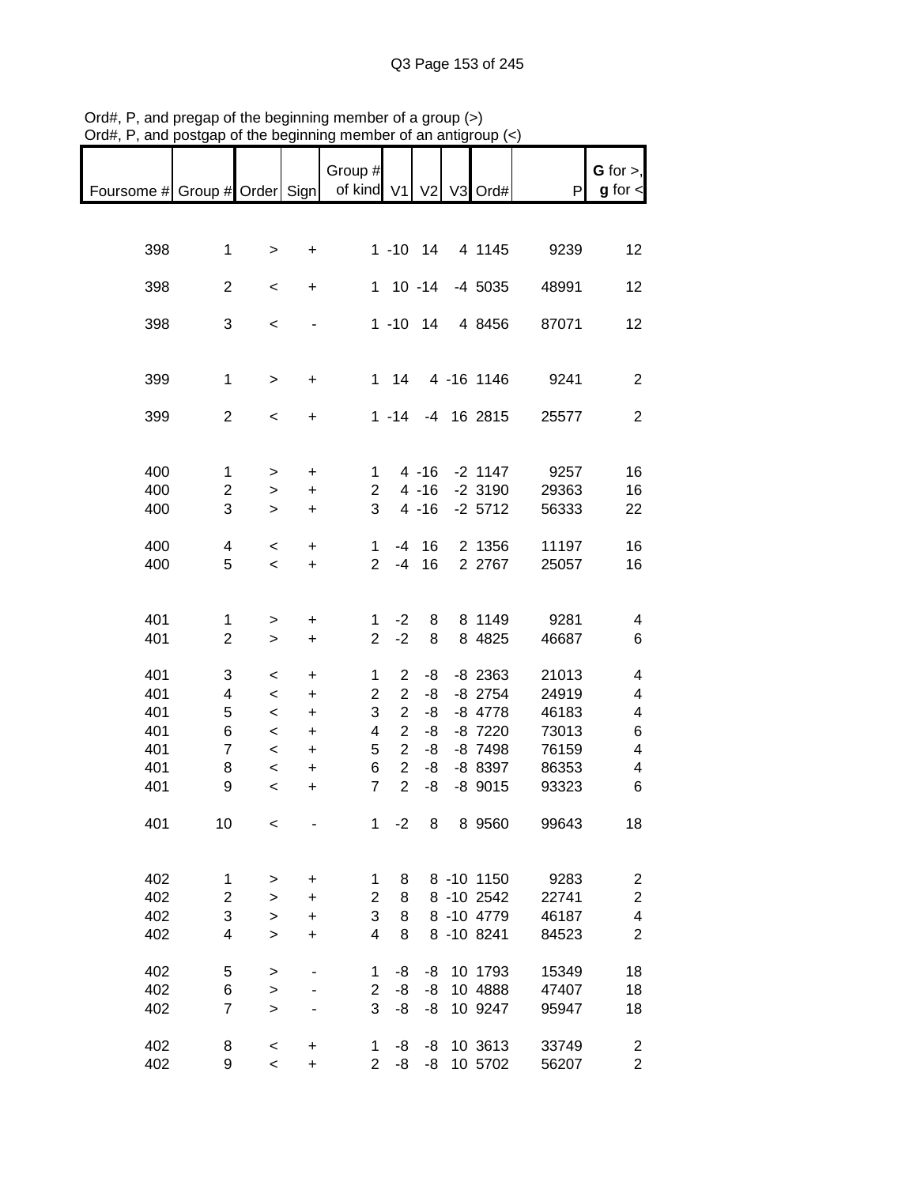Ord#, P, and pregap of the beginning member of a group (>)
Ord#, P, and postgap of the beginning member of an antigroup (<)

| Foursome # | Group # | Order | Sign | Group # of kind | V1 | V2 | V3 | Ord# | P | G for >, g for < |
|---|---|---|---|---|---|---|---|---|---|---|
| 398 | 1 | > | + | 1 | -10 | 14 | 4 | 1145 | 9239 | 12 |
| 398 | 2 | < | + | 1 | 10 | -14 | -4 | 5035 | 48991 | 12 |
| 398 | 3 | < | - | 1 | -10 | 14 | 4 | 8456 | 87071 | 12 |
| 399 | 1 | > | + | 1 | 14 | 4 | -16 | 1146 | 9241 | 2 |
| 399 | 2 | < | + | 1 | -14 | -4 | 16 | 2815 | 25577 | 2 |
| 400 | 1 | > | + | 1 | 4 | -16 | -2 | 1147 | 9257 | 16 |
| 400 | 2 | > | + | 2 | 4 | -16 | -2 | 3190 | 29363 | 16 |
| 400 | 3 | > | + | 3 | 4 | -16 | -2 | 5712 | 56333 | 22 |
| 400 | 4 | < | + | 1 | -4 | 16 | 2 | 1356 | 11197 | 16 |
| 400 | 5 | < | + | 2 | -4 | 16 | 2 | 2767 | 25057 | 16 |
| 401 | 1 | > | + | 1 | -2 | 8 | 8 | 1149 | 9281 | 4 |
| 401 | 2 | > | + | 2 | -2 | 8 | 8 | 4825 | 46687 | 6 |
| 401 | 3 | < | + | 1 | 2 | -8 | -8 | 2363 | 21013 | 4 |
| 401 | 4 | < | + | 2 | 2 | -8 | -8 | 2754 | 24919 | 4 |
| 401 | 5 | < | + | 3 | 2 | -8 | -8 | 4778 | 46183 | 4 |
| 401 | 6 | < | + | 4 | 2 | -8 | -8 | 7220 | 73013 | 6 |
| 401 | 7 | < | + | 5 | 2 | -8 | -8 | 7498 | 76159 | 4 |
| 401 | 8 | < | + | 6 | 2 | -8 | -8 | 8397 | 86353 | 4 |
| 401 | 9 | < | + | 7 | 2 | -8 | -8 | 9015 | 93323 | 6 |
| 401 | 10 | < | - | 1 | -2 | 8 | 8 | 9560 | 99643 | 18 |
| 402 | 1 | > | + | 1 | 8 | 8 | -10 | 1150 | 9283 | 2 |
| 402 | 2 | > | + | 2 | 8 | 8 | -10 | 2542 | 22741 | 2 |
| 402 | 3 | > | + | 3 | 8 | 8 | -10 | 4779 | 46187 | 4 |
| 402 | 4 | > | + | 4 | 8 | 8 | -10 | 8241 | 84523 | 2 |
| 402 | 5 | > | - | 1 | -8 | -8 | 10 | 1793 | 15349 | 18 |
| 402 | 6 | > | - | 2 | -8 | -8 | 10 | 4888 | 47407 | 18 |
| 402 | 7 | > | - | 3 | -8 | -8 | 10 | 9247 | 95947 | 18 |
| 402 | 8 | < | + | 1 | -8 | -8 | 10 | 3613 | 33749 | 2 |
| 402 | 9 | < | + | 2 | -8 | -8 | 10 | 5702 | 56207 | 2 |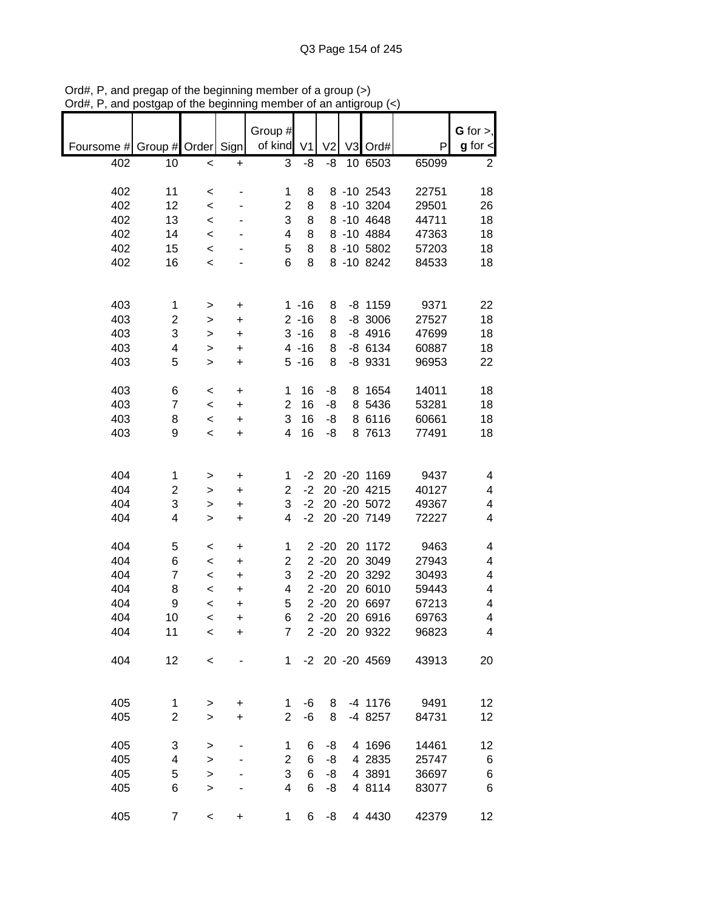Ord#, P, and pregap of the beginning member of a group (>)
Ord#, P, and postgap of the beginning member of an antigroup (<)

| Foursome # | Group # | Order | Sign | Group # of kind | V1 | V2 | V3 | Ord# | P | G for >, g for < |
|---|---|---|---|---|---|---|---|---|---|---|
| 402 | 10 | < | + | 3 | -8 | -8 | 10 | 6503 | 65099 | 2 |
| | | | | | | | | | | |
| 402 | 11 | < | - | 1 | 8 | 8 | -10 | 2543 | 22751 | 18 |
| 402 | 12 | < | - | 2 | 8 | 8 | -10 | 3204 | 29501 | 26 |
| 402 | 13 | < | - | 3 | 8 | 8 | -10 | 4648 | 44711 | 18 |
| 402 | 14 | < | - | 4 | 8 | 8 | -10 | 4884 | 47363 | 18 |
| 402 | 15 | < | - | 5 | 8 | 8 | -10 | 5802 | 57203 | 18 |
| 402 | 16 | < | - | 6 | 8 | 8 | -10 | 8242 | 84533 | 18 |
| | | | | | | | | | | |
| 403 | 1 | > | + | 1 | -16 | 8 | -8 | 1159 | 9371 | 22 |
| 403 | 2 | > | + | 2 | -16 | 8 | -8 | 3006 | 27527 | 18 |
| 403 | 3 | > | + | 3 | -16 | 8 | -8 | 4916 | 47699 | 18 |
| 403 | 4 | > | + | 4 | -16 | 8 | -8 | 6134 | 60887 | 18 |
| 403 | 5 | > | + | 5 | -16 | 8 | -8 | 9331 | 96953 | 22 |
| | | | | | | | | | | |
| 403 | 6 | < | + | 1 | 16 | -8 | 8 | 1654 | 14011 | 18 |
| 403 | 7 | < | + | 2 | 16 | -8 | 8 | 5436 | 53281 | 18 |
| 403 | 8 | < | + | 3 | 16 | -8 | 8 | 6116 | 60661 | 18 |
| 403 | 9 | < | + | 4 | 16 | -8 | 8 | 7613 | 77491 | 18 |
| | | | | | | | | | | |
| 404 | 1 | > | + | 1 | -2 | 20 | -20 | 1169 | 9437 | 4 |
| 404 | 2 | > | + | 2 | -2 | 20 | -20 | 4215 | 40127 | 4 |
| 404 | 3 | > | + | 3 | -2 | 20 | -20 | 5072 | 49367 | 4 |
| 404 | 4 | > | + | 4 | -2 | 20 | -20 | 7149 | 72227 | 4 |
| | | | | | | | | | | |
| 404 | 5 | < | + | 1 | 2 | -20 | 20 | 1172 | 9463 | 4 |
| 404 | 6 | < | + | 2 | 2 | -20 | 20 | 3049 | 27943 | 4 |
| 404 | 7 | < | + | 3 | 2 | -20 | 20 | 3292 | 30493 | 4 |
| 404 | 8 | < | + | 4 | 2 | -20 | 20 | 6010 | 59443 | 4 |
| 404 | 9 | < | + | 5 | 2 | -20 | 20 | 6697 | 67213 | 4 |
| 404 | 10 | < | + | 6 | 2 | -20 | 20 | 6916 | 69763 | 4 |
| 404 | 11 | < | + | 7 | 2 | -20 | 20 | 9322 | 96823 | 4 |
| | | | | | | | | | | |
| 404 | 12 | < | - | 1 | -2 | 20 | -20 | 4569 | 43913 | 20 |
| | | | | | | | | | | |
| 405 | 1 | > | + | 1 | -6 | 8 | -4 | 1176 | 9491 | 12 |
| 405 | 2 | > | + | 2 | -6 | 8 | -4 | 8257 | 84731 | 12 |
| | | | | | | | | | | |
| 405 | 3 | > | - | 1 | 6 | -8 | 4 | 1696 | 14461 | 12 |
| 405 | 4 | > | - | 2 | 6 | -8 | 4 | 2835 | 25747 | 6 |
| 405 | 5 | > | - | 3 | 6 | -8 | 4 | 3891 | 36697 | 6 |
| 405 | 6 | > | - | 4 | 6 | -8 | 4 | 8114 | 83077 | 6 |
| | | | | | | | | | | |
| 405 | 7 | < | + | 1 | 6 | -8 | 4 | 4430 | 42379 | 12 |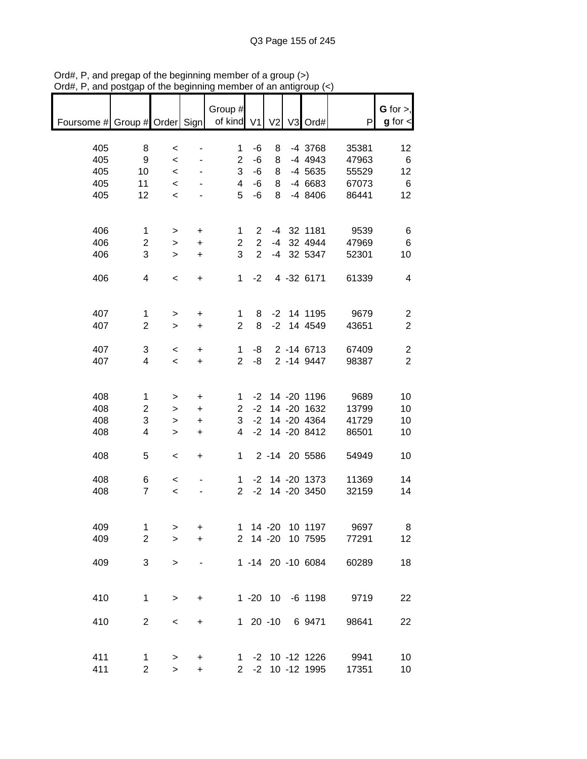Ord#, P, and pregap of the beginning member of a group (>)
Ord#, P, and postgap of the beginning member of an antigroup (<)

| Foursome # | Group # | Order | Sign | Group # of kind | V1 | V2 | V3 | Ord# | P | G for >, g for < |
|---|---|---|---|---|---|---|---|---|---|---|
| 405 | 8 | < | - | 1 | -6 | 8 | -4 | 3768 | 35381 | 12 |
| 405 | 9 | < | - | 2 | -6 | 8 | -4 | 4943 | 47963 | 6 |
| 405 | 10 | < | - | 3 | -6 | 8 | -4 | 5635 | 55529 | 12 |
| 405 | 11 | < | - | 4 | -6 | 8 | -4 | 6683 | 67073 | 6 |
| 405 | 12 | < | - | 5 | -6 | 8 | -4 | 8406 | 86441 | 12 |
| | | | | | | | | | | |
| 406 | 1 | > | + | 1 | 2 | -4 | 32 | 1181 | 9539 | 6 |
| 406 | 2 | > | + | 2 | 2 | -4 | 32 | 4944 | 47969 | 6 |
| 406 | 3 | > | + | 3 | 2 | -4 | 32 | 5347 | 52301 | 10 |
| | | | | | | | | | | |
| 406 | 4 | < | + | 1 | -2 | 4 | -32 | 6171 | 61339 | 4 |
| | | | | | | | | | | |
| 407 | 1 | > | + | 1 | 8 | -2 | 14 | 1195 | 9679 | 2 |
| 407 | 2 | > | + | 2 | 8 | -2 | 14 | 4549 | 43651 | 2 |
| | | | | | | | | | | |
| 407 | 3 | < | + | 1 | -8 | 2 | -14 | 6713 | 67409 | 2 |
| 407 | 4 | < | + | 2 | -8 | 2 | -14 | 9447 | 98387 | 2 |
| | | | | | | | | | | |
| 408 | 1 | > | + | 1 | -2 | 14 | -20 | 1196 | 9689 | 10 |
| 408 | 2 | > | + | 2 | -2 | 14 | -20 | 1632 | 13799 | 10 |
| 408 | 3 | > | + | 3 | -2 | 14 | -20 | 4364 | 41729 | 10 |
| 408 | 4 | > | + | 4 | -2 | 14 | -20 | 8412 | 86501 | 10 |
| | | | | | | | | | | |
| 408 | 5 | < | + | 1 | 2 | -14 | 20 | 5586 | 54949 | 10 |
| | | | | | | | | | | |
| 408 | 6 | < | - | 1 | -2 | 14 | -20 | 1373 | 11369 | 14 |
| 408 | 7 | < | - | 2 | -2 | 14 | -20 | 3450 | 32159 | 14 |
| | | | | | | | | | | |
| 409 | 1 | > | + | 1 | 14 | -20 | 10 | 1197 | 9697 | 8 |
| 409 | 2 | > | + | 2 | 14 | -20 | 10 | 7595 | 77291 | 12 |
| | | | | | | | | | | |
| 409 | 3 | > | - | 1 | -14 | 20 | -10 | 6084 | 60289 | 18 |
| | | | | | | | | | | |
| 410 | 1 | > | + | 1 | -20 | 10 | -6 | 1198 | 9719 | 22 |
| | | | | | | | | | | |
| 410 | 2 | < | + | 1 | 20 | -10 | 6 | 9471 | 98641 | 22 |
| | | | | | | | | | | |
| 411 | 1 | > | + | 1 | -2 | 10 | -12 | 1226 | 9941 | 10 |
| 411 | 2 | > | + | 2 | -2 | 10 | -12 | 1995 | 17351 | 10 |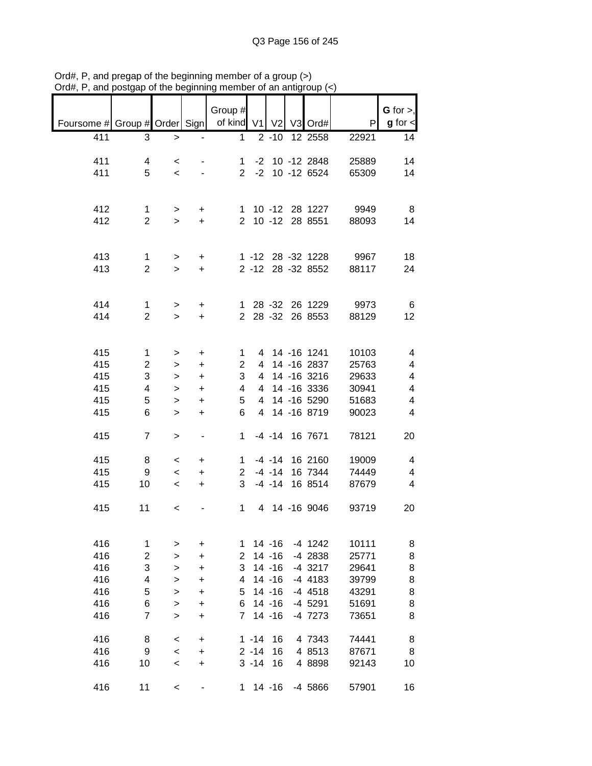Ord#, P, and pregap of the beginning member of a group (>)
Ord#, P, and postgap of the beginning member of an antigroup (<)

| Foursome # | Group # | Order | Sign | Group # of kind | V1 | V2 | V3 | Ord# | P | G for >, g for < |
|---|---|---|---|---|---|---|---|---|---|---|
| 411 | 3 | > | - | 1 | 2 | -10 | 12 | 2558 | 22921 | 14 |
| | | | | | | | | | | |
| 411 | 4 | < | - | 1 | -2 | 10 | -12 | 2848 | 25889 | 14 |
| 411 | 5 | < | - | 2 | -2 | 10 | -12 | 6524 | 65309 | 14 |
| | | | | | | | | | | |
| 412 | 1 | > | + | 1 | 10 | -12 | 28 | 1227 | 9949 | 8 |
| 412 | 2 | > | + | 2 | 10 | -12 | 28 | 8551 | 88093 | 14 |
| | | | | | | | | | | |
| 413 | 1 | > | + | 1 | -12 | 28 | -32 | 1228 | 9967 | 18 |
| 413 | 2 | > | + | 2 | -12 | 28 | -32 | 8552 | 88117 | 24 |
| | | | | | | | | | | |
| 414 | 1 | > | + | 1 | 28 | -32 | 26 | 1229 | 9973 | 6 |
| 414 | 2 | > | + | 2 | 28 | -32 | 26 | 8553 | 88129 | 12 |
| | | | | | | | | | | |
| 415 | 1 | > | + | 1 | 4 | 14 | -16 | 1241 | 10103 | 4 |
| 415 | 2 | > | + | 2 | 4 | 14 | -16 | 2837 | 25763 | 4 |
| 415 | 3 | > | + | 3 | 4 | 14 | -16 | 3216 | 29633 | 4 |
| 415 | 4 | > | + | 4 | 4 | 14 | -16 | 3336 | 30941 | 4 |
| 415 | 5 | > | + | 5 | 4 | 14 | -16 | 5290 | 51683 | 4 |
| 415 | 6 | > | + | 6 | 4 | 14 | -16 | 8719 | 90023 | 4 |
| | | | | | | | | | | |
| 415 | 7 | > | - | 1 | -4 | -14 | 16 | 7671 | 78121 | 20 |
| | | | | | | | | | | |
| 415 | 8 | < | + | 1 | -4 | -14 | 16 | 2160 | 19009 | 4 |
| 415 | 9 | < | + | 2 | -4 | -14 | 16 | 7344 | 74449 | 4 |
| 415 | 10 | < | + | 3 | -4 | -14 | 16 | 8514 | 87679 | 4 |
| | | | | | | | | | | |
| 415 | 11 | < | - | 1 | 4 | 14 | -16 | 9046 | 93719 | 20 |
| | | | | | | | | | | |
| 416 | 1 | > | + | 1 | 14 | -16 | -4 | 1242 | 10111 | 8 |
| 416 | 2 | > | + | 2 | 14 | -16 | -4 | 2838 | 25771 | 8 |
| 416 | 3 | > | + | 3 | 14 | -16 | -4 | 3217 | 29641 | 8 |
| 416 | 4 | > | + | 4 | 14 | -16 | -4 | 4183 | 39799 | 8 |
| 416 | 5 | > | + | 5 | 14 | -16 | -4 | 4518 | 43291 | 8 |
| 416 | 6 | > | + | 6 | 14 | -16 | -4 | 5291 | 51691 | 8 |
| 416 | 7 | > | + | 7 | 14 | -16 | -4 | 7273 | 73651 | 8 |
| | | | | | | | | | | |
| 416 | 8 | < | + | 1 | -14 | 16 | 4 | 7343 | 74441 | 8 |
| 416 | 9 | < | + | 2 | -14 | 16 | 4 | 8513 | 87671 | 8 |
| 416 | 10 | < | + | 3 | -14 | 16 | 4 | 8898 | 92143 | 10 |
| | | | | | | | | | | |
| 416 | 11 | < | - | 1 | 14 | -16 | -4 | 5866 | 57901 | 16 |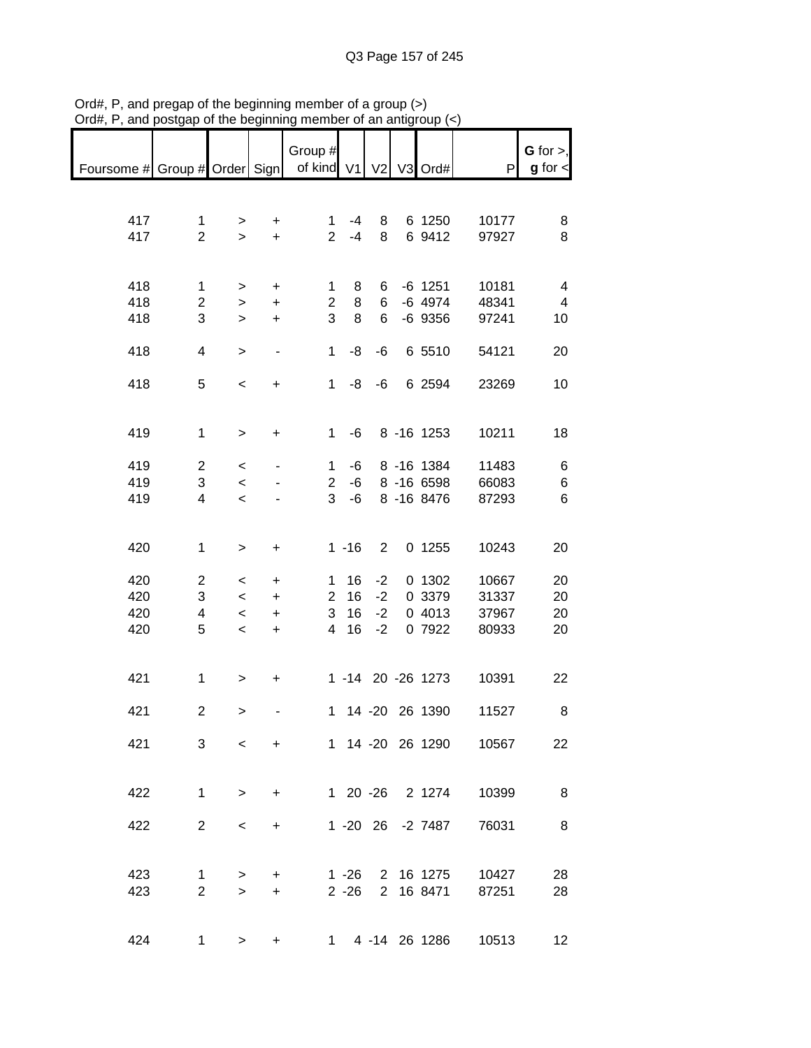Ord#, P, and pregap of the beginning member of a group (>)
Ord#, P, and postgap of the beginning member of an antigroup (<)

| Foursome # | Group # | Order | Sign | Group # of kind | V1 | V2 | V3 | Ord# | P | G for >, g for < |
|---|---|---|---|---|---|---|---|---|---|---|
| 417 | 1 | > | + | 1 | -4 | 8 | 6 | 1250 | 10177 | 8 |
| 417 | 2 | > | + | 2 | -4 | 8 | 6 | 9412 | 97927 | 8 |
| | | | | | | | | | | |
| 418 | 1 | > | + | 1 | 8 | 6 | -6 | 1251 | 10181 | 4 |
| 418 | 2 | > | + | 2 | 8 | 6 | -6 | 4974 | 48341 | 4 |
| 418 | 3 | > | + | 3 | 8 | 6 | -6 | 9356 | 97241 | 10 |
| | | | | | | | | | | |
| 418 | 4 | > | - | 1 | -8 | -6 | 6 | 5510 | 54121 | 20 |
| | | | | | | | | | | |
| 418 | 5 | < | + | 1 | -8 | -6 | 6 | 2594 | 23269 | 10 |
| | | | | | | | | | | |
| 419 | 1 | > | + | 1 | -6 | 8 | -16 | 1253 | 10211 | 18 |
| | | | | | | | | | | |
| 419 | 2 | < | - | 1 | -6 | 8 | -16 | 1384 | 11483 | 6 |
| 419 | 3 | < | - | 2 | -6 | 8 | -16 | 6598 | 66083 | 6 |
| 419 | 4 | < | - | 3 | -6 | 8 | -16 | 8476 | 87293 | 6 |
| | | | | | | | | | | |
| 420 | 1 | > | + | 1 | -16 | 2 | 0 | 1255 | 10243 | 20 |
| | | | | | | | | | | |
| 420 | 2 | < | + | 1 | 16 | -2 | 0 | 1302 | 10667 | 20 |
| 420 | 3 | < | + | 2 | 16 | -2 | 0 | 3379 | 31337 | 20 |
| 420 | 4 | < | + | 3 | 16 | -2 | 0 | 4013 | 37967 | 20 |
| 420 | 5 | < | + | 4 | 16 | -2 | 0 | 7922 | 80933 | 20 |
| | | | | | | | | | | |
| 421 | 1 | > | + | 1 | -14 | 20 | -26 | 1273 | 10391 | 22 |
| | | | | | | | | | | |
| 421 | 2 | > | - | 1 | 14 | -20 | 26 | 1390 | 11527 | 8 |
| | | | | | | | | | | |
| 421 | 3 | < | + | 1 | 14 | -20 | 26 | 1290 | 10567 | 22 |
| | | | | | | | | | | |
| 422 | 1 | > | + | 1 | 20 | -26 | 2 | 1274 | 10399 | 8 |
| | | | | | | | | | | |
| 422 | 2 | < | + | 1 | -20 | 26 | -2 | 7487 | 76031 | 8 |
| | | | | | | | | | | |
| 423 | 1 | > | + | 1 | -26 | 2 | 16 | 1275 | 10427 | 28 |
| 423 | 2 | > | + | 2 | -26 | 2 | 16 | 8471 | 87251 | 28 |
| | | | | | | | | | | |
| 424 | 1 | > | + | 1 | 4 | -14 | 26 | 1286 | 10513 | 12 |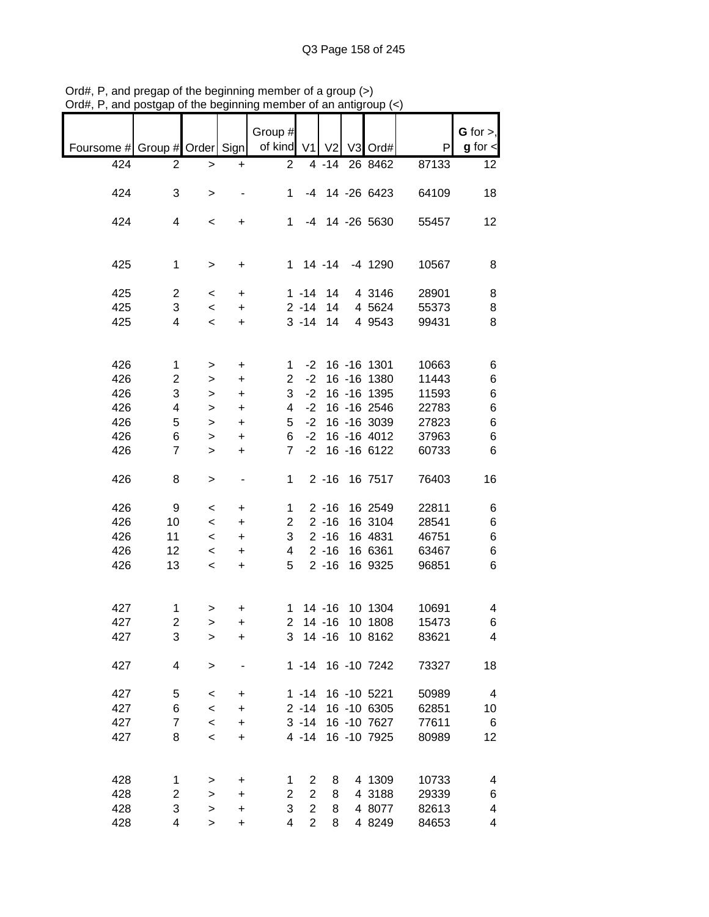Ord#, P, and pregap of the beginning member of a group (>)
Ord#, P, and postgap of the beginning member of an antigroup (<)

| Foursome # | Group # | Order | Sign | Group # of kind | V1 | V2 | V3 | Ord# | P | G for >, g for < |
|---|---|---|---|---|---|---|---|---|---|---|
| 424 | 2 | > | + | 2 | 4 | -14 | 26 | 8462 | 87133 | 12 |
| 424 | 3 | > | - | 1 | -4 | 14 | -26 | 6423 | 64109 | 18 |
| 424 | 4 | < | + | 1 | -4 | 14 | -26 | 5630 | 55457 | 12 |
| 425 | 1 | > | + | 1 | 14 | -14 | -4 | 1290 | 10567 | 8 |
| 425 | 2 | < | + | 1 | -14 | 14 | 4 | 3146 | 28901 | 8 |
| 425 | 3 | < | + | 2 | -14 | 14 | 4 | 5624 | 55373 | 8 |
| 425 | 4 | < | + | 3 | -14 | 14 | 4 | 9543 | 99431 | 8 |
| 426 | 1 | > | + | 1 | -2 | 16 | -16 | 1301 | 10663 | 6 |
| 426 | 2 | > | + | 2 | -2 | 16 | -16 | 1380 | 11443 | 6 |
| 426 | 3 | > | + | 3 | -2 | 16 | -16 | 1395 | 11593 | 6 |
| 426 | 4 | > | + | 4 | -2 | 16 | -16 | 2546 | 22783 | 6 |
| 426 | 5 | > | + | 5 | -2 | 16 | -16 | 3039 | 27823 | 6 |
| 426 | 6 | > | + | 6 | -2 | 16 | -16 | 4012 | 37963 | 6 |
| 426 | 7 | > | + | 7 | -2 | 16 | -16 | 6122 | 60733 | 6 |
| 426 | 8 | > | - | 1 | 2 | -16 | 16 | 7517 | 76403 | 16 |
| 426 | 9 | < | + | 1 | 2 | -16 | 16 | 2549 | 22811 | 6 |
| 426 | 10 | < | + | 2 | 2 | -16 | 16 | 3104 | 28541 | 6 |
| 426 | 11 | < | + | 3 | 2 | -16 | 16 | 4831 | 46751 | 6 |
| 426 | 12 | < | + | 4 | 2 | -16 | 16 | 6361 | 63467 | 6 |
| 426 | 13 | < | + | 5 | 2 | -16 | 16 | 9325 | 96851 | 6 |
| 427 | 1 | > | + | 1 | 14 | -16 | 10 | 1304 | 10691 | 4 |
| 427 | 2 | > | + | 2 | 14 | -16 | 10 | 1808 | 15473 | 6 |
| 427 | 3 | > | + | 3 | 14 | -16 | 10 | 8162 | 83621 | 4 |
| 427 | 4 | > | - | 1 | -14 | 16 | -10 | 7242 | 73327 | 18 |
| 427 | 5 | < | + | 1 | -14 | 16 | -10 | 5221 | 50989 | 4 |
| 427 | 6 | < | + | 2 | -14 | 16 | -10 | 6305 | 62851 | 10 |
| 427 | 7 | < | + | 3 | -14 | 16 | -10 | 7627 | 77611 | 6 |
| 427 | 8 | < | + | 4 | -14 | 16 | -10 | 7925 | 80989 | 12 |
| 428 | 1 | > | + | 1 | 2 | 8 | 4 | 1309 | 10733 | 4 |
| 428 | 2 | > | + | 2 | 2 | 8 | 4 | 3188 | 29339 | 6 |
| 428 | 3 | > | + | 3 | 2 | 8 | 4 | 8077 | 82613 | 4 |
| 428 | 4 | > | + | 4 | 2 | 8 | 4 | 8249 | 84653 | 4 |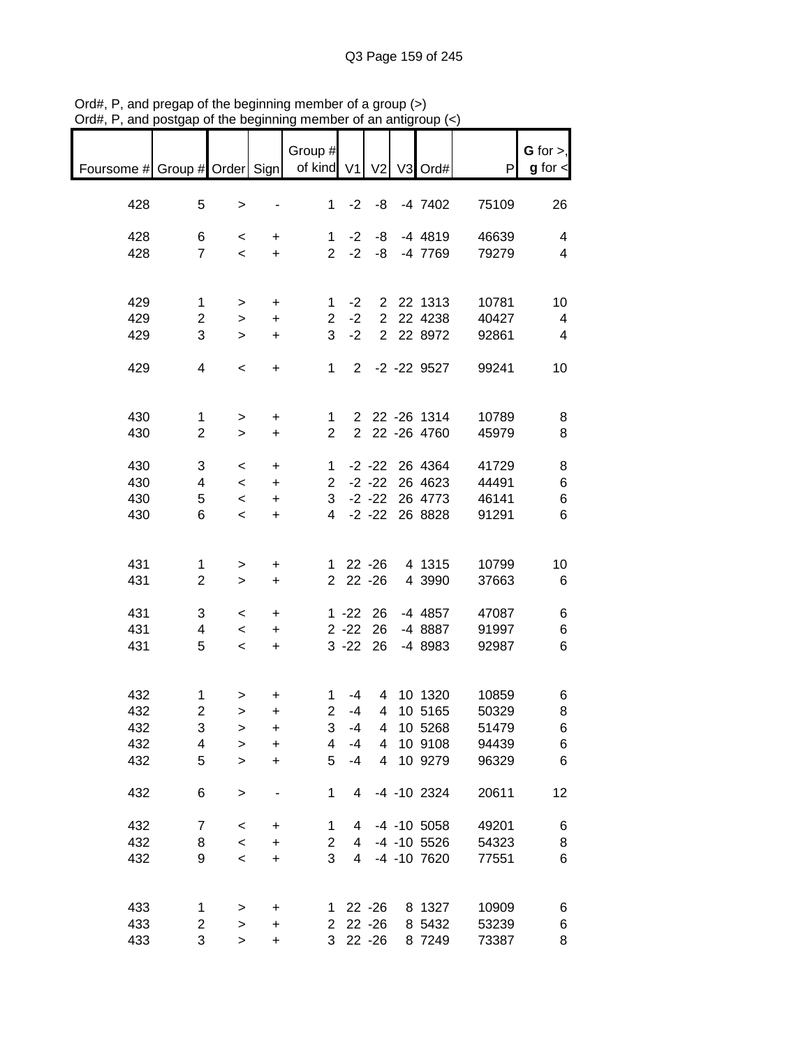Ord#, P, and pregap of the beginning member of a group (>)
Ord#, P, and postgap of the beginning member of an antigroup (<)

| Foursome # | Group # | Order | Sign | Group # of kind | V1 | V2 | V3 | Ord# | P | G for >, g for < |
|---|---|---|---|---|---|---|---|---|---|---|
| 428 | 5 | > | - | 1 | -2 | -8 | -4 | 7402 | 75109 | 26 |
| 428 | 6 | < | + | 1 | -2 | -8 | -4 | 4819 | 46639 | 4 |
| 428 | 7 | < | + | 2 | -2 | -8 | -4 | 7769 | 79279 | 4 |
| 429 | 1 | > | + | 1 | -2 | 2 | 22 | 1313 | 10781 | 10 |
| 429 | 2 | > | + | 2 | -2 | 2 | 22 | 4238 | 40427 | 4 |
| 429 | 3 | > | + | 3 | -2 | 2 | 22 | 8972 | 92861 | 4 |
| 429 | 4 | < | + | 1 | 2 | -2 | -22 | 9527 | 99241 | 10 |
| 430 | 1 | > | + | 1 | 2 | 22 | -26 | 1314 | 10789 | 8 |
| 430 | 2 | > | + | 2 | 2 | 22 | -26 | 4760 | 45979 | 8 |
| 430 | 3 | < | + | 1 | -2 | -22 | 26 | 4364 | 41729 | 8 |
| 430 | 4 | < | + | 2 | -2 | -22 | 26 | 4623 | 44491 | 6 |
| 430 | 5 | < | + | 3 | -2 | -22 | 26 | 4773 | 46141 | 6 |
| 430 | 6 | < | + | 4 | -2 | -22 | 26 | 8828 | 91291 | 6 |
| 431 | 1 | > | + | 1 | 22 | -26 | 4 | 1315 | 10799 | 10 |
| 431 | 2 | > | + | 2 | 22 | -26 | 4 | 3990 | 37663 | 6 |
| 431 | 3 | < | + | 1 | -22 | 26 | -4 | 4857 | 47087 | 6 |
| 431 | 4 | < | + | 2 | -22 | 26 | -4 | 8887 | 91997 | 6 |
| 431 | 5 | < | + | 3 | -22 | 26 | -4 | 8983 | 92987 | 6 |
| 432 | 1 | > | + | 1 | -4 | 4 | 10 | 1320 | 10859 | 6 |
| 432 | 2 | > | + | 2 | -4 | 4 | 10 | 5165 | 50329 | 8 |
| 432 | 3 | > | + | 3 | -4 | 4 | 10 | 5268 | 51479 | 6 |
| 432 | 4 | > | + | 4 | -4 | 4 | 10 | 9108 | 94439 | 6 |
| 432 | 5 | > | + | 5 | -4 | 4 | 10 | 9279 | 96329 | 6 |
| 432 | 6 | > | - | 1 | 4 | -4 | -10 | 2324 | 20611 | 12 |
| 432 | 7 | < | + | 1 | 4 | -4 | -10 | 5058 | 49201 | 6 |
| 432 | 8 | < | + | 2 | 4 | -4 | -10 | 5526 | 54323 | 8 |
| 432 | 9 | < | + | 3 | 4 | -4 | -10 | 7620 | 77551 | 6 |
| 433 | 1 | > | + | 1 | 22 | -26 | 8 | 1327 | 10909 | 6 |
| 433 | 2 | > | + | 2 | 22 | -26 | 8 | 5432 | 53239 | 6 |
| 433 | 3 | > | + | 3 | 22 | -26 | 8 | 7249 | 73387 | 8 |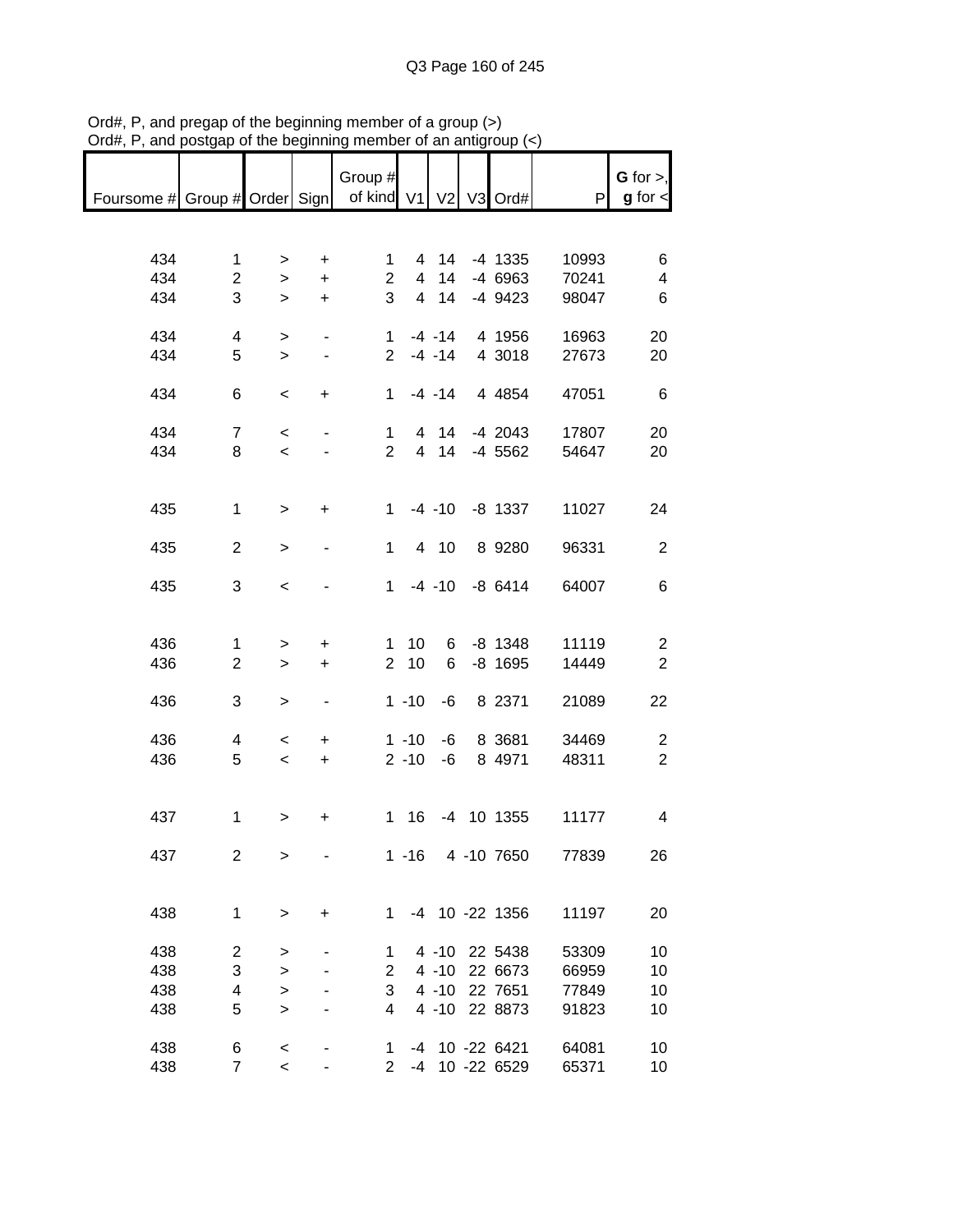Ord#, P, and pregap of the beginning member of a group (>)
Ord#, P, and postgap of the beginning member of an antigroup (<)

| Foursome # | Group # | Order | Sign | Group # of kind | V1 | V2 | V3 | Ord# | P | G for >, g for < |
|---|---|---|---|---|---|---|---|---|---|---|
| 434 | 1 | > | + | 1 | 4 | 14 | -4 | 1335 | 10993 | 6 |
| 434 | 2 | > | + | 2 | 4 | 14 | -4 | 6963 | 70241 | 4 |
| 434 | 3 | > | + | 3 | 4 | 14 | -4 | 9423 | 98047 | 6 |
| 434 | 4 | > | - | 1 | -4 | -14 | 4 | 1956 | 16963 | 20 |
| 434 | 5 | > | - | 2 | -4 | -14 | 4 | 3018 | 27673 | 20 |
| 434 | 6 | < | + | 1 | -4 | -14 | 4 | 4854 | 47051 | 6 |
| 434 | 7 | < | - | 1 | 4 | 14 | -4 | 2043 | 17807 | 20 |
| 434 | 8 | < | - | 2 | 4 | 14 | -4 | 5562 | 54647 | 20 |
| 435 | 1 | > | + | 1 | -4 | -10 | -8 | 1337 | 11027 | 24 |
| 435 | 2 | > | - | 1 | 4 | 10 | 8 | 9280 | 96331 | 2 |
| 435 | 3 | < | - | 1 | -4 | -10 | -8 | 6414 | 64007 | 6 |
| 436 | 1 | > | + | 1 | 10 | 6 | -8 | 1348 | 11119 | 2 |
| 436 | 2 | > | + | 2 | 10 | 6 | -8 | 1695 | 14449 | 2 |
| 436 | 3 | > | - | 1 | -10 | -6 | 8 | 2371 | 21089 | 22 |
| 436 | 4 | < | + | 1 | -10 | -6 | 8 | 3681 | 34469 | 2 |
| 436 | 5 | < | + | 2 | -10 | -6 | 8 | 4971 | 48311 | 2 |
| 437 | 1 | > | + | 1 | 16 | -4 | 10 | 1355 | 11177 | 4 |
| 437 | 2 | > | - | 1 | -16 | 4 | -10 | 7650 | 77839 | 26 |
| 438 | 1 | > | + | 1 | -4 | 10 | -22 | 1356 | 11197 | 20 |
| 438 | 2 | > | - | 1 | 4 | -10 | 22 | 5438 | 53309 | 10 |
| 438 | 3 | > | - | 2 | 4 | -10 | 22 | 6673 | 66959 | 10 |
| 438 | 4 | > | - | 3 | 4 | -10 | 22 | 7651 | 77849 | 10 |
| 438 | 5 | > | - | 4 | 4 | -10 | 22 | 8873 | 91823 | 10 |
| 438 | 6 | < | - | 1 | -4 | 10 | -22 | 6421 | 64081 | 10 |
| 438 | 7 | < | - | 2 | -4 | 10 | -22 | 6529 | 65371 | 10 |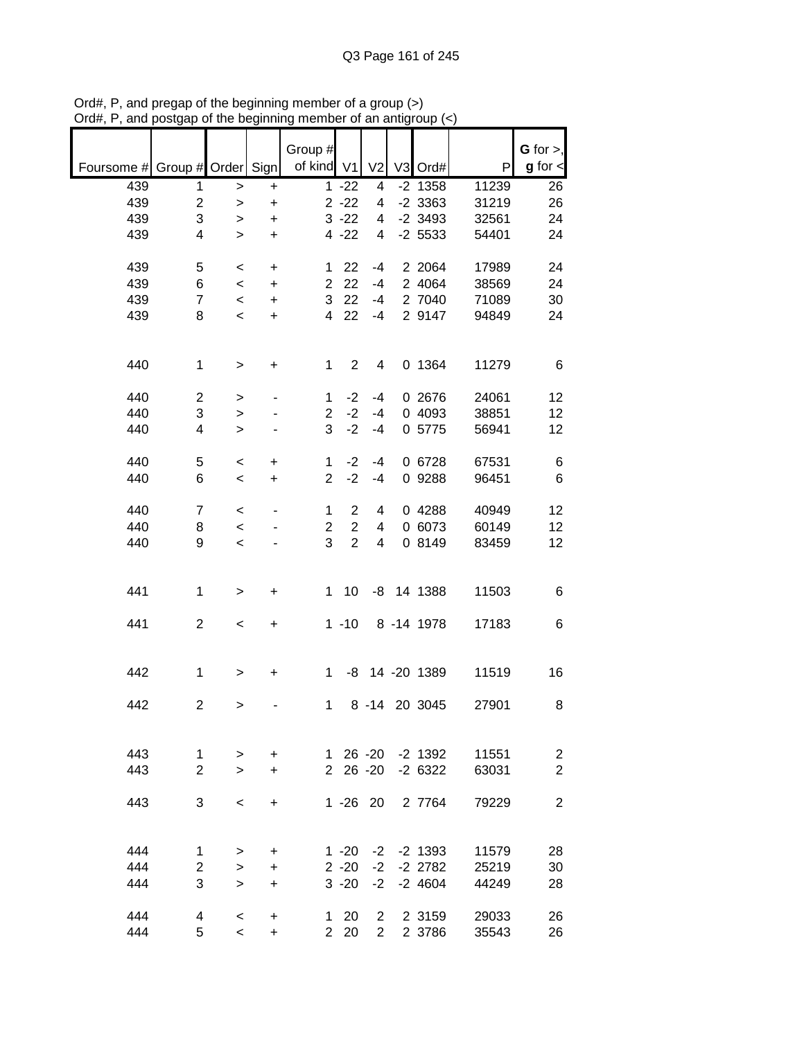Ord#, P, and pregap of the beginning member of a group (>)
Ord#, P, and postgap of the beginning member of an antigroup (<)

| Foursome # | Group # | Order | Sign | Group # of kind | V1 | V2 | V3 | Ord# | P | G for >, g for < |
|---|---|---|---|---|---|---|---|---|---|---|
| 439 | 1 | > | + | 1 | -22 | 4 | -2 | 1358 | 11239 | 26 |
| 439 | 2 | > | + | 2 | -22 | 4 | -2 | 3363 | 31219 | 26 |
| 439 | 3 | > | + | 3 | -22 | 4 | -2 | 3493 | 32561 | 24 |
| 439 | 4 | > | + | 4 | -22 | 4 | -2 | 5533 | 54401 | 24 |
| | | | | | | | | | | |
| 439 | 5 | < | + | 1 | 22 | -4 | 2 | 2064 | 17989 | 24 |
| 439 | 6 | < | + | 2 | 22 | -4 | 2 | 4064 | 38569 | 24 |
| 439 | 7 | < | + | 3 | 22 | -4 | 2 | 7040 | 71089 | 30 |
| 439 | 8 | < | + | 4 | 22 | -4 | 2 | 9147 | 94849 | 24 |
| | | | | | | | | | | |
| 440 | 1 | > | + | 1 | 2 | 4 | 0 | 1364 | 11279 | 6 |
| | | | | | | | | | | |
| 440 | 2 | > | - | 1 | -2 | -4 | 0 | 2676 | 24061 | 12 |
| 440 | 3 | > | - | 2 | -2 | -4 | 0 | 4093 | 38851 | 12 |
| 440 | 4 | > | - | 3 | -2 | -4 | 0 | 5775 | 56941 | 12 |
| | | | | | | | | | | |
| 440 | 5 | < | + | 1 | -2 | -4 | 0 | 6728 | 67531 | 6 |
| 440 | 6 | < | + | 2 | -2 | -4 | 0 | 9288 | 96451 | 6 |
| | | | | | | | | | | |
| 440 | 7 | < | - | 1 | 2 | 4 | 0 | 4288 | 40949 | 12 |
| 440 | 8 | < | - | 2 | 2 | 4 | 0 | 6073 | 60149 | 12 |
| 440 | 9 | < | - | 3 | 2 | 4 | 0 | 8149 | 83459 | 12 |
| | | | | | | | | | | |
| 441 | 1 | > | + | 1 | 10 | -8 | 14 | 1388 | 11503 | 6 |
| | | | | | | | | | | |
| 441 | 2 | < | + | 1 | -10 | 8 | -14 | 1978 | 17183 | 6 |
| | | | | | | | | | | |
| 442 | 1 | > | + | 1 | -8 | 14 | -20 | 1389 | 11519 | 16 |
| | | | | | | | | | | |
| 442 | 2 | > | - | 1 | 8 | -14 | 20 | 3045 | 27901 | 8 |
| | | | | | | | | | | |
| 443 | 1 | > | + | 1 | 26 | -20 | -2 | 1392 | 11551 | 2 |
| 443 | 2 | > | + | 2 | 26 | -20 | -2 | 6322 | 63031 | 2 |
| | | | | | | | | | | |
| 443 | 3 | < | + | 1 | -26 | 20 | 2 | 7764 | 79229 | 2 |
| | | | | | | | | | | |
| 444 | 1 | > | + | 1 | -20 | -2 | -2 | 1393 | 11579 | 28 |
| 444 | 2 | > | + | 2 | -20 | -2 | -2 | 2782 | 25219 | 30 |
| 444 | 3 | > | + | 3 | -20 | -2 | -2 | 4604 | 44249 | 28 |
| | | | | | | | | | | |
| 444 | 4 | < | + | 1 | 20 | 2 | 2 | 3159 | 29033 | 26 |
| 444 | 5 | < | + | 2 | 20 | 2 | 2 | 3786 | 35543 | 26 |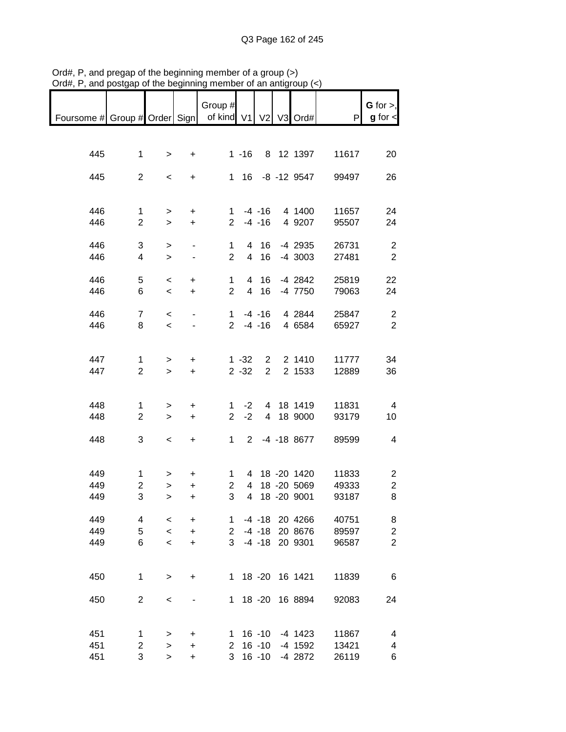Ord#, P, and pregap of the beginning member of a group (>)
Ord#, P, and postgap of the beginning member of an antigroup (<)

| Foursome # | Group # | Order | Sign | Group # of kind | V1 | V2 | V3 | Ord# | P | G for >, g for < |
|---|---|---|---|---|---|---|---|---|---|---|
| 445 | 1 | > | + | 1 | -16 | 8 | 12 | 1397 | 11617 | 20 |
| 445 | 2 | < | + | 1 | 16 | -8 | -12 | 9547 | 99497 | 26 |
| 446 | 1 | > | + | 1 | -4 | -16 | 4 | 1400 | 11657 | 24 |
| 446 | 2 | > | + | 2 | -4 | -16 | 4 | 9207 | 95507 | 24 |
| 446 | 3 | > | - | 1 | 4 | 16 | -4 | 2935 | 26731 | 2 |
| 446 | 4 | > | - | 2 | 4 | 16 | -4 | 3003 | 27481 | 2 |
| 446 | 5 | < | + | 1 | 4 | 16 | -4 | 2842 | 25819 | 22 |
| 446 | 6 | < | + | 2 | 4 | 16 | -4 | 7750 | 79063 | 24 |
| 446 | 7 | < | - | 1 | -4 | -16 | 4 | 2844 | 25847 | 2 |
| 446 | 8 | < | - | 2 | -4 | -16 | 4 | 6584 | 65927 | 2 |
| 447 | 1 | > | + | 1 | -32 | 2 | 2 | 1410 | 11777 | 34 |
| 447 | 2 | > | + | 2 | -32 | 2 | 2 | 1533 | 12889 | 36 |
| 448 | 1 | > | + | 1 | -2 | 4 | 18 | 1419 | 11831 | 4 |
| 448 | 2 | > | + | 2 | -2 | 4 | 18 | 9000 | 93179 | 10 |
| 448 | 3 | < | + | 1 | 2 | -4 | -18 | 8677 | 89599 | 4 |
| 449 | 1 | > | + | 1 | 4 | 18 | -20 | 1420 | 11833 | 2 |
| 449 | 2 | > | + | 2 | 4 | 18 | -20 | 5069 | 49333 | 2 |
| 449 | 3 | > | + | 3 | 4 | 18 | -20 | 9001 | 93187 | 8 |
| 449 | 4 | < | + | 1 | -4 | -18 | 20 | 4266 | 40751 | 8 |
| 449 | 5 | < | + | 2 | -4 | -18 | 20 | 8676 | 89597 | 2 |
| 449 | 6 | < | + | 3 | -4 | -18 | 20 | 9301 | 96587 | 2 |
| 450 | 1 | > | + | 1 | 18 | -20 | 16 | 1421 | 11839 | 6 |
| 450 | 2 | < | - | 1 | 18 | -20 | 16 | 8894 | 92083 | 24 |
| 451 | 1 | > | + | 1 | 16 | -10 | -4 | 1423 | 11867 | 4 |
| 451 | 2 | > | + | 2 | 16 | -10 | -4 | 1592 | 13421 | 4 |
| 451 | 3 | > | + | 3 | 16 | -10 | -4 | 2872 | 26119 | 6 |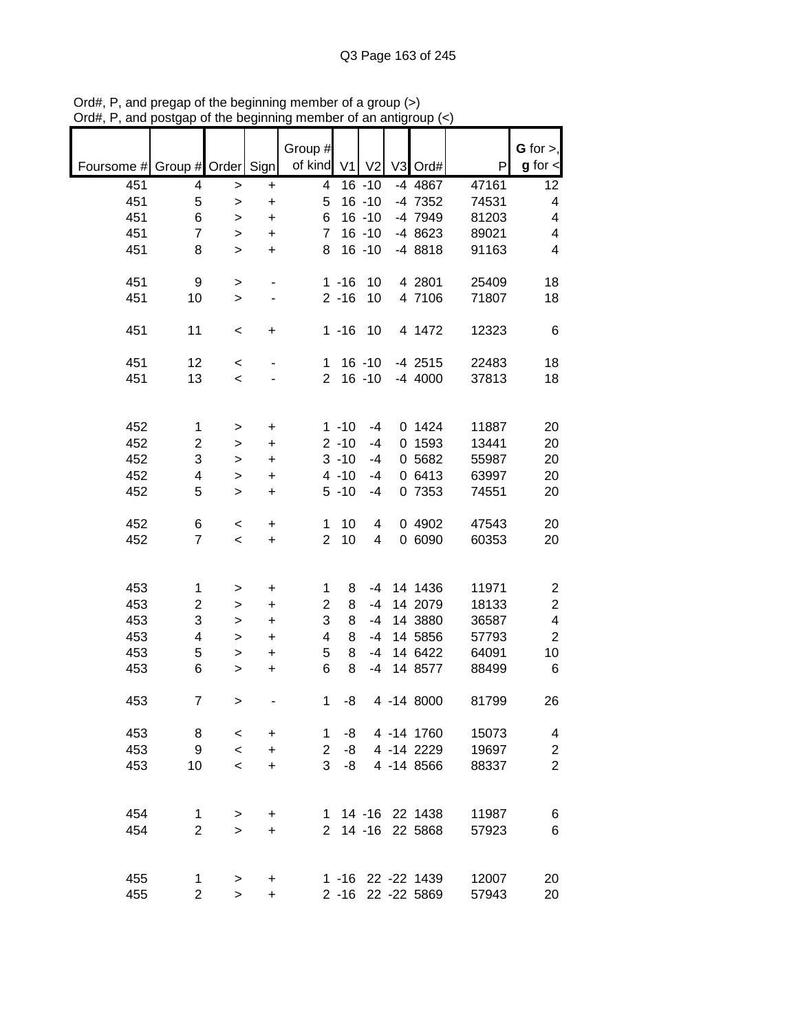Ord#, P, and pregap of the beginning member of a group (>)
Ord#, P, and postgap of the beginning member of an antigroup (<)

| Foursome # | Group # | Order | Sign | Group # of kind | V1 | V2 | V3 | Ord# | P | G for >, g for < |
|---|---|---|---|---|---|---|---|---|---|---|
| 451 | 4 | > | + | 4 | 16 | -10 | -4 | 4867 | 47161 | 12 |
| 451 | 5 | > | + | 5 | 16 | -10 | -4 | 7352 | 74531 | 4 |
| 451 | 6 | > | + | 6 | 16 | -10 | -4 | 7949 | 81203 | 4 |
| 451 | 7 | > | + | 7 | 16 | -10 | -4 | 8623 | 89021 | 4 |
| 451 | 8 | > | + | 8 | 16 | -10 | -4 | 8818 | 91163 | 4 |
| | | | | | | | | | | |
| 451 | 9 | > | - | 1 | -16 | 10 | 4 | 2801 | 25409 | 18 |
| 451 | 10 | > | - | 2 | -16 | 10 | 4 | 7106 | 71807 | 18 |
| | | | | | | | | | | |
| 451 | 11 | < | + | 1 | -16 | 10 | 4 | 1472 | 12323 | 6 |
| | | | | | | | | | | |
| 451 | 12 | < | - | 1 | 16 | -10 | -4 | 2515 | 22483 | 18 |
| 451 | 13 | < | - | 2 | 16 | -10 | -4 | 4000 | 37813 | 18 |
| | | | | | | | | | | |
| 452 | 1 | > | + | 1 | -10 | -4 | 0 | 1424 | 11887 | 20 |
| 452 | 2 | > | + | 2 | -10 | -4 | 0 | 1593 | 13441 | 20 |
| 452 | 3 | > | + | 3 | -10 | -4 | 0 | 5682 | 55987 | 20 |
| 452 | 4 | > | + | 4 | -10 | -4 | 0 | 6413 | 63997 | 20 |
| 452 | 5 | > | + | 5 | -10 | -4 | 0 | 7353 | 74551 | 20 |
| | | | | | | | | | | |
| 452 | 6 | < | + | 1 | 10 | 4 | 0 | 4902 | 47543 | 20 |
| 452 | 7 | < | + | 2 | 10 | 4 | 0 | 6090 | 60353 | 20 |
| | | | | | | | | | | |
| 453 | 1 | > | + | 1 | 8 | -4 | 14 | 1436 | 11971 | 2 |
| 453 | 2 | > | + | 2 | 8 | -4 | 14 | 2079 | 18133 | 2 |
| 453 | 3 | > | + | 3 | 8 | -4 | 14 | 3880 | 36587 | 4 |
| 453 | 4 | > | + | 4 | 8 | -4 | 14 | 5856 | 57793 | 2 |
| 453 | 5 | > | + | 5 | 8 | -4 | 14 | 6422 | 64091 | 10 |
| 453 | 6 | > | + | 6 | 8 | -4 | 14 | 8577 | 88499 | 6 |
| | | | | | | | | | | |
| 453 | 7 | > | - | 1 | -8 | 4 | -14 | 8000 | 81799 | 26 |
| | | | | | | | | | | |
| 453 | 8 | < | + | 1 | -8 | 4 | -14 | 1760 | 15073 | 4 |
| 453 | 9 | < | + | 2 | -8 | 4 | -14 | 2229 | 19697 | 2 |
| 453 | 10 | < | + | 3 | -8 | 4 | -14 | 8566 | 88337 | 2 |
| | | | | | | | | | | |
| 454 | 1 | > | + | 1 | 14 | -16 | 22 | 1438 | 11987 | 6 |
| 454 | 2 | > | + | 2 | 14 | -16 | 22 | 5868 | 57923 | 6 |
| | | | | | | | | | | |
| 455 | 1 | > | + | 1 | -16 | 22 | -22 | 1439 | 12007 | 20 |
| 455 | 2 | > | + | 2 | -16 | 22 | -22 | 5869 | 57943 | 20 |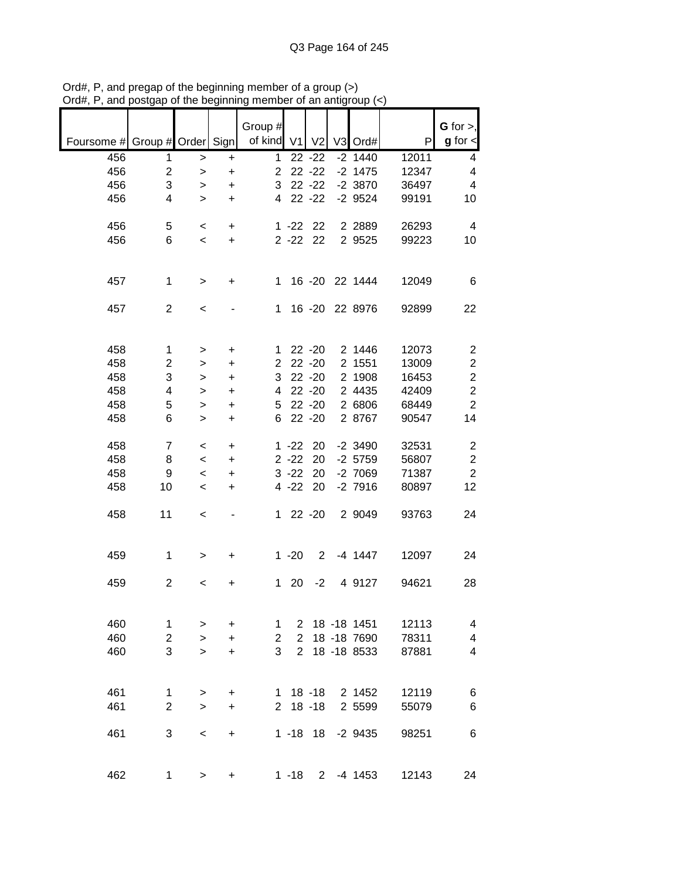Ord#, P, and pregap of the beginning member of a group (>)
Ord#, P, and postgap of the beginning member of an antigroup (<)

| Foursome # | Group # | Order | Sign | Group # of kind | V1 | V2 | V3 | Ord# | P | G for >, g for < |
|---|---|---|---|---|---|---|---|---|---|---|
| 456 | 1 | > | + | 1 | 22 | -22 | -2 | 1440 | 12011 | 4 |
| 456 | 2 | > | + | 2 | 22 | -22 | -2 | 1475 | 12347 | 4 |
| 456 | 3 | > | + | 3 | 22 | -22 | -2 | 3870 | 36497 | 4 |
| 456 | 4 | > | + | 4 | 22 | -22 | -2 | 9524 | 99191 | 10 |
| | | | | | | | | | | |
| 456 | 5 | < | + | 1 | -22 | 22 | 2 | 2889 | 26293 | 4 |
| 456 | 6 | < | + | 2 | -22 | 22 | 2 | 9525 | 99223 | 10 |
| | | | | | | | | | | |
| 457 | 1 | > | + | 1 | 16 | -20 | 22 | 1444 | 12049 | 6 |
| | | | | | | | | | | |
| 457 | 2 | < | - | 1 | 16 | -20 | 22 | 8976 | 92899 | 22 |
| | | | | | | | | | | |
| 458 | 1 | > | + | 1 | 22 | -20 | 2 | 1446 | 12073 | 2 |
| 458 | 2 | > | + | 2 | 22 | -20 | 2 | 1551 | 13009 | 2 |
| 458 | 3 | > | + | 3 | 22 | -20 | 2 | 1908 | 16453 | 2 |
| 458 | 4 | > | + | 4 | 22 | -20 | 2 | 4435 | 42409 | 2 |
| 458 | 5 | > | + | 5 | 22 | -20 | 2 | 6806 | 68449 | 2 |
| 458 | 6 | > | + | 6 | 22 | -20 | 2 | 8767 | 90547 | 14 |
| | | | | | | | | | | |
| 458 | 7 | < | + | 1 | -22 | 20 | -2 | 3490 | 32531 | 2 |
| 458 | 8 | < | + | 2 | -22 | 20 | -2 | 5759 | 56807 | 2 |
| 458 | 9 | < | + | 3 | -22 | 20 | -2 | 7069 | 71387 | 2 |
| 458 | 10 | < | + | 4 | -22 | 20 | -2 | 7916 | 80897 | 12 |
| | | | | | | | | | | |
| 458 | 11 | < | - | 1 | 22 | -20 | 2 | 9049 | 93763 | 24 |
| | | | | | | | | | | |
| 459 | 1 | > | + | 1 | -20 | 2 | -4 | 1447 | 12097 | 24 |
| | | | | | | | | | | |
| 459 | 2 | < | + | 1 | 20 | -2 | 4 | 9127 | 94621 | 28 |
| | | | | | | | | | | |
| 460 | 1 | > | + | 1 | 2 | 18 | -18 | 1451 | 12113 | 4 |
| 460 | 2 | > | + | 2 | 2 | 18 | -18 | 7690 | 78311 | 4 |
| 460 | 3 | > | + | 3 | 2 | 18 | -18 | 8533 | 87881 | 4 |
| | | | | | | | | | | |
| 461 | 1 | > | + | 1 | 18 | -18 | 2 | 1452 | 12119 | 6 |
| 461 | 2 | > | + | 2 | 18 | -18 | 2 | 5599 | 55079 | 6 |
| | | | | | | | | | | |
| 461 | 3 | < | + | 1 | -18 | 18 | -2 | 9435 | 98251 | 6 |
| | | | | | | | | | | |
| 462 | 1 | > | + | 1 | -18 | 2 | -4 | 1453 | 12143 | 24 |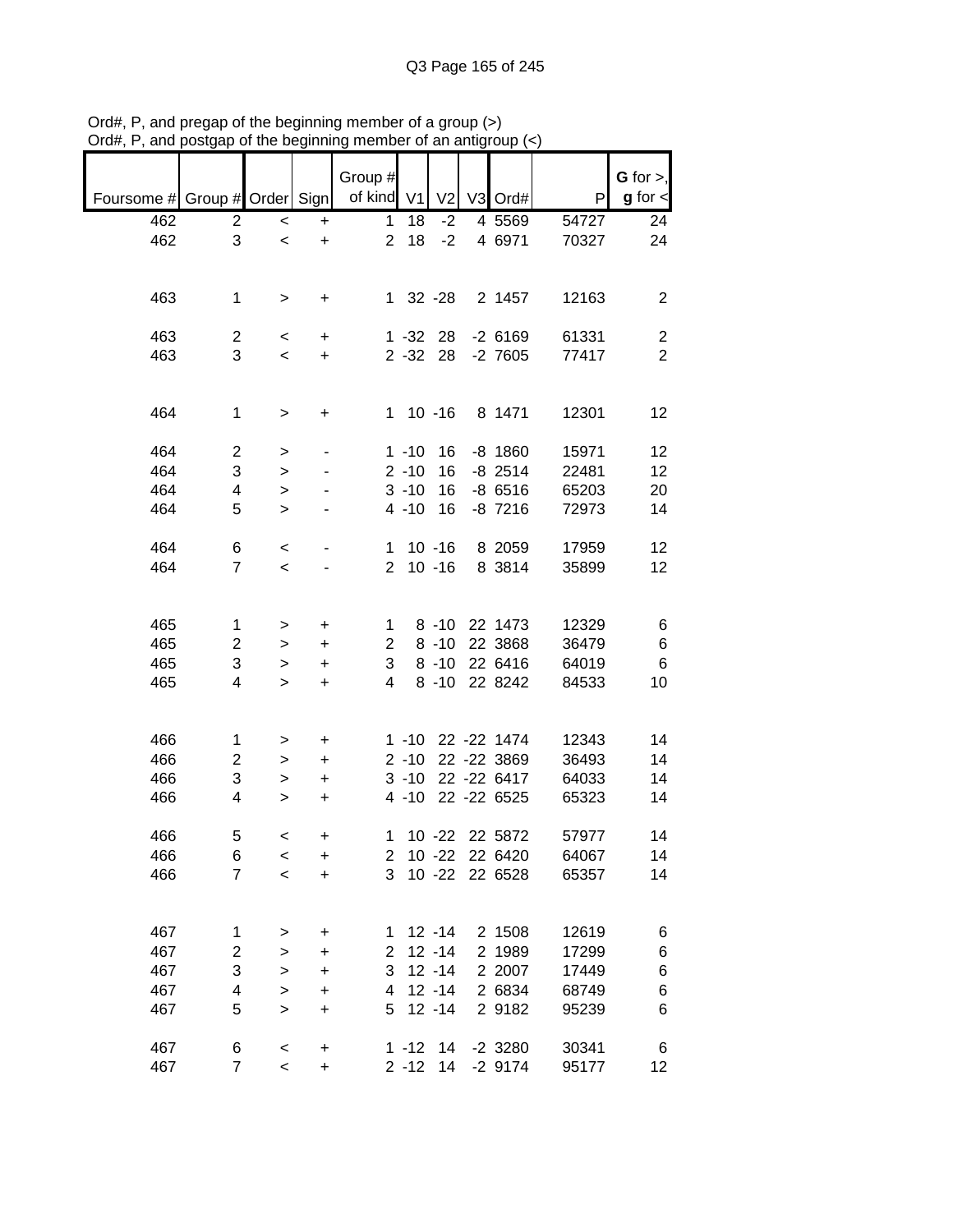Ord#, P, and pregap of the beginning member of a group (>)
Ord#, P, and postgap of the beginning member of an antigroup (<)

| Foursome # | Group # | Order | Sign | Group # of kind | V1 | V2 | V3 | Ord# | P | G for >, g for < |
|---|---|---|---|---|---|---|---|---|---|---|
| 462 | 2 | < | + | 1 | 18 | -2 | 4 | 5569 | 54727 | 24 |
| 462 | 3 | < | + | 2 | 18 | -2 | 4 | 6971 | 70327 | 24 |
| | | | | | | | | | | |
| 463 | 1 | > | + | 1 | 32 | -28 | 2 | 1457 | 12163 | 2 |
| | | | | | | | | | | |
| 463 | 2 | < | + | 1 | -32 | 28 | -2 | 6169 | 61331 | 2 |
| 463 | 3 | < | + | 2 | -32 | 28 | -2 | 7605 | 77417 | 2 |
| | | | | | | | | | | |
| 464 | 1 | > | + | 1 | 10 | -16 | 8 | 1471 | 12301 | 12 |
| | | | | | | | | | | |
| 464 | 2 | > | - | 1 | -10 | 16 | -8 | 1860 | 15971 | 12 |
| 464 | 3 | > | - | 2 | -10 | 16 | -8 | 2514 | 22481 | 12 |
| 464 | 4 | > | - | 3 | -10 | 16 | -8 | 6516 | 65203 | 20 |
| 464 | 5 | > | - | 4 | -10 | 16 | -8 | 7216 | 72973 | 14 |
| | | | | | | | | | | |
| 464 | 6 | < | - | 1 | 10 | -16 | 8 | 2059 | 17959 | 12 |
| 464 | 7 | < | - | 2 | 10 | -16 | 8 | 3814 | 35899 | 12 |
| | | | | | | | | | | |
| 465 | 1 | > | + | 1 | 8 | -10 | 22 | 1473 | 12329 | 6 |
| 465 | 2 | > | + | 2 | 8 | -10 | 22 | 3868 | 36479 | 6 |
| 465 | 3 | > | + | 3 | 8 | -10 | 22 | 6416 | 64019 | 6 |
| 465 | 4 | > | + | 4 | 8 | -10 | 22 | 8242 | 84533 | 10 |
| | | | | | | | | | | |
| 466 | 1 | > | + | 1 | -10 | 22 | -22 | 1474 | 12343 | 14 |
| 466 | 2 | > | + | 2 | -10 | 22 | -22 | 3869 | 36493 | 14 |
| 466 | 3 | > | + | 3 | -10 | 22 | -22 | 6417 | 64033 | 14 |
| 466 | 4 | > | + | 4 | -10 | 22 | -22 | 6525 | 65323 | 14 |
| | | | | | | | | | | |
| 466 | 5 | < | + | 1 | 10 | -22 | 22 | 5872 | 57977 | 14 |
| 466 | 6 | < | + | 2 | 10 | -22 | 22 | 6420 | 64067 | 14 |
| 466 | 7 | < | + | 3 | 10 | -22 | 22 | 6528 | 65357 | 14 |
| | | | | | | | | | | |
| 467 | 1 | > | + | 1 | 12 | -14 | 2 | 1508 | 12619 | 6 |
| 467 | 2 | > | + | 2 | 12 | -14 | 2 | 1989 | 17299 | 6 |
| 467 | 3 | > | + | 3 | 12 | -14 | 2 | 2007 | 17449 | 6 |
| 467 | 4 | > | + | 4 | 12 | -14 | 2 | 6834 | 68749 | 6 |
| 467 | 5 | > | + | 5 | 12 | -14 | 2 | 9182 | 95239 | 6 |
| | | | | | | | | | | |
| 467 | 6 | < | + | 1 | -12 | 14 | -2 | 3280 | 30341 | 6 |
| 467 | 7 | < | + | 2 | -12 | 14 | -2 | 9174 | 95177 | 12 |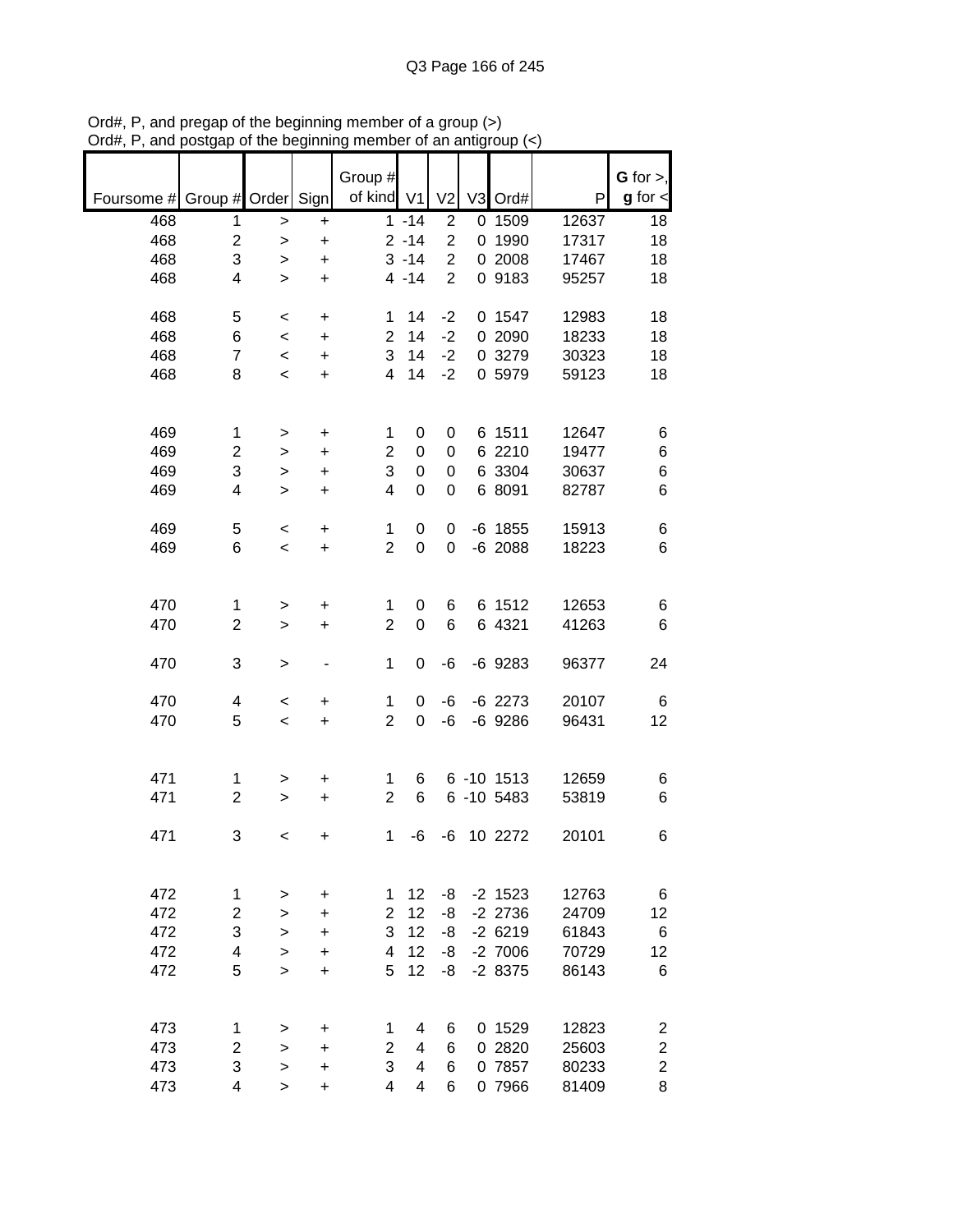Ord#, P, and pregap of the beginning member of a group (>)
Ord#, P, and postgap of the beginning member of an antigroup (<)

| Foursome # | Group # | Order | Sign | Group # of kind | V1 | V2 | V3 | Ord# | P | G for >, g for < |
|---|---|---|---|---|---|---|---|---|---|---|
| 468 | 1 | > | + | 1 | -14 | 2 | 0 | 1509 | 12637 | 18 |
| 468 | 2 | > | + | 2 | -14 | 2 | 0 | 1990 | 17317 | 18 |
| 468 | 3 | > | + | 3 | -14 | 2 | 0 | 2008 | 17467 | 18 |
| 468 | 4 | > | + | 4 | -14 | 2 | 0 | 9183 | 95257 | 18 |
| | | | | | | | | | | |
| 468 | 5 | < | + | 1 | 14 | -2 | 0 | 1547 | 12983 | 18 |
| 468 | 6 | < | + | 2 | 14 | -2 | 0 | 2090 | 18233 | 18 |
| 468 | 7 | < | + | 3 | 14 | -2 | 0 | 3279 | 30323 | 18 |
| 468 | 8 | < | + | 4 | 14 | -2 | 0 | 5979 | 59123 | 18 |
| | | | | | | | | | | |
| 469 | 1 | > | + | 1 | 0 | 0 | 6 | 1511 | 12647 | 6 |
| 469 | 2 | > | + | 2 | 0 | 0 | 6 | 2210 | 19477 | 6 |
| 469 | 3 | > | + | 3 | 0 | 0 | 6 | 3304 | 30637 | 6 |
| 469 | 4 | > | + | 4 | 0 | 0 | 6 | 8091 | 82787 | 6 |
| | | | | | | | | | | |
| 469 | 5 | < | + | 1 | 0 | 0 | -6 | 1855 | 15913 | 6 |
| 469 | 6 | < | + | 2 | 0 | 0 | -6 | 2088 | 18223 | 6 |
| | | | | | | | | | | |
| 470 | 1 | > | + | 1 | 0 | 6 | 6 | 1512 | 12653 | 6 |
| 470 | 2 | > | + | 2 | 0 | 6 | 6 | 4321 | 41263 | 6 |
| | | | | | | | | | | |
| 470 | 3 | > | - | 1 | 0 | -6 | -6 | 9283 | 96377 | 24 |
| | | | | | | | | | | |
| 470 | 4 | < | + | 1 | 0 | -6 | -6 | 2273 | 20107 | 6 |
| 470 | 5 | < | + | 2 | 0 | -6 | -6 | 9286 | 96431 | 12 |
| | | | | | | | | | | |
| 471 | 1 | > | + | 1 | 6 | 6 | -10 | 1513 | 12659 | 6 |
| 471 | 2 | > | + | 2 | 6 | 6 | -10 | 5483 | 53819 | 6 |
| | | | | | | | | | | |
| 471 | 3 | < | + | 1 | -6 | -6 | 10 | 2272 | 20101 | 6 |
| | | | | | | | | | | |
| 472 | 1 | > | + | 1 | 12 | -8 | -2 | 1523 | 12763 | 6 |
| 472 | 2 | > | + | 2 | 12 | -8 | -2 | 2736 | 24709 | 12 |
| 472 | 3 | > | + | 3 | 12 | -8 | -2 | 6219 | 61843 | 6 |
| 472 | 4 | > | + | 4 | 12 | -8 | -2 | 7006 | 70729 | 12 |
| 472 | 5 | > | + | 5 | 12 | -8 | -2 | 8375 | 86143 | 6 |
| | | | | | | | | | | |
| 473 | 1 | > | + | 1 | 4 | 6 | 0 | 1529 | 12823 | 2 |
| 473 | 2 | > | + | 2 | 4 | 6 | 0 | 2820 | 25603 | 2 |
| 473 | 3 | > | + | 3 | 4 | 6 | 0 | 7857 | 80233 | 2 |
| 473 | 4 | > | + | 4 | 4 | 6 | 0 | 7966 | 81409 | 8 |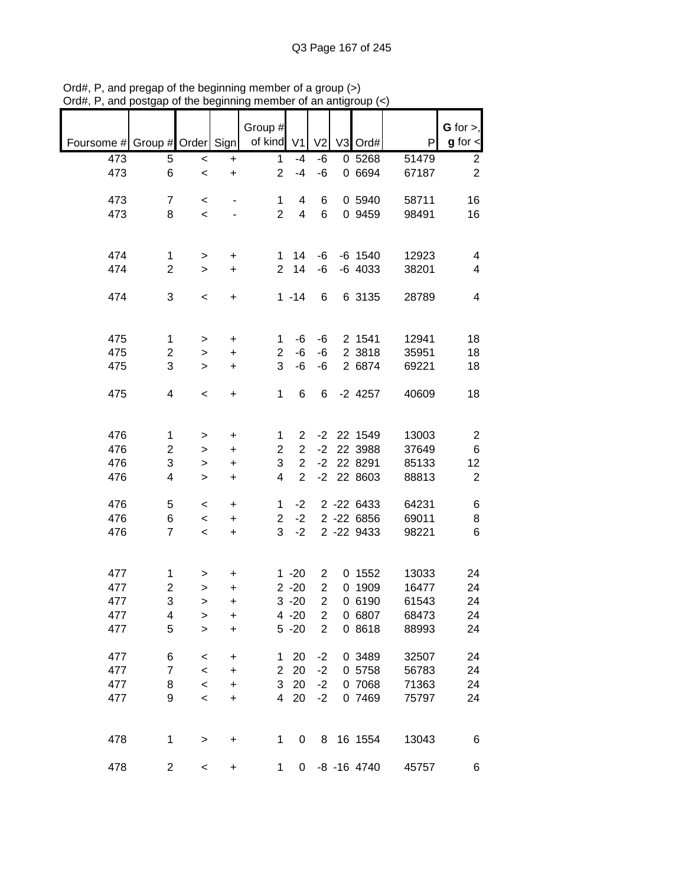Ord#, P, and pregap of the beginning member of a group (>)
Ord#, P, and postgap of the beginning member of an antigroup (<)

| Foursome # | Group # | Order | Sign | Group # of kind | V1 | V2 | V3 | Ord# | P | G for >, g for < |
|---|---|---|---|---|---|---|---|---|---|---|
| 473 | 5 | < | + | 1 | -4 | -6 | 0 | 5268 | 51479 | 2 |
| 473 | 6 | < | + | 2 | -4 | -6 | 0 | 6694 | 67187 | 2 |
| | | | | | | | | | | |
| 473 | 7 | < | - | 1 | 4 | 6 | 0 | 5940 | 58711 | 16 |
| 473 | 8 | < | - | 2 | 4 | 6 | 0 | 9459 | 98491 | 16 |
| | | | | | | | | | | |
| 474 | 1 | > | + | 1 | 14 | -6 | -6 | 1540 | 12923 | 4 |
| 474 | 2 | > | + | 2 | 14 | -6 | -6 | 4033 | 38201 | 4 |
| | | | | | | | | | | |
| 474 | 3 | < | + | 1 | -14 | 6 | 6 | 3135 | 28789 | 4 |
| | | | | | | | | | | |
| 475 | 1 | > | + | 1 | -6 | -6 | 2 | 1541 | 12941 | 18 |
| 475 | 2 | > | + | 2 | -6 | -6 | 2 | 3818 | 35951 | 18 |
| 475 | 3 | > | + | 3 | -6 | -6 | 2 | 6874 | 69221 | 18 |
| | | | | | | | | | | |
| 475 | 4 | < | + | 1 | 6 | 6 | -2 | 4257 | 40609 | 18 |
| | | | | | | | | | | |
| 476 | 1 | > | + | 1 | 2 | -2 | 22 | 1549 | 13003 | 2 |
| 476 | 2 | > | + | 2 | 2 | -2 | 22 | 3988 | 37649 | 6 |
| 476 | 3 | > | + | 3 | 2 | -2 | 22 | 8291 | 85133 | 12 |
| 476 | 4 | > | + | 4 | 2 | -2 | 22 | 8603 | 88813 | 2 |
| | | | | | | | | | | |
| 476 | 5 | < | + | 1 | -2 | 2 | -22 | 6433 | 64231 | 6 |
| 476 | 6 | < | + | 2 | -2 | 2 | -22 | 6856 | 69011 | 8 |
| 476 | 7 | < | + | 3 | -2 | 2 | -22 | 9433 | 98221 | 6 |
| | | | | | | | | | | |
| 477 | 1 | > | + | 1 | -20 | 2 | 0 | 1552 | 13033 | 24 |
| 477 | 2 | > | + | 2 | -20 | 2 | 0 | 1909 | 16477 | 24 |
| 477 | 3 | > | + | 3 | -20 | 2 | 0 | 6190 | 61543 | 24 |
| 477 | 4 | > | + | 4 | -20 | 2 | 0 | 6807 | 68473 | 24 |
| 477 | 5 | > | + | 5 | -20 | 2 | 0 | 8618 | 88993 | 24 |
| | | | | | | | | | | |
| 477 | 6 | < | + | 1 | 20 | -2 | 0 | 3489 | 32507 | 24 |
| 477 | 7 | < | + | 2 | 20 | -2 | 0 | 5758 | 56783 | 24 |
| 477 | 8 | < | + | 3 | 20 | -2 | 0 | 7068 | 71363 | 24 |
| 477 | 9 | < | + | 4 | 20 | -2 | 0 | 7469 | 75797 | 24 |
| | | | | | | | | | | |
| 478 | 1 | > | + | 1 | 0 | 8 | 16 | 1554 | 13043 | 6 |
| | | | | | | | | | | |
| 478 | 2 | < | + | 1 | 0 | -8 | -16 | 4740 | 45757 | 6 |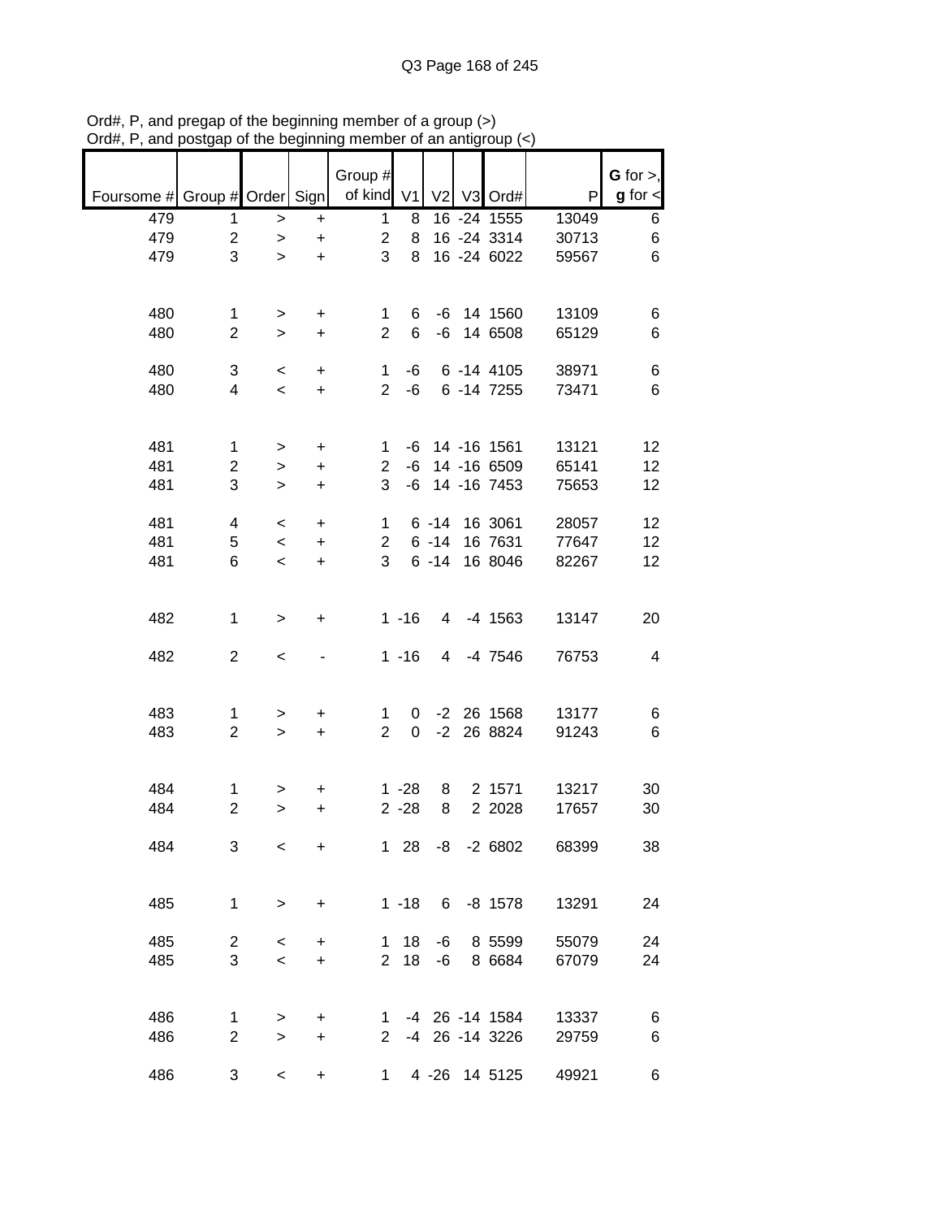Ord#, P, and pregap of the beginning member of a group (>)
Ord#, P, and postgap of the beginning member of an antigroup (<)

| Foursome # | Group # | Order | Sign | Group # of kind | V1 | V2 | V3 | Ord# | P | G for >, g for < |
|---|---|---|---|---|---|---|---|---|---|---|
| 479 | 1 | > | + | 1 | 8 | 16 | -24 | 1555 | 13049 | 6 |
| 479 | 2 | > | + | 2 | 8 | 16 | -24 | 3314 | 30713 | 6 |
| 479 | 3 | > | + | 3 | 8 | 16 | -24 | 6022 | 59567 | 6 |
| | | | | | | | | | | |
| 480 | 1 | > | + | 1 | 6 | -6 | 14 | 1560 | 13109 | 6 |
| 480 | 2 | > | + | 2 | 6 | -6 | 14 | 6508 | 65129 | 6 |
| | | | | | | | | | | |
| 480 | 3 | < | + | 1 | -6 | 6 | -14 | 4105 | 38971 | 6 |
| 480 | 4 | < | + | 2 | -6 | 6 | -14 | 7255 | 73471 | 6 |
| | | | | | | | | | | |
| 481 | 1 | > | + | 1 | -6 | 14 | -16 | 1561 | 13121 | 12 |
| 481 | 2 | > | + | 2 | -6 | 14 | -16 | 6509 | 65141 | 12 |
| 481 | 3 | > | + | 3 | -6 | 14 | -16 | 7453 | 75653 | 12 |
| | | | | | | | | | | |
| 481 | 4 | < | + | 1 | 6 | -14 | 16 | 3061 | 28057 | 12 |
| 481 | 5 | < | + | 2 | 6 | -14 | 16 | 7631 | 77647 | 12 |
| 481 | 6 | < | + | 3 | 6 | -14 | 16 | 8046 | 82267 | 12 |
| | | | | | | | | | | |
| 482 | 1 | > | + | 1 | -16 | 4 | -4 | 1563 | 13147 | 20 |
| | | | | | | | | | | |
| 482 | 2 | < | - | 1 | -16 | 4 | -4 | 7546 | 76753 | 4 |
| | | | | | | | | | | |
| 483 | 1 | > | + | 1 | 0 | -2 | 26 | 1568 | 13177 | 6 |
| 483 | 2 | > | + | 2 | 0 | -2 | 26 | 8824 | 91243 | 6 |
| | | | | | | | | | | |
| 484 | 1 | > | + | 1 | -28 | 8 | 2 | 1571 | 13217 | 30 |
| 484 | 2 | > | + | 2 | -28 | 8 | 2 | 2028 | 17657 | 30 |
| | | | | | | | | | | |
| 484 | 3 | < | + | 1 | 28 | -8 | -2 | 6802 | 68399 | 38 |
| | | | | | | | | | | |
| 485 | 1 | > | + | 1 | -18 | 6 | -8 | 1578 | 13291 | 24 |
| | | | | | | | | | | |
| 485 | 2 | < | + | 1 | 18 | -6 | 8 | 5599 | 55079 | 24 |
| 485 | 3 | < | + | 2 | 18 | -6 | 8 | 6684 | 67079 | 24 |
| | | | | | | | | | | |
| 486 | 1 | > | + | 1 | -4 | 26 | -14 | 1584 | 13337 | 6 |
| 486 | 2 | > | + | 2 | -4 | 26 | -14 | 3226 | 29759 | 6 |
| | | | | | | | | | | |
| 486 | 3 | < | + | 1 | 4 | -26 | 14 | 5125 | 49921 | 6 |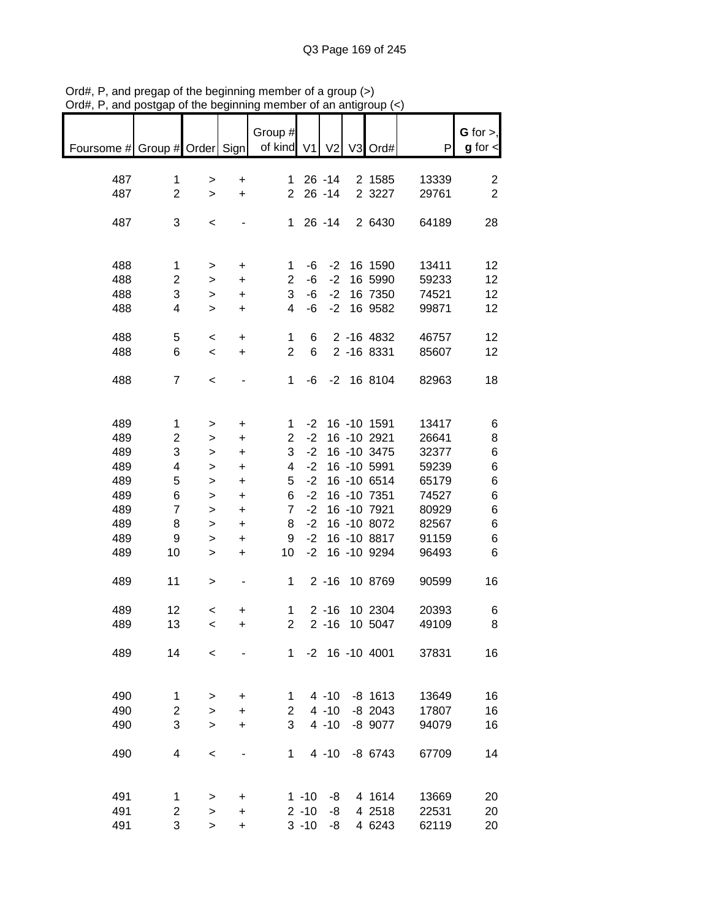Ord#, P, and pregap of the beginning member of a group (>)
Ord#, P, and postgap of the beginning member of an antigroup (<)

| Foursome # | Group # | Order | Sign | Group # of kind | V1 | V2 | V3 | Ord# | P | G for >, g for < |
|---|---|---|---|---|---|---|---|---|---|---|
| 487 | 1 | > | + | 1 | 26 | -14 | 2 | 1585 | 13339 | 2 |
| 487 | 2 | > | + | 2 | 26 | -14 | 2 | 3227 | 29761 | 2 |
| 487 | 3 | < | - | 1 | 26 | -14 | 2 | 6430 | 64189 | 28 |
| 488 | 1 | > | + | 1 | -6 | -2 | 16 | 1590 | 13411 | 12 |
| 488 | 2 | > | + | 2 | -6 | -2 | 16 | 5990 | 59233 | 12 |
| 488 | 3 | > | + | 3 | -6 | -2 | 16 | 7350 | 74521 | 12 |
| 488 | 4 | > | + | 4 | -6 | -2 | 16 | 9582 | 99871 | 12 |
| 488 | 5 | < | + | 1 | 6 | 2 | -16 | 4832 | 46757 | 12 |
| 488 | 6 | < | + | 2 | 6 | 2 | -16 | 8331 | 85607 | 12 |
| 488 | 7 | < | - | 1 | -6 | -2 | 16 | 8104 | 82963 | 18 |
| 489 | 1 | > | + | 1 | -2 | 16 | -10 | 1591 | 13417 | 6 |
| 489 | 2 | > | + | 2 | -2 | 16 | -10 | 2921 | 26641 | 8 |
| 489 | 3 | > | + | 3 | -2 | 16 | -10 | 3475 | 32377 | 6 |
| 489 | 4 | > | + | 4 | -2 | 16 | -10 | 5991 | 59239 | 6 |
| 489 | 5 | > | + | 5 | -2 | 16 | -10 | 6514 | 65179 | 6 |
| 489 | 6 | > | + | 6 | -2 | 16 | -10 | 7351 | 74527 | 6 |
| 489 | 7 | > | + | 7 | -2 | 16 | -10 | 7921 | 80929 | 6 |
| 489 | 8 | > | + | 8 | -2 | 16 | -10 | 8072 | 82567 | 6 |
| 489 | 9 | > | + | 9 | -2 | 16 | -10 | 8817 | 91159 | 6 |
| 489 | 10 | > | + | 10 | -2 | 16 | -10 | 9294 | 96493 | 6 |
| 489 | 11 | > | - | 1 | 2 | -16 | 10 | 8769 | 90599 | 16 |
| 489 | 12 | < | + | 1 | 2 | -16 | 10 | 2304 | 20393 | 6 |
| 489 | 13 | < | + | 2 | 2 | -16 | 10 | 5047 | 49109 | 8 |
| 489 | 14 | < | - | 1 | -2 | 16 | -10 | 4001 | 37831 | 16 |
| 490 | 1 | > | + | 1 | 4 | -10 | -8 | 1613 | 13649 | 16 |
| 490 | 2 | > | + | 2 | 4 | -10 | -8 | 2043 | 17807 | 16 |
| 490 | 3 | > | + | 3 | 4 | -10 | -8 | 9077 | 94079 | 16 |
| 490 | 4 | < | - | 1 | 4 | -10 | -8 | 6743 | 67709 | 14 |
| 491 | 1 | > | + | 1 | -10 | -8 | 4 | 1614 | 13669 | 20 |
| 491 | 2 | > | + | 2 | -10 | -8 | 4 | 2518 | 22531 | 20 |
| 491 | 3 | > | + | 3 | -10 | -8 | 4 | 6243 | 62119 | 20 |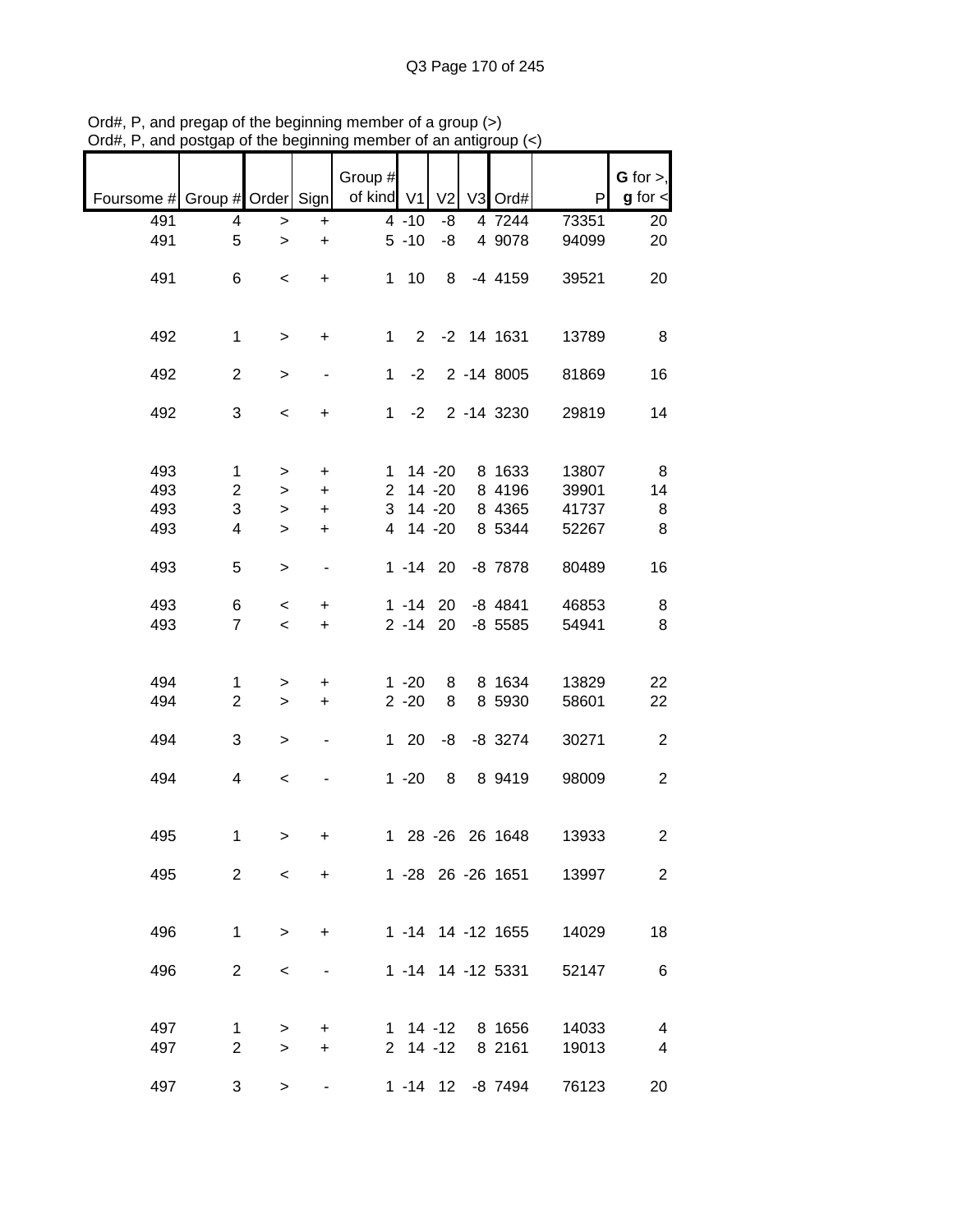Ord#, P, and pregap of the beginning member of a group (>)
Ord#, P, and postgap of the beginning member of an antigroup (<)

| Foursome # | Group # | Order | Sign | Group # of kind | V1 | V2 | V3 | Ord# | P | G for >, g for < |
|---|---|---|---|---|---|---|---|---|---|---|
| 491 | 4 | > | + | 4 | -10 | -8 | 4 | 7244 | 73351 | 20 |
| 491 | 5 | > | + | 5 | -10 | -8 | 4 | 9078 | 94099 | 20 |
| 491 | 6 | < | + | 1 | 10 | 8 | -4 | 4159 | 39521 | 20 |
| 492 | 1 | > | + | 1 | 2 | -2 | 14 | 1631 | 13789 | 8 |
| 492 | 2 | > | - | 1 | -2 | 2 | -14 | 8005 | 81869 | 16 |
| 492 | 3 | < | + | 1 | -2 | 2 | -14 | 3230 | 29819 | 14 |
| 493 | 1 | > | + | 1 | 14 | -20 | 8 | 1633 | 13807 | 8 |
| 493 | 2 | > | + | 2 | 14 | -20 | 8 | 4196 | 39901 | 14 |
| 493 | 3 | > | + | 3 | 14 | -20 | 8 | 4365 | 41737 | 8 |
| 493 | 4 | > | + | 4 | 14 | -20 | 8 | 5344 | 52267 | 8 |
| 493 | 5 | > | - | 1 | -14 | 20 | -8 | 7878 | 80489 | 16 |
| 493 | 6 | < | + | 1 | -14 | 20 | -8 | 4841 | 46853 | 8 |
| 493 | 7 | < | + | 2 | -14 | 20 | -8 | 5585 | 54941 | 8 |
| 494 | 1 | > | + | 1 | -20 | 8 | 8 | 1634 | 13829 | 22 |
| 494 | 2 | > | + | 2 | -20 | 8 | 8 | 5930 | 58601 | 22 |
| 494 | 3 | > | - | 1 | 20 | -8 | -8 | 3274 | 30271 | 2 |
| 494 | 4 | < | - | 1 | -20 | 8 | 8 | 9419 | 98009 | 2 |
| 495 | 1 | > | + | 1 | 28 | -26 | 26 | 1648 | 13933 | 2 |
| 495 | 2 | < | + | 1 | -28 | 26 | -26 | 1651 | 13997 | 2 |
| 496 | 1 | > | + | 1 | -14 | 14 | -12 | 1655 | 14029 | 18 |
| 496 | 2 | < | - | 1 | -14 | 14 | -12 | 5331 | 52147 | 6 |
| 497 | 1 | > | + | 1 | 14 | -12 | 8 | 1656 | 14033 | 4 |
| 497 | 2 | > | + | 2 | 14 | -12 | 8 | 2161 | 19013 | 4 |
| 497 | 3 | > | - | 1 | -14 | 12 | -8 | 7494 | 76123 | 20 |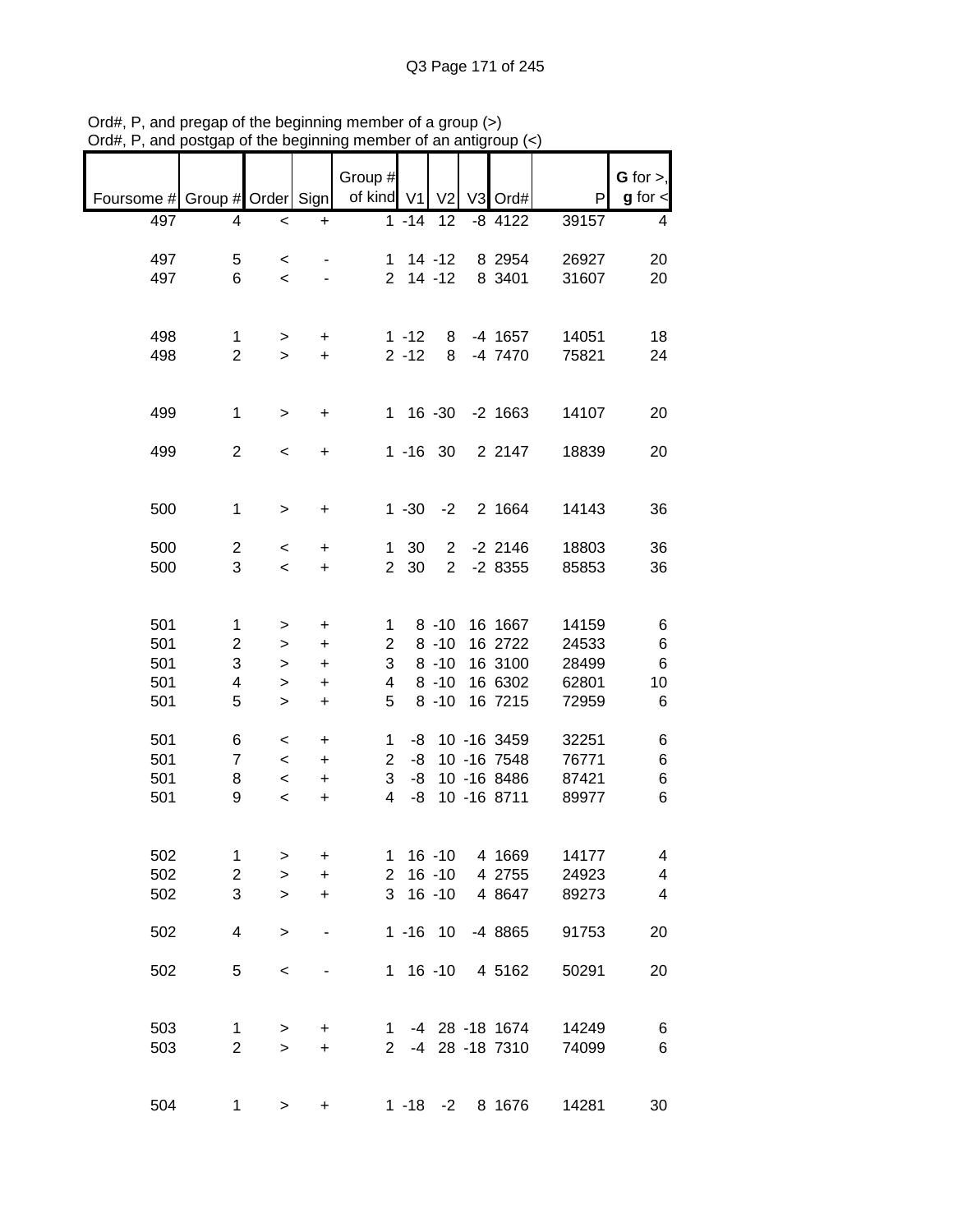Ord#, P, and pregap of the beginning member of a group (>)
Ord#, P, and postgap of the beginning member of an antigroup (<)

| Foursome # | Group # | Order | Sign | Group # of kind | V1 | V2 | V3 | Ord# | P | G for >, g for < |
|---|---|---|---|---|---|---|---|---|---|---|
| 497 | 4 | < | + | 1 | -14 | 12 | -8 | 4122 | 39157 | 4 |
| | | | | | | | | | | |
| 497 | 5 | < | - | 1 | 14 | -12 | 8 | 2954 | 26927 | 20 |
| 497 | 6 | < | - | 2 | 14 | -12 | 8 | 3401 | 31607 | 20 |
| | | | | | | | | | | |
| 498 | 1 | > | + | 1 | -12 | 8 | -4 | 1657 | 14051 | 18 |
| 498 | 2 | > | + | 2 | -12 | 8 | -4 | 7470 | 75821 | 24 |
| | | | | | | | | | | |
| 499 | 1 | > | + | 1 | 16 | -30 | -2 | 1663 | 14107 | 20 |
| | | | | | | | | | | |
| 499 | 2 | < | + | 1 | -16 | 30 | 2 | 2147 | 18839 | 20 |
| | | | | | | | | | | |
| 500 | 1 | > | + | 1 | -30 | -2 | 2 | 1664 | 14143 | 36 |
| | | | | | | | | | | |
| 500 | 2 | < | + | 1 | 30 | 2 | -2 | 2146 | 18803 | 36 |
| 500 | 3 | < | + | 2 | 30 | 2 | -2 | 8355 | 85853 | 36 |
| | | | | | | | | | | |
| 501 | 1 | > | + | 1 | 8 | -10 | 16 | 1667 | 14159 | 6 |
| 501 | 2 | > | + | 2 | 8 | -10 | 16 | 2722 | 24533 | 6 |
| 501 | 3 | > | + | 3 | 8 | -10 | 16 | 3100 | 28499 | 6 |
| 501 | 4 | > | + | 4 | 8 | -10 | 16 | 6302 | 62801 | 10 |
| 501 | 5 | > | + | 5 | 8 | -10 | 16 | 7215 | 72959 | 6 |
| | | | | | | | | | | |
| 501 | 6 | < | + | 1 | -8 | 10 | -16 | 3459 | 32251 | 6 |
| 501 | 7 | < | + | 2 | -8 | 10 | -16 | 7548 | 76771 | 6 |
| 501 | 8 | < | + | 3 | -8 | 10 | -16 | 8486 | 87421 | 6 |
| 501 | 9 | < | + | 4 | -8 | 10 | -16 | 8711 | 89977 | 6 |
| | | | | | | | | | | |
| 502 | 1 | > | + | 1 | 16 | -10 | 4 | 1669 | 14177 | 4 |
| 502 | 2 | > | + | 2 | 16 | -10 | 4 | 2755 | 24923 | 4 |
| 502 | 3 | > | + | 3 | 16 | -10 | 4 | 8647 | 89273 | 4 |
| | | | | | | | | | | |
| 502 | 4 | > | - | 1 | -16 | 10 | -4 | 8865 | 91753 | 20 |
| | | | | | | | | | | |
| 502 | 5 | < | - | 1 | 16 | -10 | 4 | 5162 | 50291 | 20 |
| | | | | | | | | | | |
| 503 | 1 | > | + | 1 | -4 | 28 | -18 | 1674 | 14249 | 6 |
| 503 | 2 | > | + | 2 | -4 | 28 | -18 | 7310 | 74099 | 6 |
| | | | | | | | | | | |
| 504 | 1 | > | + | 1 | -18 | -2 | 8 | 1676 | 14281 | 30 |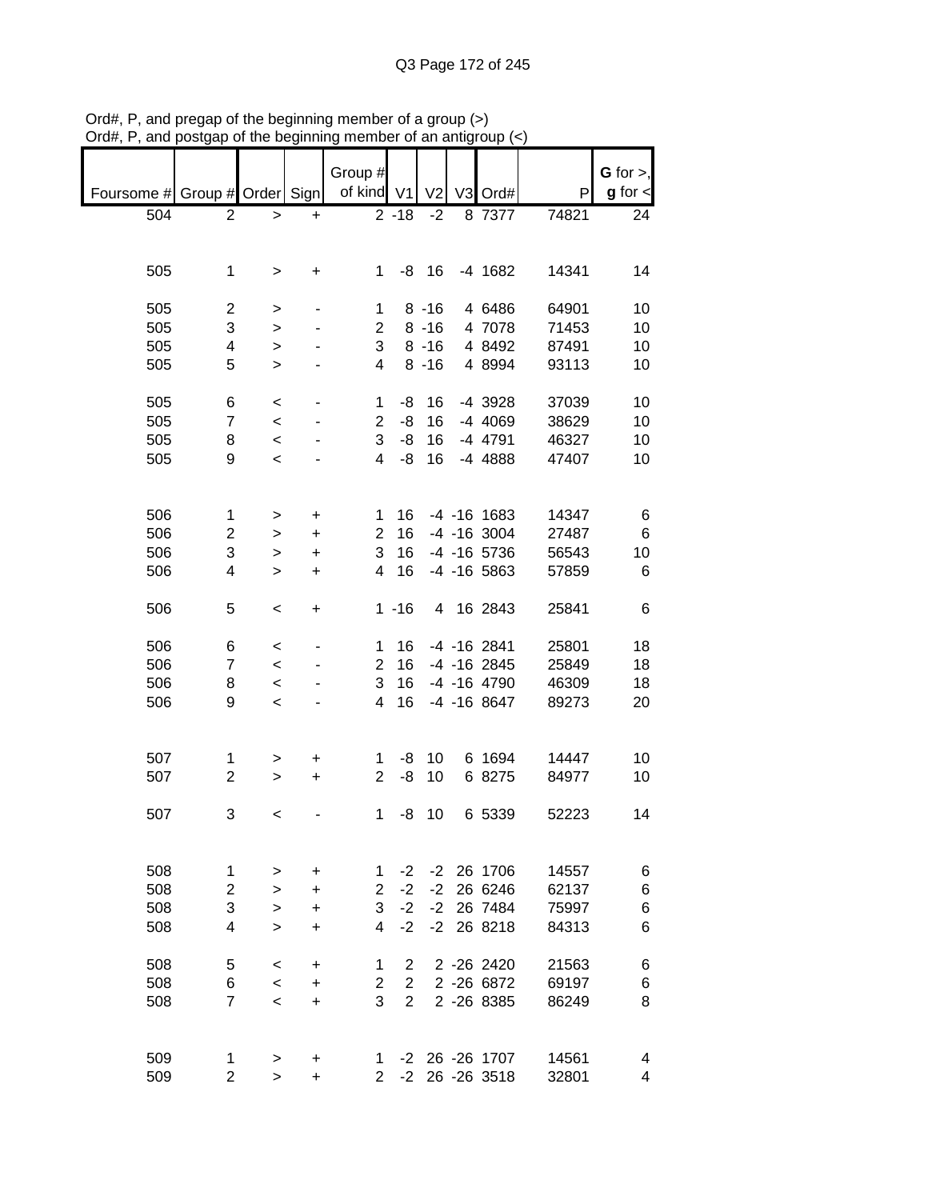Ord#, P, and pregap of the beginning member of a group (>)
Ord#, P, and postgap of the beginning member of an antigroup (<)

| Foursome # | Group # | Order | Sign | Group # of kind | V1 | V2 | V3 | Ord# | P | G for >, g for < |
|---|---|---|---|---|---|---|---|---|---|---|
| 504 | 2 | > | + | 2 | -18 | -2 | 8 | 7377 | 74821 | 24 |
| | | | | | | | | | | |
| 505 | 1 | > | + | 1 | -8 | 16 | -4 | 1682 | 14341 | 14 |
| | | | | | | | | | | |
| 505 | 2 | > | - | 1 | 8 | -16 | 4 | 6486 | 64901 | 10 |
| 505 | 3 | > | - | 2 | 8 | -16 | 4 | 7078 | 71453 | 10 |
| 505 | 4 | > | - | 3 | 8 | -16 | 4 | 8492 | 87491 | 10 |
| 505 | 5 | > | - | 4 | 8 | -16 | 4 | 8994 | 93113 | 10 |
| | | | | | | | | | | |
| 505 | 6 | < | - | 1 | -8 | 16 | -4 | 3928 | 37039 | 10 |
| 505 | 7 | < | - | 2 | -8 | 16 | -4 | 4069 | 38629 | 10 |
| 505 | 8 | < | - | 3 | -8 | 16 | -4 | 4791 | 46327 | 10 |
| 505 | 9 | < | - | 4 | -8 | 16 | -4 | 4888 | 47407 | 10 |
| | | | | | | | | | | |
| 506 | 1 | > | + | 1 | 16 | -4 | -16 | 1683 | 14347 | 6 |
| 506 | 2 | > | + | 2 | 16 | -4 | -16 | 3004 | 27487 | 6 |
| 506 | 3 | > | + | 3 | 16 | -4 | -16 | 5736 | 56543 | 10 |
| 506 | 4 | > | + | 4 | 16 | -4 | -16 | 5863 | 57859 | 6 |
| | | | | | | | | | | |
| 506 | 5 | < | + | 1 | -16 | 4 | 16 | 2843 | 25841 | 6 |
| | | | | | | | | | | |
| 506 | 6 | < | - | 1 | 16 | -4 | -16 | 2841 | 25801 | 18 |
| 506 | 7 | < | - | 2 | 16 | -4 | -16 | 2845 | 25849 | 18 |
| 506 | 8 | < | - | 3 | 16 | -4 | -16 | 4790 | 46309 | 18 |
| 506 | 9 | < | - | 4 | 16 | -4 | -16 | 8647 | 89273 | 20 |
| | | | | | | | | | | |
| 507 | 1 | > | + | 1 | -8 | 10 | 6 | 1694 | 14447 | 10 |
| 507 | 2 | > | + | 2 | -8 | 10 | 6 | 8275 | 84977 | 10 |
| | | | | | | | | | | |
| 507 | 3 | < | - | 1 | -8 | 10 | 6 | 5339 | 52223 | 14 |
| | | | | | | | | | | |
| 508 | 1 | > | + | 1 | -2 | -2 | 26 | 1706 | 14557 | 6 |
| 508 | 2 | > | + | 2 | -2 | -2 | 26 | 6246 | 62137 | 6 |
| 508 | 3 | > | + | 3 | -2 | -2 | 26 | 7484 | 75997 | 6 |
| 508 | 4 | > | + | 4 | -2 | -2 | 26 | 8218 | 84313 | 6 |
| | | | | | | | | | | |
| 508 | 5 | < | + | 1 | 2 | 2 | -26 | 2420 | 21563 | 6 |
| 508 | 6 | < | + | 2 | 2 | 2 | -26 | 6872 | 69197 | 6 |
| 508 | 7 | < | + | 3 | 2 | 2 | -26 | 8385 | 86249 | 8 |
| | | | | | | | | | | |
| 509 | 1 | > | + | 1 | -2 | 26 | -26 | 1707 | 14561 | 4 |
| 509 | 2 | > | + | 2 | -2 | 26 | -26 | 3518 | 32801 | 4 |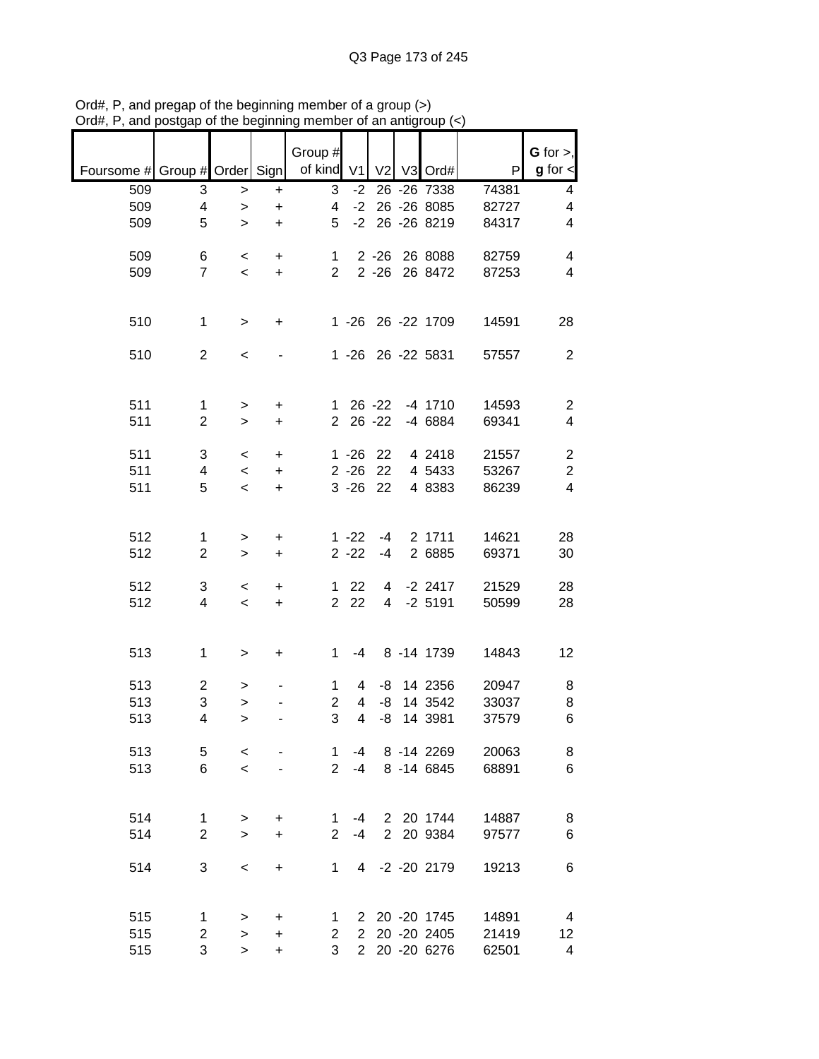Ord#, P, and pregap of the beginning member of a group (>)
Ord#, P, and postgap of the beginning member of an antigroup (<)

| Foursome # | Group # | Order | Sign | Group # of kind | V1 | V2 | V3 | Ord# | P | G for >, g for < |
|---|---|---|---|---|---|---|---|---|---|---|
| 509 | 3 | > | + | 3 | -2 | 26 | -26 | 7338 | 74381 | 4 |
| 509 | 4 | > | + | 4 | -2 | 26 | -26 | 8085 | 82727 | 4 |
| 509 | 5 | > | + | 5 | -2 | 26 | -26 | 8219 | 84317 | 4 |
| | | | | | | | | | | |
| 509 | 6 | < | + | 1 | 2 | -26 | 26 | 8088 | 82759 | 4 |
| 509 | 7 | < | + | 2 | 2 | -26 | 26 | 8472 | 87253 | 4 |
| | | | | | | | | | | |
| 510 | 1 | > | + | 1 | -26 | 26 | -22 | 1709 | 14591 | 28 |
| | | | | | | | | | | |
| 510 | 2 | < | - | 1 | -26 | 26 | -22 | 5831 | 57557 | 2 |
| | | | | | | | | | | |
| 511 | 1 | > | + | 1 | 26 | -22 | -4 | 1710 | 14593 | 2 |
| 511 | 2 | > | + | 2 | 26 | -22 | -4 | 6884 | 69341 | 4 |
| | | | | | | | | | | |
| 511 | 3 | < | + | 1 | -26 | 22 | 4 | 2418 | 21557 | 2 |
| 511 | 4 | < | + | 2 | -26 | 22 | 4 | 5433 | 53267 | 2 |
| 511 | 5 | < | + | 3 | -26 | 22 | 4 | 8383 | 86239 | 4 |
| | | | | | | | | | | |
| 512 | 1 | > | + | 1 | -22 | -4 | 2 | 1711 | 14621 | 28 |
| 512 | 2 | > | + | 2 | -22 | -4 | 2 | 6885 | 69371 | 30 |
| | | | | | | | | | | |
| 512 | 3 | < | + | 1 | 22 | 4 | -2 | 2417 | 21529 | 28 |
| 512 | 4 | < | + | 2 | 22 | 4 | -2 | 5191 | 50599 | 28 |
| | | | | | | | | | | |
| 513 | 1 | > | + | 1 | -4 | 8 | -14 | 1739 | 14843 | 12 |
| | | | | | | | | | | |
| 513 | 2 | > | - | 1 | 4 | -8 | 14 | 2356 | 20947 | 8 |
| 513 | 3 | > | - | 2 | 4 | -8 | 14 | 3542 | 33037 | 8 |
| 513 | 4 | > | - | 3 | 4 | -8 | 14 | 3981 | 37579 | 6 |
| | | | | | | | | | | |
| 513 | 5 | < | - | 1 | -4 | 8 | -14 | 2269 | 20063 | 8 |
| 513 | 6 | < | - | 2 | -4 | 8 | -14 | 6845 | 68891 | 6 |
| | | | | | | | | | | |
| 514 | 1 | > | + | 1 | -4 | 2 | 20 | 1744 | 14887 | 8 |
| 514 | 2 | > | + | 2 | -4 | 2 | 20 | 9384 | 97577 | 6 |
| | | | | | | | | | | |
| 514 | 3 | < | + | 1 | 4 | -2 | -20 | 2179 | 19213 | 6 |
| | | | | | | | | | | |
| 515 | 1 | > | + | 1 | 2 | 20 | -20 | 1745 | 14891 | 4 |
| 515 | 2 | > | + | 2 | 2 | 20 | -20 | 2405 | 21419 | 12 |
| 515 | 3 | > | + | 3 | 2 | 20 | -20 | 6276 | 62501 | 4 |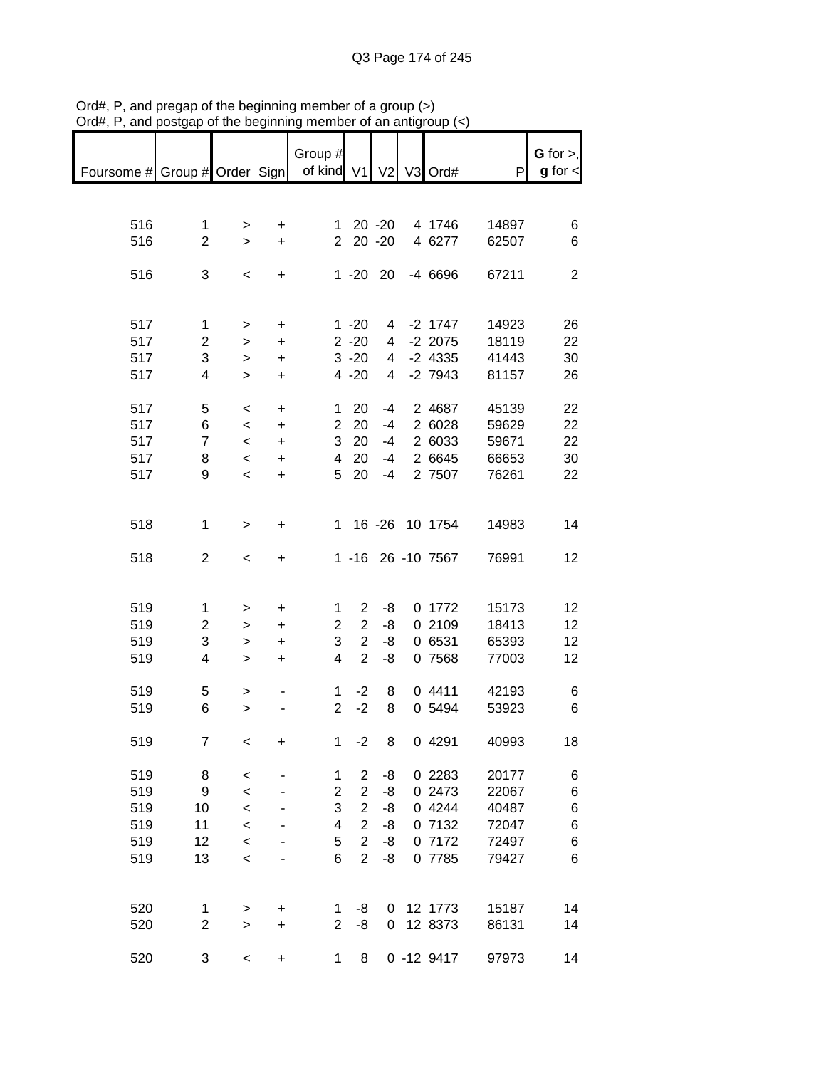Ord#, P, and pregap of the beginning member of a group (>)
Ord#, P, and postgap of the beginning member of an antigroup (<)

| Foursome # | Group # | Order | Sign | Group # of kind | V1 | V2 | V3 | Ord# | P | G for >, g for < |
|---|---|---|---|---|---|---|---|---|---|---|
| 516 | 1 | > | + | 1 | 20 | -20 | 4 | 1746 | 14897 | 6 |
| 516 | 2 | > | + | 2 | 20 | -20 | 4 | 6277 | 62507 | 6 |
| 516 | 3 | < | + | 1 | -20 | 20 | -4 | 6696 | 67211 | 2 |
| 517 | 1 | > | + | 1 | -20 | 4 | -2 | 1747 | 14923 | 26 |
| 517 | 2 | > | + | 2 | -20 | 4 | -2 | 2075 | 18119 | 22 |
| 517 | 3 | > | + | 3 | -20 | 4 | -2 | 4335 | 41443 | 30 |
| 517 | 4 | > | + | 4 | -20 | 4 | -2 | 7943 | 81157 | 26 |
| 517 | 5 | < | + | 1 | 20 | -4 | 2 | 4687 | 45139 | 22 |
| 517 | 6 | < | + | 2 | 20 | -4 | 2 | 6028 | 59629 | 22 |
| 517 | 7 | < | + | 3 | 20 | -4 | 2 | 6033 | 59671 | 22 |
| 517 | 8 | < | + | 4 | 20 | -4 | 2 | 6645 | 66653 | 30 |
| 517 | 9 | < | + | 5 | 20 | -4 | 2 | 7507 | 76261 | 22 |
| 518 | 1 | > | + | 1 | 16 | -26 | 10 | 1754 | 14983 | 14 |
| 518 | 2 | < | + | 1 | -16 | 26 | -10 | 7567 | 76991 | 12 |
| 519 | 1 | > | + | 1 | 2 | -8 | 0 | 1772 | 15173 | 12 |
| 519 | 2 | > | + | 2 | 2 | -8 | 0 | 2109 | 18413 | 12 |
| 519 | 3 | > | + | 3 | 2 | -8 | 0 | 6531 | 65393 | 12 |
| 519 | 4 | > | + | 4 | 2 | -8 | 0 | 7568 | 77003 | 12 |
| 519 | 5 | > | - | 1 | -2 | 8 | 0 | 4411 | 42193 | 6 |
| 519 | 6 | > | - | 2 | -2 | 8 | 0 | 5494 | 53923 | 6 |
| 519 | 7 | < | + | 1 | -2 | 8 | 0 | 4291 | 40993 | 18 |
| 519 | 8 | < | - | 1 | 2 | -8 | 0 | 2283 | 20177 | 6 |
| 519 | 9 | < | - | 2 | 2 | -8 | 0 | 2473 | 22067 | 6 |
| 519 | 10 | < | - | 3 | 2 | -8 | 0 | 4244 | 40487 | 6 |
| 519 | 11 | < | - | 4 | 2 | -8 | 0 | 7132 | 72047 | 6 |
| 519 | 12 | < | - | 5 | 2 | -8 | 0 | 7172 | 72497 | 6 |
| 519 | 13 | < | - | 6 | 2 | -8 | 0 | 7785 | 79427 | 6 |
| 520 | 1 | > | + | 1 | -8 | 0 | 12 | 1773 | 15187 | 14 |
| 520 | 2 | > | + | 2 | -8 | 0 | 12 | 8373 | 86131 | 14 |
| 520 | 3 | < | + | 1 | 8 | 0 | -12 | 9417 | 97973 | 14 |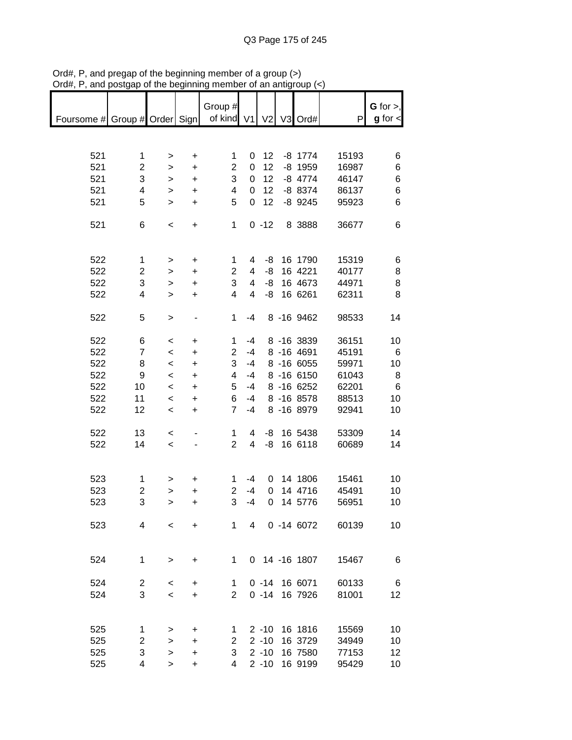Ord#, P, and pregap of the beginning member of a group (>)
Ord#, P, and postgap of the beginning member of an antigroup (<)

| Foursome # | Group # | Order | Sign | Group # of kind | V1 | V2 | V3 | Ord# | P | G for >, g for < |
|---|---|---|---|---|---|---|---|---|---|---|
| 521 | 1 | > | + | 1 | 0 | 12 | -8 | 1774 | 15193 | 6 |
| 521 | 2 | > | + | 2 | 0 | 12 | -8 | 1959 | 16987 | 6 |
| 521 | 3 | > | + | 3 | 0 | 12 | -8 | 4774 | 46147 | 6 |
| 521 | 4 | > | + | 4 | 0 | 12 | -8 | 8374 | 86137 | 6 |
| 521 | 5 | > | + | 5 | 0 | 12 | -8 | 9245 | 95923 | 6 |
| 521 | 6 | < | + | 1 | 0 | -12 | 8 | 3888 | 36677 | 6 |
| 522 | 1 | > | + | 1 | 4 | -8 | 16 | 1790 | 15319 | 6 |
| 522 | 2 | > | + | 2 | 4 | -8 | 16 | 4221 | 40177 | 8 |
| 522 | 3 | > | + | 3 | 4 | -8 | 16 | 4673 | 44971 | 8 |
| 522 | 4 | > | + | 4 | 4 | -8 | 16 | 6261 | 62311 | 8 |
| 522 | 5 | > | - | 1 | -4 | 8 | -16 | 9462 | 98533 | 14 |
| 522 | 6 | < | + | 1 | -4 | 8 | -16 | 3839 | 36151 | 10 |
| 522 | 7 | < | + | 2 | -4 | 8 | -16 | 4691 | 45191 | 6 |
| 522 | 8 | < | + | 3 | -4 | 8 | -16 | 6055 | 59971 | 10 |
| 522 | 9 | < | + | 4 | -4 | 8 | -16 | 6150 | 61043 | 8 |
| 522 | 10 | < | + | 5 | -4 | 8 | -16 | 6252 | 62201 | 6 |
| 522 | 11 | < | + | 6 | -4 | 8 | -16 | 8578 | 88513 | 10 |
| 522 | 12 | < | + | 7 | -4 | 8 | -16 | 8979 | 92941 | 10 |
| 522 | 13 | < | - | 1 | 4 | -8 | 16 | 5438 | 53309 | 14 |
| 522 | 14 | < | - | 2 | 4 | -8 | 16 | 6118 | 60689 | 14 |
| 523 | 1 | > | + | 1 | -4 | 0 | 14 | 1806 | 15461 | 10 |
| 523 | 2 | > | + | 2 | -4 | 0 | 14 | 4716 | 45491 | 10 |
| 523 | 3 | > | + | 3 | -4 | 0 | 14 | 5776 | 56951 | 10 |
| 523 | 4 | < | + | 1 | 4 | 0 | -14 | 6072 | 60139 | 10 |
| 524 | 1 | > | + | 1 | 0 | 14 | -16 | 1807 | 15467 | 6 |
| 524 | 2 | < | + | 1 | 0 | -14 | 16 | 6071 | 60133 | 6 |
| 524 | 3 | < | + | 2 | 0 | -14 | 16 | 7926 | 81001 | 12 |
| 525 | 1 | > | + | 1 | 2 | -10 | 16 | 1816 | 15569 | 10 |
| 525 | 2 | > | + | 2 | 2 | -10 | 16 | 3729 | 34949 | 10 |
| 525 | 3 | > | + | 3 | 2 | -10 | 16 | 7580 | 77153 | 12 |
| 525 | 4 | > | + | 4 | 2 | -10 | 16 | 9199 | 95429 | 10 |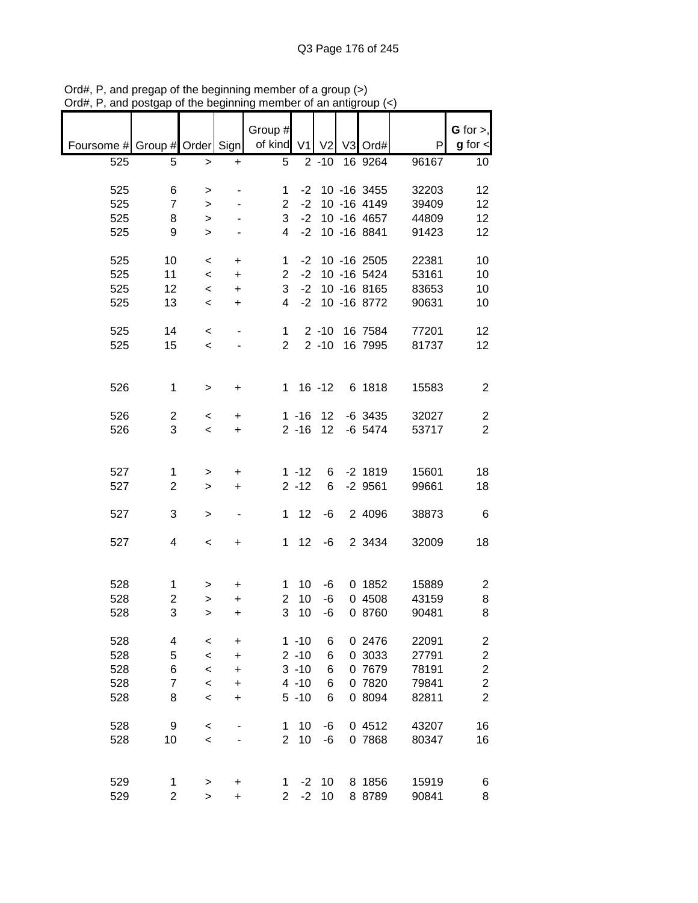Ord#, P, and pregap of the beginning member of a group (>)
Ord#, P, and postgap of the beginning member of an antigroup (<)

| Foursome # | Group # | Order | Sign | Group # of kind | V1 | V2 | V3 | Ord# | P | G for >, g for < |
|---|---|---|---|---|---|---|---|---|---|---|
| 525 | 5 | > | + | 5 | 2 | -10 | 16 | 9264 | 96167 | 10 |
| | | | | | | | | | | |
| 525 | 6 | > | - | 1 | -2 | 10 | -16 | 3455 | 32203 | 12 |
| 525 | 7 | > | - | 2 | -2 | 10 | -16 | 4149 | 39409 | 12 |
| 525 | 8 | > | - | 3 | -2 | 10 | -16 | 4657 | 44809 | 12 |
| 525 | 9 | > | - | 4 | -2 | 10 | -16 | 8841 | 91423 | 12 |
| | | | | | | | | | | |
| 525 | 10 | < | + | 1 | -2 | 10 | -16 | 2505 | 22381 | 10 |
| 525 | 11 | < | + | 2 | -2 | 10 | -16 | 5424 | 53161 | 10 |
| 525 | 12 | < | + | 3 | -2 | 10 | -16 | 8165 | 83653 | 10 |
| 525 | 13 | < | + | 4 | -2 | 10 | -16 | 8772 | 90631 | 10 |
| | | | | | | | | | | |
| 525 | 14 | < | - | 1 | 2 | -10 | 16 | 7584 | 77201 | 12 |
| 525 | 15 | < | - | 2 | 2 | -10 | 16 | 7995 | 81737 | 12 |
| | | | | | | | | | | |
| 526 | 1 | > | + | 1 | 16 | -12 | 6 | 1818 | 15583 | 2 |
| | | | | | | | | | | |
| 526 | 2 | < | + | 1 | -16 | 12 | -6 | 3435 | 32027 | 2 |
| 526 | 3 | < | + | 2 | -16 | 12 | -6 | 5474 | 53717 | 2 |
| | | | | | | | | | | |
| 527 | 1 | > | + | 1 | -12 | 6 | -2 | 1819 | 15601 | 18 |
| 527 | 2 | > | + | 2 | -12 | 6 | -2 | 9561 | 99661 | 18 |
| | | | | | | | | | | |
| 527 | 3 | > | - | 1 | 12 | -6 | 2 | 4096 | 38873 | 6 |
| | | | | | | | | | | |
| 527 | 4 | < | + | 1 | 12 | -6 | 2 | 3434 | 32009 | 18 |
| | | | | | | | | | | |
| 528 | 1 | > | + | 1 | 10 | -6 | 0 | 1852 | 15889 | 2 |
| 528 | 2 | > | + | 2 | 10 | -6 | 0 | 4508 | 43159 | 8 |
| 528 | 3 | > | + | 3 | 10 | -6 | 0 | 8760 | 90481 | 8 |
| | | | | | | | | | | |
| 528 | 4 | < | + | 1 | -10 | 6 | 0 | 2476 | 22091 | 2 |
| 528 | 5 | < | + | 2 | -10 | 6 | 0 | 3033 | 27791 | 2 |
| 528 | 6 | < | + | 3 | -10 | 6 | 0 | 7679 | 78191 | 2 |
| 528 | 7 | < | + | 4 | -10 | 6 | 0 | 7820 | 79841 | 2 |
| 528 | 8 | < | + | 5 | -10 | 6 | 0 | 8094 | 82811 | 2 |
| | | | | | | | | | | |
| 528 | 9 | < | - | 1 | 10 | -6 | 0 | 4512 | 43207 | 16 |
| 528 | 10 | < | - | 2 | 10 | -6 | 0 | 7868 | 80347 | 16 |
| | | | | | | | | | | |
| 529 | 1 | > | + | 1 | -2 | 10 | 8 | 1856 | 15919 | 6 |
| 529 | 2 | > | + | 2 | -2 | 10 | 8 | 8789 | 90841 | 8 |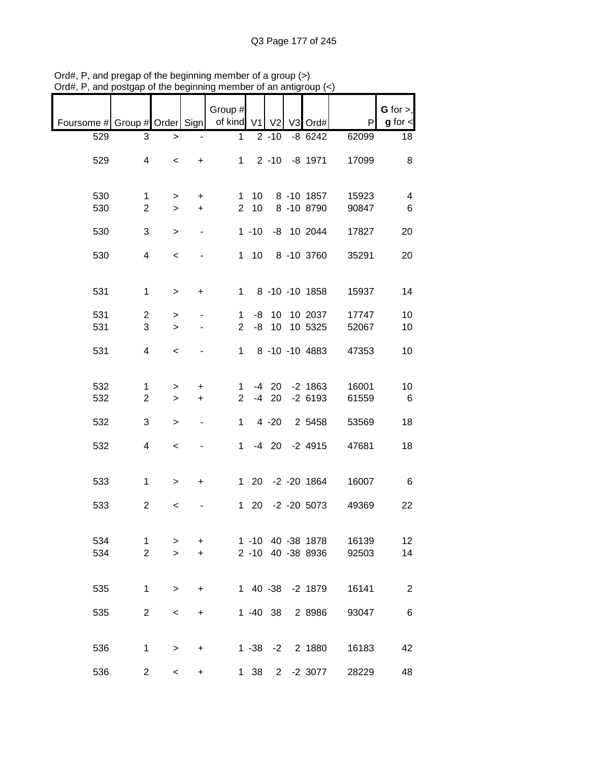Ord#, P, and pregap of the beginning member of a group (>)
Ord#, P, and postgap of the beginning member of an antigroup (<)

| Foursome # | Group # | Order | Sign | Group # of kind | V1 | V2 | V3 | Ord# | P | G for >, g for < |
|---|---|---|---|---|---|---|---|---|---|---|
| 529 | 3 | > | - | 1 | 2 | -10 | -8 | 6242 | 62099 | 18 |
| 529 | 4 | < | + | 1 | 2 | -10 | -8 | 1971 | 17099 | 8 |
| 530 | 1 | > | + | 1 | 10 | 8 | -10 | 1857 | 15923 | 4 |
| 530 | 2 | > | + | 2 | 10 | 8 | -10 | 8790 | 90847 | 6 |
| 530 | 3 | > | - | 1 | -10 | -8 | 10 | 2044 | 17827 | 20 |
| 530 | 4 | < | - | 1 | 10 | 8 | -10 | 3760 | 35291 | 20 |
| 531 | 1 | > | + | 1 | 8 | -10 | -10 | 1858 | 15937 | 14 |
| 531 | 2 | > | - | 1 | -8 | 10 | 10 | 2037 | 17747 | 10 |
| 531 | 3 | > | - | 2 | -8 | 10 | 10 | 5325 | 52067 | 10 |
| 531 | 4 | < | - | 1 | 8 | -10 | -10 | 4883 | 47353 | 10 |
| 532 | 1 | > | + | 1 | -4 | 20 | -2 | 1863 | 16001 | 10 |
| 532 | 2 | > | + | 2 | -4 | 20 | -2 | 6193 | 61559 | 6 |
| 532 | 3 | > | - | 1 | 4 | -20 | 2 | 5458 | 53569 | 18 |
| 532 | 4 | < | - | 1 | -4 | 20 | -2 | 4915 | 47681 | 18 |
| 533 | 1 | > | + | 1 | 20 | -2 | -20 | 1864 | 16007 | 6 |
| 533 | 2 | < | - | 1 | 20 | -2 | -20 | 5073 | 49369 | 22 |
| 534 | 1 | > | + | 1 | -10 | 40 | -38 | 1878 | 16139 | 12 |
| 534 | 2 | > | + | 2 | -10 | 40 | -38 | 8936 | 92503 | 14 |
| 535 | 1 | > | + | 1 | 40 | -38 | -2 | 1879 | 16141 | 2 |
| 535 | 2 | < | + | 1 | -40 | 38 | 2 | 8986 | 93047 | 6 |
| 536 | 1 | > | + | 1 | -38 | -2 | 2 | 1880 | 16183 | 42 |
| 536 | 2 | < | + | 1 | 38 | 2 | -2 | 3077 | 28229 | 48 |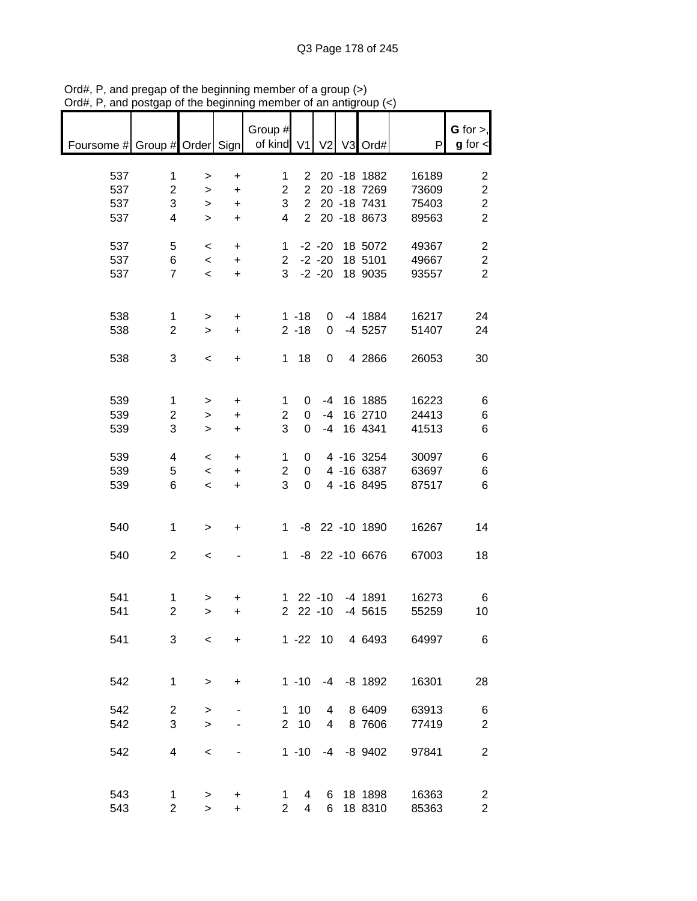Ord#, P, and pregap of the beginning member of a group (>)
Ord#, P, and postgap of the beginning member of an antigroup (<)

| Foursome # | Group # | Order | Sign | Group # of kind | V1 | V2 | V3 | Ord# | P | G for >, g for < |
|---|---|---|---|---|---|---|---|---|---|---|
| 537 | 1 | > | + | 1 | 2 | 20 | -18 | 1882 | 16189 | 2 |
| 537 | 2 | > | + | 2 | 2 | 20 | -18 | 7269 | 73609 | 2 |
| 537 | 3 | > | + | 3 | 2 | 20 | -18 | 7431 | 75403 | 2 |
| 537 | 4 | > | + | 4 | 2 | 20 | -18 | 8673 | 89563 | 2 |
| 537 | 5 | < | + | 1 | -2 | -20 | 18 | 5072 | 49367 | 2 |
| 537 | 6 | < | + | 2 | -2 | -20 | 18 | 5101 | 49667 | 2 |
| 537 | 7 | < | + | 3 | -2 | -20 | 18 | 9035 | 93557 | 2 |
| 538 | 1 | > | + | 1 | -18 | 0 | -4 | 1884 | 16217 | 24 |
| 538 | 2 | > | + | 2 | -18 | 0 | -4 | 5257 | 51407 | 24 |
| 538 | 3 | < | + | 1 | 18 | 0 | 4 | 2866 | 26053 | 30 |
| 539 | 1 | > | + | 1 | 0 | -4 | 16 | 1885 | 16223 | 6 |
| 539 | 2 | > | + | 2 | 0 | -4 | 16 | 2710 | 24413 | 6 |
| 539 | 3 | > | + | 3 | 0 | -4 | 16 | 4341 | 41513 | 6 |
| 539 | 4 | < | + | 1 | 0 | 4 | -16 | 3254 | 30097 | 6 |
| 539 | 5 | < | + | 2 | 0 | 4 | -16 | 6387 | 63697 | 6 |
| 539 | 6 | < | + | 3 | 0 | 4 | -16 | 8495 | 87517 | 6 |
| 540 | 1 | > | + | 1 | -8 | 22 | -10 | 1890 | 16267 | 14 |
| 540 | 2 | < | - | 1 | -8 | 22 | -10 | 6676 | 67003 | 18 |
| 541 | 1 | > | + | 1 | 22 | -10 | -4 | 1891 | 16273 | 6 |
| 541 | 2 | > | + | 2 | 22 | -10 | -4 | 5615 | 55259 | 10 |
| 541 | 3 | < | + | 1 | -22 | 10 | 4 | 6493 | 64997 | 6 |
| 542 | 1 | > | + | 1 | -10 | -4 | -8 | 1892 | 16301 | 28 |
| 542 | 2 | > | - | 1 | 10 | 4 | 8 | 6409 | 63913 | 6 |
| 542 | 3 | > | - | 2 | 10 | 4 | 8 | 7606 | 77419 | 2 |
| 542 | 4 | < | - | 1 | -10 | -4 | -8 | 9402 | 97841 | 2 |
| 543 | 1 | > | + | 1 | 4 | 6 | 18 | 1898 | 16363 | 2 |
| 543 | 2 | > | + | 2 | 4 | 6 | 18 | 8310 | 85363 | 2 |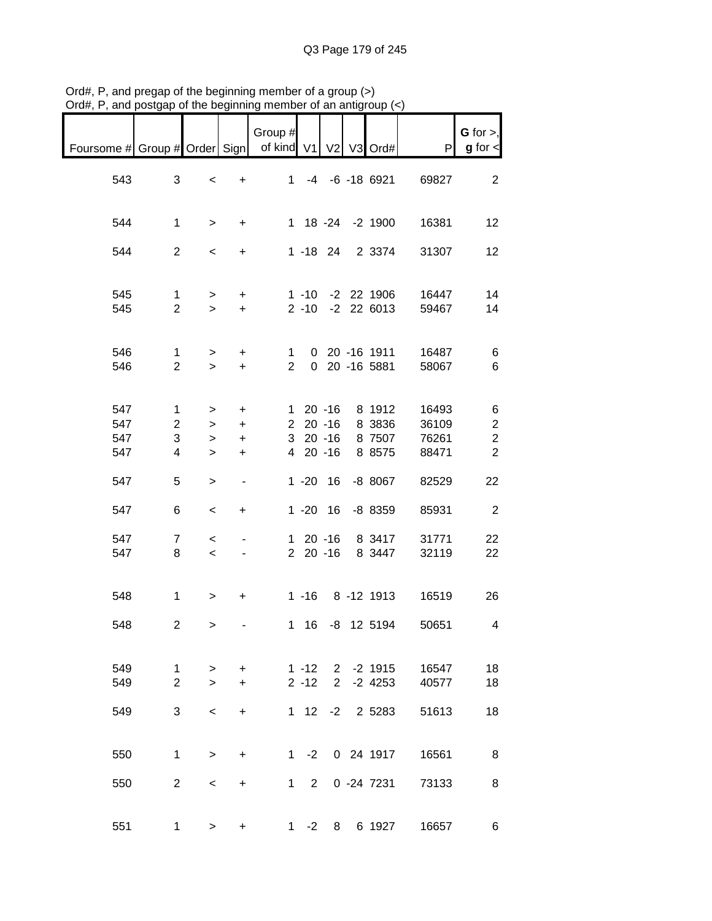Ord#, P, and pregap of the beginning member of a group (>)
Ord#, P, and postgap of the beginning member of an antigroup (<)

| Foursome # | Group # | Order | Sign | Group # of kind | V1 | V2 | V3 | Ord# | P | G for >, g for < |
|---|---|---|---|---|---|---|---|---|---|---|
| 543 | 3 | < | + | 1 | -4 | -6 | -18 | 6921 | 69827 | 2 |
| 544 | 1 | > | + | 1 | 18 | -24 | -2 | 1900 | 16381 | 12 |
| 544 | 2 | < | + | 1 | -18 | 24 | 2 | 3374 | 31307 | 12 |
| 545 | 1 | > | + | 1 | -10 | -2 | 22 | 1906 | 16447 | 14 |
| 545 | 2 | > | + | 2 | -10 | -2 | 22 | 6013 | 59467 | 14 |
| 546 | 1 | > | + | 1 | 0 | 20 | -16 | 1911 | 16487 | 6 |
| 546 | 2 | > | + | 2 | 0 | 20 | -16 | 5881 | 58067 | 6 |
| 547 | 1 | > | + | 1 | 20 | -16 | 8 | 1912 | 16493 | 6 |
| 547 | 2 | > | + | 2 | 20 | -16 | 8 | 3836 | 36109 | 2 |
| 547 | 3 | > | + | 3 | 20 | -16 | 8 | 7507 | 76261 | 2 |
| 547 | 4 | > | + | 4 | 20 | -16 | 8 | 8575 | 88471 | 2 |
| 547 | 5 | > | - | 1 | -20 | 16 | -8 | 8067 | 82529 | 22 |
| 547 | 6 | < | + | 1 | -20 | 16 | -8 | 8359 | 85931 | 2 |
| 547 | 7 | < | - | 1 | 20 | -16 | 8 | 3417 | 31771 | 22 |
| 547 | 8 | < | - | 2 | 20 | -16 | 8 | 3447 | 32119 | 22 |
| 548 | 1 | > | + | 1 | -16 | 8 | -12 | 1913 | 16519 | 26 |
| 548 | 2 | > | - | 1 | 16 | -8 | 12 | 5194 | 50651 | 4 |
| 549 | 1 | > | + | 1 | -12 | 2 | -2 | 1915 | 16547 | 18 |
| 549 | 2 | > | + | 2 | -12 | 2 | -2 | 4253 | 40577 | 18 |
| 549 | 3 | < | + | 1 | 12 | -2 | 2 | 5283 | 51613 | 18 |
| 550 | 1 | > | + | 1 | -2 | 0 | 24 | 1917 | 16561 | 8 |
| 550 | 2 | < | + | 1 | 2 | 0 | -24 | 7231 | 73133 | 8 |
| 551 | 1 | > | + | 1 | -2 | 8 | 6 | 1927 | 16657 | 6 |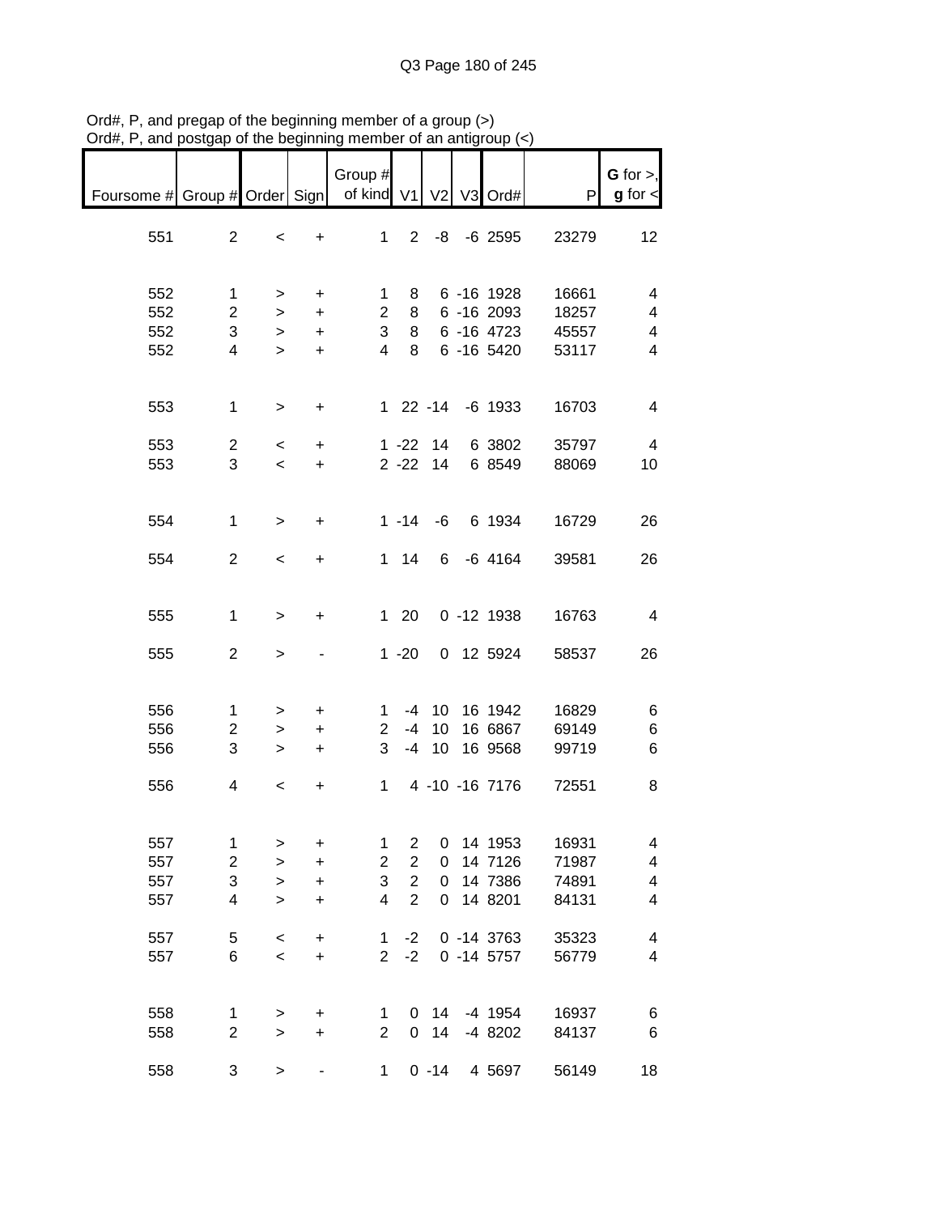Ord#, P, and pregap of the beginning member of a group (>)
Ord#, P, and postgap of the beginning member of an antigroup (<)

| Foursome # | Group # | Order | Sign | Group # of kind | V1 | V2 | V3 | Ord# | P | G for >, g for < |
|---|---|---|---|---|---|---|---|---|---|---|
| 551 | 2 | < | + | 1 | 2 | -8 | -6 | 2595 | 23279 | 12 |
| 552 | 1 | > | + | 1 | 8 | 6 | -16 | 1928 | 16661 | 4 |
| 552 | 2 | > | + | 2 | 8 | 6 | -16 | 2093 | 18257 | 4 |
| 552 | 3 | > | + | 3 | 8 | 6 | -16 | 4723 | 45557 | 4 |
| 552 | 4 | > | + | 4 | 8 | 6 | -16 | 5420 | 53117 | 4 |
| 553 | 1 | > | + | 1 | 22 | -14 | -6 | 1933 | 16703 | 4 |
| 553 | 2 | < | + | 1 | -22 | 14 | 6 | 3802 | 35797 | 4 |
| 553 | 3 | < | + | 2 | -22 | 14 | 6 | 8549 | 88069 | 10 |
| 554 | 1 | > | + | 1 | -14 | -6 | 6 | 1934 | 16729 | 26 |
| 554 | 2 | < | + | 1 | 14 | 6 | -6 | 4164 | 39581 | 26 |
| 555 | 1 | > | + | 1 | 20 | 0 | -12 | 1938 | 16763 | 4 |
| 555 | 2 | > | - | 1 | -20 | 0 | 12 | 5924 | 58537 | 26 |
| 556 | 1 | > | + | 1 | -4 | 10 | 16 | 1942 | 16829 | 6 |
| 556 | 2 | > | + | 2 | -4 | 10 | 16 | 6867 | 69149 | 6 |
| 556 | 3 | > | + | 3 | -4 | 10 | 16 | 9568 | 99719 | 6 |
| 556 | 4 | < | + | 1 | 4 | -10 | -16 | 7176 | 72551 | 8 |
| 557 | 1 | > | + | 1 | 2 | 0 | 14 | 1953 | 16931 | 4 |
| 557 | 2 | > | + | 2 | 2 | 0 | 14 | 7126 | 71987 | 4 |
| 557 | 3 | > | + | 3 | 2 | 0 | 14 | 7386 | 74891 | 4 |
| 557 | 4 | > | + | 4 | 2 | 0 | 14 | 8201 | 84131 | 4 |
| 557 | 5 | < | + | 1 | -2 | 0 | -14 | 3763 | 35323 | 4 |
| 557 | 6 | < | + | 2 | -2 | 0 | -14 | 5757 | 56779 | 4 |
| 558 | 1 | > | + | 1 | 0 | 14 | -4 | 1954 | 16937 | 6 |
| 558 | 2 | > | + | 2 | 0 | 14 | -4 | 8202 | 84137 | 6 |
| 558 | 3 | > | - | 1 | 0 | -14 | 4 | 5697 | 56149 | 18 |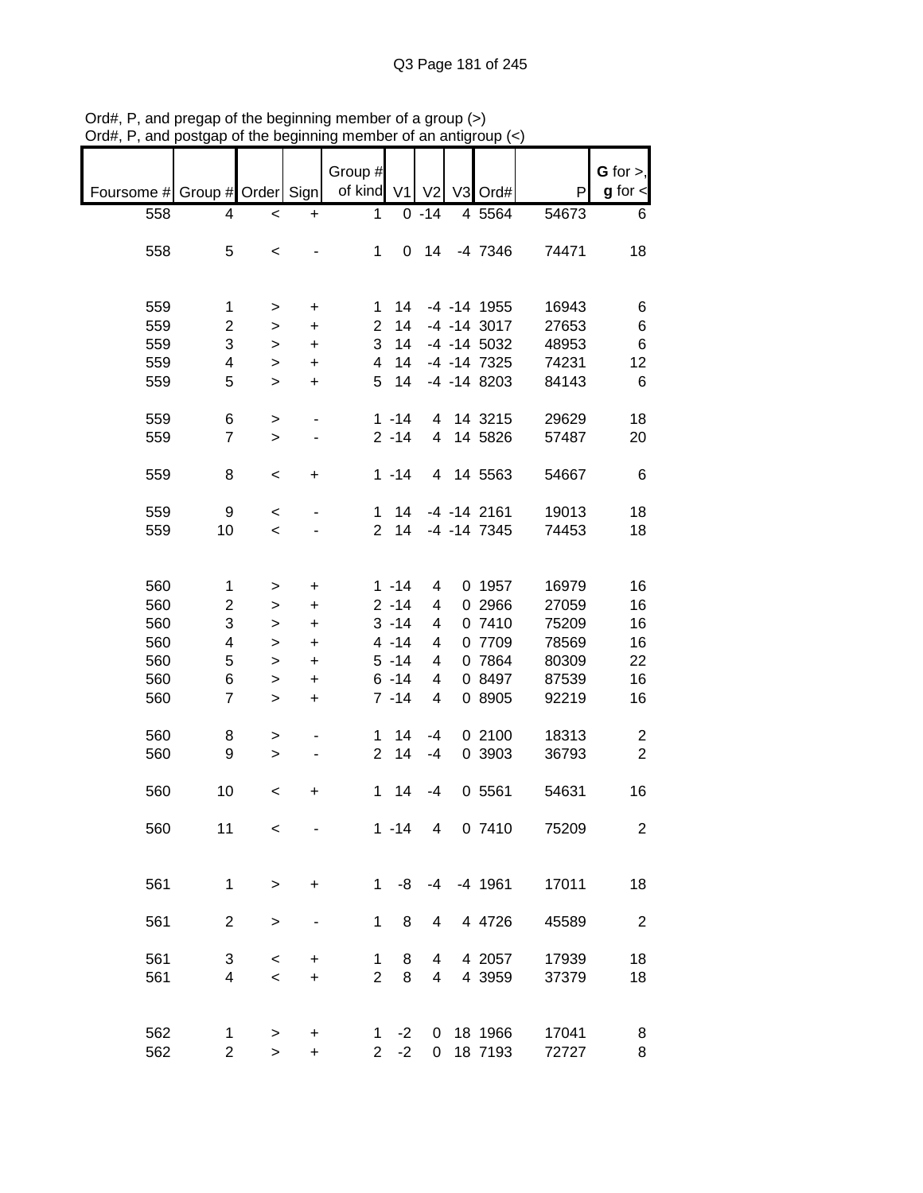Ord#, P, and pregap of the beginning member of a group (>)
Ord#, P, and postgap of the beginning member of an antigroup (<)

| Foursome # | Group # | Order | Sign | Group # of kind | V1 | V2 | V3 | Ord# | P | G for >, g for < |
|---|---|---|---|---|---|---|---|---|---|---|
| 558 | 4 | < | + | 1 | 0 | -14 | 4 | 5564 | 54673 | 6 |
| 558 | 5 | < | - | 1 | 0 | 14 | -4 | 7346 | 74471 | 18 |
| 559 | 1 | > | + | 1 | 14 | -4 | -14 | 1955 | 16943 | 6 |
| 559 | 2 | > | + | 2 | 14 | -4 | -14 | 3017 | 27653 | 6 |
| 559 | 3 | > | + | 3 | 14 | -4 | -14 | 5032 | 48953 | 6 |
| 559 | 4 | > | + | 4 | 14 | -4 | -14 | 7325 | 74231 | 12 |
| 559 | 5 | > | + | 5 | 14 | -4 | -14 | 8203 | 84143 | 6 |
| 559 | 6 | > | - | 1 | -14 | 4 | 14 | 3215 | 29629 | 18 |
| 559 | 7 | > | - | 2 | -14 | 4 | 14 | 5826 | 57487 | 20 |
| 559 | 8 | < | + | 1 | -14 | 4 | 14 | 5563 | 54667 | 6 |
| 559 | 9 | < | - | 1 | 14 | -4 | -14 | 2161 | 19013 | 18 |
| 559 | 10 | < | - | 2 | 14 | -4 | -14 | 7345 | 74453 | 18 |
| 560 | 1 | > | + | 1 | -14 | 4 | 0 | 1957 | 16979 | 16 |
| 560 | 2 | > | + | 2 | -14 | 4 | 0 | 2966 | 27059 | 16 |
| 560 | 3 | > | + | 3 | -14 | 4 | 0 | 7410 | 75209 | 16 |
| 560 | 4 | > | + | 4 | -14 | 4 | 0 | 7709 | 78569 | 16 |
| 560 | 5 | > | + | 5 | -14 | 4 | 0 | 7864 | 80309 | 22 |
| 560 | 6 | > | + | 6 | -14 | 4 | 0 | 8497 | 87539 | 16 |
| 560 | 7 | > | + | 7 | -14 | 4 | 0 | 8905 | 92219 | 16 |
| 560 | 8 | > | - | 1 | 14 | -4 | 0 | 2100 | 18313 | 2 |
| 560 | 9 | > | - | 2 | 14 | -4 | 0 | 3903 | 36793 | 2 |
| 560 | 10 | < | + | 1 | 14 | -4 | 0 | 5561 | 54631 | 16 |
| 560 | 11 | < | - | 1 | -14 | 4 | 0 | 7410 | 75209 | 2 |
| 561 | 1 | > | + | 1 | -8 | -4 | -4 | 1961 | 17011 | 18 |
| 561 | 2 | > | - | 1 | 8 | 4 | 4 | 4726 | 45589 | 2 |
| 561 | 3 | < | + | 1 | 8 | 4 | 4 | 2057 | 17939 | 18 |
| 561 | 4 | < | + | 2 | 8 | 4 | 4 | 3959 | 37379 | 18 |
| 562 | 1 | > | + | 1 | -2 | 0 | 18 | 1966 | 17041 | 8 |
| 562 | 2 | > | + | 2 | -2 | 0 | 18 | 7193 | 72727 | 8 |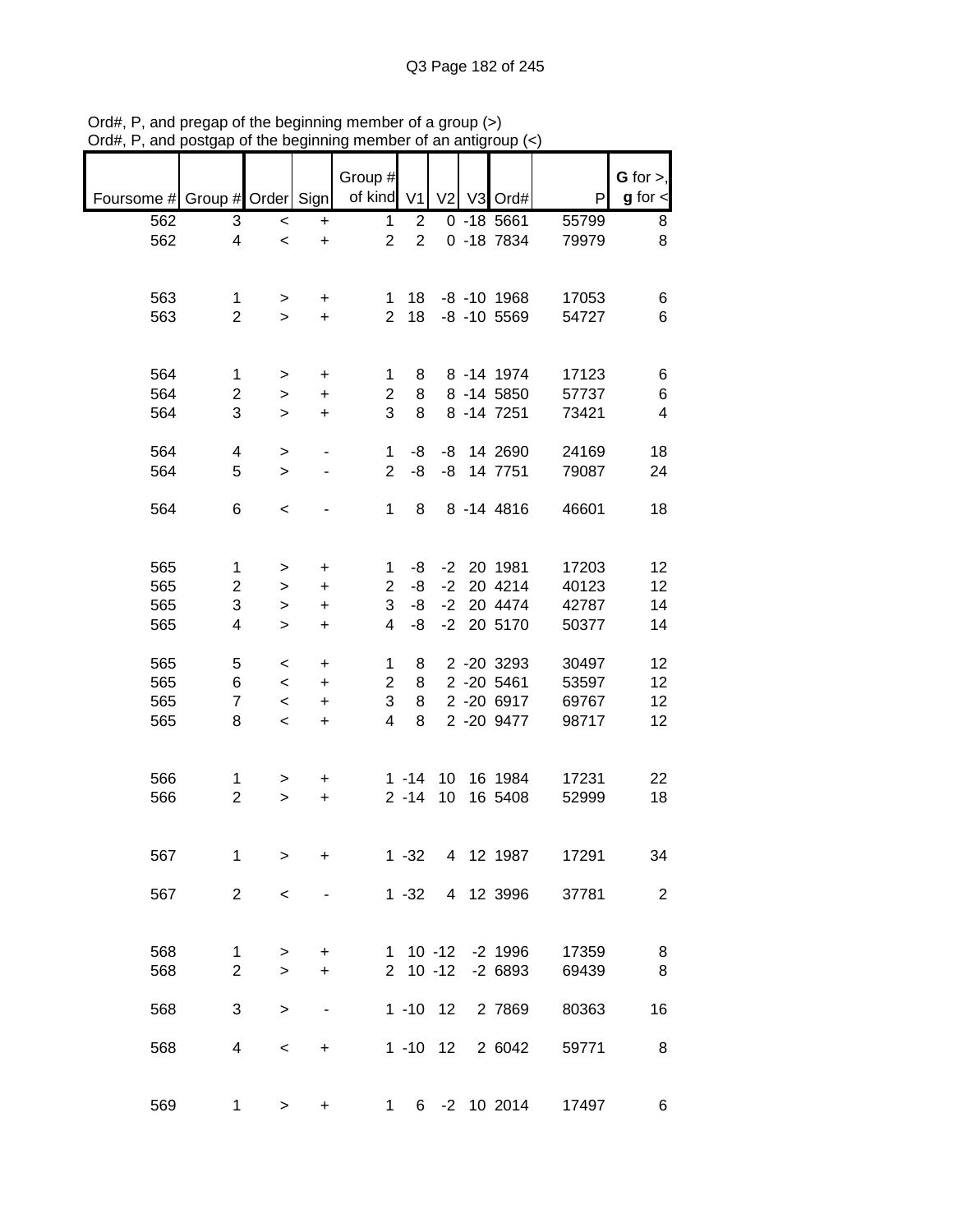Ord#, P, and pregap of the beginning member of a group (>)
Ord#, P, and postgap of the beginning member of an antigroup (<)

| Foursome # | Group # | Order | Sign | Group # of kind | V1 | V2 | V3 | Ord# | P | G for >, g for < |
|---|---|---|---|---|---|---|---|---|---|---|
| 562 | 3 | < | + | 1 | 2 | 0 | -18 | 5661 | 55799 | 8 |
| 562 | 4 | < | + | 2 | 2 | 0 | -18 | 7834 | 79979 | 8 |
| | | | | | | | | | | |
| 563 | 1 | > | + | 1 | 18 | -8 | -10 | 1968 | 17053 | 6 |
| 563 | 2 | > | + | 2 | 18 | -8 | -10 | 5569 | 54727 | 6 |
| | | | | | | | | | | |
| 564 | 1 | > | + | 1 | 8 | 8 | -14 | 1974 | 17123 | 6 |
| 564 | 2 | > | + | 2 | 8 | 8 | -14 | 5850 | 57737 | 6 |
| 564 | 3 | > | + | 3 | 8 | 8 | -14 | 7251 | 73421 | 4 |
| | | | | | | | | | | |
| 564 | 4 | > | - | 1 | -8 | -8 | 14 | 2690 | 24169 | 18 |
| 564 | 5 | > | - | 2 | -8 | -8 | 14 | 7751 | 79087 | 24 |
| | | | | | | | | | | |
| 564 | 6 | < | - | 1 | 8 | 8 | -14 | 4816 | 46601 | 18 |
| | | | | | | | | | | |
| 565 | 1 | > | + | 1 | -8 | -2 | 20 | 1981 | 17203 | 12 |
| 565 | 2 | > | + | 2 | -8 | -2 | 20 | 4214 | 40123 | 12 |
| 565 | 3 | > | + | 3 | -8 | -2 | 20 | 4474 | 42787 | 14 |
| 565 | 4 | > | + | 4 | -8 | -2 | 20 | 5170 | 50377 | 14 |
| | | | | | | | | | | |
| 565 | 5 | < | + | 1 | 8 | 2 | -20 | 3293 | 30497 | 12 |
| 565 | 6 | < | + | 2 | 8 | 2 | -20 | 5461 | 53597 | 12 |
| 565 | 7 | < | + | 3 | 8 | 2 | -20 | 6917 | 69767 | 12 |
| 565 | 8 | < | + | 4 | 8 | 2 | -20 | 9477 | 98717 | 12 |
| | | | | | | | | | | |
| 566 | 1 | > | + | 1 | -14 | 10 | 16 | 1984 | 17231 | 22 |
| 566 | 2 | > | + | 2 | -14 | 10 | 16 | 5408 | 52999 | 18 |
| | | | | | | | | | | |
| 567 | 1 | > | + | 1 | -32 | 4 | 12 | 1987 | 17291 | 34 |
| | | | | | | | | | | |
| 567 | 2 | < | - | 1 | -32 | 4 | 12 | 3996 | 37781 | 2 |
| | | | | | | | | | | |
| 568 | 1 | > | + | 1 | 10 | -12 | -2 | 1996 | 17359 | 8 |
| 568 | 2 | > | + | 2 | 10 | -12 | -2 | 6893 | 69439 | 8 |
| | | | | | | | | | | |
| 568 | 3 | > | - | 1 | -10 | 12 | 2 | 7869 | 80363 | 16 |
| | | | | | | | | | | |
| 568 | 4 | < | + | 1 | -10 | 12 | 2 | 6042 | 59771 | 8 |
| | | | | | | | | | | |
| 569 | 1 | > | + | 1 | 6 | -2 | 10 | 2014 | 17497 | 6 |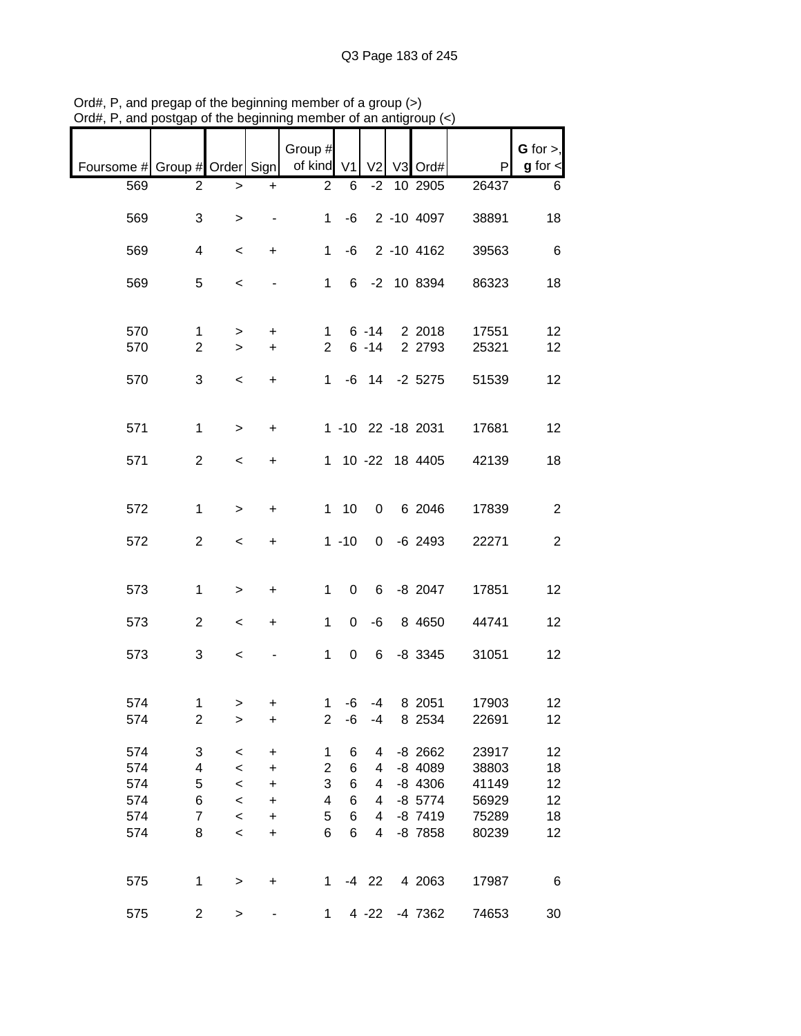Ord#, P, and pregap of the beginning member of a group (>)
Ord#, P, and postgap of the beginning member of an antigroup (<)

| Foursome # | Group # | Order | Sign | Group # of kind | V1 | V2 | V3 | Ord# | P | G for >, g for < |
|---|---|---|---|---|---|---|---|---|---|---|
| 569 | 2 | > | + | 2 | 6 | -2 | 10 | 2905 | 26437 | 6 |
| 569 | 3 | > | - | 1 | -6 | 2 | -10 | 4097 | 38891 | 18 |
| 569 | 4 | < | + | 1 | -6 | 2 | -10 | 4162 | 39563 | 6 |
| 569 | 5 | < | - | 1 | 6 | -2 | 10 | 8394 | 86323 | 18 |
| 570 | 1 | > | + | 1 | 6 | -14 | 2 | 2018 | 17551 | 12 |
| 570 | 2 | > | + | 2 | 6 | -14 | 2 | 2793 | 25321 | 12 |
| 570 | 3 | < | + | 1 | -6 | 14 | -2 | 5275 | 51539 | 12 |
| 571 | 1 | > | + | 1 | -10 | 22 | -18 | 2031 | 17681 | 12 |
| 571 | 2 | < | + | 1 | 10 | -22 | 18 | 4405 | 42139 | 18 |
| 572 | 1 | > | + | 1 | 10 | 0 | 6 | 2046 | 17839 | 2 |
| 572 | 2 | < | + | 1 | -10 | 0 | -6 | 2493 | 22271 | 2 |
| 573 | 1 | > | + | 1 | 0 | 6 | -8 | 2047 | 17851 | 12 |
| 573 | 2 | < | + | 1 | 0 | -6 | 8 | 4650 | 44741 | 12 |
| 573 | 3 | < | - | 1 | 0 | 6 | -8 | 3345 | 31051 | 12 |
| 574 | 1 | > | + | 1 | -6 | -4 | 8 | 2051 | 17903 | 12 |
| 574 | 2 | > | + | 2 | -6 | -4 | 8 | 2534 | 22691 | 12 |
| 574 | 3 | < | + | 1 | 6 | 4 | -8 | 2662 | 23917 | 12 |
| 574 | 4 | < | + | 2 | 6 | 4 | -8 | 4089 | 38803 | 18 |
| 574 | 5 | < | + | 3 | 6 | 4 | -8 | 4306 | 41149 | 12 |
| 574 | 6 | < | + | 4 | 6 | 4 | -8 | 5774 | 56929 | 12 |
| 574 | 7 | < | + | 5 | 6 | 4 | -8 | 7419 | 75289 | 18 |
| 574 | 8 | < | + | 6 | 6 | 4 | -8 | 7858 | 80239 | 12 |
| 575 | 1 | > | + | 1 | -4 | 22 | 4 | 2063 | 17987 | 6 |
| 575 | 2 | > | - | 1 | 4 | -22 | -4 | 7362 | 74653 | 30 |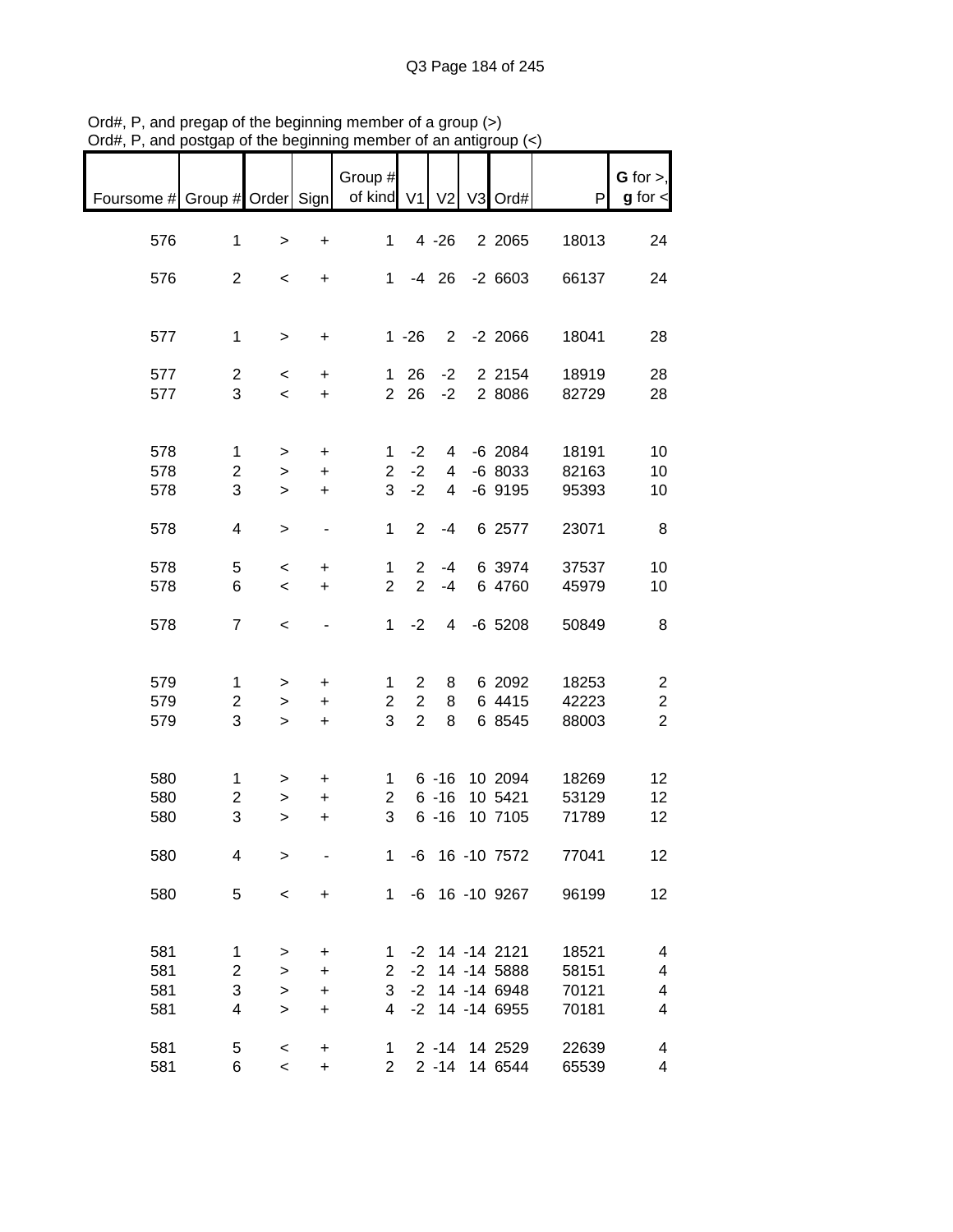Ord#, P, and pregap of the beginning member of a group (>)
Ord#, P, and postgap of the beginning member of an antigroup (<)

| Foursome # | Group # | Order | Sign | Group # of kind | V1 | V2 | V3 | Ord# | P | G for >, g for < |
|---|---|---|---|---|---|---|---|---|---|---|
| 576 | 1 | > | + | 1 | 4 | -26 | 2 | 2065 | 18013 | 24 |
| 576 | 2 | < | + | 1 | -4 | 26 | -2 | 6603 | 66137 | 24 |
| 577 | 1 | > | + | 1 | -26 | 2 | -2 | 2066 | 18041 | 28 |
| 577 | 2 | < | + | 1 | 26 | -2 | 2 | 2154 | 18919 | 28 |
| 577 | 3 | < | + | 2 | 26 | -2 | 2 | 8086 | 82729 | 28 |
| 578 | 1 | > | + | 1 | -2 | 4 | -6 | 2084 | 18191 | 10 |
| 578 | 2 | > | + | 2 | -2 | 4 | -6 | 8033 | 82163 | 10 |
| 578 | 3 | > | + | 3 | -2 | 4 | -6 | 9195 | 95393 | 10 |
| 578 | 4 | > | - | 1 | 2 | -4 | 6 | 2577 | 23071 | 8 |
| 578 | 5 | < | + | 1 | 2 | -4 | 6 | 3974 | 37537 | 10 |
| 578 | 6 | < | + | 2 | 2 | -4 | 6 | 4760 | 45979 | 10 |
| 578 | 7 | < | - | 1 | -2 | 4 | -6 | 5208 | 50849 | 8 |
| 579 | 1 | > | + | 1 | 2 | 8 | 6 | 2092 | 18253 | 2 |
| 579 | 2 | > | + | 2 | 2 | 8 | 6 | 4415 | 42223 | 2 |
| 579 | 3 | > | + | 3 | 2 | 8 | 6 | 8545 | 88003 | 2 |
| 580 | 1 | > | + | 1 | 6 | -16 | 10 | 2094 | 18269 | 12 |
| 580 | 2 | > | + | 2 | 6 | -16 | 10 | 5421 | 53129 | 12 |
| 580 | 3 | > | + | 3 | 6 | -16 | 10 | 7105 | 71789 | 12 |
| 580 | 4 | > | - | 1 | -6 | 16 | -10 | 7572 | 77041 | 12 |
| 580 | 5 | < | + | 1 | -6 | 16 | -10 | 9267 | 96199 | 12 |
| 581 | 1 | > | + | 1 | -2 | 14 | -14 | 2121 | 18521 | 4 |
| 581 | 2 | > | + | 2 | -2 | 14 | -14 | 5888 | 58151 | 4 |
| 581 | 3 | > | + | 3 | -2 | 14 | -14 | 6948 | 70121 | 4 |
| 581 | 4 | > | + | 4 | -2 | 14 | -14 | 6955 | 70181 | 4 |
| 581 | 5 | < | + | 1 | 2 | -14 | 14 | 2529 | 22639 | 4 |
| 581 | 6 | < | + | 2 | 2 | -14 | 14 | 6544 | 65539 | 4 |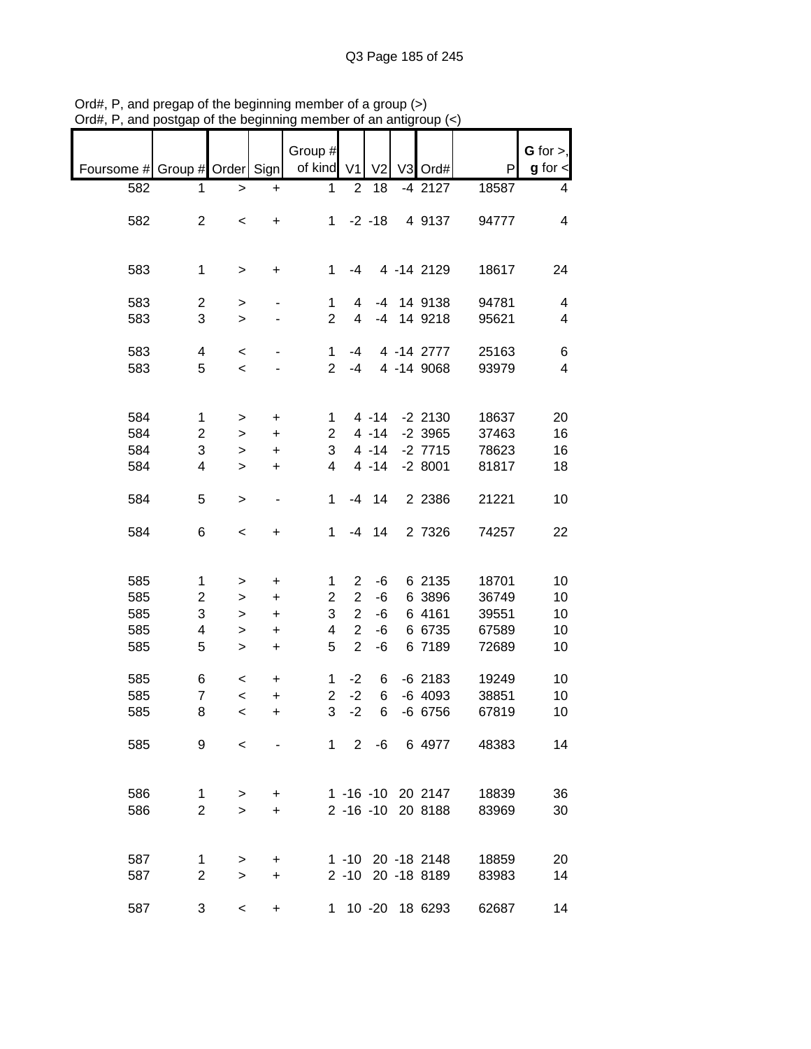Ord#, P, and pregap of the beginning member of a group (>)
Ord#, P, and postgap of the beginning member of an antigroup (<)

| Foursome # | Group # | Order | Sign | Group # of kind | V1 | V2 | V3 | Ord# | P | G for >, g for < |
|---|---|---|---|---|---|---|---|---|---|---|
| 582 | 1 | > | + | 1 | 2 | 18 | -4 | 2127 | 18587 | 4 |
| 582 | 2 | < | + | 1 | -2 | -18 | 4 | 9137 | 94777 | 4 |
| 583 | 1 | > | + | 1 | -4 | 4 | -14 | 2129 | 18617 | 24 |
| 583 | 2 | > | - | 1 | 4 | -4 | 14 | 9138 | 94781 | 4 |
| 583 | 3 | > | - | 2 | 4 | -4 | 14 | 9218 | 95621 | 4 |
| 583 | 4 | < | - | 1 | -4 | 4 | -14 | 2777 | 25163 | 6 |
| 583 | 5 | < | - | 2 | -4 | 4 | -14 | 9068 | 93979 | 4 |
| 584 | 1 | > | + | 1 | 4 | -14 | -2 | 2130 | 18637 | 20 |
| 584 | 2 | > | + | 2 | 4 | -14 | -2 | 3965 | 37463 | 16 |
| 584 | 3 | > | + | 3 | 4 | -14 | -2 | 7715 | 78623 | 16 |
| 584 | 4 | > | + | 4 | 4 | -14 | -2 | 8001 | 81817 | 18 |
| 584 | 5 | > | - | 1 | -4 | 14 | 2 | 2386 | 21221 | 10 |
| 584 | 6 | < | + | 1 | -4 | 14 | 2 | 7326 | 74257 | 22 |
| 585 | 1 | > | + | 1 | 2 | -6 | 6 | 2135 | 18701 | 10 |
| 585 | 2 | > | + | 2 | 2 | -6 | 6 | 3896 | 36749 | 10 |
| 585 | 3 | > | + | 3 | 2 | -6 | 6 | 4161 | 39551 | 10 |
| 585 | 4 | > | + | 4 | 2 | -6 | 6 | 6735 | 67589 | 10 |
| 585 | 5 | > | + | 5 | 2 | -6 | 6 | 7189 | 72689 | 10 |
| 585 | 6 | < | + | 1 | -2 | 6 | -6 | 2183 | 19249 | 10 |
| 585 | 7 | < | + | 2 | -2 | 6 | -6 | 4093 | 38851 | 10 |
| 585 | 8 | < | + | 3 | -2 | 6 | -6 | 6756 | 67819 | 10 |
| 585 | 9 | < | - | 1 | 2 | -6 | 6 | 4977 | 48383 | 14 |
| 586 | 1 | > | + | 1 | -16 | -10 | 20 | 2147 | 18839 | 36 |
| 586 | 2 | > | + | 2 | -16 | -10 | 20 | 8188 | 83969 | 30 |
| 587 | 1 | > | + | 1 | -10 | 20 | -18 | 2148 | 18859 | 20 |
| 587 | 2 | > | + | 2 | -10 | 20 | -18 | 8189 | 83983 | 14 |
| 587 | 3 | < | + | 1 | 10 | -20 | 18 | 6293 | 62687 | 14 |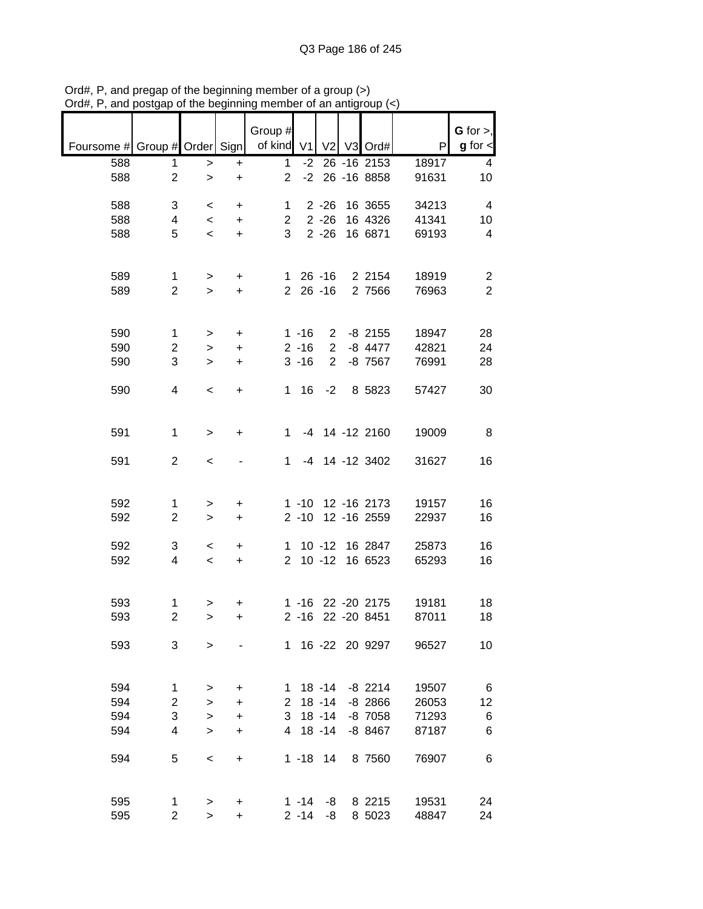Ord#, P, and pregap of the beginning member of a group (>)
Ord#, P, and postgap of the beginning member of an antigroup (<)

| Foursome # | Group # | Order | Sign | Group # of kind | V1 | V2 | V3 | Ord# | P | G for >, g for < |
|---|---|---|---|---|---|---|---|---|---|---|
| 588 | 1 | > | + | 1 | -2 | 26 | -16 | 2153 | 18917 | 4 |
| 588 | 2 | > | + | 2 | -2 | 26 | -16 | 8858 | 91631 | 10 |
| | | | | | | | | | | |
| 588 | 3 | < | + | 1 | 2 | -26 | 16 | 3655 | 34213 | 4 |
| 588 | 4 | < | + | 2 | 2 | -26 | 16 | 4326 | 41341 | 10 |
| 588 | 5 | < | + | 3 | 2 | -26 | 16 | 6871 | 69193 | 4 |
| | | | | | | | | | | |
| 589 | 1 | > | + | 1 | 26 | -16 | 2 | 2154 | 18919 | 2 |
| 589 | 2 | > | + | 2 | 26 | -16 | 2 | 7566 | 76963 | 2 |
| | | | | | | | | | | |
| 590 | 1 | > | + | 1 | -16 | 2 | -8 | 2155 | 18947 | 28 |
| 590 | 2 | > | + | 2 | -16 | 2 | -8 | 4477 | 42821 | 24 |
| 590 | 3 | > | + | 3 | -16 | 2 | -8 | 7567 | 76991 | 28 |
| | | | | | | | | | | |
| 590 | 4 | < | + | 1 | 16 | -2 | 8 | 5823 | 57427 | 30 |
| | | | | | | | | | | |
| 591 | 1 | > | + | 1 | -4 | 14 | -12 | 2160 | 19009 | 8 |
| | | | | | | | | | | |
| 591 | 2 | < | - | 1 | -4 | 14 | -12 | 3402 | 31627 | 16 |
| | | | | | | | | | | |
| 592 | 1 | > | + | 1 | -10 | 12 | -16 | 2173 | 19157 | 16 |
| 592 | 2 | > | + | 2 | -10 | 12 | -16 | 2559 | 22937 | 16 |
| | | | | | | | | | | |
| 592 | 3 | < | + | 1 | 10 | -12 | 16 | 2847 | 25873 | 16 |
| 592 | 4 | < | + | 2 | 10 | -12 | 16 | 6523 | 65293 | 16 |
| | | | | | | | | | | |
| 593 | 1 | > | + | 1 | -16 | 22 | -20 | 2175 | 19181 | 18 |
| 593 | 2 | > | + | 2 | -16 | 22 | -20 | 8451 | 87011 | 18 |
| | | | | | | | | | | |
| 593 | 3 | > | - | 1 | 16 | -22 | 20 | 9297 | 96527 | 10 |
| | | | | | | | | | | |
| 594 | 1 | > | + | 1 | 18 | -14 | -8 | 2214 | 19507 | 6 |
| 594 | 2 | > | + | 2 | 18 | -14 | -8 | 2866 | 26053 | 12 |
| 594 | 3 | > | + | 3 | 18 | -14 | -8 | 7058 | 71293 | 6 |
| 594 | 4 | > | + | 4 | 18 | -14 | -8 | 8467 | 87187 | 6 |
| | | | | | | | | | | |
| 594 | 5 | < | + | 1 | -18 | 14 | 8 | 7560 | 76907 | 6 |
| | | | | | | | | | | |
| 595 | 1 | > | + | 1 | -14 | -8 | 8 | 2215 | 19531 | 24 |
| 595 | 2 | > | + | 2 | -14 | -8 | 8 | 5023 | 48847 | 24 |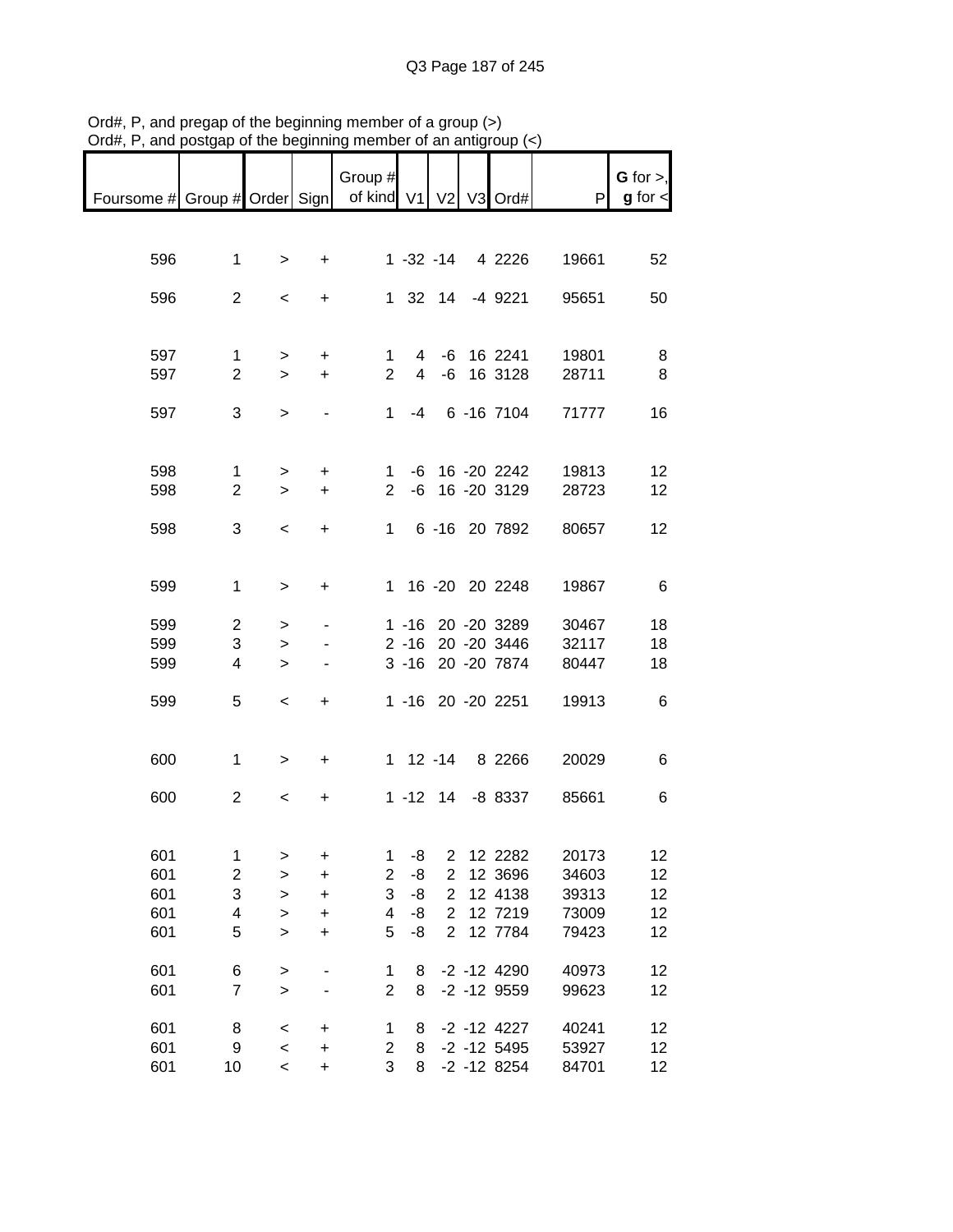Ord#, P, and pregap of the beginning member of a group (>)
Ord#, P, and postgap of the beginning member of an antigroup (<)

| Foursome # | Group # | Order | Sign | Group # of kind | V1 | V2 | V3 | Ord# | P | G for >, g for < |
|---|---|---|---|---|---|---|---|---|---|---|
| 596 | 1 | > | + | 1 | -32 | -14 | 4 | 2226 | 19661 | 52 |
| 596 | 2 | < | + | 1 | 32 | 14 | -4 | 9221 | 95651 | 50 |
| 597 | 1 | > | + | 1 | 4 | -6 | 16 | 2241 | 19801 | 8 |
| 597 | 2 | > | + | 2 | 4 | -6 | 16 | 3128 | 28711 | 8 |
| 597 | 3 | > | - | 1 | -4 | 6 | -16 | 7104 | 71777 | 16 |
| 598 | 1 | > | + | 1 | -6 | 16 | -20 | 2242 | 19813 | 12 |
| 598 | 2 | > | + | 2 | -6 | 16 | -20 | 3129 | 28723 | 12 |
| 598 | 3 | < | + | 1 | 6 | -16 | 20 | 7892 | 80657 | 12 |
| 599 | 1 | > | + | 1 | 16 | -20 | 20 | 2248 | 19867 | 6 |
| 599 | 2 | > | - | 1 | -16 | 20 | -20 | 3289 | 30467 | 18 |
| 599 | 3 | > | - | 2 | -16 | 20 | -20 | 3446 | 32117 | 18 |
| 599 | 4 | > | - | 3 | -16 | 20 | -20 | 7874 | 80447 | 18 |
| 599 | 5 | < | + | 1 | -16 | 20 | -20 | 2251 | 19913 | 6 |
| 600 | 1 | > | + | 1 | 12 | -14 | 8 | 2266 | 20029 | 6 |
| 600 | 2 | < | + | 1 | -12 | 14 | -8 | 8337 | 85661 | 6 |
| 601 | 1 | > | + | 1 | -8 | 2 | 12 | 2282 | 20173 | 12 |
| 601 | 2 | > | + | 2 | -8 | 2 | 12 | 3696 | 34603 | 12 |
| 601 | 3 | > | + | 3 | -8 | 2 | 12 | 4138 | 39313 | 12 |
| 601 | 4 | > | + | 4 | -8 | 2 | 12 | 7219 | 73009 | 12 |
| 601 | 5 | > | + | 5 | -8 | 2 | 12 | 7784 | 79423 | 12 |
| 601 | 6 | > | - | 1 | 8 | -2 | -12 | 4290 | 40973 | 12 |
| 601 | 7 | > | - | 2 | 8 | -2 | -12 | 9559 | 99623 | 12 |
| 601 | 8 | < | + | 1 | 8 | -2 | -12 | 4227 | 40241 | 12 |
| 601 | 9 | < | + | 2 | 8 | -2 | -12 | 5495 | 53927 | 12 |
| 601 | 10 | < | + | 3 | 8 | -2 | -12 | 8254 | 84701 | 12 |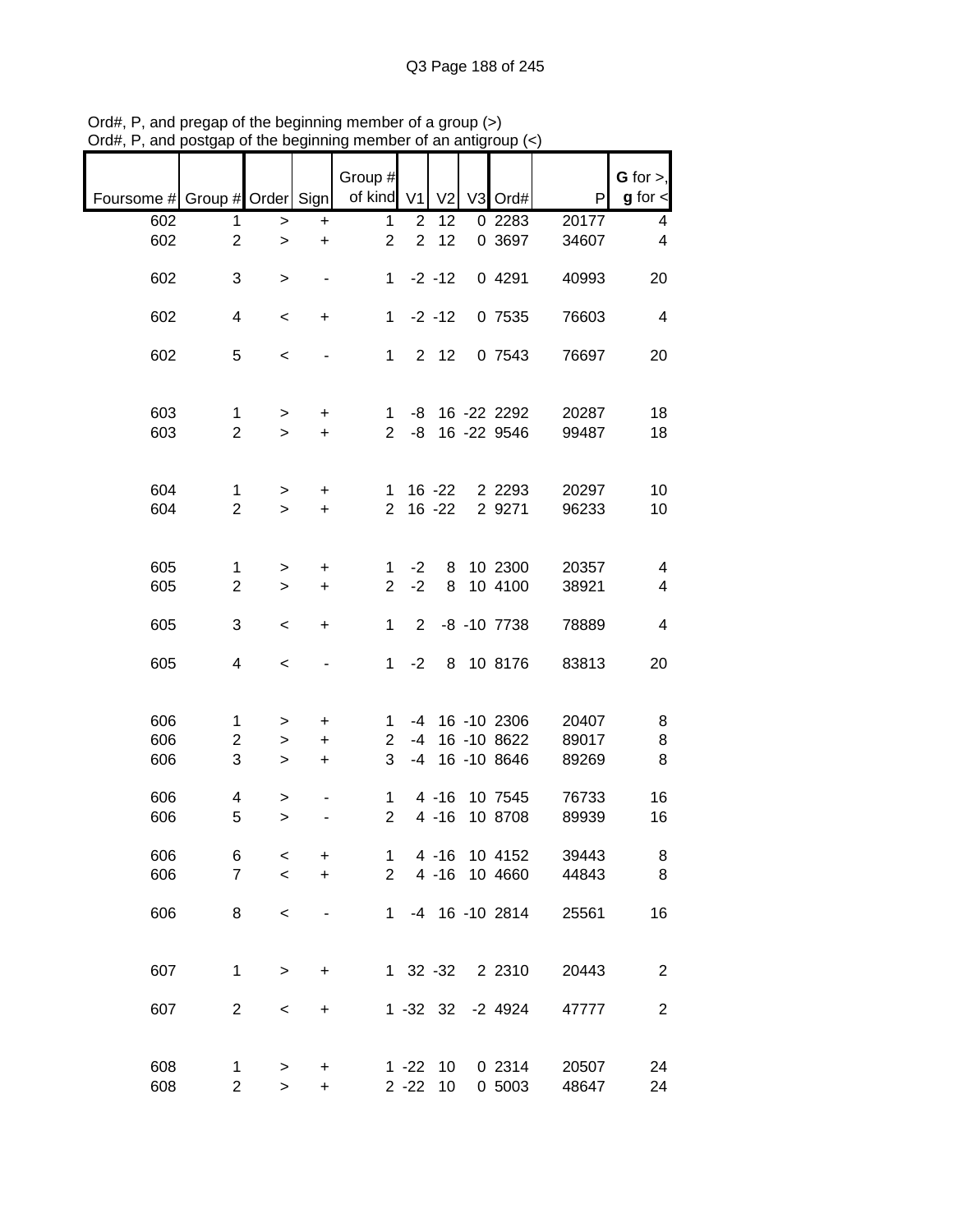Ord#, P, and pregap of the beginning member of a group (>)
Ord#, P, and postgap of the beginning member of an antigroup (<)

| Foursome # | Group # | Order | Sign | Group # of kind | V1 | V2 | V3 | Ord# | P | G for >, g for < |
|---|---|---|---|---|---|---|---|---|---|---|
| 602 | 1 | > | + | 1 | 2 | 12 | 0 | 2283 | 20177 | 4 |
| 602 | 2 | > | + | 2 | 2 | 12 | 0 | 3697 | 34607 | 4 |
| 602 | 3 | > | - | 1 | -2 | -12 | 0 | 4291 | 40993 | 20 |
| 602 | 4 | < | + | 1 | -2 | -12 | 0 | 7535 | 76603 | 4 |
| 602 | 5 | < | - | 1 | 2 | 12 | 0 | 7543 | 76697 | 20 |
| 603 | 1 | > | + | 1 | -8 | 16 | -22 | 2292 | 20287 | 18 |
| 603 | 2 | > | + | 2 | -8 | 16 | -22 | 9546 | 99487 | 18 |
| 604 | 1 | > | + | 1 | 16 | -22 | 2 | 2293 | 20297 | 10 |
| 604 | 2 | > | + | 2 | 16 | -22 | 2 | 9271 | 96233 | 10 |
| 605 | 1 | > | + | 1 | -2 | 8 | 10 | 2300 | 20357 | 4 |
| 605 | 2 | > | + | 2 | -2 | 8 | 10 | 4100 | 38921 | 4 |
| 605 | 3 | < | + | 1 | 2 | -8 | -10 | 7738 | 78889 | 4 |
| 605 | 4 | < | - | 1 | -2 | 8 | 10 | 8176 | 83813 | 20 |
| 606 | 1 | > | + | 1 | -4 | 16 | -10 | 2306 | 20407 | 8 |
| 606 | 2 | > | + | 2 | -4 | 16 | -10 | 8622 | 89017 | 8 |
| 606 | 3 | > | + | 3 | -4 | 16 | -10 | 8646 | 89269 | 8 |
| 606 | 4 | > | - | 1 | 4 | -16 | 10 | 7545 | 76733 | 16 |
| 606 | 5 | > | - | 2 | 4 | -16 | 10 | 8708 | 89939 | 16 |
| 606 | 6 | < | + | 1 | 4 | -16 | 10 | 4152 | 39443 | 8 |
| 606 | 7 | < | + | 2 | 4 | -16 | 10 | 4660 | 44843 | 8 |
| 606 | 8 | < | - | 1 | -4 | 16 | -10 | 2814 | 25561 | 16 |
| 607 | 1 | > | + | 1 | 32 | -32 | 2 | 2310 | 20443 | 2 |
| 607 | 2 | < | + | 1 | -32 | 32 | -2 | 4924 | 47777 | 2 |
| 608 | 1 | > | + | 1 | -22 | 10 | 0 | 2314 | 20507 | 24 |
| 608 | 2 | > | + | 2 | -22 | 10 | 0 | 5003 | 48647 | 24 |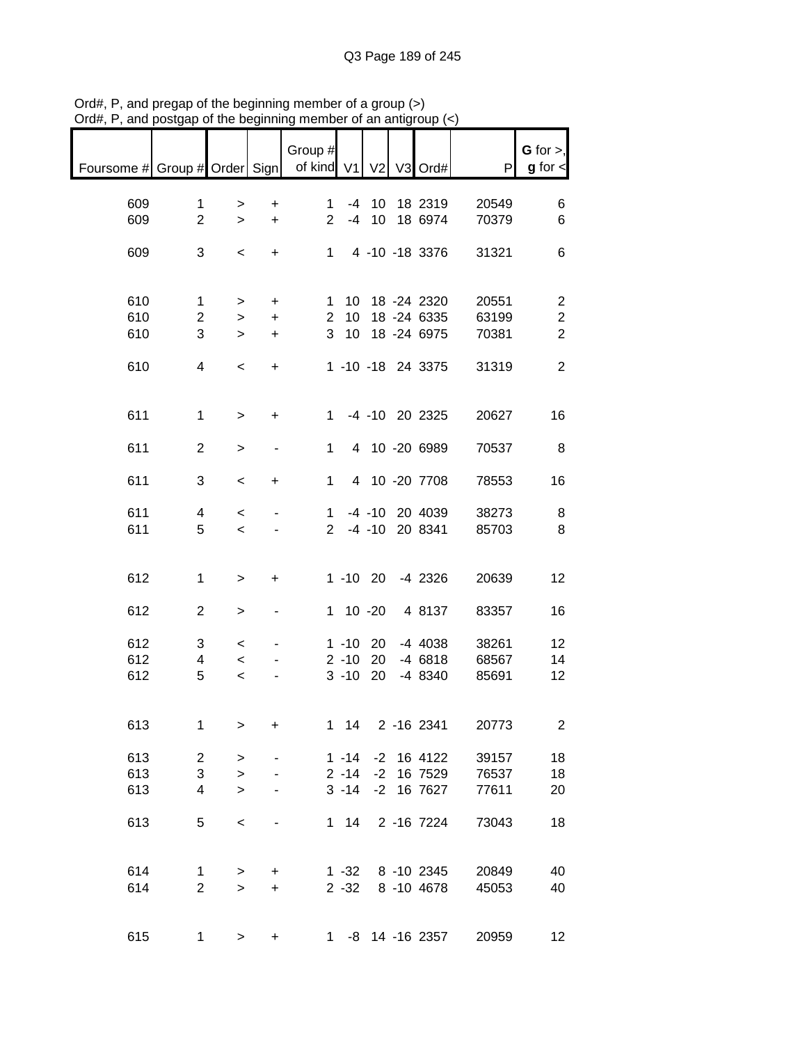Ord#, P, and pregap of the beginning member of a group (>)
Ord#, P, and postgap of the beginning member of an antigroup (<)

| Foursome # | Group # | Order | Sign | Group # of kind | V1 | V2 | V3 | Ord# | P | G for >, g for < |
|---|---|---|---|---|---|---|---|---|---|---|
| 609 | 1 | > | + | 1 | -4 | 10 | 18 | 2319 | 20549 | 6 |
| 609 | 2 | > | + | 2 | -4 | 10 | 18 | 6974 | 70379 | 6 |
| 609 | 3 | < | + | 1 | 4 | -10 | -18 | 3376 | 31321 | 6 |
| 610 | 1 | > | + | 1 | 10 | 18 | -24 | 2320 | 20551 | 2 |
| 610 | 2 | > | + | 2 | 10 | 18 | -24 | 6335 | 63199 | 2 |
| 610 | 3 | > | + | 3 | 10 | 18 | -24 | 6975 | 70381 | 2 |
| 610 | 4 | < | + | 1 | -10 | -18 | 24 | 3375 | 31319 | 2 |
| 611 | 1 | > | + | 1 | -4 | -10 | 20 | 2325 | 20627 | 16 |
| 611 | 2 | > | - | 1 | 4 | 10 | -20 | 6989 | 70537 | 8 |
| 611 | 3 | < | + | 1 | 4 | 10 | -20 | 7708 | 78553 | 16 |
| 611 | 4 | < | - | 1 | -4 | -10 | 20 | 4039 | 38273 | 8 |
| 611 | 5 | < | - | 2 | -4 | -10 | 20 | 8341 | 85703 | 8 |
| 612 | 1 | > | + | 1 | -10 | 20 | -4 | 2326 | 20639 | 12 |
| 612 | 2 | > | - | 1 | 10 | -20 | 4 | 8137 | 83357 | 16 |
| 612 | 3 | < | - | 1 | -10 | 20 | -4 | 4038 | 38261 | 12 |
| 612 | 4 | < | - | 2 | -10 | 20 | -4 | 6818 | 68567 | 14 |
| 612 | 5 | < | - | 3 | -10 | 20 | -4 | 8340 | 85691 | 12 |
| 613 | 1 | > | + | 1 | 14 | 2 | -16 | 2341 | 20773 | 2 |
| 613 | 2 | > | - | 1 | -14 | -2 | 16 | 4122 | 39157 | 18 |
| 613 | 3 | > | - | 2 | -14 | -2 | 16 | 7529 | 76537 | 18 |
| 613 | 4 | > | - | 3 | -14 | -2 | 16 | 7627 | 77611 | 20 |
| 613 | 5 | < | - | 1 | 14 | 2 | -16 | 7224 | 73043 | 18 |
| 614 | 1 | > | + | 1 | -32 | 8 | -10 | 2345 | 20849 | 40 |
| 614 | 2 | > | + | 2 | -32 | 8 | -10 | 4678 | 45053 | 40 |
| 615 | 1 | > | + | 1 | -8 | 14 | -16 | 2357 | 20959 | 12 |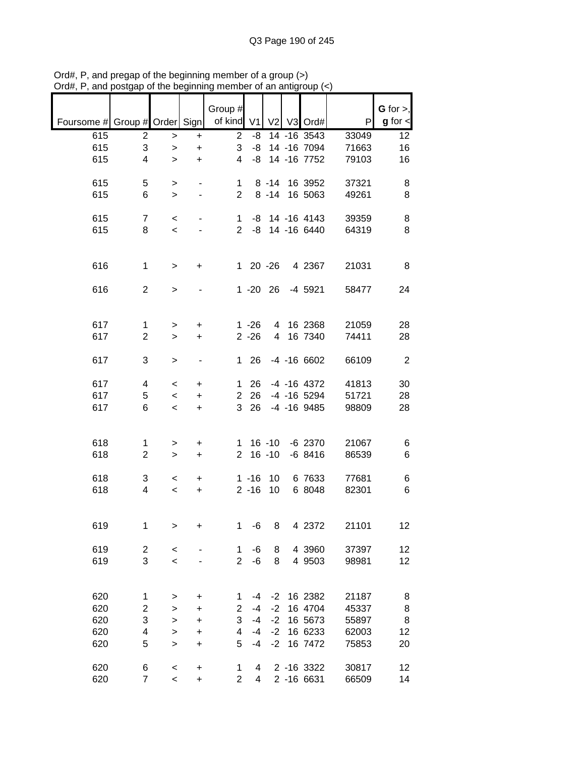Ord#, P, and pregap of the beginning member of a group (>)
Ord#, P, and postgap of the beginning member of an antigroup (<)

| Foursome # | Group # | Order | Sign | Group # of kind | V1 | V2 | V3 | Ord# | P | G for >, g for < |
|---|---|---|---|---|---|---|---|---|---|---|
| 615 | 2 | > | + | 2 | -8 | 14 | -16 | 3543 | 33049 | 12 |
| 615 | 3 | > | + | 3 | -8 | 14 | -16 | 7094 | 71663 | 16 |
| 615 | 4 | > | + | 4 | -8 | 14 | -16 | 7752 | 79103 | 16 |
| | | | | | | | | | | |
| 615 | 5 | > | - | 1 | 8 | -14 | 16 | 3952 | 37321 | 8 |
| 615 | 6 | > | - | 2 | 8 | -14 | 16 | 5063 | 49261 | 8 |
| | | | | | | | | | | |
| 615 | 7 | < | - | 1 | -8 | 14 | -16 | 4143 | 39359 | 8 |
| 615 | 8 | < | - | 2 | -8 | 14 | -16 | 6440 | 64319 | 8 |
| | | | | | | | | | | |
| 616 | 1 | > | + | 1 | 20 | -26 | 4 | 2367 | 21031 | 8 |
| | | | | | | | | | | |
| 616 | 2 | > | - | 1 | -20 | 26 | -4 | 5921 | 58477 | 24 |
| | | | | | | | | | | |
| 617 | 1 | > | + | 1 | -26 | 4 | 16 | 2368 | 21059 | 28 |
| 617 | 2 | > | + | 2 | -26 | 4 | 16 | 7340 | 74411 | 28 |
| | | | | | | | | | | |
| 617 | 3 | > | - | 1 | 26 | -4 | -16 | 6602 | 66109 | 2 |
| | | | | | | | | | | |
| 617 | 4 | < | + | 1 | 26 | -4 | -16 | 4372 | 41813 | 30 |
| 617 | 5 | < | + | 2 | 26 | -4 | -16 | 5294 | 51721 | 28 |
| 617 | 6 | < | + | 3 | 26 | -4 | -16 | 9485 | 98809 | 28 |
| | | | | | | | | | | |
| 618 | 1 | > | + | 1 | 16 | -10 | -6 | 2370 | 21067 | 6 |
| 618 | 2 | > | + | 2 | 16 | -10 | -6 | 8416 | 86539 | 6 |
| | | | | | | | | | | |
| 618 | 3 | < | + | 1 | -16 | 10 | 6 | 7633 | 77681 | 6 |
| 618 | 4 | < | + | 2 | -16 | 10 | 6 | 8048 | 82301 | 6 |
| | | | | | | | | | | |
| 619 | 1 | > | + | 1 | -6 | 8 | 4 | 2372 | 21101 | 12 |
| | | | | | | | | | | |
| 619 | 2 | < | - | 1 | -6 | 8 | 4 | 3960 | 37397 | 12 |
| 619 | 3 | < | - | 2 | -6 | 8 | 4 | 9503 | 98981 | 12 |
| | | | | | | | | | | |
| 620 | 1 | > | + | 1 | -4 | -2 | 16 | 2382 | 21187 | 8 |
| 620 | 2 | > | + | 2 | -4 | -2 | 16 | 4704 | 45337 | 8 |
| 620 | 3 | > | + | 3 | -4 | -2 | 16 | 5673 | 55897 | 8 |
| 620 | 4 | > | + | 4 | -4 | -2 | 16 | 6233 | 62003 | 12 |
| 620 | 5 | > | + | 5 | -4 | -2 | 16 | 7472 | 75853 | 20 |
| | | | | | | | | | | |
| 620 | 6 | < | + | 1 | 4 | 2 | -16 | 3322 | 30817 | 12 |
| 620 | 7 | < | + | 2 | 4 | 2 | -16 | 6631 | 66509 | 14 |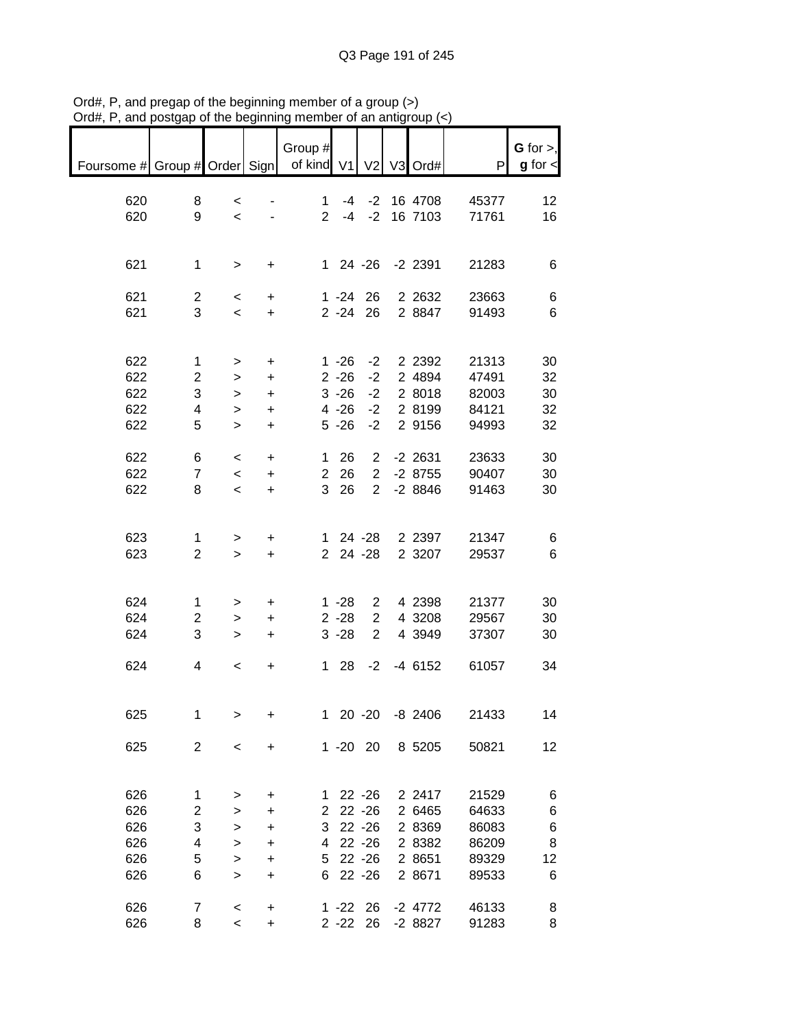Ord#, P, and pregap of the beginning member of a group (>)
Ord#, P, and postgap of the beginning member of an antigroup (<)

| Foursome # | Group # | Order | Sign | Group # of kind | V1 | V2 | V3 | Ord# | P | G for >, g for < |
|---|---|---|---|---|---|---|---|---|---|---|
| 620 | 8 | < | - | 1 | -4 | -2 | 16 | 4708 | 45377 | 12 |
| 620 | 9 | < | - | 2 | -4 | -2 | 16 | 7103 | 71761 | 16 |
| | | | | | | | | | | |
| 621 | 1 | > | + | 1 | 24 | -26 | -2 | 2391 | 21283 | 6 |
| | | | | | | | | | | |
| 621 | 2 | < | + | 1 | -24 | 26 | 2 | 2632 | 23663 | 6 |
| 621 | 3 | < | + | 2 | -24 | 26 | 2 | 8847 | 91493 | 6 |
| | | | | | | | | | | |
| 622 | 1 | > | + | 1 | -26 | -2 | 2 | 2392 | 21313 | 30 |
| 622 | 2 | > | + | 2 | -26 | -2 | 2 | 4894 | 47491 | 32 |
| 622 | 3 | > | + | 3 | -26 | -2 | 2 | 8018 | 82003 | 30 |
| 622 | 4 | > | + | 4 | -26 | -2 | 2 | 8199 | 84121 | 32 |
| 622 | 5 | > | + | 5 | -26 | -2 | 2 | 9156 | 94993 | 32 |
| | | | | | | | | | | |
| 622 | 6 | < | + | 1 | 26 | 2 | -2 | 2631 | 23633 | 30 |
| 622 | 7 | < | + | 2 | 26 | 2 | -2 | 8755 | 90407 | 30 |
| 622 | 8 | < | + | 3 | 26 | 2 | -2 | 8846 | 91463 | 30 |
| | | | | | | | | | | |
| 623 | 1 | > | + | 1 | 24 | -28 | 2 | 2397 | 21347 | 6 |
| 623 | 2 | > | + | 2 | 24 | -28 | 2 | 3207 | 29537 | 6 |
| | | | | | | | | | | |
| 624 | 1 | > | + | 1 | -28 | 2 | 4 | 2398 | 21377 | 30 |
| 624 | 2 | > | + | 2 | -28 | 2 | 4 | 3208 | 29567 | 30 |
| 624 | 3 | > | + | 3 | -28 | 2 | 4 | 3949 | 37307 | 30 |
| | | | | | | | | | | |
| 624 | 4 | < | + | 1 | 28 | -2 | -4 | 6152 | 61057 | 34 |
| | | | | | | | | | | |
| 625 | 1 | > | + | 1 | 20 | -20 | -8 | 2406 | 21433 | 14 |
| | | | | | | | | | | |
| 625 | 2 | < | + | 1 | -20 | 20 | 8 | 5205 | 50821 | 12 |
| | | | | | | | | | | |
| 626 | 1 | > | + | 1 | 22 | -26 | 2 | 2417 | 21529 | 6 |
| 626 | 2 | > | + | 2 | 22 | -26 | 2 | 6465 | 64633 | 6 |
| 626 | 3 | > | + | 3 | 22 | -26 | 2 | 8369 | 86083 | 6 |
| 626 | 4 | > | + | 4 | 22 | -26 | 2 | 8382 | 86209 | 8 |
| 626 | 5 | > | + | 5 | 22 | -26 | 2 | 8651 | 89329 | 12 |
| 626 | 6 | > | + | 6 | 22 | -26 | 2 | 8671 | 89533 | 6 |
| | | | | | | | | | | |
| 626 | 7 | < | + | 1 | -22 | 26 | -2 | 4772 | 46133 | 8 |
| 626 | 8 | < | + | 2 | -22 | 26 | -2 | 8827 | 91283 | 8 |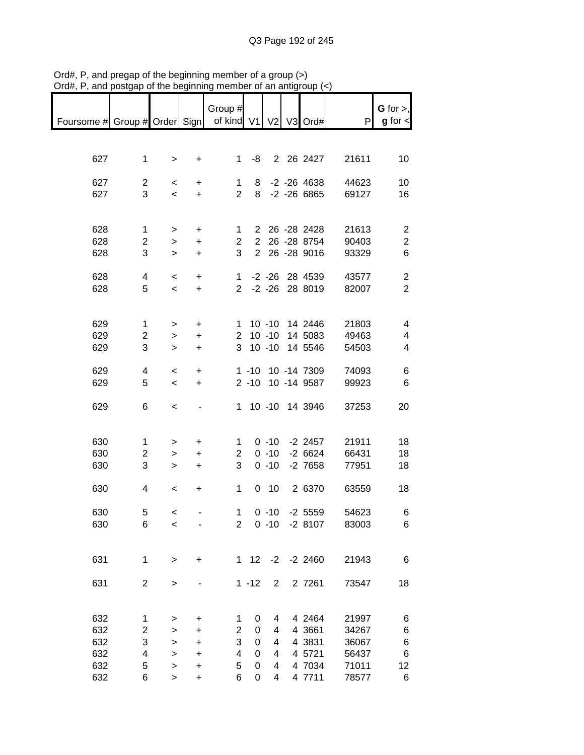Ord#, P, and pregap of the beginning member of a group (>)
Ord#, P, and postgap of the beginning member of an antigroup (<)

| Foursome # | Group # | Order | Sign | Group # of kind | V1 | V2 | V3 | Ord# | P | **G** for >, **g** for < |
|---|---|---|---|---|---|---|---|---|---|---|
| 627 | 1 | > | + | 1 | -8 | 2 | 26 | 2427 | 21611 | 10 |
| 627 | 2 | < | + | 1 | 8 | -2 | -26 | 4638 | 44623 | 10 |
| 627 | 3 | < | + | 2 | 8 | -2 | -26 | 6865 | 69127 | 16 |
| 628 | 1 | > | + | 1 | 2 | 26 | -28 | 2428 | 21613 | 2 |
| 628 | 2 | > | + | 2 | 2 | 26 | -28 | 8754 | 90403 | 2 |
| 628 | 3 | > | + | 3 | 2 | 26 | -28 | 9016 | 93329 | 6 |
| 628 | 4 | < | + | 1 | -2 | -26 | 28 | 4539 | 43577 | 2 |
| 628 | 5 | < | + | 2 | -2 | -26 | 28 | 8019 | 82007 | 2 |
| 629 | 1 | > | + | 1 | 10 | -10 | 14 | 2446 | 21803 | 4 |
| 629 | 2 | > | + | 2 | 10 | -10 | 14 | 5083 | 49463 | 4 |
| 629 | 3 | > | + | 3 | 10 | -10 | 14 | 5546 | 54503 | 4 |
| 629 | 4 | < | + | 1 | -10 | 10 | -14 | 7309 | 74093 | 6 |
| 629 | 5 | < | + | 2 | -10 | 10 | -14 | 9587 | 99923 | 6 |
| 629 | 6 | < | - | 1 | 10 | -10 | 14 | 3946 | 37253 | 20 |
| 630 | 1 | > | + | 1 | 0 | -10 | -2 | 2457 | 21911 | 18 |
| 630 | 2 | > | + | 2 | 0 | -10 | -2 | 6624 | 66431 | 18 |
| 630 | 3 | > | + | 3 | 0 | -10 | -2 | 7658 | 77951 | 18 |
| 630 | 4 | < | + | 1 | 0 | 10 | 2 | 6370 | 63559 | 18 |
| 630 | 5 | < | - | 1 | 0 | -10 | -2 | 5559 | 54623 | 6 |
| 630 | 6 | < | - | 2 | 0 | -10 | -2 | 8107 | 83003 | 6 |
| 631 | 1 | > | + | 1 | 12 | -2 | -2 | 2460 | 21943 | 6 |
| 631 | 2 | > | - | 1 | -12 | 2 | 2 | 7261 | 73547 | 18 |
| 632 | 1 | > | + | 1 | 0 | 4 | 4 | 2464 | 21997 | 6 |
| 632 | 2 | > | + | 2 | 0 | 4 | 4 | 3661 | 34267 | 6 |
| 632 | 3 | > | + | 3 | 0 | 4 | 4 | 3831 | 36067 | 6 |
| 632 | 4 | > | + | 4 | 0 | 4 | 4 | 5721 | 56437 | 6 |
| 632 | 5 | > | + | 5 | 0 | 4 | 4 | 7034 | 71011 | 12 |
| 632 | 6 | > | + | 6 | 0 | 4 | 4 | 7711 | 78577 | 6 |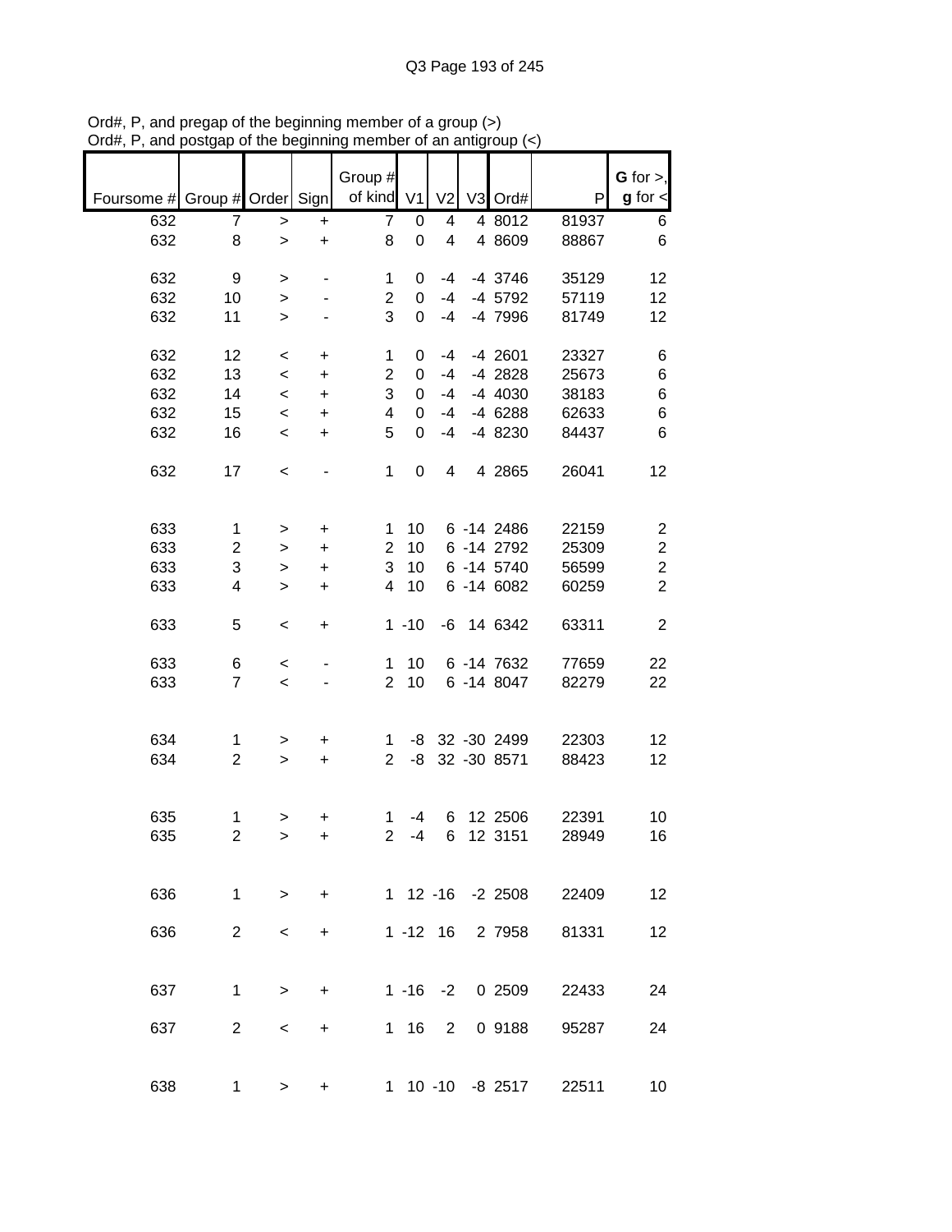Ord#, P, and pregap of the beginning member of a group (>)
Ord#, P, and postgap of the beginning member of an antigroup (<)

| Foursome # | Group # | Order | Sign | Group # of kind | V1 | V2 | V3 | Ord# | P | G for >, g for < |
|---|---|---|---|---|---|---|---|---|---|---|
| 632 | 7 | > | + | 7 | 0 | 4 | 4 | 8012 | 81937 | 6 |
| 632 | 8 | > | + | 8 | 0 | 4 | 4 | 8609 | 88867 | 6 |
| | | | | | | | | | | |
| 632 | 9 | > | - | 1 | 0 | -4 | -4 | 3746 | 35129 | 12 |
| 632 | 10 | > | - | 2 | 0 | -4 | -4 | 5792 | 57119 | 12 |
| 632 | 11 | > | - | 3 | 0 | -4 | -4 | 7996 | 81749 | 12 |
| | | | | | | | | | | |
| 632 | 12 | < | + | 1 | 0 | -4 | -4 | 2601 | 23327 | 6 |
| 632 | 13 | < | + | 2 | 0 | -4 | -4 | 2828 | 25673 | 6 |
| 632 | 14 | < | + | 3 | 0 | -4 | -4 | 4030 | 38183 | 6 |
| 632 | 15 | < | + | 4 | 0 | -4 | -4 | 6288 | 62633 | 6 |
| 632 | 16 | < | + | 5 | 0 | -4 | -4 | 8230 | 84437 | 6 |
| | | | | | | | | | | |
| 632 | 17 | < | - | 1 | 0 | 4 | 4 | 2865 | 26041 | 12 |
| | | | | | | | | | | |
| 633 | 1 | > | + | 1 | 10 | 6 | -14 | 2486 | 22159 | 2 |
| 633 | 2 | > | + | 2 | 10 | 6 | -14 | 2792 | 25309 | 2 |
| 633 | 3 | > | + | 3 | 10 | 6 | -14 | 5740 | 56599 | 2 |
| 633 | 4 | > | + | 4 | 10 | 6 | -14 | 6082 | 60259 | 2 |
| | | | | | | | | | | |
| 633 | 5 | < | + | 1 | -10 | -6 | 14 | 6342 | 63311 | 2 |
| | | | | | | | | | | |
| 633 | 6 | < | - | 1 | 10 | 6 | -14 | 7632 | 77659 | 22 |
| 633 | 7 | < | - | 2 | 10 | 6 | -14 | 8047 | 82279 | 22 |
| | | | | | | | | | | |
| 634 | 1 | > | + | 1 | -8 | 32 | -30 | 2499 | 22303 | 12 |
| 634 | 2 | > | + | 2 | -8 | 32 | -30 | 8571 | 88423 | 12 |
| | | | | | | | | | | |
| 635 | 1 | > | + | 1 | -4 | 6 | 12 | 2506 | 22391 | 10 |
| 635 | 2 | > | + | 2 | -4 | 6 | 12 | 3151 | 28949 | 16 |
| | | | | | | | | | | |
| 636 | 1 | > | + | 1 | 12 | -16 | -2 | 2508 | 22409 | 12 |
| | | | | | | | | | | |
| 636 | 2 | < | + | 1 | -12 | 16 | 2 | 7958 | 81331 | 12 |
| | | | | | | | | | | |
| 637 | 1 | > | + | 1 | -16 | -2 | 0 | 2509 | 22433 | 24 |
| | | | | | | | | | | |
| 637 | 2 | < | + | 1 | 16 | 2 | 0 | 9188 | 95287 | 24 |
| | | | | | | | | | | |
| 638 | 1 | > | + | 1 | 10 | -10 | -8 | 2517 | 22511 | 10 |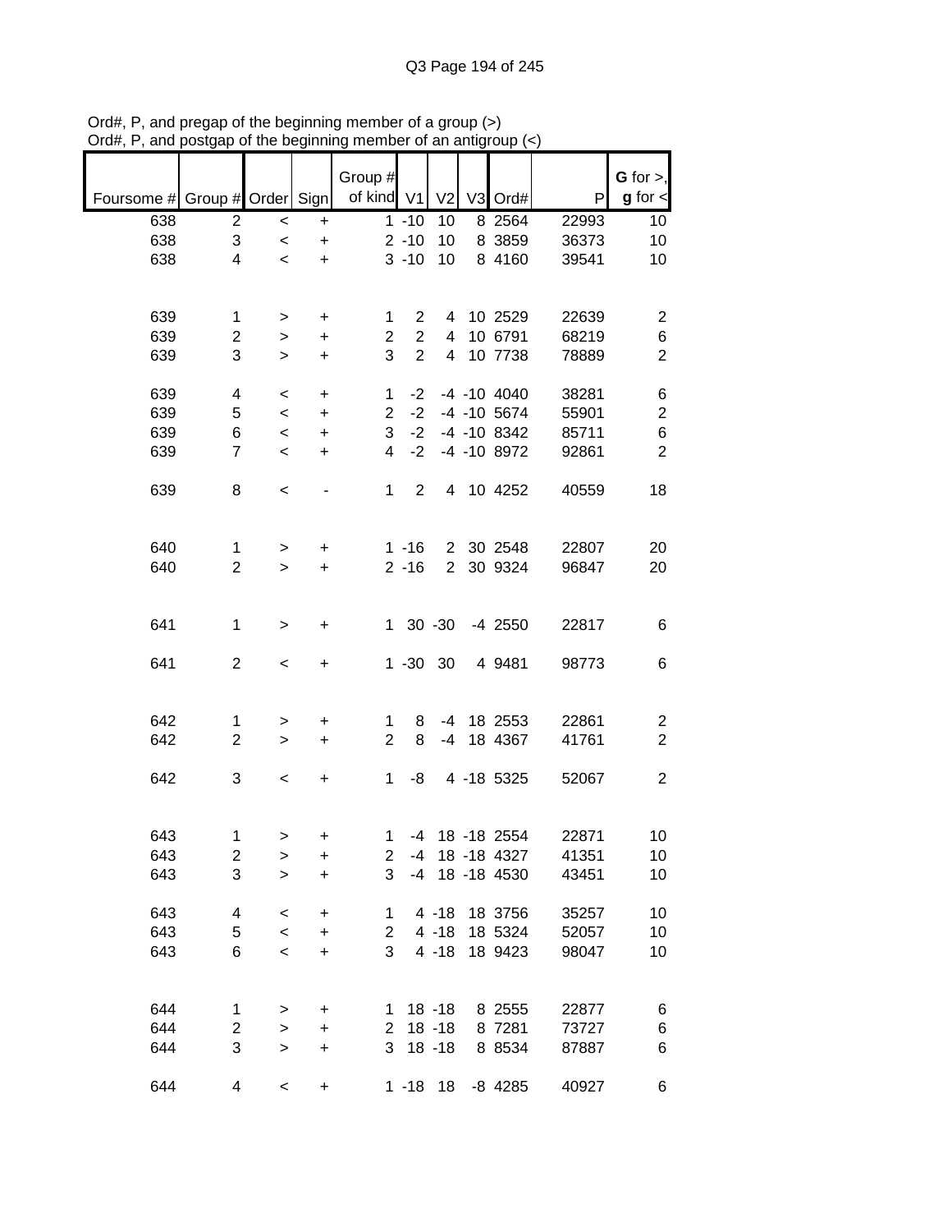Ord#, P, and pregap of the beginning member of a group (>)
Ord#, P, and postgap of the beginning member of an antigroup (<)

| Foursome # | Group # | Order | Sign | Group # of kind | V1 | V2 | V3 | Ord# | P | G for >, g for < |
|---|---|---|---|---|---|---|---|---|---|---|
| 638 | 2 | < | + | 1 | -10 | 10 | 8 | 2564 | 22993 | 10 |
| 638 | 3 | < | + | 2 | -10 | 10 | 8 | 3859 | 36373 | 10 |
| 638 | 4 | < | + | 3 | -10 | 10 | 8 | 4160 | 39541 | 10 |
| | | | | | | | | | | |
| 639 | 1 | > | + | 1 | 2 | 4 | 10 | 2529 | 22639 | 2 |
| 639 | 2 | > | + | 2 | 2 | 4 | 10 | 6791 | 68219 | 6 |
| 639 | 3 | > | + | 3 | 2 | 4 | 10 | 7738 | 78889 | 2 |
| | | | | | | | | | | |
| 639 | 4 | < | + | 1 | -2 | -4 | -10 | 4040 | 38281 | 6 |
| 639 | 5 | < | + | 2 | -2 | -4 | -10 | 5674 | 55901 | 2 |
| 639 | 6 | < | + | 3 | -2 | -4 | -10 | 8342 | 85711 | 6 |
| 639 | 7 | < | + | 4 | -2 | -4 | -10 | 8972 | 92861 | 2 |
| | | | | | | | | | | |
| 639 | 8 | < | - | 1 | 2 | 4 | 10 | 4252 | 40559 | 18 |
| | | | | | | | | | | |
| 640 | 1 | > | + | 1 | -16 | 2 | 30 | 2548 | 22807 | 20 |
| 640 | 2 | > | + | 2 | -16 | 2 | 30 | 9324 | 96847 | 20 |
| | | | | | | | | | | |
| 641 | 1 | > | + | 1 | 30 | -30 | -4 | 2550 | 22817 | 6 |
| | | | | | | | | | | |
| 641 | 2 | < | + | 1 | -30 | 30 | 4 | 9481 | 98773 | 6 |
| | | | | | | | | | | |
| 642 | 1 | > | + | 1 | 8 | -4 | 18 | 2553 | 22861 | 2 |
| 642 | 2 | > | + | 2 | 8 | -4 | 18 | 4367 | 41761 | 2 |
| | | | | | | | | | | |
| 642 | 3 | < | + | 1 | -8 | 4 | -18 | 5325 | 52067 | 2 |
| | | | | | | | | | | |
| 643 | 1 | > | + | 1 | -4 | 18 | -18 | 2554 | 22871 | 10 |
| 643 | 2 | > | + | 2 | -4 | 18 | -18 | 4327 | 41351 | 10 |
| 643 | 3 | > | + | 3 | -4 | 18 | -18 | 4530 | 43451 | 10 |
| | | | | | | | | | | |
| 643 | 4 | < | + | 1 | 4 | -18 | 18 | 3756 | 35257 | 10 |
| 643 | 5 | < | + | 2 | 4 | -18 | 18 | 5324 | 52057 | 10 |
| 643 | 6 | < | + | 3 | 4 | -18 | 18 | 9423 | 98047 | 10 |
| | | | | | | | | | | |
| 644 | 1 | > | + | 1 | 18 | -18 | 8 | 2555 | 22877 | 6 |
| 644 | 2 | > | + | 2 | 18 | -18 | 8 | 7281 | 73727 | 6 |
| 644 | 3 | > | + | 3 | 18 | -18 | 8 | 8534 | 87887 | 6 |
| | | | | | | | | | | |
| 644 | 4 | < | + | 1 | -18 | 18 | -8 | 4285 | 40927 | 6 |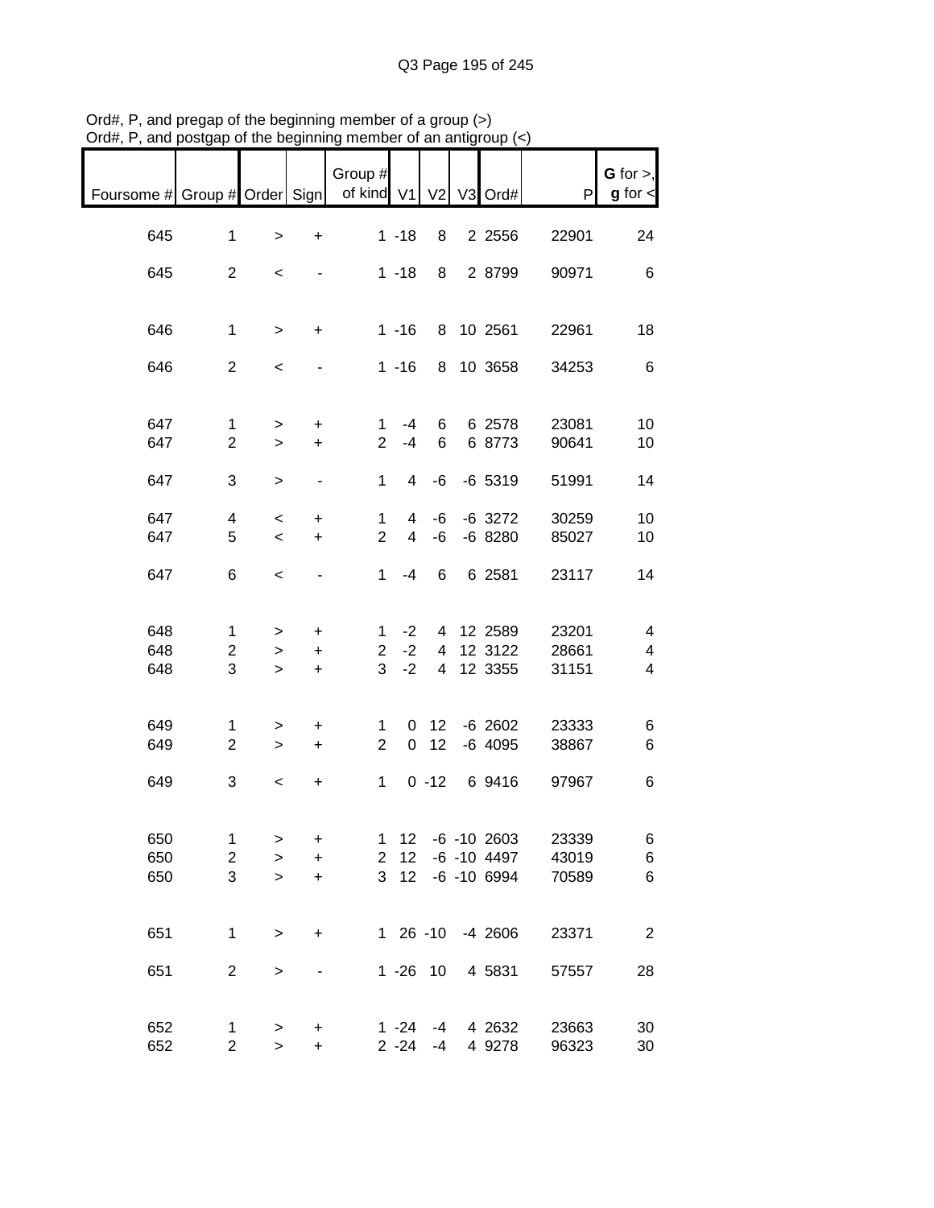Ord#, P, and pregap of the beginning member of a group (>)
Ord#, P, and postgap of the beginning member of an antigroup (<)

| Foursome # | Group # | Order | Sign | Group # of kind | V1 | V2 | V3 | Ord# | P | G for >, g for < |
|---|---|---|---|---|---|---|---|---|---|---|
| 645 | 1 | > | + | 1 | -18 | 8 | 2 | 2556 | 22901 | 24 |
| 645 | 2 | < | - | 1 | -18 | 8 | 2 | 8799 | 90971 | 6 |
| 646 | 1 | > | + | 1 | -16 | 8 | 10 | 2561 | 22961 | 18 |
| 646 | 2 | < | - | 1 | -16 | 8 | 10 | 3658 | 34253 | 6 |
| 647 | 1 | > | + | 1 | -4 | 6 | 6 | 2578 | 23081 | 10 |
| 647 | 2 | > | + | 2 | -4 | 6 | 6 | 8773 | 90641 | 10 |
| 647 | 3 | > | - | 1 | 4 | -6 | -6 | 5319 | 51991 | 14 |
| 647 | 4 | < | + | 1 | 4 | -6 | -6 | 3272 | 30259 | 10 |
| 647 | 5 | < | + | 2 | 4 | -6 | -6 | 8280 | 85027 | 10 |
| 647 | 6 | < | - | 1 | -4 | 6 | 6 | 2581 | 23117 | 14 |
| 648 | 1 | > | + | 1 | -2 | 4 | 12 | 2589 | 23201 | 4 |
| 648 | 2 | > | + | 2 | -2 | 4 | 12 | 3122 | 28661 | 4 |
| 648 | 3 | > | + | 3 | -2 | 4 | 12 | 3355 | 31151 | 4 |
| 649 | 1 | > | + | 1 | 0 | 12 | -6 | 2602 | 23333 | 6 |
| 649 | 2 | > | + | 2 | 0 | 12 | -6 | 4095 | 38867 | 6 |
| 649 | 3 | < | + | 1 | 0 | -12 | 6 | 9416 | 97967 | 6 |
| 650 | 1 | > | + | 1 | 12 | -6 | -10 | 2603 | 23339 | 6 |
| 650 | 2 | > | + | 2 | 12 | -6 | -10 | 4497 | 43019 | 6 |
| 650 | 3 | > | + | 3 | 12 | -6 | -10 | 6994 | 70589 | 6 |
| 651 | 1 | > | + | 1 | 26 | -10 | -4 | 2606 | 23371 | 2 |
| 651 | 2 | > | - | 1 | -26 | 10 | 4 | 5831 | 57557 | 28 |
| 652 | 1 | > | + | 1 | -24 | -4 | 4 | 2632 | 23663 | 30 |
| 652 | 2 | > | + | 2 | -24 | -4 | 4 | 9278 | 96323 | 30 |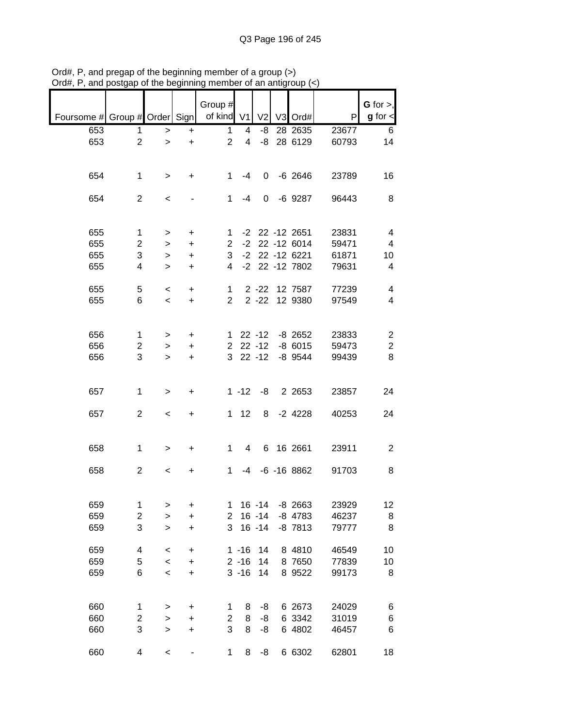Ord#, P, and pregap of the beginning member of a group (>)
Ord#, P, and postgap of the beginning member of an antigroup (<)

| Foursome # | Group # | Order | Sign | Group # of kind | V1 | V2 | V3 | Ord# | P | G for >, g for < |
|---|---|---|---|---|---|---|---|---|---|---|
| 653 | 1 | > | + | 1 | 4 | -8 | 28 | 2635 | 23677 | 6 |
| 653 | 2 | > | + | 2 | 4 | -8 | 28 | 6129 | 60793 | 14 |
| | | | | | | | | | | |
| 654 | 1 | > | + | 1 | -4 | 0 | -6 | 2646 | 23789 | 16 |
| | | | | | | | | | | |
| 654 | 2 | < | - | 1 | -4 | 0 | -6 | 9287 | 96443 | 8 |
| | | | | | | | | | | |
| 655 | 1 | > | + | 1 | -2 | 22 | -12 | 2651 | 23831 | 4 |
| 655 | 2 | > | + | 2 | -2 | 22 | -12 | 6014 | 59471 | 4 |
| 655 | 3 | > | + | 3 | -2 | 22 | -12 | 6221 | 61871 | 10 |
| 655 | 4 | > | + | 4 | -2 | 22 | -12 | 7802 | 79631 | 4 |
| | | | | | | | | | | |
| 655 | 5 | < | + | 1 | 2 | -22 | 12 | 7587 | 77239 | 4 |
| 655 | 6 | < | + | 2 | 2 | -22 | 12 | 9380 | 97549 | 4 |
| | | | | | | | | | | |
| 656 | 1 | > | + | 1 | 22 | -12 | -8 | 2652 | 23833 | 2 |
| 656 | 2 | > | + | 2 | 22 | -12 | -8 | 6015 | 59473 | 2 |
| 656 | 3 | > | + | 3 | 22 | -12 | -8 | 9544 | 99439 | 8 |
| | | | | | | | | | | |
| 657 | 1 | > | + | 1 | -12 | -8 | 2 | 2653 | 23857 | 24 |
| | | | | | | | | | | |
| 657 | 2 | < | + | 1 | 12 | 8 | -2 | 4228 | 40253 | 24 |
| | | | | | | | | | | |
| 658 | 1 | > | + | 1 | 4 | 6 | 16 | 2661 | 23911 | 2 |
| | | | | | | | | | | |
| 658 | 2 | < | + | 1 | -4 | -6 | -16 | 8862 | 91703 | 8 |
| | | | | | | | | | | |
| 659 | 1 | > | + | 1 | 16 | -14 | -8 | 2663 | 23929 | 12 |
| 659 | 2 | > | + | 2 | 16 | -14 | -8 | 4783 | 46237 | 8 |
| 659 | 3 | > | + | 3 | 16 | -14 | -8 | 7813 | 79777 | 8 |
| | | | | | | | | | | |
| 659 | 4 | < | + | 1 | -16 | 14 | 8 | 4810 | 46549 | 10 |
| 659 | 5 | < | + | 2 | -16 | 14 | 8 | 7650 | 77839 | 10 |
| 659 | 6 | < | + | 3 | -16 | 14 | 8 | 9522 | 99173 | 8 |
| | | | | | | | | | | |
| 660 | 1 | > | + | 1 | 8 | -8 | 6 | 2673 | 24029 | 6 |
| 660 | 2 | > | + | 2 | 8 | -8 | 6 | 3342 | 31019 | 6 |
| 660 | 3 | > | + | 3 | 8 | -8 | 6 | 4802 | 46457 | 6 |
| | | | | | | | | | | |
| 660 | 4 | < | - | 1 | 8 | -8 | 6 | 6302 | 62801 | 18 |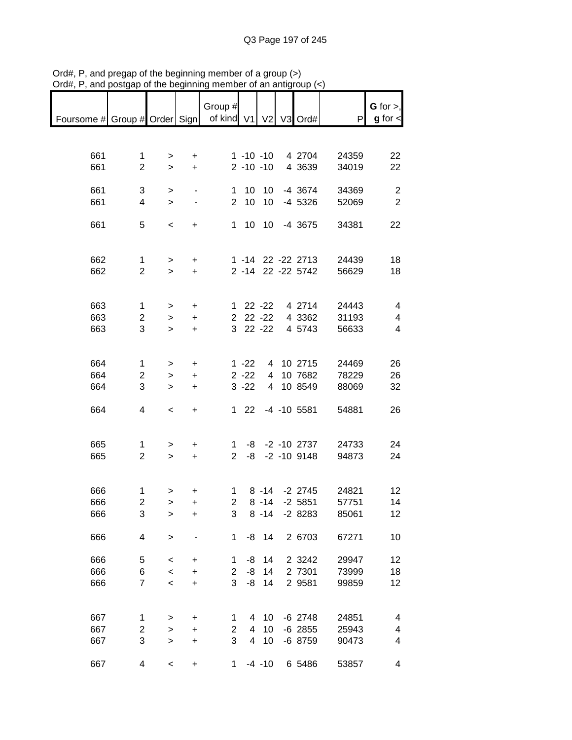Ord#, P, and pregap of the beginning member of a group (>)
Ord#, P, and postgap of the beginning member of an antigroup (<)

| Foursome # | Group # | Order | Sign | Group # of kind | V1 | V2 | V3 | Ord# | P | G for >, g for < |
|---|---|---|---|---|---|---|---|---|---|---|
| 661 | 1 | > | + | 1 | -10 | -10 | 4 | 2704 | 24359 | 22 |
| 661 | 2 | > | + | 2 | -10 | -10 | 4 | 3639 | 34019 | 22 |
| | | | | | | | | | | |
| 661 | 3 | > | - | 1 | 10 | 10 | -4 | 3674 | 34369 | 2 |
| 661 | 4 | > | - | 2 | 10 | 10 | -4 | 5326 | 52069 | 2 |
| | | | | | | | | | | |
| 661 | 5 | < | + | 1 | 10 | 10 | -4 | 3675 | 34381 | 22 |
| | | | | | | | | | | |
| 662 | 1 | > | + | 1 | -14 | 22 | -22 | 2713 | 24439 | 18 |
| 662 | 2 | > | + | 2 | -14 | 22 | -22 | 5742 | 56629 | 18 |
| | | | | | | | | | | |
| 663 | 1 | > | + | 1 | 22 | -22 | 4 | 2714 | 24443 | 4 |
| 663 | 2 | > | + | 2 | 22 | -22 | 4 | 3362 | 31193 | 4 |
| 663 | 3 | > | + | 3 | 22 | -22 | 4 | 5743 | 56633 | 4 |
| | | | | | | | | | | |
| 664 | 1 | > | + | 1 | -22 | 4 | 10 | 2715 | 24469 | 26 |
| 664 | 2 | > | + | 2 | -22 | 4 | 10 | 7682 | 78229 | 26 |
| 664 | 3 | > | + | 3 | -22 | 4 | 10 | 8549 | 88069 | 32 |
| | | | | | | | | | | |
| 664 | 4 | < | + | 1 | 22 | -4 | -10 | 5581 | 54881 | 26 |
| | | | | | | | | | | |
| 665 | 1 | > | + | 1 | -8 | -2 | -10 | 2737 | 24733 | 24 |
| 665 | 2 | > | + | 2 | -8 | -2 | -10 | 9148 | 94873 | 24 |
| | | | | | | | | | | |
| 666 | 1 | > | + | 1 | 8 | -14 | -2 | 2745 | 24821 | 12 |
| 666 | 2 | > | + | 2 | 8 | -14 | -2 | 5851 | 57751 | 14 |
| 666 | 3 | > | + | 3 | 8 | -14 | -2 | 8283 | 85061 | 12 |
| | | | | | | | | | | |
| 666 | 4 | > | - | 1 | -8 | 14 | 2 | 6703 | 67271 | 10 |
| | | | | | | | | | | |
| 666 | 5 | < | + | 1 | -8 | 14 | 2 | 3242 | 29947 | 12 |
| 666 | 6 | < | + | 2 | -8 | 14 | 2 | 7301 | 73999 | 18 |
| 666 | 7 | < | + | 3 | -8 | 14 | 2 | 9581 | 99859 | 12 |
| | | | | | | | | | | |
| 667 | 1 | > | + | 1 | 4 | 10 | -6 | 2748 | 24851 | 4 |
| 667 | 2 | > | + | 2 | 4 | 10 | -6 | 2855 | 25943 | 4 |
| 667 | 3 | > | + | 3 | 4 | 10 | -6 | 8759 | 90473 | 4 |
| | | | | | | | | | | |
| 667 | 4 | < | + | 1 | -4 | -10 | 6 | 5486 | 53857 | 4 |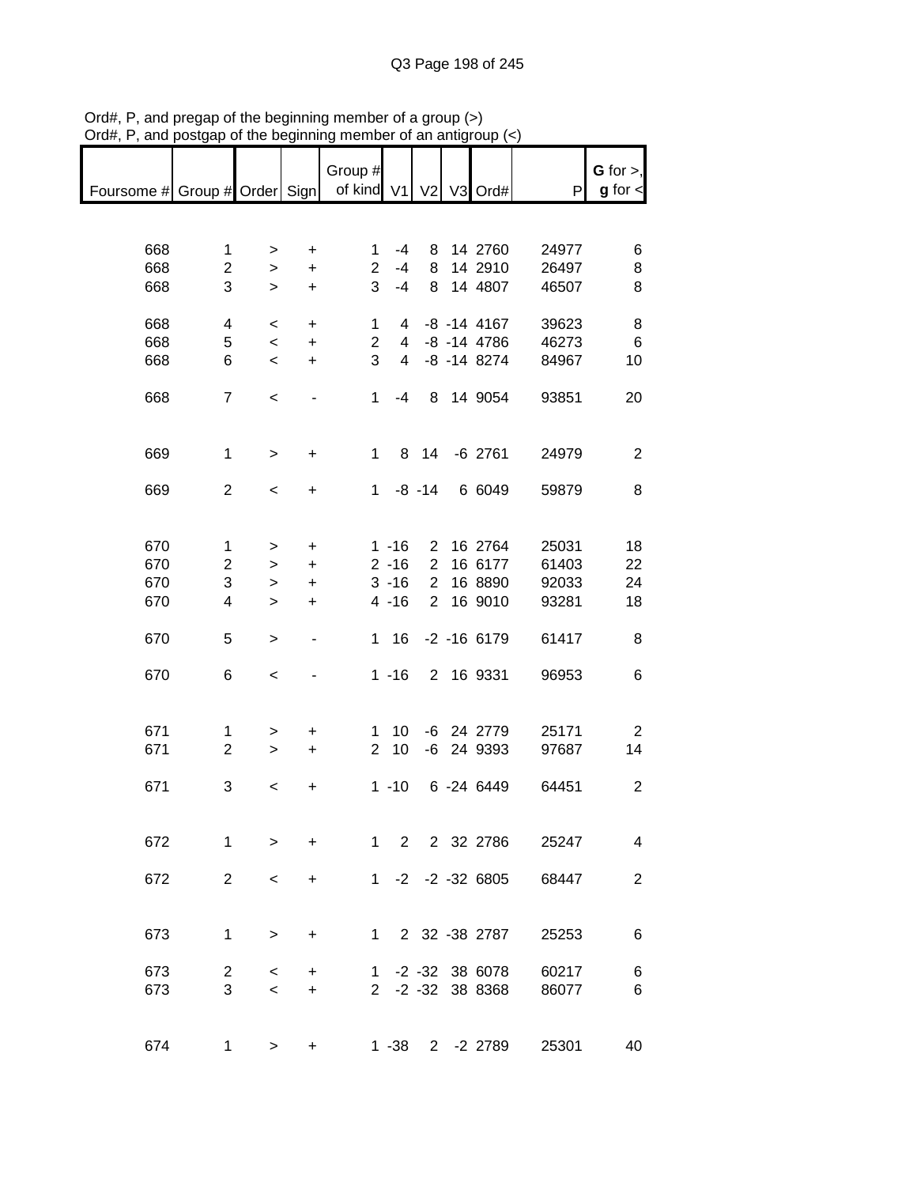Ord#, P, and pregap of the beginning member of a group (>)
Ord#, P, and postgap of the beginning member of an antigroup (<)

| Foursome # | Group # | Order | Sign | Group # of kind | V1 | V2 | V3 | Ord# | P | **G** for >, **g** for < |
|---|---|---|---|---|---|---|---|---|---|---|
| 668 | 1 | > | + | 1 | -4 | 8 | 14 | 2760 | 24977 | 6 |
| 668 | 2 | > | + | 2 | -4 | 8 | 14 | 2910 | 26497 | 8 |
| 668 | 3 | > | + | 3 | -4 | 8 | 14 | 4807 | 46507 | 8 |
| 668 | 4 | < | + | 1 | 4 | -8 | -14 | 4167 | 39623 | 8 |
| 668 | 5 | < | + | 2 | 4 | -8 | -14 | 4786 | 46273 | 6 |
| 668 | 6 | < | + | 3 | 4 | -8 | -14 | 8274 | 84967 | 10 |
| 668 | 7 | < | - | 1 | -4 | 8 | 14 | 9054 | 93851 | 20 |
| 669 | 1 | > | + | 1 | 8 | 14 | -6 | 2761 | 24979 | 2 |
| 669 | 2 | < | + | 1 | -8 | -14 | 6 | 6049 | 59879 | 8 |
| 670 | 1 | > | + | 1 | -16 | 2 | 16 | 2764 | 25031 | 18 |
| 670 | 2 | > | + | 2 | -16 | 2 | 16 | 6177 | 61403 | 22 |
| 670 | 3 | > | + | 3 | -16 | 2 | 16 | 8890 | 92033 | 24 |
| 670 | 4 | > | + | 4 | -16 | 2 | 16 | 9010 | 93281 | 18 |
| 670 | 5 | > | - | 1 | 16 | -2 | -16 | 6179 | 61417 | 8 |
| 670 | 6 | < | - | 1 | -16 | 2 | 16 | 9331 | 96953 | 6 |
| 671 | 1 | > | + | 1 | 10 | -6 | 24 | 2779 | 25171 | 2 |
| 671 | 2 | > | + | 2 | 10 | -6 | 24 | 9393 | 97687 | 14 |
| 671 | 3 | < | + | 1 | -10 | 6 | -24 | 6449 | 64451 | 2 |
| 672 | 1 | > | + | 1 | 2 | 2 | 32 | 2786 | 25247 | 4 |
| 672 | 2 | < | + | 1 | -2 | -2 | -32 | 6805 | 68447 | 2 |
| 673 | 1 | > | + | 1 | 2 | 32 | -38 | 2787 | 25253 | 6 |
| 673 | 2 | < | + | 1 | -2 | -32 | 38 | 6078 | 60217 | 6 |
| 673 | 3 | < | + | 2 | -2 | -32 | 38 | 8368 | 86077 | 6 |
| 674 | 1 | > | + | 1 | -38 | 2 | -2 | 2789 | 25301 | 40 |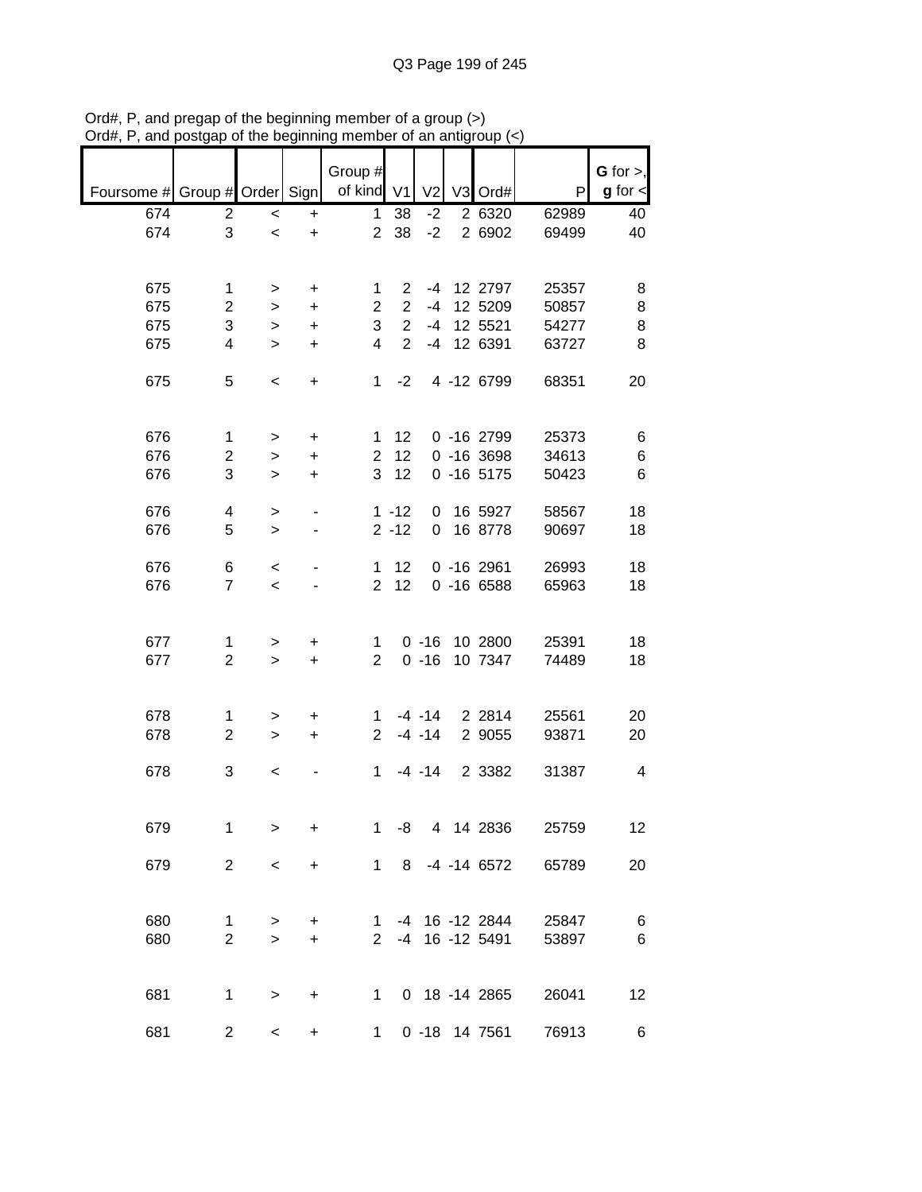Ord#, P, and pregap of the beginning member of a group (>)
Ord#, P, and postgap of the beginning member of an antigroup (<)

| Foursome # | Group # | Order | Sign | Group # of kind | V1 | V2 | V3 | Ord# | P | G for >, g for < |
|---|---|---|---|---|---|---|---|---|---|---|
| 674 | 2 | < | + | 1 | 38 | -2 | 2 | 6320 | 62989 | 40 |
| 674 | 3 | < | + | 2 | 38 | -2 | 2 | 6902 | 69499 | 40 |
| | | | | | | | | | | |
| 675 | 1 | > | + | 1 | 2 | -4 | 12 | 2797 | 25357 | 8 |
| 675 | 2 | > | + | 2 | 2 | -4 | 12 | 5209 | 50857 | 8 |
| 675 | 3 | > | + | 3 | 2 | -4 | 12 | 5521 | 54277 | 8 |
| 675 | 4 | > | + | 4 | 2 | -4 | 12 | 6391 | 63727 | 8 |
| | | | | | | | | | | |
| 675 | 5 | < | + | 1 | -2 | 4 | -12 | 6799 | 68351 | 20 |
| | | | | | | | | | | |
| 676 | 1 | > | + | 1 | 12 | 0 | -16 | 2799 | 25373 | 6 |
| 676 | 2 | > | + | 2 | 12 | 0 | -16 | 3698 | 34613 | 6 |
| 676 | 3 | > | + | 3 | 12 | 0 | -16 | 5175 | 50423 | 6 |
| | | | | | | | | | | |
| 676 | 4 | > | - | 1 | -12 | 0 | 16 | 5927 | 58567 | 18 |
| 676 | 5 | > | - | 2 | -12 | 0 | 16 | 8778 | 90697 | 18 |
| | | | | | | | | | | |
| 676 | 6 | < | - | 1 | 12 | 0 | -16 | 2961 | 26993 | 18 |
| 676 | 7 | < | - | 2 | 12 | 0 | -16 | 6588 | 65963 | 18 |
| | | | | | | | | | | |
| 677 | 1 | > | + | 1 | 0 | -16 | 10 | 2800 | 25391 | 18 |
| 677 | 2 | > | + | 2 | 0 | -16 | 10 | 7347 | 74489 | 18 |
| | | | | | | | | | | |
| 678 | 1 | > | + | 1 | -4 | -14 | 2 | 2814 | 25561 | 20 |
| 678 | 2 | > | + | 2 | -4 | -14 | 2 | 9055 | 93871 | 20 |
| | | | | | | | | | | |
| 678 | 3 | < | - | 1 | -4 | -14 | 2 | 3382 | 31387 | 4 |
| | | | | | | | | | | |
| 679 | 1 | > | + | 1 | -8 | 4 | 14 | 2836 | 25759 | 12 |
| | | | | | | | | | | |
| 679 | 2 | < | + | 1 | 8 | -4 | -14 | 6572 | 65789 | 20 |
| | | | | | | | | | | |
| 680 | 1 | > | + | 1 | -4 | 16 | -12 | 2844 | 25847 | 6 |
| 680 | 2 | > | + | 2 | -4 | 16 | -12 | 5491 | 53897 | 6 |
| | | | | | | | | | | |
| 681 | 1 | > | + | 1 | 0 | 18 | -14 | 2865 | 26041 | 12 |
| | | | | | | | | | | |
| 681 | 2 | < | + | 1 | 0 | -18 | 14 | 7561 | 76913 | 6 |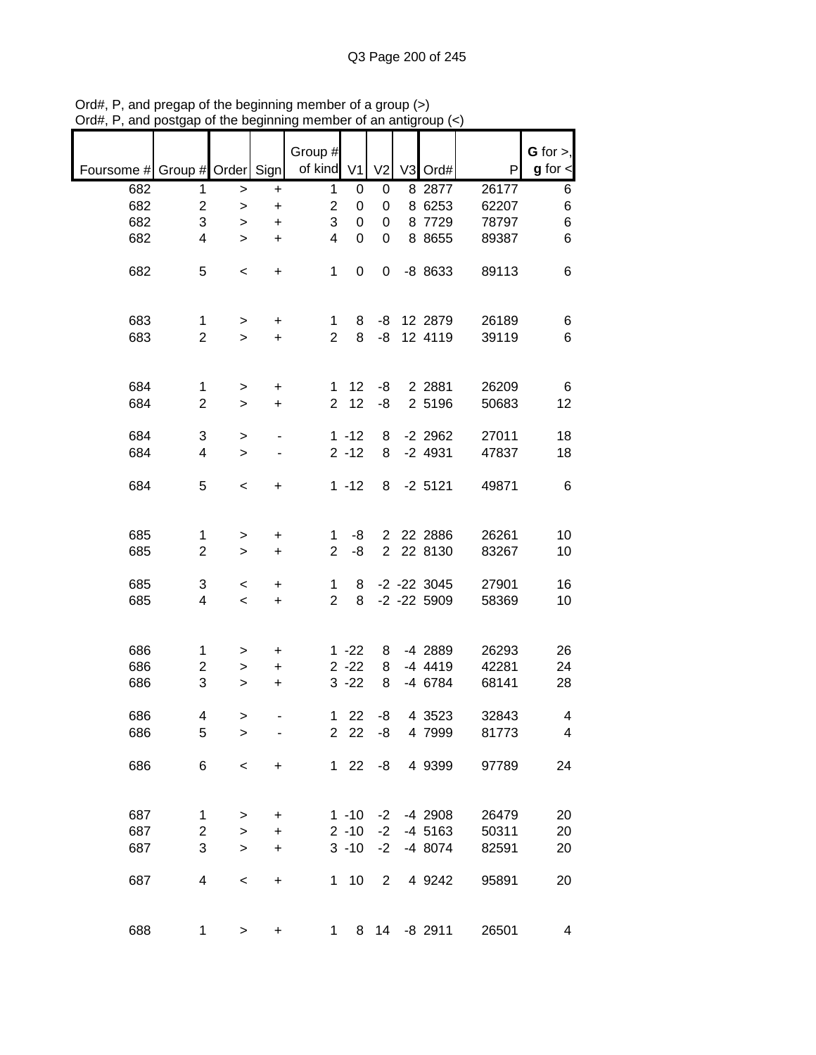Ord#, P, and pregap of the beginning member of a group (>)
Ord#, P, and postgap of the beginning member of an antigroup (<)

| Foursome # | Group # | Order | Sign | Group # of kind | V1 | V2 | V3 | Ord# | P | G for >, g for < |
|---|---|---|---|---|---|---|---|---|---|---|
| 682 | 1 | > | + | 1 | 0 | 0 | 8 | 2877 | 26177 | 6 |
| 682 | 2 | > | + | 2 | 0 | 0 | 8 | 6253 | 62207 | 6 |
| 682 | 3 | > | + | 3 | 0 | 0 | 8 | 7729 | 78797 | 6 |
| 682 | 4 | > | + | 4 | 0 | 0 | 8 | 8655 | 89387 | 6 |
| | | | | | | | | | | |
| 682 | 5 | < | + | 1 | 0 | 0 | -8 | 8633 | 89113 | 6 |
| | | | | | | | | | | |
| 683 | 1 | > | + | 1 | 8 | -8 | 12 | 2879 | 26189 | 6 |
| 683 | 2 | > | + | 2 | 8 | -8 | 12 | 4119 | 39119 | 6 |
| | | | | | | | | | | |
| 684 | 1 | > | + | 1 | 12 | -8 | 2 | 2881 | 26209 | 6 |
| 684 | 2 | > | + | 2 | 12 | -8 | 2 | 5196 | 50683 | 12 |
| | | | | | | | | | | |
| 684 | 3 | > | - | 1 | -12 | 8 | -2 | 2962 | 27011 | 18 |
| 684 | 4 | > | - | 2 | -12 | 8 | -2 | 4931 | 47837 | 18 |
| | | | | | | | | | | |
| 684 | 5 | < | + | 1 | -12 | 8 | -2 | 5121 | 49871 | 6 |
| | | | | | | | | | | |
| 685 | 1 | > | + | 1 | -8 | 2 | 22 | 2886 | 26261 | 10 |
| 685 | 2 | > | + | 2 | -8 | 2 | 22 | 8130 | 83267 | 10 |
| | | | | | | | | | | |
| 685 | 3 | < | + | 1 | 8 | -2 | -22 | 3045 | 27901 | 16 |
| 685 | 4 | < | + | 2 | 8 | -2 | -22 | 5909 | 58369 | 10 |
| | | | | | | | | | | |
| 686 | 1 | > | + | 1 | -22 | 8 | -4 | 2889 | 26293 | 26 |
| 686 | 2 | > | + | 2 | -22 | 8 | -4 | 4419 | 42281 | 24 |
| 686 | 3 | > | + | 3 | -22 | 8 | -4 | 6784 | 68141 | 28 |
| | | | | | | | | | | |
| 686 | 4 | > | - | 1 | 22 | -8 | 4 | 3523 | 32843 | 4 |
| 686 | 5 | > | - | 2 | 22 | -8 | 4 | 7999 | 81773 | 4 |
| | | | | | | | | | | |
| 686 | 6 | < | + | 1 | 22 | -8 | 4 | 9399 | 97789 | 24 |
| | | | | | | | | | | |
| 687 | 1 | > | + | 1 | -10 | -2 | -4 | 2908 | 26479 | 20 |
| 687 | 2 | > | + | 2 | -10 | -2 | -4 | 5163 | 50311 | 20 |
| 687 | 3 | > | + | 3 | -10 | -2 | -4 | 8074 | 82591 | 20 |
| | | | | | | | | | | |
| 687 | 4 | < | + | 1 | 10 | 2 | 4 | 9242 | 95891 | 20 |
| | | | | | | | | | | |
| 688 | 1 | > | + | 1 | 8 | 14 | -8 | 2911 | 26501 | 4 |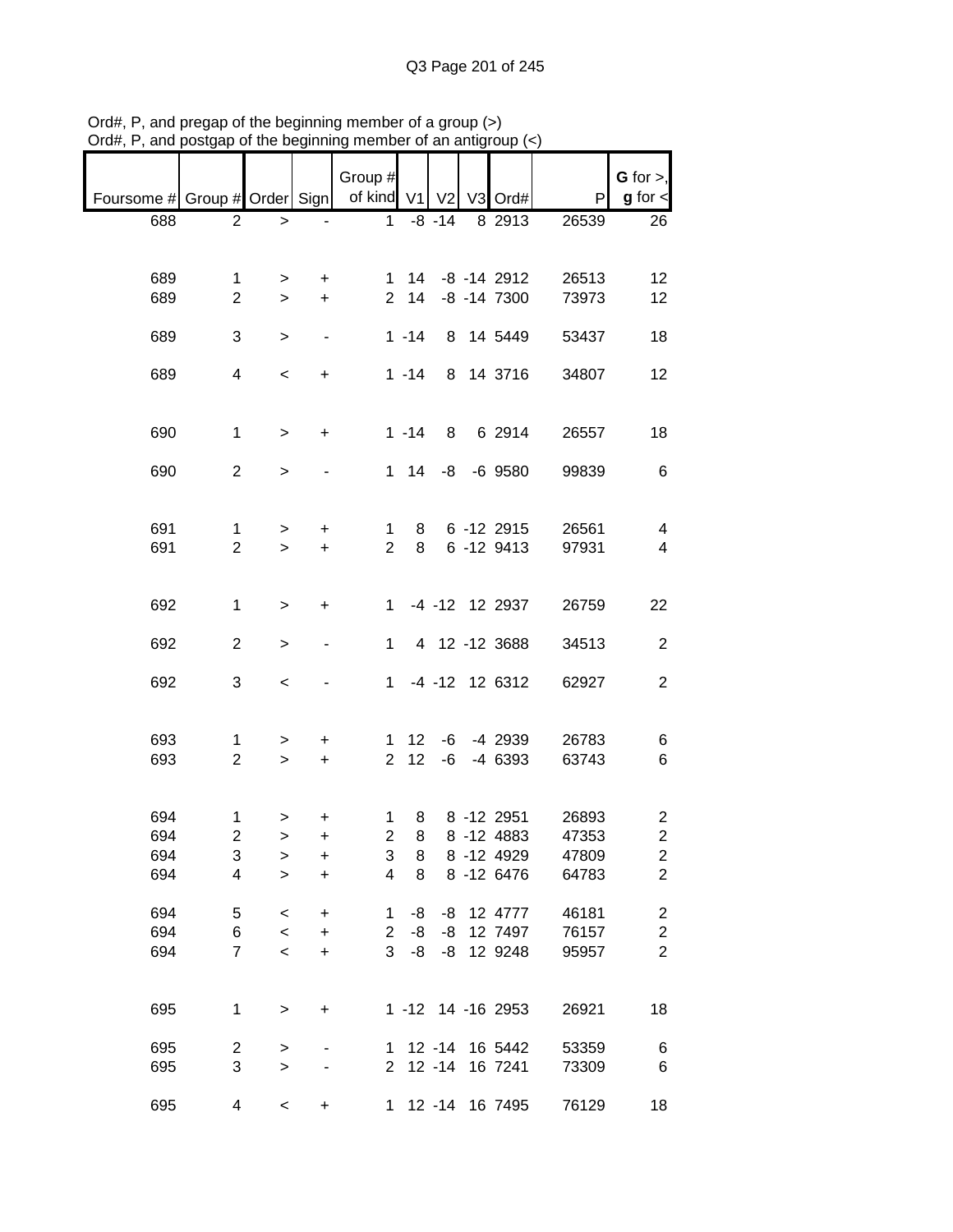Ord#, P, and pregap of the beginning member of a group (>)
Ord#, P, and postgap of the beginning member of an antigroup (<)

| Foursome # | Group # | Order | Sign | Group # of kind | V1 | V2 | V3 | Ord# | P | G for >, g for < |
|---|---|---|---|---|---|---|---|---|---|---|
| 688 | 2 | > | - | 1 | -8 | -14 | 8 | 2913 | 26539 | 26 |
| | | | | | | | | | | |
| 689 | 1 | > | + | 1 | 14 | -8 | -14 | 2912 | 26513 | 12 |
| 689 | 2 | > | + | 2 | 14 | -8 | -14 | 7300 | 73973 | 12 |
| | | | | | | | | | | |
| 689 | 3 | > | - | 1 | -14 | 8 | 14 | 5449 | 53437 | 18 |
| | | | | | | | | | | |
| 689 | 4 | < | + | 1 | -14 | 8 | 14 | 3716 | 34807 | 12 |
| | | | | | | | | | | |
| 690 | 1 | > | + | 1 | -14 | 8 | 6 | 2914 | 26557 | 18 |
| | | | | | | | | | | |
| 690 | 2 | > | - | 1 | 14 | -8 | -6 | 9580 | 99839 | 6 |
| | | | | | | | | | | |
| 691 | 1 | > | + | 1 | 8 | 6 | -12 | 2915 | 26561 | 4 |
| 691 | 2 | > | + | 2 | 8 | 6 | -12 | 9413 | 97931 | 4 |
| | | | | | | | | | | |
| 692 | 1 | > | + | 1 | -4 | -12 | 12 | 2937 | 26759 | 22 |
| | | | | | | | | | | |
| 692 | 2 | > | - | 1 | 4 | 12 | -12 | 3688 | 34513 | 2 |
| | | | | | | | | | | |
| 692 | 3 | < | - | 1 | -4 | -12 | 12 | 6312 | 62927 | 2 |
| | | | | | | | | | | |
| 693 | 1 | > | + | 1 | 12 | -6 | -4 | 2939 | 26783 | 6 |
| 693 | 2 | > | + | 2 | 12 | -6 | -4 | 6393 | 63743 | 6 |
| | | | | | | | | | | |
| 694 | 1 | > | + | 1 | 8 | 8 | -12 | 2951 | 26893 | 2 |
| 694 | 2 | > | + | 2 | 8 | 8 | -12 | 4883 | 47353 | 2 |
| 694 | 3 | > | + | 3 | 8 | 8 | -12 | 4929 | 47809 | 2 |
| 694 | 4 | > | + | 4 | 8 | 8 | -12 | 6476 | 64783 | 2 |
| | | | | | | | | | | |
| 694 | 5 | < | + | 1 | -8 | -8 | 12 | 4777 | 46181 | 2 |
| 694 | 6 | < | + | 2 | -8 | -8 | 12 | 7497 | 76157 | 2 |
| 694 | 7 | < | + | 3 | -8 | -8 | 12 | 9248 | 95957 | 2 |
| | | | | | | | | | | |
| 695 | 1 | > | + | 1 | -12 | 14 | -16 | 2953 | 26921 | 18 |
| | | | | | | | | | | |
| 695 | 2 | > | - | 1 | 12 | -14 | 16 | 5442 | 53359 | 6 |
| 695 | 3 | > | - | 2 | 12 | -14 | 16 | 7241 | 73309 | 6 |
| | | | | | | | | | | |
| 695 | 4 | < | + | 1 | 12 | -14 | 16 | 7495 | 76129 | 18 |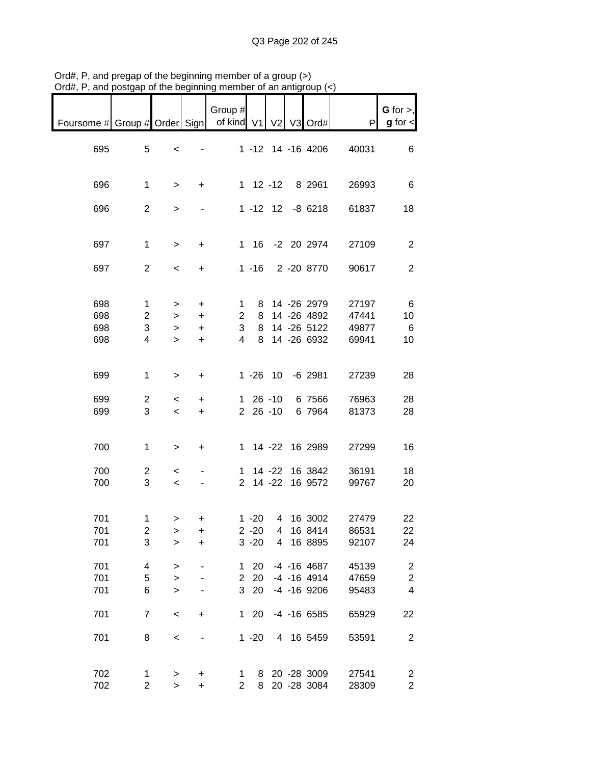Ord#, P, and pregap of the beginning member of a group (>)
Ord#, P, and postgap of the beginning member of an antigroup (<)

| Foursome # | Group # | Order | Sign | Group # of kind | V1 | V2 | V3 | Ord# | P | G for >, g for < |
|---|---|---|---|---|---|---|---|---|---|---|
| 695 | 5 | < | - | 1 | -12 | 14 | -16 | 4206 | 40031 | 6 |
| 696 | 1 | > | + | 1 | 12 | -12 | 8 | 2961 | 26993 | 6 |
| 696 | 2 | > | - | 1 | -12 | 12 | -8 | 6218 | 61837 | 18 |
| 697 | 1 | > | + | 1 | 16 | -2 | 20 | 2974 | 27109 | 2 |
| 697 | 2 | < | + | 1 | -16 | 2 | -20 | 8770 | 90617 | 2 |
| 698 | 1 | > | + | 1 | 8 | 14 | -26 | 2979 | 27197 | 6 |
| 698 | 2 | > | + | 2 | 8 | 14 | -26 | 4892 | 47441 | 10 |
| 698 | 3 | > | + | 3 | 8 | 14 | -26 | 5122 | 49877 | 6 |
| 698 | 4 | > | + | 4 | 8 | 14 | -26 | 6932 | 69941 | 10 |
| 699 | 1 | > | + | 1 | -26 | 10 | -6 | 2981 | 27239 | 28 |
| 699 | 2 | < | + | 1 | 26 | -10 | 6 | 7566 | 76963 | 28 |
| 699 | 3 | < | + | 2 | 26 | -10 | 6 | 7964 | 81373 | 28 |
| 700 | 1 | > | + | 1 | 14 | -22 | 16 | 2989 | 27299 | 16 |
| 700 | 2 | < | - | 1 | 14 | -22 | 16 | 3842 | 36191 | 18 |
| 700 | 3 | < | - | 2 | 14 | -22 | 16 | 9572 | 99767 | 20 |
| 701 | 1 | > | + | 1 | -20 | 4 | 16 | 3002 | 27479 | 22 |
| 701 | 2 | > | + | 2 | -20 | 4 | 16 | 8414 | 86531 | 22 |
| 701 | 3 | > | + | 3 | -20 | 4 | 16 | 8895 | 92107 | 24 |
| 701 | 4 | > | - | 1 | 20 | -4 | -16 | 4687 | 45139 | 2 |
| 701 | 5 | > | - | 2 | 20 | -4 | -16 | 4914 | 47659 | 2 |
| 701 | 6 | > | - | 3 | 20 | -4 | -16 | 9206 | 95483 | 4 |
| 701 | 7 | < | + | 1 | 20 | -4 | -16 | 6585 | 65929 | 22 |
| 701 | 8 | < | - | 1 | -20 | 4 | 16 | 5459 | 53591 | 2 |
| 702 | 1 | > | + | 1 | 8 | 20 | -28 | 3009 | 27541 | 2 |
| 702 | 2 | > | + | 2 | 8 | 20 | -28 | 3084 | 28309 | 2 |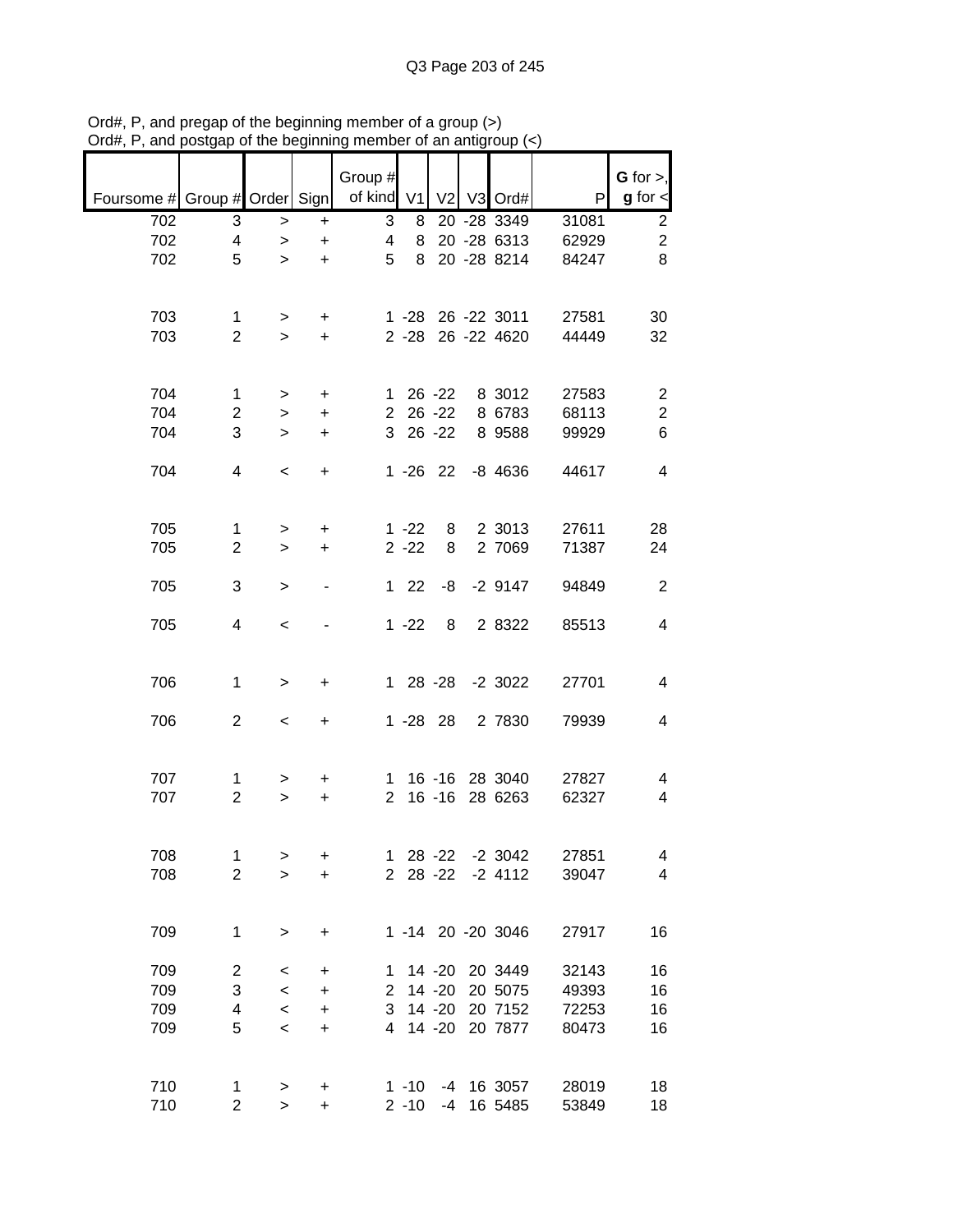Ord#, P, and pregap of the beginning member of a group (>)
Ord#, P, and postgap of the beginning member of an antigroup (<)

| Foursome # | Group # | Order | Sign | Group # of kind | V1 | V2 | V3 | Ord# | P | G for >, g for < |
|---|---|---|---|---|---|---|---|---|---|---|
| 702 | 3 | > | + | 3 | 8 | 20 | -28 | 3349 | 31081 | 2 |
| 702 | 4 | > | + | 4 | 8 | 20 | -28 | 6313 | 62929 | 2 |
| 702 | 5 | > | + | 5 | 8 | 20 | -28 | 8214 | 84247 | 8 |
| | | | | | | | | | | |
| 703 | 1 | > | + | 1 | -28 | 26 | -22 | 3011 | 27581 | 30 |
| 703 | 2 | > | + | 2 | -28 | 26 | -22 | 4620 | 44449 | 32 |
| | | | | | | | | | | |
| 704 | 1 | > | + | 1 | 26 | -22 | 8 | 3012 | 27583 | 2 |
| 704 | 2 | > | + | 2 | 26 | -22 | 8 | 6783 | 68113 | 2 |
| 704 | 3 | > | + | 3 | 26 | -22 | 8 | 9588 | 99929 | 6 |
| | | | | | | | | | | |
| 704 | 4 | < | + | 1 | -26 | 22 | -8 | 4636 | 44617 | 4 |
| | | | | | | | | | | |
| 705 | 1 | > | + | 1 | -22 | 8 | 2 | 3013 | 27611 | 28 |
| 705 | 2 | > | + | 2 | -22 | 8 | 2 | 7069 | 71387 | 24 |
| | | | | | | | | | | |
| 705 | 3 | > | - | 1 | 22 | -8 | -2 | 9147 | 94849 | 2 |
| | | | | | | | | | | |
| 705 | 4 | < | - | 1 | -22 | 8 | 2 | 8322 | 85513 | 4 |
| | | | | | | | | | | |
| 706 | 1 | > | + | 1 | 28 | -28 | -2 | 3022 | 27701 | 4 |
| | | | | | | | | | | |
| 706 | 2 | < | + | 1 | -28 | 28 | 2 | 7830 | 79939 | 4 |
| | | | | | | | | | | |
| 707 | 1 | > | + | 1 | 16 | -16 | 28 | 3040 | 27827 | 4 |
| 707 | 2 | > | + | 2 | 16 | -16 | 28 | 6263 | 62327 | 4 |
| | | | | | | | | | | |
| 708 | 1 | > | + | 1 | 28 | -22 | -2 | 3042 | 27851 | 4 |
| 708 | 2 | > | + | 2 | 28 | -22 | -2 | 4112 | 39047 | 4 |
| | | | | | | | | | | |
| 709 | 1 | > | + | 1 | -14 | 20 | -20 | 3046 | 27917 | 16 |
| | | | | | | | | | | |
| 709 | 2 | < | + | 1 | 14 | -20 | 20 | 3449 | 32143 | 16 |
| 709 | 3 | < | + | 2 | 14 | -20 | 20 | 5075 | 49393 | 16 |
| 709 | 4 | < | + | 3 | 14 | -20 | 20 | 7152 | 72253 | 16 |
| 709 | 5 | < | + | 4 | 14 | -20 | 20 | 7877 | 80473 | 16 |
| | | | | | | | | | | |
| 710 | 1 | > | + | 1 | -10 | -4 | 16 | 3057 | 28019 | 18 |
| 710 | 2 | > | + | 2 | -10 | -4 | 16 | 5485 | 53849 | 18 |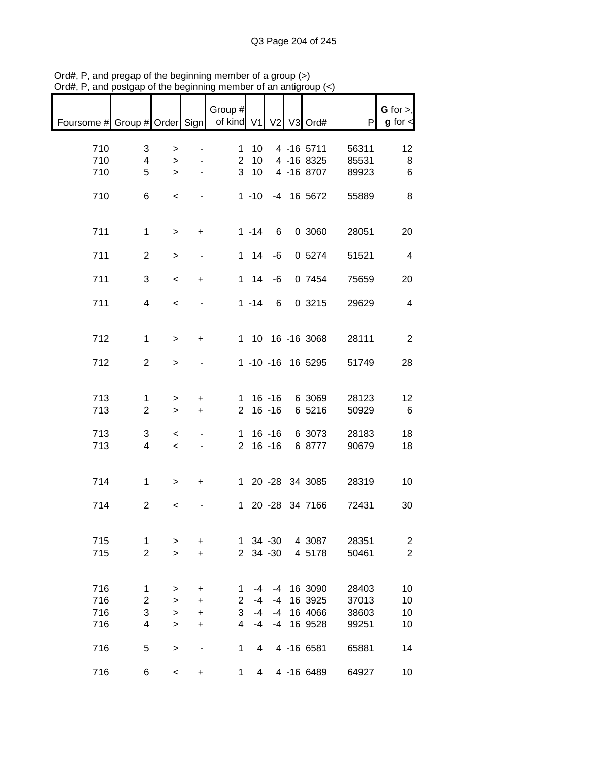Ord#, P, and pregap of the beginning member of a group (>)
Ord#, P, and postgap of the beginning member of an antigroup (<)

| Foursome # | Group # | Order | Sign | Group # of kind | V1 | V2 | V3 | Ord# | P | G for >, g for < |
|---|---|---|---|---|---|---|---|---|---|---|
| 710 | 3 | > | - | 1 | 10 | 4 | -16 | 5711 | 56311 | 12 |
| 710 | 4 | > | - | 2 | 10 | 4 | -16 | 8325 | 85531 | 8 |
| 710 | 5 | > | - | 3 | 10 | 4 | -16 | 8707 | 89923 | 6 |
| 710 | 6 | < | - | 1 | -10 | -4 | 16 | 5672 | 55889 | 8 |
| 711 | 1 | > | + | 1 | -14 | 6 | 0 | 3060 | 28051 | 20 |
| 711 | 2 | > | - | 1 | 14 | -6 | 0 | 5274 | 51521 | 4 |
| 711 | 3 | < | + | 1 | 14 | -6 | 0 | 7454 | 75659 | 20 |
| 711 | 4 | < | - | 1 | -14 | 6 | 0 | 3215 | 29629 | 4 |
| 712 | 1 | > | + | 1 | 10 | 16 | -16 | 3068 | 28111 | 2 |
| 712 | 2 | > | - | 1 | -10 | -16 | 16 | 5295 | 51749 | 28 |
| 713 | 1 | > | + | 1 | 16 | -16 | 6 | 3069 | 28123 | 12 |
| 713 | 2 | > | + | 2 | 16 | -16 | 6 | 5216 | 50929 | 6 |
| 713 | 3 | < | - | 1 | 16 | -16 | 6 | 3073 | 28183 | 18 |
| 713 | 4 | < | - | 2 | 16 | -16 | 6 | 8777 | 90679 | 18 |
| 714 | 1 | > | + | 1 | 20 | -28 | 34 | 3085 | 28319 | 10 |
| 714 | 2 | < | - | 1 | 20 | -28 | 34 | 7166 | 72431 | 30 |
| 715 | 1 | > | + | 1 | 34 | -30 | 4 | 3087 | 28351 | 2 |
| 715 | 2 | > | + | 2 | 34 | -30 | 4 | 5178 | 50461 | 2 |
| 716 | 1 | > | + | 1 | -4 | -4 | 16 | 3090 | 28403 | 10 |
| 716 | 2 | > | + | 2 | -4 | -4 | 16 | 3925 | 37013 | 10 |
| 716 | 3 | > | + | 3 | -4 | -4 | 16 | 4066 | 38603 | 10 |
| 716 | 4 | > | + | 4 | -4 | -4 | 16 | 9528 | 99251 | 10 |
| 716 | 5 | > | - | 1 | 4 | 4 | -16 | 6581 | 65881 | 14 |
| 716 | 6 | < | + | 1 | 4 | 4 | -16 | 6489 | 64927 | 10 |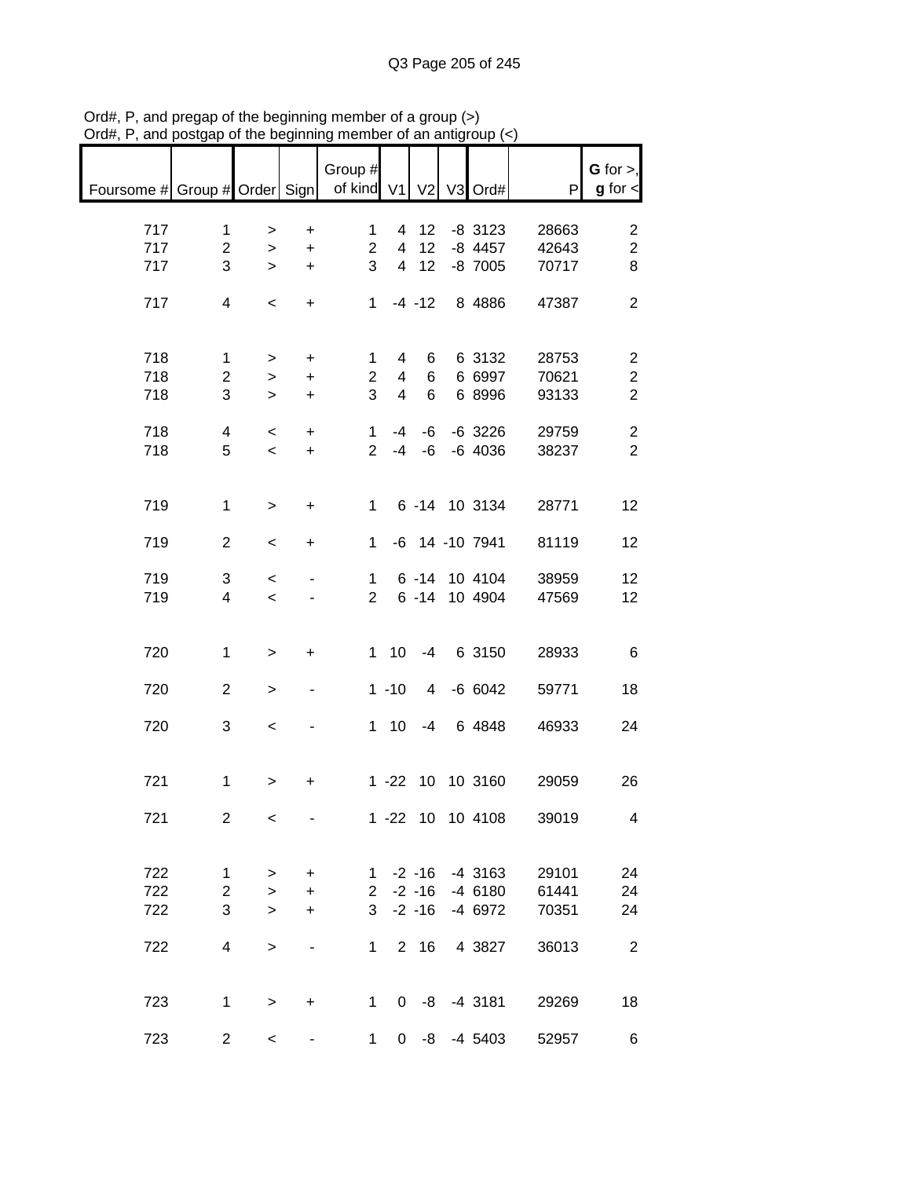Ord#, P, and pregap of the beginning member of a group (>)
Ord#, P, and postgap of the beginning member of an antigroup (<)

| Foursome # | Group # | Order | Sign | Group # of kind | V1 | V2 | V3 | Ord# | P | G for >, g for < |
|---|---|---|---|---|---|---|---|---|---|---|
| 717 | 1 | > | + | 1 | 4 | 12 | -8 | 3123 | 28663 | 2 |
| 717 | 2 | > | + | 2 | 4 | 12 | -8 | 4457 | 42643 | 2 |
| 717 | 3 | > | + | 3 | 4 | 12 | -8 | 7005 | 70717 | 8 |
| 717 | 4 | < | + | 1 | -4 | -12 | 8 | 4886 | 47387 | 2 |
| 718 | 1 | > | + | 1 | 4 | 6 | 6 | 3132 | 28753 | 2 |
| 718 | 2 | > | + | 2 | 4 | 6 | 6 | 6997 | 70621 | 2 |
| 718 | 3 | > | + | 3 | 4 | 6 | 6 | 8996 | 93133 | 2 |
| 718 | 4 | < | + | 1 | -4 | -6 | -6 | 3226 | 29759 | 2 |
| 718 | 5 | < | + | 2 | -4 | -6 | -6 | 4036 | 38237 | 2 |
| 719 | 1 | > | + | 1 | 6 | -14 | 10 | 3134 | 28771 | 12 |
| 719 | 2 | < | + | 1 | -6 | 14 | -10 | 7941 | 81119 | 12 |
| 719 | 3 | < | - | 1 | 6 | -14 | 10 | 4104 | 38959 | 12 |
| 719 | 4 | < | - | 2 | 6 | -14 | 10 | 4904 | 47569 | 12 |
| 720 | 1 | > | + | 1 | 10 | -4 | 6 | 3150 | 28933 | 6 |
| 720 | 2 | > | - | 1 | -10 | 4 | -6 | 6042 | 59771 | 18 |
| 720 | 3 | < | - | 1 | 10 | -4 | 6 | 4848 | 46933 | 24 |
| 721 | 1 | > | + | 1 | -22 | 10 | 10 | 3160 | 29059 | 26 |
| 721 | 2 | < | - | 1 | -22 | 10 | 10 | 4108 | 39019 | 4 |
| 722 | 1 | > | + | 1 | -2 | -16 | -4 | 3163 | 29101 | 24 |
| 722 | 2 | > | + | 2 | -2 | -16 | -4 | 6180 | 61441 | 24 |
| 722 | 3 | > | + | 3 | -2 | -16 | -4 | 6972 | 70351 | 24 |
| 722 | 4 | > | - | 1 | 2 | 16 | 4 | 3827 | 36013 | 2 |
| 723 | 1 | > | + | 1 | 0 | -8 | -4 | 3181 | 29269 | 18 |
| 723 | 2 | < | - | 1 | 0 | -8 | -4 | 5403 | 52957 | 6 |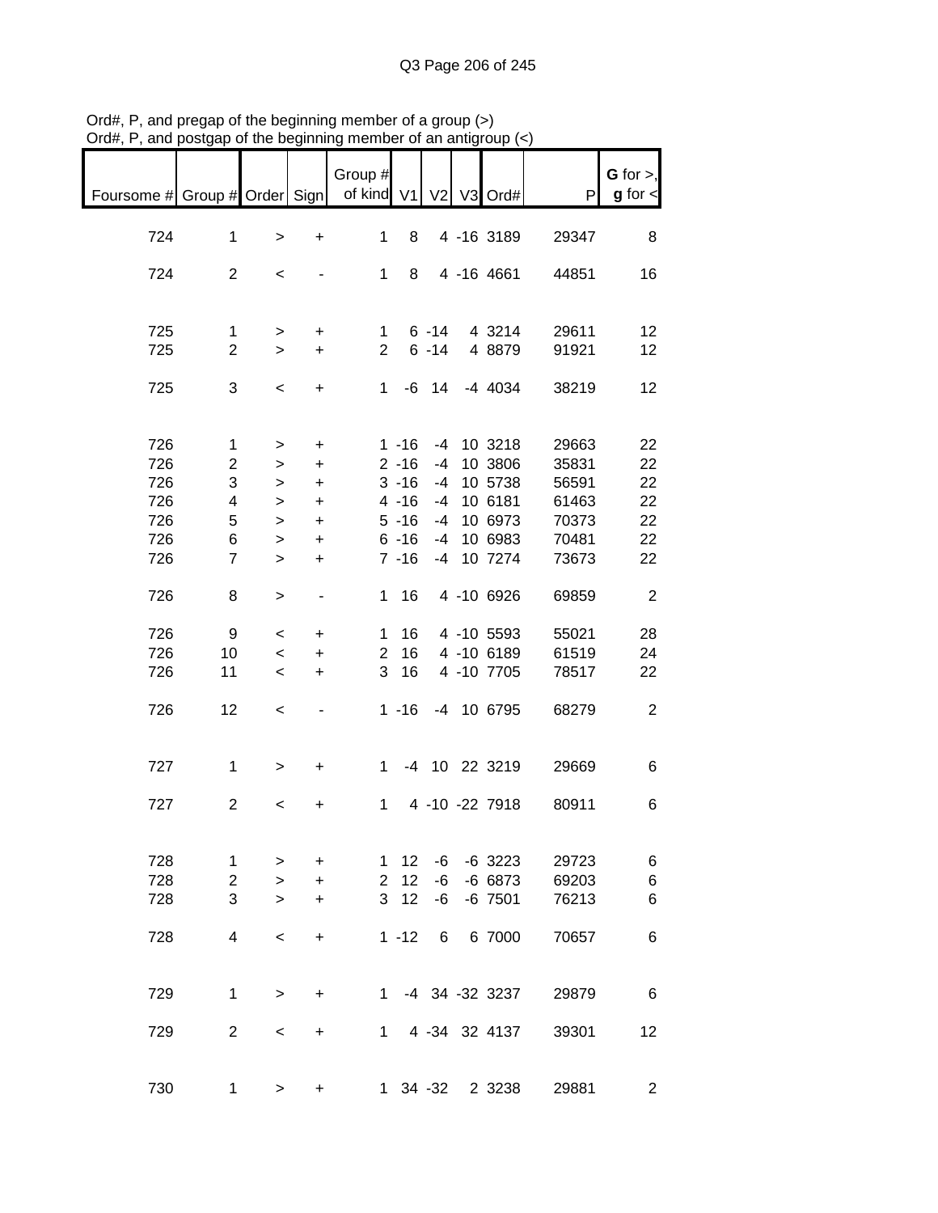Ord#, P, and pregap of the beginning member of a group (>)
Ord#, P, and postgap of the beginning member of an antigroup (<)

| Foursome # | Group # | Order | Sign | Group # of kind | V1 | V2 | V3 | Ord# | P | G for >, g for < |
|---|---|---|---|---|---|---|---|---|---|---|
| 724 | 1 | > | + | 1 | 8 | 4 | -16 | 3189 | 29347 | 8 |
| 724 | 2 | < | - | 1 | 8 | 4 | -16 | 4661 | 44851 | 16 |
| 725 | 1 | > | + | 1 | 6 | -14 | 4 | 3214 | 29611 | 12 |
| 725 | 2 | > | + | 2 | 6 | -14 | 4 | 8879 | 91921 | 12 |
| 725 | 3 | < | + | 1 | -6 | 14 | -4 | 4034 | 38219 | 12 |
| 726 | 1 | > | + | 1 | -16 | -4 | 10 | 3218 | 29663 | 22 |
| 726 | 2 | > | + | 2 | -16 | -4 | 10 | 3806 | 35831 | 22 |
| 726 | 3 | > | + | 3 | -16 | -4 | 10 | 5738 | 56591 | 22 |
| 726 | 4 | > | + | 4 | -16 | -4 | 10 | 6181 | 61463 | 22 |
| 726 | 5 | > | + | 5 | -16 | -4 | 10 | 6973 | 70373 | 22 |
| 726 | 6 | > | + | 6 | -16 | -4 | 10 | 6983 | 70481 | 22 |
| 726 | 7 | > | + | 7 | -16 | -4 | 10 | 7274 | 73673 | 22 |
| 726 | 8 | > | - | 1 | 16 | 4 | -10 | 6926 | 69859 | 2 |
| 726 | 9 | < | + | 1 | 16 | 4 | -10 | 5593 | 55021 | 28 |
| 726 | 10 | < | + | 2 | 16 | 4 | -10 | 6189 | 61519 | 24 |
| 726 | 11 | < | + | 3 | 16 | 4 | -10 | 7705 | 78517 | 22 |
| 726 | 12 | < | - | 1 | -16 | -4 | 10 | 6795 | 68279 | 2 |
| 727 | 1 | > | + | 1 | -4 | 10 | 22 | 3219 | 29669 | 6 |
| 727 | 2 | < | + | 1 | 4 | -10 | -22 | 7918 | 80911 | 6 |
| 728 | 1 | > | + | 1 | 12 | -6 | -6 | 3223 | 29723 | 6 |
| 728 | 2 | > | + | 2 | 12 | -6 | -6 | 6873 | 69203 | 6 |
| 728 | 3 | > | + | 3 | 12 | -6 | -6 | 7501 | 76213 | 6 |
| 728 | 4 | < | + | 1 | -12 | 6 | 6 | 7000 | 70657 | 6 |
| 729 | 1 | > | + | 1 | -4 | 34 | -32 | 3237 | 29879 | 6 |
| 729 | 2 | < | + | 1 | 4 | -34 | 32 | 4137 | 39301 | 12 |
| 730 | 1 | > | + | 1 | 34 | -32 | 2 | 3238 | 29881 | 2 |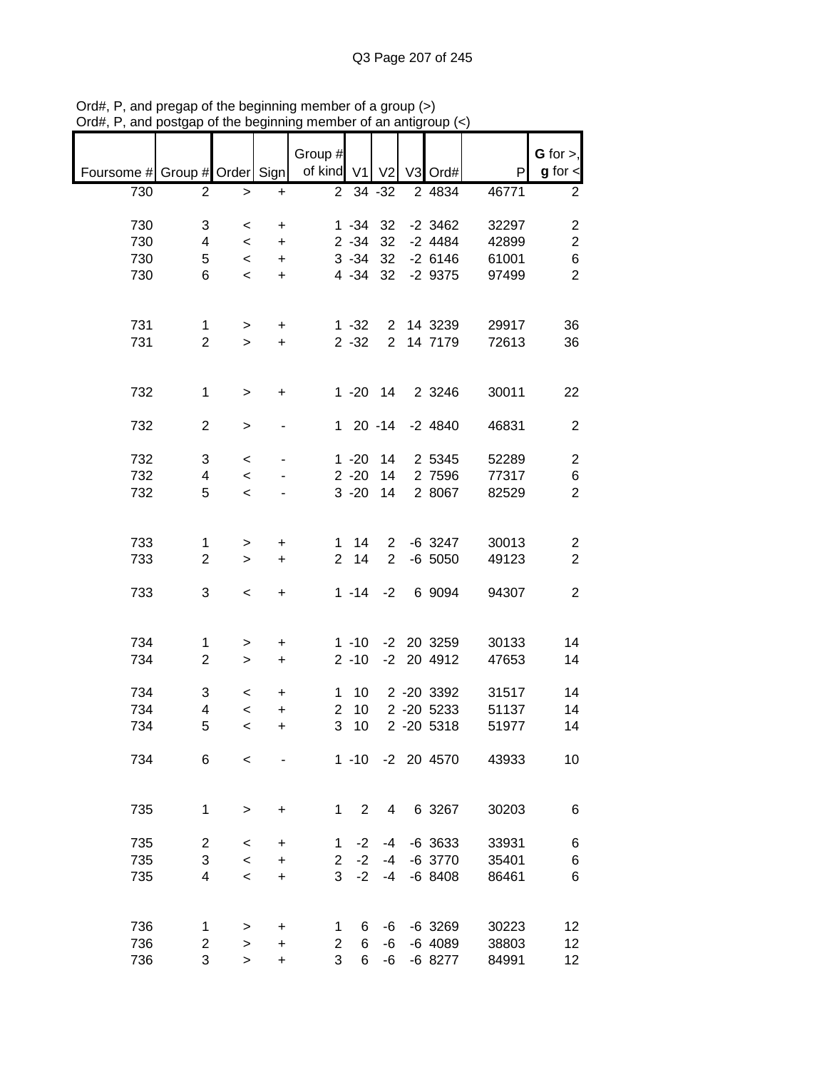Ord#, P, and pregap of the beginning member of a group (>)
Ord#, P, and postgap of the beginning member of an antigroup (<)

| Foursome # | Group # | Order | Sign | Group # of kind | V1 | V2 | V3 | Ord# | P | G for >, g for < |
|---|---|---|---|---|---|---|---|---|---|---|
| 730 | 2 | > | + | 2 | 34 | -32 | 2 | 4834 | 46771 | 2 |
| | | | | | | | | | | |
| 730 | 3 | < | + | 1 | -34 | 32 | -2 | 3462 | 32297 | 2 |
| 730 | 4 | < | + | 2 | -34 | 32 | -2 | 4484 | 42899 | 2 |
| 730 | 5 | < | + | 3 | -34 | 32 | -2 | 6146 | 61001 | 6 |
| 730 | 6 | < | + | 4 | -34 | 32 | -2 | 9375 | 97499 | 2 |
| | | | | | | | | | | |
| 731 | 1 | > | + | 1 | -32 | 2 | 14 | 3239 | 29917 | 36 |
| 731 | 2 | > | + | 2 | -32 | 2 | 14 | 7179 | 72613 | 36 |
| | | | | | | | | | | |
| 732 | 1 | > | + | 1 | -20 | 14 | 2 | 3246 | 30011 | 22 |
| | | | | | | | | | | |
| 732 | 2 | > | - | 1 | 20 | -14 | -2 | 4840 | 46831 | 2 |
| | | | | | | | | | | |
| 732 | 3 | < | - | 1 | -20 | 14 | 2 | 5345 | 52289 | 2 |
| 732 | 4 | < | - | 2 | -20 | 14 | 2 | 7596 | 77317 | 6 |
| 732 | 5 | < | - | 3 | -20 | 14 | 2 | 8067 | 82529 | 2 |
| | | | | | | | | | | |
| 733 | 1 | > | + | 1 | 14 | 2 | -6 | 3247 | 30013 | 2 |
| 733 | 2 | > | + | 2 | 14 | 2 | -6 | 5050 | 49123 | 2 |
| | | | | | | | | | | |
| 733 | 3 | < | + | 1 | -14 | -2 | 6 | 9094 | 94307 | 2 |
| | | | | | | | | | | |
| 734 | 1 | > | + | 1 | -10 | -2 | 20 | 3259 | 30133 | 14 |
| 734 | 2 | > | + | 2 | -10 | -2 | 20 | 4912 | 47653 | 14 |
| | | | | | | | | | | |
| 734 | 3 | < | + | 1 | 10 | 2 | -20 | 3392 | 31517 | 14 |
| 734 | 4 | < | + | 2 | 10 | 2 | -20 | 5233 | 51137 | 14 |
| 734 | 5 | < | + | 3 | 10 | 2 | -20 | 5318 | 51977 | 14 |
| | | | | | | | | | | |
| 734 | 6 | < | - | 1 | -10 | -2 | 20 | 4570 | 43933 | 10 |
| | | | | | | | | | | |
| 735 | 1 | > | + | 1 | 2 | 4 | 6 | 3267 | 30203 | 6 |
| | | | | | | | | | | |
| 735 | 2 | < | + | 1 | -2 | -4 | -6 | 3633 | 33931 | 6 |
| 735 | 3 | < | + | 2 | -2 | -4 | -6 | 3770 | 35401 | 6 |
| 735 | 4 | < | + | 3 | -2 | -4 | -6 | 8408 | 86461 | 6 |
| | | | | | | | | | | |
| 736 | 1 | > | + | 1 | 6 | -6 | -6 | 3269 | 30223 | 12 |
| 736 | 2 | > | + | 2 | 6 | -6 | -6 | 4089 | 38803 | 12 |
| 736 | 3 | > | + | 3 | 6 | -6 | -6 | 8277 | 84991 | 12 |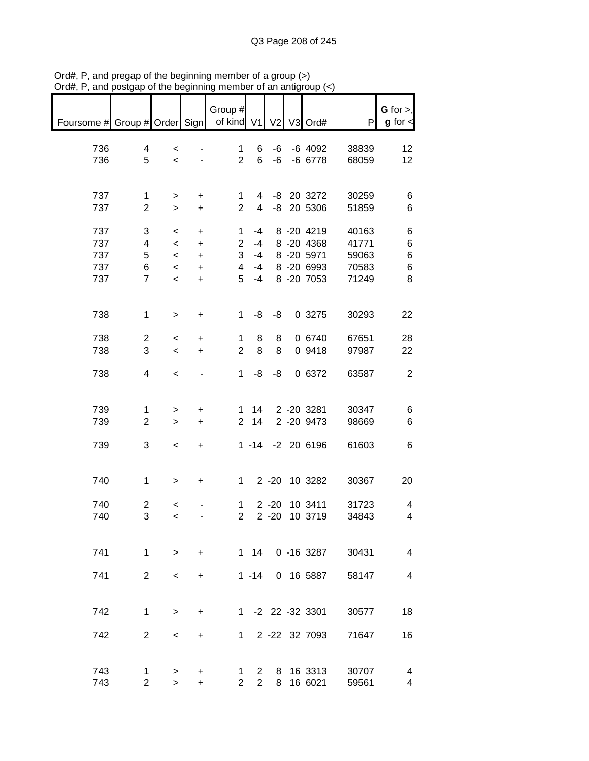Ord#, P, and pregap of the beginning member of a group (>)
Ord#, P, and postgap of the beginning member of an antigroup (<)

| Foursome # | Group # | Order | Sign | Group # of kind | V1 | V2 | V3 | Ord# | P | G for >, g for < |
|---|---|---|---|---|---|---|---|---|---|---|
| 736 | 4 | < | - | 1 | 6 | -6 | -6 | 4092 | 38839 | 12 |
| 736 | 5 | < | - | 2 | 6 | -6 | -6 | 6778 | 68059 | 12 |
| | | | | | | | | | | |
| 737 | 1 | > | + | 1 | 4 | -8 | 20 | 3272 | 30259 | 6 |
| 737 | 2 | > | + | 2 | 4 | -8 | 20 | 5306 | 51859 | 6 |
| | | | | | | | | | | |
| 737 | 3 | < | + | 1 | -4 | 8 | -20 | 4219 | 40163 | 6 |
| 737 | 4 | < | + | 2 | -4 | 8 | -20 | 4368 | 41771 | 6 |
| 737 | 5 | < | + | 3 | -4 | 8 | -20 | 5971 | 59063 | 6 |
| 737 | 6 | < | + | 4 | -4 | 8 | -20 | 6993 | 70583 | 6 |
| 737 | 7 | < | + | 5 | -4 | 8 | -20 | 7053 | 71249 | 8 |
| | | | | | | | | | | |
| 738 | 1 | > | + | 1 | -8 | -8 | 0 | 3275 | 30293 | 22 |
| | | | | | | | | | | |
| 738 | 2 | < | + | 1 | 8 | 8 | 0 | 6740 | 67651 | 28 |
| 738 | 3 | < | + | 2 | 8 | 8 | 0 | 9418 | 97987 | 22 |
| | | | | | | | | | | |
| 738 | 4 | < | - | 1 | -8 | -8 | 0 | 6372 | 63587 | 2 |
| | | | | | | | | | | |
| 739 | 1 | > | + | 1 | 14 | 2 | -20 | 3281 | 30347 | 6 |
| 739 | 2 | > | + | 2 | 14 | 2 | -20 | 9473 | 98669 | 6 |
| | | | | | | | | | | |
| 739 | 3 | < | + | 1 | -14 | -2 | 20 | 6196 | 61603 | 6 |
| | | | | | | | | | | |
| 740 | 1 | > | + | 1 | 2 | -20 | 10 | 3282 | 30367 | 20 |
| | | | | | | | | | | |
| 740 | 2 | < | - | 1 | 2 | -20 | 10 | 3411 | 31723 | 4 |
| 740 | 3 | < | - | 2 | 2 | -20 | 10 | 3719 | 34843 | 4 |
| | | | | | | | | | | |
| 741 | 1 | > | + | 1 | 14 | 0 | -16 | 3287 | 30431 | 4 |
| | | | | | | | | | | |
| 741 | 2 | < | + | 1 | -14 | 0 | 16 | 5887 | 58147 | 4 |
| | | | | | | | | | | |
| 742 | 1 | > | + | 1 | -2 | 22 | -32 | 3301 | 30577 | 18 |
| | | | | | | | | | | |
| 742 | 2 | < | + | 1 | 2 | -22 | 32 | 7093 | 71647 | 16 |
| | | | | | | | | | | |
| 743 | 1 | > | + | 1 | 2 | 8 | 16 | 3313 | 30707 | 4 |
| 743 | 2 | > | + | 2 | 2 | 8 | 16 | 6021 | 59561 | 4 |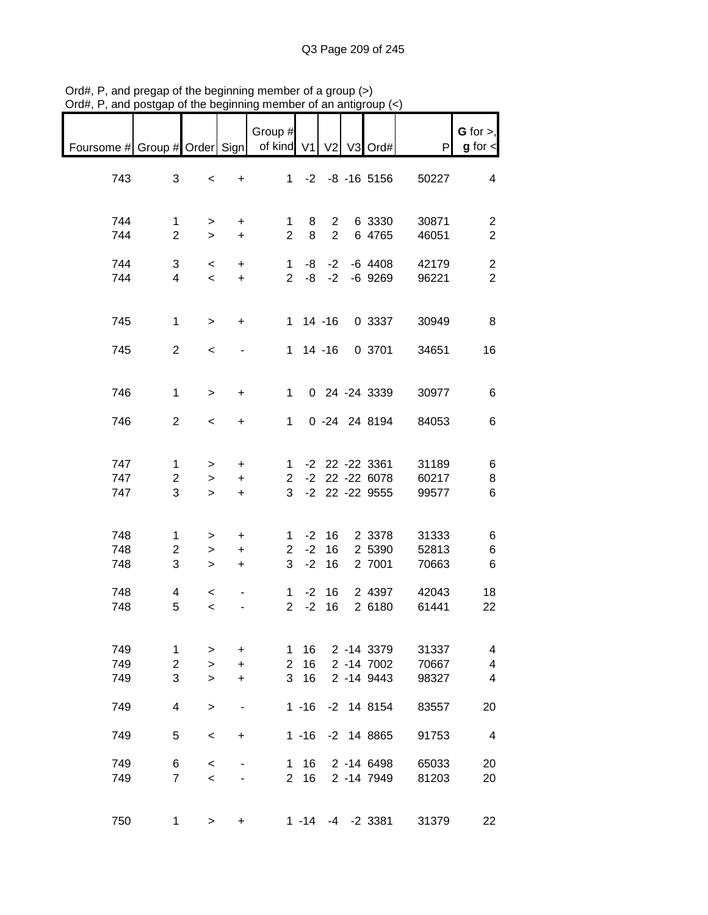Ord#, P, and pregap of the beginning member of a group (>)
Ord#, P, and postgap of the beginning member of an antigroup (<)

| Foursome # | Group # | Order | Sign | Group # of kind | V1 | V2 | V3 | Ord# | P | G for >, g for < |
|---|---|---|---|---|---|---|---|---|---|---|
| 743 | 3 | < | + | 1 | -2 | -8 | -16 | 5156 | 50227 | 4 |
| 744 | 1 | > | + | 1 | 8 | 2 | 6 | 3330 | 30871 | 2 |
| 744 | 2 | > | + | 2 | 8 | 2 | 6 | 4765 | 46051 | 2 |
| 744 | 3 | < | + | 1 | -8 | -2 | -6 | 4408 | 42179 | 2 |
| 744 | 4 | < | + | 2 | -8 | -2 | -6 | 9269 | 96221 | 2 |
| 745 | 1 | > | + | 1 | 14 | -16 | 0 | 3337 | 30949 | 8 |
| 745 | 2 | < | - | 1 | 14 | -16 | 0 | 3701 | 34651 | 16 |
| 746 | 1 | > | + | 1 | 0 | 24 | -24 | 3339 | 30977 | 6 |
| 746 | 2 | < | + | 1 | 0 | -24 | 24 | 8194 | 84053 | 6 |
| 747 | 1 | > | + | 1 | -2 | 22 | -22 | 3361 | 31189 | 6 |
| 747 | 2 | > | + | 2 | -2 | 22 | -22 | 6078 | 60217 | 8 |
| 747 | 3 | > | + | 3 | -2 | 22 | -22 | 9555 | 99577 | 6 |
| 748 | 1 | > | + | 1 | -2 | 16 | 2 | 3378 | 31333 | 6 |
| 748 | 2 | > | + | 2 | -2 | 16 | 2 | 5390 | 52813 | 6 |
| 748 | 3 | > | + | 3 | -2 | 16 | 2 | 7001 | 70663 | 6 |
| 748 | 4 | < | - | 1 | -2 | 16 | 2 | 4397 | 42043 | 18 |
| 748 | 5 | < | - | 2 | -2 | 16 | 2 | 6180 | 61441 | 22 |
| 749 | 1 | > | + | 1 | 16 | 2 | -14 | 3379 | 31337 | 4 |
| 749 | 2 | > | + | 2 | 16 | 2 | -14 | 7002 | 70667 | 4 |
| 749 | 3 | > | + | 3 | 16 | 2 | -14 | 9443 | 98327 | 4 |
| 749 | 4 | > | - | 1 | -16 | -2 | 14 | 8154 | 83557 | 20 |
| 749 | 5 | < | + | 1 | -16 | -2 | 14 | 8865 | 91753 | 4 |
| 749 | 6 | < | - | 1 | 16 | 2 | -14 | 6498 | 65033 | 20 |
| 749 | 7 | < | - | 2 | 16 | 2 | -14 | 7949 | 81203 | 20 |
| 750 | 1 | > | + | 1 | -14 | -4 | -2 | 3381 | 31379 | 22 |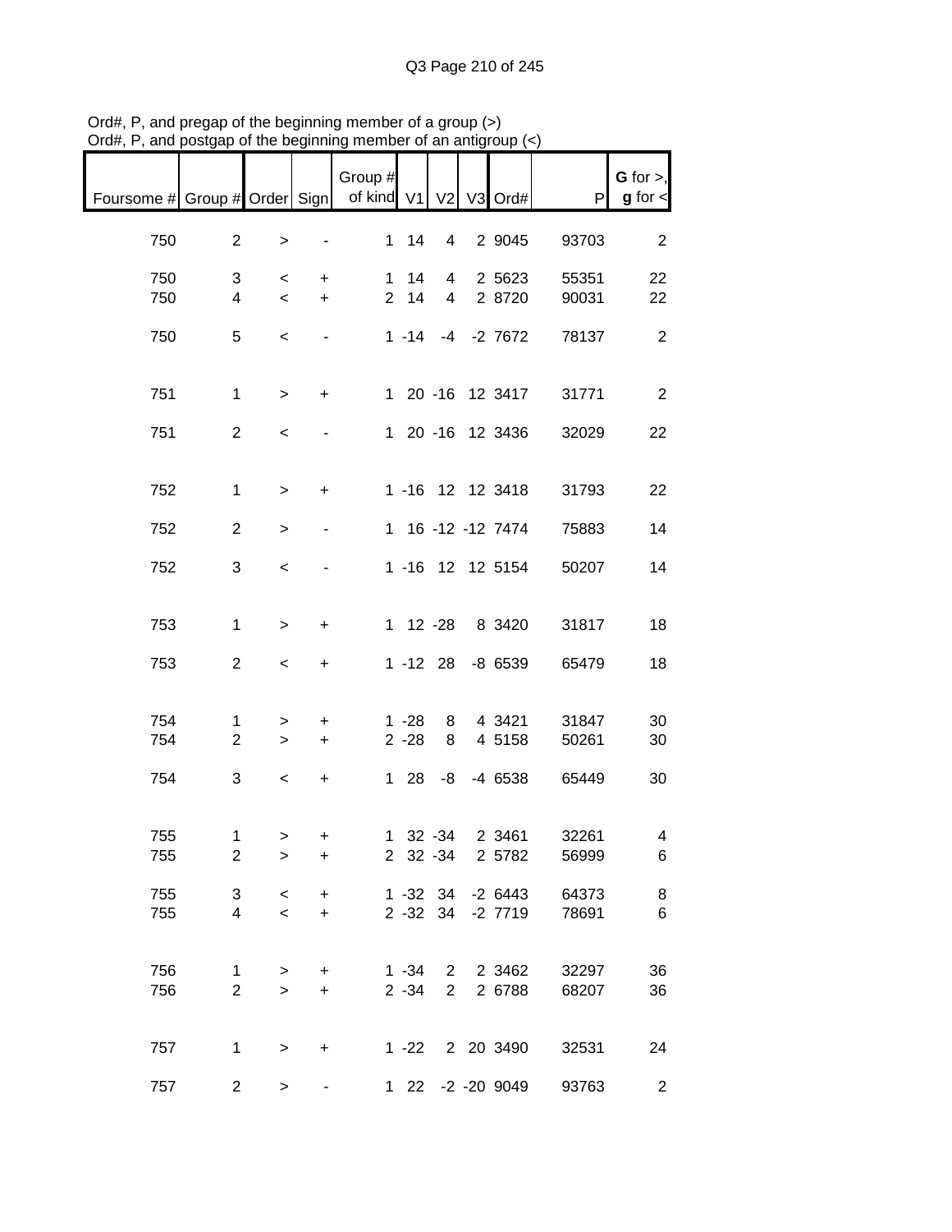Ord#, P, and pregap of the beginning member of a group (>)
Ord#, P, and postgap of the beginning member of an antigroup (<)

| Foursome # | Group # | Order | Sign | Group # of kind | V1 | V2 | V3 | Ord# | P | G for >, g for < |
|---|---|---|---|---|---|---|---|---|---|---|
| 750 | 2 | > | - | 1 | 14 | 4 | 2 | 9045 | 93703 | 2 |
| 750 | 3 | < | + | 1 | 14 | 4 | 2 | 5623 | 55351 | 22 |
| 750 | 4 | < | + | 2 | 14 | 4 | 2 | 8720 | 90031 | 22 |
| 750 | 5 | < | - | 1 | -14 | -4 | -2 | 7672 | 78137 | 2 |
| 751 | 1 | > | + | 1 | 20 | -16 | 12 | 3417 | 31771 | 2 |
| 751 | 2 | < | - | 1 | 20 | -16 | 12 | 3436 | 32029 | 22 |
| 752 | 1 | > | + | 1 | -16 | 12 | 12 | 3418 | 31793 | 22 |
| 752 | 2 | > | - | 1 | 16 | -12 | -12 | 7474 | 75883 | 14 |
| 752 | 3 | < | - | 1 | -16 | 12 | 12 | 5154 | 50207 | 14 |
| 753 | 1 | > | + | 1 | 12 | -28 | 8 | 3420 | 31817 | 18 |
| 753 | 2 | < | + | 1 | -12 | 28 | -8 | 6539 | 65479 | 18 |
| 754 | 1 | > | + | 1 | -28 | 8 | 4 | 3421 | 31847 | 30 |
| 754 | 2 | > | + | 2 | -28 | 8 | 4 | 5158 | 50261 | 30 |
| 754 | 3 | < | + | 1 | 28 | -8 | -4 | 6538 | 65449 | 30 |
| 755 | 1 | > | + | 1 | 32 | -34 | 2 | 3461 | 32261 | 4 |
| 755 | 2 | > | + | 2 | 32 | -34 | 2 | 5782 | 56999 | 6 |
| 755 | 3 | < | + | 1 | -32 | 34 | -2 | 6443 | 64373 | 8 |
| 755 | 4 | < | + | 2 | -32 | 34 | -2 | 7719 | 78691 | 6 |
| 756 | 1 | > | + | 1 | -34 | 2 | 2 | 3462 | 32297 | 36 |
| 756 | 2 | > | + | 2 | -34 | 2 | 2 | 6788 | 68207 | 36 |
| 757 | 1 | > | + | 1 | -22 | 2 | 20 | 3490 | 32531 | 24 |
| 757 | 2 | > | - | 1 | 22 | -2 | -20 | 9049 | 93763 | 2 |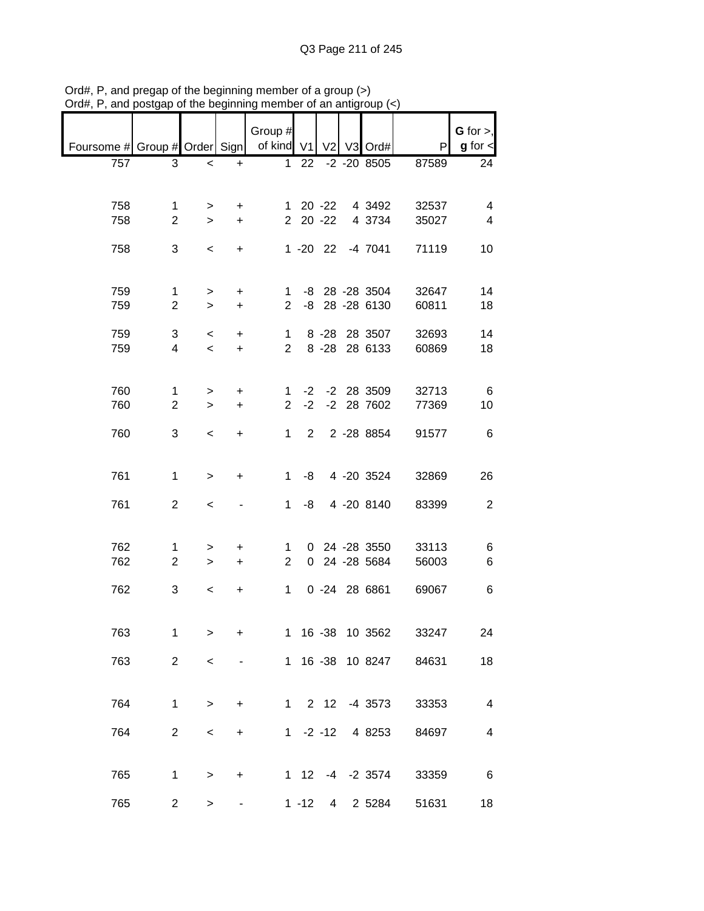Ord#, P, and pregap of the beginning member of a group (>)
Ord#, P, and postgap of the beginning member of an antigroup (<)

| Foursome # | Group # | Order | Sign | Group # of kind | V1 | V2 | V3 | Ord# | P | G for >, g for < |
|---|---|---|---|---|---|---|---|---|---|---|
| 757 | 3 | < | + | 1 | 22 | -2 | -20 | 8505 | 87589 | 24 |
| | | | | | | | | | | |
| 758 | 1 | > | + | 1 | 20 | -22 | 4 | 3492 | 32537 | 4 |
| 758 | 2 | > | + | 2 | 20 | -22 | 4 | 3734 | 35027 | 4 |
| | | | | | | | | | | |
| 758 | 3 | < | + | 1 | -20 | 22 | -4 | 7041 | 71119 | 10 |
| | | | | | | | | | | |
| 759 | 1 | > | + | 1 | -8 | 28 | -28 | 3504 | 32647 | 14 |
| 759 | 2 | > | + | 2 | -8 | 28 | -28 | 6130 | 60811 | 18 |
| | | | | | | | | | | |
| 759 | 3 | < | + | 1 | 8 | -28 | 28 | 3507 | 32693 | 14 |
| 759 | 4 | < | + | 2 | 8 | -28 | 28 | 6133 | 60869 | 18 |
| | | | | | | | | | | |
| 760 | 1 | > | + | 1 | -2 | -2 | 28 | 3509 | 32713 | 6 |
| 760 | 2 | > | + | 2 | -2 | -2 | 28 | 7602 | 77369 | 10 |
| | | | | | | | | | | |
| 760 | 3 | < | + | 1 | 2 | 2 | -28 | 8854 | 91577 | 6 |
| | | | | | | | | | | |
| 761 | 1 | > | + | 1 | -8 | 4 | -20 | 3524 | 32869 | 26 |
| | | | | | | | | | | |
| 761 | 2 | < | - | 1 | -8 | 4 | -20 | 8140 | 83399 | 2 |
| | | | | | | | | | | |
| 762 | 1 | > | + | 1 | 0 | 24 | -28 | 3550 | 33113 | 6 |
| 762 | 2 | > | + | 2 | 0 | 24 | -28 | 5684 | 56003 | 6 |
| | | | | | | | | | | |
| 762 | 3 | < | + | 1 | 0 | -24 | 28 | 6861 | 69067 | 6 |
| | | | | | | | | | | |
| 763 | 1 | > | + | 1 | 16 | -38 | 10 | 3562 | 33247 | 24 |
| | | | | | | | | | | |
| 763 | 2 | < | - | 1 | 16 | -38 | 10 | 8247 | 84631 | 18 |
| | | | | | | | | | | |
| 764 | 1 | > | + | 1 | 2 | 12 | -4 | 3573 | 33353 | 4 |
| | | | | | | | | | | |
| 764 | 2 | < | + | 1 | -2 | -12 | 4 | 8253 | 84697 | 4 |
| | | | | | | | | | | |
| 765 | 1 | > | + | 1 | 12 | -4 | -2 | 3574 | 33359 | 6 |
| | | | | | | | | | | |
| 765 | 2 | > | - | 1 | -12 | 4 | 2 | 5284 | 51631 | 18 |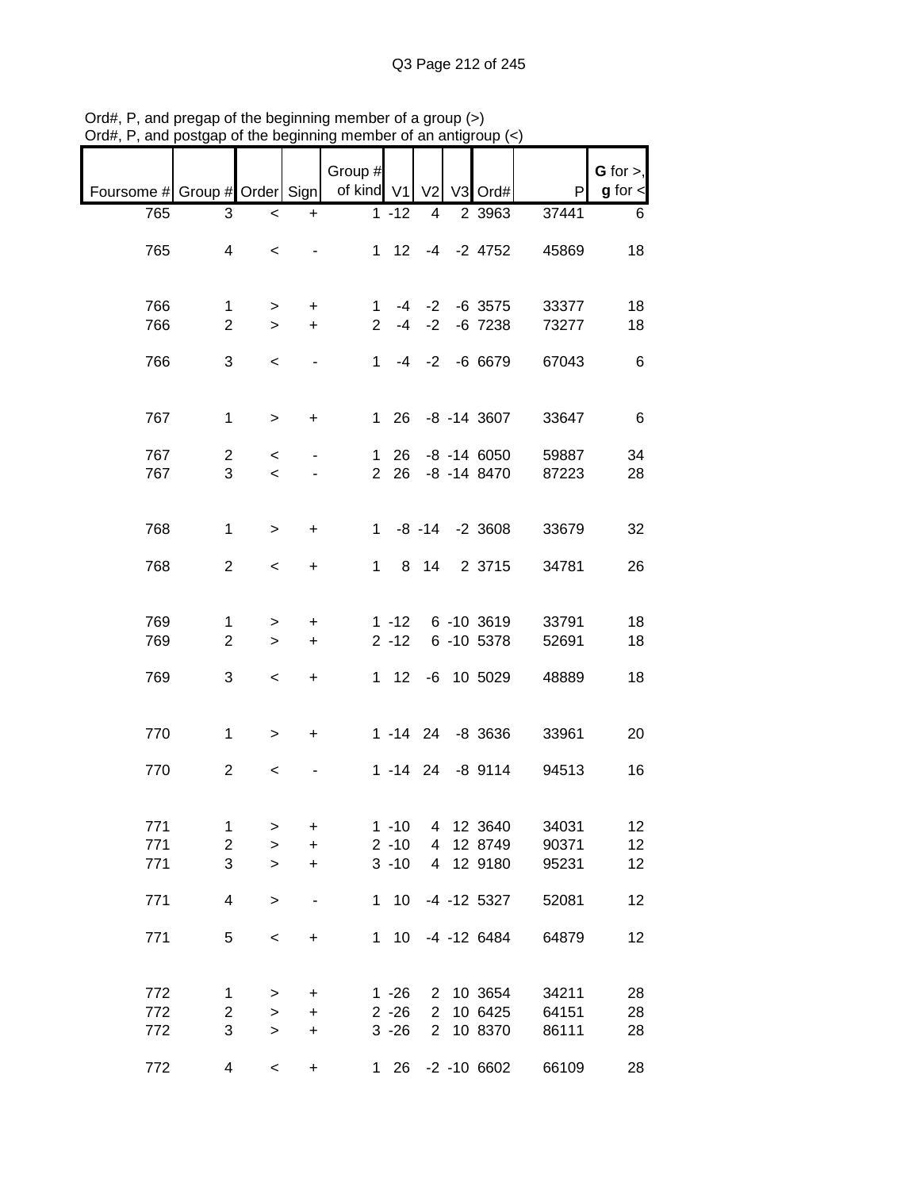Ord#, P, and pregap of the beginning member of a group (>)
Ord#, P, and postgap of the beginning member of an antigroup (<)

| Foursome # | Group # | Order | Sign | Group # of kind | V1 | V2 | V3 | Ord# | P | G for >, g for < |
|---|---|---|---|---|---|---|---|---|---|---|
| 765 | 3 | < | + | 1 | -12 | 4 | 2 | 3963 | 37441 | 6 |
| 765 | 4 | < | - | 1 | 12 | -4 | -2 | 4752 | 45869 | 18 |
| 766 | 1 | > | + | 1 | -4 | -2 | -6 | 3575 | 33377 | 18 |
| 766 | 2 | > | + | 2 | -4 | -2 | -6 | 7238 | 73277 | 18 |
| 766 | 3 | < | - | 1 | -4 | -2 | -6 | 6679 | 67043 | 6 |
| 767 | 1 | > | + | 1 | 26 | -8 | -14 | 3607 | 33647 | 6 |
| 767 | 2 | < | - | 1 | 26 | -8 | -14 | 6050 | 59887 | 34 |
| 767 | 3 | < | - | 2 | 26 | -8 | -14 | 8470 | 87223 | 28 |
| 768 | 1 | > | + | 1 | -8 | -14 | -2 | 3608 | 33679 | 32 |
| 768 | 2 | < | + | 1 | 8 | 14 | 2 | 3715 | 34781 | 26 |
| 769 | 1 | > | + | 1 | -12 | 6 | -10 | 3619 | 33791 | 18 |
| 769 | 2 | > | + | 2 | -12 | 6 | -10 | 5378 | 52691 | 18 |
| 769 | 3 | < | + | 1 | 12 | -6 | 10 | 5029 | 48889 | 18 |
| 770 | 1 | > | + | 1 | -14 | 24 | -8 | 3636 | 33961 | 20 |
| 770 | 2 | < | - | 1 | -14 | 24 | -8 | 9114 | 94513 | 16 |
| 771 | 1 | > | + | 1 | -10 | 4 | 12 | 3640 | 34031 | 12 |
| 771 | 2 | > | + | 2 | -10 | 4 | 12 | 8749 | 90371 | 12 |
| 771 | 3 | > | + | 3 | -10 | 4 | 12 | 9180 | 95231 | 12 |
| 771 | 4 | > | - | 1 | 10 | -4 | -12 | 5327 | 52081 | 12 |
| 771 | 5 | < | + | 1 | 10 | -4 | -12 | 6484 | 64879 | 12 |
| 772 | 1 | > | + | 1 | -26 | 2 | 10 | 3654 | 34211 | 28 |
| 772 | 2 | > | + | 2 | -26 | 2 | 10 | 6425 | 64151 | 28 |
| 772 | 3 | > | + | 3 | -26 | 2 | 10 | 8370 | 86111 | 28 |
| 772 | 4 | < | + | 1 | 26 | -2 | -10 | 6602 | 66109 | 28 |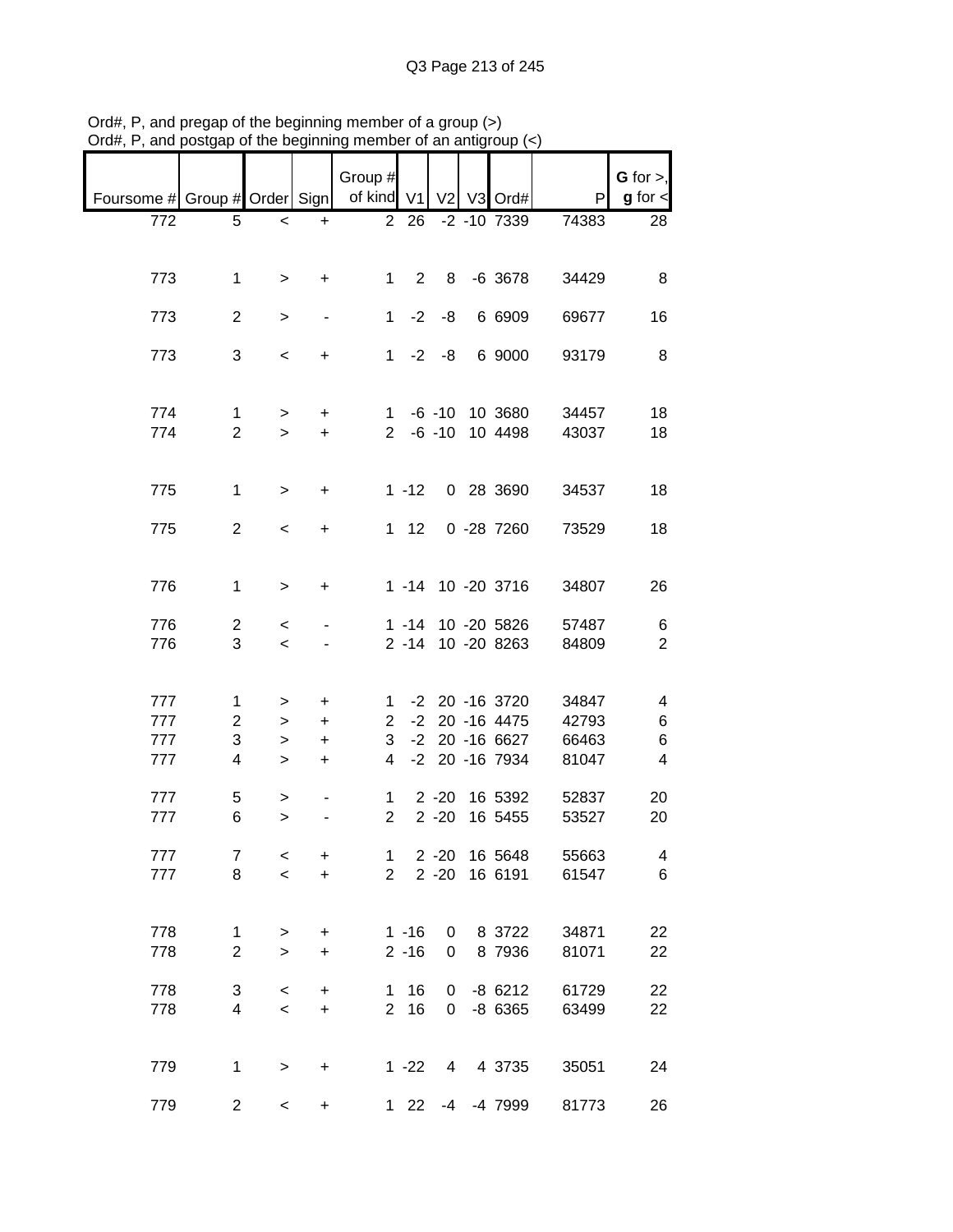Ord#, P, and pregap of the beginning member of a group (>)
Ord#, P, and postgap of the beginning member of an antigroup (<)

| Foursome # | Group # | Order | Sign | Group # of kind | V1 | V2 | V3 | Ord# | P | G for >, g for < |
|---|---|---|---|---|---|---|---|---|---|---|
| 772 | 5 | < | + | 2 | 26 | -2 | -10 | 7339 | 74383 | 28 |
| | | | | | | | | | | |
| 773 | 1 | > | + | 1 | 2 | 8 | -6 | 3678 | 34429 | 8 |
| | | | | | | | | | | |
| 773 | 2 | > | - | 1 | -2 | -8 | 6 | 6909 | 69677 | 16 |
| | | | | | | | | | | |
| 773 | 3 | < | + | 1 | -2 | -8 | 6 | 9000 | 93179 | 8 |
| | | | | | | | | | | |
| 774 | 1 | > | + | 1 | -6 | -10 | 10 | 3680 | 34457 | 18 |
| 774 | 2 | > | + | 2 | -6 | -10 | 10 | 4498 | 43037 | 18 |
| | | | | | | | | | | |
| 775 | 1 | > | + | 1 | -12 | 0 | 28 | 3690 | 34537 | 18 |
| | | | | | | | | | | |
| 775 | 2 | < | + | 1 | 12 | 0 | -28 | 7260 | 73529 | 18 |
| | | | | | | | | | | |
| 776 | 1 | > | + | 1 | -14 | 10 | -20 | 3716 | 34807 | 26 |
| | | | | | | | | | | |
| 776 | 2 | < | - | 1 | -14 | 10 | -20 | 5826 | 57487 | 6 |
| 776 | 3 | < | - | 2 | -14 | 10 | -20 | 8263 | 84809 | 2 |
| | | | | | | | | | | |
| 777 | 1 | > | + | 1 | -2 | 20 | -16 | 3720 | 34847 | 4 |
| 777 | 2 | > | + | 2 | -2 | 20 | -16 | 4475 | 42793 | 6 |
| 777 | 3 | > | + | 3 | -2 | 20 | -16 | 6627 | 66463 | 6 |
| 777 | 4 | > | + | 4 | -2 | 20 | -16 | 7934 | 81047 | 4 |
| | | | | | | | | | | |
| 777 | 5 | > | - | 1 | 2 | -20 | 16 | 5392 | 52837 | 20 |
| 777 | 6 | > | - | 2 | 2 | -20 | 16 | 5455 | 53527 | 20 |
| | | | | | | | | | | |
| 777 | 7 | < | + | 1 | 2 | -20 | 16 | 5648 | 55663 | 4 |
| 777 | 8 | < | + | 2 | 2 | -20 | 16 | 6191 | 61547 | 6 |
| | | | | | | | | | | |
| 778 | 1 | > | + | 1 | -16 | 0 | 8 | 3722 | 34871 | 22 |
| 778 | 2 | > | + | 2 | -16 | 0 | 8 | 7936 | 81071 | 22 |
| | | | | | | | | | | |
| 778 | 3 | < | + | 1 | 16 | 0 | -8 | 6212 | 61729 | 22 |
| 778 | 4 | < | + | 2 | 16 | 0 | -8 | 6365 | 63499 | 22 |
| | | | | | | | | | | |
| 779 | 1 | > | + | 1 | -22 | 4 | 4 | 3735 | 35051 | 24 |
| | | | | | | | | | | |
| 779 | 2 | < | + | 1 | 22 | -4 | -4 | 7999 | 81773 | 26 |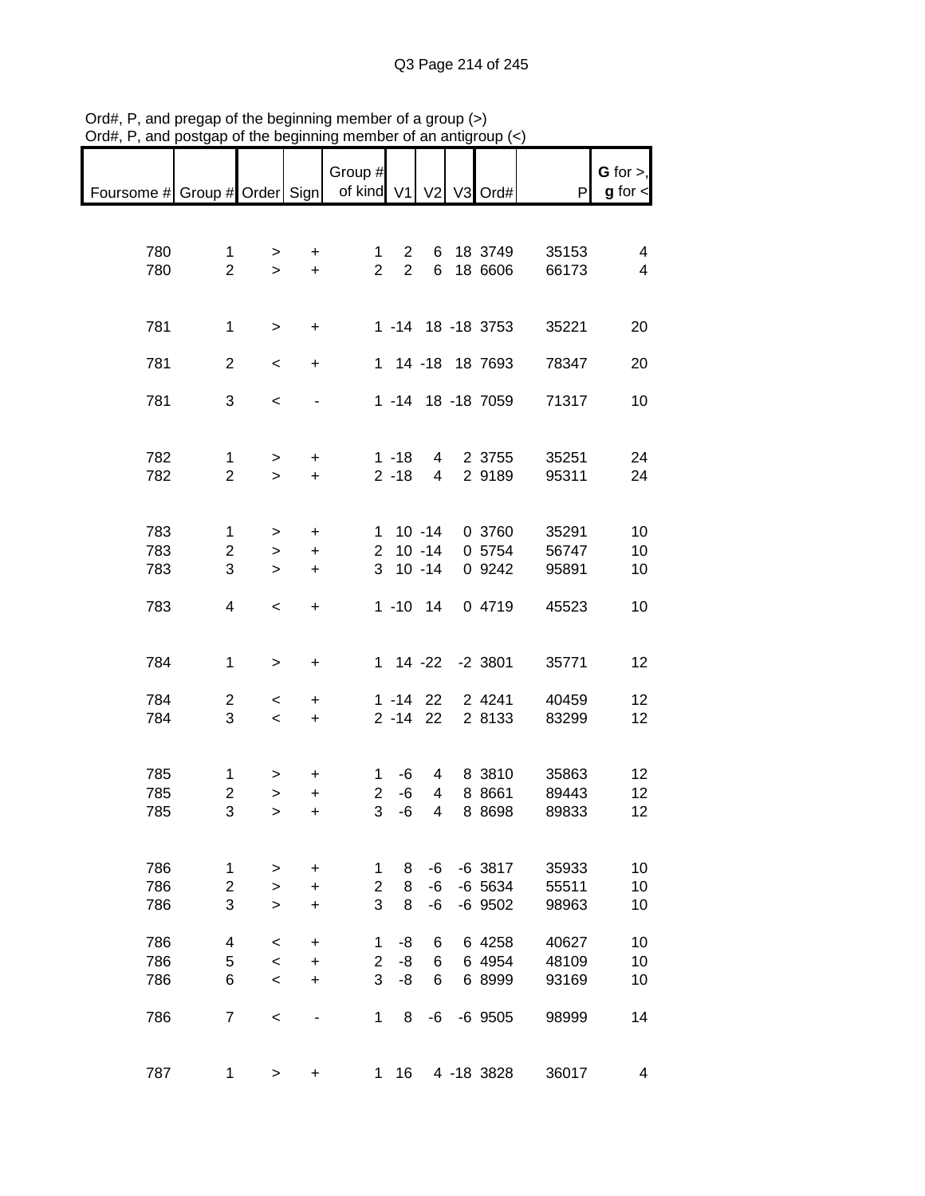Ord#, P, and pregap of the beginning member of a group (>)
Ord#, P, and postgap of the beginning member of an antigroup (<)

| Foursome # | Group # | Order | Sign | Group # of kind | V1 | V2 | V3 | Ord# | P | G for >, g for < |
|---|---|---|---|---|---|---|---|---|---|---|
| 780 | 1 | > | + | 1 | 2 | 6 | 18 | 3749 | 35153 | 4 |
| 780 | 2 | > | + | 2 | 2 | 6 | 18 | 6606 | 66173 | 4 |
| 781 | 1 | > | + | 1 | -14 | 18 | -18 | 3753 | 35221 | 20 |
| 781 | 2 | < | + | 1 | 14 | -18 | 18 | 7693 | 78347 | 20 |
| 781 | 3 | < | - | 1 | -14 | 18 | -18 | 7059 | 71317 | 10 |
| 782 | 1 | > | + | 1 | -18 | 4 | 2 | 3755 | 35251 | 24 |
| 782 | 2 | > | + | 2 | -18 | 4 | 2 | 9189 | 95311 | 24 |
| 783 | 1 | > | + | 1 | 10 | -14 | 0 | 3760 | 35291 | 10 |
| 783 | 2 | > | + | 2 | 10 | -14 | 0 | 5754 | 56747 | 10 |
| 783 | 3 | > | + | 3 | 10 | -14 | 0 | 9242 | 95891 | 10 |
| 783 | 4 | < | + | 1 | -10 | 14 | 0 | 4719 | 45523 | 10 |
| 784 | 1 | > | + | 1 | 14 | -22 | -2 | 3801 | 35771 | 12 |
| 784 | 2 | < | + | 1 | -14 | 22 | 2 | 4241 | 40459 | 12 |
| 784 | 3 | < | + | 2 | -14 | 22 | 2 | 8133 | 83299 | 12 |
| 785 | 1 | > | + | 1 | -6 | 4 | 8 | 3810 | 35863 | 12 |
| 785 | 2 | > | + | 2 | -6 | 4 | 8 | 8661 | 89443 | 12 |
| 785 | 3 | > | + | 3 | -6 | 4 | 8 | 8698 | 89833 | 12 |
| 786 | 1 | > | + | 1 | 8 | -6 | -6 | 3817 | 35933 | 10 |
| 786 | 2 | > | + | 2 | 8 | -6 | -6 | 5634 | 55511 | 10 |
| 786 | 3 | > | + | 3 | 8 | -6 | -6 | 9502 | 98963 | 10 |
| 786 | 4 | < | + | 1 | -8 | 6 | 6 | 4258 | 40627 | 10 |
| 786 | 5 | < | + | 2 | -8 | 6 | 6 | 4954 | 48109 | 10 |
| 786 | 6 | < | + | 3 | -8 | 6 | 6 | 8999 | 93169 | 10 |
| 786 | 7 | < | - | 1 | 8 | -6 | -6 | 9505 | 98999 | 14 |
| 787 | 1 | > | + | 1 | 16 | 4 | -18 | 3828 | 36017 | 4 |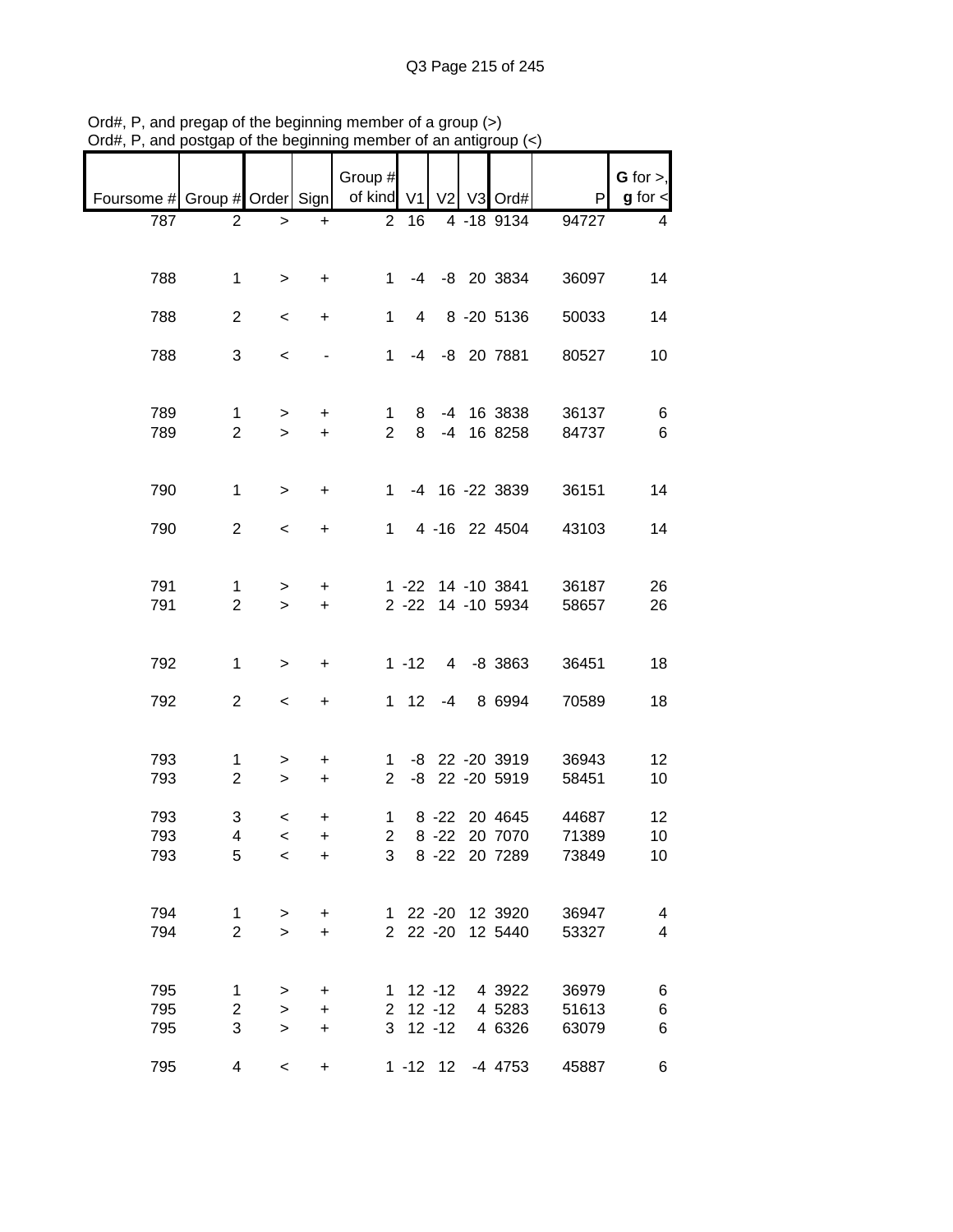Ord#, P, and pregap of the beginning member of a group (>)
Ord#, P, and postgap of the beginning member of an antigroup (<)

| Foursome # | Group # | Order | Sign | Group # of kind | V1 | V2 | V3 | Ord# | P | G for >, g for < |
|---|---|---|---|---|---|---|---|---|---|---|
| 787 | 2 | > | + | 2 | 16 | 4 | -18 | 9134 | 94727 | 4 |
| 788 | 1 | > | + | 1 | -4 | -8 | 20 | 3834 | 36097 | 14 |
| 788 | 2 | < | + | 1 | 4 | 8 | -20 | 5136 | 50033 | 14 |
| 788 | 3 | < | - | 1 | -4 | -8 | 20 | 7881 | 80527 | 10 |
| 789 | 1 | > | + | 1 | 8 | -4 | 16 | 3838 | 36137 | 6 |
| 789 | 2 | > | + | 2 | 8 | -4 | 16 | 8258 | 84737 | 6 |
| 790 | 1 | > | + | 1 | -4 | 16 | -22 | 3839 | 36151 | 14 |
| 790 | 2 | < | + | 1 | 4 | -16 | 22 | 4504 | 43103 | 14 |
| 791 | 1 | > | + | 1 | -22 | 14 | -10 | 3841 | 36187 | 26 |
| 791 | 2 | > | + | 2 | -22 | 14 | -10 | 5934 | 58657 | 26 |
| 792 | 1 | > | + | 1 | -12 | 4 | -8 | 3863 | 36451 | 18 |
| 792 | 2 | < | + | 1 | 12 | -4 | 8 | 6994 | 70589 | 18 |
| 793 | 1 | > | + | 1 | -8 | 22 | -20 | 3919 | 36943 | 12 |
| 793 | 2 | > | + | 2 | -8 | 22 | -20 | 5919 | 58451 | 10 |
| 793 | 3 | < | + | 1 | 8 | -22 | 20 | 4645 | 44687 | 12 |
| 793 | 4 | < | + | 2 | 8 | -22 | 20 | 7070 | 71389 | 10 |
| 793 | 5 | < | + | 3 | 8 | -22 | 20 | 7289 | 73849 | 10 |
| 794 | 1 | > | + | 1 | 22 | -20 | 12 | 3920 | 36947 | 4 |
| 794 | 2 | > | + | 2 | 22 | -20 | 12 | 5440 | 53327 | 4 |
| 795 | 1 | > | + | 1 | 12 | -12 | 4 | 3922 | 36979 | 6 |
| 795 | 2 | > | + | 2 | 12 | -12 | 4 | 5283 | 51613 | 6 |
| 795 | 3 | > | + | 3 | 12 | -12 | 4 | 6326 | 63079 | 6 |
| 795 | 4 | < | + | 1 | -12 | 12 | -4 | 4753 | 45887 | 6 |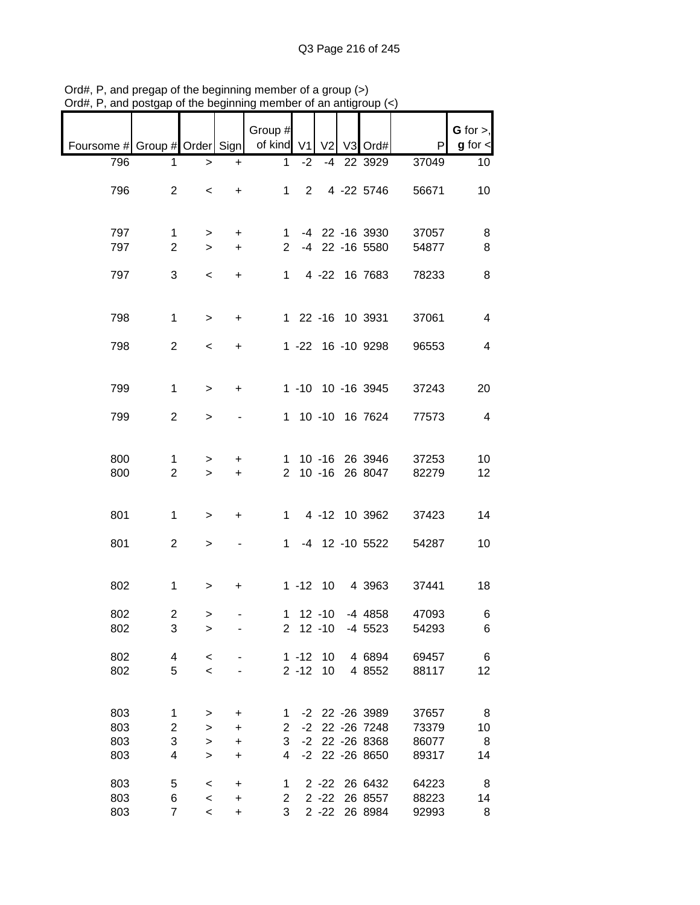Ord#, P, and pregap of the beginning member of a group (>)
Ord#, P, and postgap of the beginning member of an antigroup (<)

| Foursome # | Group # | Order | Sign | Group # of kind | V1 | V2 | V3 | Ord# | P | G for >, g for < |
|---|---|---|---|---|---|---|---|---|---|---|
| 796 | 1 | > | + | 1 | -2 | -4 | 22 | 3929 | 37049 | 10 |
| 796 | 2 | < | + | 1 | 2 | 4 | -22 | 5746 | 56671 | 10 |
| 797 | 1 | > | + | 1 | -4 | 22 | -16 | 3930 | 37057 | 8 |
| 797 | 2 | > | + | 2 | -4 | 22 | -16 | 5580 | 54877 | 8 |
| 797 | 3 | < | + | 1 | 4 | -22 | 16 | 7683 | 78233 | 8 |
| 798 | 1 | > | + | 1 | 22 | -16 | 10 | 3931 | 37061 | 4 |
| 798 | 2 | < | + | 1 | -22 | 16 | -10 | 9298 | 96553 | 4 |
| 799 | 1 | > | + | 1 | -10 | 10 | -16 | 3945 | 37243 | 20 |
| 799 | 2 | > | - | 1 | 10 | -10 | 16 | 7624 | 77573 | 4 |
| 800 | 1 | > | + | 1 | 10 | -16 | 26 | 3946 | 37253 | 10 |
| 800 | 2 | > | + | 2 | 10 | -16 | 26 | 8047 | 82279 | 12 |
| 801 | 1 | > | + | 1 | 4 | -12 | 10 | 3962 | 37423 | 14 |
| 801 | 2 | > | - | 1 | -4 | 12 | -10 | 5522 | 54287 | 10 |
| 802 | 1 | > | + | 1 | -12 | 10 | 4 | 3963 | 37441 | 18 |
| 802 | 2 | > | - | 1 | 12 | -10 | -4 | 4858 | 47093 | 6 |
| 802 | 3 | > | - | 2 | 12 | -10 | -4 | 5523 | 54293 | 6 |
| 802 | 4 | < | - | 1 | -12 | 10 | 4 | 6894 | 69457 | 6 |
| 802 | 5 | < | - | 2 | -12 | 10 | 4 | 8552 | 88117 | 12 |
| 803 | 1 | > | + | 1 | -2 | 22 | -26 | 3989 | 37657 | 8 |
| 803 | 2 | > | + | 2 | -2 | 22 | -26 | 7248 | 73379 | 10 |
| 803 | 3 | > | + | 3 | -2 | 22 | -26 | 8368 | 86077 | 8 |
| 803 | 4 | > | + | 4 | -2 | 22 | -26 | 8650 | 89317 | 14 |
| 803 | 5 | < | + | 1 | 2 | -22 | 26 | 6432 | 64223 | 8 |
| 803 | 6 | < | + | 2 | 2 | -22 | 26 | 8557 | 88223 | 14 |
| 803 | 7 | < | + | 3 | 2 | -22 | 26 | 8984 | 92993 | 8 |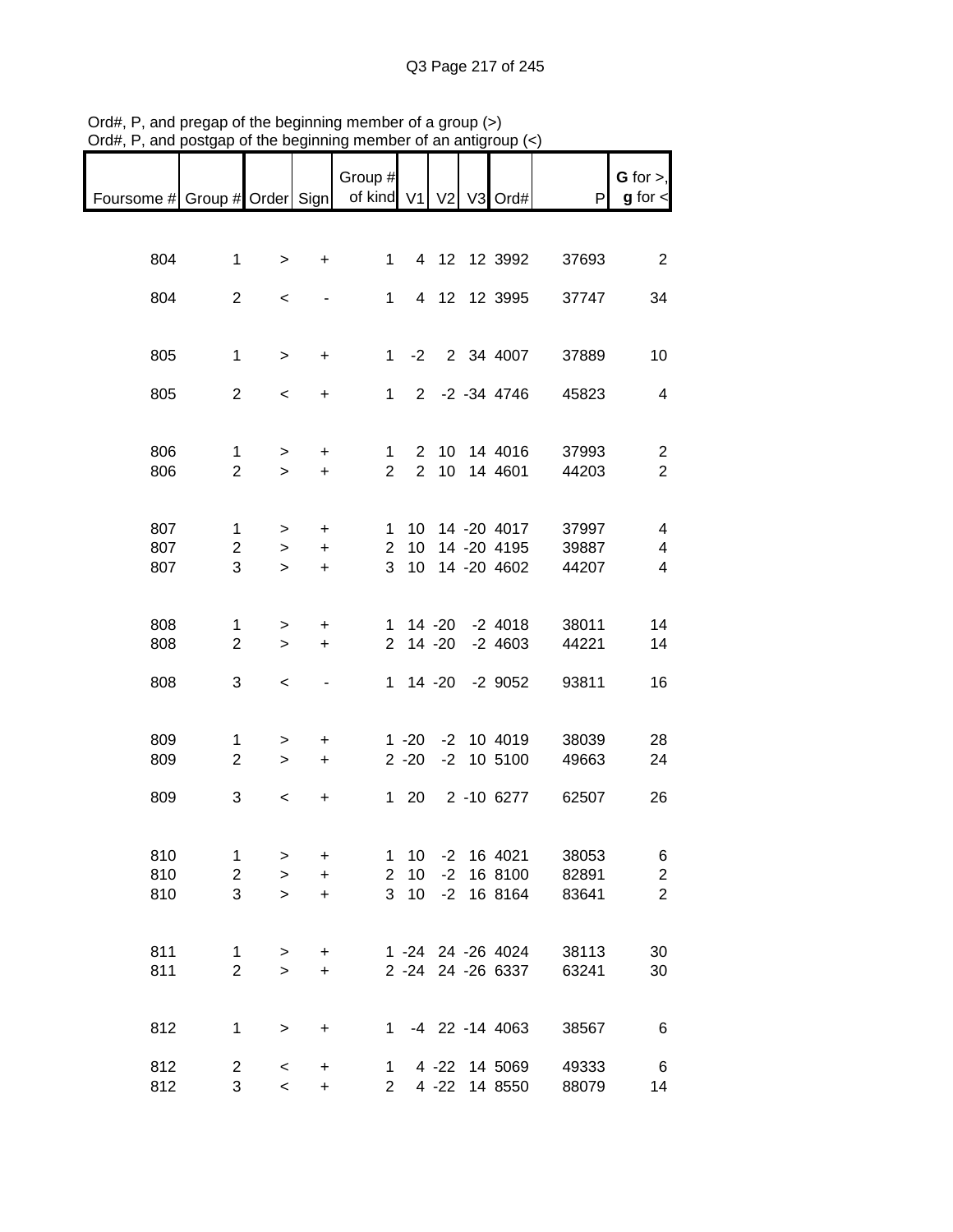Ord#, P, and pregap of the beginning member of a group (>)
Ord#, P, and postgap of the beginning member of an antigroup (<)

| Foursome # | Group # | Order | Sign | Group # of kind | V1 | V2 | V3 | Ord# | P | G for >, g for < |
|---|---|---|---|---|---|---|---|---|---|---|
| 804 | 1 | > | + | 1 | 4 | 12 | 12 | 3992 | 37693 | 2 |
| 804 | 2 | < | - | 1 | 4 | 12 | 12 | 3995 | 37747 | 34 |
| 805 | 1 | > | + | 1 | -2 | 2 | 34 | 4007 | 37889 | 10 |
| 805 | 2 | < | + | 1 | 2 | -2 | -34 | 4746 | 45823 | 4 |
| 806 | 1 | > | + | 1 | 2 | 10 | 14 | 4016 | 37993 | 2 |
| 806 | 2 | > | + | 2 | 2 | 10 | 14 | 4601 | 44203 | 2 |
| 807 | 1 | > | + | 1 | 10 | 14 | -20 | 4017 | 37997 | 4 |
| 807 | 2 | > | + | 2 | 10 | 14 | -20 | 4195 | 39887 | 4 |
| 807 | 3 | > | + | 3 | 10 | 14 | -20 | 4602 | 44207 | 4 |
| 808 | 1 | > | + | 1 | 14 | -20 | -2 | 4018 | 38011 | 14 |
| 808 | 2 | > | + | 2 | 14 | -20 | -2 | 4603 | 44221 | 14 |
| 808 | 3 | < | - | 1 | 14 | -20 | -2 | 9052 | 93811 | 16 |
| 809 | 1 | > | + | 1 | -20 | -2 | 10 | 4019 | 38039 | 28 |
| 809 | 2 | > | + | 2 | -20 | -2 | 10 | 5100 | 49663 | 24 |
| 809 | 3 | < | + | 1 | 20 | 2 | -10 | 6277 | 62507 | 26 |
| 810 | 1 | > | + | 1 | 10 | -2 | 16 | 4021 | 38053 | 6 |
| 810 | 2 | > | + | 2 | 10 | -2 | 16 | 8100 | 82891 | 2 |
| 810 | 3 | > | + | 3 | 10 | -2 | 16 | 8164 | 83641 | 2 |
| 811 | 1 | > | + | 1 | -24 | 24 | -26 | 4024 | 38113 | 30 |
| 811 | 2 | > | + | 2 | -24 | 24 | -26 | 6337 | 63241 | 30 |
| 812 | 1 | > | + | 1 | -4 | 22 | -14 | 4063 | 38567 | 6 |
| 812 | 2 | < | + | 1 | 4 | -22 | 14 | 5069 | 49333 | 6 |
| 812 | 3 | < | + | 2 | 4 | -22 | 14 | 8550 | 88079 | 14 |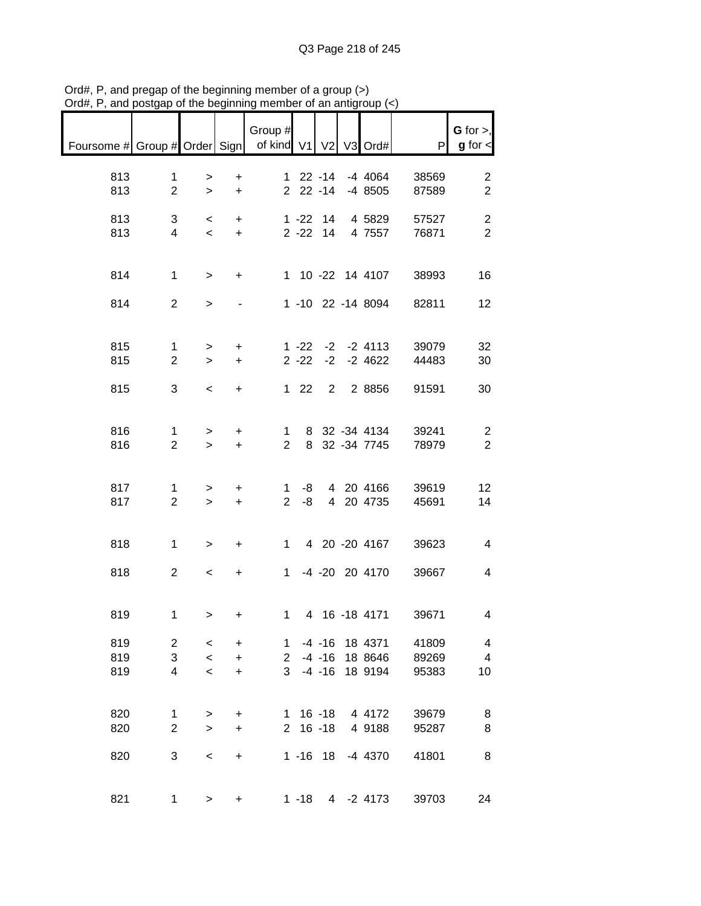Ord#, P, and pregap of the beginning member of a group (>)
Ord#, P, and postgap of the beginning member of an antigroup (<)

| Foursome # | Group # | Order | Sign | Group # of kind | V1 | V2 | V3 | Ord# | P | G for >, g for < |
|---|---|---|---|---|---|---|---|---|---|---|
| 813 | 1 | > | + | 1 | 22 | -14 | -4 | 4064 | 38569 | 2 |
| 813 | 2 | > | + | 2 | 22 | -14 | -4 | 8505 | 87589 | 2 |
| 813 | 3 | < | + | 1 | -22 | 14 | 4 | 5829 | 57527 | 2 |
| 813 | 4 | < | + | 2 | -22 | 14 | 4 | 7557 | 76871 | 2 |
| 814 | 1 | > | + | 1 | 10 | -22 | 14 | 4107 | 38993 | 16 |
| 814 | 2 | > | - | 1 | -10 | 22 | -14 | 8094 | 82811 | 12 |
| 815 | 1 | > | + | 1 | -22 | -2 | -2 | 4113 | 39079 | 32 |
| 815 | 2 | > | + | 2 | -22 | -2 | -2 | 4622 | 44483 | 30 |
| 815 | 3 | < | + | 1 | 22 | 2 | 2 | 8856 | 91591 | 30 |
| 816 | 1 | > | + | 1 | 8 | 32 | -34 | 4134 | 39241 | 2 |
| 816 | 2 | > | + | 2 | 8 | 32 | -34 | 7745 | 78979 | 2 |
| 817 | 1 | > | + | 1 | -8 | 4 | 20 | 4166 | 39619 | 12 |
| 817 | 2 | > | + | 2 | -8 | 4 | 20 | 4735 | 45691 | 14 |
| 818 | 1 | > | + | 1 | 4 | 20 | -20 | 4167 | 39623 | 4 |
| 818 | 2 | < | + | 1 | -4 | -20 | 20 | 4170 | 39667 | 4 |
| 819 | 1 | > | + | 1 | 4 | 16 | -18 | 4171 | 39671 | 4 |
| 819 | 2 | < | + | 1 | -4 | -16 | 18 | 4371 | 41809 | 4 |
| 819 | 3 | < | + | 2 | -4 | -16 | 18 | 8646 | 89269 | 4 |
| 819 | 4 | < | + | 3 | -4 | -16 | 18 | 9194 | 95383 | 10 |
| 820 | 1 | > | + | 1 | 16 | -18 | 4 | 4172 | 39679 | 8 |
| 820 | 2 | > | + | 2 | 16 | -18 | 4 | 9188 | 95287 | 8 |
| 820 | 3 | < | + | 1 | -16 | 18 | -4 | 4370 | 41801 | 8 |
| 821 | 1 | > | + | 1 | -18 | 4 | -2 | 4173 | 39703 | 24 |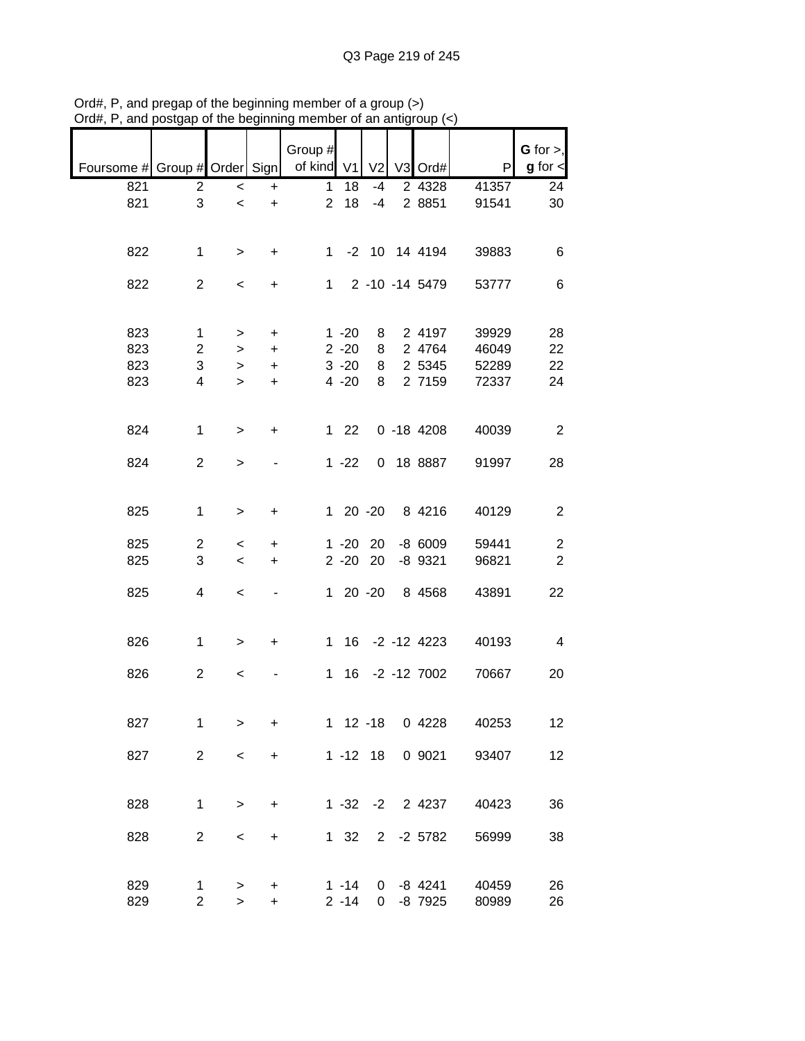Ord#, P, and pregap of the beginning member of a group (>)
Ord#, P, and postgap of the beginning member of an antigroup (<)

| Foursome # | Group # | Order | Sign | Group # of kind | V1 | V2 | V3 | Ord# | P | G for >, g for < |
|---|---|---|---|---|---|---|---|---|---|---|
| 821 | 2 | < | + | 1 | 18 | -4 | 2 | 4328 | 41357 | 24 |
| 821 | 3 | < | + | 2 | 18 | -4 | 2 | 8851 | 91541 | 30 |
| | | | | | | | | | | |
| 822 | 1 | > | + | 1 | -2 | 10 | 14 | 4194 | 39883 | 6 |
| | | | | | | | | | | |
| 822 | 2 | < | + | 1 | 2 | -10 | -14 | 5479 | 53777 | 6 |
| | | | | | | | | | | |
| 823 | 1 | > | + | 1 | -20 | 8 | 2 | 4197 | 39929 | 28 |
| 823 | 2 | > | + | 2 | -20 | 8 | 2 | 4764 | 46049 | 22 |
| 823 | 3 | > | + | 3 | -20 | 8 | 2 | 5345 | 52289 | 22 |
| 823 | 4 | > | + | 4 | -20 | 8 | 2 | 7159 | 72337 | 24 |
| | | | | | | | | | | |
| 824 | 1 | > | + | 1 | 22 | 0 | -18 | 4208 | 40039 | 2 |
| | | | | | | | | | | |
| 824 | 2 | > | - | 1 | -22 | 0 | 18 | 8887 | 91997 | 28 |
| | | | | | | | | | | |
| 825 | 1 | > | + | 1 | 20 | -20 | 8 | 4216 | 40129 | 2 |
| | | | | | | | | | | |
| 825 | 2 | < | + | 1 | -20 | 20 | -8 | 6009 | 59441 | 2 |
| 825 | 3 | < | + | 2 | -20 | 20 | -8 | 9321 | 96821 | 2 |
| | | | | | | | | | | |
| 825 | 4 | < | - | 1 | 20 | -20 | 8 | 4568 | 43891 | 22 |
| | | | | | | | | | | |
| 826 | 1 | > | + | 1 | 16 | -2 | -12 | 4223 | 40193 | 4 |
| | | | | | | | | | | |
| 826 | 2 | < | - | 1 | 16 | -2 | -12 | 7002 | 70667 | 20 |
| | | | | | | | | | | |
| 827 | 1 | > | + | 1 | 12 | -18 | 0 | 4228 | 40253 | 12 |
| | | | | | | | | | | |
| 827 | 2 | < | + | 1 | -12 | 18 | 0 | 9021 | 93407 | 12 |
| | | | | | | | | | | |
| 828 | 1 | > | + | 1 | -32 | -2 | 2 | 4237 | 40423 | 36 |
| | | | | | | | | | | |
| 828 | 2 | < | + | 1 | 32 | 2 | -2 | 5782 | 56999 | 38 |
| | | | | | | | | | | |
| 829 | 1 | > | + | 1 | -14 | 0 | -8 | 4241 | 40459 | 26 |
| 829 | 2 | > | + | 2 | -14 | 0 | -8 | 7925 | 80989 | 26 |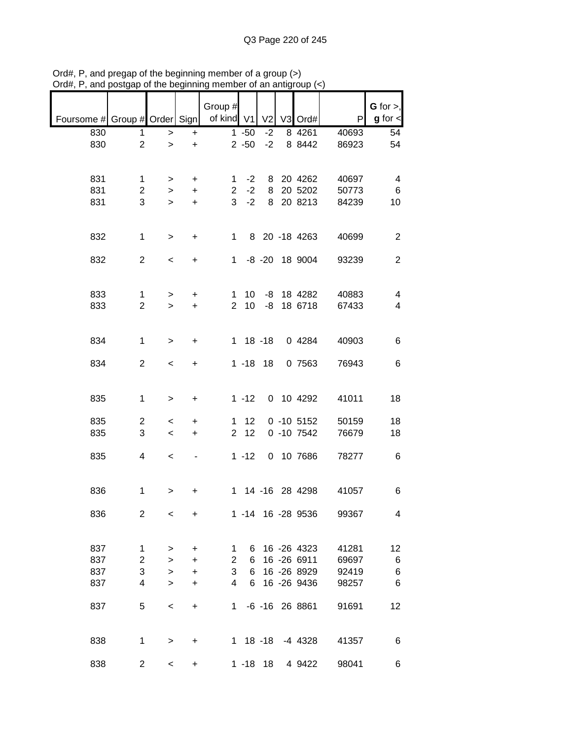Ord#, P, and pregap of the beginning member of a group (>)
Ord#, P, and postgap of the beginning member of an antigroup (<)

| Foursome # | Group # | Order | Sign | Group # of kind | V1 | V2 | V3 | Ord# | P | G for >, g for < |
|---|---|---|---|---|---|---|---|---|---|---|
| 830 | 1 | > | + | 1 | -50 | -2 | 8 | 4261 | 40693 | 54 |
| 830 | 2 | > | + | 2 | -50 | -2 | 8 | 8442 | 86923 | 54 |
| | | | | | | | | | | |
| 831 | 1 | > | + | 1 | -2 | 8 | 20 | 4262 | 40697 | 4 |
| 831 | 2 | > | + | 2 | -2 | 8 | 20 | 5202 | 50773 | 6 |
| 831 | 3 | > | + | 3 | -2 | 8 | 20 | 8213 | 84239 | 10 |
| | | | | | | | | | | |
| 832 | 1 | > | + | 1 | 8 | 20 | -18 | 4263 | 40699 | 2 |
| 832 | 2 | < | + | 1 | -8 | -20 | 18 | 9004 | 93239 | 2 |
| | | | | | | | | | | |
| 833 | 1 | > | + | 1 | 10 | -8 | 18 | 4282 | 40883 | 4 |
| 833 | 2 | > | + | 2 | 10 | -8 | 18 | 6718 | 67433 | 4 |
| | | | | | | | | | | |
| 834 | 1 | > | + | 1 | 18 | -18 | 0 | 4284 | 40903 | 6 |
| 834 | 2 | < | + | 1 | -18 | 18 | 0 | 7563 | 76943 | 6 |
| | | | | | | | | | | |
| 835 | 1 | > | + | 1 | -12 | 0 | 10 | 4292 | 41011 | 18 |
| 835 | 2 | < | + | 1 | 12 | 0 | -10 | 5152 | 50159 | 18 |
| 835 | 3 | < | + | 2 | 12 | 0 | -10 | 7542 | 76679 | 18 |
| 835 | 4 | < | - | 1 | -12 | 0 | 10 | 7686 | 78277 | 6 |
| | | | | | | | | | | |
| 836 | 1 | > | + | 1 | 14 | -16 | 28 | 4298 | 41057 | 6 |
| 836 | 2 | < | + | 1 | -14 | 16 | -28 | 9536 | 99367 | 4 |
| | | | | | | | | | | |
| 837 | 1 | > | + | 1 | 6 | 16 | -26 | 4323 | 41281 | 12 |
| 837 | 2 | > | + | 2 | 6 | 16 | -26 | 6911 | 69697 | 6 |
| 837 | 3 | > | + | 3 | 6 | 16 | -26 | 8929 | 92419 | 6 |
| 837 | 4 | > | + | 4 | 6 | 16 | -26 | 9436 | 98257 | 6 |
| 837 | 5 | < | + | 1 | -6 | -16 | 26 | 8861 | 91691 | 12 |
| | | | | | | | | | | |
| 838 | 1 | > | + | 1 | 18 | -18 | -4 | 4328 | 41357 | 6 |
| 838 | 2 | < | + | 1 | -18 | 18 | 4 | 9422 | 98041 | 6 |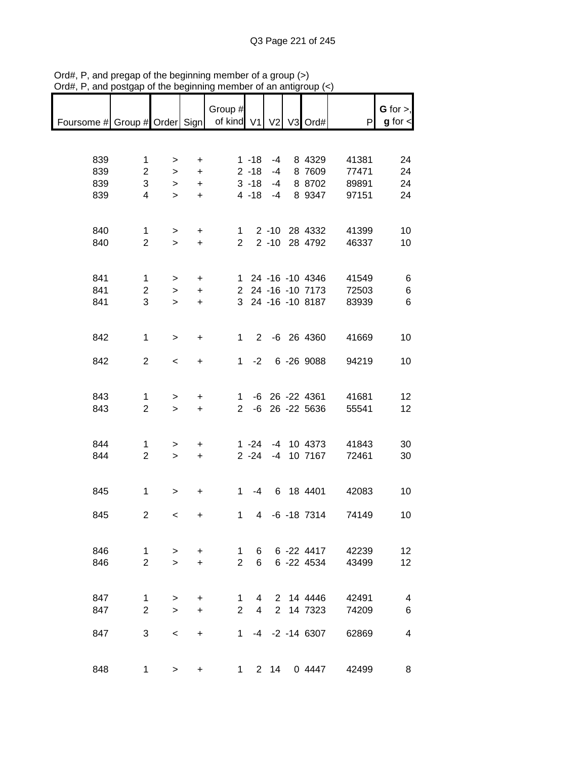Ord#, P, and pregap of the beginning member of a group (>)
Ord#, P, and postgap of the beginning member of an antigroup (<)

| Foursome # | Group # | Order | Sign | Group # of kind | V1 | V2 | V3 | Ord# | P | G for >, g for < |
|---|---|---|---|---|---|---|---|---|---|---|
| 839 | 1 | > | + | 1 | -18 | -4 | 8 | 4329 | 41381 | 24 |
| 839 | 2 | > | + | 2 | -18 | -4 | 8 | 7609 | 77471 | 24 |
| 839 | 3 | > | + | 3 | -18 | -4 | 8 | 8702 | 89891 | 24 |
| 839 | 4 | > | + | 4 | -18 | -4 | 8 | 9347 | 97151 | 24 |
| 840 | 1 | > | + | 1 | 2 | -10 | 28 | 4332 | 41399 | 10 |
| 840 | 2 | > | + | 2 | 2 | -10 | 28 | 4792 | 46337 | 10 |
| 841 | 1 | > | + | 1 | 24 | -16 | -10 | 4346 | 41549 | 6 |
| 841 | 2 | > | + | 2 | 24 | -16 | -10 | 7173 | 72503 | 6 |
| 841 | 3 | > | + | 3 | 24 | -16 | -10 | 8187 | 83939 | 6 |
| 842 | 1 | > | + | 1 | 2 | -6 | 26 | 4360 | 41669 | 10 |
| 842 | 2 | < | + | 1 | -2 | 6 | -26 | 9088 | 94219 | 10 |
| 843 | 1 | > | + | 1 | -6 | 26 | -22 | 4361 | 41681 | 12 |
| 843 | 2 | > | + | 2 | -6 | 26 | -22 | 5636 | 55541 | 12 |
| 844 | 1 | > | + | 1 | -24 | -4 | 10 | 4373 | 41843 | 30 |
| 844 | 2 | > | + | 2 | -24 | -4 | 10 | 7167 | 72461 | 30 |
| 845 | 1 | > | + | 1 | -4 | 6 | 18 | 4401 | 42083 | 10 |
| 845 | 2 | < | + | 1 | 4 | -6 | -18 | 7314 | 74149 | 10 |
| 846 | 1 | > | + | 1 | 6 | 6 | -22 | 4417 | 42239 | 12 |
| 846 | 2 | > | + | 2 | 6 | 6 | -22 | 4534 | 43499 | 12 |
| 847 | 1 | > | + | 1 | 4 | 2 | 14 | 4446 | 42491 | 4 |
| 847 | 2 | > | + | 2 | 4 | 2 | 14 | 7323 | 74209 | 6 |
| 847 | 3 | < | + | 1 | -4 | -2 | -14 | 6307 | 62869 | 4 |
| 848 | 1 | > | + | 1 | 2 | 14 | 0 | 4447 | 42499 | 8 |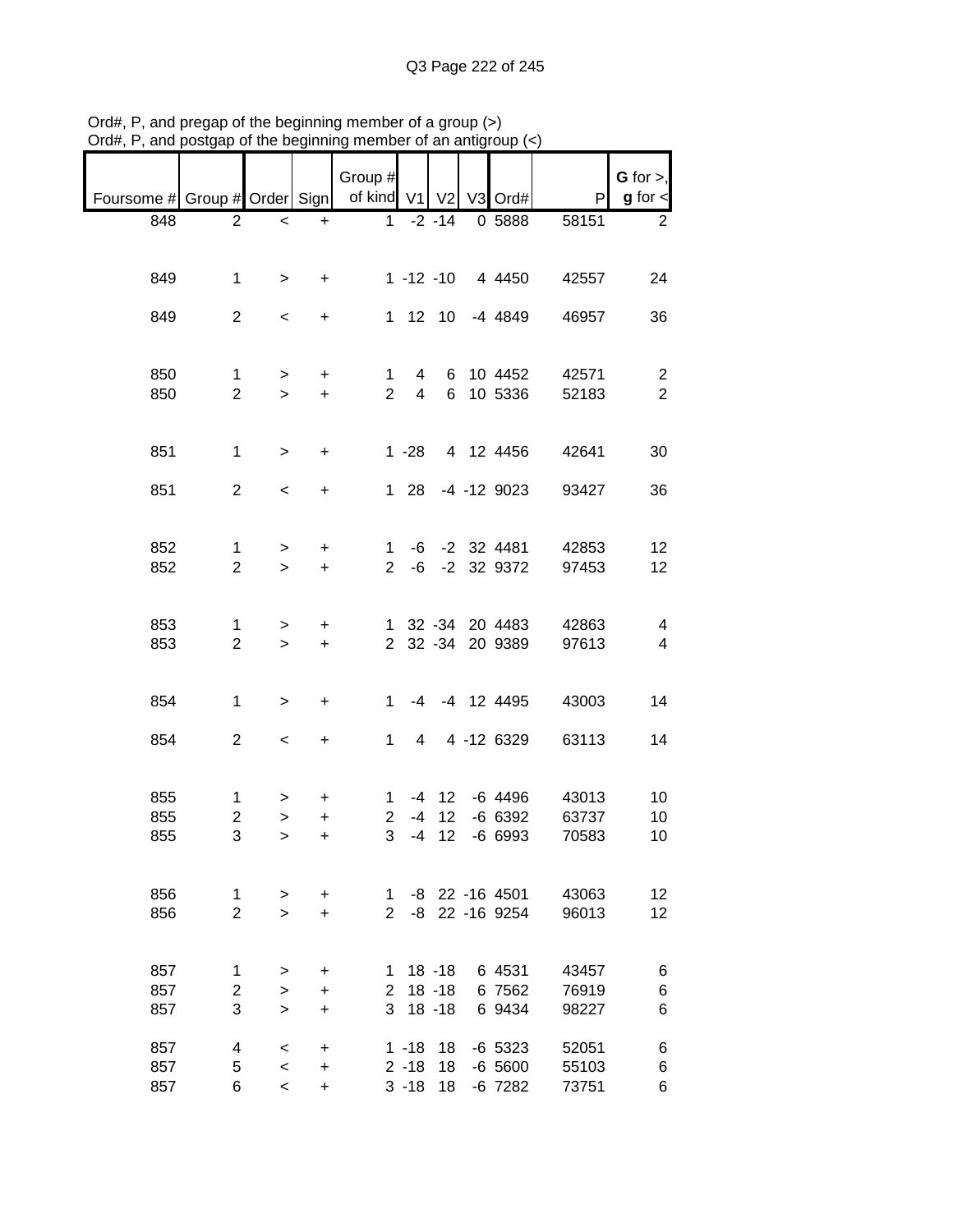Ord#, P, and pregap of the beginning member of a group (>)
Ord#, P, and postgap of the beginning member of an antigroup (<)

| Foursome # | Group # | Order | Sign | Group # of kind | V1 | V2 | V3 | Ord# | P | G for >, g for < |
|---|---|---|---|---|---|---|---|---|---|---|
| 848 | 2 | < | + | 1 | -2 | -14 | 0 | 5888 | 58151 | 2 |
| | | | | | | | | | | |
| 849 | 1 | > | + | 1 | -12 | -10 | 4 | 4450 | 42557 | 24 |
| 849 | 2 | < | + | 1 | 12 | 10 | -4 | 4849 | 46957 | 36 |
| | | | | | | | | | | |
| 850 | 1 | > | + | 1 | 4 | 6 | 10 | 4452 | 42571 | 2 |
| 850 | 2 | > | + | 2 | 4 | 6 | 10 | 5336 | 52183 | 2 |
| | | | | | | | | | | |
| 851 | 1 | > | + | 1 | -28 | 4 | 12 | 4456 | 42641 | 30 |
| 851 | 2 | < | + | 1 | 28 | -4 | -12 | 9023 | 93427 | 36 |
| | | | | | | | | | | |
| 852 | 1 | > | + | 1 | -6 | -2 | 32 | 4481 | 42853 | 12 |
| 852 | 2 | > | + | 2 | -6 | -2 | 32 | 9372 | 97453 | 12 |
| | | | | | | | | | | |
| 853 | 1 | > | + | 1 | 32 | -34 | 20 | 4483 | 42863 | 4 |
| 853 | 2 | > | + | 2 | 32 | -34 | 20 | 9389 | 97613 | 4 |
| | | | | | | | | | | |
| 854 | 1 | > | + | 1 | -4 | -4 | 12 | 4495 | 43003 | 14 |
| 854 | 2 | < | + | 1 | 4 | 4 | -12 | 6329 | 63113 | 14 |
| | | | | | | | | | | |
| 855 | 1 | > | + | 1 | -4 | 12 | -6 | 4496 | 43013 | 10 |
| 855 | 2 | > | + | 2 | -4 | 12 | -6 | 6392 | 63737 | 10 |
| 855 | 3 | > | + | 3 | -4 | 12 | -6 | 6993 | 70583 | 10 |
| | | | | | | | | | | |
| 856 | 1 | > | + | 1 | -8 | 22 | -16 | 4501 | 43063 | 12 |
| 856 | 2 | > | + | 2 | -8 | 22 | -16 | 9254 | 96013 | 12 |
| | | | | | | | | | | |
| 857 | 1 | > | + | 1 | 18 | -18 | 6 | 4531 | 43457 | 6 |
| 857 | 2 | > | + | 2 | 18 | -18 | 6 | 7562 | 76919 | 6 |
| 857 | 3 | > | + | 3 | 18 | -18 | 6 | 9434 | 98227 | 6 |
| 857 | 4 | < | + | 1 | -18 | 18 | -6 | 5323 | 52051 | 6 |
| 857 | 5 | < | + | 2 | -18 | 18 | -6 | 5600 | 55103 | 6 |
| 857 | 6 | < | + | 3 | -18 | 18 | -6 | 7282 | 73751 | 6 |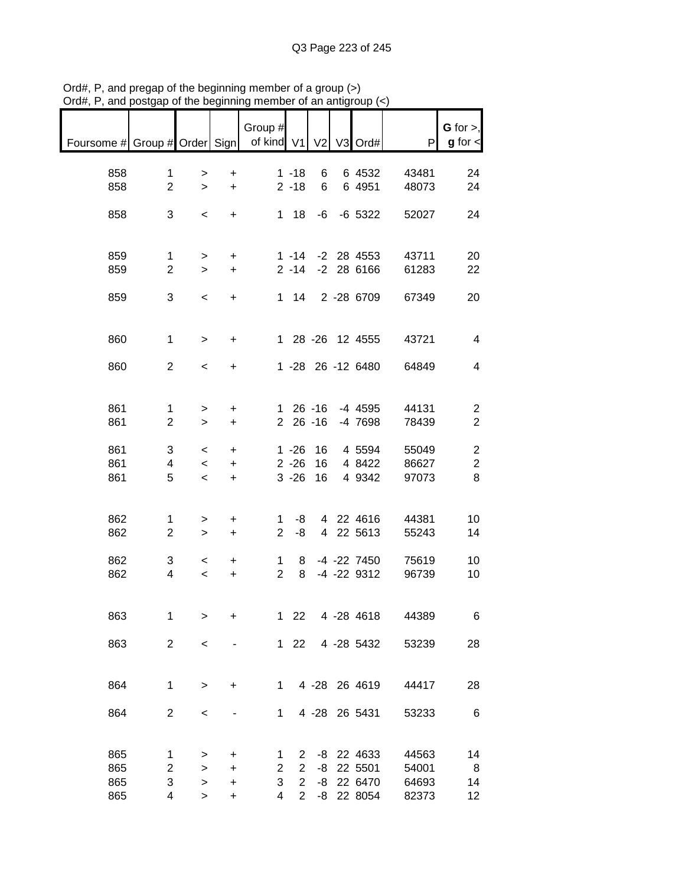Ord#, P, and pregap of the beginning member of a group (>)
Ord#, P, and postgap of the beginning member of an antigroup (<)

| Foursome # | Group # | Order | Sign | Group # of kind | V1 | V2 | V3 | Ord# | P | G for >, g for < |
|---|---|---|---|---|---|---|---|---|---|---|
| 858 | 1 | > | + | 1 | -18 | 6 | 6 | 4532 | 43481 | 24 |
| 858 | 2 | > | + | 2 | -18 | 6 | 6 | 4951 | 48073 | 24 |
| 858 | 3 | < | + | 1 | 18 | -6 | -6 | 5322 | 52027 | 24 |
| 859 | 1 | > | + | 1 | -14 | -2 | 28 | 4553 | 43711 | 20 |
| 859 | 2 | > | + | 2 | -14 | -2 | 28 | 6166 | 61283 | 22 |
| 859 | 3 | < | + | 1 | 14 | 2 | -28 | 6709 | 67349 | 20 |
| 860 | 1 | > | + | 1 | 28 | -26 | 12 | 4555 | 43721 | 4 |
| 860 | 2 | < | + | 1 | -28 | 26 | -12 | 6480 | 64849 | 4 |
| 861 | 1 | > | + | 1 | 26 | -16 | -4 | 4595 | 44131 | 2 |
| 861 | 2 | > | + | 2 | 26 | -16 | -4 | 7698 | 78439 | 2 |
| 861 | 3 | < | + | 1 | -26 | 16 | 4 | 5594 | 55049 | 2 |
| 861 | 4 | < | + | 2 | -26 | 16 | 4 | 8422 | 86627 | 2 |
| 861 | 5 | < | + | 3 | -26 | 16 | 4 | 9342 | 97073 | 8 |
| 862 | 1 | > | + | 1 | -8 | 4 | 22 | 4616 | 44381 | 10 |
| 862 | 2 | > | + | 2 | -8 | 4 | 22 | 5613 | 55243 | 14 |
| 862 | 3 | < | + | 1 | 8 | -4 | -22 | 7450 | 75619 | 10 |
| 862 | 4 | < | + | 2 | 8 | -4 | -22 | 9312 | 96739 | 10 |
| 863 | 1 | > | + | 1 | 22 | 4 | -28 | 4618 | 44389 | 6 |
| 863 | 2 | < | - | 1 | 22 | 4 | -28 | 5432 | 53239 | 28 |
| 864 | 1 | > | + | 1 | 4 | -28 | 26 | 4619 | 44417 | 28 |
| 864 | 2 | < | - | 1 | 4 | -28 | 26 | 5431 | 53233 | 6 |
| 865 | 1 | > | + | 1 | 2 | -8 | 22 | 4633 | 44563 | 14 |
| 865 | 2 | > | + | 2 | 2 | -8 | 22 | 5501 | 54001 | 8 |
| 865 | 3 | > | + | 3 | 2 | -8 | 22 | 6470 | 64693 | 14 |
| 865 | 4 | > | + | 4 | 2 | -8 | 22 | 8054 | 82373 | 12 |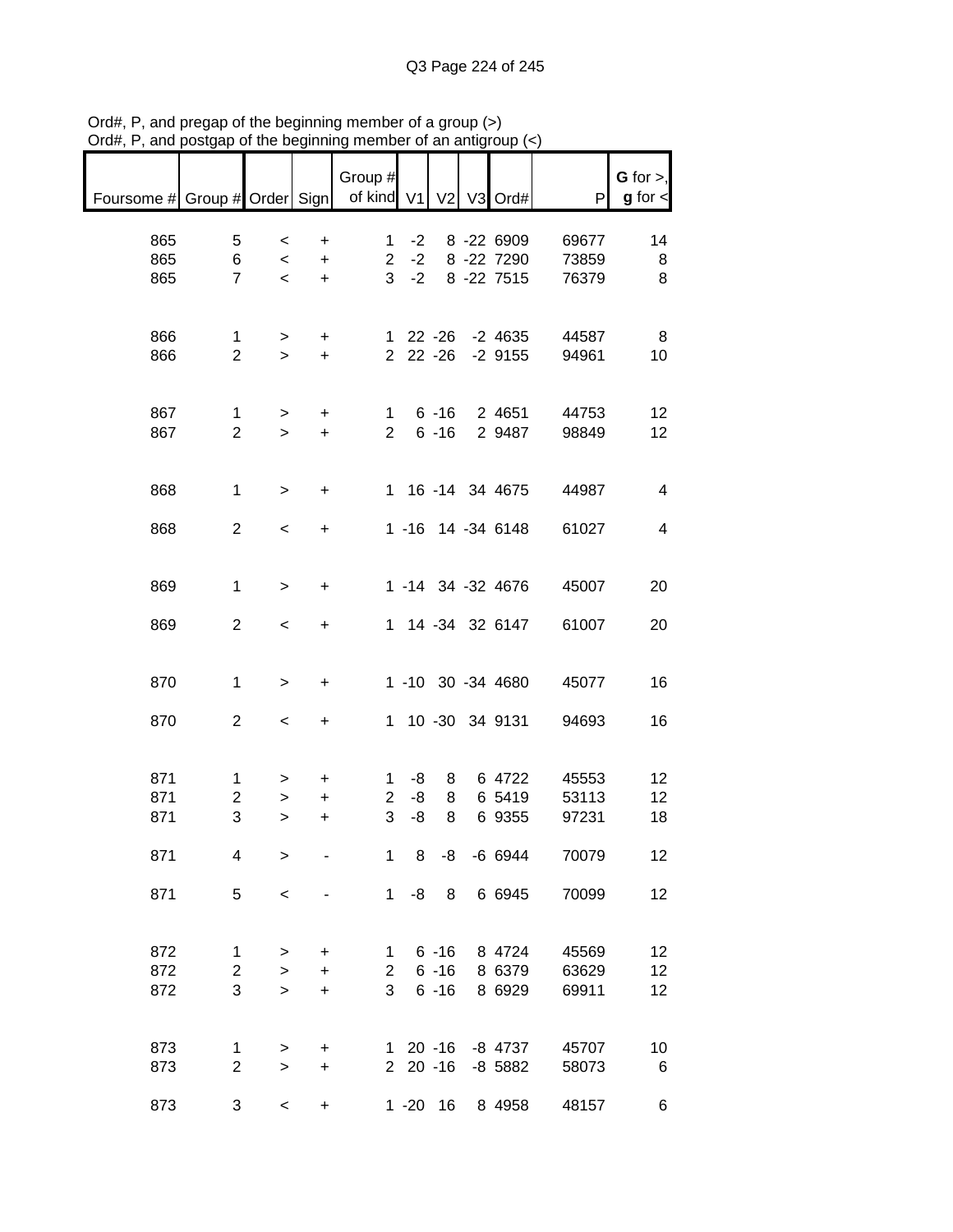Ord#, P, and pregap of the beginning member of a group (>)
Ord#, P, and postgap of the beginning member of an antigroup (<)

| Foursome # | Group # | Order | Sign | Group # of kind | V1 | V2 | V3 | Ord# | P | **G** for >, **g** for < |
|---|---|---|---|---|---|---|---|---|---|---|
| 865 | 5 | < | + | 1 | -2 | 8 | -22 | 6909 | 69677 | 14 |
| 865 | 6 | < | + | 2 | -2 | 8 | -22 | 7290 | 73859 | 8 |
| 865 | 7 | < | + | 3 | -2 | 8 | -22 | 7515 | 76379 | 8 |
| 866 | 1 | > | + | 1 | 22 | -26 | -2 | 4635 | 44587 | 8 |
| 866 | 2 | > | + | 2 | 22 | -26 | -2 | 9155 | 94961 | 10 |
| 867 | 1 | > | + | 1 | 6 | -16 | 2 | 4651 | 44753 | 12 |
| 867 | 2 | > | + | 2 | 6 | -16 | 2 | 9487 | 98849 | 12 |
| 868 | 1 | > | + | 1 | 16 | -14 | 34 | 4675 | 44987 | 4 |
| 868 | 2 | < | + | 1 | -16 | 14 | -34 | 6148 | 61027 | 4 |
| 869 | 1 | > | + | 1 | -14 | 34 | -32 | 4676 | 45007 | 20 |
| 869 | 2 | < | + | 1 | 14 | -34 | 32 | 6147 | 61007 | 20 |
| 870 | 1 | > | + | 1 | -10 | 30 | -34 | 4680 | 45077 | 16 |
| 870 | 2 | < | + | 1 | 10 | -30 | 34 | 9131 | 94693 | 16 |
| 871 | 1 | > | + | 1 | -8 | 8 | 6 | 4722 | 45553 | 12 |
| 871 | 2 | > | + | 2 | -8 | 8 | 6 | 5419 | 53113 | 12 |
| 871 | 3 | > | + | 3 | -8 | 8 | 6 | 9355 | 97231 | 18 |
| 871 | 4 | > | - | 1 | 8 | -8 | -6 | 6944 | 70079 | 12 |
| 871 | 5 | < | - | 1 | -8 | 8 | 6 | 6945 | 70099 | 12 |
| 872 | 1 | > | + | 1 | 6 | -16 | 8 | 4724 | 45569 | 12 |
| 872 | 2 | > | + | 2 | 6 | -16 | 8 | 6379 | 63629 | 12 |
| 872 | 3 | > | + | 3 | 6 | -16 | 8 | 6929 | 69911 | 12 |
| 873 | 1 | > | + | 1 | 20 | -16 | -8 | 4737 | 45707 | 10 |
| 873 | 2 | > | + | 2 | 20 | -16 | -8 | 5882 | 58073 | 6 |
| 873 | 3 | < | + | 1 | -20 | 16 | 8 | 4958 | 48157 | 6 |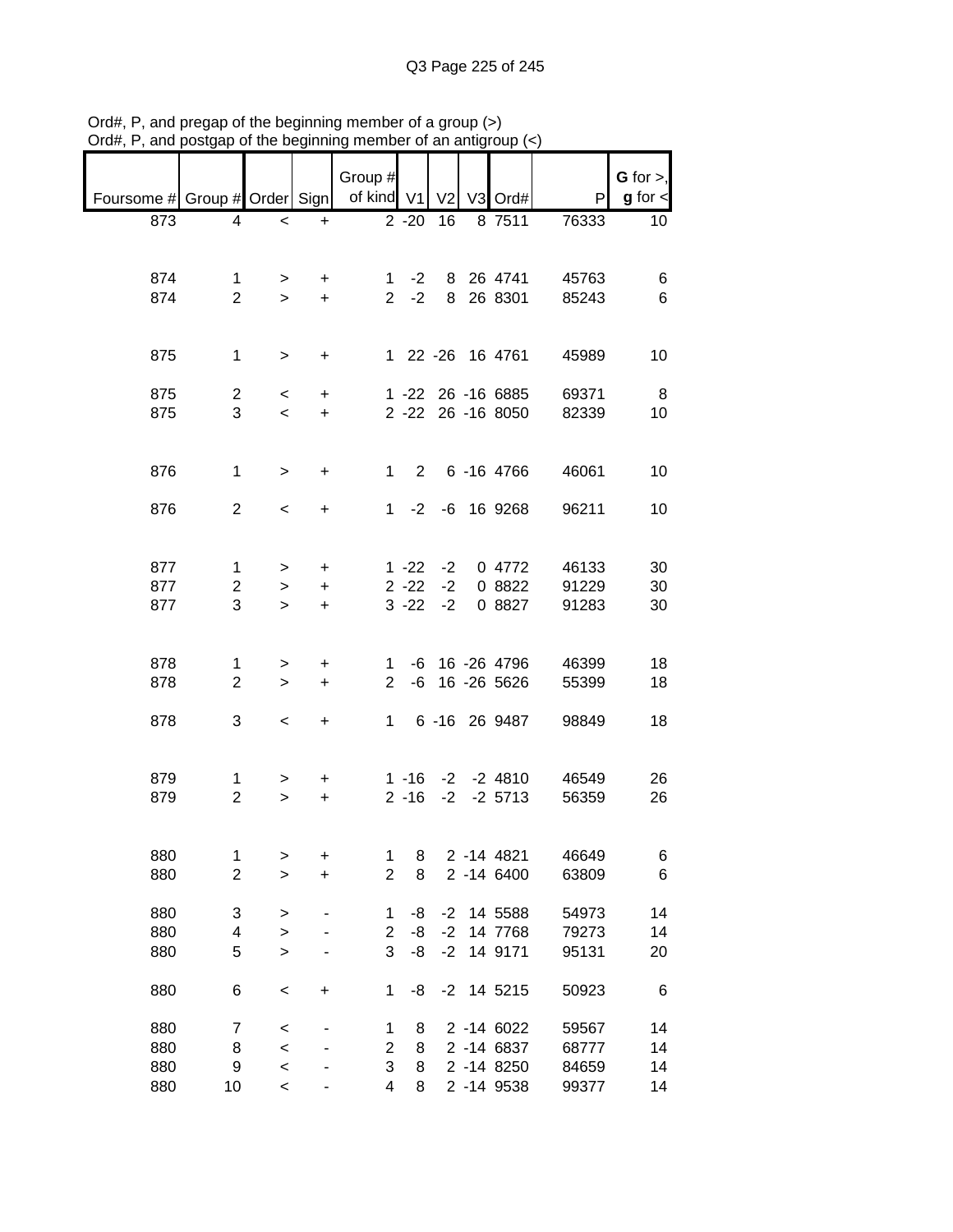Ord#, P, and pregap of the beginning member of a group (>)
Ord#, P, and postgap of the beginning member of an antigroup (<)

| Foursome # | Group # | Order | Sign | Group # of kind | V1 | V2 | V3 | Ord# | P | G for >, g for < |
|---|---|---|---|---|---|---|---|---|---|---|
| 873 | 4 | < | + | 2 | -20 | 16 | 8 | 7511 | 76333 | 10 |
| | | | | | | | | | | |
| 874 | 1 | > | + | 1 | -2 | 8 | 26 | 4741 | 45763 | 6 |
| 874 | 2 | > | + | 2 | -2 | 8 | 26 | 8301 | 85243 | 6 |
| | | | | | | | | | | |
| 875 | 1 | > | + | 1 | 22 | -26 | 16 | 4761 | 45989 | 10 |
| | | | | | | | | | | |
| 875 | 2 | < | + | 1 | -22 | 26 | -16 | 6885 | 69371 | 8 |
| 875 | 3 | < | + | 2 | -22 | 26 | -16 | 8050 | 82339 | 10 |
| | | | | | | | | | | |
| 876 | 1 | > | + | 1 | 2 | 6 | -16 | 4766 | 46061 | 10 |
| | | | | | | | | | | |
| 876 | 2 | < | + | 1 | -2 | -6 | 16 | 9268 | 96211 | 10 |
| | | | | | | | | | | |
| 877 | 1 | > | + | 1 | -22 | -2 | 0 | 4772 | 46133 | 30 |
| 877 | 2 | > | + | 2 | -22 | -2 | 0 | 8822 | 91229 | 30 |
| 877 | 3 | > | + | 3 | -22 | -2 | 0 | 8827 | 91283 | 30 |
| | | | | | | | | | | |
| 878 | 1 | > | + | 1 | -6 | 16 | -26 | 4796 | 46399 | 18 |
| 878 | 2 | > | + | 2 | -6 | 16 | -26 | 5626 | 55399 | 18 |
| | | | | | | | | | | |
| 878 | 3 | < | + | 1 | 6 | -16 | 26 | 9487 | 98849 | 18 |
| | | | | | | | | | | |
| 879 | 1 | > | + | 1 | -16 | -2 | -2 | 4810 | 46549 | 26 |
| 879 | 2 | > | + | 2 | -16 | -2 | -2 | 5713 | 56359 | 26 |
| | | | | | | | | | | |
| 880 | 1 | > | + | 1 | 8 | 2 | -14 | 4821 | 46649 | 6 |
| 880 | 2 | > | + | 2 | 8 | 2 | -14 | 6400 | 63809 | 6 |
| | | | | | | | | | | |
| 880 | 3 | > | - | 1 | -8 | -2 | 14 | 5588 | 54973 | 14 |
| 880 | 4 | > | - | 2 | -8 | -2 | 14 | 7768 | 79273 | 14 |
| 880 | 5 | > | - | 3 | -8 | -2 | 14 | 9171 | 95131 | 20 |
| | | | | | | | | | | |
| 880 | 6 | < | + | 1 | -8 | -2 | 14 | 5215 | 50923 | 6 |
| | | | | | | | | | | |
| 880 | 7 | < | - | 1 | 8 | 2 | -14 | 6022 | 59567 | 14 |
| 880 | 8 | < | - | 2 | 8 | 2 | -14 | 6837 | 68777 | 14 |
| 880 | 9 | < | - | 3 | 8 | 2 | -14 | 8250 | 84659 | 14 |
| 880 | 10 | < | - | 4 | 8 | 2 | -14 | 9538 | 99377 | 14 |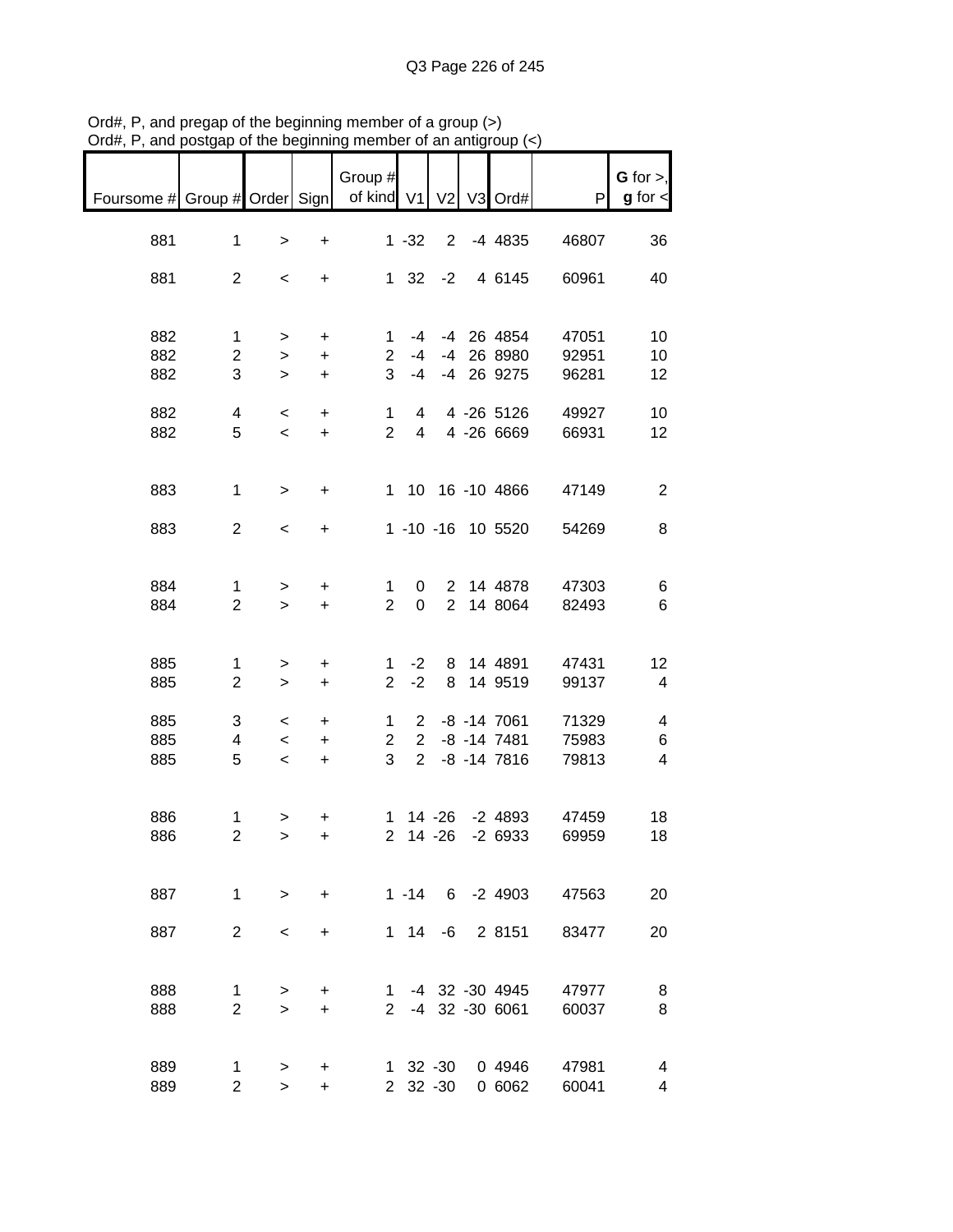Ord#, P, and pregap of the beginning member of a group (>)
Ord#, P, and postgap of the beginning member of an antigroup (<)

| Foursome # | Group # | Order | Sign | Group # of kind | V1 | V2 | V3 | Ord# | P | G for >, g for < |
|---|---|---|---|---|---|---|---|---|---|---|
| 881 | 1 | > | + | 1 | -32 | 2 | -4 | 4835 | 46807 | 36 |
| 881 | 2 | < | + | 1 | 32 | -2 | 4 | 6145 | 60961 | 40 |
| 882 | 1 | > | + | 1 | -4 | -4 | 26 | 4854 | 47051 | 10 |
| 882 | 2 | > | + | 2 | -4 | -4 | 26 | 8980 | 92951 | 10 |
| 882 | 3 | > | + | 3 | -4 | -4 | 26 | 9275 | 96281 | 12 |
| 882 | 4 | < | + | 1 | 4 | 4 | -26 | 5126 | 49927 | 10 |
| 882 | 5 | < | + | 2 | 4 | 4 | -26 | 6669 | 66931 | 12 |
| 883 | 1 | > | + | 1 | 10 | 16 | -10 | 4866 | 47149 | 2 |
| 883 | 2 | < | + | 1 | -10 | -16 | 10 | 5520 | 54269 | 8 |
| 884 | 1 | > | + | 1 | 0 | 2 | 14 | 4878 | 47303 | 6 |
| 884 | 2 | > | + | 2 | 0 | 2 | 14 | 8064 | 82493 | 6 |
| 885 | 1 | > | + | 1 | -2 | 8 | 14 | 4891 | 47431 | 12 |
| 885 | 2 | > | + | 2 | -2 | 8 | 14 | 9519 | 99137 | 4 |
| 885 | 3 | < | + | 1 | 2 | -8 | -14 | 7061 | 71329 | 4 |
| 885 | 4 | < | + | 2 | 2 | -8 | -14 | 7481 | 75983 | 6 |
| 885 | 5 | < | + | 3 | 2 | -8 | -14 | 7816 | 79813 | 4 |
| 886 | 1 | > | + | 1 | 14 | -26 | -2 | 4893 | 47459 | 18 |
| 886 | 2 | > | + | 2 | 14 | -26 | -2 | 6933 | 69959 | 18 |
| 887 | 1 | > | + | 1 | -14 | 6 | -2 | 4903 | 47563 | 20 |
| 887 | 2 | < | + | 1 | 14 | -6 | 2 | 8151 | 83477 | 20 |
| 888 | 1 | > | + | 1 | -4 | 32 | -30 | 4945 | 47977 | 8 |
| 888 | 2 | > | + | 2 | -4 | 32 | -30 | 6061 | 60037 | 8 |
| 889 | 1 | > | + | 1 | 32 | -30 | 0 | 4946 | 47981 | 4 |
| 889 | 2 | > | + | 2 | 32 | -30 | 0 | 6062 | 60041 | 4 |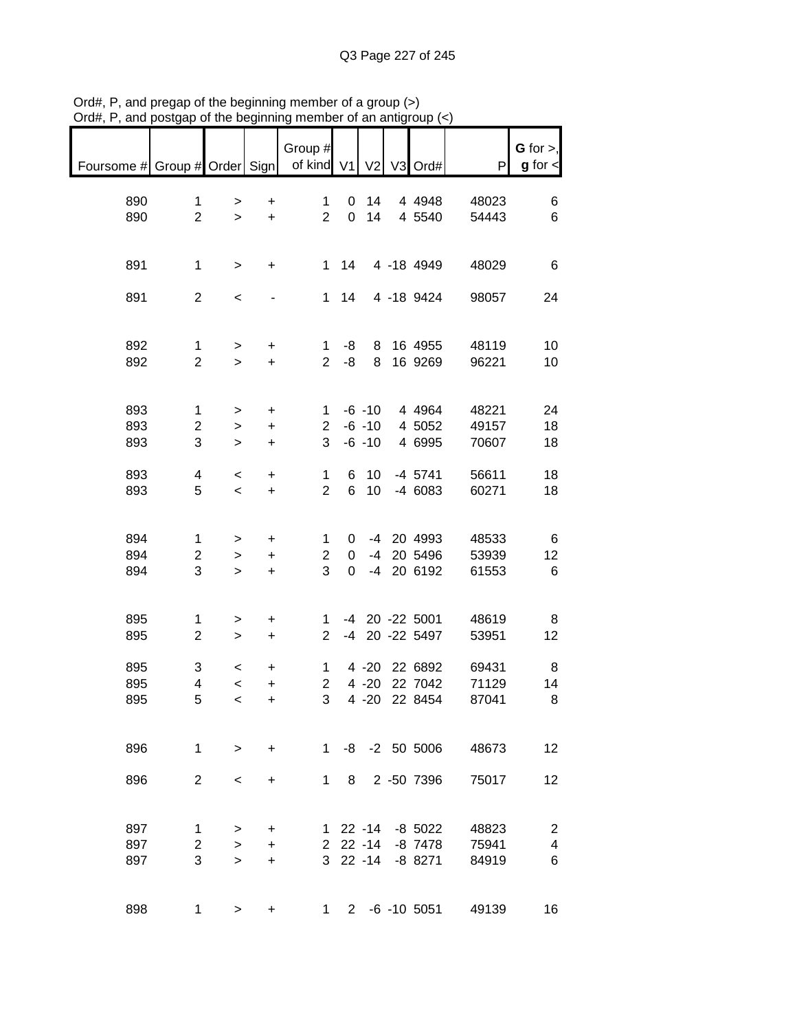Ord#, P, and pregap of the beginning member of a group (>)
Ord#, P, and postgap of the beginning member of an antigroup (<)

| Foursome # | Group # | Order | Sign | Group # of kind | V1 | V2 | V3 | Ord# | P | G for >, g for < |
|---|---|---|---|---|---|---|---|---|---|---|
| 890 | 1 | > | + | 1 | 0 | 14 | 4 | 4948 | 48023 | 6 |
| 890 | 2 | > | + | 2 | 0 | 14 | 4 | 5540 | 54443 | 6 |
| | | | | | | | | | | |
| 891 | 1 | > | + | 1 | 14 | 4 | -18 | 4949 | 48029 | 6 |
| | | | | | | | | | | |
| 891 | 2 | < | - | 1 | 14 | 4 | -18 | 9424 | 98057 | 24 |
| | | | | | | | | | | |
| 892 | 1 | > | + | 1 | -8 | 8 | 16 | 4955 | 48119 | 10 |
| 892 | 2 | > | + | 2 | -8 | 8 | 16 | 9269 | 96221 | 10 |
| | | | | | | | | | | |
| 893 | 1 | > | + | 1 | -6 | -10 | 4 | 4964 | 48221 | 24 |
| 893 | 2 | > | + | 2 | -6 | -10 | 4 | 5052 | 49157 | 18 |
| 893 | 3 | > | + | 3 | -6 | -10 | 4 | 6995 | 70607 | 18 |
| | | | | | | | | | | |
| 893 | 4 | < | + | 1 | 6 | 10 | -4 | 5741 | 56611 | 18 |
| 893 | 5 | < | + | 2 | 6 | 10 | -4 | 6083 | 60271 | 18 |
| | | | | | | | | | | |
| 894 | 1 | > | + | 1 | 0 | -4 | 20 | 4993 | 48533 | 6 |
| 894 | 2 | > | + | 2 | 0 | -4 | 20 | 5496 | 53939 | 12 |
| 894 | 3 | > | + | 3 | 0 | -4 | 20 | 6192 | 61553 | 6 |
| | | | | | | | | | | |
| 895 | 1 | > | + | 1 | -4 | 20 | -22 | 5001 | 48619 | 8 |
| 895 | 2 | > | + | 2 | -4 | 20 | -22 | 5497 | 53951 | 12 |
| | | | | | | | | | | |
| 895 | 3 | < | + | 1 | 4 | -20 | 22 | 6892 | 69431 | 8 |
| 895 | 4 | < | + | 2 | 4 | -20 | 22 | 7042 | 71129 | 14 |
| 895 | 5 | < | + | 3 | 4 | -20 | 22 | 8454 | 87041 | 8 |
| | | | | | | | | | | |
| 896 | 1 | > | + | 1 | -8 | -2 | 50 | 5006 | 48673 | 12 |
| | | | | | | | | | | |
| 896 | 2 | < | + | 1 | 8 | 2 | -50 | 7396 | 75017 | 12 |
| | | | | | | | | | | |
| 897 | 1 | > | + | 1 | 22 | -14 | -8 | 5022 | 48823 | 2 |
| 897 | 2 | > | + | 2 | 22 | -14 | -8 | 7478 | 75941 | 4 |
| 897 | 3 | > | + | 3 | 22 | -14 | -8 | 8271 | 84919 | 6 |
| | | | | | | | | | | |
| 898 | 1 | > | + | 1 | 2 | -6 | -10 | 5051 | 49139 | 16 |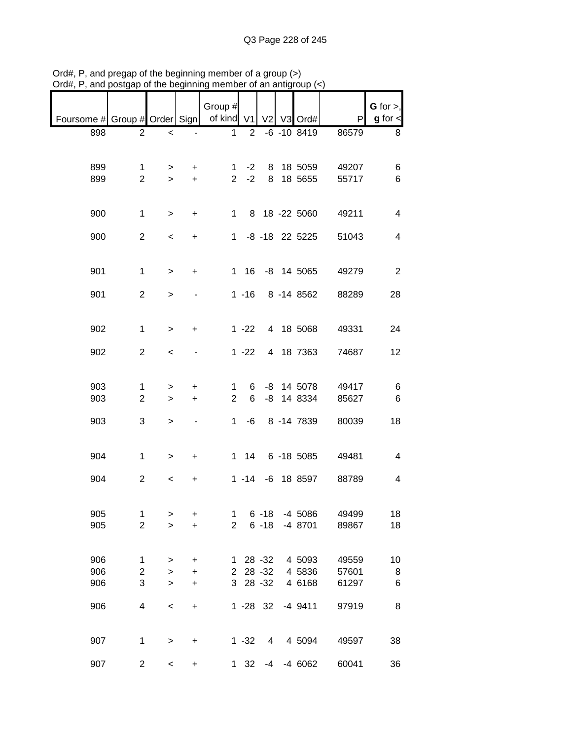Ord#, P, and pregap of the beginning member of a group (>)
Ord#, P, and postgap of the beginning member of an antigroup (<)

| Foursome # | Group # | Order | Sign | Group # of kind | V1 | V2 | V3 | Ord# | P | G for >, g for < |
|---|---|---|---|---|---|---|---|---|---|---|
| 898 | 2 | < | - | 1 | 2 | -6 | -10 | 8419 | 86579 | 8 |
| | | | | | | | | | | |
| 899 | 1 | > | + | 1 | -2 | 8 | 18 | 5059 | 49207 | 6 |
| 899 | 2 | > | + | 2 | -2 | 8 | 18 | 5655 | 55717 | 6 |
| | | | | | | | | | | |
| 900 | 1 | > | + | 1 | 8 | 18 | -22 | 5060 | 49211 | 4 |
| 900 | 2 | < | + | 1 | -8 | -18 | 22 | 5225 | 51043 | 4 |
| | | | | | | | | | | |
| 901 | 1 | > | + | 1 | 16 | -8 | 14 | 5065 | 49279 | 2 |
| 901 | 2 | > | - | 1 | -16 | 8 | -14 | 8562 | 88289 | 28 |
| | | | | | | | | | | |
| 902 | 1 | > | + | 1 | -22 | 4 | 18 | 5068 | 49331 | 24 |
| 902 | 2 | < | - | 1 | -22 | 4 | 18 | 7363 | 74687 | 12 |
| | | | | | | | | | | |
| 903 | 1 | > | + | 1 | 6 | -8 | 14 | 5078 | 49417 | 6 |
| 903 | 2 | > | + | 2 | 6 | -8 | 14 | 8334 | 85627 | 6 |
| 903 | 3 | > | - | 1 | -6 | 8 | -14 | 7839 | 80039 | 18 |
| | | | | | | | | | | |
| 904 | 1 | > | + | 1 | 14 | 6 | -18 | 5085 | 49481 | 4 |
| 904 | 2 | < | + | 1 | -14 | -6 | 18 | 8597 | 88789 | 4 |
| | | | | | | | | | | |
| 905 | 1 | > | + | 1 | 6 | -18 | -4 | 5086 | 49499 | 18 |
| 905 | 2 | > | + | 2 | 6 | -18 | -4 | 8701 | 89867 | 18 |
| | | | | | | | | | | |
| 906 | 1 | > | + | 1 | 28 | -32 | 4 | 5093 | 49559 | 10 |
| 906 | 2 | > | + | 2 | 28 | -32 | 4 | 5836 | 57601 | 8 |
| 906 | 3 | > | + | 3 | 28 | -32 | 4 | 6168 | 61297 | 6 |
| 906 | 4 | < | + | 1 | -28 | 32 | -4 | 9411 | 97919 | 8 |
| | | | | | | | | | | |
| 907 | 1 | > | + | 1 | -32 | 4 | 4 | 5094 | 49597 | 38 |
| 907 | 2 | < | + | 1 | 32 | -4 | -4 | 6062 | 60041 | 36 |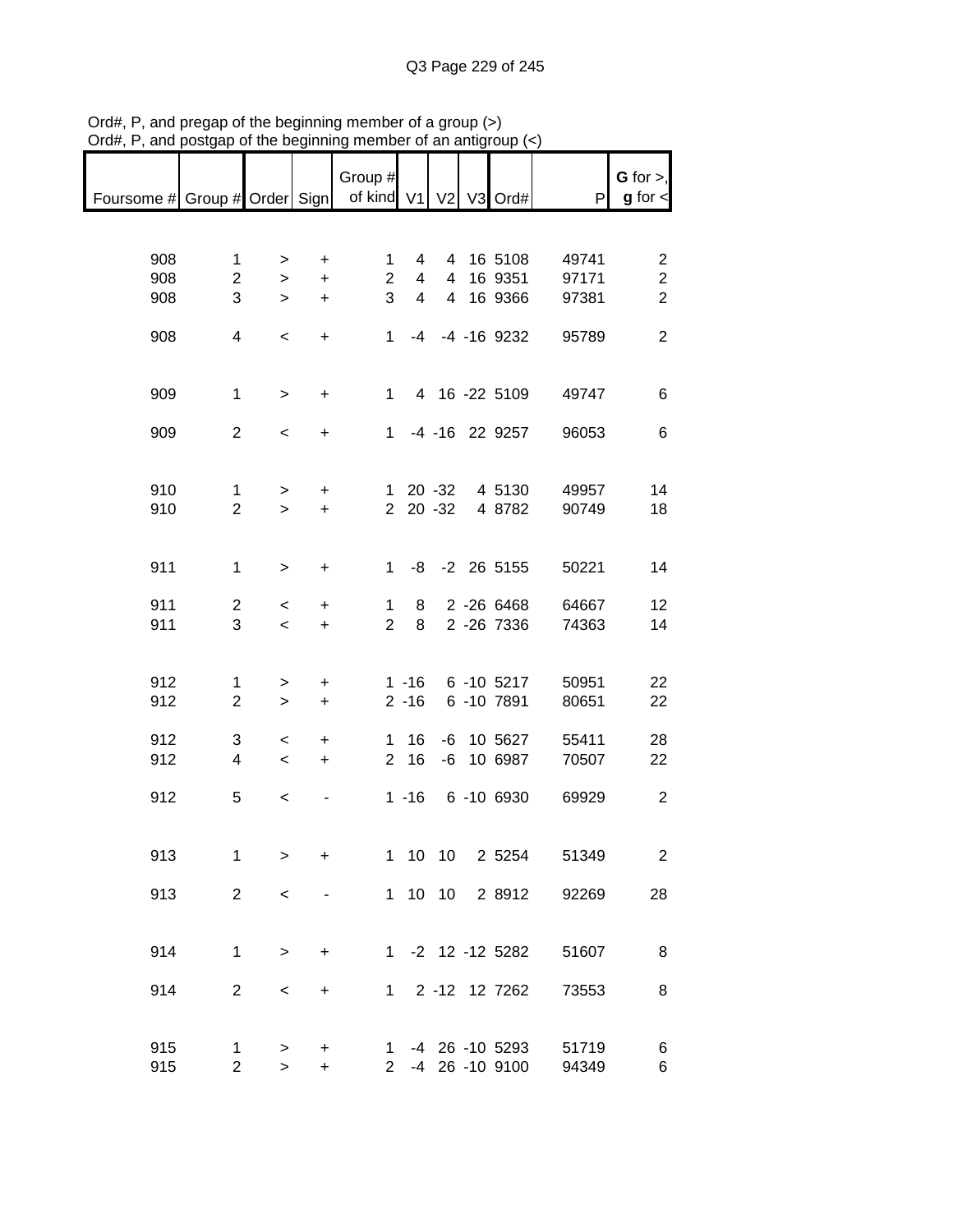Ord#, P, and pregap of the beginning member of a group (>)
Ord#, P, and postgap of the beginning member of an antigroup (<)

| Foursome # | Group # | Order | Sign | Group # of kind | V1 | V2 | V3 | Ord# | P | **G** for >, **g** for < |
|---|---|---|---|---|---|---|---|---|---|---|
| 908 | 1 | > | + | 1 | 4 | 4 | 16 | 5108 | 49741 | 2 |
| 908 | 2 | > | + | 2 | 4 | 4 | 16 | 9351 | 97171 | 2 |
| 908 | 3 | > | + | 3 | 4 | 4 | 16 | 9366 | 97381 | 2 |
| 908 | 4 | < | + | 1 | -4 | -4 | -16 | 9232 | 95789 | 2 |
| 909 | 1 | > | + | 1 | 4 | 16 | -22 | 5109 | 49747 | 6 |
| 909 | 2 | < | + | 1 | -4 | -16 | 22 | 9257 | 96053 | 6 |
| 910 | 1 | > | + | 1 | 20 | -32 | 4 | 5130 | 49957 | 14 |
| 910 | 2 | > | + | 2 | 20 | -32 | 4 | 8782 | 90749 | 18 |
| 911 | 1 | > | + | 1 | -8 | -2 | 26 | 5155 | 50221 | 14 |
| 911 | 2 | < | + | 1 | 8 | 2 | -26 | 6468 | 64667 | 12 |
| 911 | 3 | < | + | 2 | 8 | 2 | -26 | 7336 | 74363 | 14 |
| 912 | 1 | > | + | 1 | -16 | 6 | -10 | 5217 | 50951 | 22 |
| 912 | 2 | > | + | 2 | -16 | 6 | -10 | 7891 | 80651 | 22 |
| 912 | 3 | < | + | 1 | 16 | -6 | 10 | 5627 | 55411 | 28 |
| 912 | 4 | < | + | 2 | 16 | -6 | 10 | 6987 | 70507 | 22 |
| 912 | 5 | < | - | 1 | -16 | 6 | -10 | 6930 | 69929 | 2 |
| 913 | 1 | > | + | 1 | 10 | 10 | 2 | 5254 | 51349 | 2 |
| 913 | 2 | < | - | 1 | 10 | 10 | 2 | 8912 | 92269 | 28 |
| 914 | 1 | > | + | 1 | -2 | 12 | -12 | 5282 | 51607 | 8 |
| 914 | 2 | < | + | 1 | 2 | -12 | 12 | 7262 | 73553 | 8 |
| 915 | 1 | > | + | 1 | -4 | 26 | -10 | 5293 | 51719 | 6 |
| 915 | 2 | > | + | 2 | -4 | 26 | -10 | 9100 | 94349 | 6 |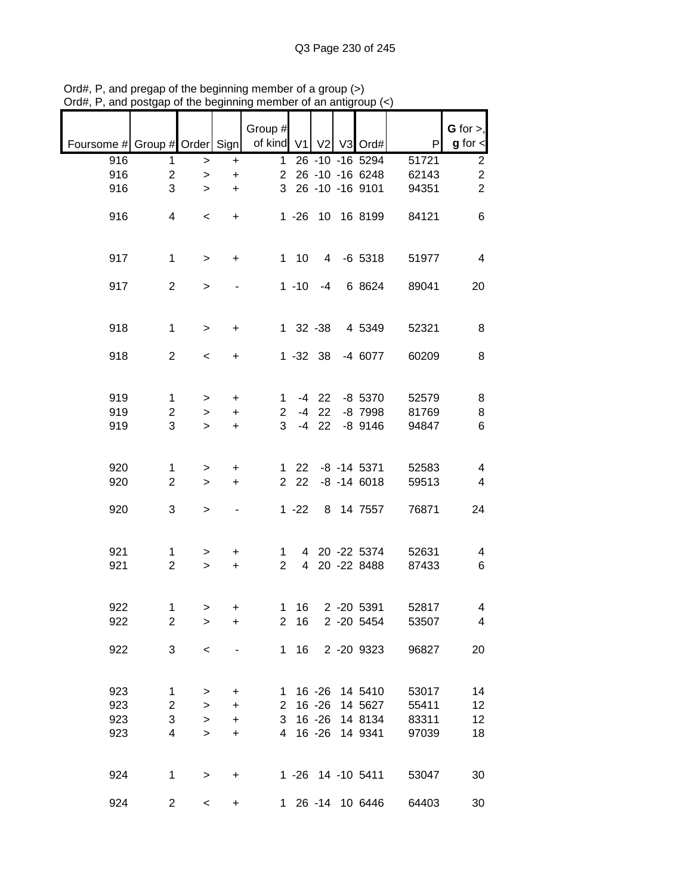Ord#, P, and pregap of the beginning member of a group (>)
Ord#, P, and postgap of the beginning member of an antigroup (<)

| Foursome # | Group # | Order | Sign | Group # of kind | V1 | V2 | V3 | Ord# | P | G for >, g for < |
|---|---|---|---|---|---|---|---|---|---|---|
| 916 | 1 | > | + | 1 | 26 | -10 | -16 | 5294 | 51721 | 2 |
| 916 | 2 | > | + | 2 | 26 | -10 | -16 | 6248 | 62143 | 2 |
| 916 | 3 | > | + | 3 | 26 | -10 | -16 | 9101 | 94351 | 2 |
| 916 | 4 | < | + | 1 | -26 | 10 | 16 | 8199 | 84121 | 6 |
| 917 | 1 | > | + | 1 | 10 | 4 | -6 | 5318 | 51977 | 4 |
| 917 | 2 | > | - | 1 | -10 | -4 | 6 | 8624 | 89041 | 20 |
| 918 | 1 | > | + | 1 | 32 | -38 | 4 | 5349 | 52321 | 8 |
| 918 | 2 | < | + | 1 | -32 | 38 | -4 | 6077 | 60209 | 8 |
| 919 | 1 | > | + | 1 | -4 | 22 | -8 | 5370 | 52579 | 8 |
| 919 | 2 | > | + | 2 | -4 | 22 | -8 | 7998 | 81769 | 8 |
| 919 | 3 | > | + | 3 | -4 | 22 | -8 | 9146 | 94847 | 6 |
| 920 | 1 | > | + | 1 | 22 | -8 | -14 | 5371 | 52583 | 4 |
| 920 | 2 | > | + | 2 | 22 | -8 | -14 | 6018 | 59513 | 4 |
| 920 | 3 | > | - | 1 | -22 | 8 | 14 | 7557 | 76871 | 24 |
| 921 | 1 | > | + | 1 | 4 | 20 | -22 | 5374 | 52631 | 4 |
| 921 | 2 | > | + | 2 | 4 | 20 | -22 | 8488 | 87433 | 6 |
| 922 | 1 | > | + | 1 | 16 | 2 | -20 | 5391 | 52817 | 4 |
| 922 | 2 | > | + | 2 | 16 | 2 | -20 | 5454 | 53507 | 4 |
| 922 | 3 | < | - | 1 | 16 | 2 | -20 | 9323 | 96827 | 20 |
| 923 | 1 | > | + | 1 | 16 | -26 | 14 | 5410 | 53017 | 14 |
| 923 | 2 | > | + | 2 | 16 | -26 | 14 | 5627 | 55411 | 12 |
| 923 | 3 | > | + | 3 | 16 | -26 | 14 | 8134 | 83311 | 12 |
| 923 | 4 | > | + | 4 | 16 | -26 | 14 | 9341 | 97039 | 18 |
| 924 | 1 | > | + | 1 | -26 | 14 | -10 | 5411 | 53047 | 30 |
| 924 | 2 | < | + | 1 | 26 | -14 | 10 | 6446 | 64403 | 30 |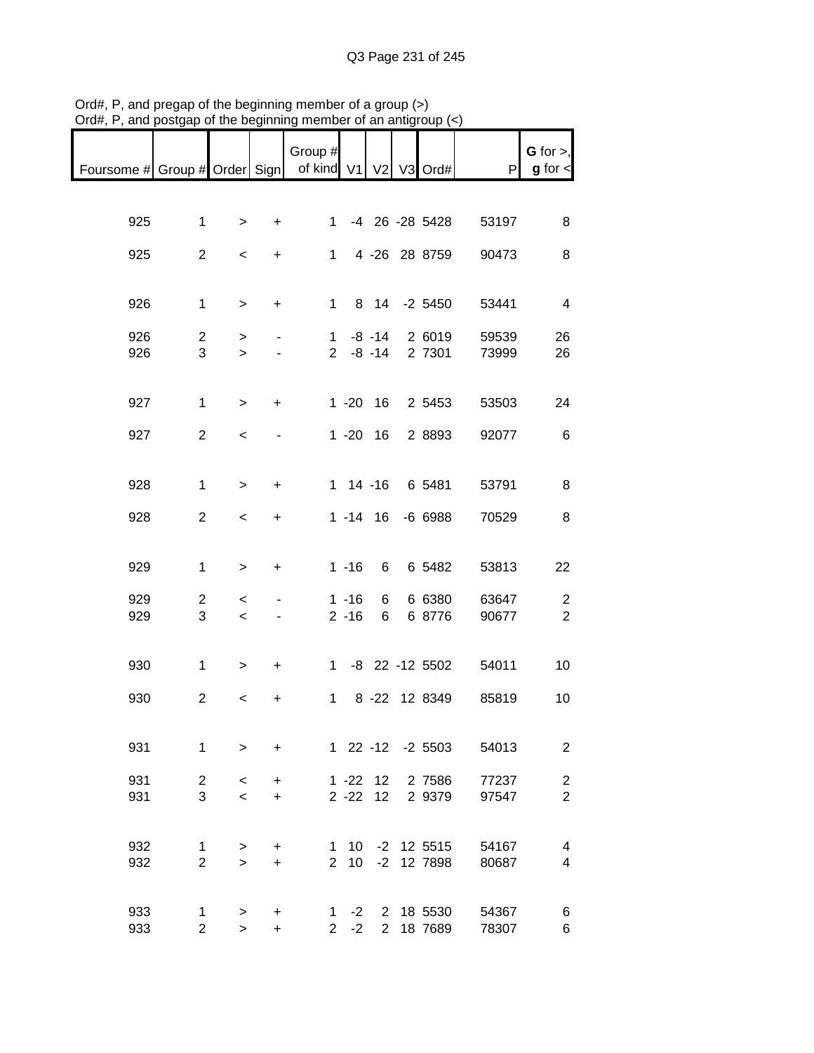Ord#, P, and pregap of the beginning member of a group (>)
Ord#, P, and postgap of the beginning member of an antigroup (<)

| Foursome # | Group # | Order | Sign | Group # of kind | V1 | V2 | V3 | Ord# | P | G for >, g for < |
|---|---|---|---|---|---|---|---|---|---|---|
| 925 | 1 | > | + | 1 | -4 | 26 | -28 | 5428 | 53197 | 8 |
| 925 | 2 | < | + | 1 | 4 | -26 | 28 | 8759 | 90473 | 8 |
| 926 | 1 | > | + | 1 | 8 | 14 | -2 | 5450 | 53441 | 4 |
| 926 | 2 | > | - | 1 | -8 | -14 | 2 | 6019 | 59539 | 26 |
| 926 | 3 | > | - | 2 | -8 | -14 | 2 | 7301 | 73999 | 26 |
| 927 | 1 | > | + | 1 | -20 | 16 | 2 | 5453 | 53503 | 24 |
| 927 | 2 | < | - | 1 | -20 | 16 | 2 | 8893 | 92077 | 6 |
| 928 | 1 | > | + | 1 | 14 | -16 | 6 | 5481 | 53791 | 8 |
| 928 | 2 | < | + | 1 | -14 | 16 | -6 | 6988 | 70529 | 8 |
| 929 | 1 | > | + | 1 | -16 | 6 | 6 | 5482 | 53813 | 22 |
| 929 | 2 | < | - | 1 | -16 | 6 | 6 | 6380 | 63647 | 2 |
| 929 | 3 | < | - | 2 | -16 | 6 | 6 | 8776 | 90677 | 2 |
| 930 | 1 | > | + | 1 | -8 | 22 | -12 | 5502 | 54011 | 10 |
| 930 | 2 | < | + | 1 | 8 | -22 | 12 | 8349 | 85819 | 10 |
| 931 | 1 | > | + | 1 | 22 | -12 | -2 | 5503 | 54013 | 2 |
| 931 | 2 | < | + | 1 | -22 | 12 | 2 | 7586 | 77237 | 2 |
| 931 | 3 | < | + | 2 | -22 | 12 | 2 | 9379 | 97547 | 2 |
| 932 | 1 | > | + | 1 | 10 | -2 | 12 | 5515 | 54167 | 4 |
| 932 | 2 | > | + | 2 | 10 | -2 | 12 | 7898 | 80687 | 4 |
| 933 | 1 | > | + | 1 | -2 | 2 | 18 | 5530 | 54367 | 6 |
| 933 | 2 | > | + | 2 | -2 | 2 | 18 | 7689 | 78307 | 6 |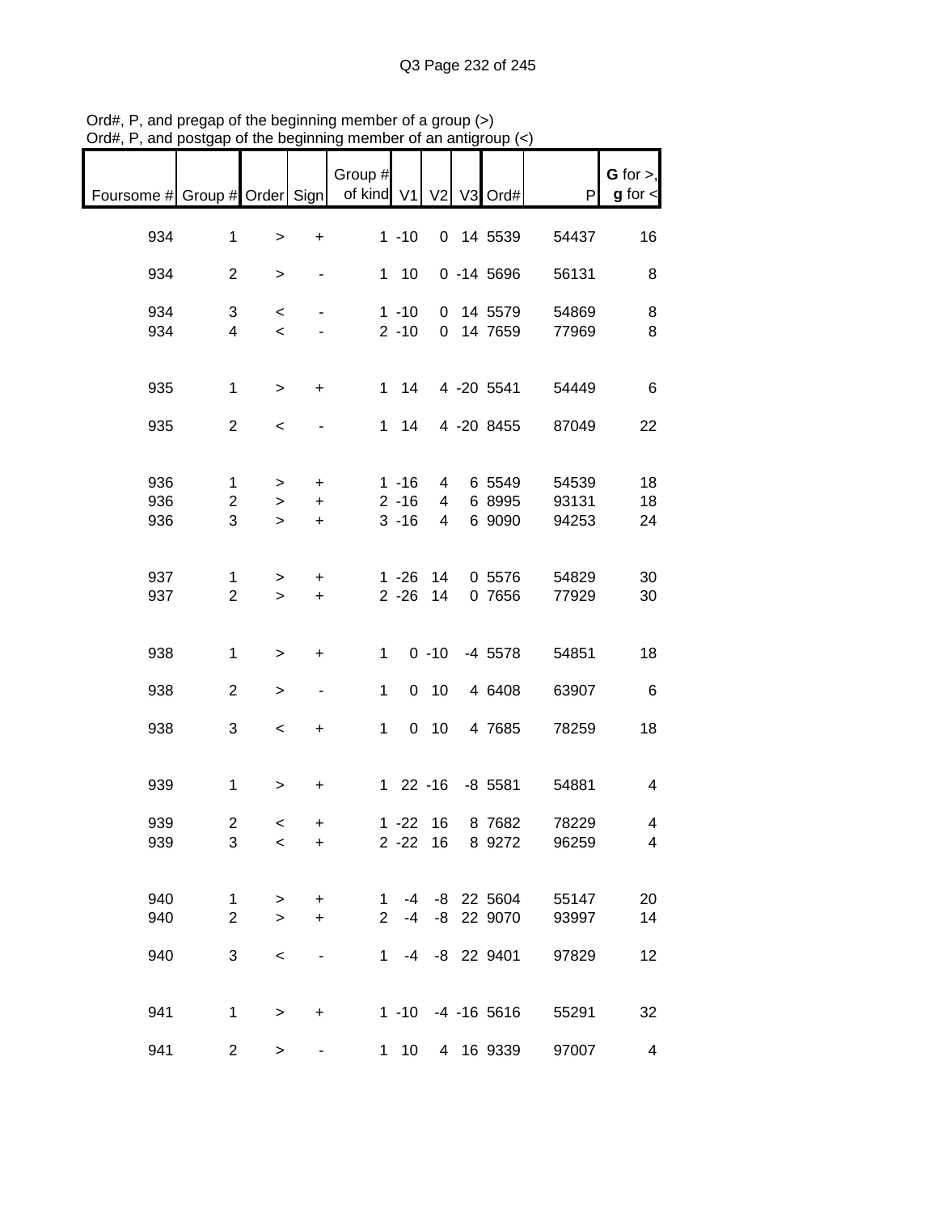Ord#, P, and pregap of the beginning member of a group (>)
Ord#, P, and postgap of the beginning member of an antigroup (<)

| Foursome # | Group # | Order | Sign | Group # of kind | V1 | V2 | V3 | Ord# | P | G for >, g for < |
|---|---|---|---|---|---|---|---|---|---|---|
| 934 | 1 | > | + | 1 | -10 | 0 | 14 | 5539 | 54437 | 16 |
| 934 | 2 | > | - | 1 | 10 | 0 | -14 | 5696 | 56131 | 8 |
| 934 | 3 | < | - | 1 | -10 | 0 | 14 | 5579 | 54869 | 8 |
| 934 | 4 | < | - | 2 | -10 | 0 | 14 | 7659 | 77969 | 8 |
| 935 | 1 | > | + | 1 | 14 | 4 | -20 | 5541 | 54449 | 6 |
| 935 | 2 | < | - | 1 | 14 | 4 | -20 | 8455 | 87049 | 22 |
| 936 | 1 | > | + | 1 | -16 | 4 | 6 | 5549 | 54539 | 18 |
| 936 | 2 | > | + | 2 | -16 | 4 | 6 | 8995 | 93131 | 18 |
| 936 | 3 | > | + | 3 | -16 | 4 | 6 | 9090 | 94253 | 24 |
| 937 | 1 | > | + | 1 | -26 | 14 | 0 | 5576 | 54829 | 30 |
| 937 | 2 | > | + | 2 | -26 | 14 | 0 | 7656 | 77929 | 30 |
| 938 | 1 | > | + | 1 | 0 | -10 | -4 | 5578 | 54851 | 18 |
| 938 | 2 | > | - | 1 | 0 | 10 | 4 | 6408 | 63907 | 6 |
| 938 | 3 | < | + | 1 | 0 | 10 | 4 | 7685 | 78259 | 18 |
| 939 | 1 | > | + | 1 | 22 | -16 | -8 | 5581 | 54881 | 4 |
| 939 | 2 | < | + | 1 | -22 | 16 | 8 | 7682 | 78229 | 4 |
| 939 | 3 | < | + | 2 | -22 | 16 | 8 | 9272 | 96259 | 4 |
| 940 | 1 | > | + | 1 | -4 | -8 | 22 | 5604 | 55147 | 20 |
| 940 | 2 | > | + | 2 | -4 | -8 | 22 | 9070 | 93997 | 14 |
| 940 | 3 | < | - | 1 | -4 | -8 | 22 | 9401 | 97829 | 12 |
| 941 | 1 | > | + | 1 | -10 | -4 | -16 | 5616 | 55291 | 32 |
| 941 | 2 | > | - | 1 | 10 | 4 | 16 | 9339 | 97007 | 4 |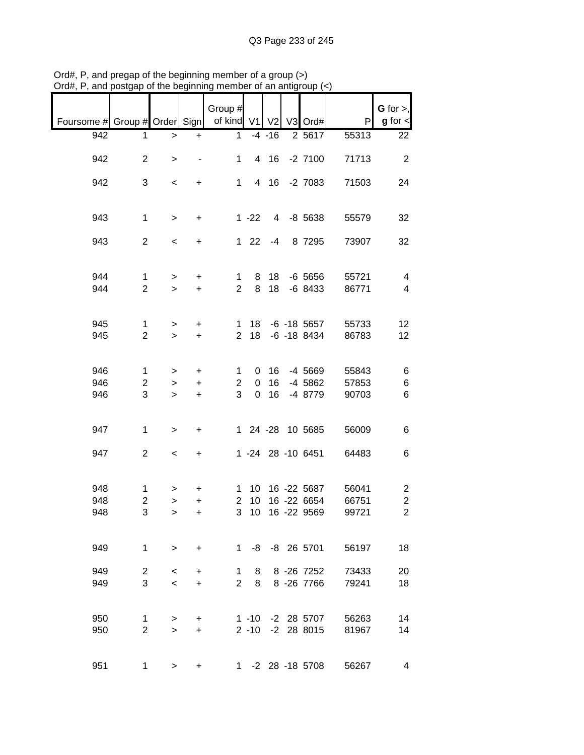Ord#, P, and pregap of the beginning member of a group (>)
Ord#, P, and postgap of the beginning member of an antigroup (<)

| Foursome # | Group # | Order | Sign | Group # of kind | V1 | V2 | V3 | Ord# | P | G for >, g for < |
|---|---|---|---|---|---|---|---|---|---|---|
| 942 | 1 | > | + | 1 | -4 | -16 | 2 | 5617 | 55313 | 22 |
| 942 | 2 | > | - | 1 | 4 | 16 | -2 | 7100 | 71713 | 2 |
| 942 | 3 | < | + | 1 | 4 | 16 | -2 | 7083 | 71503 | 24 |
| 943 | 1 | > | + | 1 | -22 | 4 | -8 | 5638 | 55579 | 32 |
| 943 | 2 | < | + | 1 | 22 | -4 | 8 | 7295 | 73907 | 32 |
| 944 | 1 | > | + | 1 | 8 | 18 | -6 | 5656 | 55721 | 4 |
| 944 | 2 | > | + | 2 | 8 | 18 | -6 | 8433 | 86771 | 4 |
| 945 | 1 | > | + | 1 | 18 | -6 | -18 | 5657 | 55733 | 12 |
| 945 | 2 | > | + | 2 | 18 | -6 | -18 | 8434 | 86783 | 12 |
| 946 | 1 | > | + | 1 | 0 | 16 | -4 | 5669 | 55843 | 6 |
| 946 | 2 | > | + | 2 | 0 | 16 | -4 | 5862 | 57853 | 6 |
| 946 | 3 | > | + | 3 | 0 | 16 | -4 | 8779 | 90703 | 6 |
| 947 | 1 | > | + | 1 | 24 | -28 | 10 | 5685 | 56009 | 6 |
| 947 | 2 | < | + | 1 | -24 | 28 | -10 | 6451 | 64483 | 6 |
| 948 | 1 | > | + | 1 | 10 | 16 | -22 | 5687 | 56041 | 2 |
| 948 | 2 | > | + | 2 | 10 | 16 | -22 | 6654 | 66751 | 2 |
| 948 | 3 | > | + | 3 | 10 | 16 | -22 | 9569 | 99721 | 2 |
| 949 | 1 | > | + | 1 | -8 | -8 | 26 | 5701 | 56197 | 18 |
| 949 | 2 | < | + | 1 | 8 | 8 | -26 | 7252 | 73433 | 20 |
| 949 | 3 | < | + | 2 | 8 | 8 | -26 | 7766 | 79241 | 18 |
| 950 | 1 | > | + | 1 | -10 | -2 | 28 | 5707 | 56263 | 14 |
| 950 | 2 | > | + | 2 | -10 | -2 | 28 | 8015 | 81967 | 14 |
| 951 | 1 | > | + | 1 | -2 | 28 | -18 | 5708 | 56267 | 4 |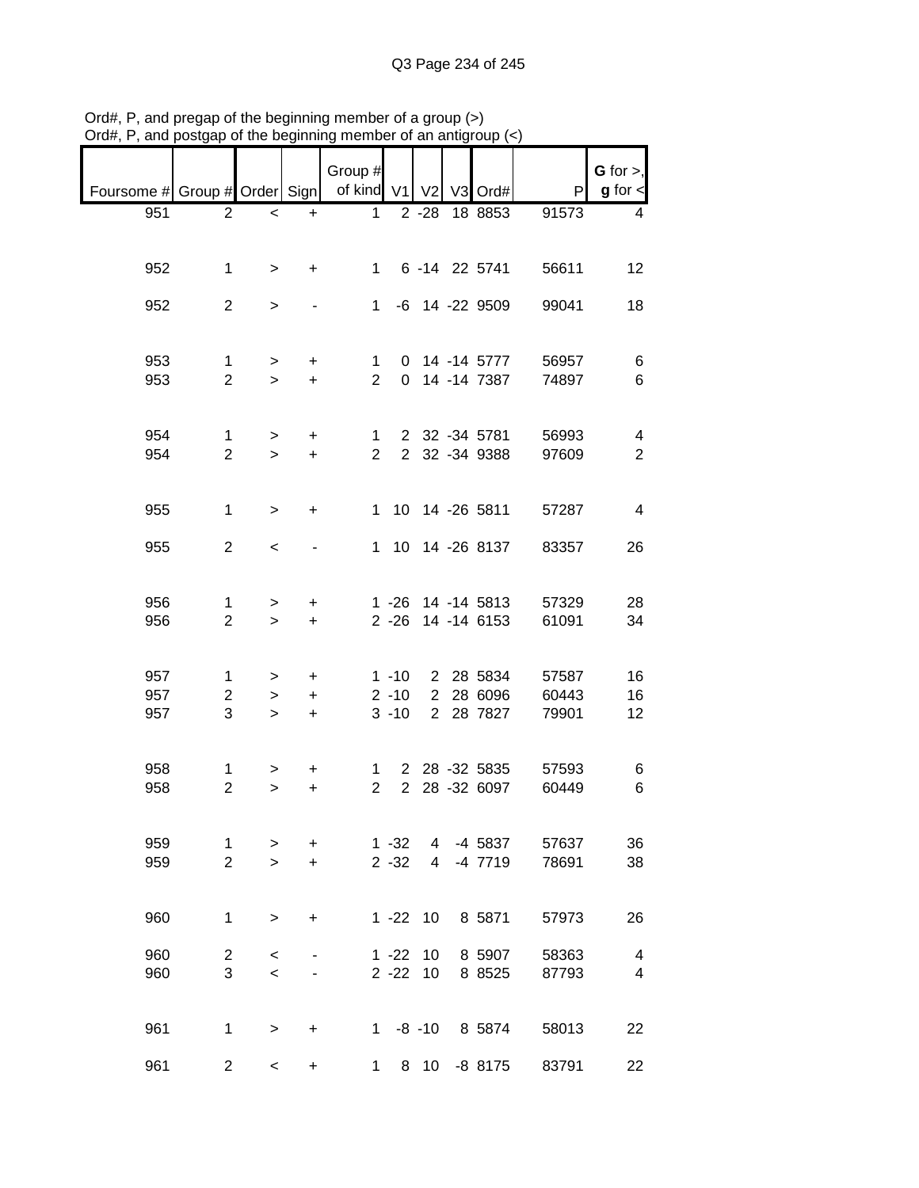Ord#, P, and pregap of the beginning member of a group (>)
Ord#, P, and postgap of the beginning member of an antigroup (<)

| Foursome # | Group # | Order | Sign | Group # of kind | V1 | V2 | V3 | Ord# | P | G for >, g for < |
|---|---|---|---|---|---|---|---|---|---|---|
| 951 | 2 | < | + | 1 | 2 | -28 | 18 | 8853 | 91573 | 4 |
| 952 | 1 | > | + | 1 | 6 | -14 | 22 | 5741 | 56611 | 12 |
| 952 | 2 | > | - | 1 | -6 | 14 | -22 | 9509 | 99041 | 18 |
| 953 | 1 | > | + | 1 | 0 | 14 | -14 | 5777 | 56957 | 6 |
| 953 | 2 | > | + | 2 | 0 | 14 | -14 | 7387 | 74897 | 6 |
| 954 | 1 | > | + | 1 | 2 | 32 | -34 | 5781 | 56993 | 4 |
| 954 | 2 | > | + | 2 | 2 | 32 | -34 | 9388 | 97609 | 2 |
| 955 | 1 | > | + | 1 | 10 | 14 | -26 | 5811 | 57287 | 4 |
| 955 | 2 | < | - | 1 | 10 | 14 | -26 | 8137 | 83357 | 26 |
| 956 | 1 | > | + | 1 | -26 | 14 | -14 | 5813 | 57329 | 28 |
| 956 | 2 | > | + | 2 | -26 | 14 | -14 | 6153 | 61091 | 34 |
| 957 | 1 | > | + | 1 | -10 | 2 | 28 | 5834 | 57587 | 16 |
| 957 | 2 | > | + | 2 | -10 | 2 | 28 | 6096 | 60443 | 16 |
| 957 | 3 | > | + | 3 | -10 | 2 | 28 | 7827 | 79901 | 12 |
| 958 | 1 | > | + | 1 | 2 | 28 | -32 | 5835 | 57593 | 6 |
| 958 | 2 | > | + | 2 | 2 | 28 | -32 | 6097 | 60449 | 6 |
| 959 | 1 | > | + | 1 | -32 | 4 | -4 | 5837 | 57637 | 36 |
| 959 | 2 | > | + | 2 | -32 | 4 | -4 | 7719 | 78691 | 38 |
| 960 | 1 | > | + | 1 | -22 | 10 | 8 | 5871 | 57973 | 26 |
| 960 | 2 | < | - | 1 | -22 | 10 | 8 | 5907 | 58363 | 4 |
| 960 | 3 | < | - | 2 | -22 | 10 | 8 | 8525 | 87793 | 4 |
| 961 | 1 | > | + | 1 | -8 | -10 | 8 | 5874 | 58013 | 22 |
| 961 | 2 | < | + | 1 | 8 | 10 | -8 | 8175 | 83791 | 22 |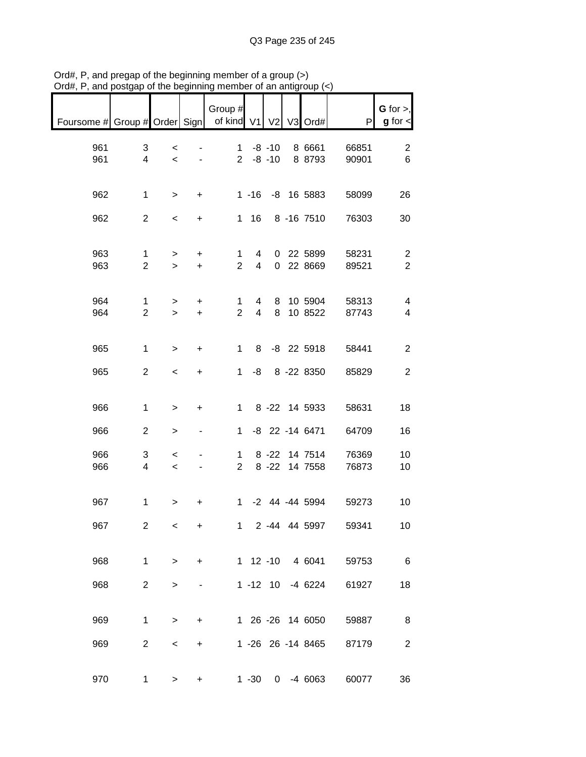Ord#, P, and pregap of the beginning member of a group (>)
Ord#, P, and postgap of the beginning member of an antigroup (<)

| Foursome # | Group # | Order | Sign | Group # of kind | V1 | V2 | V3 | Ord# | P | G for >, g for < |
|---|---|---|---|---|---|---|---|---|---|---|
| 961 | 3 | < | - | 1 | -8 | -10 | 8 | 6661 | 66851 | 2 |
| 961 | 4 | < | - | 2 | -8 | -10 | 8 | 8793 | 90901 | 6 |
| 962 | 1 | > | + | 1 | -16 | -8 | 16 | 5883 | 58099 | 26 |
| 962 | 2 | < | + | 1 | 16 | 8 | -16 | 7510 | 76303 | 30 |
| 963 | 1 | > | + | 1 | 4 | 0 | 22 | 5899 | 58231 | 2 |
| 963 | 2 | > | + | 2 | 4 | 0 | 22 | 8669 | 89521 | 2 |
| 964 | 1 | > | + | 1 | 4 | 8 | 10 | 5904 | 58313 | 4 |
| 964 | 2 | > | + | 2 | 4 | 8 | 10 | 8522 | 87743 | 4 |
| 965 | 1 | > | + | 1 | 8 | -8 | 22 | 5918 | 58441 | 2 |
| 965 | 2 | < | + | 1 | -8 | 8 | -22 | 8350 | 85829 | 2 |
| 966 | 1 | > | + | 1 | 8 | -22 | 14 | 5933 | 58631 | 18 |
| 966 | 2 | > | - | 1 | -8 | 22 | -14 | 6471 | 64709 | 16 |
| 966 | 3 | < | - | 1 | 8 | -22 | 14 | 7514 | 76369 | 10 |
| 966 | 4 | < | - | 2 | 8 | -22 | 14 | 7558 | 76873 | 10 |
| 967 | 1 | > | + | 1 | -2 | 44 | -44 | 5994 | 59273 | 10 |
| 967 | 2 | < | + | 1 | 2 | -44 | 44 | 5997 | 59341 | 10 |
| 968 | 1 | > | + | 1 | 12 | -10 | 4 | 6041 | 59753 | 6 |
| 968 | 2 | > | - | 1 | -12 | 10 | -4 | 6224 | 61927 | 18 |
| 969 | 1 | > | + | 1 | 26 | -26 | 14 | 6050 | 59887 | 8 |
| 969 | 2 | < | + | 1 | -26 | 26 | -14 | 8465 | 87179 | 2 |
| 970 | 1 | > | + | 1 | -30 | 0 | -4 | 6063 | 60077 | 36 |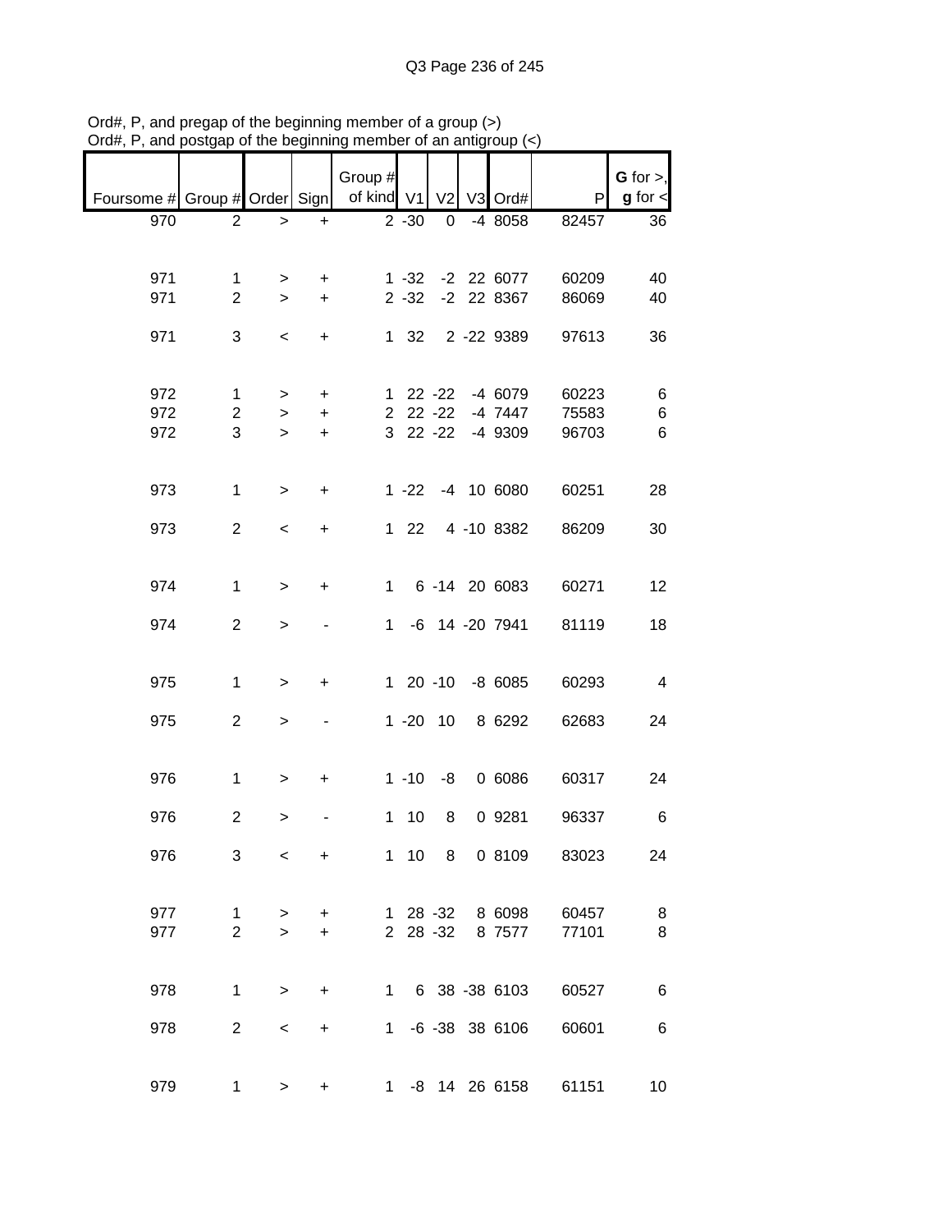Ord#, P, and pregap of the beginning member of a group (>)
Ord#, P, and postgap of the beginning member of an antigroup (<)

| Foursome # | Group # | Order | Sign | Group # of kind | V1 | V2 | V3 | Ord# | P | G for >, g for < |
|---|---|---|---|---|---|---|---|---|---|---|
| 970 | 2 | > | + | 2 | -30 | 0 | -4 | 8058 | 82457 | 36 |
| 971 | 1 | > | + | 1 | -32 | -2 | 22 | 6077 | 60209 | 40 |
| 971 | 2 | > | + | 2 | -32 | -2 | 22 | 8367 | 86069 | 40 |
| 971 | 3 | < | + | 1 | 32 | 2 | -22 | 9389 | 97613 | 36 |
| 972 | 1 | > | + | 1 | 22 | -22 | -4 | 6079 | 60223 | 6 |
| 972 | 2 | > | + | 2 | 22 | -22 | -4 | 7447 | 75583 | 6 |
| 972 | 3 | > | + | 3 | 22 | -22 | -4 | 9309 | 96703 | 6 |
| 973 | 1 | > | + | 1 | -22 | -4 | 10 | 6080 | 60251 | 28 |
| 973 | 2 | < | + | 1 | 22 | 4 | -10 | 8382 | 86209 | 30 |
| 974 | 1 | > | + | 1 | 6 | -14 | 20 | 6083 | 60271 | 12 |
| 974 | 2 | > | - | 1 | -6 | 14 | -20 | 7941 | 81119 | 18 |
| 975 | 1 | > | + | 1 | 20 | -10 | -8 | 6085 | 60293 | 4 |
| 975 | 2 | > | - | 1 | -20 | 10 | 8 | 6292 | 62683 | 24 |
| 976 | 1 | > | + | 1 | -10 | -8 | 0 | 6086 | 60317 | 24 |
| 976 | 2 | > | - | 1 | 10 | 8 | 0 | 9281 | 96337 | 6 |
| 976 | 3 | < | + | 1 | 10 | 8 | 0 | 8109 | 83023 | 24 |
| 977 | 1 | > | + | 1 | 28 | -32 | 8 | 6098 | 60457 | 8 |
| 977 | 2 | > | + | 2 | 28 | -32 | 8 | 7577 | 77101 | 8 |
| 978 | 1 | > | + | 1 | 6 | 38 | -38 | 6103 | 60527 | 6 |
| 978 | 2 | < | + | 1 | -6 | -38 | 38 | 6106 | 60601 | 6 |
| 979 | 1 | > | + | 1 | -8 | 14 | 26 | 6158 | 61151 | 10 |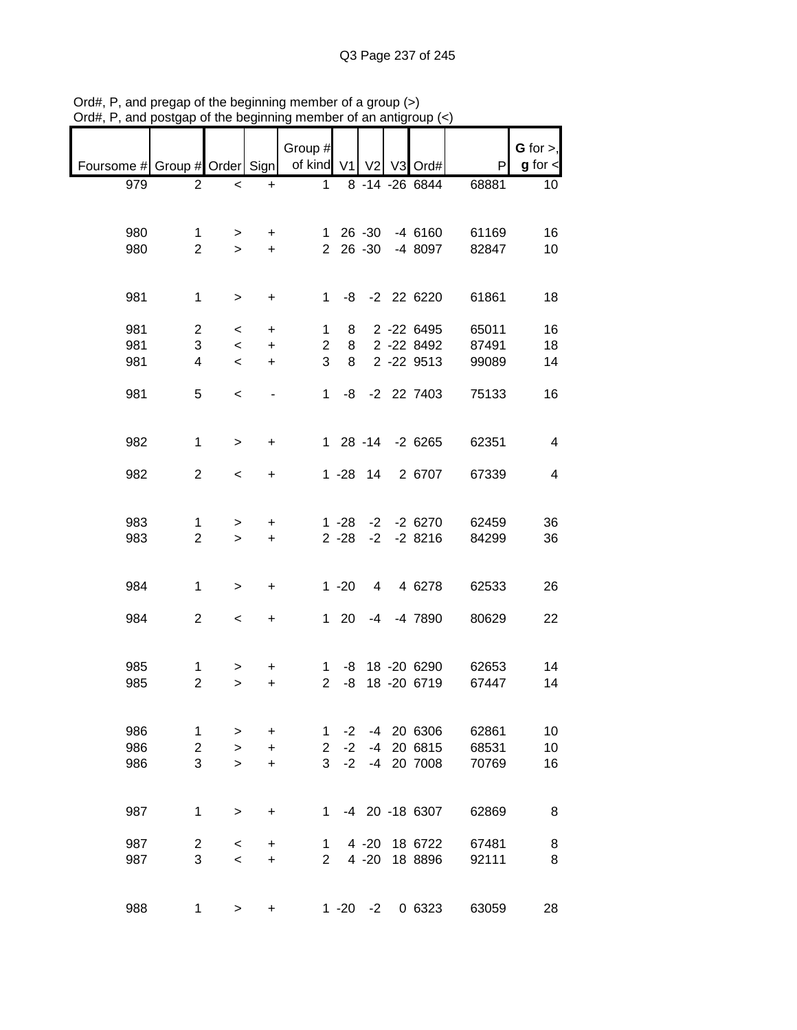Ord#, P, and pregap of the beginning member of a group (>)
Ord#, P, and postgap of the beginning member of an antigroup (<)

| Foursome # | Group # | Order | Sign | Group # of kind | V1 | V2 | V3 | Ord# | P | G for >, g for < |
|---|---|---|---|---|---|---|---|---|---|---|
| 979 | 2 | < | + | 1 | 8 | -14 | -26 | 6844 | 68881 | 10 |
| 980 | 1 | > | + | 1 | 26 | -30 | -4 | 6160 | 61169 | 16 |
| 980 | 2 | > | + | 2 | 26 | -30 | -4 | 8097 | 82847 | 10 |
| 981 | 1 | > | + | 1 | -8 | -2 | 22 | 6220 | 61861 | 18 |
| 981 | 2 | < | + | 1 | 8 | 2 | -22 | 6495 | 65011 | 16 |
| 981 | 3 | < | + | 2 | 8 | 2 | -22 | 8492 | 87491 | 18 |
| 981 | 4 | < | + | 3 | 8 | 2 | -22 | 9513 | 99089 | 14 |
| 981 | 5 | < | - | 1 | -8 | -2 | 22 | 7403 | 75133 | 16 |
| 982 | 1 | > | + | 1 | 28 | -14 | -2 | 6265 | 62351 | 4 |
| 982 | 2 | < | + | 1 | -28 | 14 | 2 | 6707 | 67339 | 4 |
| 983 | 1 | > | + | 1 | -28 | -2 | -2 | 6270 | 62459 | 36 |
| 983 | 2 | > | + | 2 | -28 | -2 | -2 | 8216 | 84299 | 36 |
| 984 | 1 | > | + | 1 | -20 | 4 | 4 | 6278 | 62533 | 26 |
| 984 | 2 | < | + | 1 | 20 | -4 | -4 | 7890 | 80629 | 22 |
| 985 | 1 | > | + | 1 | -8 | 18 | -20 | 6290 | 62653 | 14 |
| 985 | 2 | > | + | 2 | -8 | 18 | -20 | 6719 | 67447 | 14 |
| 986 | 1 | > | + | 1 | -2 | -4 | 20 | 6306 | 62861 | 10 |
| 986 | 2 | > | + | 2 | -2 | -4 | 20 | 6815 | 68531 | 10 |
| 986 | 3 | > | + | 3 | -2 | -4 | 20 | 7008 | 70769 | 16 |
| 987 | 1 | > | + | 1 | -4 | 20 | -18 | 6307 | 62869 | 8 |
| 987 | 2 | < | + | 1 | 4 | -20 | 18 | 6722 | 67481 | 8 |
| 987 | 3 | < | + | 2 | 4 | -20 | 18 | 8896 | 92111 | 8 |
| 988 | 1 | > | + | 1 | -20 | -2 | 0 | 6323 | 63059 | 28 |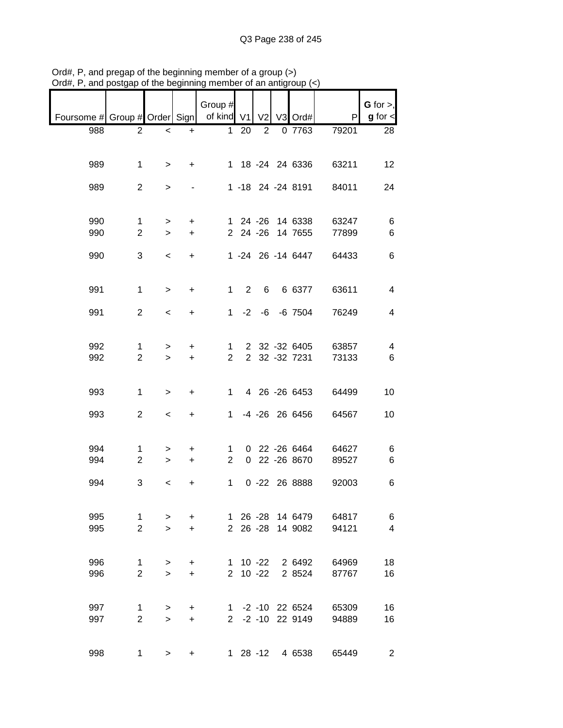Ord#, P, and pregap of the beginning member of a group (>)
Ord#, P, and postgap of the beginning member of an antigroup (<)

| Foursome # | Group # | Order | Sign | Group # of kind | V1 | V2 | V3 | Ord# | P | G for >, g for < |
|---|---|---|---|---|---|---|---|---|---|---|
| 988 | 2 | < | + | 1 | 20 | 2 | 0 | 7763 | 79201 | 28 |
| | | | | | | | | | | |
| 989 | 1 | > | + | 1 | 18 | -24 | 24 | 6336 | 63211 | 12 |
| | | | | | | | | | | |
| 989 | 2 | > | - | 1 | -18 | 24 | -24 | 8191 | 84011 | 24 |
| | | | | | | | | | | |
| 990 | 1 | > | + | 1 | 24 | -26 | 14 | 6338 | 63247 | 6 |
| 990 | 2 | > | + | 2 | 24 | -26 | 14 | 7655 | 77899 | 6 |
| | | | | | | | | | | |
| 990 | 3 | < | + | 1 | -24 | 26 | -14 | 6447 | 64433 | 6 |
| | | | | | | | | | | |
| 991 | 1 | > | + | 1 | 2 | 6 | 6 | 6377 | 63611 | 4 |
| | | | | | | | | | | |
| 991 | 2 | < | + | 1 | -2 | -6 | -6 | 7504 | 76249 | 4 |
| | | | | | | | | | | |
| 992 | 1 | > | + | 1 | 2 | 32 | -32 | 6405 | 63857 | 4 |
| 992 | 2 | > | + | 2 | 2 | 32 | -32 | 7231 | 73133 | 6 |
| | | | | | | | | | | |
| 993 | 1 | > | + | 1 | 4 | 26 | -26 | 6453 | 64499 | 10 |
| | | | | | | | | | | |
| 993 | 2 | < | + | 1 | -4 | -26 | 26 | 6456 | 64567 | 10 |
| | | | | | | | | | | |
| 994 | 1 | > | + | 1 | 0 | 22 | -26 | 6464 | 64627 | 6 |
| 994 | 2 | > | + | 2 | 0 | 22 | -26 | 8670 | 89527 | 6 |
| | | | | | | | | | | |
| 994 | 3 | < | + | 1 | 0 | -22 | 26 | 8888 | 92003 | 6 |
| | | | | | | | | | | |
| 995 | 1 | > | + | 1 | 26 | -28 | 14 | 6479 | 64817 | 6 |
| 995 | 2 | > | + | 2 | 26 | -28 | 14 | 9082 | 94121 | 4 |
| | | | | | | | | | | |
| 996 | 1 | > | + | 1 | 10 | -22 | 2 | 6492 | 64969 | 18 |
| 996 | 2 | > | + | 2 | 10 | -22 | 2 | 8524 | 87767 | 16 |
| | | | | | | | | | | |
| 997 | 1 | > | + | 1 | -2 | -10 | 22 | 6524 | 65309 | 16 |
| 997 | 2 | > | + | 2 | -2 | -10 | 22 | 9149 | 94889 | 16 |
| | | | | | | | | | | |
| 998 | 1 | > | + | 1 | 28 | -12 | 4 | 6538 | 65449 | 2 |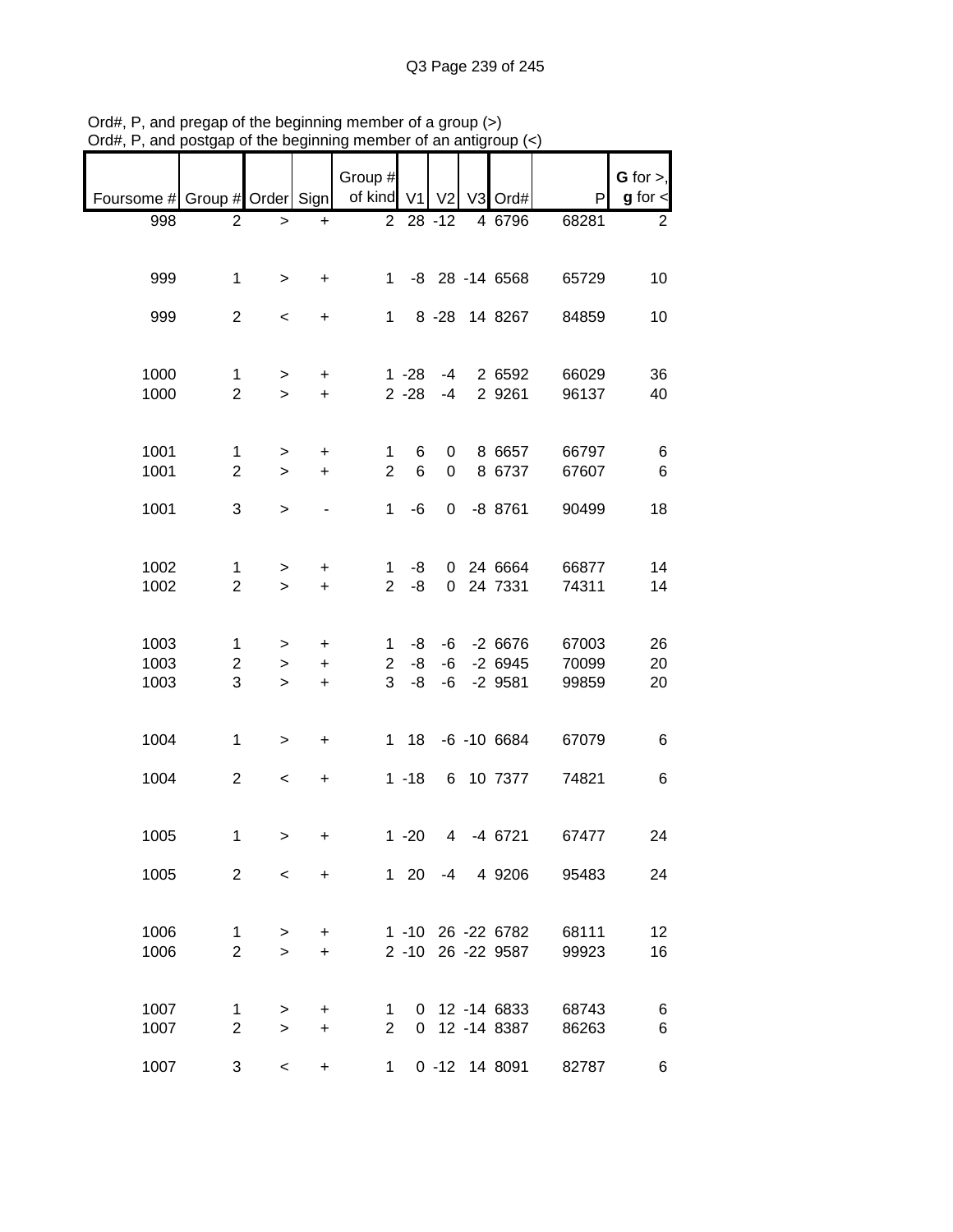Ord#, P, and pregap of the beginning member of a group (>)
Ord#, P, and postgap of the beginning member of an antigroup (<)

| Foursome # | Group # | Order | Sign | Group # of kind | V1 | V2 | V3 | Ord# | P | G for >, g for < |
|---|---|---|---|---|---|---|---|---|---|---|
| 998 | 2 | > | + | 2 | 28 | -12 | 4 | 6796 | 68281 | 2 |
| 999 | 1 | > | + | 1 | -8 | 28 | -14 | 6568 | 65729 | 10 |
| 999 | 2 | < | + | 1 | 8 | -28 | 14 | 8267 | 84859 | 10 |
| 1000 | 1 | > | + | 1 | -28 | -4 | 2 | 6592 | 66029 | 36 |
| 1000 | 2 | > | + | 2 | -28 | -4 | 2 | 9261 | 96137 | 40 |
| 1001 | 1 | > | + | 1 | 6 | 0 | 8 | 6657 | 66797 | 6 |
| 1001 | 2 | > | + | 2 | 6 | 0 | 8 | 6737 | 67607 | 6 |
| 1001 | 3 | > | - | 1 | -6 | 0 | -8 | 8761 | 90499 | 18 |
| 1002 | 1 | > | + | 1 | -8 | 0 | 24 | 6664 | 66877 | 14 |
| 1002 | 2 | > | + | 2 | -8 | 0 | 24 | 7331 | 74311 | 14 |
| 1003 | 1 | > | + | 1 | -8 | -6 | -2 | 6676 | 67003 | 26 |
| 1003 | 2 | > | + | 2 | -8 | -6 | -2 | 6945 | 70099 | 20 |
| 1003 | 3 | > | + | 3 | -8 | -6 | -2 | 9581 | 99859 | 20 |
| 1004 | 1 | > | + | 1 | 18 | -6 | -10 | 6684 | 67079 | 6 |
| 1004 | 2 | < | + | 1 | -18 | 6 | 10 | 7377 | 74821 | 6 |
| 1005 | 1 | > | + | 1 | -20 | 4 | -4 | 6721 | 67477 | 24 |
| 1005 | 2 | < | + | 1 | 20 | -4 | 4 | 9206 | 95483 | 24 |
| 1006 | 1 | > | + | 1 | -10 | 26 | -22 | 6782 | 68111 | 12 |
| 1006 | 2 | > | + | 2 | -10 | 26 | -22 | 9587 | 99923 | 16 |
| 1007 | 1 | > | + | 1 | 0 | 12 | -14 | 6833 | 68743 | 6 |
| 1007 | 2 | > | + | 2 | 0 | 12 | -14 | 8387 | 86263 | 6 |
| 1007 | 3 | < | + | 1 | 0 | -12 | 14 | 8091 | 82787 | 6 |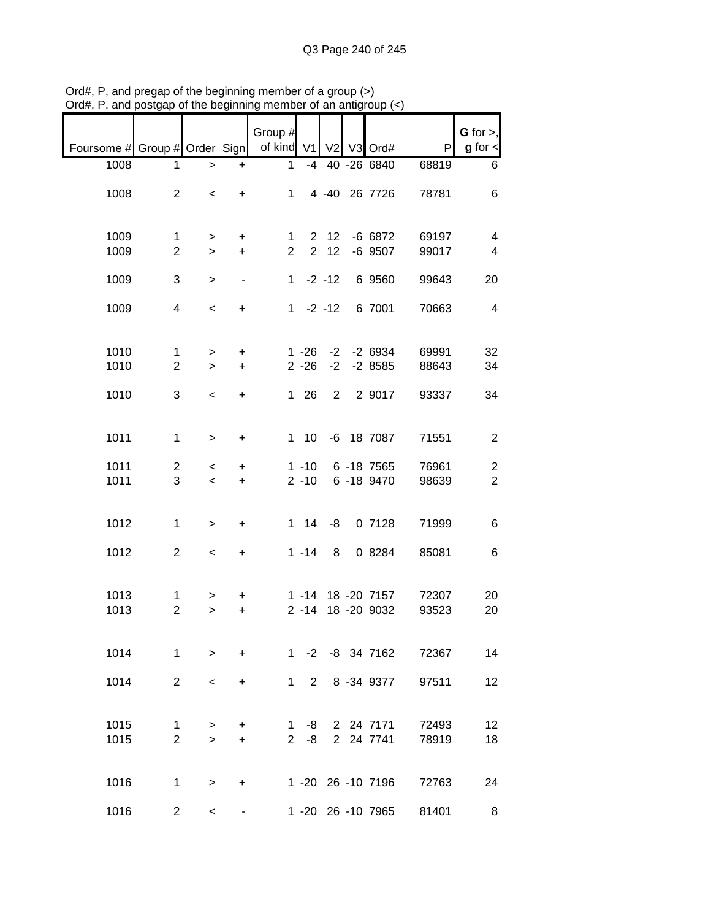Ord#, P, and pregap of the beginning member of a group (>)
Ord#, P, and postgap of the beginning member of an antigroup (<)

| Foursome # | Group # | Order | Sign | Group # of kind | V1 | V2 | V3 | Ord# | P | G for >, g for < |
|---|---|---|---|---|---|---|---|---|---|---|
| 1008 | 1 | > | + | 1 | -4 | 40 | -26 | 6840 | 68819 | 6 |
| 1008 | 2 | < | + | 1 | 4 | -40 | 26 | 7726 | 78781 | 6 |
| 1009 | 1 | > | + | 1 | 2 | 12 | -6 | 6872 | 69197 | 4 |
| 1009 | 2 | > | + | 2 | 2 | 12 | -6 | 9507 | 99017 | 4 |
| 1009 | 3 | > | - | 1 | -2 | -12 | 6 | 9560 | 99643 | 20 |
| 1009 | 4 | < | + | 1 | -2 | -12 | 6 | 7001 | 70663 | 4 |
| 1010 | 1 | > | + | 1 | -26 | -2 | -2 | 6934 | 69991 | 32 |
| 1010 | 2 | > | + | 2 | -26 | -2 | -2 | 8585 | 88643 | 34 |
| 1010 | 3 | < | + | 1 | 26 | 2 | 2 | 9017 | 93337 | 34 |
| 1011 | 1 | > | + | 1 | 10 | -6 | 18 | 7087 | 71551 | 2 |
| 1011 | 2 | < | + | 1 | -10 | 6 | -18 | 7565 | 76961 | 2 |
| 1011 | 3 | < | + | 2 | -10 | 6 | -18 | 9470 | 98639 | 2 |
| 1012 | 1 | > | + | 1 | 14 | -8 | 0 | 7128 | 71999 | 6 |
| 1012 | 2 | < | + | 1 | -14 | 8 | 0 | 8284 | 85081 | 6 |
| 1013 | 1 | > | + | 1 | -14 | 18 | -20 | 7157 | 72307 | 20 |
| 1013 | 2 | > | + | 2 | -14 | 18 | -20 | 9032 | 93523 | 20 |
| 1014 | 1 | > | + | 1 | -2 | -8 | 34 | 7162 | 72367 | 14 |
| 1014 | 2 | < | + | 1 | 2 | 8 | -34 | 9377 | 97511 | 12 |
| 1015 | 1 | > | + | 1 | -8 | 2 | 24 | 7171 | 72493 | 12 |
| 1015 | 2 | > | + | 2 | -8 | 2 | 24 | 7741 | 78919 | 18 |
| 1016 | 1 | > | + | 1 | -20 | 26 | -10 | 7196 | 72763 | 24 |
| 1016 | 2 | < | - | 1 | -20 | 26 | -10 | 7965 | 81401 | 8 |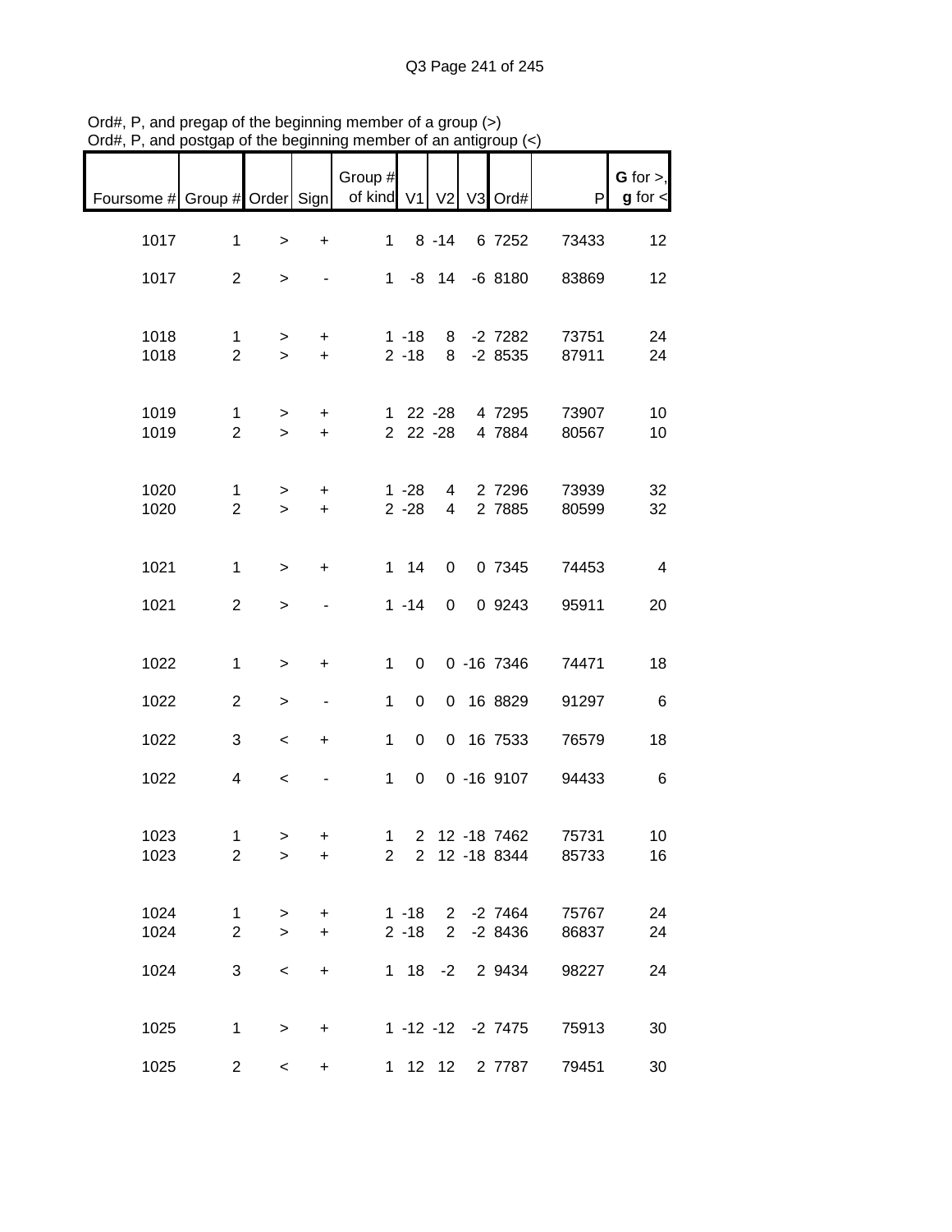Ord#, P, and pregap of the beginning member of a group (>)
Ord#, P, and postgap of the beginning member of an antigroup (<)

| Foursome # | Group # | Order | Sign | Group # of kind | V1 | V2 | V3 | Ord# | P | **G** for >, **g** for < |
|---|---|---|---|---|---|---|---|---|---|---|
| 1017 | 1 | > | + | 1 | 8 | -14 | 6 | 7252 | 73433 | 12 |
| 1017 | 2 | > | - | 1 | -8 | 14 | -6 | 8180 | 83869 | 12 |
| 1018 | 1 | > | + | 1 | -18 | 8 | -2 | 7282 | 73751 | 24 |
| 1018 | 2 | > | + | 2 | -18 | 8 | -2 | 8535 | 87911 | 24 |
| 1019 | 1 | > | + | 1 | 22 | -28 | 4 | 7295 | 73907 | 10 |
| 1019 | 2 | > | + | 2 | 22 | -28 | 4 | 7884 | 80567 | 10 |
| 1020 | 1 | > | + | 1 | -28 | 4 | 2 | 7296 | 73939 | 32 |
| 1020 | 2 | > | + | 2 | -28 | 4 | 2 | 7885 | 80599 | 32 |
| 1021 | 1 | > | + | 1 | 14 | 0 | 0 | 7345 | 74453 | 4 |
| 1021 | 2 | > | - | 1 | -14 | 0 | 0 | 9243 | 95911 | 20 |
| 1022 | 1 | > | + | 1 | 0 | 0 | -16 | 7346 | 74471 | 18 |
| 1022 | 2 | > | - | 1 | 0 | 0 | 16 | 8829 | 91297 | 6 |
| 1022 | 3 | < | + | 1 | 0 | 0 | 16 | 7533 | 76579 | 18 |
| 1022 | 4 | < | - | 1 | 0 | 0 | -16 | 9107 | 94433 | 6 |
| 1023 | 1 | > | + | 1 | 2 | 12 | -18 | 7462 | 75731 | 10 |
| 1023 | 2 | > | + | 2 | 2 | 12 | -18 | 8344 | 85733 | 16 |
| 1024 | 1 | > | + | 1 | -18 | 2 | -2 | 7464 | 75767 | 24 |
| 1024 | 2 | > | + | 2 | -18 | 2 | -2 | 8436 | 86837 | 24 |
| 1024 | 3 | < | + | 1 | 18 | -2 | 2 | 9434 | 98227 | 24 |
| 1025 | 1 | > | + | 1 | -12 | -12 | -2 | 7475 | 75913 | 30 |
| 1025 | 2 | < | + | 1 | 12 | 12 | 2 | 7787 | 79451 | 30 |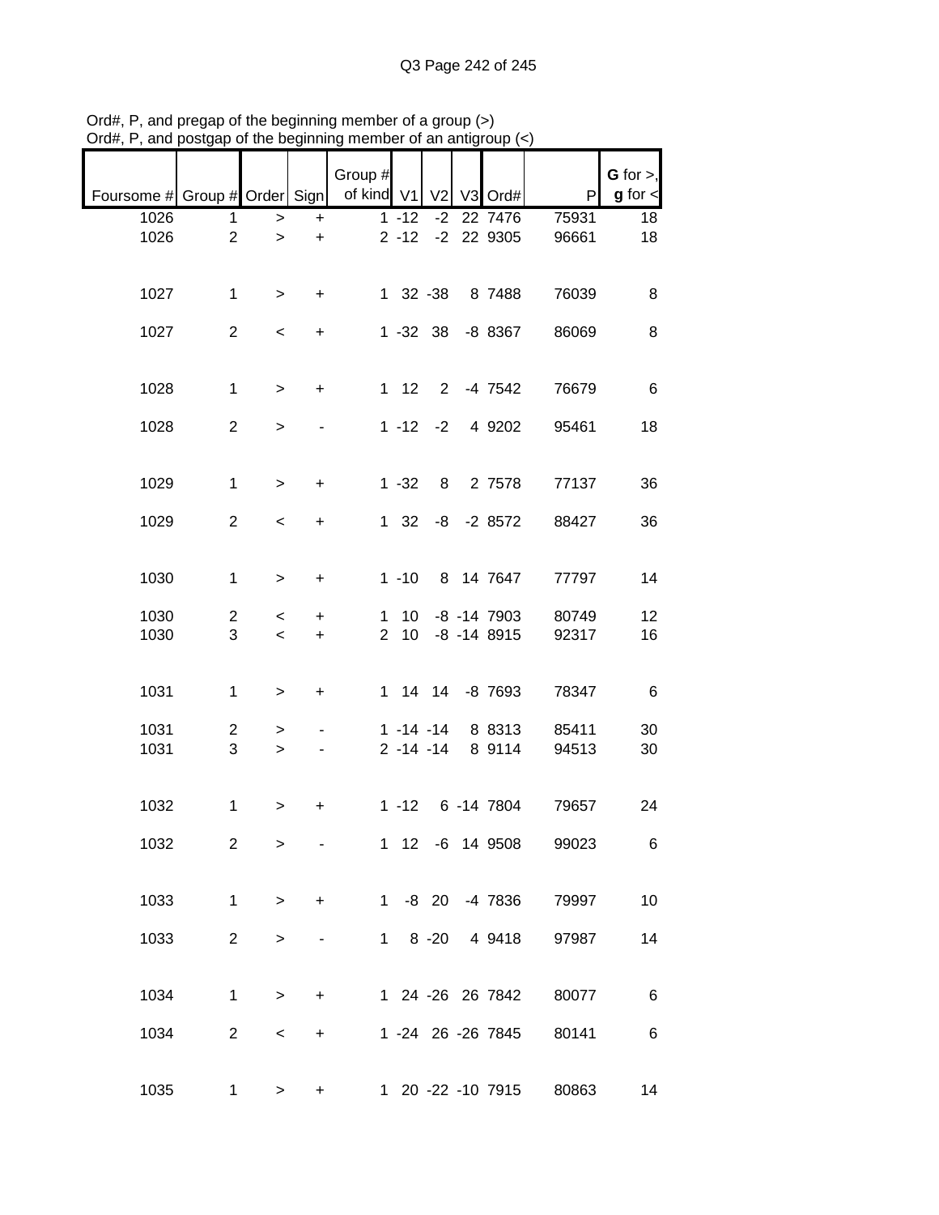Ord#, P, and pregap of the beginning member of a group (>)
Ord#, P, and postgap of the beginning member of an antigroup (<)

| Foursome # | Group # | Order | Sign | Group # of kind | V1 | V2 | V3 | Ord# | P | G for >, g for < |
|---|---|---|---|---|---|---|---|---|---|---|
| 1026 | 1 | > | + | 1 | -12 | -2 | 22 | 7476 | 75931 | 18 |
| 1026 | 2 | > | + | 2 | -12 | -2 | 22 | 9305 | 96661 | 18 |
| 1027 | 1 | > | + | 1 | 32 | -38 | 8 | 7488 | 76039 | 8 |
| 1027 | 2 | < | + | 1 | -32 | 38 | -8 | 8367 | 86069 | 8 |
| 1028 | 1 | > | + | 1 | 12 | 2 | -4 | 7542 | 76679 | 6 |
| 1028 | 2 | > | - | 1 | -12 | -2 | 4 | 9202 | 95461 | 18 |
| 1029 | 1 | > | + | 1 | -32 | 8 | 2 | 7578 | 77137 | 36 |
| 1029 | 2 | < | + | 1 | 32 | -8 | -2 | 8572 | 88427 | 36 |
| 1030 | 1 | > | + | 1 | -10 | 8 | 14 | 7647 | 77797 | 14 |
| 1030 | 2 | < | + | 1 | 10 | -8 | -14 | 7903 | 80749 | 12 |
| 1030 | 3 | < | + | 2 | 10 | -8 | -14 | 8915 | 92317 | 16 |
| 1031 | 1 | > | + | 1 | 14 | 14 | -8 | 7693 | 78347 | 6 |
| 1031 | 2 | > | - | 1 | -14 | -14 | 8 | 8313 | 85411 | 30 |
| 1031 | 3 | > | - | 2 | -14 | -14 | 8 | 9114 | 94513 | 30 |
| 1032 | 1 | > | + | 1 | -12 | 6 | -14 | 7804 | 79657 | 24 |
| 1032 | 2 | > | - | 1 | 12 | -6 | 14 | 9508 | 99023 | 6 |
| 1033 | 1 | > | + | 1 | -8 | 20 | -4 | 7836 | 79997 | 10 |
| 1033 | 2 | > | - | 1 | 8 | -20 | 4 | 9418 | 97987 | 14 |
| 1034 | 1 | > | + | 1 | 24 | -26 | 26 | 7842 | 80077 | 6 |
| 1034 | 2 | < | + | 1 | -24 | 26 | -26 | 7845 | 80141 | 6 |
| 1035 | 1 | > | + | 1 | 20 | -22 | -10 | 7915 | 80863 | 14 |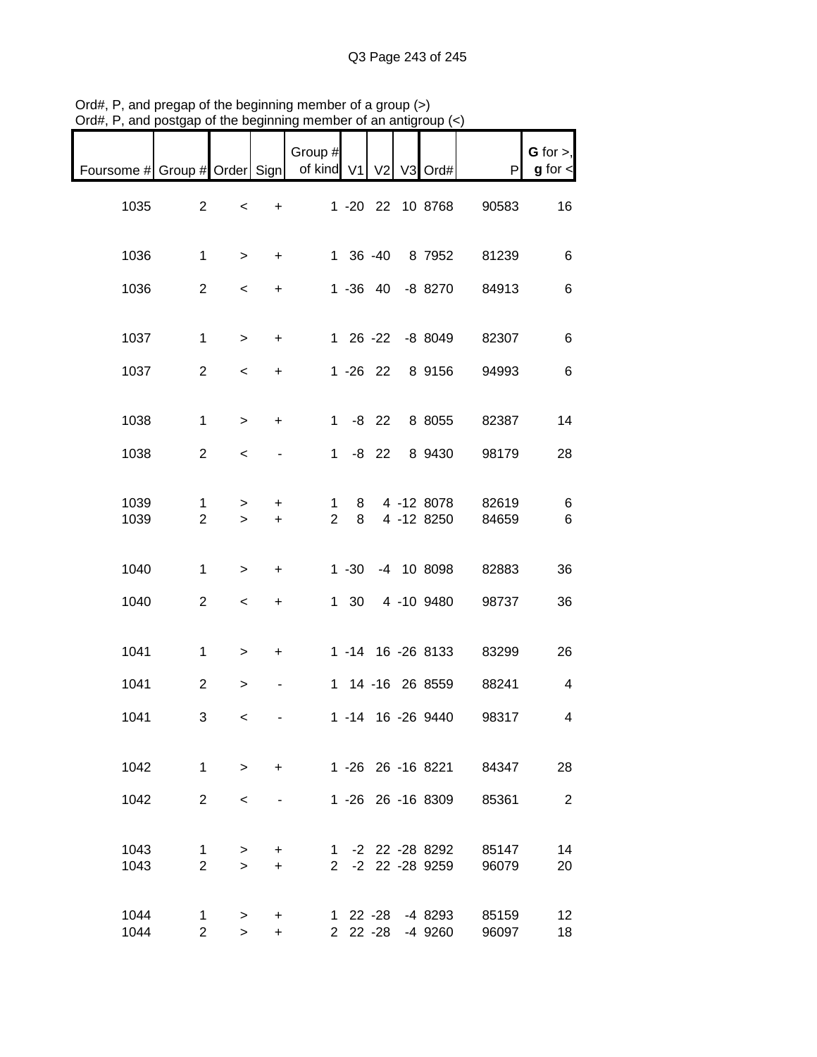Ord#, P, and pregap of the beginning member of a group (>)
Ord#, P, and postgap of the beginning member of an antigroup (<)

| Foursome # | Group # | Order | Sign | Group # of kind | V1 | V2 | V3 | Ord# | P | G for >, g for < |
|---|---|---|---|---|---|---|---|---|---|---|
| 1035 | 2 | < | + | 1 | -20 | 22 | 10 | 8768 | 90583 | 16 |
| 1036 | 1 | > | + | 1 | 36 | -40 | 8 | 7952 | 81239 | 6 |
| 1036 | 2 | < | + | 1 | -36 | 40 | -8 | 8270 | 84913 | 6 |
| 1037 | 1 | > | + | 1 | 26 | -22 | -8 | 8049 | 82307 | 6 |
| 1037 | 2 | < | + | 1 | -26 | 22 | 8 | 9156 | 94993 | 6 |
| 1038 | 1 | > | + | 1 | -8 | 22 | 8 | 8055 | 82387 | 14 |
| 1038 | 2 | < | - | 1 | -8 | 22 | 8 | 9430 | 98179 | 28 |
| 1039 | 1 | > | + | 1 | 8 | 4 | -12 | 8078 | 82619 | 6 |
| 1039 | 2 | > | + | 2 | 8 | 4 | -12 | 8250 | 84659 | 6 |
| 1040 | 1 | > | + | 1 | -30 | -4 | 10 | 8098 | 82883 | 36 |
| 1040 | 2 | < | + | 1 | 30 | 4 | -10 | 9480 | 98737 | 36 |
| 1041 | 1 | > | + | 1 | -14 | 16 | -26 | 8133 | 83299 | 26 |
| 1041 | 2 | > | - | 1 | 14 | -16 | 26 | 8559 | 88241 | 4 |
| 1041 | 3 | < | - | 1 | -14 | 16 | -26 | 9440 | 98317 | 4 |
| 1042 | 1 | > | + | 1 | -26 | 26 | -16 | 8221 | 84347 | 28 |
| 1042 | 2 | < | - | 1 | -26 | 26 | -16 | 8309 | 85361 | 2 |
| 1043 | 1 | > | + | 1 | -2 | 22 | -28 | 8292 | 85147 | 14 |
| 1043 | 2 | > | + | 2 | -2 | 22 | -28 | 9259 | 96079 | 20 |
| 1044 | 1 | > | + | 1 | 22 | -28 | -4 | 8293 | 85159 | 12 |
| 1044 | 2 | > | + | 2 | 22 | -28 | -4 | 9260 | 96097 | 18 |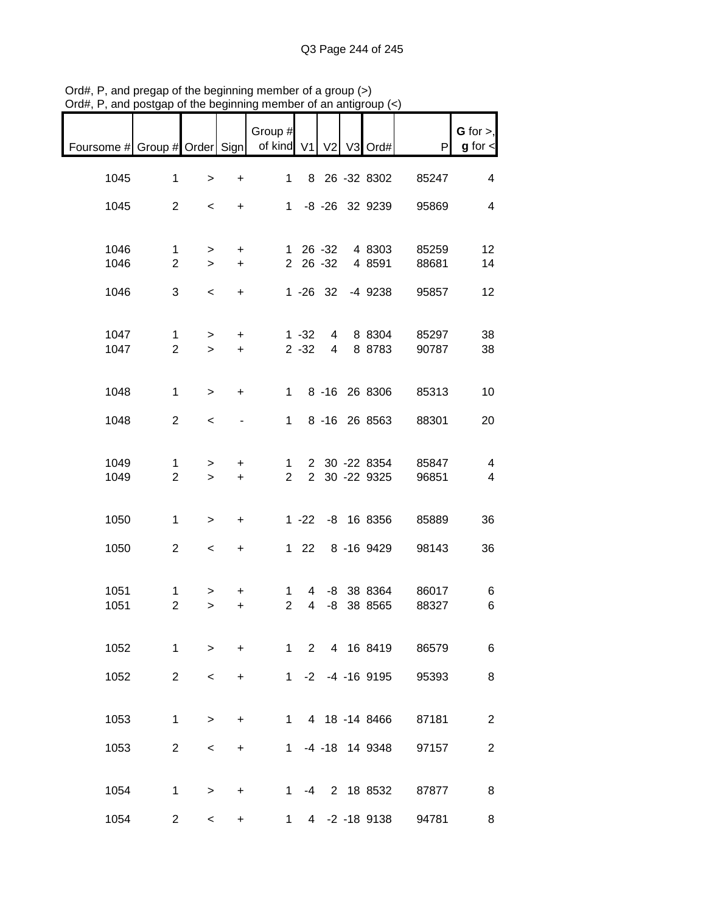Ord#, P, and pregap of the beginning member of a group (>)
Ord#, P, and postgap of the beginning member of an antigroup (<)

| Foursome # | Group # | Order | Sign | Group # of kind | V1 | V2 | V3 | Ord# | P | G for >, g for < |
|---|---|---|---|---|---|---|---|---|---|---|
| 1045 | 1 | > | + | 1 | 8 | 26 | -32 | 8302 | 85247 | 4 |
| 1045 | 2 | < | + | 1 | -8 | -26 | 32 | 9239 | 95869 | 4 |
| 1046 | 1 | > | + | 1 | 26 | -32 | 4 | 8303 | 85259 | 12 |
| 1046 | 2 | > | + | 2 | 26 | -32 | 4 | 8591 | 88681 | 14 |
| 1046 | 3 | < | + | 1 | -26 | 32 | -4 | 9238 | 95857 | 12 |
| 1047 | 1 | > | + | 1 | -32 | 4 | 8 | 8304 | 85297 | 38 |
| 1047 | 2 | > | + | 2 | -32 | 4 | 8 | 8783 | 90787 | 38 |
| 1048 | 1 | > | + | 1 | 8 | -16 | 26 | 8306 | 85313 | 10 |
| 1048 | 2 | < | - | 1 | 8 | -16 | 26 | 8563 | 88301 | 20 |
| 1049 | 1 | > | + | 1 | 2 | 30 | -22 | 8354 | 85847 | 4 |
| 1049 | 2 | > | + | 2 | 2 | 30 | -22 | 9325 | 96851 | 4 |
| 1050 | 1 | > | + | 1 | -22 | -8 | 16 | 8356 | 85889 | 36 |
| 1050 | 2 | < | + | 1 | 22 | 8 | -16 | 9429 | 98143 | 36 |
| 1051 | 1 | > | + | 1 | 4 | -8 | 38 | 8364 | 86017 | 6 |
| 1051 | 2 | > | + | 2 | 4 | -8 | 38 | 8565 | 88327 | 6 |
| 1052 | 1 | > | + | 1 | 2 | 4 | 16 | 8419 | 86579 | 6 |
| 1052 | 2 | < | + | 1 | -2 | -4 | -16 | 9195 | 95393 | 8 |
| 1053 | 1 | > | + | 1 | 4 | 18 | -14 | 8466 | 87181 | 2 |
| 1053 | 2 | < | + | 1 | -4 | -18 | 14 | 9348 | 97157 | 2 |
| 1054 | 1 | > | + | 1 | -4 | 2 | 18 | 8532 | 87877 | 8 |
| 1054 | 2 | < | + | 1 | 4 | -2 | -18 | 9138 | 94781 | 8 |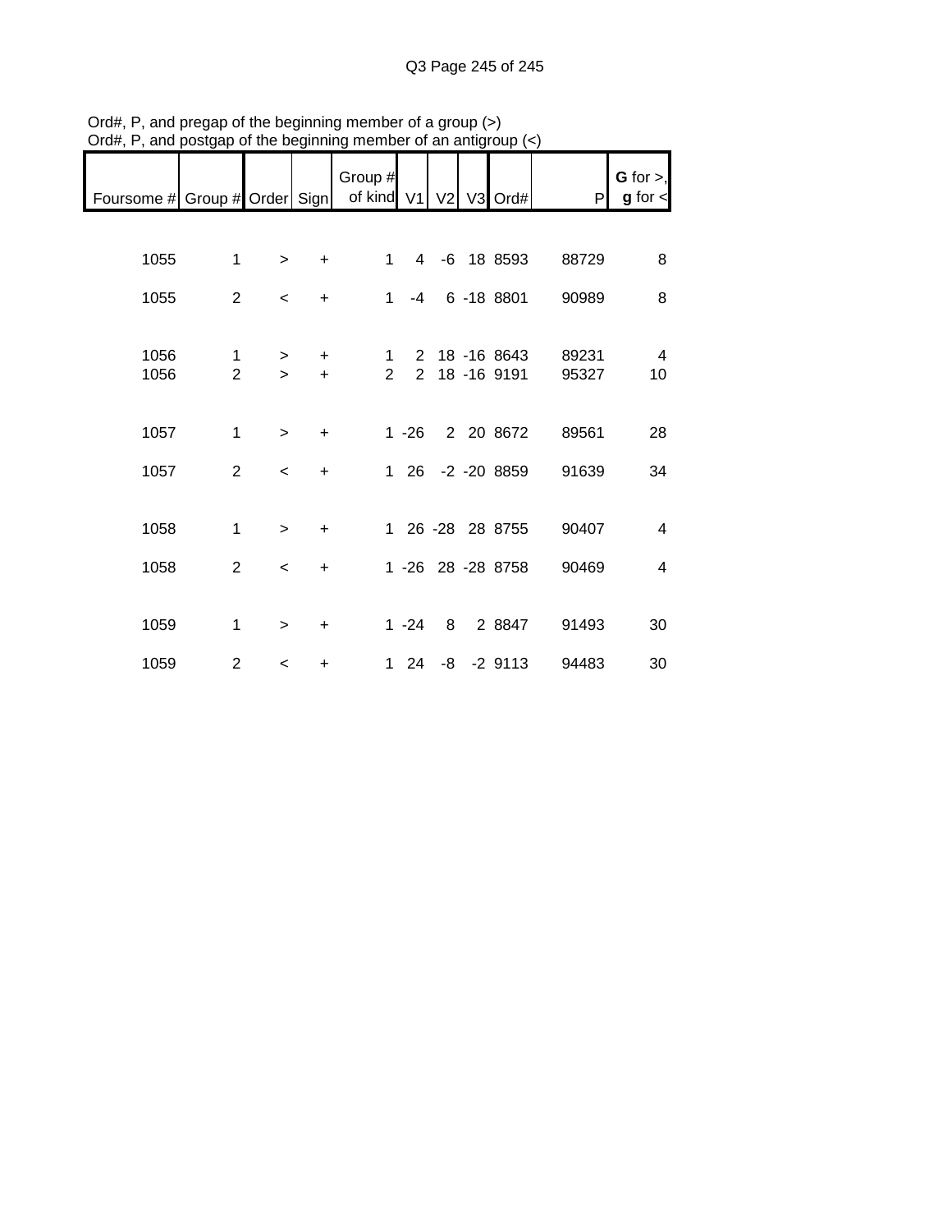Ord#, P, and pregap of the beginning member of a group (>)
Ord#, P, and postgap of the beginning member of an antigroup (<)

| Foursome # | Group # | Order | Sign | Group # of kind | V1 | V2 | V3 | Ord# | P | **G** for >, **g** for < |
|---|---|---|---|---|---|---|---|---|---|---|
| 1055 | 1 | > | + | 1 | 4 | -6 | 18 | 8593 | 88729 | 8 |
| 1055 | 2 | < | + | 1 | -4 | 6 | -18 | 8801 | 90989 | 8 |
| 1056 | 1 | > | + | 1 | 2 | 18 | -16 | 8643 | 89231 | 4 |
| 1056 | 2 | > | + | 2 | 2 | 18 | -16 | 9191 | 95327 | 10 |
| 1057 | 1 | > | + | 1 | -26 | 2 | 20 | 8672 | 89561 | 28 |
| 1057 | 2 | < | + | 1 | 26 | -2 | -20 | 8859 | 91639 | 34 |
| 1058 | 1 | > | + | 1 | 26 | -28 | 28 | 8755 | 90407 | 4 |
| 1058 | 2 | < | + | 1 | -26 | 28 | -28 | 8758 | 90469 | 4 |
| 1059 | 1 | > | + | 1 | -24 | 8 | 2 | 8847 | 91493 | 30 |
| 1059 | 2 | < | + | 1 | 24 | -8 | -2 | 9113 | 94483 | 30 |